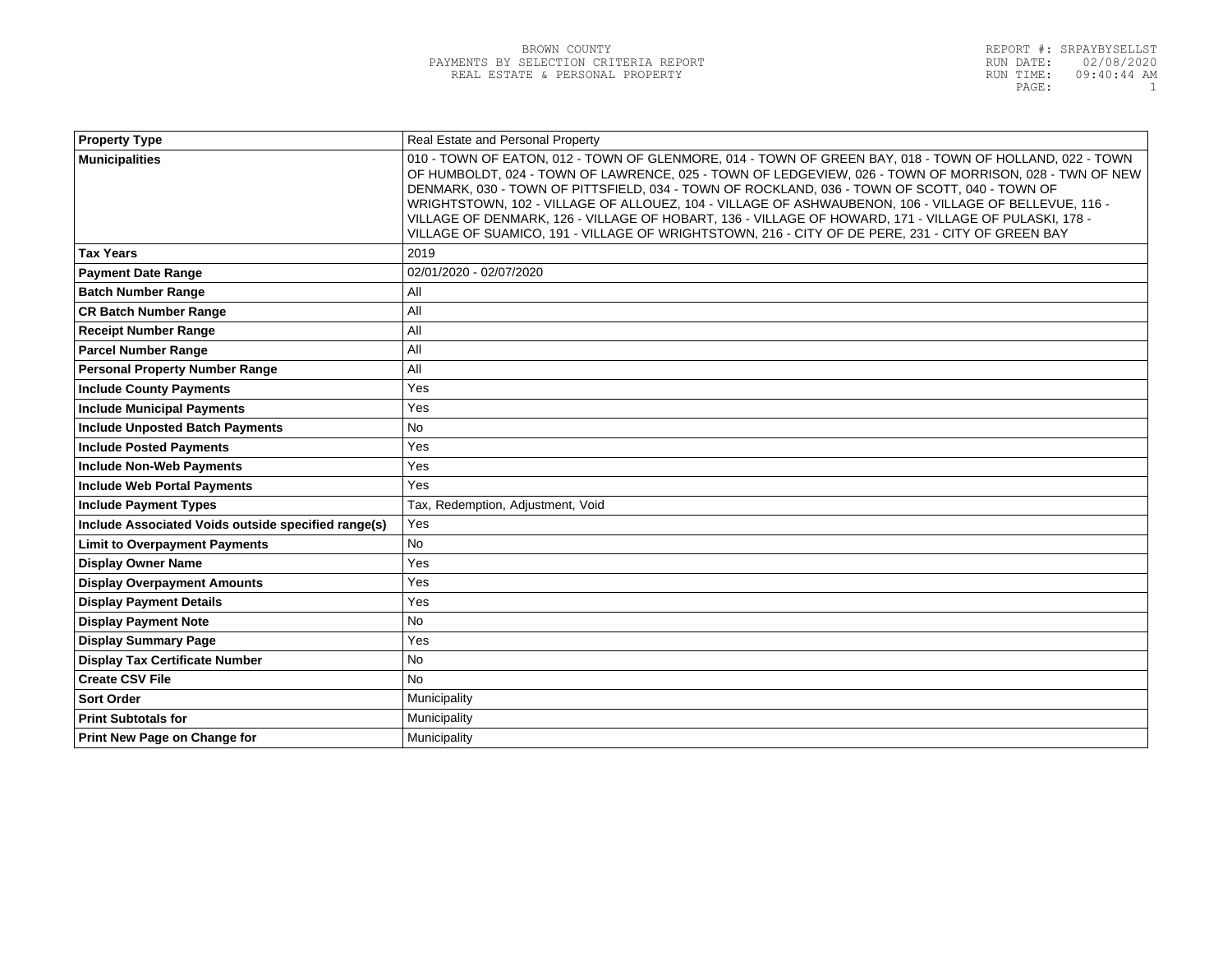BROWN COUNTY
PAYMENTS BY SELECTION CRITERIA REPORT
REAL ESTATE & PERSONAL PROPERTY

REPORT #: SRPAYBYSELLST
RUN DATE: 02/08/2020
RUN TIME: 09:40:44 AM

| **Property Type** | Real Estate and Personal Property |
|---|---|
| **Municipalities** | 010 - TOWN OF EATON, 012 - TOWN OF GLENMORE, 014 - TOWN OF GREEN BAY, 018 - TOWN OF HOLLAND, 022 - TOWN OF HUMBOLDT, 024 - TOWN OF LAWRENCE, 025 - TOWN OF LEDGEVIEW, 026 - TOWN OF MORRISON, 028 - TWN OF NEW DENMARK, 030 - TOWN OF PITTSFIELD, 034 - TOWN OF ROCKLAND, 036 - TOWN OF SCOTT, 040 - TOWN OF WRIGHTSTOWN, 102 - VILLAGE OF ALLOUEZ, 104 - VILLAGE OF ASHWAUBENON, 106 - VILLAGE OF BELLEVUE, 116 - VILLAGE OF DENMARK, 126 - VILLAGE OF HOBART, 136 - VILLAGE OF HOWARD, 171 - VILLAGE OF PULASKI, 178 - VILLAGE OF SUAMICO, 191 - VILLAGE OF WRIGHTSTOWN, 216 - CITY OF DE PERE, 231 - CITY OF GREEN BAY |
| **Tax Years** | 2019 |
| **Payment Date Range** | 02/01/2020 - 02/07/2020 |
| **Batch Number Range** | All |
| **CR Batch Number Range** | All |
| **Receipt Number Range** | All |
| **Parcel Number Range** | All |
| **Personal Property Number Range** | All |
| **Include County Payments** | Yes |
| **Include Municipal Payments** | Yes |
| **Include Unposted Batch Payments** | No |
| **Include Posted Payments** | Yes |
| **Include Non-Web Payments** | Yes |
| **Include Web Portal Payments** | Yes |
| **Include Payment Types** | Tax, Redemption, Adjustment, Void |
| **Include Associated Voids outside specified range(s)** | Yes |
| **Limit to Overpayment Payments** | No |
| **Display Owner Name** | Yes |
| **Display Overpayment Amounts** | Yes |
| **Display Payment Details** | Yes |
| **Display Payment Note** | No |
| **Display Summary Page** | Yes |
| **Display Tax Certificate Number** | No |
| **Create CSV File** | No |
| **Sort Order** | Municipality |
| **Print Subtotals for** | Municipality |
| **Print New Page on Change for** | Municipality |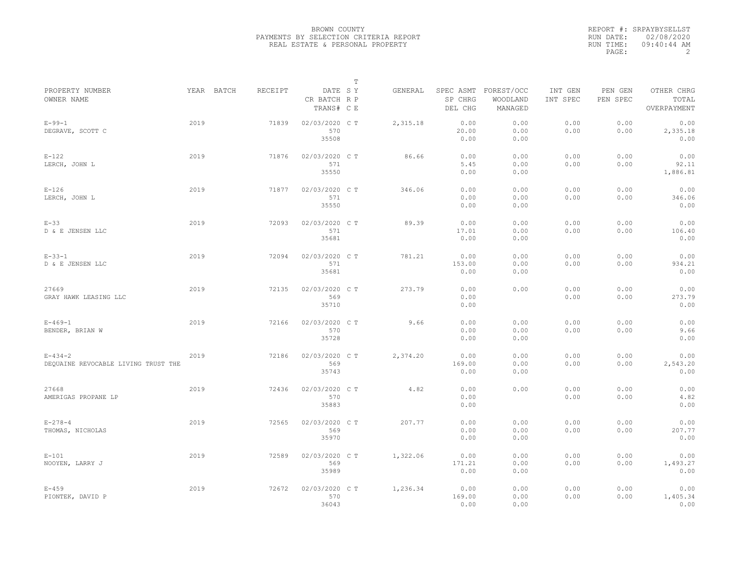BROWN COUNTY
PAYMENTS BY SELECTION CRITERIA REPORT
REAL ESTATE & PERSONAL PROPERTY

REPORT #: SRPAYBYSELLST
RUN DATE: 02/08/2020
RUN TIME: 09:40:44 AM

| PROPERTY NUMBER / OWNER NAME | YEAR | BATCH | RECEIPT | DATE / CR BATCH / TRANS# | T S Y / R P / C E | GENERAL | SPEC ASMT / SP CHRG / DEL CHG | FOREST/OCC / WOODLAND / MANAGED | INT GEN / INT SPEC | PEN GEN / PEN SPEC | OTHER CHRG / TOTAL / OVERPAYMENT |
|---|---|---|---|---|---|---|---|---|---|---|---|
| E-99-1 DEGRAVE, SCOTT C | 2019 | | 71839 | 02/03/2020 570 35508 | C T | 2,315.18 | 0.00 20.00 0.00 | 0.00 0.00 0.00 | 0.00 0.00 | 0.00 0.00 | 0.00 2,335.18 0.00 |
| E-122 LERCH, JOHN L | 2019 | | 71876 | 02/03/2020 571 35550 | C T | 86.66 | 0.00 5.45 0.00 | 0.00 0.00 0.00 | 0.00 0.00 | 0.00 0.00 | 0.00 92.11 1,886.81 |
| E-126 LERCH, JOHN L | 2019 | | 71877 | 02/03/2020 571 35550 | C T | 346.06 | 0.00 0.00 0.00 | 0.00 0.00 0.00 | 0.00 0.00 | 0.00 0.00 | 0.00 346.06 0.00 |
| E-33 D & E JENSEN LLC | 2019 | | 72093 | 02/03/2020 571 35681 | C T | 89.39 | 0.00 17.01 0.00 | 0.00 0.00 0.00 | 0.00 0.00 | 0.00 0.00 | 0.00 106.40 0.00 |
| E-33-1 D & E JENSEN LLC | 2019 | | 72094 | 02/03/2020 571 35681 | C T | 781.21 | 0.00 153.00 0.00 | 0.00 0.00 0.00 | 0.00 0.00 | 0.00 0.00 | 0.00 934.21 0.00 |
| 27669 GRAY HAWK LEASING LLC | 2019 | | 72135 | 02/03/2020 569 35710 | C T | 273.79 | 0.00 0.00 0.00 | 0.00 | 0.00 0.00 | 0.00 0.00 | 0.00 273.79 0.00 |
| E-469-1 BENDER, BRIAN W | 2019 | | 72166 | 02/03/2020 570 35728 | C T | 9.66 | 0.00 0.00 0.00 | 0.00 0.00 0.00 | 0.00 0.00 | 0.00 0.00 | 0.00 9.66 0.00 |
| E-434-2 DEQUAINE REVOCABLE LIVING TRUST THE | 2019 | | 72186 | 02/03/2020 569 35743 | C T | 2,374.20 | 0.00 169.00 0.00 | 0.00 0.00 0.00 | 0.00 0.00 | 0.00 0.00 | 0.00 2,543.20 0.00 |
| 27668 AMERIGAS PROPANE LP | 2019 | | 72436 | 02/03/2020 570 35883 | C T | 4.82 | 0.00 0.00 0.00 | 0.00 | 0.00 0.00 | 0.00 0.00 | 0.00 4.82 0.00 |
| E-278-4 THOMAS, NICHOLAS | 2019 | | 72565 | 02/03/2020 569 35970 | C T | 207.77 | 0.00 0.00 0.00 | 0.00 0.00 0.00 | 0.00 0.00 | 0.00 0.00 | 0.00 207.77 0.00 |
| E-101 NOOYEN, LARRY J | 2019 | | 72589 | 02/03/2020 569 35989 | C T | 1,322.06 | 0.00 171.21 0.00 | 0.00 0.00 0.00 | 0.00 0.00 | 0.00 0.00 | 0.00 1,493.27 0.00 |
| E-459 PIONTEK, DAVID P | 2019 | | 72672 | 02/03/2020 570 36043 | C T | 1,236.34 | 0.00 169.00 0.00 | 0.00 0.00 0.00 | 0.00 0.00 | 0.00 0.00 | 0.00 1,405.34 0.00 |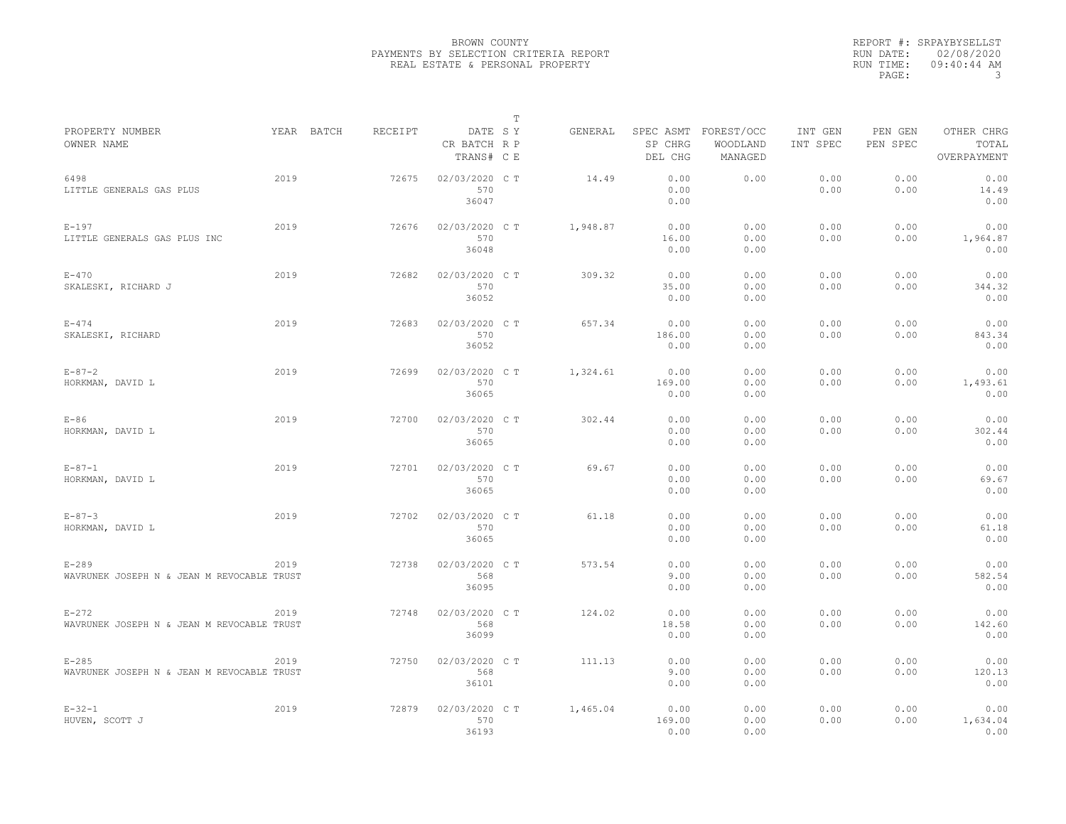BROWN COUNTY
PAYMENTS BY SELECTION CRITERIA REPORT
REAL ESTATE & PERSONAL PROPERTY

REPORT #: SRPAYBYSELLST
RUN DATE: 02/08/2020
RUN TIME: 09:40:44 AM

| PROPERTY NUMBER / OWNER NAME | YEAR | BATCH | RECEIPT | DATE / CR BATCH / TRANS# | T S Y / R P / C E | GENERAL | SPEC ASMT / SP CHRG / DEL CHG | FOREST/OCC / WOODLAND / MANAGED | INT GEN / INT SPEC | PEN GEN / PEN SPEC | OTHER CHRG / TOTAL / OVERPAYMENT |
|---|---|---|---|---|---|---|---|---|---|---|---|
| 6498 / LITTLE GENERALS GAS PLUS | 2019 | | 72675 | 02/03/2020 / 570 / 36047 | C T | 14.49 | 0.00 / 0.00 / 0.00 | 0.00 | 0.00 / 0.00 | 0.00 / 0.00 | 0.00 / 14.49 / 0.00 |
| E-197 / LITTLE GENERALS GAS PLUS INC | 2019 | | 72676 | 02/03/2020 / 570 / 36048 | C T | 1,948.87 | 0.00 / 16.00 / 0.00 | 0.00 / 0.00 / 0.00 | 0.00 / 0.00 | 0.00 / 0.00 | 0.00 / 1,964.87 / 0.00 |
| E-470 / SKALESKI, RICHARD J | 2019 | | 72682 | 02/03/2020 / 570 / 36052 | C T | 309.32 | 0.00 / 35.00 / 0.00 | 0.00 / 0.00 / 0.00 | 0.00 / 0.00 | 0.00 / 0.00 | 0.00 / 344.32 / 0.00 |
| E-474 / SKALESKI, RICHARD | 2019 | | 72683 | 02/03/2020 / 570 / 36052 | C T | 657.34 | 0.00 / 186.00 / 0.00 | 0.00 / 0.00 / 0.00 | 0.00 / 0.00 | 0.00 / 0.00 | 0.00 / 843.34 / 0.00 |
| E-87-2 / HORKMAN, DAVID L | 2019 | | 72699 | 02/03/2020 / 570 / 36065 | C T | 1,324.61 | 0.00 / 169.00 / 0.00 | 0.00 / 0.00 / 0.00 | 0.00 / 0.00 | 0.00 / 0.00 | 0.00 / 1,493.61 / 0.00 |
| E-86 / HORKMAN, DAVID L | 2019 | | 72700 | 02/03/2020 / 570 / 36065 | C T | 302.44 | 0.00 / 0.00 / 0.00 | 0.00 / 0.00 / 0.00 | 0.00 / 0.00 | 0.00 / 0.00 | 0.00 / 302.44 / 0.00 |
| E-87-1 / HORKMAN, DAVID L | 2019 | | 72701 | 02/03/2020 / 570 / 36065 | C T | 69.67 | 0.00 / 0.00 / 0.00 | 0.00 / 0.00 / 0.00 | 0.00 / 0.00 | 0.00 / 0.00 | 0.00 / 69.67 / 0.00 |
| E-87-3 / HORKMAN, DAVID L | 2019 | | 72702 | 02/03/2020 / 570 / 36065 | C T | 61.18 | 0.00 / 0.00 / 0.00 | 0.00 / 0.00 / 0.00 | 0.00 / 0.00 | 0.00 / 0.00 | 0.00 / 61.18 / 0.00 |
| E-289 / WAVRUNEK JOSEPH N & JEAN M REVOCABLE TRUST | 2019 | | 72738 | 02/03/2020 / 568 / 36095 | C T | 573.54 | 0.00 / 9.00 / 0.00 | 0.00 / 0.00 / 0.00 | 0.00 / 0.00 | 0.00 / 0.00 | 0.00 / 582.54 / 0.00 |
| E-272 / WAVRUNEK JOSEPH N & JEAN M REVOCABLE TRUST | 2019 | | 72748 | 02/03/2020 / 568 / 36099 | C T | 124.02 | 0.00 / 18.58 / 0.00 | 0.00 / 0.00 / 0.00 | 0.00 / 0.00 | 0.00 / 0.00 | 0.00 / 142.60 / 0.00 |
| E-285 / WAVRUNEK JOSEPH N & JEAN M REVOCABLE TRUST | 2019 | | 72750 | 02/03/2020 / 568 / 36101 | C T | 111.13 | 0.00 / 9.00 / 0.00 | 0.00 / 0.00 / 0.00 | 0.00 / 0.00 | 0.00 / 0.00 | 0.00 / 120.13 / 0.00 |
| E-32-1 / HUVEN, SCOTT J | 2019 | | 72879 | 02/03/2020 / 570 / 36193 | C T | 1,465.04 | 0.00 / 169.00 / 0.00 | 0.00 / 0.00 / 0.00 | 0.00 / 0.00 | 0.00 / 0.00 | 0.00 / 1,634.04 / 0.00 |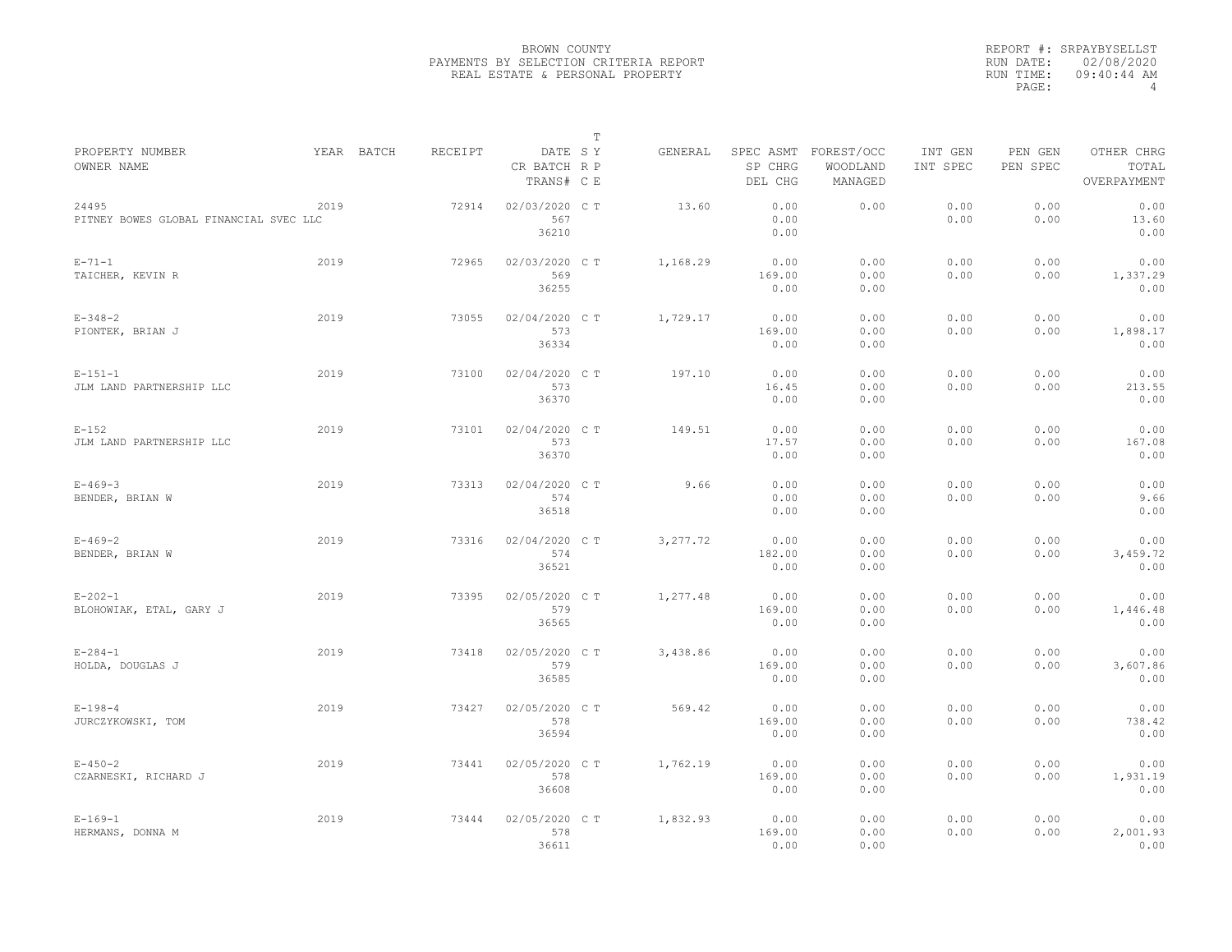BROWN COUNTY
PAYMENTS BY SELECTION CRITERIA REPORT
REAL ESTATE & PERSONAL PROPERTY

REPORT #: SRPAYBYSELLST
RUN DATE: 02/08/2020
RUN TIME: 09:40:44 AM

| PROPERTY NUMBER<br>OWNER NAME | YEAR | BATCH | RECEIPT | DATE<br>CR BATCH<br>TRANS# | S<br>R<br>C | T<br>Y<br>P<br>E | GENERAL | SPEC ASMT<br>SP CHRG<br>DEL CHG | FOREST/OCC<br>WOODLAND<br>MANAGED | INT GEN<br>INT SPEC | PEN GEN<br>PEN SPEC | OTHER CHRG<br>TOTAL<br>OVERPAYMENT |
|---|---|---|---|---|---|---|---|---|---|---|---|---|
| 24495<br>PITNEY BOWES GLOBAL FINANCIAL SVEC LLC | 2019 | | 72914 | 02/03/2020<br>567<br>36210 | C | T | 13.60 | 0.00<br>0.00<br>0.00 | 0.00 | 0.00<br>0.00 | 0.00<br>0.00 | 0.00<br>13.60<br>0.00 |
| E-71-1<br>TAICHER, KEVIN R | 2019 | | 72965 | 02/03/2020<br>569<br>36255 | C | T | 1,168.29 | 0.00<br>169.00<br>0.00 | 0.00<br>0.00<br>0.00 | 0.00<br>0.00 | 0.00<br>0.00 | 0.00<br>1,337.29<br>0.00 |
| E-348-2<br>PIONTEK, BRIAN J | 2019 | | 73055 | 02/04/2020<br>573<br>36334 | C | T | 1,729.17 | 0.00<br>169.00<br>0.00 | 0.00<br>0.00<br>0.00 | 0.00<br>0.00 | 0.00<br>0.00 | 0.00<br>1,898.17<br>0.00 |
| E-151-1<br>JLM LAND PARTNERSHIP LLC | 2019 | | 73100 | 02/04/2020<br>573<br>36370 | C | T | 197.10 | 0.00<br>16.45<br>0.00 | 0.00<br>0.00<br>0.00 | 0.00<br>0.00 | 0.00<br>0.00 | 0.00<br>213.55<br>0.00 |
| E-152<br>JLM LAND PARTNERSHIP LLC | 2019 | | 73101 | 02/04/2020<br>573<br>36370 | C | T | 149.51 | 0.00<br>17.57<br>0.00 | 0.00<br>0.00<br>0.00 | 0.00<br>0.00 | 0.00<br>0.00 | 0.00<br>167.08<br>0.00 |
| E-469-3<br>BENDER, BRIAN W | 2019 | | 73313 | 02/04/2020<br>574<br>36518 | C | T | 9.66 | 0.00<br>0.00<br>0.00 | 0.00<br>0.00<br>0.00 | 0.00<br>0.00 | 0.00<br>0.00 | 0.00<br>9.66<br>0.00 |
| E-469-2<br>BENDER, BRIAN W | 2019 | | 73316 | 02/04/2020<br>574<br>36521 | C | T | 3,277.72 | 0.00<br>182.00<br>0.00 | 0.00<br>0.00<br>0.00 | 0.00<br>0.00 | 0.00<br>0.00 | 0.00<br>3,459.72<br>0.00 |
| E-202-1<br>BLOHOWIAK, ETAL, GARY J | 2019 | | 73395 | 02/05/2020<br>579<br>36565 | C | T | 1,277.48 | 0.00<br>169.00<br>0.00 | 0.00<br>0.00<br>0.00 | 0.00<br>0.00 | 0.00<br>0.00 | 0.00<br>1,446.48<br>0.00 |
| E-284-1<br>HOLDA, DOUGLAS J | 2019 | | 73418 | 02/05/2020<br>579<br>36585 | C | T | 3,438.86 | 0.00<br>169.00<br>0.00 | 0.00<br>0.00<br>0.00 | 0.00<br>0.00 | 0.00<br>0.00 | 0.00<br>3,607.86<br>0.00 |
| E-198-4<br>JURCZYKOWSKI, TOM | 2019 | | 73427 | 02/05/2020<br>578<br>36594 | C | T | 569.42 | 0.00<br>169.00<br>0.00 | 0.00<br>0.00<br>0.00 | 0.00<br>0.00 | 0.00<br>0.00 | 0.00<br>738.42<br>0.00 |
| E-450-2<br>CZARNESKI, RICHARD J | 2019 | | 73441 | 02/05/2020<br>578<br>36608 | C | T | 1,762.19 | 0.00<br>169.00<br>0.00 | 0.00<br>0.00<br>0.00 | 0.00<br>0.00 | 0.00<br>0.00 | 0.00<br>1,931.19<br>0.00 |
| E-169-1<br>HERMANS, DONNA M | 2019 | | 73444 | 02/05/2020<br>578<br>36611 | C | T | 1,832.93 | 0.00<br>169.00<br>0.00 | 0.00<br>0.00<br>0.00 | 0.00<br>0.00 | 0.00<br>0.00 | 0.00<br>2,001.93<br>0.00 |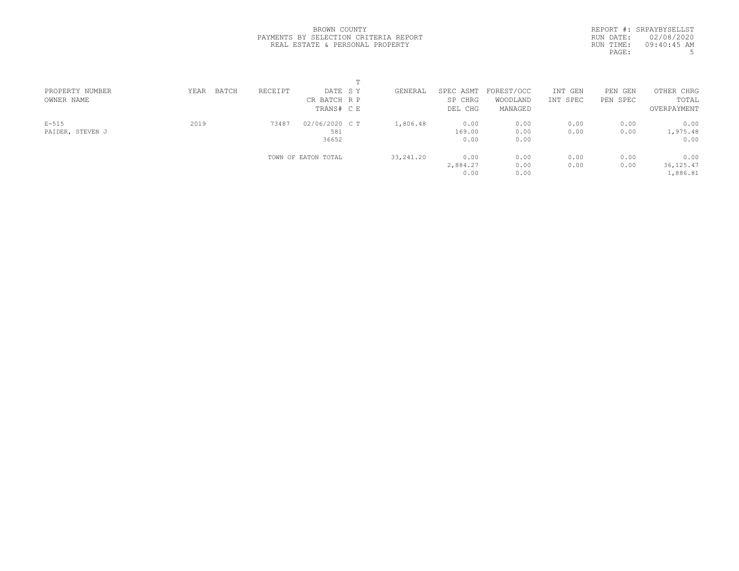BROWN COUNTY
PAYMENTS BY SELECTION CRITERIA REPORT
REAL ESTATE & PERSONAL PROPERTY

REPORT #: SRPAYBYSELLST
RUN DATE: 02/08/2020
RUN TIME: 09:40:45 AM

| PROPERTY NUMBER<br>OWNER NAME | YEAR | BATCH | RECEIPT | DATE<br>CR BATCH<br>TRANS# | T S Y<br>R P<br>C E | GENERAL | SPEC ASMT<br>SP CHRG<br>DEL CHG | FOREST/OCC<br>WOODLAND<br>MANAGED | INT GEN<br>INT SPEC | PEN GEN<br>PEN SPEC | OTHER CHRG<br>TOTAL<br>OVERPAYMENT |
|---|---|---|---|---|---|---|---|---|---|---|---|
| E-515<br>PAIDER, STEVEN J | 2019 | | 73487 | 02/06/2020<br>581<br>36652 | C T | 1,806.48 | 0.00<br>169.00<br>0.00 | 0.00<br>0.00<br>0.00 | 0.00<br>0.00 | 0.00<br>0.00 | 0.00<br>1,975.48<br>0.00 |
| | | | TOWN OF EATON TOTAL | | | 33,241.20 | 0.00<br>2,884.27<br>0.00 | 0.00<br>0.00<br>0.00 | 0.00<br>0.00 | 0.00<br>0.00 | 0.00<br>36,125.47<br>1,886.81 |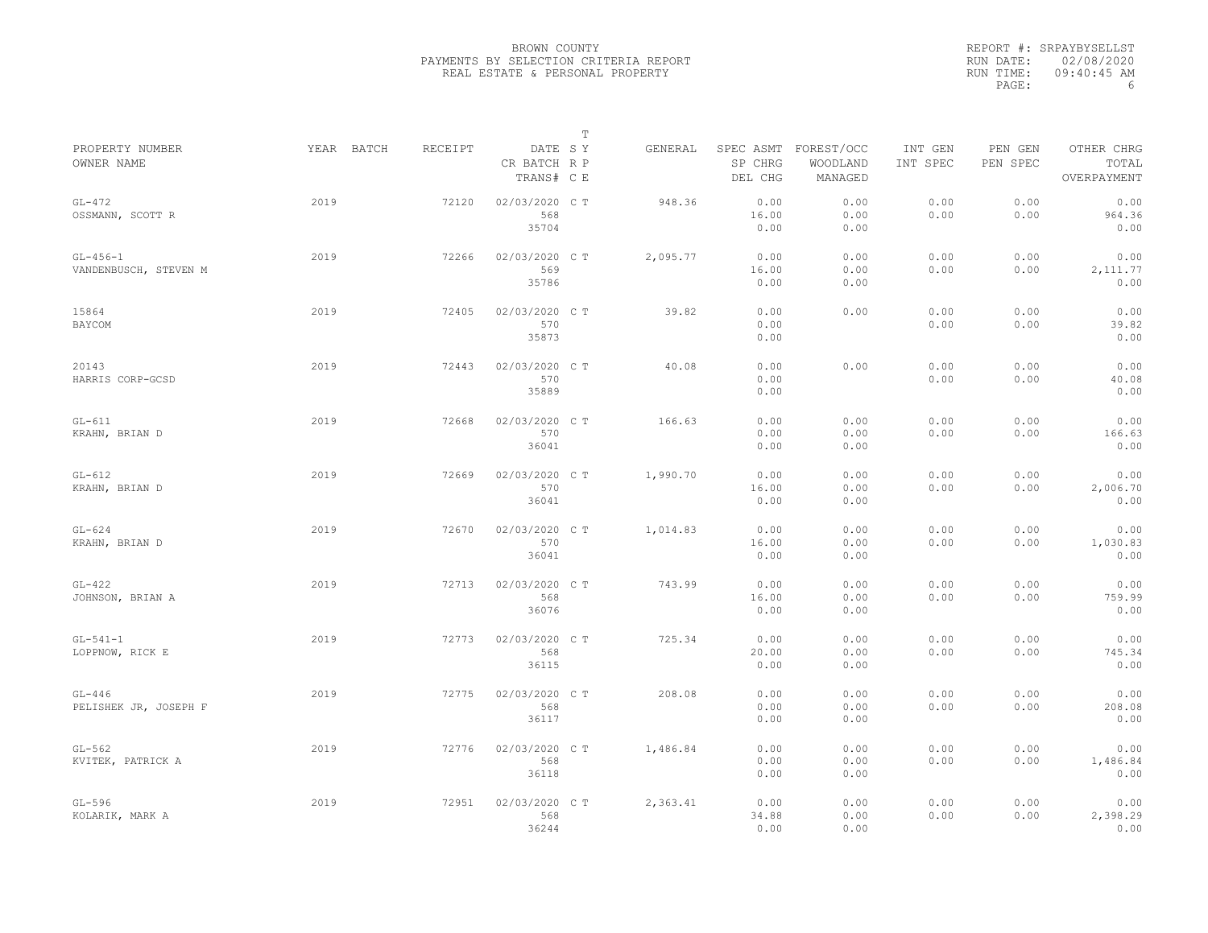BROWN COUNTY
PAYMENTS BY SELECTION CRITERIA REPORT
REAL ESTATE & PERSONAL PROPERTY

REPORT #: SRPAYBYSELLST
RUN DATE: 02/08/2020
RUN TIME: 09:40:45 AM

| PROPERTY NUMBER / OWNER NAME | YEAR | BATCH | RECEIPT | DATE / CR BATCH / TRANS# | T SY RP CE | GENERAL | SPEC ASMT / SP CHRG / DEL CHG | FOREST/OCC / WOODLAND / MANAGED | INT GEN / INT SPEC | PEN GEN / PEN SPEC | OTHER CHRG / TOTAL / OVERPAYMENT |
|---|---|---|---|---|---|---|---|---|---|---|---|
| GL-472 / OSSMANN, SCOTT R | 2019 | | 72120 | 02/03/2020 / 568 / 35704 | C T | 948.36 | 0.00 / 16.00 / 0.00 | 0.00 / 0.00 / 0.00 | 0.00 / 0.00 | 0.00 / 0.00 | 0.00 / 964.36 / 0.00 |
| GL-456-1 / VANDENBUSCH, STEVEN M | 2019 | | 72266 | 02/03/2020 / 569 / 35786 | C T | 2,095.77 | 0.00 / 16.00 / 0.00 | 0.00 / 0.00 / 0.00 | 0.00 / 0.00 | 0.00 / 0.00 | 0.00 / 2,111.77 / 0.00 |
| 15864 / BAYCOM | 2019 | | 72405 | 02/03/2020 / 570 / 35873 | C T | 39.82 | 0.00 / 0.00 / 0.00 | 0.00 | 0.00 / 0.00 | 0.00 / 0.00 | 0.00 / 39.82 / 0.00 |
| 20143 / HARRIS CORP-GCSD | 2019 | | 72443 | 02/03/2020 / 570 / 35889 | C T | 40.08 | 0.00 / 0.00 / 0.00 | 0.00 | 0.00 / 0.00 | 0.00 / 0.00 | 0.00 / 40.08 / 0.00 |
| GL-611 / KRAHN, BRIAN D | 2019 | | 72668 | 02/03/2020 / 570 / 36041 | C T | 166.63 | 0.00 / 0.00 / 0.00 | 0.00 / 0.00 / 0.00 | 0.00 / 0.00 | 0.00 / 0.00 | 0.00 / 166.63 / 0.00 |
| GL-612 / KRAHN, BRIAN D | 2019 | | 72669 | 02/03/2020 / 570 / 36041 | C T | 1,990.70 | 0.00 / 16.00 / 0.00 | 0.00 / 0.00 / 0.00 | 0.00 / 0.00 | 0.00 / 0.00 | 0.00 / 2,006.70 / 0.00 |
| GL-624 / KRAHN, BRIAN D | 2019 | | 72670 | 02/03/2020 / 570 / 36041 | C T | 1,014.83 | 0.00 / 16.00 / 0.00 | 0.00 / 0.00 / 0.00 | 0.00 / 0.00 | 0.00 / 0.00 | 0.00 / 1,030.83 / 0.00 |
| GL-422 / JOHNSON, BRIAN A | 2019 | | 72713 | 02/03/2020 / 568 / 36076 | C T | 743.99 | 0.00 / 16.00 / 0.00 | 0.00 / 0.00 / 0.00 | 0.00 / 0.00 | 0.00 / 0.00 | 0.00 / 759.99 / 0.00 |
| GL-541-1 / LOPPNOW, RICK E | 2019 | | 72773 | 02/03/2020 / 568 / 36115 | C T | 725.34 | 0.00 / 20.00 / 0.00 | 0.00 / 0.00 / 0.00 | 0.00 / 0.00 | 0.00 / 0.00 | 0.00 / 745.34 / 0.00 |
| GL-446 / PELISHEK JR, JOSEPH F | 2019 | | 72775 | 02/03/2020 / 568 / 36117 | C T | 208.08 | 0.00 / 0.00 / 0.00 | 0.00 / 0.00 / 0.00 | 0.00 / 0.00 | 0.00 / 0.00 | 0.00 / 208.08 / 0.00 |
| GL-562 / KVITEK, PATRICK A | 2019 | | 72776 | 02/03/2020 / 568 / 36118 | C T | 1,486.84 | 0.00 / 0.00 / 0.00 | 0.00 / 0.00 / 0.00 | 0.00 / 0.00 | 0.00 / 0.00 | 0.00 / 1,486.84 / 0.00 |
| GL-596 / KOLARIK, MARK A | 2019 | | 72951 | 02/03/2020 / 568 / 36244 | C T | 2,363.41 | 0.00 / 34.88 / 0.00 | 0.00 / 0.00 / 0.00 | 0.00 / 0.00 | 0.00 / 0.00 | 0.00 / 2,398.29 / 0.00 |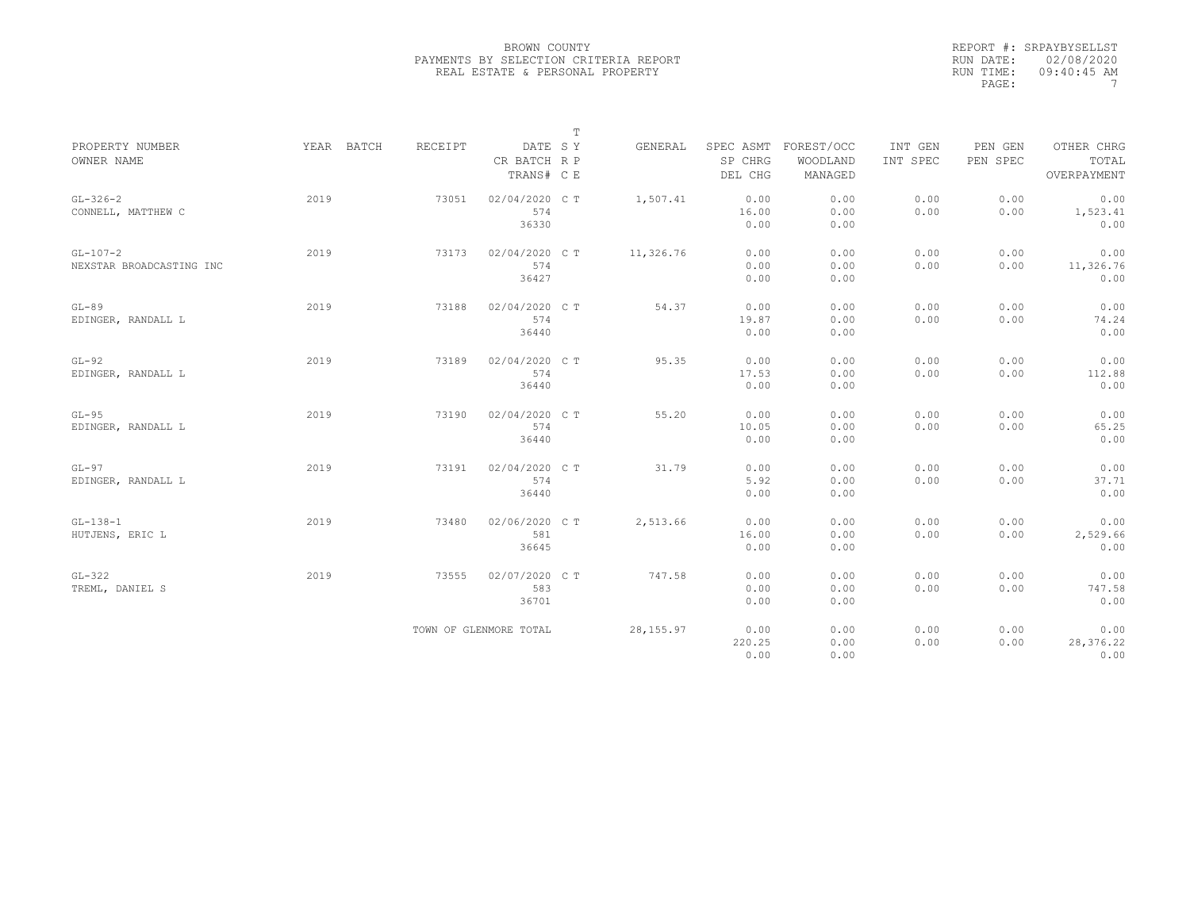BROWN COUNTY
PAYMENTS BY SELECTION CRITERIA REPORT
REAL ESTATE & PERSONAL PROPERTY

REPORT #: SRPAYBYSELLST
RUN DATE: 02/08/2020
RUN TIME: 09:40:45 AM

| PROPERTY NUMBER<br>OWNER NAME | YEAR | BATCH | RECEIPT | DATE<br>CR BATCH<br>TRANS# | T SY RP CE | GENERAL | SPEC ASMT<br>SP CHRG<br>DEL CHG | FOREST/OCC<br>WOODLAND<br>MANAGED | INT GEN<br>INT SPEC | PEN GEN<br>PEN SPEC | OTHER CHRG<br>TOTAL<br>OVERPAYMENT |
|---|---|---|---|---|---|---|---|---|---|---|---|
| GL-326-2<br>CONNELL, MATTHEW C | 2019 | | 73051 | 02/04/2020<br>574<br>36330 | C T | 1,507.41 | 0.00<br>16.00<br>0.00 | 0.00<br>0.00<br>0.00 | 0.00<br>0.00 | 0.00<br>0.00 | 0.00<br>1,523.41<br>0.00 |
| GL-107-2<br>NEXSTAR BROADCASTING INC | 2019 | | 73173 | 02/04/2020<br>574<br>36427 | C T | 11,326.76 | 0.00<br>0.00<br>0.00 | 0.00<br>0.00<br>0.00 | 0.00<br>0.00 | 0.00<br>0.00 | 0.00<br>11,326.76<br>0.00 |
| GL-89<br>EDINGER, RANDALL L | 2019 | | 73188 | 02/04/2020<br>574<br>36440 | C T | 54.37 | 0.00<br>19.87<br>0.00 | 0.00<br>0.00<br>0.00 | 0.00<br>0.00 | 0.00<br>0.00 | 0.00<br>74.24<br>0.00 |
| GL-92<br>EDINGER, RANDALL L | 2019 | | 73189 | 02/04/2020<br>574<br>36440 | C T | 95.35 | 0.00<br>17.53<br>0.00 | 0.00<br>0.00<br>0.00 | 0.00<br>0.00 | 0.00<br>0.00 | 0.00<br>112.88<br>0.00 |
| GL-95<br>EDINGER, RANDALL L | 2019 | | 73190 | 02/04/2020<br>574<br>36440 | C T | 55.20 | 0.00<br>10.05<br>0.00 | 0.00<br>0.00<br>0.00 | 0.00<br>0.00 | 0.00<br>0.00 | 0.00<br>65.25<br>0.00 |
| GL-97<br>EDINGER, RANDALL L | 2019 | | 73191 | 02/04/2020<br>574<br>36440 | C T | 31.79 | 0.00<br>5.92<br>0.00 | 0.00<br>0.00<br>0.00 | 0.00<br>0.00 | 0.00<br>0.00 | 0.00<br>37.71<br>0.00 |
| GL-138-1<br>HUTJENS, ERIC L | 2019 | | 73480 | 02/06/2020<br>581<br>36645 | C T | 2,513.66 | 0.00<br>16.00<br>0.00 | 0.00<br>0.00<br>0.00 | 0.00<br>0.00 | 0.00<br>0.00 | 0.00<br>2,529.66<br>0.00 |
| GL-322<br>TREML, DANIEL S | 2019 | | 73555 | 02/07/2020<br>583<br>36701 | C T | 747.58 | 0.00<br>0.00<br>0.00 | 0.00<br>0.00<br>0.00 | 0.00<br>0.00 | 0.00<br>0.00 | 0.00<br>747.58<br>0.00 |
| | | | TOWN OF GLENMORE TOTAL | | | 28,155.97 | 0.00<br>220.25<br>0.00 | 0.00<br>0.00<br>0.00 | 0.00<br>0.00 | 0.00<br>0.00 | 0.00<br>28,376.22<br>0.00 |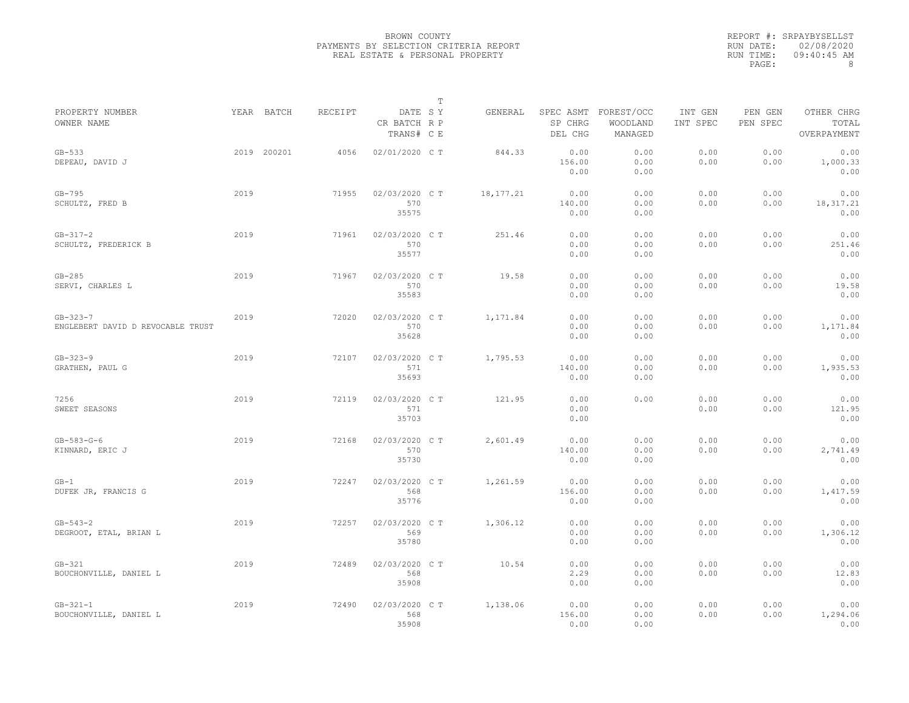BROWN COUNTY
PAYMENTS BY SELECTION CRITERIA REPORT
REAL ESTATE & PERSONAL PROPERTY

REPORT #: SRPAYBYSELLST
RUN DATE: 02/08/2020
RUN TIME: 09:40:45 AM

| PROPERTY NUMBER / OWNER NAME | YEAR | BATCH | RECEIPT | DATE / CR BATCH / TRANS# | T SY RP CE | GENERAL | SPEC ASMT / SP CHRG / DEL CHG | FOREST/OCC / WOODLAND / MANAGED | INT GEN / INT SPEC | PEN GEN / PEN SPEC | OTHER CHRG / TOTAL / OVERPAYMENT |
|---|---|---|---|---|---|---|---|---|---|---|---|
| GB-533 / DEPEAU, DAVID J | 2019 | 200201 | 4056 | 02/01/2020 | C T | 844.33 | 0.00 / 156.00 / 0.00 | 0.00 / 0.00 / 0.00 | 0.00 / 0.00 | 0.00 / 0.00 | 0.00 / 1,000.33 / 0.00 |
| GB-795 / SCHULTZ, FRED B | 2019 | | 71955 | 02/03/2020 / 570 / 35575 | C T | 18,177.21 | 0.00 / 140.00 / 0.00 | 0.00 / 0.00 / 0.00 | 0.00 / 0.00 | 0.00 / 0.00 | 0.00 / 18,317.21 / 0.00 |
| GB-317-2 / SCHULTZ, FREDERICK B | 2019 | | 71961 | 02/03/2020 / 570 / 35577 | C T | 251.46 | 0.00 / 0.00 / 0.00 | 0.00 / 0.00 / 0.00 | 0.00 / 0.00 | 0.00 / 0.00 | 0.00 / 251.46 / 0.00 |
| GB-285 / SERVI, CHARLES L | 2019 | | 71967 | 02/03/2020 / 570 / 35583 | C T | 19.58 | 0.00 / 0.00 / 0.00 | 0.00 / 0.00 / 0.00 | 0.00 / 0.00 | 0.00 / 0.00 | 0.00 / 19.58 / 0.00 |
| GB-323-7 / ENGLEBERT DAVID D REVOCABLE TRUST | 2019 | | 72020 | 02/03/2020 / 570 / 35628 | C T | 1,171.84 | 0.00 / 0.00 / 0.00 | 0.00 / 0.00 / 0.00 | 0.00 / 0.00 | 0.00 / 0.00 | 0.00 / 1,171.84 / 0.00 |
| GB-323-9 / GRATHEN, PAUL G | 2019 | | 72107 | 02/03/2020 / 571 / 35693 | C T | 1,795.53 | 0.00 / 140.00 / 0.00 | 0.00 / 0.00 / 0.00 | 0.00 / 0.00 | 0.00 / 0.00 | 0.00 / 1,935.53 / 0.00 |
| 7256 / SWEET SEASONS | 2019 | | 72119 | 02/03/2020 / 571 / 35703 | C T | 121.95 | 0.00 / 0.00 / 0.00 | 0.00 | 0.00 / 0.00 | 0.00 / 0.00 | 0.00 / 121.95 / 0.00 |
| GB-583-G-6 / KINNARD, ERIC J | 2019 | | 72168 | 02/03/2020 / 570 / 35730 | C T | 2,601.49 | 0.00 / 140.00 / 0.00 | 0.00 / 0.00 / 0.00 | 0.00 / 0.00 | 0.00 / 0.00 | 0.00 / 2,741.49 / 0.00 |
| GB-1 / DUFEK JR, FRANCIS G | 2019 | | 72247 | 02/03/2020 / 568 / 35776 | C T | 1,261.59 | 0.00 / 156.00 / 0.00 | 0.00 / 0.00 / 0.00 | 0.00 / 0.00 | 0.00 / 0.00 | 0.00 / 1,417.59 / 0.00 |
| GB-543-2 / DEGROOT, ETAL, BRIAN L | 2019 | | 72257 | 02/03/2020 / 569 / 35780 | C T | 1,306.12 | 0.00 / 0.00 / 0.00 | 0.00 / 0.00 / 0.00 | 0.00 / 0.00 | 0.00 / 0.00 | 0.00 / 1,306.12 / 0.00 |
| GB-321 / BOUCHONVILLE, DANIEL L | 2019 | | 72489 | 02/03/2020 / 568 / 35908 | C T | 10.54 | 0.00 / 2.29 / 0.00 | 0.00 / 0.00 / 0.00 | 0.00 / 0.00 | 0.00 / 0.00 | 0.00 / 12.83 / 0.00 |
| GB-321-1 / BOUCHONVILLE, DANIEL L | 2019 | | 72490 | 02/03/2020 / 568 / 35908 | C T | 1,138.06 | 0.00 / 156.00 / 0.00 | 0.00 / 0.00 / 0.00 | 0.00 / 0.00 | 0.00 / 0.00 | 0.00 / 1,294.06 / 0.00 |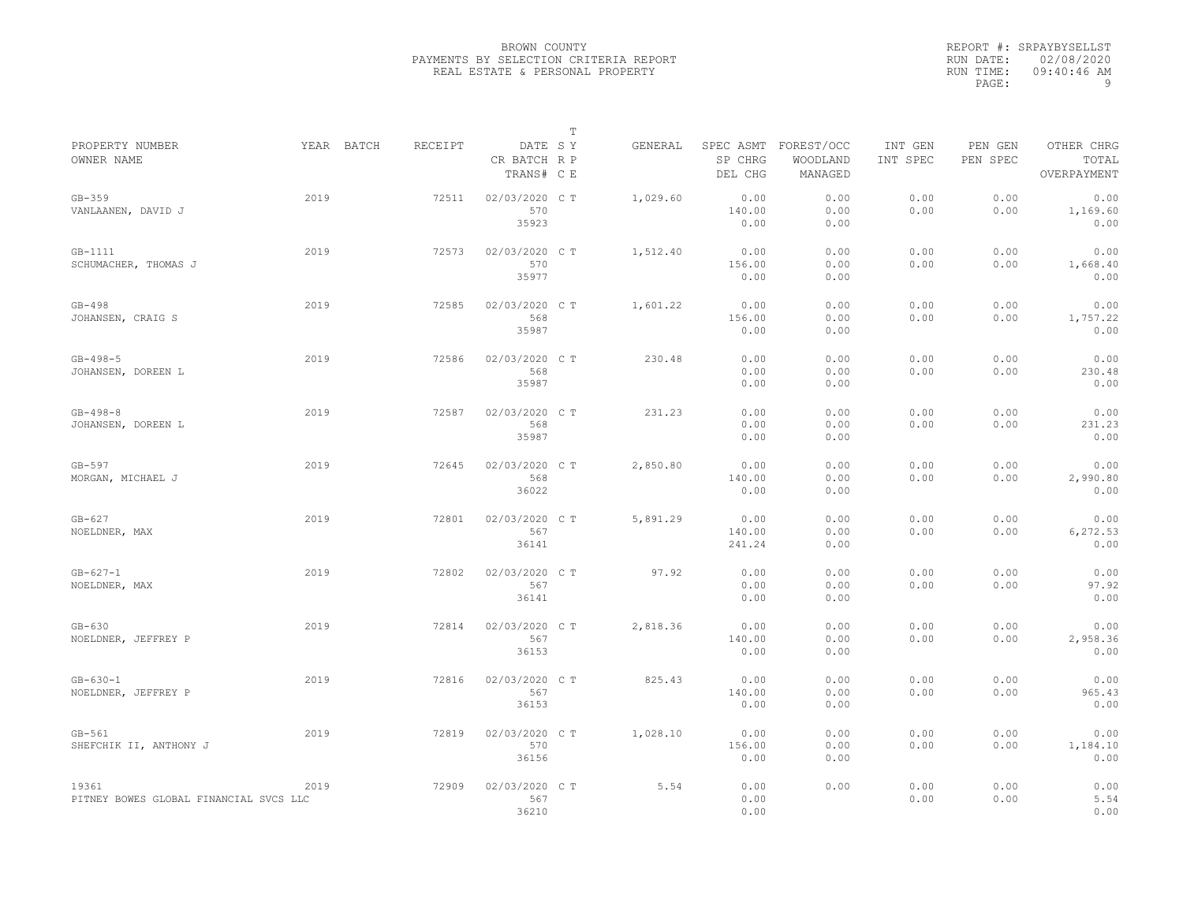BROWN COUNTY
PAYMENTS BY SELECTION CRITERIA REPORT
REAL ESTATE & PERSONAL PROPERTY

REPORT #: SRPAYBYSELLST
RUN DATE: 02/08/2020
RUN TIME: 09:40:46 AM

| PROPERTY NUMBER / OWNER NAME | YEAR | BATCH | RECEIPT | DATE / CR BATCH / TRANS# | T SY RP CE | GENERAL | SPEC ASMT / SP CHRG / DEL CHG | FOREST/OCC / WOODLAND / MANAGED | INT GEN / INT SPEC | PEN GEN / PEN SPEC | OTHER CHRG / TOTAL / OVERPAYMENT |
|---|---|---|---|---|---|---|---|---|---|---|---|
| GB-359 / VANLAANEN, DAVID J | 2019 | | 72511 | 02/03/2020 / 570 / 35923 | C T | 1,029.60 | 0.00 / 140.00 / 0.00 | 0.00 / 0.00 / 0.00 | 0.00 / 0.00 | 0.00 / 0.00 | 0.00 / 1,169.60 / 0.00 |
| GB-1111 / SCHUMACHER, THOMAS J | 2019 | | 72573 | 02/03/2020 / 570 / 35977 | C T | 1,512.40 | 0.00 / 156.00 / 0.00 | 0.00 / 0.00 / 0.00 | 0.00 / 0.00 | 0.00 / 0.00 | 0.00 / 1,668.40 / 0.00 |
| GB-498 / JOHANSEN, CRAIG S | 2019 | | 72585 | 02/03/2020 / 568 / 35987 | C T | 1,601.22 | 0.00 / 156.00 / 0.00 | 0.00 / 0.00 / 0.00 | 0.00 / 0.00 | 0.00 / 0.00 | 0.00 / 1,757.22 / 0.00 |
| GB-498-5 / JOHANSEN, DOREEN L | 2019 | | 72586 | 02/03/2020 / 568 / 35987 | C T | 230.48 | 0.00 / 0.00 / 0.00 | 0.00 / 0.00 / 0.00 | 0.00 / 0.00 | 0.00 / 0.00 | 0.00 / 230.48 / 0.00 |
| GB-498-8 / JOHANSEN, DOREEN L | 2019 | | 72587 | 02/03/2020 / 568 / 35987 | C T | 231.23 | 0.00 / 0.00 / 0.00 | 0.00 / 0.00 / 0.00 | 0.00 / 0.00 | 0.00 / 0.00 | 0.00 / 231.23 / 0.00 |
| GB-597 / MORGAN, MICHAEL J | 2019 | | 72645 | 02/03/2020 / 568 / 36022 | C T | 2,850.80 | 0.00 / 140.00 / 0.00 | 0.00 / 0.00 / 0.00 | 0.00 / 0.00 | 0.00 / 0.00 | 0.00 / 2,990.80 / 0.00 |
| GB-627 / NOELDNER, MAX | 2019 | | 72801 | 02/03/2020 / 567 / 36141 | C T | 5,891.29 | 0.00 / 140.00 / 241.24 | 0.00 / 0.00 / 0.00 | 0.00 / 0.00 | 0.00 / 0.00 | 0.00 / 6,272.53 / 0.00 |
| GB-627-1 / NOELDNER, MAX | 2019 | | 72802 | 02/03/2020 / 567 / 36141 | C T | 97.92 | 0.00 / 0.00 / 0.00 | 0.00 / 0.00 / 0.00 | 0.00 / 0.00 | 0.00 / 0.00 | 0.00 / 97.92 / 0.00 |
| GB-630 / NOELDNER, JEFFREY P | 2019 | | 72814 | 02/03/2020 / 567 / 36153 | C T | 2,818.36 | 0.00 / 140.00 / 0.00 | 0.00 / 0.00 / 0.00 | 0.00 / 0.00 | 0.00 / 0.00 | 0.00 / 2,958.36 / 0.00 |
| GB-630-1 / NOELDNER, JEFFREY P | 2019 | | 72816 | 02/03/2020 / 567 / 36153 | C T | 825.43 | 0.00 / 140.00 / 0.00 | 0.00 / 0.00 / 0.00 | 0.00 / 0.00 | 0.00 / 0.00 | 0.00 / 965.43 / 0.00 |
| GB-561 / SHEFCHIK II, ANTHONY J | 2019 | | 72819 | 02/03/2020 / 570 / 36156 | C T | 1,028.10 | 0.00 / 156.00 / 0.00 | 0.00 / 0.00 / 0.00 | 0.00 / 0.00 | 0.00 / 0.00 | 0.00 / 1,184.10 / 0.00 |
| 19361 / PITNEY BOWES GLOBAL FINANCIAL SVCS LLC | 2019 | | 72909 | 02/03/2020 / 567 / 36210 | C T | 5.54 | 0.00 / 0.00 / 0.00 | 0.00 | 0.00 / 0.00 | 0.00 / 0.00 | 0.00 / 5.54 / 0.00 |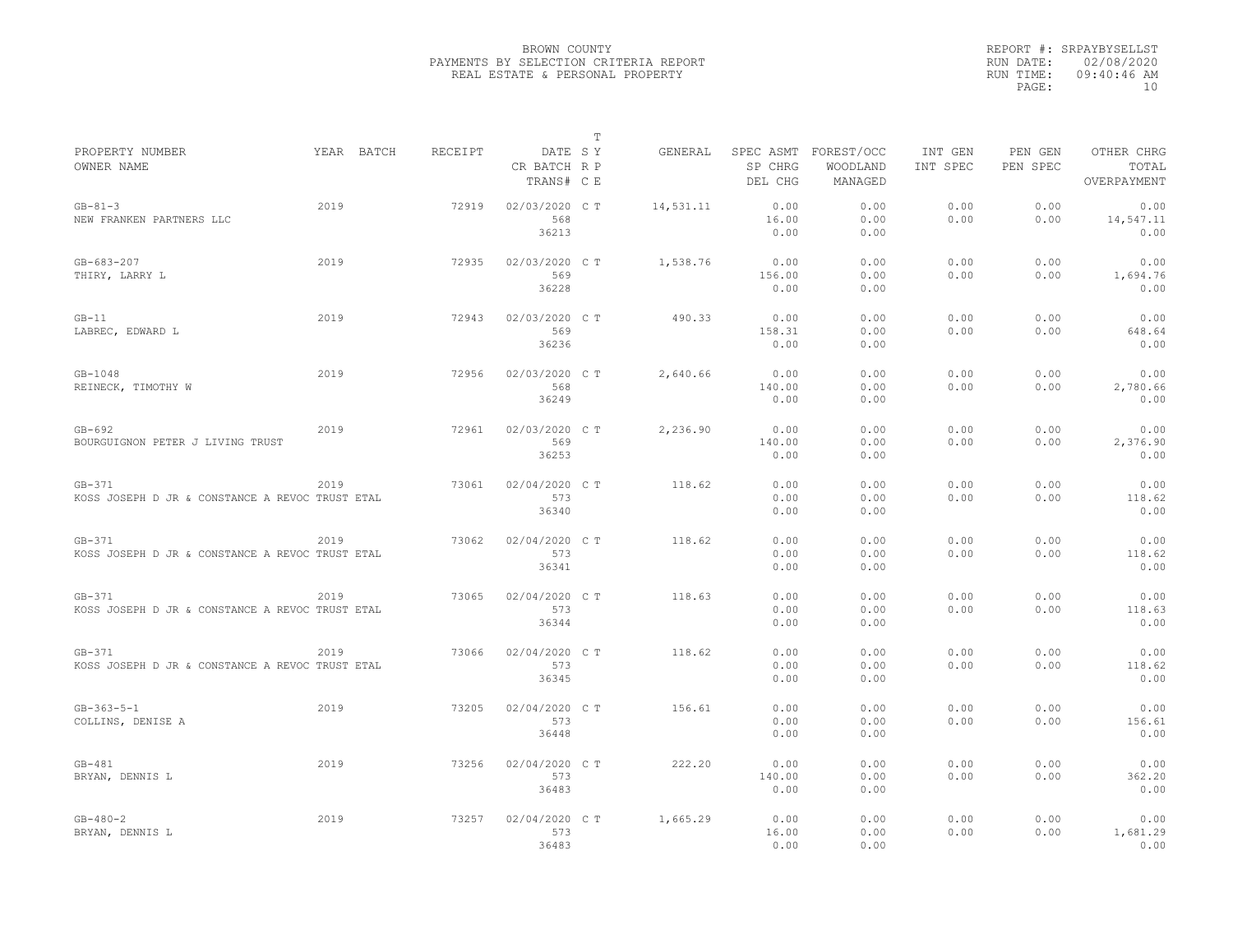BROWN COUNTY
PAYMENTS BY SELECTION CRITERIA REPORT
REAL ESTATE & PERSONAL PROPERTY

REPORT #: SRPAYBYSELLST
RUN DATE: 02/08/2020
RUN TIME: 09:40:46 AM

| PROPERTY NUMBER / OWNER NAME | YEAR | BATCH | RECEIPT | DATE / CR BATCH / TRANS# | T S Y R P C E | GENERAL | SPEC ASMT / SP CHRG / DEL CHG | FOREST/OCC / WOODLAND / MANAGED | INT GEN / INT SPEC | PEN GEN / PEN SPEC | OTHER CHRG / TOTAL / OVERPAYMENT |
|---|---|---|---|---|---|---|---|---|---|---|---|
| GB-81-3 / NEW FRANKEN PARTNERS LLC | 2019 | | 72919 | 02/03/2020 / 568 / 36213 | C T | 14,531.11 | 0.00 / 16.00 / 0.00 | 0.00 / 0.00 / 0.00 | 0.00 / 0.00 | 0.00 / 0.00 | 0.00 / 14,547.11 / 0.00 |
| GB-683-207 / THIRY, LARRY L | 2019 | | 72935 | 02/03/2020 / 569 / 36228 | C T | 1,538.76 | 0.00 / 156.00 / 0.00 | 0.00 / 0.00 / 0.00 | 0.00 / 0.00 | 0.00 / 0.00 | 0.00 / 1,694.76 / 0.00 |
| GB-11 / LABREC, EDWARD L | 2019 | | 72943 | 02/03/2020 / 569 / 36236 | C T | 490.33 | 0.00 / 158.31 / 0.00 | 0.00 / 0.00 / 0.00 | 0.00 / 0.00 | 0.00 / 0.00 | 0.00 / 648.64 / 0.00 |
| GB-1048 / REINECK, TIMOTHY W | 2019 | | 72956 | 02/03/2020 / 568 / 36249 | C T | 2,640.66 | 0.00 / 140.00 / 0.00 | 0.00 / 0.00 / 0.00 | 0.00 / 0.00 | 0.00 / 0.00 | 0.00 / 2,780.66 / 0.00 |
| GB-692 / BOURGUIGNON PETER J LIVING TRUST | 2019 | | 72961 | 02/03/2020 / 569 / 36253 | C T | 2,236.90 | 0.00 / 140.00 / 0.00 | 0.00 / 0.00 / 0.00 | 0.00 / 0.00 | 0.00 / 0.00 | 0.00 / 2,376.90 / 0.00 |
| GB-371 / KOSS JOSEPH D JR & CONSTANCE A REVOC TRUST ETAL | 2019 | | 73061 | 02/04/2020 / 573 / 36340 | C T | 118.62 | 0.00 / 0.00 / 0.00 | 0.00 / 0.00 / 0.00 | 0.00 / 0.00 | 0.00 / 0.00 | 0.00 / 118.62 / 0.00 |
| GB-371 / KOSS JOSEPH D JR & CONSTANCE A REVOC TRUST ETAL | 2019 | | 73062 | 02/04/2020 / 573 / 36341 | C T | 118.62 | 0.00 / 0.00 / 0.00 | 0.00 / 0.00 / 0.00 | 0.00 / 0.00 | 0.00 / 0.00 | 0.00 / 118.62 / 0.00 |
| GB-371 / KOSS JOSEPH D JR & CONSTANCE A REVOC TRUST ETAL | 2019 | | 73065 | 02/04/2020 / 573 / 36344 | C T | 118.63 | 0.00 / 0.00 / 0.00 | 0.00 / 0.00 / 0.00 | 0.00 / 0.00 | 0.00 / 0.00 | 0.00 / 118.63 / 0.00 |
| GB-371 / KOSS JOSEPH D JR & CONSTANCE A REVOC TRUST ETAL | 2019 | | 73066 | 02/04/2020 / 573 / 36345 | C T | 118.62 | 0.00 / 0.00 / 0.00 | 0.00 / 0.00 / 0.00 | 0.00 / 0.00 | 0.00 / 0.00 | 0.00 / 118.62 / 0.00 |
| GB-363-5-1 / COLLINS, DENISE A | 2019 | | 73205 | 02/04/2020 / 573 / 36448 | C T | 156.61 | 0.00 / 0.00 / 0.00 | 0.00 / 0.00 / 0.00 | 0.00 / 0.00 | 0.00 / 0.00 | 0.00 / 156.61 / 0.00 |
| GB-481 / BRYAN, DENNIS L | 2019 | | 73256 | 02/04/2020 / 573 / 36483 | C T | 222.20 | 0.00 / 140.00 / 0.00 | 0.00 / 0.00 / 0.00 | 0.00 / 0.00 | 0.00 / 0.00 | 0.00 / 362.20 / 0.00 |
| GB-480-2 / BRYAN, DENNIS L | 2019 | | 73257 | 02/04/2020 / 573 / 36483 | C T | 1,665.29 | 0.00 / 16.00 / 0.00 | 0.00 / 0.00 / 0.00 | 0.00 / 0.00 | 0.00 / 0.00 | 0.00 / 1,681.29 / 0.00 |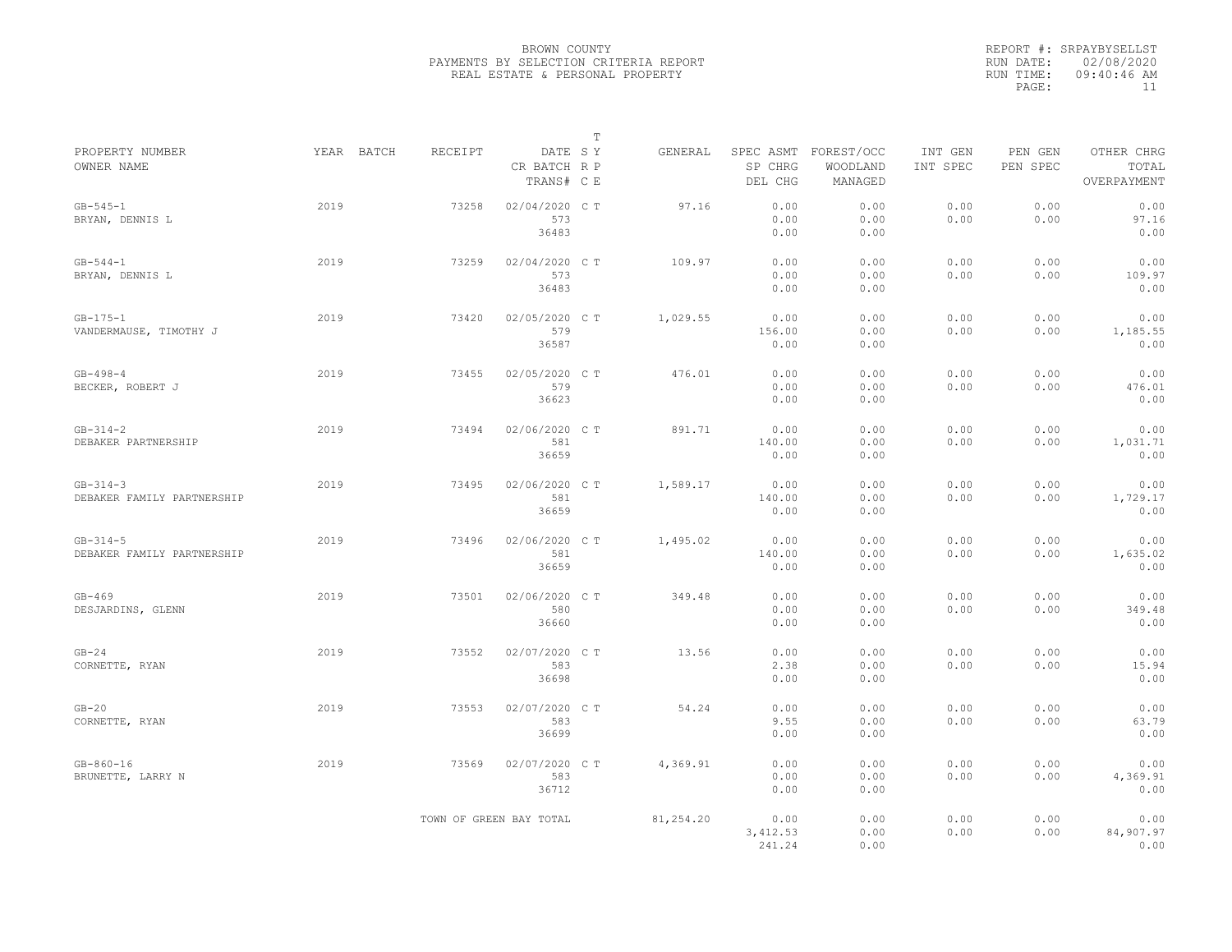BROWN COUNTY
PAYMENTS BY SELECTION CRITERIA REPORT
REAL ESTATE & PERSONAL PROPERTY

REPORT #: SRPAYBYSELLST
RUN DATE: 02/08/2020
RUN TIME: 09:40:46 AM

| PROPERTY NUMBER<br>OWNER NAME | YEAR | BATCH | RECEIPT | DATE<br>CR BATCH<br>TRANS# | T<br>SY<br>RP<br>CE | GENERAL | SPEC ASMT<br>SP CHRG<br>DEL CHG | FOREST/OCC<br>WOODLAND<br>MANAGED | INT GEN<br>INT SPEC | PEN GEN<br>PEN SPEC | OTHER CHRG<br>TOTAL<br>OVERPAYMENT |
|---|---|---|---|---|---|---|---|---|---|---|---|
| GB-545-1<br>BRYAN, DENNIS L | 2019 | | 73258 | 02/04/2020<br>573<br>36483 | C T | 97.16 | 0.00<br>0.00<br>0.00 | 0.00<br>0.00<br>0.00 | 0.00<br>0.00 | 0.00<br>0.00 | 0.00<br>97.16<br>0.00 |
| GB-544-1<br>BRYAN, DENNIS L | 2019 | | 73259 | 02/04/2020<br>573<br>36483 | C T | 109.97 | 0.00<br>0.00<br>0.00 | 0.00<br>0.00<br>0.00 | 0.00<br>0.00 | 0.00<br>0.00 | 0.00<br>109.97<br>0.00 |
| GB-175-1<br>VANDERMAUSE, TIMOTHY J | 2019 | | 73420 | 02/05/2020<br>579<br>36587 | C T | 1,029.55 | 0.00<br>156.00<br>0.00 | 0.00<br>0.00<br>0.00 | 0.00<br>0.00 | 0.00<br>0.00 | 0.00<br>1,185.55<br>0.00 |
| GB-498-4<br>BECKER, ROBERT J | 2019 | | 73455 | 02/05/2020<br>579<br>36623 | C T | 476.01 | 0.00<br>0.00<br>0.00 | 0.00<br>0.00<br>0.00 | 0.00<br>0.00 | 0.00<br>0.00 | 0.00<br>476.01<br>0.00 |
| GB-314-2<br>DEBAKER PARTNERSHIP | 2019 | | 73494 | 02/06/2020<br>581<br>36659 | C T | 891.71 | 0.00<br>140.00<br>0.00 | 0.00<br>0.00<br>0.00 | 0.00<br>0.00 | 0.00<br>0.00 | 0.00<br>1,031.71<br>0.00 |
| GB-314-3<br>DEBAKER FAMILY PARTNERSHIP | 2019 | | 73495 | 02/06/2020<br>581<br>36659 | C T | 1,589.17 | 0.00<br>140.00<br>0.00 | 0.00<br>0.00<br>0.00 | 0.00<br>0.00 | 0.00<br>0.00 | 0.00<br>1,729.17<br>0.00 |
| GB-314-5<br>DEBAKER FAMILY PARTNERSHIP | 2019 | | 73496 | 02/06/2020<br>581<br>36659 | C T | 1,495.02 | 0.00<br>140.00<br>0.00 | 0.00<br>0.00<br>0.00 | 0.00<br>0.00 | 0.00<br>0.00 | 0.00<br>1,635.02<br>0.00 |
| GB-469<br>DESJARDINS, GLENN | 2019 | | 73501 | 02/06/2020<br>580<br>36660 | C T | 349.48 | 0.00<br>0.00<br>0.00 | 0.00<br>0.00<br>0.00 | 0.00<br>0.00 | 0.00<br>0.00 | 0.00<br>349.48<br>0.00 |
| GB-24<br>CORNETTE, RYAN | 2019 | | 73552 | 02/07/2020<br>583<br>36698 | C T | 13.56 | 0.00<br>2.38<br>0.00 | 0.00<br>0.00<br>0.00 | 0.00<br>0.00 | 0.00<br>0.00 | 0.00<br>15.94<br>0.00 |
| GB-20<br>CORNETTE, RYAN | 2019 | | 73553 | 02/07/2020<br>583<br>36699 | C T | 54.24 | 0.00<br>9.55<br>0.00 | 0.00<br>0.00<br>0.00 | 0.00<br>0.00 | 0.00<br>0.00 | 0.00<br>63.79<br>0.00 |
| GB-860-16<br>BRUNETTE, LARRY N | 2019 | | 73569 | 02/07/2020<br>583<br>36712 | C T | 4,369.91 | 0.00<br>0.00<br>0.00 | 0.00<br>0.00<br>0.00 | 0.00<br>0.00 | 0.00<br>0.00 | 0.00<br>4,369.91<br>0.00 |
| | | | TOWN OF GREEN BAY TOTAL | | | 81,254.20 | 0.00<br>3,412.53<br>241.24 | 0.00<br>0.00<br>0.00 | 0.00<br>0.00 | 0.00<br>0.00 | 0.00<br>84,907.97<br>0.00 |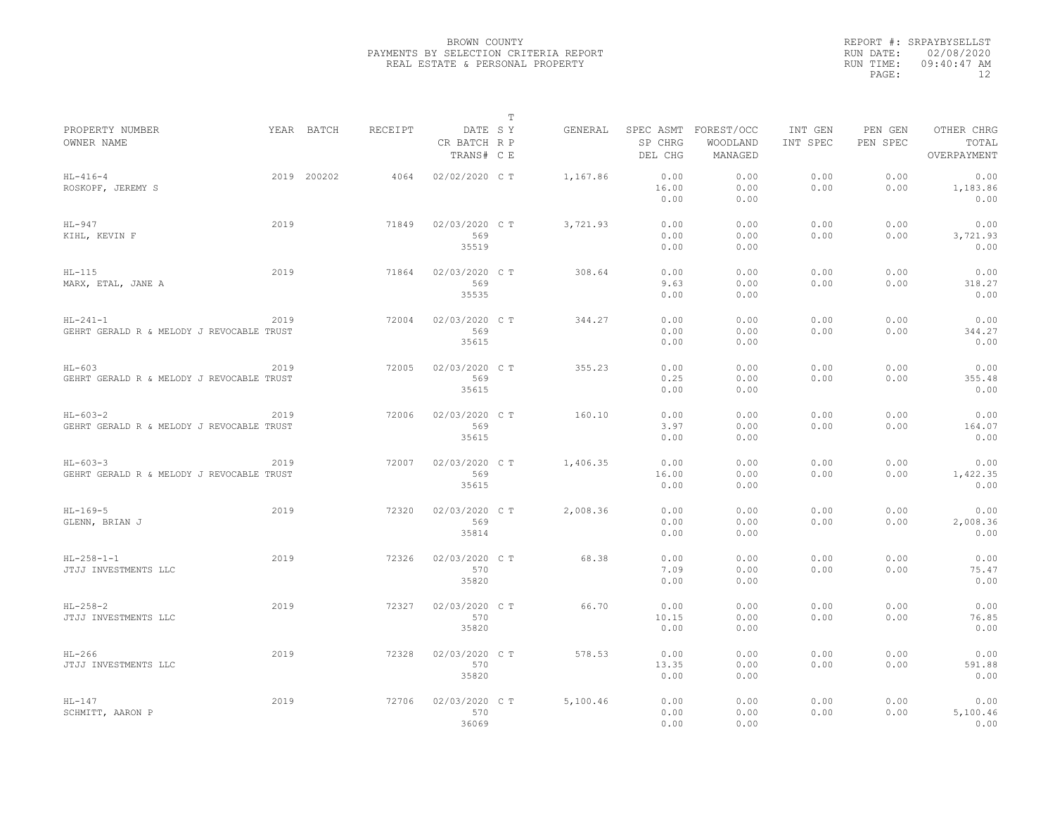BROWN COUNTY
PAYMENTS BY SELECTION CRITERIA REPORT
REAL ESTATE & PERSONAL PROPERTY

REPORT #: SRPAYBYSELLST
RUN DATE: 02/08/2020
RUN TIME: 09:40:47 AM

| PROPERTY NUMBER / OWNER NAME | YEAR | BATCH | RECEIPT | DATE / CR BATCH / TRANS# | T SY RP CE | GENERAL | SPEC ASMT / SP CHRG / DEL CHG | FOREST/OCC / WOODLAND / MANAGED | INT GEN / INT SPEC | PEN GEN / PEN SPEC | OTHER CHRG / TOTAL / OVERPAYMENT |
|---|---|---|---|---|---|---|---|---|---|---|---|
| HL-416-4 ROSKOPF, JEREMY S | 2019 | 200202 | 4064 | 02/02/2020 | C T | 1,167.86 | 0.00 / 16.00 / 0.00 | 0.00 / 0.00 / 0.00 | 0.00 / 0.00 | 0.00 / 0.00 | 0.00 / 1,183.86 / 0.00 |
| HL-947 KIHL, KEVIN F | 2019 | | 71849 | 02/03/2020 / 569 / 35519 | C T | 3,721.93 | 0.00 / 0.00 / 0.00 | 0.00 / 0.00 / 0.00 | 0.00 / 0.00 | 0.00 / 0.00 | 0.00 / 3,721.93 / 0.00 |
| HL-115 MARX, ETAL, JANE A | 2019 | | 71864 | 02/03/2020 / 569 / 35535 | C T | 308.64 | 0.00 / 9.63 / 0.00 | 0.00 / 0.00 / 0.00 | 0.00 / 0.00 | 0.00 / 0.00 | 0.00 / 318.27 / 0.00 |
| HL-241-1 GEHRT GERALD R & MELODY J REVOCABLE TRUST | 2019 | | 72004 | 02/03/2020 / 569 / 35615 | C T | 344.27 | 0.00 / 0.00 / 0.00 | 0.00 / 0.00 / 0.00 | 0.00 / 0.00 | 0.00 / 0.00 | 0.00 / 344.27 / 0.00 |
| HL-603 GEHRT GERALD R & MELODY J REVOCABLE TRUST | 2019 | | 72005 | 02/03/2020 / 569 / 35615 | C T | 355.23 | 0.00 / 0.25 / 0.00 | 0.00 / 0.00 / 0.00 | 0.00 / 0.00 | 0.00 / 0.00 | 0.00 / 355.48 / 0.00 |
| HL-603-2 GEHRT GERALD R & MELODY J REVOCABLE TRUST | 2019 | | 72006 | 02/03/2020 / 569 / 35615 | C T | 160.10 | 0.00 / 3.97 / 0.00 | 0.00 / 0.00 / 0.00 | 0.00 / 0.00 | 0.00 / 0.00 | 0.00 / 164.07 / 0.00 |
| HL-603-3 GEHRT GERALD R & MELODY J REVOCABLE TRUST | 2019 | | 72007 | 02/03/2020 / 569 / 35615 | C T | 1,406.35 | 0.00 / 16.00 / 0.00 | 0.00 / 0.00 / 0.00 | 0.00 / 0.00 | 0.00 / 0.00 | 0.00 / 1,422.35 / 0.00 |
| HL-169-5 GLENN, BRIAN J | 2019 | | 72320 | 02/03/2020 / 569 / 35814 | C T | 2,008.36 | 0.00 / 0.00 / 0.00 | 0.00 / 0.00 / 0.00 | 0.00 / 0.00 | 0.00 / 0.00 | 0.00 / 2,008.36 / 0.00 |
| HL-258-1-1 JTJJ INVESTMENTS LLC | 2019 | | 72326 | 02/03/2020 / 570 / 35820 | C T | 68.38 | 0.00 / 7.09 / 0.00 | 0.00 / 0.00 / 0.00 | 0.00 / 0.00 | 0.00 / 0.00 | 0.00 / 75.47 / 0.00 |
| HL-258-2 JTJJ INVESTMENTS LLC | 2019 | | 72327 | 02/03/2020 / 570 / 35820 | C T | 66.70 | 0.00 / 10.15 / 0.00 | 0.00 / 0.00 / 0.00 | 0.00 / 0.00 | 0.00 / 0.00 | 0.00 / 76.85 / 0.00 |
| HL-266 JTJJ INVESTMENTS LLC | 2019 | | 72328 | 02/03/2020 / 570 / 35820 | C T | 578.53 | 0.00 / 13.35 / 0.00 | 0.00 / 0.00 / 0.00 | 0.00 / 0.00 | 0.00 / 0.00 | 0.00 / 591.88 / 0.00 |
| HL-147 SCHMITT, AARON P | 2019 | | 72706 | 02/03/2020 / 570 / 36069 | C T | 5,100.46 | 0.00 / 0.00 / 0.00 | 0.00 / 0.00 / 0.00 | 0.00 / 0.00 | 0.00 / 0.00 | 0.00 / 5,100.46 / 0.00 |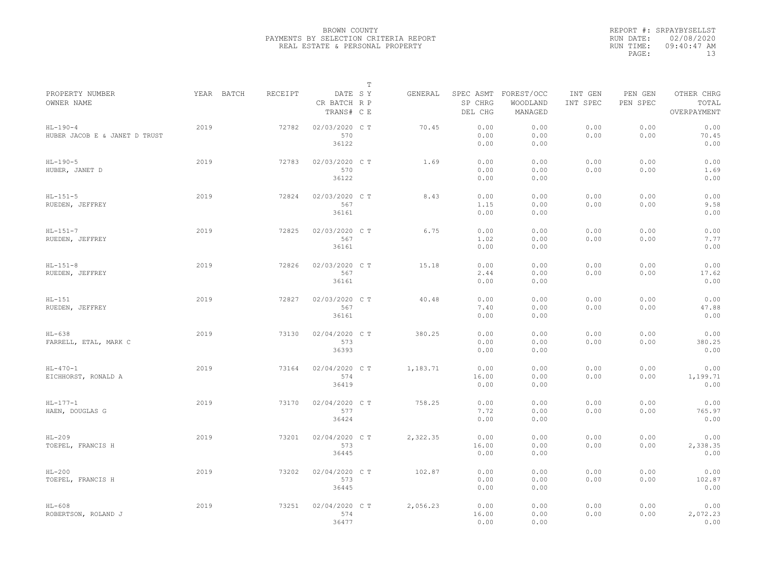BROWN COUNTY
PAYMENTS BY SELECTION CRITERIA REPORT
REAL ESTATE & PERSONAL PROPERTY

REPORT #: SRPAYBYSELLST
RUN DATE: 02/08/2020
RUN TIME: 09:40:47 AM
PAGE: 13

| PROPERTY NUMBER / OWNER NAME | YEAR | BATCH | RECEIPT | DATE / CR BATCH / TRANS# | T SY RP CE | GENERAL | SPEC ASMT / SP CHRG / DEL CHG | FOREST/OCC / WOODLAND / MANAGED | INT GEN / INT SPEC | PEN GEN / PEN SPEC | OTHER CHRG / TOTAL / OVERPAYMENT |
|---|---|---|---|---|---|---|---|---|---|---|---|
| HL-190-4 HUBER JACOB E & JANET D TRUST | 2019 | | 72782 | 02/03/2020 570 36122 | C T | 70.45 | 0.00 0.00 0.00 | 0.00 0.00 0.00 | 0.00 0.00 | 0.00 0.00 | 0.00 70.45 0.00 |
| HL-190-5 HUBER, JANET D | 2019 | | 72783 | 02/03/2020 570 36122 | C T | 1.69 | 0.00 0.00 0.00 | 0.00 0.00 0.00 | 0.00 0.00 | 0.00 0.00 | 0.00 1.69 0.00 |
| HL-151-5 RUEDEN, JEFFREY | 2019 | | 72824 | 02/03/2020 567 36161 | C T | 8.43 | 0.00 1.15 0.00 | 0.00 0.00 0.00 | 0.00 0.00 | 0.00 0.00 | 0.00 9.58 0.00 |
| HL-151-7 RUEDEN, JEFFREY | 2019 | | 72825 | 02/03/2020 567 36161 | C T | 6.75 | 0.00 1.02 0.00 | 0.00 0.00 0.00 | 0.00 0.00 | 0.00 0.00 | 0.00 7.77 0.00 |
| HL-151-8 RUEDEN, JEFFREY | 2019 | | 72826 | 02/03/2020 567 36161 | C T | 15.18 | 0.00 2.44 0.00 | 0.00 0.00 0.00 | 0.00 0.00 | 0.00 0.00 | 0.00 17.62 0.00 |
| HL-151 RUEDEN, JEFFREY | 2019 | | 72827 | 02/03/2020 567 36161 | C T | 40.48 | 0.00 7.40 0.00 | 0.00 0.00 0.00 | 0.00 0.00 | 0.00 0.00 | 0.00 47.88 0.00 |
| HL-638 FARRELL, ETAL, MARK C | 2019 | | 73130 | 02/04/2020 573 36393 | C T | 380.25 | 0.00 0.00 0.00 | 0.00 0.00 0.00 | 0.00 0.00 | 0.00 0.00 | 0.00 380.25 0.00 |
| HL-470-1 EICHHORST, RONALD A | 2019 | | 73164 | 02/04/2020 574 36419 | C T | 1,183.71 | 0.00 16.00 0.00 | 0.00 0.00 0.00 | 0.00 0.00 | 0.00 0.00 | 0.00 1,199.71 0.00 |
| HL-177-1 HAEN, DOUGLAS G | 2019 | | 73170 | 02/04/2020 577 36424 | C T | 758.25 | 0.00 7.72 0.00 | 0.00 0.00 0.00 | 0.00 0.00 | 0.00 0.00 | 0.00 765.97 0.00 |
| HL-209 TOEPEL, FRANCIS H | 2019 | | 73201 | 02/04/2020 573 36445 | C T | 2,322.35 | 0.00 16.00 0.00 | 0.00 0.00 0.00 | 0.00 0.00 | 0.00 0.00 | 0.00 2,338.35 0.00 |
| HL-200 TOEPEL, FRANCIS H | 2019 | | 73202 | 02/04/2020 573 36445 | C T | 102.87 | 0.00 0.00 0.00 | 0.00 0.00 0.00 | 0.00 0.00 | 0.00 0.00 | 0.00 102.87 0.00 |
| HL-608 ROBERTSON, ROLAND J | 2019 | | 73251 | 02/04/2020 574 36477 | C T | 2,056.23 | 0.00 16.00 0.00 | 0.00 0.00 0.00 | 0.00 0.00 | 0.00 0.00 | 0.00 2,072.23 0.00 |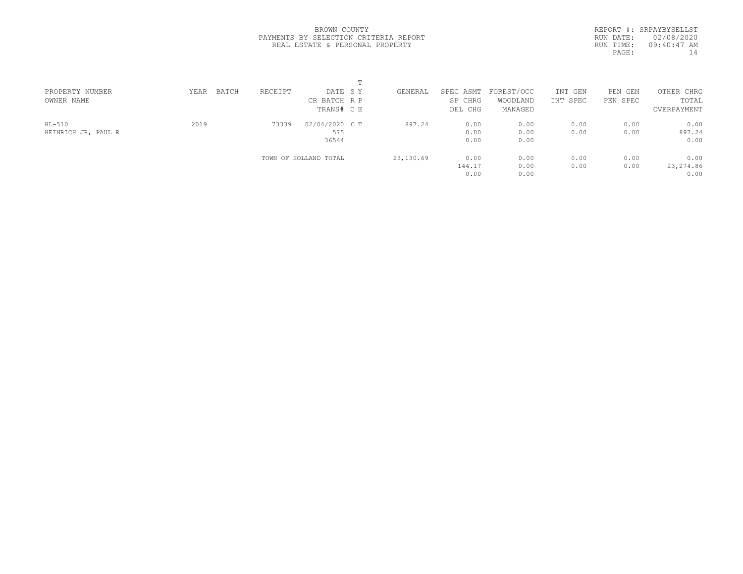BROWN COUNTY
PAYMENTS BY SELECTION CRITERIA REPORT
REAL ESTATE & PERSONAL PROPERTY

REPORT #: SRPAYBYSELLST
RUN DATE: 02/08/2020
RUN TIME: 09:40:47 AM

| PROPERTY NUMBER / OWNER NAME | YEAR | BATCH | RECEIPT | DATE / CR BATCH / TRANS# | T S Y / R P / C E | GENERAL | SPEC ASMT / SP CHRG / DEL CHG | FOREST/OCC / WOODLAND / MANAGED | INT GEN / INT SPEC | PEN GEN / PEN SPEC | OTHER CHRG / TOTAL / OVERPAYMENT |
|---|---|---|---|---|---|---|---|---|---|---|---|
| HL-510 | 2019 | | 73339 | 02/04/2020 | C T | 897.24 | 0.00 | 0.00 | 0.00 | 0.00 | 0.00 |
| HEINRICH JR, PAUL R | | | | 575 | | | 0.00 | 0.00 | 0.00 | 0.00 | 897.24 |
| | | | | 36544 | | | 0.00 | 0.00 | | | 0.00 |
| | | | TOWN OF HOLLAND TOTAL | | | 23,130.69 | 0.00 | 0.00 | 0.00 | 0.00 | 0.00 |
| | | | | | | | 144.17 | 0.00 | 0.00 | 0.00 | 23,274.86 |
| | | | | | | | 0.00 | 0.00 | | | 0.00 |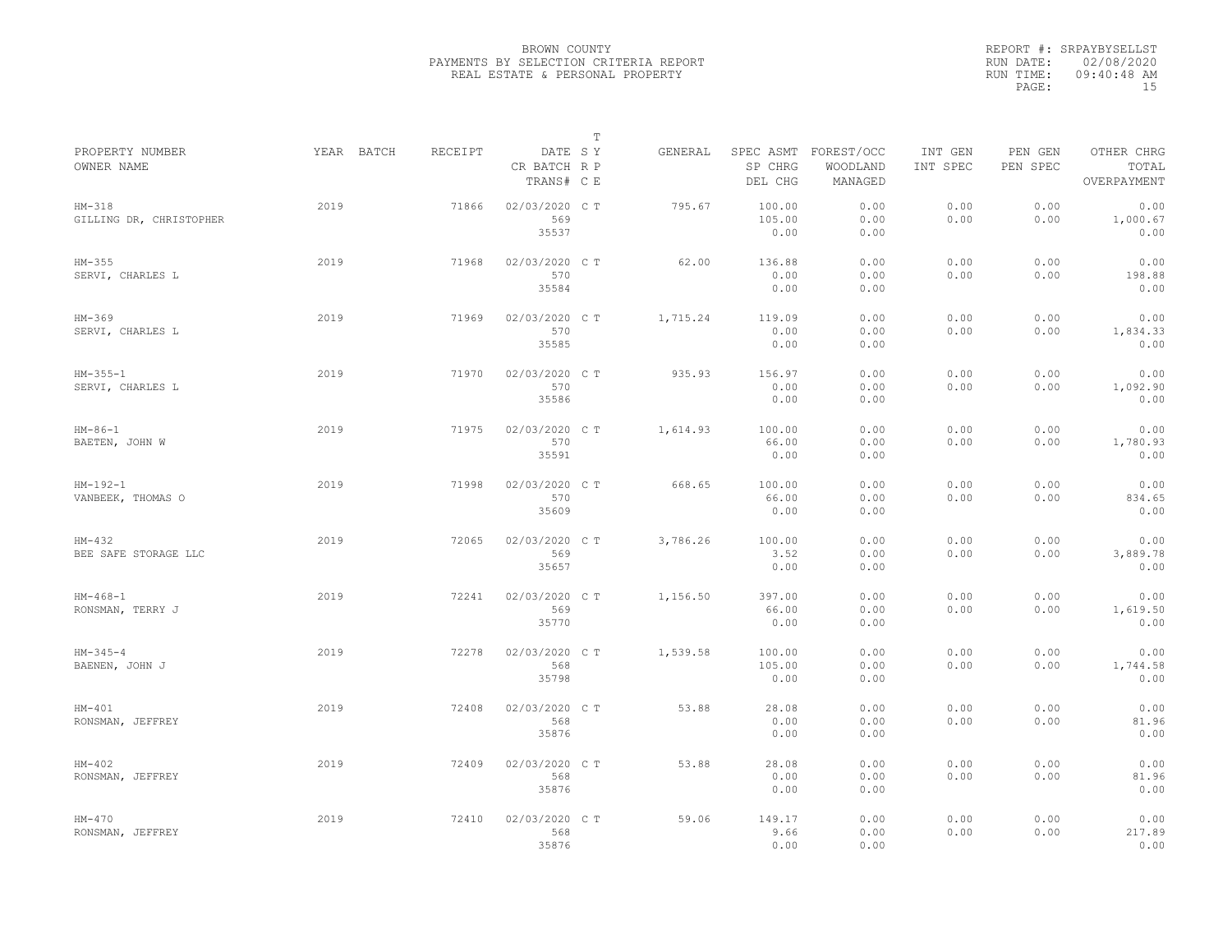BROWN COUNTY
PAYMENTS BY SELECTION CRITERIA REPORT
REAL ESTATE & PERSONAL PROPERTY

REPORT #: SRPAYBYSELLST
RUN DATE: 02/08/2020
RUN TIME: 09:40:48 AM

| PROPERTY NUMBER<br>OWNER NAME | YEAR | BATCH | RECEIPT | DATE<br>CR BATCH<br>TRANS# | T<br>S Y<br>R P<br>C E | GENERAL | SPEC ASMT<br>SP CHRG<br>DEL CHG | FOREST/OCC<br>WOODLAND<br>MANAGED | INT GEN<br>INT SPEC | PEN GEN<br>PEN SPEC | OTHER CHRG<br>TOTAL<br>OVERPAYMENT |
|---|---|---|---|---|---|---|---|---|---|---|---|
| HM-318<br>GILLING DR, CHRISTOPHER | 2019 | | 71866 | 02/03/2020<br>569<br>35537 | C T | 795.67 | 100.00<br>105.00<br>0.00 | 0.00<br>0.00<br>0.00 | 0.00<br>0.00 | 0.00<br>0.00 | 0.00<br>1,000.67<br>0.00 |
| HM-355<br>SERVI, CHARLES L | 2019 | | 71968 | 02/03/2020<br>570<br>35584 | C T | 62.00 | 136.88<br>0.00<br>0.00 | 0.00<br>0.00<br>0.00 | 0.00<br>0.00 | 0.00<br>0.00 | 0.00<br>198.88<br>0.00 |
| HM-369<br>SERVI, CHARLES L | 2019 | | 71969 | 02/03/2020<br>570<br>35585 | C T | 1,715.24 | 119.09<br>0.00<br>0.00 | 0.00<br>0.00<br>0.00 | 0.00<br>0.00 | 0.00<br>0.00 | 0.00<br>1,834.33<br>0.00 |
| HM-355-1<br>SERVI, CHARLES L | 2019 | | 71970 | 02/03/2020<br>570<br>35586 | C T | 935.93 | 156.97<br>0.00<br>0.00 | 0.00<br>0.00<br>0.00 | 0.00<br>0.00 | 0.00<br>0.00 | 0.00<br>1,092.90<br>0.00 |
| HM-86-1<br>BAETEN, JOHN W | 2019 | | 71975 | 02/03/2020<br>570<br>35591 | C T | 1,614.93 | 100.00<br>66.00<br>0.00 | 0.00<br>0.00<br>0.00 | 0.00<br>0.00 | 0.00<br>0.00 | 0.00<br>1,780.93<br>0.00 |
| HM-192-1<br>VANBEEK, THOMAS O | 2019 | | 71998 | 02/03/2020<br>570<br>35609 | C T | 668.65 | 100.00<br>66.00<br>0.00 | 0.00<br>0.00<br>0.00 | 0.00<br>0.00 | 0.00<br>0.00 | 0.00<br>834.65<br>0.00 |
| HM-432<br>BEE SAFE STORAGE LLC | 2019 | | 72065 | 02/03/2020<br>569<br>35657 | C T | 3,786.26 | 100.00<br>3.52<br>0.00 | 0.00<br>0.00<br>0.00 | 0.00<br>0.00 | 0.00<br>0.00 | 0.00<br>3,889.78<br>0.00 |
| HM-468-1<br>RONSMAN, TERRY J | 2019 | | 72241 | 02/03/2020<br>569<br>35770 | C T | 1,156.50 | 397.00<br>66.00<br>0.00 | 0.00<br>0.00<br>0.00 | 0.00<br>0.00 | 0.00<br>0.00 | 0.00<br>1,619.50<br>0.00 |
| HM-345-4<br>BAENEN, JOHN J | 2019 | | 72278 | 02/03/2020<br>568<br>35798 | C T | 1,539.58 | 100.00<br>105.00<br>0.00 | 0.00<br>0.00<br>0.00 | 0.00<br>0.00 | 0.00<br>0.00 | 0.00<br>1,744.58<br>0.00 |
| HM-401<br>RONSMAN, JEFFREY | 2019 | | 72408 | 02/03/2020<br>568<br>35876 | C T | 53.88 | 28.08<br>0.00<br>0.00 | 0.00<br>0.00<br>0.00 | 0.00<br>0.00 | 0.00<br>0.00 | 0.00<br>81.96<br>0.00 |
| HM-402<br>RONSMAN, JEFFREY | 2019 | | 72409 | 02/03/2020<br>568<br>35876 | C T | 53.88 | 28.08<br>0.00<br>0.00 | 0.00<br>0.00<br>0.00 | 0.00<br>0.00 | 0.00<br>0.00 | 0.00<br>81.96<br>0.00 |
| HM-470<br>RONSMAN, JEFFREY | 2019 | | 72410 | 02/03/2020<br>568<br>35876 | C T | 59.06 | 149.17<br>9.66<br>0.00 | 0.00<br>0.00<br>0.00 | 0.00<br>0.00 | 0.00<br>0.00 | 0.00<br>217.89<br>0.00 |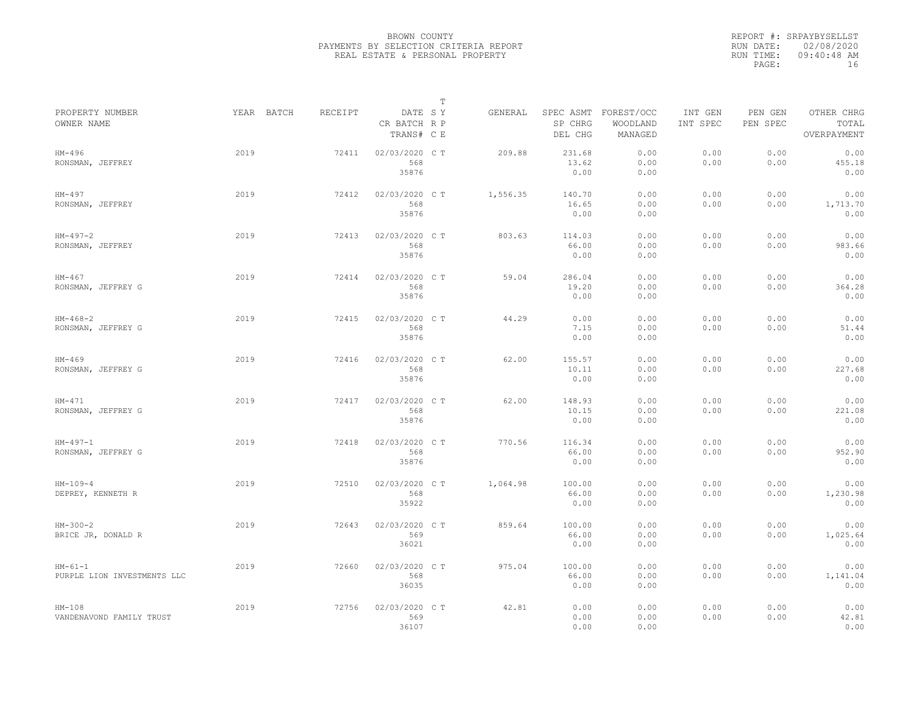BROWN COUNTY
PAYMENTS BY SELECTION CRITERIA REPORT
REAL ESTATE & PERSONAL PROPERTY

REPORT #: SRPAYBYSELLST
RUN DATE: 02/08/2020
RUN TIME: 09:40:48 AM

| PROPERTY NUMBER<br>OWNER NAME | YEAR | BATCH | RECEIPT | DATE<br>CR BATCH<br>TRANS# | T<br>S Y<br>R P<br>C E | GENERAL | SPEC ASMT<br>SP CHRG<br>DEL CHG | FOREST/OCC<br>WOODLAND<br>MANAGED | INT GEN<br>INT SPEC | PEN GEN<br>PEN SPEC | OTHER CHRG<br>TOTAL<br>OVERPAYMENT |
|---|---|---|---|---|---|---|---|---|---|---|---|
| HM-496<br>RONSMAN, JEFFREY | 2019 | | 72411 | 02/03/2020<br>568<br>35876 | C T | 209.88 | 231.68<br>13.62<br>0.00 | 0.00<br>0.00<br>0.00 | 0.00<br>0.00 | 0.00<br>0.00 | 0.00<br>455.18<br>0.00 |
| HM-497<br>RONSMAN, JEFFREY | 2019 | | 72412 | 02/03/2020<br>568<br>35876 | C T | 1,556.35 | 140.70<br>16.65<br>0.00 | 0.00<br>0.00<br>0.00 | 0.00<br>0.00 | 0.00<br>0.00 | 0.00<br>1,713.70<br>0.00 |
| HM-497-2<br>RONSMAN, JEFFREY | 2019 | | 72413 | 02/03/2020<br>568<br>35876 | C T | 803.63 | 114.03<br>66.00<br>0.00 | 0.00<br>0.00<br>0.00 | 0.00<br>0.00 | 0.00<br>0.00 | 0.00<br>983.66<br>0.00 |
| HM-467<br>RONSMAN, JEFFREY G | 2019 | | 72414 | 02/03/2020<br>568<br>35876 | C T | 59.04 | 286.04<br>19.20<br>0.00 | 0.00<br>0.00<br>0.00 | 0.00<br>0.00 | 0.00<br>0.00 | 0.00<br>364.28<br>0.00 |
| HM-468-2<br>RONSMAN, JEFFREY G | 2019 | | 72415 | 02/03/2020<br>568<br>35876 | C T | 44.29 | 0.00<br>7.15<br>0.00 | 0.00<br>0.00<br>0.00 | 0.00<br>0.00 | 0.00<br>0.00 | 0.00<br>51.44<br>0.00 |
| HM-469<br>RONSMAN, JEFFREY G | 2019 | | 72416 | 02/03/2020<br>568<br>35876 | C T | 62.00 | 155.57<br>10.11<br>0.00 | 0.00<br>0.00<br>0.00 | 0.00<br>0.00 | 0.00<br>0.00 | 0.00<br>227.68<br>0.00 |
| HM-471<br>RONSMAN, JEFFREY G | 2019 | | 72417 | 02/03/2020<br>568<br>35876 | C T | 62.00 | 148.93<br>10.15<br>0.00 | 0.00<br>0.00<br>0.00 | 0.00<br>0.00 | 0.00<br>0.00 | 0.00<br>221.08<br>0.00 |
| HM-497-1<br>RONSMAN, JEFFREY G | 2019 | | 72418 | 02/03/2020<br>568<br>35876 | C T | 770.56 | 116.34<br>66.00<br>0.00 | 0.00<br>0.00<br>0.00 | 0.00<br>0.00 | 0.00<br>0.00 | 0.00<br>952.90<br>0.00 |
| HM-109-4<br>DEPREY, KENNETH R | 2019 | | 72510 | 02/03/2020<br>568<br>35922 | C T | 1,064.98 | 100.00<br>66.00<br>0.00 | 0.00<br>0.00<br>0.00 | 0.00<br>0.00 | 0.00<br>0.00 | 0.00<br>1,230.98<br>0.00 |
| HM-300-2<br>BRICE JR, DONALD R | 2019 | | 72643 | 02/03/2020<br>569<br>36021 | C T | 859.64 | 100.00<br>66.00<br>0.00 | 0.00<br>0.00<br>0.00 | 0.00<br>0.00 | 0.00<br>0.00 | 0.00<br>1,025.64<br>0.00 |
| HM-61-1<br>PURPLE LION INVESTMENTS LLC | 2019 | | 72660 | 02/03/2020<br>568<br>36035 | C T | 975.04 | 100.00<br>66.00<br>0.00 | 0.00<br>0.00<br>0.00 | 0.00<br>0.00 | 0.00<br>0.00 | 0.00<br>1,141.04<br>0.00 |
| HM-108<br>VANDENAVOND FAMILY TRUST | 2019 | | 72756 | 02/03/2020<br>569<br>36107 | C T | 42.81 | 0.00<br>0.00<br>0.00 | 0.00<br>0.00<br>0.00 | 0.00<br>0.00 | 0.00<br>0.00 | 0.00<br>42.81<br>0.00 |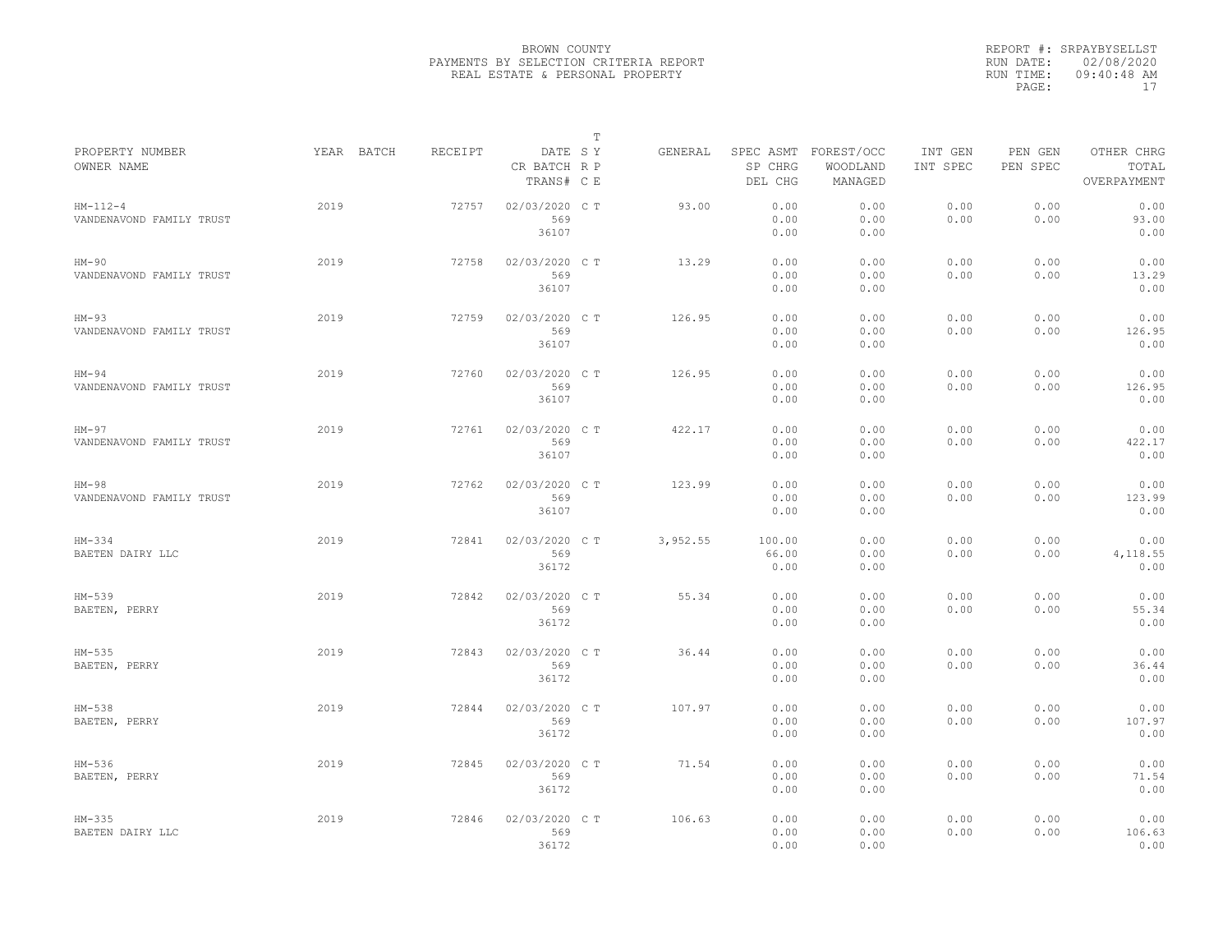BROWN COUNTY
PAYMENTS BY SELECTION CRITERIA REPORT
REAL ESTATE & PERSONAL PROPERTY

REPORT #: SRPAYBYSELLST
RUN DATE: 02/08/2020
RUN TIME: 09:40:48 AM

| PROPERTY NUMBER<br>OWNER NAME | YEAR | BATCH | RECEIPT | DATE<br>CR BATCH<br>TRANS# | T S Y<br>R P<br>C E | GENERAL | SPEC ASMT<br>SP CHRG<br>DEL CHG | FOREST/OCC<br>WOODLAND<br>MANAGED | INT GEN<br>INT SPEC | PEN GEN<br>PEN SPEC | OTHER CHRG<br>TOTAL<br>OVERPAYMENT |
|---|---|---|---|---|---|---|---|---|---|---|---|
| HM-112-4<br>VANDENAVOND FAMILY TRUST | 2019 | | 72757 | 02/03/2020<br>569<br>36107 | C T | 93.00 | 0.00<br>0.00<br>0.00 | 0.00<br>0.00<br>0.00 | 0.00<br>0.00 | 0.00<br>0.00 | 0.00<br>93.00<br>0.00 |
| HM-90<br>VANDENAVOND FAMILY TRUST | 2019 | | 72758 | 02/03/2020<br>569<br>36107 | C T | 13.29 | 0.00<br>0.00<br>0.00 | 0.00<br>0.00<br>0.00 | 0.00<br>0.00 | 0.00<br>0.00 | 0.00<br>13.29<br>0.00 |
| HM-93<br>VANDENAVOND FAMILY TRUST | 2019 | | 72759 | 02/03/2020<br>569<br>36107 | C T | 126.95 | 0.00<br>0.00<br>0.00 | 0.00<br>0.00<br>0.00 | 0.00<br>0.00 | 0.00<br>0.00 | 0.00<br>126.95<br>0.00 |
| HM-94<br>VANDENAVOND FAMILY TRUST | 2019 | | 72760 | 02/03/2020<br>569<br>36107 | C T | 126.95 | 0.00<br>0.00<br>0.00 | 0.00<br>0.00<br>0.00 | 0.00<br>0.00 | 0.00<br>0.00 | 0.00<br>126.95<br>0.00 |
| HM-97<br>VANDENAVOND FAMILY TRUST | 2019 | | 72761 | 02/03/2020<br>569<br>36107 | C T | 422.17 | 0.00<br>0.00<br>0.00 | 0.00<br>0.00<br>0.00 | 0.00<br>0.00 | 0.00<br>0.00 | 0.00<br>422.17<br>0.00 |
| HM-98<br>VANDENAVOND FAMILY TRUST | 2019 | | 72762 | 02/03/2020<br>569<br>36107 | C T | 123.99 | 0.00<br>0.00<br>0.00 | 0.00<br>0.00<br>0.00 | 0.00<br>0.00 | 0.00<br>0.00 | 0.00<br>123.99<br>0.00 |
| HM-334<br>BAETEN DAIRY LLC | 2019 | | 72841 | 02/03/2020<br>569<br>36172 | C T | 3,952.55 | 100.00<br>66.00<br>0.00 | 0.00<br>0.00<br>0.00 | 0.00<br>0.00 | 0.00<br>0.00 | 0.00<br>4,118.55<br>0.00 |
| HM-539<br>BAETEN, PERRY | 2019 | | 72842 | 02/03/2020<br>569<br>36172 | C T | 55.34 | 0.00<br>0.00<br>0.00 | 0.00<br>0.00<br>0.00 | 0.00<br>0.00 | 0.00<br>0.00 | 0.00<br>55.34<br>0.00 |
| HM-535<br>BAETEN, PERRY | 2019 | | 72843 | 02/03/2020<br>569<br>36172 | C T | 36.44 | 0.00<br>0.00<br>0.00 | 0.00<br>0.00<br>0.00 | 0.00<br>0.00 | 0.00<br>0.00 | 0.00<br>36.44<br>0.00 |
| HM-538<br>BAETEN, PERRY | 2019 | | 72844 | 02/03/2020<br>569<br>36172 | C T | 107.97 | 0.00<br>0.00<br>0.00 | 0.00<br>0.00<br>0.00 | 0.00<br>0.00 | 0.00<br>0.00 | 0.00<br>107.97<br>0.00 |
| HM-536<br>BAETEN, PERRY | 2019 | | 72845 | 02/03/2020<br>569<br>36172 | C T | 71.54 | 0.00<br>0.00<br>0.00 | 0.00<br>0.00<br>0.00 | 0.00<br>0.00 | 0.00<br>0.00 | 0.00<br>71.54<br>0.00 |
| HM-335<br>BAETEN DAIRY LLC | 2019 | | 72846 | 02/03/2020<br>569<br>36172 | C T | 106.63 | 0.00<br>0.00<br>0.00 | 0.00<br>0.00<br>0.00 | 0.00<br>0.00 | 0.00<br>0.00 | 0.00<br>106.63<br>0.00 |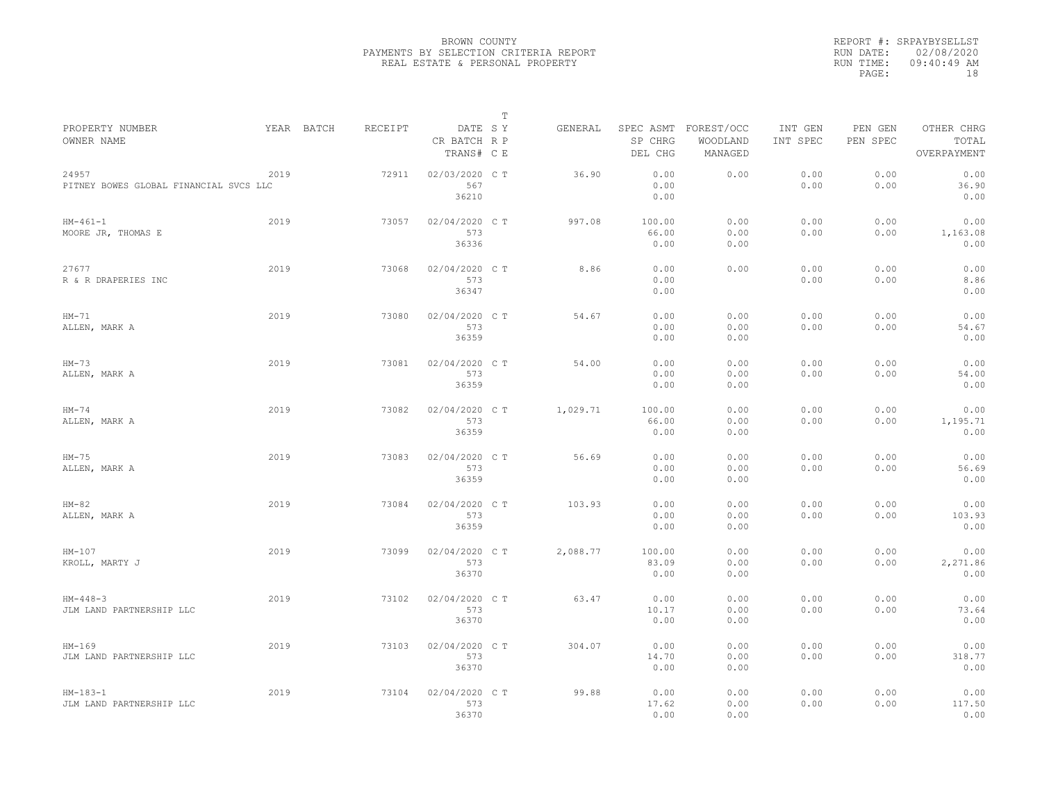BROWN COUNTY
PAYMENTS BY SELECTION CRITERIA REPORT
REAL ESTATE & PERSONAL PROPERTY

REPORT #: SRPAYBYSELLST
RUN DATE: 02/08/2020
RUN TIME: 09:40:49 AM

| PROPERTY NUMBER / OWNER NAME | YEAR | BATCH | RECEIPT | DATE / CR BATCH / TRANS# | T SY RP CE | GENERAL | SPEC ASMT / SP CHRG / DEL CHG | FOREST/OCC / WOODLAND / MANAGED | INT GEN / INT SPEC | PEN GEN / PEN SPEC | OTHER CHRG / TOTAL / OVERPAYMENT |
|---|---|---|---|---|---|---|---|---|---|---|---|
| 24957 / PITNEY BOWES GLOBAL FINANCIAL SVCS LLC | 2019 | | 72911 | 02/03/2020 / 567 / 36210 | C T | 36.90 | 0.00 / 0.00 / 0.00 | 0.00 | 0.00 / 0.00 | 0.00 / 0.00 | 0.00 / 36.90 / 0.00 |
| HM-461-1 / MOORE JR, THOMAS E | 2019 | | 73057 | 02/04/2020 / 573 / 36336 | C T | 997.08 | 100.00 / 66.00 / 0.00 | 0.00 / 0.00 / 0.00 | 0.00 / 0.00 | 0.00 / 0.00 | 0.00 / 1,163.08 / 0.00 |
| 27677 / R & R DRAPERIES INC | 2019 | | 73068 | 02/04/2020 / 573 / 36347 | C T | 8.86 | 0.00 / 0.00 / 0.00 | 0.00 | 0.00 / 0.00 | 0.00 / 0.00 | 0.00 / 8.86 / 0.00 |
| HM-71 / ALLEN, MARK A | 2019 | | 73080 | 02/04/2020 / 573 / 36359 | C T | 54.67 | 0.00 / 0.00 / 0.00 | 0.00 / 0.00 / 0.00 | 0.00 / 0.00 | 0.00 / 0.00 | 0.00 / 54.67 / 0.00 |
| HM-73 / ALLEN, MARK A | 2019 | | 73081 | 02/04/2020 / 573 / 36359 | C T | 54.00 | 0.00 / 0.00 / 0.00 | 0.00 / 0.00 / 0.00 | 0.00 / 0.00 | 0.00 / 0.00 | 0.00 / 54.00 / 0.00 |
| HM-74 / ALLEN, MARK A | 2019 | | 73082 | 02/04/2020 / 573 / 36359 | C T | 1,029.71 | 100.00 / 66.00 / 0.00 | 0.00 / 0.00 / 0.00 | 0.00 / 0.00 | 0.00 / 0.00 | 0.00 / 1,195.71 / 0.00 |
| HM-75 / ALLEN, MARK A | 2019 | | 73083 | 02/04/2020 / 573 / 36359 | C T | 56.69 | 0.00 / 0.00 / 0.00 | 0.00 / 0.00 / 0.00 | 0.00 / 0.00 | 0.00 / 0.00 | 0.00 / 56.69 / 0.00 |
| HM-82 / ALLEN, MARK A | 2019 | | 73084 | 02/04/2020 / 573 / 36359 | C T | 103.93 | 0.00 / 0.00 / 0.00 | 0.00 / 0.00 / 0.00 | 0.00 / 0.00 | 0.00 / 0.00 | 0.00 / 103.93 / 0.00 |
| HM-107 / KROLL, MARTY J | 2019 | | 73099 | 02/04/2020 / 573 / 36370 | C T | 2,088.77 | 100.00 / 83.09 / 0.00 | 0.00 / 0.00 / 0.00 | 0.00 / 0.00 | 0.00 / 0.00 | 0.00 / 2,271.86 / 0.00 |
| HM-448-3 / JLM LAND PARTNERSHIP LLC | 2019 | | 73102 | 02/04/2020 / 573 / 36370 | C T | 63.47 | 0.00 / 10.17 / 0.00 | 0.00 / 0.00 / 0.00 | 0.00 / 0.00 | 0.00 / 0.00 | 0.00 / 73.64 / 0.00 |
| HM-169 / JLM LAND PARTNERSHIP LLC | 2019 | | 73103 | 02/04/2020 / 573 / 36370 | C T | 304.07 | 0.00 / 14.70 / 0.00 | 0.00 / 0.00 / 0.00 | 0.00 / 0.00 | 0.00 / 0.00 | 0.00 / 318.77 / 0.00 |
| HM-183-1 / JLM LAND PARTNERSHIP LLC | 2019 | | 73104 | 02/04/2020 / 573 / 36370 | C T | 99.88 | 0.00 / 17.62 / 0.00 | 0.00 / 0.00 / 0.00 | 0.00 / 0.00 | 0.00 / 0.00 | 0.00 / 117.50 / 0.00 |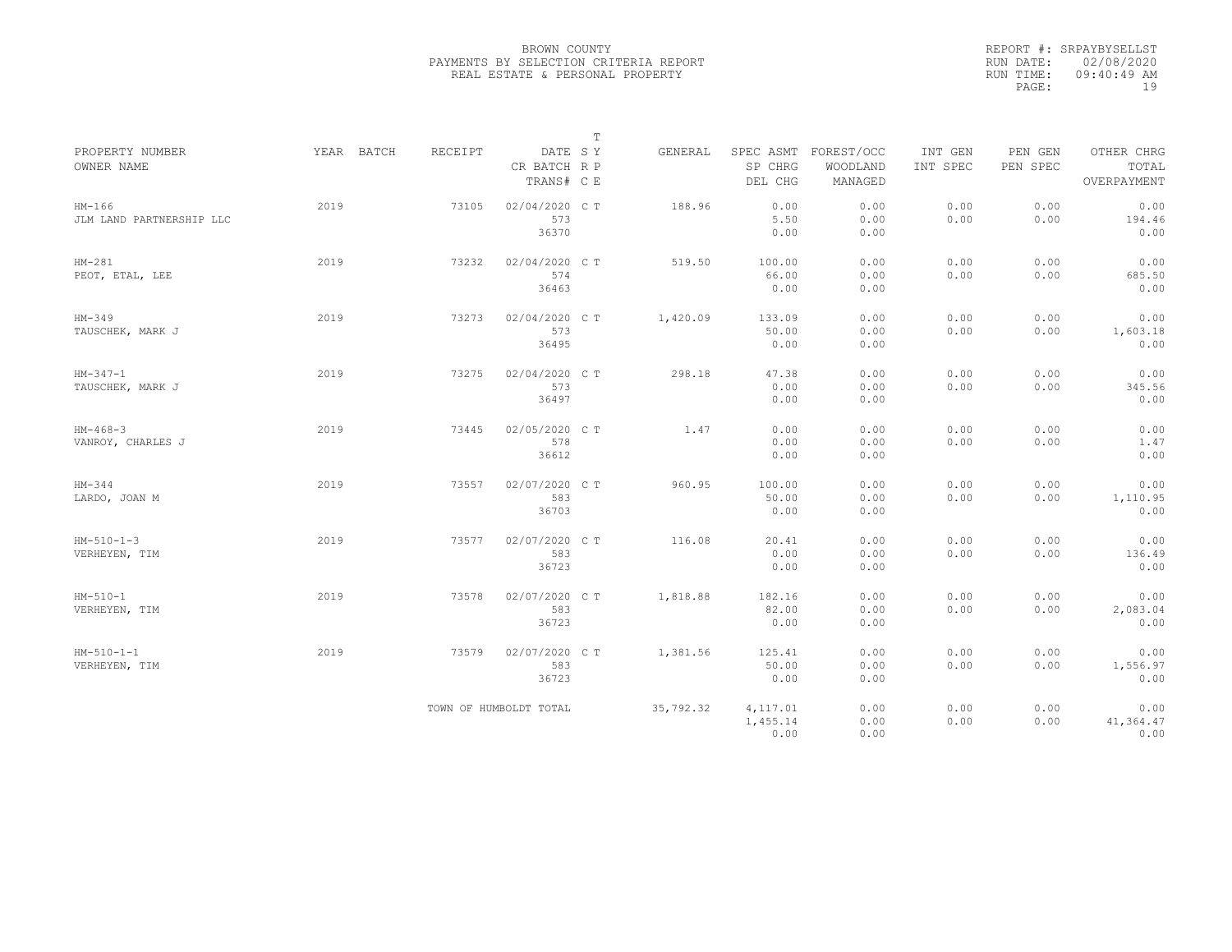BROWN COUNTY
PAYMENTS BY SELECTION CRITERIA REPORT
REAL ESTATE & PERSONAL PROPERTY

REPORT #: SRPAYBYSELLST
RUN DATE: 02/08/2020
RUN TIME: 09:40:49 AM
PAGE: 19

| PROPERTY NUMBER<br>OWNER NAME | YEAR | BATCH | RECEIPT | DATE<br>CR BATCH<br>TRANS# | T<br>S Y<br>R P<br>C E | GENERAL | SPEC ASMT<br>SP CHRG<br>DEL CHG | FOREST/OCC<br>WOODLAND<br>MANAGED | INT GEN<br>INT SPEC | PEN GEN<br>PEN SPEC | OTHER CHRG<br>TOTAL<br>OVERPAYMENT |
|---|---|---|---|---|---|---|---|---|---|---|---|
| HM-166<br>JLM LAND PARTNERSHIP LLC | 2019 | | 73105 | 02/04/2020<br>573<br>36370 | C T | 188.96 | 0.00<br>5.50<br>0.00 | 0.00<br>0.00<br>0.00 | 0.00<br>0.00 | 0.00<br>0.00 | 0.00<br>194.46<br>0.00 |
| HM-281<br>PEOT, ETAL, LEE | 2019 | | 73232 | 02/04/2020<br>574<br>36463 | C T | 519.50 | 100.00<br>66.00<br>0.00 | 0.00<br>0.00<br>0.00 | 0.00<br>0.00 | 0.00<br>0.00 | 0.00<br>685.50<br>0.00 |
| HM-349<br>TAUSCHEK, MARK J | 2019 | | 73273 | 02/04/2020<br>573<br>36495 | C T | 1,420.09 | 133.09<br>50.00<br>0.00 | 0.00<br>0.00<br>0.00 | 0.00<br>0.00 | 0.00<br>0.00 | 0.00<br>1,603.18<br>0.00 |
| HM-347-1<br>TAUSCHEK, MARK J | 2019 | | 73275 | 02/04/2020<br>573<br>36497 | C T | 298.18 | 47.38<br>0.00<br>0.00 | 0.00<br>0.00<br>0.00 | 0.00<br>0.00 | 0.00<br>0.00 | 0.00<br>345.56<br>0.00 |
| HM-468-3<br>VANROY, CHARLES J | 2019 | | 73445 | 02/05/2020<br>578<br>36612 | C T | 1.47 | 0.00<br>0.00<br>0.00 | 0.00<br>0.00<br>0.00 | 0.00<br>0.00 | 0.00<br>0.00 | 0.00<br>1.47<br>0.00 |
| HM-344<br>LARDO, JOAN M | 2019 | | 73557 | 02/07/2020<br>583<br>36703 | C T | 960.95 | 100.00<br>50.00<br>0.00 | 0.00<br>0.00<br>0.00 | 0.00<br>0.00 | 0.00<br>0.00 | 0.00<br>1,110.95<br>0.00 |
| HM-510-1-3<br>VERHEYEN, TIM | 2019 | | 73577 | 02/07/2020<br>583<br>36723 | C T | 116.08 | 20.41<br>0.00<br>0.00 | 0.00<br>0.00<br>0.00 | 0.00<br>0.00 | 0.00<br>0.00 | 0.00<br>136.49<br>0.00 |
| HM-510-1<br>VERHEYEN, TIM | 2019 | | 73578 | 02/07/2020<br>583<br>36723 | C T | 1,818.88 | 182.16<br>82.00<br>0.00 | 0.00<br>0.00<br>0.00 | 0.00<br>0.00 | 0.00<br>0.00 | 0.00<br>2,083.04<br>0.00 |
| HM-510-1-1<br>VERHEYEN, TIM | 2019 | | 73579 | 02/07/2020<br>583<br>36723 | C T | 1,381.56 | 125.41<br>50.00<br>0.00 | 0.00<br>0.00<br>0.00 | 0.00<br>0.00 | 0.00<br>0.00 | 0.00<br>1,556.97<br>0.00 |
| | | | TOWN OF HUMBOLDT TOTAL | | | 35,792.32 | 4,117.01<br>1,455.14<br>0.00 | 0.00<br>0.00<br>0.00 | 0.00<br>0.00 | 0.00<br>0.00 | 0.00<br>41,364.47<br>0.00 |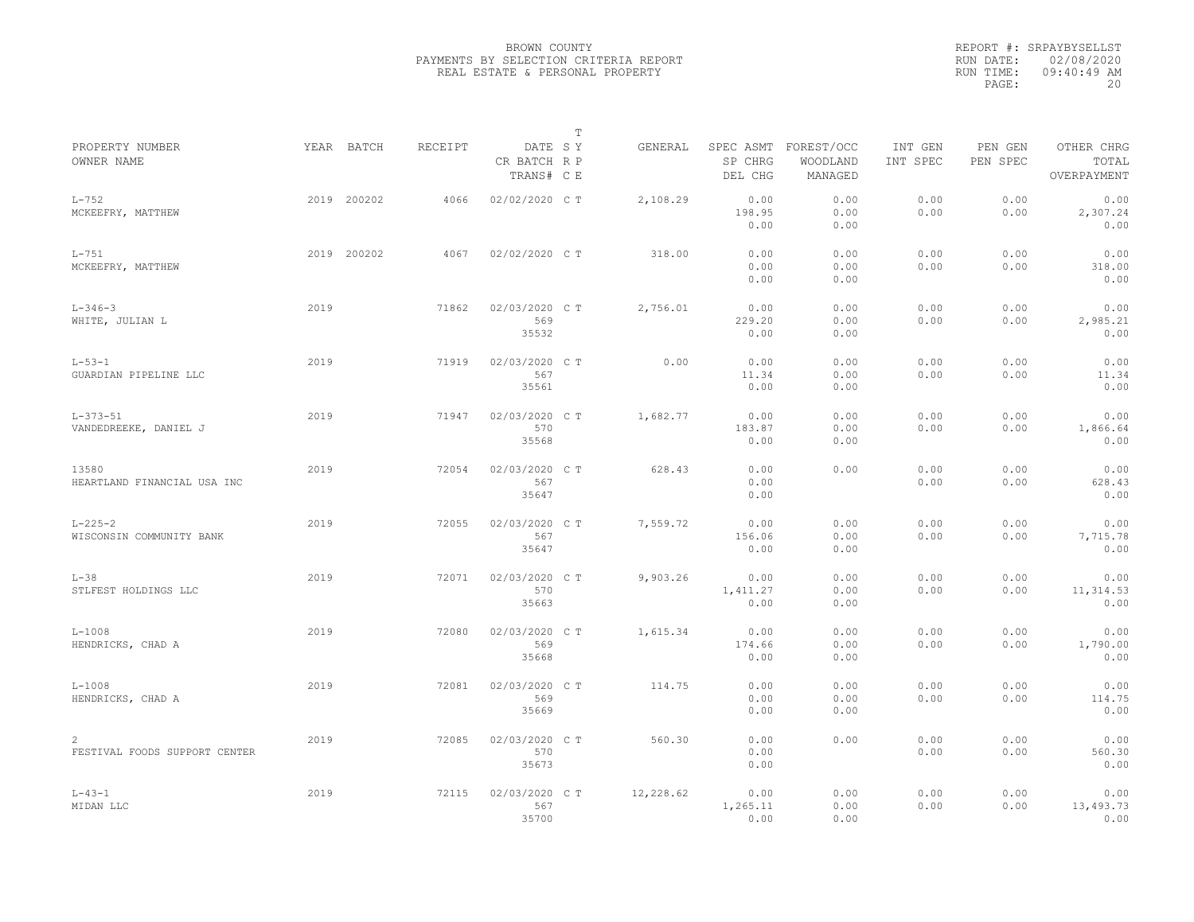BROWN COUNTY
PAYMENTS BY SELECTION CRITERIA REPORT
REAL ESTATE & PERSONAL PROPERTY

REPORT #: SRPAYBYSELLST
RUN DATE: 02/08/2020
RUN TIME: 09:40:49 AM

| PROPERTY NUMBER / OWNER NAME | YEAR | BATCH | RECEIPT | DATE / CR BATCH / TRANS# | T S Y R P C E | GENERAL | SPEC ASMT / SP CHRG / DEL CHG | FOREST/OCC / WOODLAND / MANAGED | INT GEN / INT SPEC | PEN GEN / PEN SPEC | OTHER CHRG / TOTAL / OVERPAYMENT |
|---|---|---|---|---|---|---|---|---|---|---|---|
| L-752 / MCKEEFRY, MATTHEW | 2019 | 200202 | 4066 | 02/02/2020 | C T | 2,108.29 | 0.00 / 198.95 / 0.00 | 0.00 / 0.00 / 0.00 | 0.00 / 0.00 | 0.00 / 0.00 | 0.00 / 2,307.24 / 0.00 |
| L-751 / MCKEEFRY, MATTHEW | 2019 | 200202 | 4067 | 02/02/2020 | C T | 318.00 | 0.00 / 0.00 / 0.00 | 0.00 / 0.00 / 0.00 | 0.00 / 0.00 | 0.00 / 0.00 | 0.00 / 318.00 / 0.00 |
| L-346-3 / WHITE, JULIAN L | 2019 | | 71862 | 02/03/2020 / 569 / 35532 | C T | 2,756.01 | 0.00 / 229.20 / 0.00 | 0.00 / 0.00 / 0.00 | 0.00 / 0.00 | 0.00 / 0.00 | 0.00 / 2,985.21 / 0.00 |
| L-53-1 / GUARDIAN PIPELINE LLC | 2019 | | 71919 | 02/03/2020 / 567 / 35561 | C T | 0.00 | 0.00 / 11.34 / 0.00 | 0.00 / 0.00 / 0.00 | 0.00 / 0.00 | 0.00 / 0.00 | 0.00 / 11.34 / 0.00 |
| L-373-51 / VANDEDREEKE, DANIEL J | 2019 | | 71947 | 02/03/2020 / 570 / 35568 | C T | 1,682.77 | 0.00 / 183.87 / 0.00 | 0.00 / 0.00 / 0.00 | 0.00 / 0.00 | 0.00 / 0.00 | 0.00 / 1,866.64 / 0.00 |
| 13580 / HEARTLAND FINANCIAL USA INC | 2019 | | 72054 | 02/03/2020 / 567 / 35647 | C T | 628.43 | 0.00 / 0.00 / 0.00 | 0.00 | 0.00 / 0.00 | 0.00 / 0.00 | 0.00 / 628.43 / 0.00 |
| L-225-2 / WISCONSIN COMMUNITY BANK | 2019 | | 72055 | 02/03/2020 / 567 / 35647 | C T | 7,559.72 | 0.00 / 156.06 / 0.00 | 0.00 / 0.00 / 0.00 | 0.00 / 0.00 | 0.00 / 0.00 | 0.00 / 7,715.78 / 0.00 |
| L-38 / STLFEST HOLDINGS LLC | 2019 | | 72071 | 02/03/2020 / 570 / 35663 | C T | 9,903.26 | 0.00 / 1,411.27 / 0.00 | 0.00 / 0.00 / 0.00 | 0.00 / 0.00 | 0.00 / 0.00 | 0.00 / 11,314.53 / 0.00 |
| L-1008 / HENDRICKS, CHAD A | 2019 | | 72080 | 02/03/2020 / 569 / 35668 | C T | 1,615.34 | 0.00 / 174.66 / 0.00 | 0.00 / 0.00 / 0.00 | 0.00 / 0.00 | 0.00 / 0.00 | 0.00 / 1,790.00 / 0.00 |
| L-1008 / HENDRICKS, CHAD A | 2019 | | 72081 | 02/03/2020 / 569 / 35669 | C T | 114.75 | 0.00 / 0.00 / 0.00 | 0.00 / 0.00 / 0.00 | 0.00 / 0.00 | 0.00 / 0.00 | 0.00 / 114.75 / 0.00 |
| 2 / FESTIVAL FOODS SUPPORT CENTER | 2019 | | 72085 | 02/03/2020 / 570 / 35673 | C T | 560.30 | 0.00 / 0.00 / 0.00 | 0.00 | 0.00 / 0.00 | 0.00 / 0.00 | 0.00 / 560.30 / 0.00 |
| L-43-1 / MIDAN LLC | 2019 | | 72115 | 02/03/2020 / 567 / 35700 | C T | 12,228.62 | 0.00 / 1,265.11 / 0.00 | 0.00 / 0.00 / 0.00 | 0.00 / 0.00 | 0.00 / 0.00 | 0.00 / 13,493.73 / 0.00 |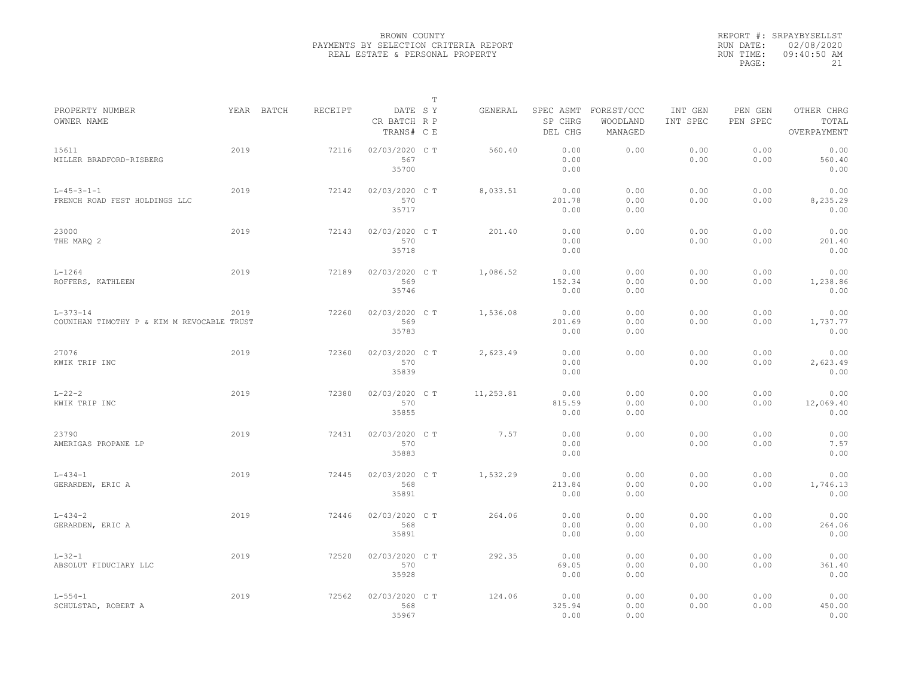BROWN COUNTY
PAYMENTS BY SELECTION CRITERIA REPORT
REAL ESTATE & PERSONAL PROPERTY

REPORT #: SRPAYBYSELLST
RUN DATE: 02/08/2020
RUN TIME: 09:40:50 AM

| PROPERTY NUMBER / OWNER NAME | YEAR | BATCH | RECEIPT | DATE / CR BATCH / TRANS# | T SY RP CE | GENERAL | SPEC ASMT / SP CHRG / DEL CHG | FOREST/OCC / WOODLAND / MANAGED | INT GEN / INT SPEC | PEN GEN / PEN SPEC | OTHER CHRG / TOTAL / OVERPAYMENT |
|---|---|---|---|---|---|---|---|---|---|---|---|
| 15611 / MILLER BRADFORD-RISBERG | 2019 | | 72116 | 02/03/2020 / 567 / 35700 | C T | 560.40 | 0.00 / 0.00 / 0.00 | 0.00 | 0.00 / 0.00 | 0.00 / 0.00 | 0.00 / 560.40 / 0.00 |
| L-45-3-1-1 / FRENCH ROAD FEST HOLDINGS LLC | 2019 | | 72142 | 02/03/2020 / 570 / 35717 | C T | 8,033.51 | 0.00 / 201.78 / 0.00 | 0.00 / 0.00 / 0.00 | 0.00 / 0.00 | 0.00 / 0.00 | 0.00 / 8,235.29 / 0.00 |
| 23000 / THE MARQ 2 | 2019 | | 72143 | 02/03/2020 / 570 / 35718 | C T | 201.40 | 0.00 / 0.00 / 0.00 | 0.00 | 0.00 / 0.00 | 0.00 / 0.00 | 0.00 / 201.40 / 0.00 |
| L-1264 / ROFFERS, KATHLEEN | 2019 | | 72189 | 02/03/2020 / 569 / 35746 | C T | 1,086.52 | 0.00 / 152.34 / 0.00 | 0.00 / 0.00 / 0.00 | 0.00 / 0.00 | 0.00 / 0.00 | 0.00 / 1,238.86 / 0.00 |
| L-373-14 / COUNIHAN TIMOTHY P & KIM M REVOCABLE TRUST | 2019 | | 72260 | 02/03/2020 / 569 / 35783 | C T | 1,536.08 | 0.00 / 201.69 / 0.00 | 0.00 / 0.00 / 0.00 | 0.00 / 0.00 | 0.00 / 0.00 | 0.00 / 1,737.77 / 0.00 |
| 27076 / KWIK TRIP INC | 2019 | | 72360 | 02/03/2020 / 570 / 35839 | C T | 2,623.49 | 0.00 / 0.00 / 0.00 | 0.00 | 0.00 / 0.00 | 0.00 / 0.00 | 0.00 / 2,623.49 / 0.00 |
| L-22-2 / KWIK TRIP INC | 2019 | | 72380 | 02/03/2020 / 570 / 35855 | C T | 11,253.81 | 0.00 / 815.59 / 0.00 | 0.00 / 0.00 / 0.00 | 0.00 / 0.00 | 0.00 / 0.00 | 0.00 / 12,069.40 / 0.00 |
| 23790 / AMERIGAS PROPANE LP | 2019 | | 72431 | 02/03/2020 / 570 / 35883 | C T | 7.57 | 0.00 / 0.00 / 0.00 | 0.00 | 0.00 / 0.00 | 0.00 / 0.00 | 0.00 / 7.57 / 0.00 |
| L-434-1 / GERARDEN, ERIC A | 2019 | | 72445 | 02/03/2020 / 568 / 35891 | C T | 1,532.29 | 0.00 / 213.84 / 0.00 | 0.00 / 0.00 / 0.00 | 0.00 / 0.00 | 0.00 / 0.00 | 0.00 / 1,746.13 / 0.00 |
| L-434-2 / GERARDEN, ERIC A | 2019 | | 72446 | 02/03/2020 / 568 / 35891 | C T | 264.06 | 0.00 / 0.00 / 0.00 | 0.00 / 0.00 / 0.00 | 0.00 / 0.00 | 0.00 / 0.00 | 0.00 / 264.06 / 0.00 |
| L-32-1 / ABSOLUT FIDUCIARY LLC | 2019 | | 72520 | 02/03/2020 / 570 / 35928 | C T | 292.35 | 0.00 / 69.05 / 0.00 | 0.00 / 0.00 / 0.00 | 0.00 / 0.00 | 0.00 / 0.00 | 0.00 / 361.40 / 0.00 |
| L-554-1 / SCHULSTAD, ROBERT A | 2019 | | 72562 | 02/03/2020 / 568 / 35967 | C T | 124.06 | 0.00 / 325.94 / 0.00 | 0.00 / 0.00 / 0.00 | 0.00 / 0.00 | 0.00 / 0.00 | 0.00 / 450.00 / 0.00 |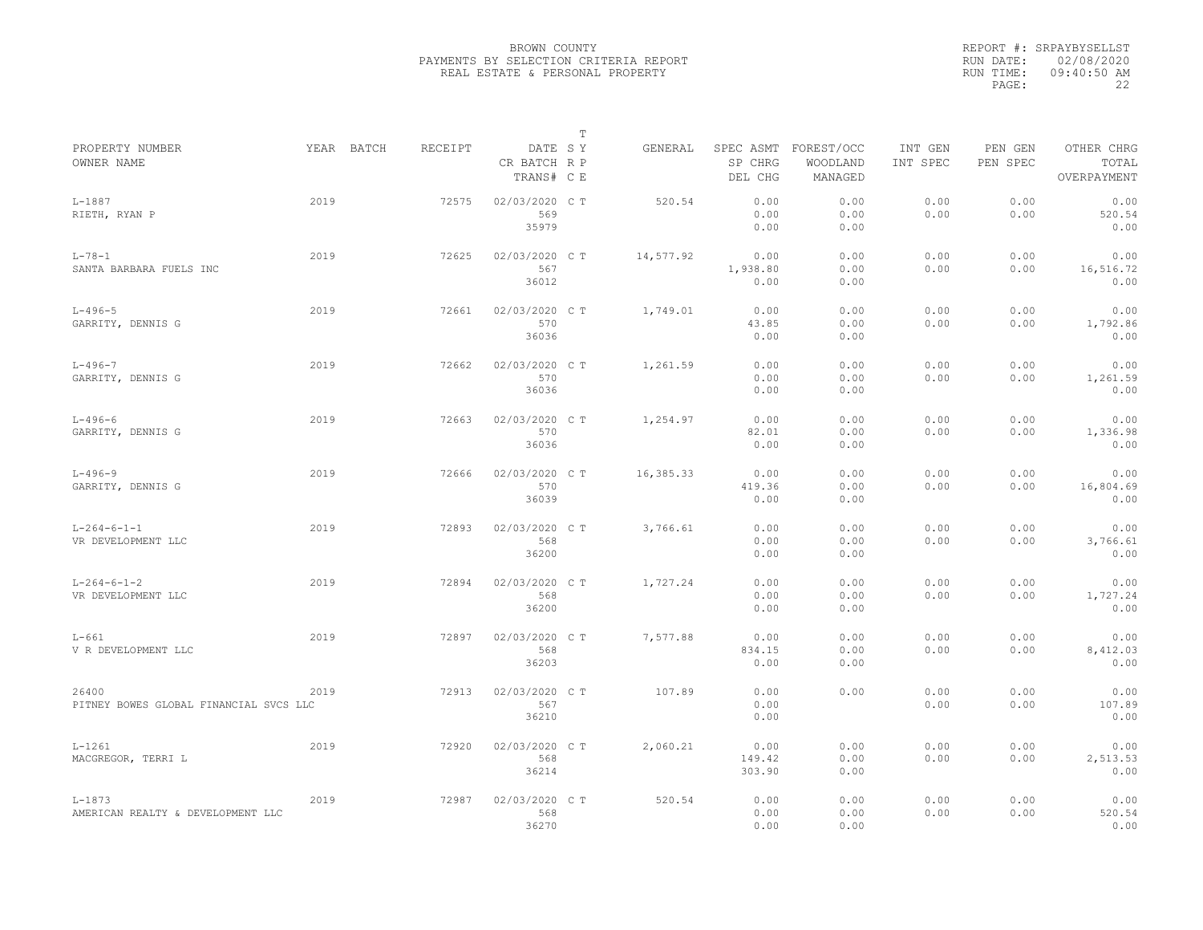BROWN COUNTY
PAYMENTS BY SELECTION CRITERIA REPORT
REAL ESTATE & PERSONAL PROPERTY

REPORT #: SRPAYBYSELLST
RUN DATE: 02/08/2020
RUN TIME: 09:40:50 AM

| PROPERTY NUMBER / OWNER NAME | YEAR | BATCH | RECEIPT | DATE / CR BATCH / TRANS# | T S Y R P C E | GENERAL | SPEC ASMT / SP CHRG / DEL CHG | FOREST/OCC / WOODLAND / MANAGED | INT GEN / INT SPEC | PEN GEN / PEN SPEC | OTHER CHRG / TOTAL / OVERPAYMENT |
|---|---|---|---|---|---|---|---|---|---|---|---|
| L-1887 / RIETH, RYAN P | 2019 | | 72575 | 02/03/2020 / 569 / 35979 | C T | 520.54 | 0.00 / 0.00 / 0.00 | 0.00 / 0.00 / 0.00 | 0.00 / 0.00 | 0.00 / 0.00 | 0.00 / 520.54 / 0.00 |
| L-78-1 / SANTA BARBARA FUELS INC | 2019 | | 72625 | 02/03/2020 / 567 / 36012 | C T | 14,577.92 | 0.00 / 1,938.80 / 0.00 | 0.00 / 0.00 / 0.00 | 0.00 / 0.00 | 0.00 / 0.00 | 0.00 / 16,516.72 / 0.00 |
| L-496-5 / GARRITY, DENNIS G | 2019 | | 72661 | 02/03/2020 / 570 / 36036 | C T | 1,749.01 | 0.00 / 43.85 / 0.00 | 0.00 / 0.00 / 0.00 | 0.00 / 0.00 | 0.00 / 0.00 | 0.00 / 1,792.86 / 0.00 |
| L-496-7 / GARRITY, DENNIS G | 2019 | | 72662 | 02/03/2020 / 570 / 36036 | C T | 1,261.59 | 0.00 / 0.00 / 0.00 | 0.00 / 0.00 / 0.00 | 0.00 / 0.00 | 0.00 / 0.00 | 0.00 / 1,261.59 / 0.00 |
| L-496-6 / GARRITY, DENNIS G | 2019 | | 72663 | 02/03/2020 / 570 / 36036 | C T | 1,254.97 | 0.00 / 82.01 / 0.00 | 0.00 / 0.00 / 0.00 | 0.00 / 0.00 | 0.00 / 0.00 | 0.00 / 1,336.98 / 0.00 |
| L-496-9 / GARRITY, DENNIS G | 2019 | | 72666 | 02/03/2020 / 570 / 36039 | C T | 16,385.33 | 0.00 / 419.36 / 0.00 | 0.00 / 0.00 / 0.00 | 0.00 / 0.00 | 0.00 / 0.00 | 0.00 / 16,804.69 / 0.00 |
| L-264-6-1-1 / VR DEVELOPMENT LLC | 2019 | | 72893 | 02/03/2020 / 568 / 36200 | C T | 3,766.61 | 0.00 / 0.00 / 0.00 | 0.00 / 0.00 / 0.00 | 0.00 / 0.00 | 0.00 / 0.00 | 0.00 / 3,766.61 / 0.00 |
| L-264-6-1-2 / VR DEVELOPMENT LLC | 2019 | | 72894 | 02/03/2020 / 568 / 36200 | C T | 1,727.24 | 0.00 / 0.00 / 0.00 | 0.00 / 0.00 / 0.00 | 0.00 / 0.00 | 0.00 / 0.00 | 0.00 / 1,727.24 / 0.00 |
| L-661 / V R DEVELOPMENT LLC | 2019 | | 72897 | 02/03/2020 / 568 / 36203 | C T | 7,577.88 | 0.00 / 834.15 / 0.00 | 0.00 / 0.00 / 0.00 | 0.00 / 0.00 | 0.00 / 0.00 | 0.00 / 8,412.03 / 0.00 |
| 26400 / PITNEY BOWES GLOBAL FINANCIAL SVCS LLC | 2019 | | 72913 | 02/03/2020 / 567 / 36210 | C T | 107.89 | 0.00 / 0.00 / 0.00 | 0.00 | 0.00 / 0.00 | 0.00 / 0.00 | 0.00 / 107.89 / 0.00 |
| L-1261 / MACGREGOR, TERRI L | 2019 | | 72920 | 02/03/2020 / 568 / 36214 | C T | 2,060.21 | 0.00 / 149.42 / 303.90 | 0.00 / 0.00 / 0.00 | 0.00 / 0.00 | 0.00 / 0.00 | 0.00 / 2,513.53 / 0.00 |
| L-1873 / AMERICAN REALTY & DEVELOPMENT LLC | 2019 | | 72987 | 02/03/2020 / 568 / 36270 | C T | 520.54 | 0.00 / 0.00 / 0.00 | 0.00 / 0.00 / 0.00 | 0.00 / 0.00 | 0.00 / 0.00 | 0.00 / 520.54 / 0.00 |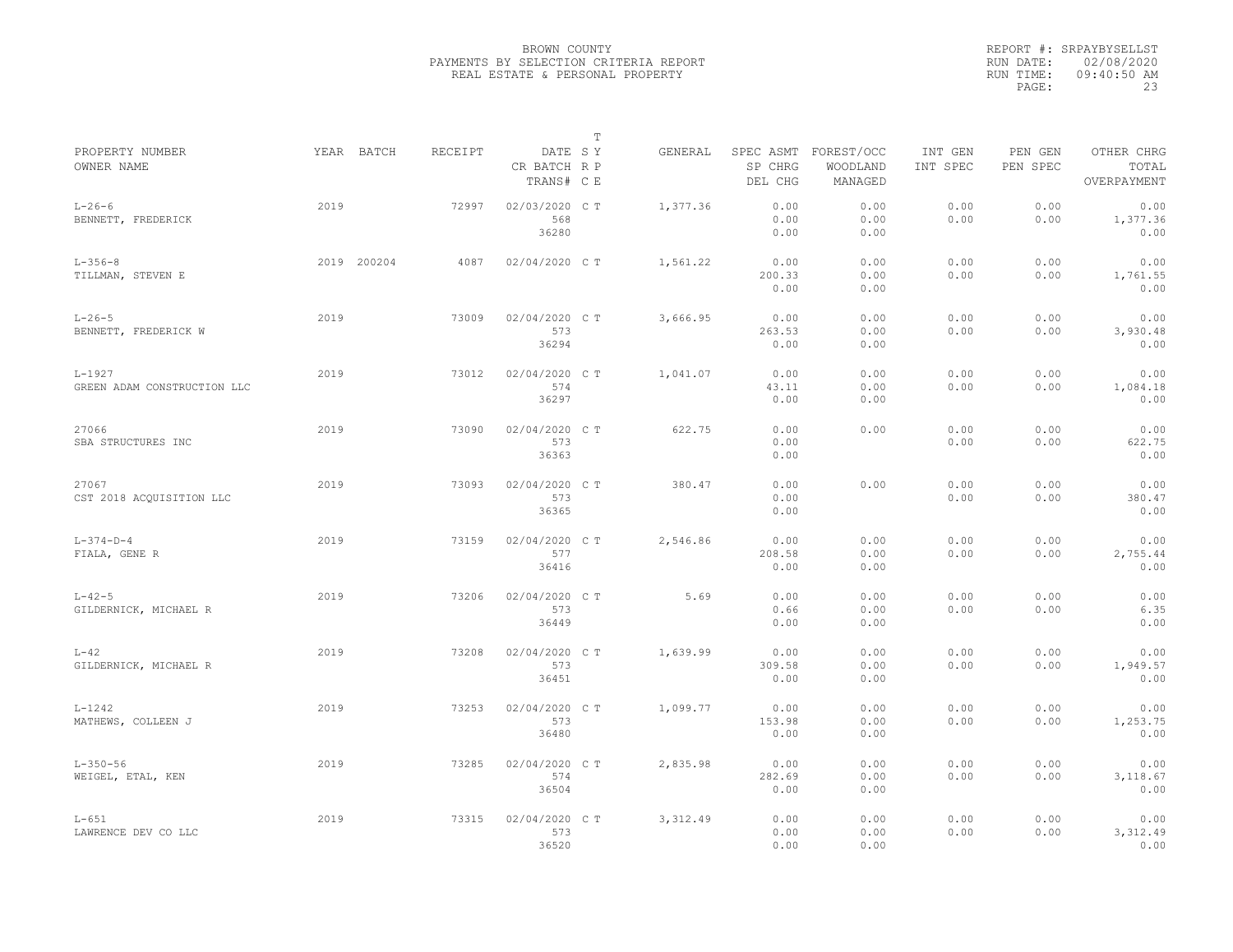BROWN COUNTY
PAYMENTS BY SELECTION CRITERIA REPORT
REAL ESTATE & PERSONAL PROPERTY

REPORT #: SRPAYBYSELLST
RUN DATE: 02/08/2020
RUN TIME: 09:40:50 AM

| PROPERTY NUMBER<br>OWNER NAME | YEAR | BATCH | RECEIPT | DATE<br>CR BATCH<br>TRANS# | T<br>S Y<br>R P<br>C E | GENERAL | SPEC ASMT<br>SP CHRG<br>DEL CHG | FOREST/OCC<br>WOODLAND<br>MANAGED | INT GEN<br>INT SPEC | PEN GEN<br>PEN SPEC | OTHER CHRG<br>TOTAL<br>OVERPAYMENT |
|---|---|---|---|---|---|---|---|---|---|---|---|
| L-26-6<br>BENNETT, FREDERICK | 2019 | | 72997 | 02/03/2020<br>568<br>36280 | C T | 1,377.36 | 0.00<br>0.00<br>0.00 | 0.00<br>0.00<br>0.00 | 0.00<br>0.00 | 0.00<br>0.00 | 0.00<br>1,377.36<br>0.00 |
| L-356-8<br>TILLMAN, STEVEN E | 2019 | 200204 | 4087 | 02/04/2020 | C T | 1,561.22 | 0.00<br>200.33<br>0.00 | 0.00<br>0.00<br>0.00 | 0.00<br>0.00 | 0.00<br>0.00 | 0.00<br>1,761.55<br>0.00 |
| L-26-5<br>BENNETT, FREDERICK W | 2019 | | 73009 | 02/04/2020<br>573<br>36294 | C T | 3,666.95 | 0.00<br>263.53<br>0.00 | 0.00<br>0.00<br>0.00 | 0.00<br>0.00 | 0.00<br>0.00 | 0.00<br>3,930.48<br>0.00 |
| L-1927<br>GREEN ADAM CONSTRUCTION LLC | 2019 | | 73012 | 02/04/2020<br>574<br>36297 | C T | 1,041.07 | 0.00<br>43.11<br>0.00 | 0.00<br>0.00<br>0.00 | 0.00<br>0.00 | 0.00<br>0.00 | 0.00<br>1,084.18<br>0.00 |
| 27066<br>SBA STRUCTURES INC | 2019 | | 73090 | 02/04/2020<br>573<br>36363 | C T | 622.75 | 0.00<br>0.00<br>0.00 | 0.00 | 0.00<br>0.00 | 0.00<br>0.00 | 0.00<br>622.75<br>0.00 |
| 27067<br>CST 2018 ACQUISITION LLC | 2019 | | 73093 | 02/04/2020<br>573<br>36365 | C T | 380.47 | 0.00<br>0.00<br>0.00 | 0.00 | 0.00<br>0.00 | 0.00<br>0.00 | 0.00<br>380.47<br>0.00 |
| L-374-D-4<br>FIALA, GENE R | 2019 | | 73159 | 02/04/2020<br>577<br>36416 | C T | 2,546.86 | 0.00<br>208.58<br>0.00 | 0.00<br>0.00<br>0.00 | 0.00<br>0.00 | 0.00<br>0.00 | 0.00<br>2,755.44<br>0.00 |
| L-42-5<br>GILDERNICK, MICHAEL R | 2019 | | 73206 | 02/04/2020<br>573<br>36449 | C T | 5.69 | 0.00<br>0.66<br>0.00 | 0.00<br>0.00<br>0.00 | 0.00<br>0.00 | 0.00<br>0.00 | 0.00<br>6.35<br>0.00 |
| L-42<br>GILDERNICK, MICHAEL R | 2019 | | 73208 | 02/04/2020<br>573<br>36451 | C T | 1,639.99 | 0.00<br>309.58<br>0.00 | 0.00<br>0.00<br>0.00 | 0.00<br>0.00 | 0.00<br>0.00 | 0.00<br>1,949.57<br>0.00 |
| L-1242<br>MATHEWS, COLLEEN J | 2019 | | 73253 | 02/04/2020<br>573<br>36480 | C T | 1,099.77 | 0.00<br>153.98<br>0.00 | 0.00<br>0.00<br>0.00 | 0.00<br>0.00 | 0.00<br>0.00 | 0.00<br>1,253.75<br>0.00 |
| L-350-56<br>WEIGEL, ETAL, KEN | 2019 | | 73285 | 02/04/2020<br>574<br>36504 | C T | 2,835.98 | 0.00<br>282.69<br>0.00 | 0.00<br>0.00<br>0.00 | 0.00<br>0.00 | 0.00<br>0.00 | 0.00<br>3,118.67<br>0.00 |
| L-651<br>LAWRENCE DEV CO LLC | 2019 | | 73315 | 02/04/2020<br>573<br>36520 | C T | 3,312.49 | 0.00<br>0.00<br>0.00 | 0.00<br>0.00<br>0.00 | 0.00<br>0.00 | 0.00<br>0.00 | 0.00<br>3,312.49<br>0.00 |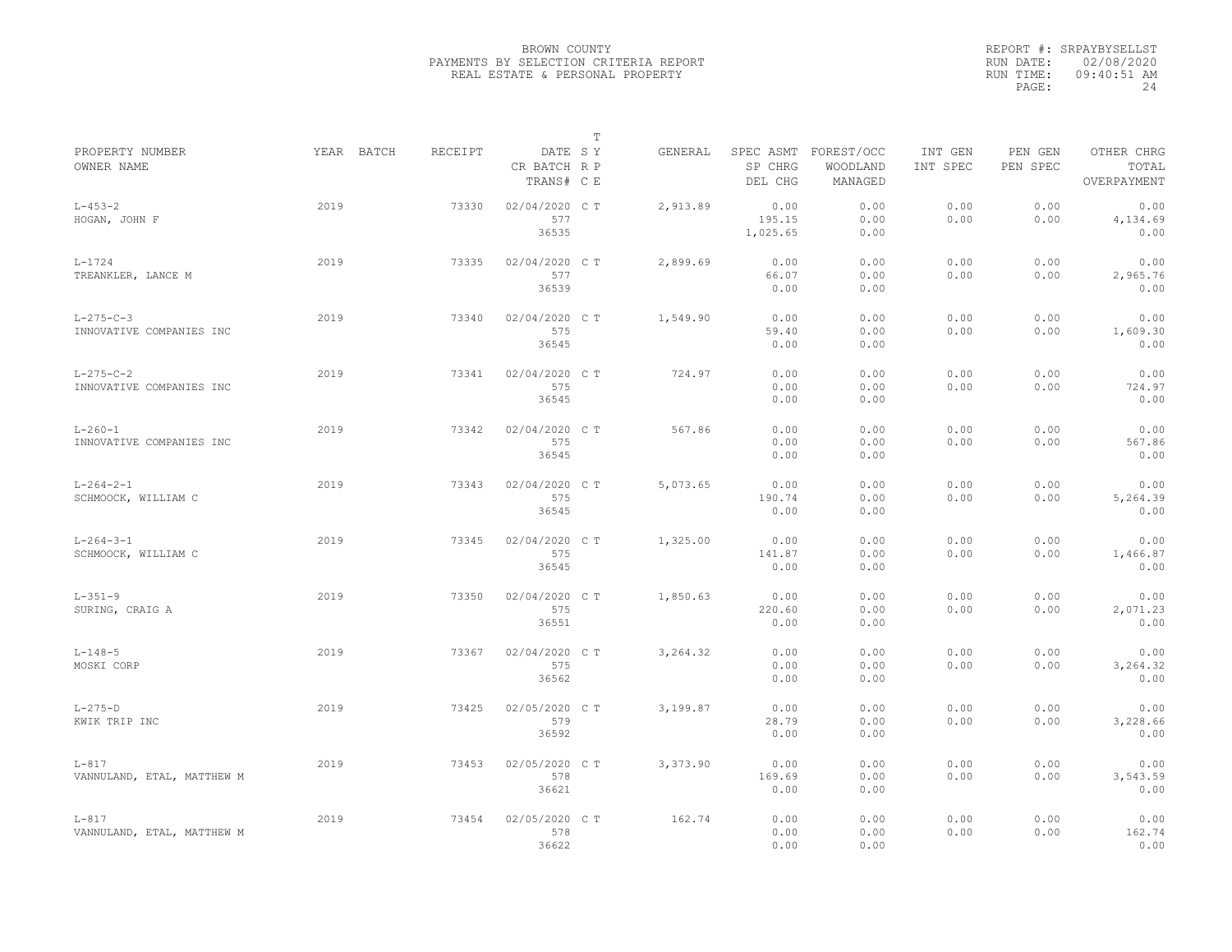BROWN COUNTY
PAYMENTS BY SELECTION CRITERIA REPORT
REAL ESTATE & PERSONAL PROPERTY

REPORT #: SRPAYBYSELLST
RUN DATE: 02/08/2020
RUN TIME: 09:40:51 AM
PAGE: 24

| PROPERTY NUMBER<br>OWNER NAME | YEAR | BATCH | RECEIPT | DATE<br>CR BATCH<br>TRANS# | T<br>SY<br>RP<br>CE | GENERAL | SPEC ASMT<br>SP CHRG<br>DEL CHG | FOREST/OCC<br>WOODLAND<br>MANAGED | INT GEN<br>INT SPEC | PEN GEN<br>PEN SPEC | OTHER CHRG<br>TOTAL<br>OVERPAYMENT |
|---|---|---|---|---|---|---|---|---|---|---|---|
| L-453-2<br>HOGAN, JOHN F | 2019 | | 73330 | 02/04/2020<br>577<br>36535 | C T | 2,913.89 | 0.00<br>195.15<br>1,025.65 | 0.00<br>0.00<br>0.00 | 0.00<br>0.00 | 0.00<br>0.00 | 0.00<br>4,134.69<br>0.00 |
| L-1724<br>TREANKLER, LANCE M | 2019 | | 73335 | 02/04/2020<br>577<br>36539 | C T | 2,899.69 | 0.00<br>66.07<br>0.00 | 0.00<br>0.00<br>0.00 | 0.00<br>0.00 | 0.00<br>0.00 | 0.00<br>2,965.76<br>0.00 |
| L-275-C-3<br>INNOVATIVE COMPANIES INC | 2019 | | 73340 | 02/04/2020<br>575<br>36545 | C T | 1,549.90 | 0.00<br>59.40<br>0.00 | 0.00<br>0.00<br>0.00 | 0.00<br>0.00 | 0.00<br>0.00 | 0.00<br>1,609.30<br>0.00 |
| L-275-C-2<br>INNOVATIVE COMPANIES INC | 2019 | | 73341 | 02/04/2020<br>575<br>36545 | C T | 724.97 | 0.00<br>0.00<br>0.00 | 0.00<br>0.00<br>0.00 | 0.00<br>0.00 | 0.00<br>0.00 | 0.00<br>724.97<br>0.00 |
| L-260-1<br>INNOVATIVE COMPANIES INC | 2019 | | 73342 | 02/04/2020<br>575<br>36545 | C T | 567.86 | 0.00<br>0.00<br>0.00 | 0.00<br>0.00<br>0.00 | 0.00<br>0.00 | 0.00<br>0.00 | 0.00<br>567.86<br>0.00 |
| L-264-2-1<br>SCHMOOCK, WILLIAM C | 2019 | | 73343 | 02/04/2020<br>575<br>36545 | C T | 5,073.65 | 0.00<br>190.74<br>0.00 | 0.00<br>0.00<br>0.00 | 0.00<br>0.00 | 0.00<br>0.00 | 0.00<br>5,264.39<br>0.00 |
| L-264-3-1<br>SCHMOOCK, WILLIAM C | 2019 | | 73345 | 02/04/2020<br>575<br>36545 | C T | 1,325.00 | 0.00<br>141.87<br>0.00 | 0.00<br>0.00<br>0.00 | 0.00<br>0.00 | 0.00<br>0.00 | 0.00<br>1,466.87<br>0.00 |
| L-351-9<br>SURING, CRAIG A | 2019 | | 73350 | 02/04/2020<br>575<br>36551 | C T | 1,850.63 | 0.00<br>220.60<br>0.00 | 0.00<br>0.00<br>0.00 | 0.00<br>0.00 | 0.00<br>0.00 | 0.00<br>2,071.23<br>0.00 |
| L-148-5<br>MOSKI CORP | 2019 | | 73367 | 02/04/2020<br>575<br>36562 | C T | 3,264.32 | 0.00<br>0.00<br>0.00 | 0.00<br>0.00<br>0.00 | 0.00<br>0.00 | 0.00<br>0.00 | 0.00<br>3,264.32<br>0.00 |
| L-275-D<br>KWIK TRIP INC | 2019 | | 73425 | 02/05/2020<br>579<br>36592 | C T | 3,199.87 | 0.00<br>28.79<br>0.00 | 0.00<br>0.00<br>0.00 | 0.00<br>0.00 | 0.00<br>0.00 | 0.00<br>3,228.66<br>0.00 |
| L-817<br>VANNULAND, ETAL, MATTHEW M | 2019 | | 73453 | 02/05/2020<br>578<br>36621 | C T | 3,373.90 | 0.00<br>169.69<br>0.00 | 0.00<br>0.00<br>0.00 | 0.00<br>0.00 | 0.00<br>0.00 | 0.00<br>3,543.59<br>0.00 |
| L-817<br>VANNULAND, ETAL, MATTHEW M | 2019 | | 73454 | 02/05/2020<br>578<br>36622 | C T | 162.74 | 0.00<br>0.00<br>0.00 | 0.00<br>0.00<br>0.00 | 0.00<br>0.00 | 0.00<br>0.00 | 0.00<br>162.74<br>0.00 |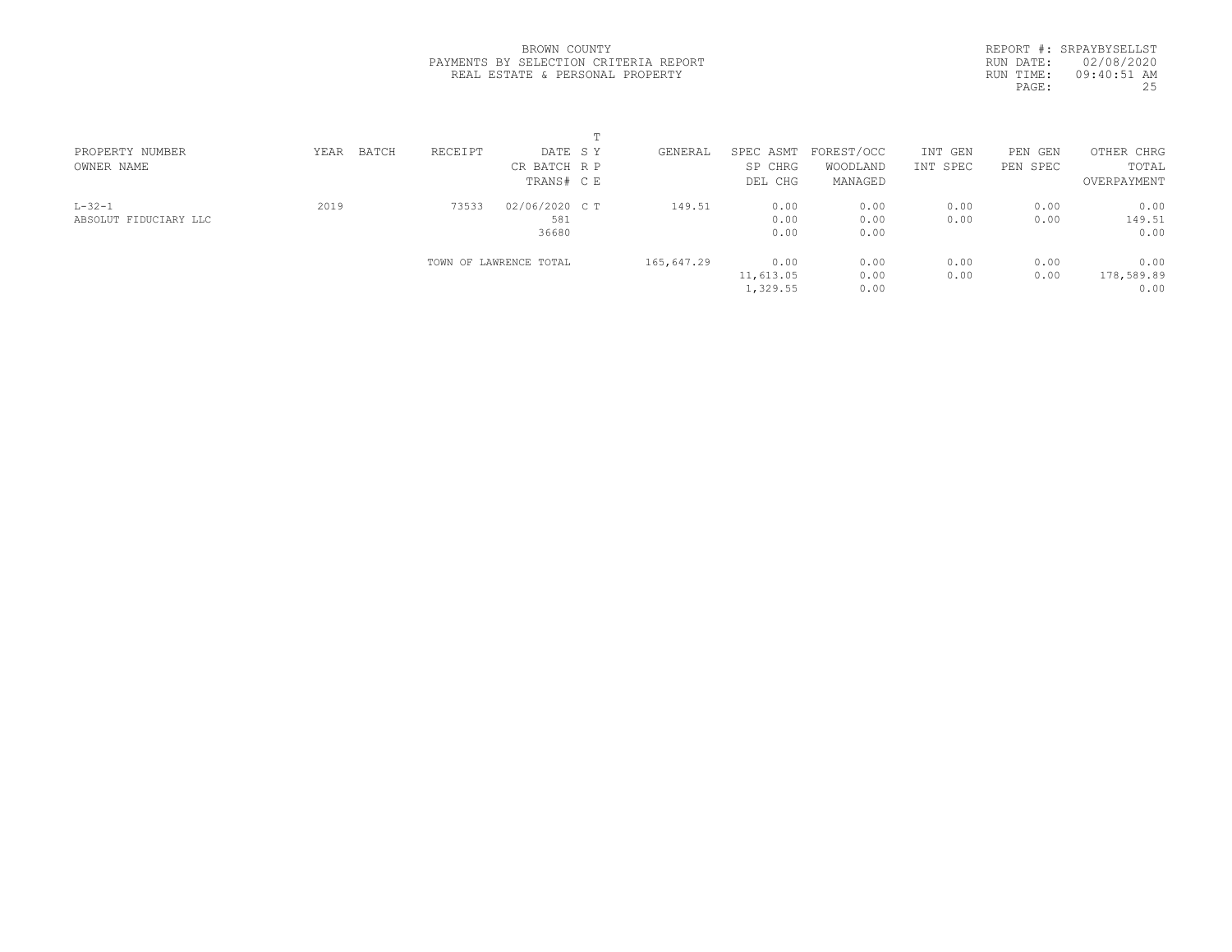BROWN COUNTY
PAYMENTS BY SELECTION CRITERIA REPORT
REAL ESTATE & PERSONAL PROPERTY

REPORT #: SRPAYBYSELLST
RUN DATE: 02/08/2020
RUN TIME: 09:40:51 AM
PAGE: 25

| PROPERTY NUMBER<br>OWNER NAME | YEAR | BATCH | RECEIPT | DATE<br>CR BATCH<br>TRANS# | T<br>S Y<br>R P<br>C E | GENERAL | SPEC ASMT<br>SP CHRG<br>DEL CHG | FOREST/OCC<br>WOODLAND<br>MANAGED | INT GEN<br>INT SPEC | PEN GEN<br>PEN SPEC | OTHER CHRG<br>TOTAL<br>OVERPAYMENT |
|---|---|---|---|---|---|---|---|---|---|---|---|
| L-32-1<br>ABSOLUT FIDUCIARY LLC | 2019 | | 73533 | 02/06/2020<br>581<br>36680 | C T | 149.51 | 0.00<br>0.00<br>0.00 | 0.00<br>0.00<br>0.00 | 0.00<br>0.00 | 0.00<br>0.00 | 0.00<br>149.51<br>0.00 |
| | | | TOWN OF LAWRENCE TOTAL | | | 165,647.29 | 0.00<br>11,613.05<br>1,329.55 | 0.00<br>0.00<br>0.00 | 0.00<br>0.00 | 0.00<br>0.00 | 0.00<br>178,589.89<br>0.00 |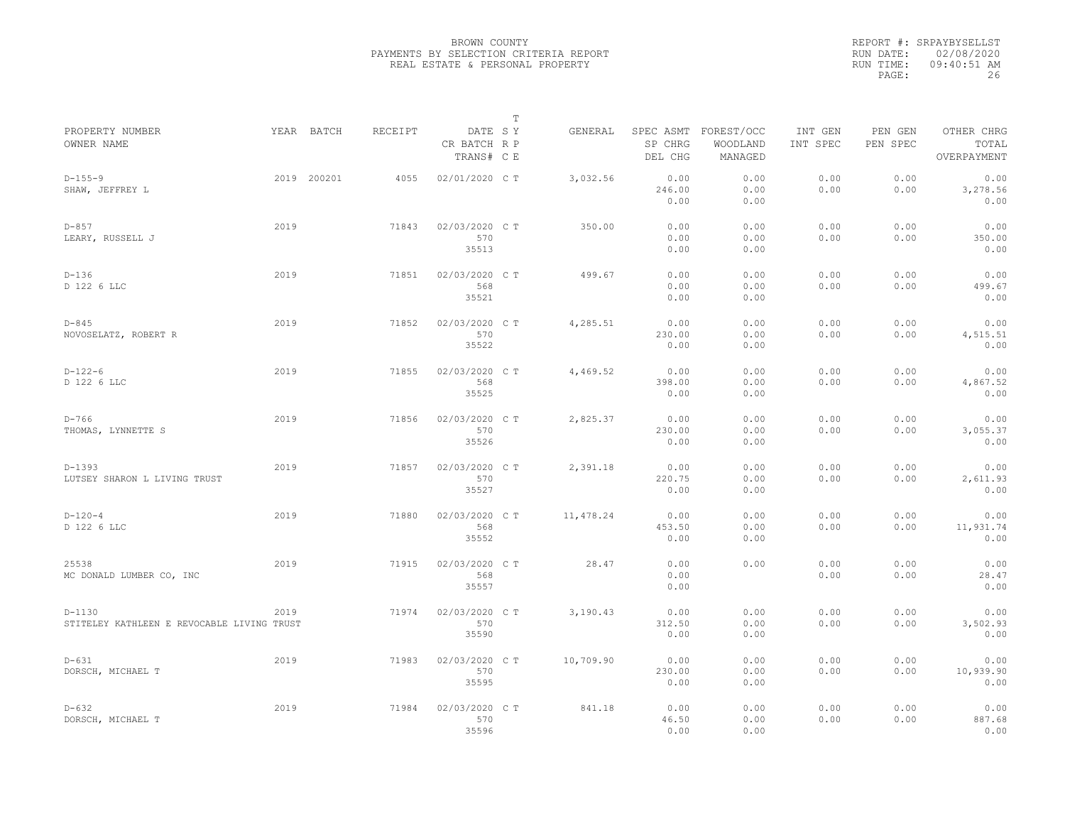# BROWN COUNTY
## PAYMENTS BY SELECTION CRITERIA REPORT
### REAL ESTATE & PERSONAL PROPERTY

REPORT #: SRPAYBYSELLST
RUN DATE: 02/08/2020
RUN TIME: 09:40:51 AM

| PROPERTY NUMBER / OWNER NAME | YEAR | BATCH | RECEIPT | DATE / CR BATCH / TRANS# | T S Y R P C E | GENERAL | SPEC ASMT / SP CHRG / DEL CHG | FOREST/OCC / WOODLAND / MANAGED | INT GEN / INT SPEC | PEN GEN / PEN SPEC | OTHER CHRG / TOTAL / OVERPAYMENT |
|---|---|---|---|---|---|---|---|---|---|---|---|
| D-155-9 / SHAW, JEFFREY L | 2019 | 200201 | 4055 | 02/01/2020 | C T | 3,032.56 | 0.00 / 246.00 / 0.00 | 0.00 / 0.00 / 0.00 | 0.00 / 0.00 | 0.00 / 0.00 | 0.00 / 3,278.56 / 0.00 |
| D-857 / LEARY, RUSSELL J | 2019 | | 71843 | 02/03/2020 / 570 / 35513 | C T | 350.00 | 0.00 / 0.00 / 0.00 | 0.00 / 0.00 / 0.00 | 0.00 / 0.00 | 0.00 / 0.00 | 0.00 / 350.00 / 0.00 |
| D-136 / D 122 6 LLC | 2019 | | 71851 | 02/03/2020 / 568 / 35521 | C T | 499.67 | 0.00 / 0.00 / 0.00 | 0.00 / 0.00 / 0.00 | 0.00 / 0.00 | 0.00 / 0.00 | 0.00 / 499.67 / 0.00 |
| D-845 / NOVOSELATZ, ROBERT R | 2019 | | 71852 | 02/03/2020 / 570 / 35522 | C T | 4,285.51 | 0.00 / 230.00 / 0.00 | 0.00 / 0.00 / 0.00 | 0.00 / 0.00 | 0.00 / 0.00 | 0.00 / 4,515.51 / 0.00 |
| D-122-6 / D 122 6 LLC | 2019 | | 71855 | 02/03/2020 / 568 / 35525 | C T | 4,469.52 | 0.00 / 398.00 / 0.00 | 0.00 / 0.00 / 0.00 | 0.00 / 0.00 | 0.00 / 0.00 | 0.00 / 4,867.52 / 0.00 |
| D-766 / THOMAS, LYNNETTE S | 2019 | | 71856 | 02/03/2020 / 570 / 35526 | C T | 2,825.37 | 0.00 / 230.00 / 0.00 | 0.00 / 0.00 / 0.00 | 0.00 / 0.00 | 0.00 / 0.00 | 0.00 / 3,055.37 / 0.00 |
| D-1393 / LUTSEY SHARON L LIVING TRUST | 2019 | | 71857 | 02/03/2020 / 570 / 35527 | C T | 2,391.18 | 0.00 / 220.75 / 0.00 | 0.00 / 0.00 / 0.00 | 0.00 / 0.00 | 0.00 / 0.00 | 0.00 / 2,611.93 / 0.00 |
| D-120-4 / D 122 6 LLC | 2019 | | 71880 | 02/03/2020 / 568 / 35552 | C T | 11,478.24 | 0.00 / 453.50 / 0.00 | 0.00 / 0.00 / 0.00 | 0.00 / 0.00 | 0.00 / 0.00 | 0.00 / 11,931.74 / 0.00 |
| 25538 / MC DONALD LUMBER CO, INC | 2019 | | 71915 | 02/03/2020 / 568 / 35557 | C T | 28.47 | 0.00 / 0.00 / 0.00 | 0.00 | 0.00 / 0.00 | 0.00 / 0.00 | 0.00 / 28.47 / 0.00 |
| D-1130 / STITELEY KATHLEEN E REVOCABLE LIVING TRUST | 2019 | | 71974 | 02/03/2020 / 570 / 35590 | C T | 3,190.43 | 0.00 / 312.50 / 0.00 | 0.00 / 0.00 / 0.00 | 0.00 / 0.00 | 0.00 / 0.00 | 0.00 / 3,502.93 / 0.00 |
| D-631 / DORSCH, MICHAEL T | 2019 | | 71983 | 02/03/2020 / 570 / 35595 | C T | 10,709.90 | 0.00 / 230.00 / 0.00 | 0.00 / 0.00 / 0.00 | 0.00 / 0.00 | 0.00 / 0.00 | 0.00 / 10,939.90 / 0.00 |
| D-632 / DORSCH, MICHAEL T | 2019 | | 71984 | 02/03/2020 / 570 / 35596 | C T | 841.18 | 0.00 / 46.50 / 0.00 | 0.00 / 0.00 / 0.00 | 0.00 / 0.00 | 0.00 / 0.00 | 0.00 / 887.68 / 0.00 |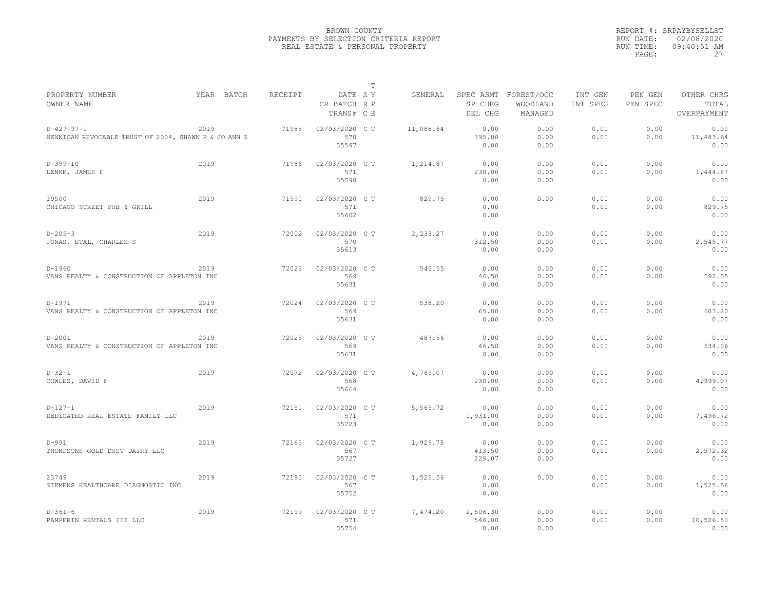BROWN COUNTY
PAYMENTS BY SELECTION CRITERIA REPORT
REAL ESTATE & PERSONAL PROPERTY

REPORT #: SRPAYBYSELLST
RUN DATE: 02/08/2020
RUN TIME: 09:40:51 AM
PAGE: 27

| PROPERTY NUMBER / OWNER NAME | YEAR | BATCH | RECEIPT | DATE / CR BATCH / TRANS# | T SYS / R P / C E | GENERAL | SPEC ASMT / SP CHRG / DEL CHG | FOREST/OCC / WOODLAND / MANAGED | INT GEN / INT SPEC | PEN GEN / PEN SPEC | OTHER CHRG / TOTAL / OVERPAYMENT |
|---|---|---|---|---|---|---|---|---|---|---|---|
| D-427-97-1 / HENNIGAN REVOCABLE TRUST OF 2004, SHAWN P & JO ANN S | 2019 | | 71985 | 02/03/2020 / 570 / 35597 | C T | 11,088.64 | 0.00 / 395.00 / 0.00 | 0.00 / 0.00 / 0.00 | 0.00 / 0.00 | 0.00 / 0.00 | 0.00 / 11,483.64 / 0.00 |
| D-399-10 / LEMKE, JAMES F | 2019 | | 71986 | 02/03/2020 / 571 / 35598 | C T | 1,214.87 | 0.00 / 230.00 / 0.00 | 0.00 / 0.00 / 0.00 | 0.00 / 0.00 | 0.00 / 0.00 | 0.00 / 1,444.87 / 0.00 |
| 19500 / CHICAGO STREET PUB & GRILL | 2019 | | 71990 | 02/03/2020 / 571 / 35602 | C T | 829.75 | 0.00 / 0.00 / 0.00 | 0.00 | 0.00 / 0.00 | 0.00 / 0.00 | 0.00 / 829.75 / 0.00 |
| D-205-3 / JONAS, ETAL, CHARLES S | 2019 | | 72002 | 02/03/2020 / 570 / 35613 | C T | 2,233.27 | 0.00 / 312.50 / 0.00 | 0.00 / 0.00 / 0.00 | 0.00 / 0.00 | 0.00 / 0.00 | 0.00 / 2,545.77 / 0.00 |
| D-1960 / VANS REALTY & CONSTRUCTION OF APPLETON INC | 2019 | | 72023 | 02/03/2020 / 569 / 35631 | C T | 545.55 | 0.00 / 46.50 / 0.00 | 0.00 / 0.00 / 0.00 | 0.00 / 0.00 | 0.00 / 0.00 | 0.00 / 592.05 / 0.00 |
| D-1971 / VANS REALTY & CONSTRUCTION OF APPLETON INC | 2019 | | 72024 | 02/03/2020 / 569 / 35631 | C T | 538.20 | 0.00 / 65.00 / 0.00 | 0.00 / 0.00 / 0.00 | 0.00 / 0.00 | 0.00 / 0.00 | 0.00 / 603.20 / 0.00 |
| D-2001 / VANS REALTY & CONSTRUCTION OF APPLETON INC | 2019 | | 72025 | 02/03/2020 / 569 / 35631 | C T | 487.56 | 0.00 / 46.50 / 0.00 | 0.00 / 0.00 / 0.00 | 0.00 / 0.00 | 0.00 / 0.00 | 0.00 / 534.06 / 0.00 |
| D-32-1 / COWLES, DAVID F | 2019 | | 72072 | 02/03/2020 / 568 / 35664 | C T | 4,769.07 | 0.00 / 230.00 / 0.00 | 0.00 / 0.00 / 0.00 | 0.00 / 0.00 | 0.00 / 0.00 | 0.00 / 4,999.07 / 0.00 |
| D-127-1 / DEDICATED REAL ESTATE FAMILY LLC | 2019 | | 72151 | 02/03/2020 / 571 / 35723 | C T | 5,565.72 | 0.00 / 1,931.00 / 0.00 | 0.00 / 0.00 / 0.00 | 0.00 / 0.00 | 0.00 / 0.00 | 0.00 / 7,496.72 / 0.00 |
| D-991 / THOMPSONS GOLD DUST DAIRY LLC | 2019 | | 72165 | 02/03/2020 / 567 / 35727 | C T | 1,929.75 | 0.00 / 413.50 / 229.07 | 0.00 / 0.00 / 0.00 | 0.00 / 0.00 | 0.00 / 0.00 | 0.00 / 2,572.32 / 0.00 |
| 23749 / SIEMENS HEALTHCARE DIAGNOSTIC INC | 2019 | | 72195 | 02/03/2020 / 567 / 35752 | C T | 1,525.56 | 0.00 / 0.00 / 0.00 | 0.00 | 0.00 / 0.00 | 0.00 / 0.00 | 0.00 / 1,525.56 / 0.00 |
| D-361-6 / PAMPERIN RENTALS III LLC | 2019 | | 72199 | 02/03/2020 / 571 / 35754 | C T | 7,474.20 | 2,506.30 / 546.00 / 0.00 | 0.00 / 0.00 / 0.00 | 0.00 / 0.00 | 0.00 / 0.00 | 0.00 / 10,526.50 / 0.00 |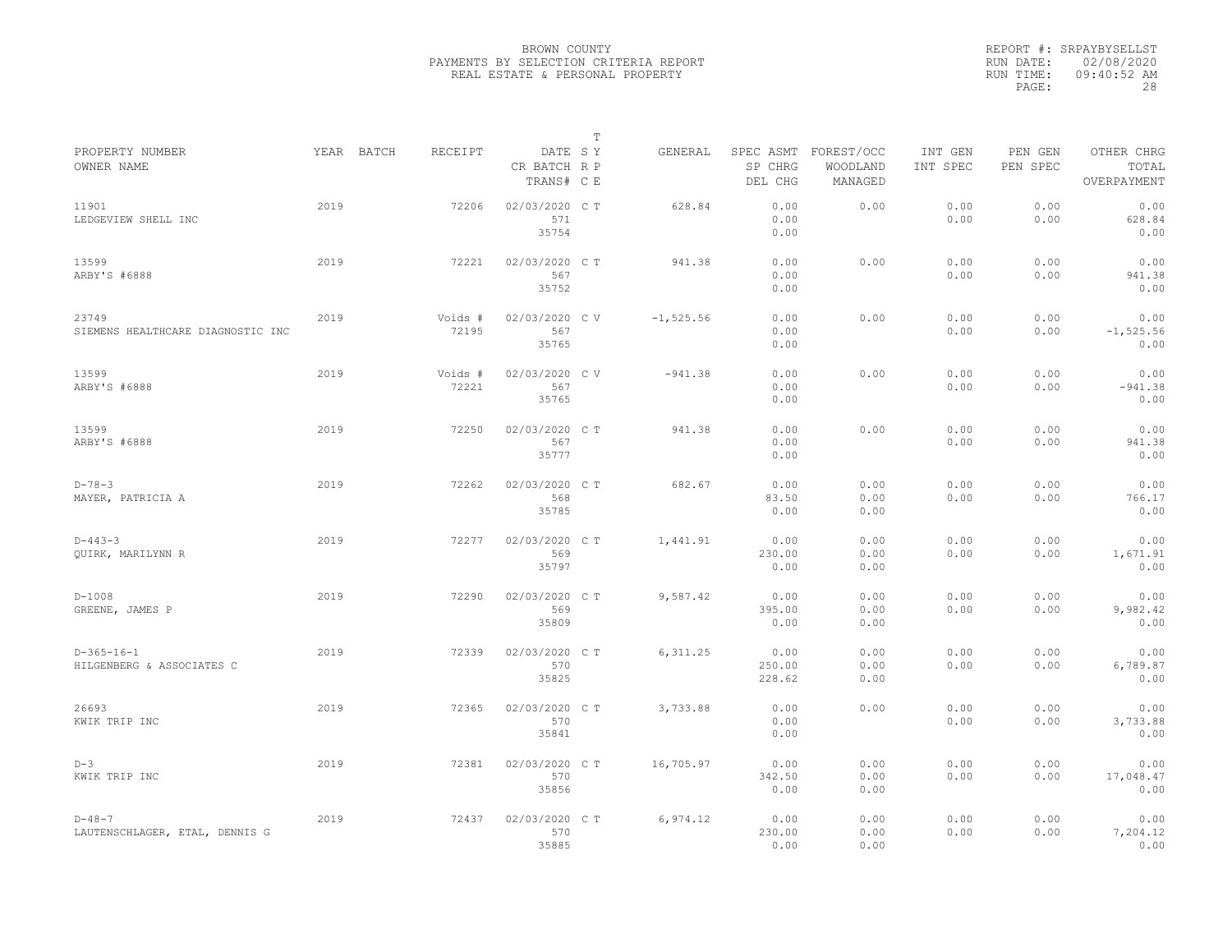BROWN COUNTY
PAYMENTS BY SELECTION CRITERIA REPORT
REAL ESTATE & PERSONAL PROPERTY

REPORT #: SRPAYBYSELLST
RUN DATE: 02/08/2020
RUN TIME: 09:40:52 AM

| PROPERTY NUMBER<br>OWNER NAME | YEAR | BATCH | RECEIPT | DATE<br>CR BATCH<br>TRANS# | T S Y<br>R P<br>C E | GENERAL | SPEC ASMT<br>SP CHRG<br>DEL CHG | FOREST/OCC<br>WOODLAND<br>MANAGED | INT GEN<br>INT SPEC | PEN GEN<br>PEN SPEC | OTHER CHRG<br>TOTAL<br>OVERPAYMENT |
|---|---|---|---|---|---|---|---|---|---|---|---|
| 11901<br>LEDGEVIEW SHELL INC | 2019 | | 72206 | 02/03/2020<br>571<br>35754 | C T | 628.84 | 0.00<br>0.00<br>0.00 | 0.00 | 0.00<br>0.00 | 0.00<br>0.00 | 0.00<br>628.84<br>0.00 |
| 13599<br>ARBY'S #6888 | 2019 | | 72221 | 02/03/2020<br>567<br>35752 | C T | 941.38 | 0.00<br>0.00<br>0.00 | 0.00 | 0.00<br>0.00 | 0.00<br>0.00 | 0.00<br>941.38<br>0.00 |
| 23749<br>SIEMENS HEALTHCARE DIAGNOSTIC INC | 2019 | | Voids #<br>72195 | 02/03/2020<br>567<br>35765 | C V | -1,525.56 | 0.00<br>0.00<br>0.00 | 0.00 | 0.00<br>0.00 | 0.00<br>0.00 | 0.00<br>-1,525.56<br>0.00 |
| 13599<br>ARBY'S #6888 | 2019 | | Voids #<br>72221 | 02/03/2020<br>567<br>35765 | C V | -941.38 | 0.00<br>0.00<br>0.00 | 0.00 | 0.00<br>0.00 | 0.00<br>0.00 | 0.00<br>-941.38<br>0.00 |
| 13599<br>ARBY'S #6888 | 2019 | | 72250 | 02/03/2020<br>567<br>35777 | C T | 941.38 | 0.00<br>0.00<br>0.00 | 0.00 | 0.00<br>0.00 | 0.00<br>0.00 | 0.00<br>941.38<br>0.00 |
| D-78-3<br>MAYER, PATRICIA A | 2019 | | 72262 | 02/03/2020<br>568<br>35785 | C T | 682.67 | 0.00<br>83.50<br>0.00 | 0.00<br>0.00<br>0.00 | 0.00<br>0.00 | 0.00<br>0.00 | 0.00<br>766.17<br>0.00 |
| D-443-3<br>QUIRK, MARILYNN R | 2019 | | 72277 | 02/03/2020<br>569<br>35797 | C T | 1,441.91 | 0.00<br>230.00<br>0.00 | 0.00<br>0.00<br>0.00 | 0.00<br>0.00 | 0.00<br>0.00 | 0.00<br>1,671.91<br>0.00 |
| D-1008<br>GREENE, JAMES P | 2019 | | 72290 | 02/03/2020<br>569<br>35809 | C T | 9,587.42 | 0.00<br>395.00<br>0.00 | 0.00<br>0.00<br>0.00 | 0.00<br>0.00 | 0.00<br>0.00 | 0.00<br>9,982.42<br>0.00 |
| D-365-16-1<br>HILGENBERG & ASSOCIATES C | 2019 | | 72339 | 02/03/2020<br>570<br>35825 | C T | 6,311.25 | 0.00<br>250.00<br>228.62 | 0.00<br>0.00<br>0.00 | 0.00<br>0.00 | 0.00<br>0.00 | 0.00<br>6,789.87<br>0.00 |
| 26693<br>KWIK TRIP INC | 2019 | | 72365 | 02/03/2020<br>570<br>35841 | C T | 3,733.88 | 0.00<br>0.00<br>0.00 | 0.00 | 0.00<br>0.00 | 0.00<br>0.00 | 0.00<br>3,733.88<br>0.00 |
| D-3<br>KWIK TRIP INC | 2019 | | 72381 | 02/03/2020<br>570<br>35856 | C T | 16,705.97 | 0.00<br>342.50<br>0.00 | 0.00<br>0.00<br>0.00 | 0.00<br>0.00 | 0.00<br>0.00 | 0.00<br>17,048.47<br>0.00 |
| D-48-7<br>LAUTENSCHLAGER, ETAL, DENNIS G | 2019 | | 72437 | 02/03/2020<br>570<br>35885 | C T | 6,974.12 | 0.00<br>230.00<br>0.00 | 0.00<br>0.00<br>0.00 | 0.00<br>0.00 | 0.00<br>0.00 | 0.00<br>7,204.12<br>0.00 |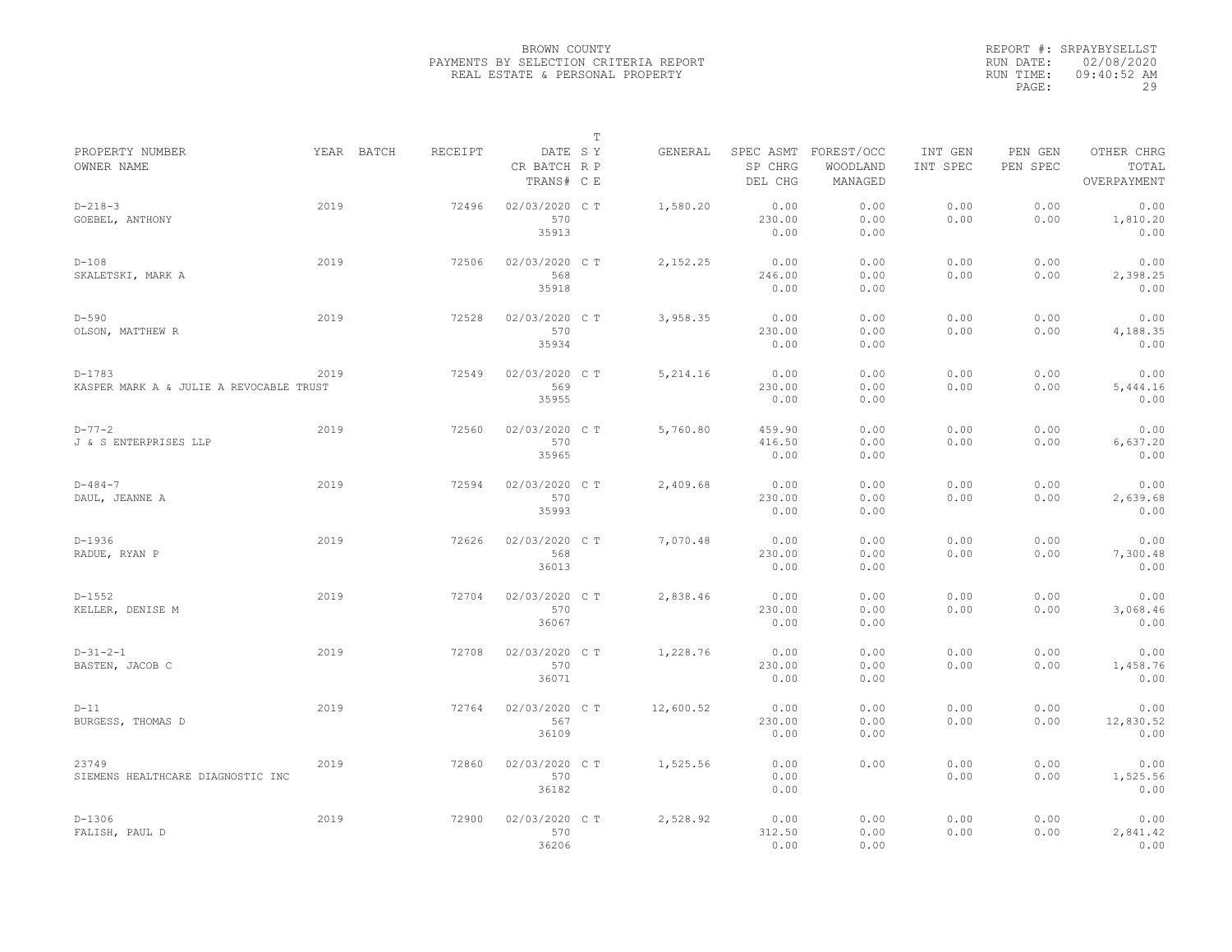BROWN COUNTY
PAYMENTS BY SELECTION CRITERIA REPORT
REAL ESTATE & PERSONAL PROPERTY

REPORT #: SRPAYBYSELLST
RUN DATE: 02/08/2020
RUN TIME: 09:40:52 AM

| PROPERTY NUMBER / OWNER NAME | YEAR | BATCH | RECEIPT | DATE / CR BATCH / TRANS# | T S Y / R P / C E | GENERAL | SPEC ASMT / SP CHRG / DEL CHG | FOREST/OCC / WOODLAND / MANAGED | INT GEN / INT SPEC | PEN GEN / PEN SPEC | OTHER CHRG / TOTAL / OVERPAYMENT |
|---|---|---|---|---|---|---|---|---|---|---|---|
| D-218-3 GOEBEL, ANTHONY | 2019 | | 72496 | 02/03/2020 570 35913 | C T | 1,580.20 | 0.00 230.00 0.00 | 0.00 0.00 0.00 | 0.00 0.00 | 0.00 0.00 | 0.00 1,810.20 0.00 |
| D-108 SKALETSKI, MARK A | 2019 | | 72506 | 02/03/2020 568 35918 | C T | 2,152.25 | 0.00 246.00 0.00 | 0.00 0.00 0.00 | 0.00 0.00 | 0.00 0.00 | 0.00 2,398.25 0.00 |
| D-590 OLSON, MATTHEW R | 2019 | | 72528 | 02/03/2020 570 35934 | C T | 3,958.35 | 0.00 230.00 0.00 | 0.00 0.00 0.00 | 0.00 0.00 | 0.00 0.00 | 0.00 4,188.35 0.00 |
| D-1783 KASPER MARK A & JULIE A REVOCABLE TRUST | 2019 | | 72549 | 02/03/2020 569 35955 | C T | 5,214.16 | 0.00 230.00 0.00 | 0.00 0.00 0.00 | 0.00 0.00 | 0.00 0.00 | 0.00 5,444.16 0.00 |
| D-77-2 J & S ENTERPRISES LLP | 2019 | | 72560 | 02/03/2020 570 35965 | C T | 5,760.80 | 459.90 416.50 0.00 | 0.00 0.00 0.00 | 0.00 0.00 | 0.00 0.00 | 0.00 6,637.20 0.00 |
| D-484-7 DAUL, JEANNE A | 2019 | | 72594 | 02/03/2020 570 35993 | C T | 2,409.68 | 0.00 230.00 0.00 | 0.00 0.00 0.00 | 0.00 0.00 | 0.00 0.00 | 0.00 2,639.68 0.00 |
| D-1936 RADUE, RYAN P | 2019 | | 72626 | 02/03/2020 568 36013 | C T | 7,070.48 | 0.00 230.00 0.00 | 0.00 0.00 0.00 | 0.00 0.00 | 0.00 0.00 | 0.00 7,300.48 0.00 |
| D-1552 KELLER, DENISE M | 2019 | | 72704 | 02/03/2020 570 36067 | C T | 2,838.46 | 0.00 230.00 0.00 | 0.00 0.00 0.00 | 0.00 0.00 | 0.00 0.00 | 0.00 3,068.46 0.00 |
| D-31-2-1 BASTEN, JACOB C | 2019 | | 72708 | 02/03/2020 570 36071 | C T | 1,228.76 | 0.00 230.00 0.00 | 0.00 0.00 0.00 | 0.00 0.00 | 0.00 0.00 | 0.00 1,458.76 0.00 |
| D-11 BURGESS, THOMAS D | 2019 | | 72764 | 02/03/2020 567 36109 | C T | 12,600.52 | 0.00 230.00 0.00 | 0.00 0.00 0.00 | 0.00 0.00 | 0.00 0.00 | 0.00 12,830.52 0.00 |
| 23749 SIEMENS HEALTHCARE DIAGNOSTIC INC | 2019 | | 72860 | 02/03/2020 570 36182 | C T | 1,525.56 | 0.00 0.00 0.00 | 0.00 | 0.00 0.00 | 0.00 0.00 | 0.00 1,525.56 0.00 |
| D-1306 FALISH, PAUL D | 2019 | | 72900 | 02/03/2020 570 36206 | C T | 2,528.92 | 0.00 312.50 0.00 | 0.00 0.00 0.00 | 0.00 0.00 | 0.00 0.00 | 0.00 2,841.42 0.00 |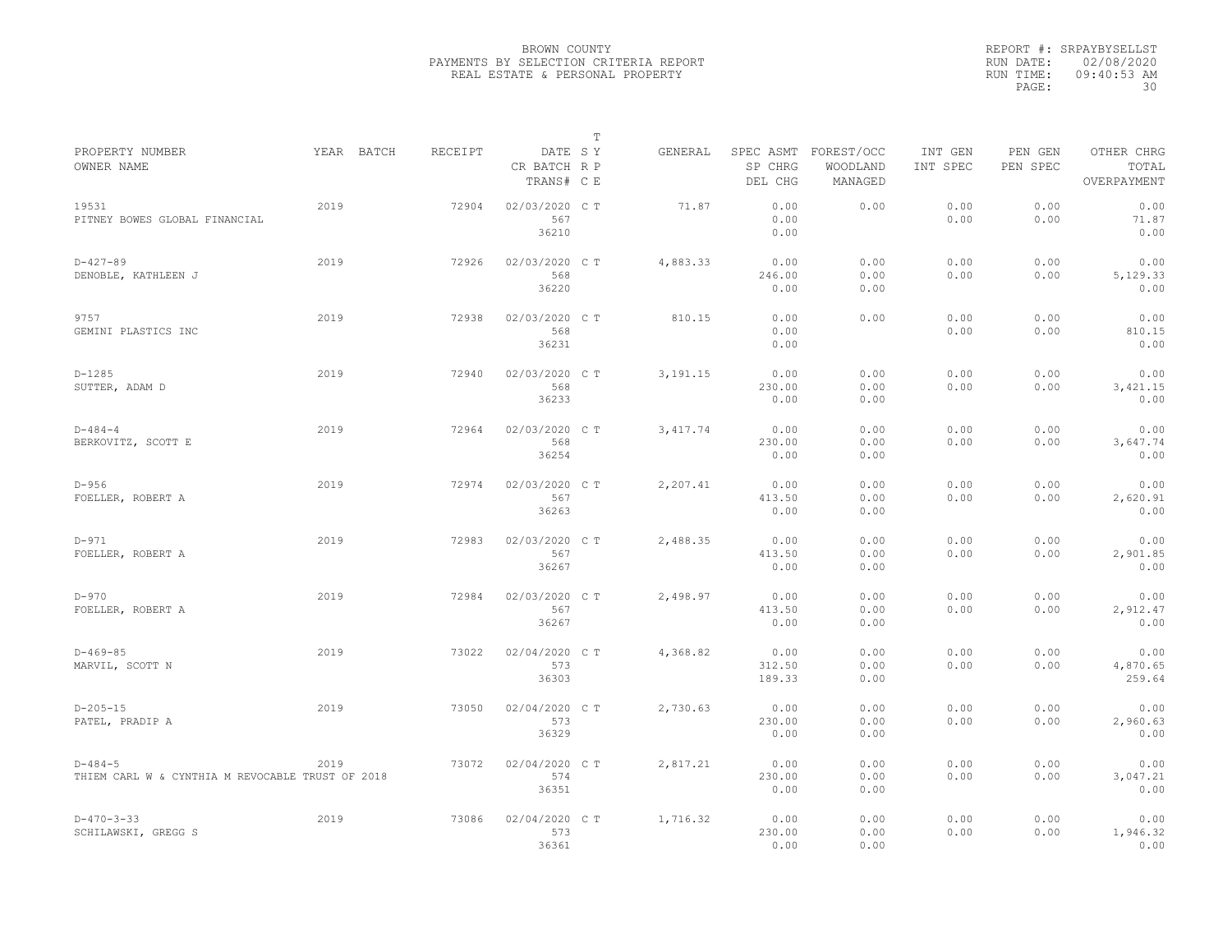BROWN COUNTY
PAYMENTS BY SELECTION CRITERIA REPORT
REAL ESTATE & PERSONAL PROPERTY

REPORT #: SRPAYBYSELLST
RUN DATE: 02/08/2020
RUN TIME: 09:40:53 AM
PAGE: 30

| PROPERTY NUMBER / OWNER NAME | YEAR | BATCH | RECEIPT | DATE / CR BATCH / TRANS# | T SY RP CE | GENERAL | SPEC ASMT / SP CHRG / DEL CHG | FOREST/OCC / WOODLAND / MANAGED | INT GEN / INT SPEC | PEN GEN / PEN SPEC | OTHER CHRG / TOTAL / OVERPAYMENT |
|---|---|---|---|---|---|---|---|---|---|---|---|
| 19531<br>PITNEY BOWES GLOBAL FINANCIAL | 2019 | | 72904 | 02/03/2020<br>567<br>36210 | C T | 71.87 | 0.00<br>0.00<br>0.00 | 0.00 | 0.00<br>0.00 | 0.00<br>0.00 | 0.00<br>71.87<br>0.00 |
| D-427-89<br>DENOBLE, KATHLEEN J | 2019 | | 72926 | 02/03/2020<br>568<br>36220 | C T | 4,883.33 | 0.00<br>246.00<br>0.00 | 0.00<br>0.00<br>0.00 | 0.00<br>0.00 | 0.00<br>0.00 | 0.00<br>5,129.33<br>0.00 |
| 9757<br>GEMINI PLASTICS INC | 2019 | | 72938 | 02/03/2020<br>568<br>36231 | C T | 810.15 | 0.00<br>0.00<br>0.00 | 0.00 | 0.00<br>0.00 | 0.00<br>0.00 | 0.00<br>810.15<br>0.00 |
| D-1285<br>SUTTER, ADAM D | 2019 | | 72940 | 02/03/2020<br>568<br>36233 | C T | 3,191.15 | 0.00<br>230.00<br>0.00 | 0.00<br>0.00<br>0.00 | 0.00<br>0.00 | 0.00<br>0.00 | 0.00<br>3,421.15<br>0.00 |
| D-484-4<br>BERKOVITZ, SCOTT E | 2019 | | 72964 | 02/03/2020<br>568<br>36254 | C T | 3,417.74 | 0.00<br>230.00<br>0.00 | 0.00<br>0.00<br>0.00 | 0.00<br>0.00 | 0.00<br>0.00 | 0.00<br>3,647.74<br>0.00 |
| D-956<br>FOELLER, ROBERT A | 2019 | | 72974 | 02/03/2020<br>567<br>36263 | C T | 2,207.41 | 0.00<br>413.50<br>0.00 | 0.00<br>0.00<br>0.00 | 0.00<br>0.00 | 0.00<br>0.00 | 0.00<br>2,620.91<br>0.00 |
| D-971<br>FOELLER, ROBERT A | 2019 | | 72983 | 02/03/2020<br>567<br>36267 | C T | 2,488.35 | 0.00<br>413.50<br>0.00 | 0.00<br>0.00<br>0.00 | 0.00<br>0.00 | 0.00<br>0.00 | 0.00<br>2,901.85<br>0.00 |
| D-970<br>FOELLER, ROBERT A | 2019 | | 72984 | 02/03/2020<br>567<br>36267 | C T | 2,498.97 | 0.00<br>413.50<br>0.00 | 0.00<br>0.00<br>0.00 | 0.00<br>0.00 | 0.00<br>0.00 | 0.00<br>2,912.47<br>0.00 |
| D-469-85<br>MARVIL, SCOTT N | 2019 | | 73022 | 02/04/2020<br>573<br>36303 | C T | 4,368.82 | 0.00<br>312.50<br>189.33 | 0.00<br>0.00<br>0.00 | 0.00<br>0.00 | 0.00<br>0.00 | 0.00<br>4,870.65<br>259.64 |
| D-205-15<br>PATEL, PRADIP A | 2019 | | 73050 | 02/04/2020<br>573<br>36329 | C T | 2,730.63 | 0.00<br>230.00<br>0.00 | 0.00<br>0.00<br>0.00 | 0.00<br>0.00 | 0.00<br>0.00 | 0.00<br>2,960.63<br>0.00 |
| D-484-5<br>THIEM CARL W & CYNTHIA M REVOCABLE TRUST OF 2018 | 2019 | | 73072 | 02/04/2020<br>574<br>36351 | C T | 2,817.21 | 0.00<br>230.00<br>0.00 | 0.00<br>0.00<br>0.00 | 0.00<br>0.00 | 0.00<br>0.00 | 0.00<br>3,047.21<br>0.00 |
| D-470-3-33<br>SCHILAWSKI, GREGG S | 2019 | | 73086 | 02/04/2020<br>573<br>36361 | C T | 1,716.32 | 0.00<br>230.00<br>0.00 | 0.00<br>0.00<br>0.00 | 0.00<br>0.00 | 0.00<br>0.00 | 0.00<br>1,946.32<br>0.00 |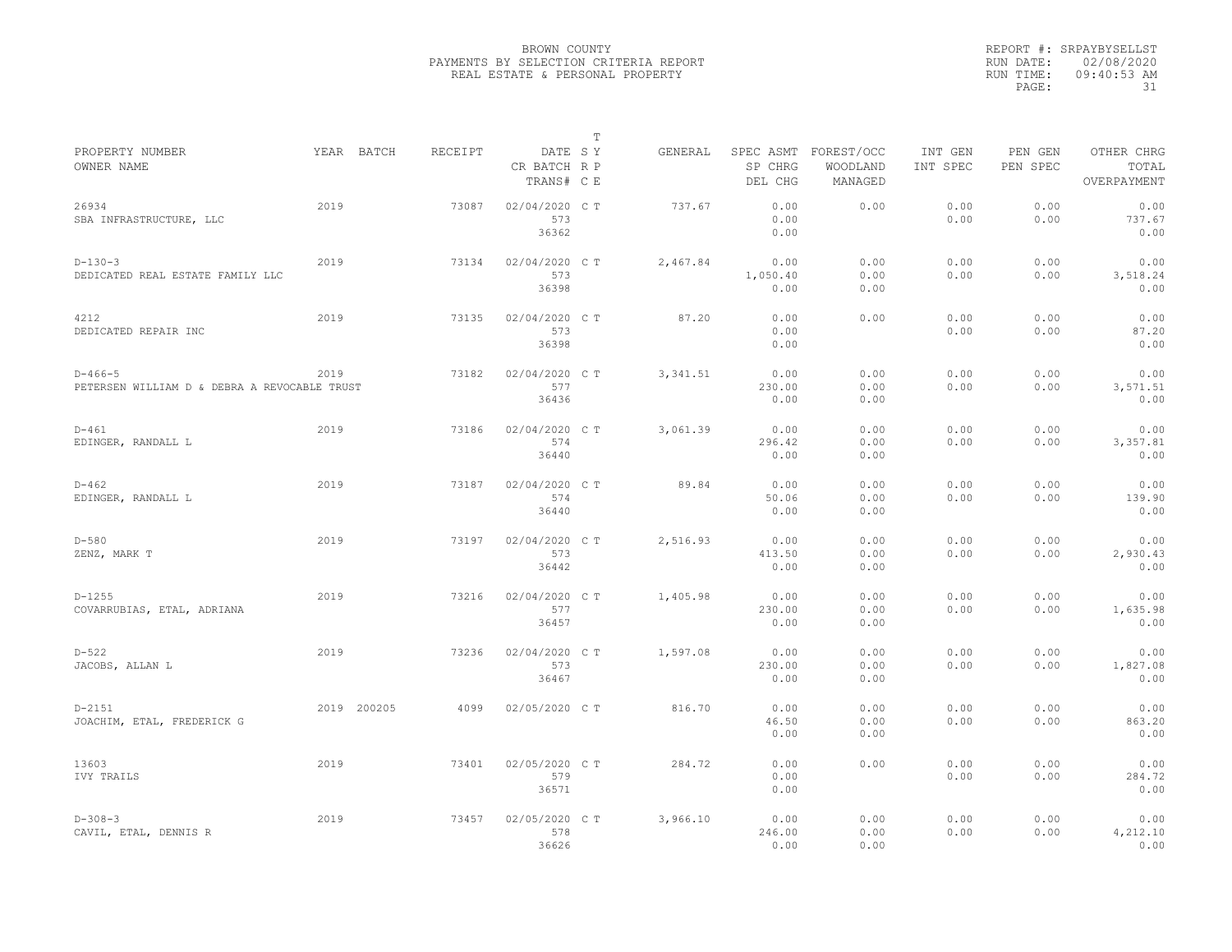BROWN COUNTY
PAYMENTS BY SELECTION CRITERIA REPORT
REAL ESTATE & PERSONAL PROPERTY

REPORT #: SRPAYBYSELLST
RUN DATE: 02/08/2020
RUN TIME: 09:40:53 AM

| PROPERTY NUMBER / OWNER NAME | YEAR | BATCH | RECEIPT | DATE / CR BATCH / TRANS# | T SY RP CE | GENERAL | SPEC ASMT / SP CHRG / DEL CHG | FOREST/OCC / WOODLAND / MANAGED | INT GEN / INT SPEC | PEN GEN / PEN SPEC | OTHER CHRG / TOTAL / OVERPAYMENT |
|---|---|---|---|---|---|---|---|---|---|---|---|
| 26934 / SBA INFRASTRUCTURE, LLC | 2019 | | 73087 | 02/04/2020 / 573 / 36362 | C T | 737.67 | 0.00 / 0.00 / 0.00 | 0.00 | 0.00 / 0.00 | 0.00 / 0.00 | 0.00 / 737.67 / 0.00 |
| D-130-3 / DEDICATED REAL ESTATE FAMILY LLC | 2019 | | 73134 | 02/04/2020 / 573 / 36398 | C T | 2,467.84 | 0.00 / 1,050.40 / 0.00 | 0.00 / 0.00 / 0.00 | 0.00 / 0.00 | 0.00 / 0.00 | 0.00 / 3,518.24 / 0.00 |
| 4212 / DEDICATED REPAIR INC | 2019 | | 73135 | 02/04/2020 / 573 / 36398 | C T | 87.20 | 0.00 / 0.00 / 0.00 | 0.00 | 0.00 / 0.00 | 0.00 / 0.00 | 0.00 / 87.20 / 0.00 |
| D-466-5 / PETERSEN WILLIAM D & DEBRA A REVOCABLE TRUST | 2019 | | 73182 | 02/04/2020 / 577 / 36436 | C T | 3,341.51 | 0.00 / 230.00 / 0.00 | 0.00 / 0.00 / 0.00 | 0.00 / 0.00 | 0.00 / 0.00 | 0.00 / 3,571.51 / 0.00 |
| D-461 / EDINGER, RANDALL L | 2019 | | 73186 | 02/04/2020 / 574 / 36440 | C T | 3,061.39 | 0.00 / 296.42 / 0.00 | 0.00 / 0.00 / 0.00 | 0.00 / 0.00 | 0.00 / 0.00 | 0.00 / 3,357.81 / 0.00 |
| D-462 / EDINGER, RANDALL L | 2019 | | 73187 | 02/04/2020 / 574 / 36440 | C T | 89.84 | 0.00 / 50.06 / 0.00 | 0.00 / 0.00 / 0.00 | 0.00 / 0.00 | 0.00 / 0.00 | 0.00 / 139.90 / 0.00 |
| D-580 / ZENZ, MARK T | 2019 | | 73197 | 02/04/2020 / 573 / 36442 | C T | 2,516.93 | 0.00 / 413.50 / 0.00 | 0.00 / 0.00 / 0.00 | 0.00 / 0.00 | 0.00 / 0.00 | 0.00 / 2,930.43 / 0.00 |
| D-1255 / COVARRUBIAS, ETAL, ADRIANA | 2019 | | 73216 | 02/04/2020 / 577 / 36457 | C T | 1,405.98 | 0.00 / 230.00 / 0.00 | 0.00 / 0.00 / 0.00 | 0.00 / 0.00 | 0.00 / 0.00 | 0.00 / 1,635.98 / 0.00 |
| D-522 / JACOBS, ALLAN L | 2019 | | 73236 | 02/04/2020 / 573 / 36467 | C T | 1,597.08 | 0.00 / 230.00 / 0.00 | 0.00 / 0.00 / 0.00 | 0.00 / 0.00 | 0.00 / 0.00 | 0.00 / 1,827.08 / 0.00 |
| D-2151 / JOACHIM, ETAL, FREDERICK G | 2019 | 200205 | 4099 | 02/05/2020 | C T | 816.70 | 0.00 / 46.50 / 0.00 | 0.00 / 0.00 / 0.00 | 0.00 / 0.00 | 0.00 / 0.00 | 0.00 / 863.20 / 0.00 |
| 13603 / IVY TRAILS | 2019 | | 73401 | 02/05/2020 / 579 / 36571 | C T | 284.72 | 0.00 / 0.00 / 0.00 | 0.00 | 0.00 / 0.00 | 0.00 / 0.00 | 0.00 / 284.72 / 0.00 |
| D-308-3 / CAVIL, ETAL, DENNIS R | 2019 | | 73457 | 02/05/2020 / 578 / 36626 | C T | 3,966.10 | 0.00 / 246.00 / 0.00 | 0.00 / 0.00 / 0.00 | 0.00 / 0.00 | 0.00 / 0.00 | 0.00 / 4,212.10 / 0.00 |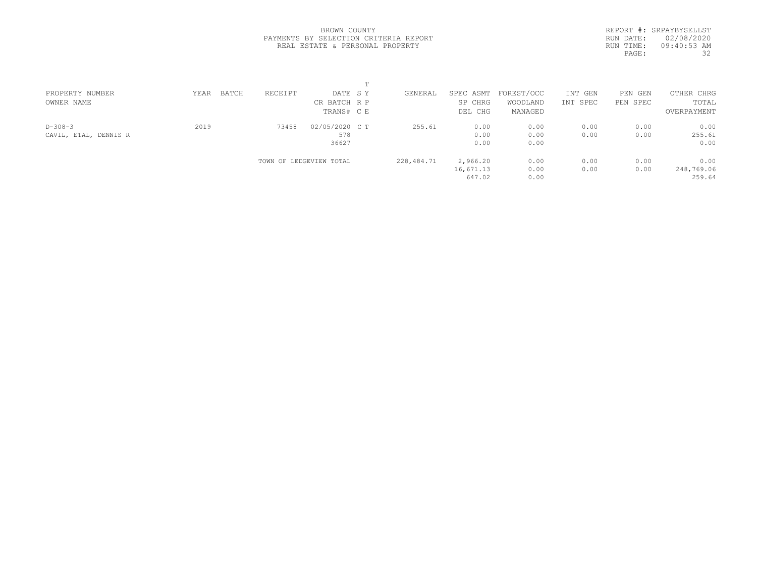BROWN COUNTY
PAYMENTS BY SELECTION CRITERIA REPORT
REAL ESTATE & PERSONAL PROPERTY

REPORT #: SRPAYBYSELLST
RUN DATE: 02/08/2020
RUN TIME: 09:40:53 AM
PAGE: 32

| PROPERTY NUMBER<br>OWNER NAME | YEAR | BATCH | RECEIPT | DATE<br>CR BATCH<br>TRANS# | T<br>S Y<br>R P<br>C E | GENERAL | SPEC ASMT<br>SP CHRG<br>DEL CHG | FOREST/OCC<br>WOODLAND<br>MANAGED | INT GEN<br>INT SPEC | PEN GEN<br>PEN SPEC | OTHER CHRG<br>TOTAL<br>OVERPAYMENT |
|---|---|---|---|---|---|---|---|---|---|---|---|
| D-308-3<br>CAVIL, ETAL, DENNIS R | 2019 | | 73458 | 02/05/2020<br>578<br>36627 | C T | 255.61 | 0.00<br>0.00<br>0.00 | 0.00<br>0.00<br>0.00 | 0.00<br>0.00 | 0.00<br>0.00 | 0.00<br>255.61<br>0.00 |
| | | | TOWN OF LEDGEVIEW TOTAL | | | 228,484.71 | 2,966.20<br>16,671.13<br>647.02 | 0.00<br>0.00<br>0.00 | 0.00<br>0.00 | 0.00<br>0.00 | 0.00<br>248,769.06<br>259.64 |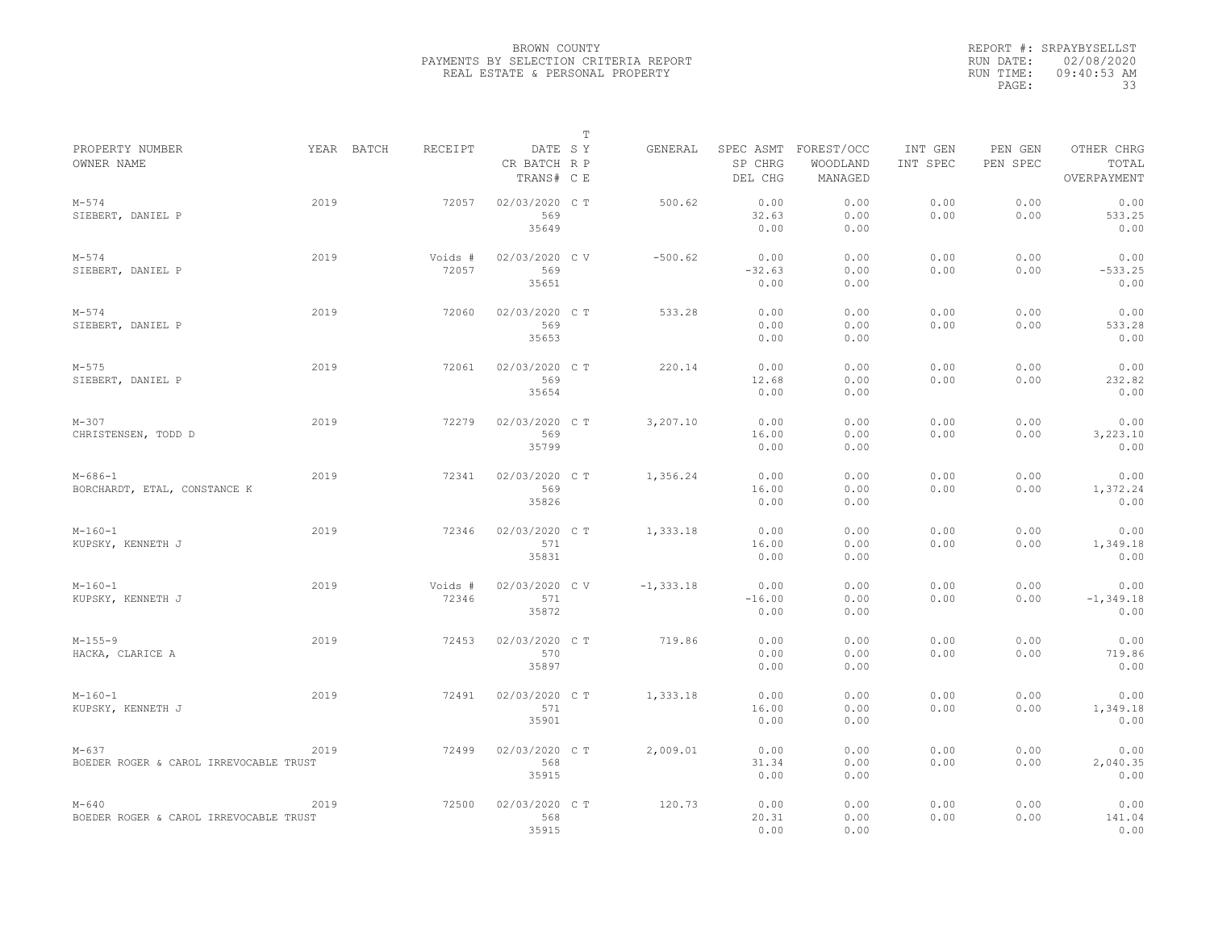BROWN COUNTY
PAYMENTS BY SELECTION CRITERIA REPORT
REAL ESTATE & PERSONAL PROPERTY

REPORT #: SRPAYBYSELLST
RUN DATE: 02/08/2020
RUN TIME: 09:40:53 AM
PAGE: 33

| PROPERTY NUMBER<br>OWNER NAME | YEAR | BATCH | RECEIPT | DATE<br>CR BATCH<br>TRANS# | T<br>S Y<br>R P<br>C E | GENERAL | SPEC ASMT<br>SP CHRG<br>DEL CHG | FOREST/OCC<br>WOODLAND<br>MANAGED | INT GEN<br>INT SPEC | PEN GEN<br>PEN SPEC | OTHER CHRG<br>TOTAL<br>OVERPAYMENT |
|---|---|---|---|---|---|---|---|---|---|---|---|
| M-574<br>SIEBERT, DANIEL P | 2019 | | 72057 | 02/03/2020<br>569<br>35649 | C T | 500.62 | 0.00<br>32.63<br>0.00 | 0.00<br>0.00<br>0.00 | 0.00<br>0.00 | 0.00<br>0.00 | 0.00<br>533.25<br>0.00 |
| M-574<br>SIEBERT, DANIEL P | 2019 | | Voids #<br>72057 | 02/03/2020<br>569<br>35651 | C V | -500.62 | 0.00<br>-32.63<br>0.00 | 0.00<br>0.00<br>0.00 | 0.00<br>0.00 | 0.00<br>0.00 | 0.00<br>-533.25<br>0.00 |
| M-574<br>SIEBERT, DANIEL P | 2019 | | 72060 | 02/03/2020<br>569<br>35653 | C T | 533.28 | 0.00<br>0.00<br>0.00 | 0.00<br>0.00<br>0.00 | 0.00<br>0.00 | 0.00<br>0.00 | 0.00<br>533.28<br>0.00 |
| M-575<br>SIEBERT, DANIEL P | 2019 | | 72061 | 02/03/2020<br>569<br>35654 | C T | 220.14 | 0.00<br>12.68<br>0.00 | 0.00<br>0.00<br>0.00 | 0.00<br>0.00 | 0.00<br>0.00 | 0.00<br>232.82<br>0.00 |
| M-307<br>CHRISTENSEN, TODD D | 2019 | | 72279 | 02/03/2020<br>569<br>35799 | C T | 3,207.10 | 0.00<br>16.00<br>0.00 | 0.00<br>0.00<br>0.00 | 0.00<br>0.00 | 0.00<br>0.00 | 0.00<br>3,223.10<br>0.00 |
| M-686-1<br>BORCHARDT, ETAL, CONSTANCE K | 2019 | | 72341 | 02/03/2020<br>569<br>35826 | C T | 1,356.24 | 0.00<br>16.00<br>0.00 | 0.00<br>0.00<br>0.00 | 0.00<br>0.00 | 0.00<br>0.00 | 0.00<br>1,372.24<br>0.00 |
| M-160-1<br>KUPSKY, KENNETH J | 2019 | | 72346 | 02/03/2020<br>571<br>35831 | C T | 1,333.18 | 0.00<br>16.00<br>0.00 | 0.00<br>0.00<br>0.00 | 0.00<br>0.00 | 0.00<br>0.00 | 0.00<br>1,349.18<br>0.00 |
| M-160-1<br>KUPSKY, KENNETH J | 2019 | | Voids #<br>72346 | 02/03/2020<br>571<br>35872 | C V | -1,333.18 | 0.00<br>-16.00<br>0.00 | 0.00<br>0.00<br>0.00 | 0.00<br>0.00 | 0.00<br>0.00 | 0.00<br>-1,349.18<br>0.00 |
| M-155-9<br>HACKA, CLARICE A | 2019 | | 72453 | 02/03/2020<br>570<br>35897 | C T | 719.86 | 0.00<br>0.00<br>0.00 | 0.00<br>0.00<br>0.00 | 0.00<br>0.00 | 0.00<br>0.00 | 0.00<br>719.86<br>0.00 |
| M-160-1<br>KUPSKY, KENNETH J | 2019 | | 72491 | 02/03/2020<br>571<br>35901 | C T | 1,333.18 | 0.00<br>16.00<br>0.00 | 0.00<br>0.00<br>0.00 | 0.00<br>0.00 | 0.00<br>0.00 | 0.00<br>1,349.18<br>0.00 |
| M-637<br>BOEDER ROGER & CAROL IRREVOCABLE TRUST | 2019 | | 72499 | 02/03/2020<br>568<br>35915 | C T | 2,009.01 | 0.00<br>31.34<br>0.00 | 0.00<br>0.00<br>0.00 | 0.00<br>0.00 | 0.00<br>0.00 | 0.00<br>2,040.35<br>0.00 |
| M-640<br>BOEDER ROGER & CAROL IRREVOCABLE TRUST | 2019 | | 72500 | 02/03/2020<br>568<br>35915 | C T | 120.73 | 0.00<br>20.31<br>0.00 | 0.00<br>0.00<br>0.00 | 0.00<br>0.00 | 0.00<br>0.00 | 0.00<br>141.04<br>0.00 |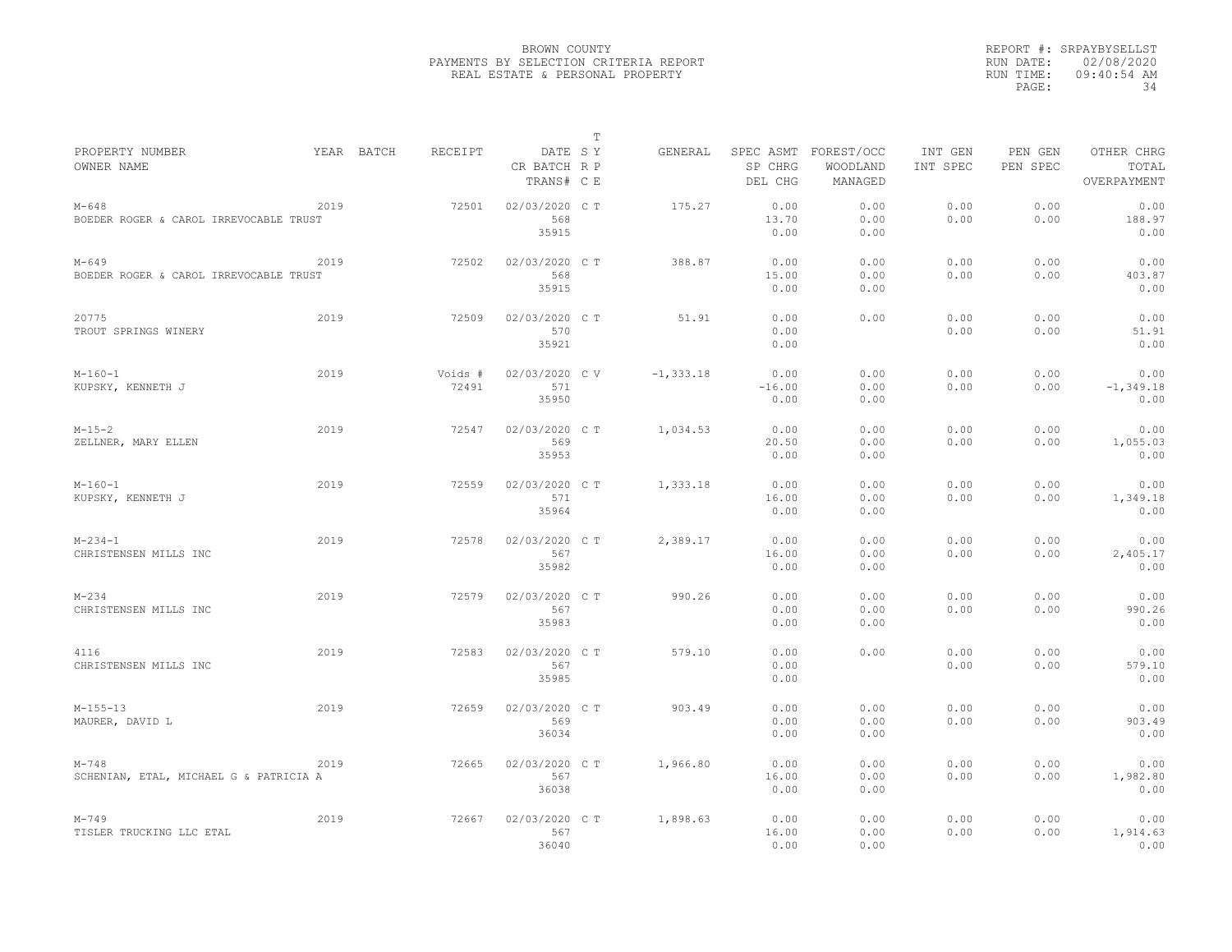BROWN COUNTY
PAYMENTS BY SELECTION CRITERIA REPORT
REAL ESTATE & PERSONAL PROPERTY

REPORT #: SRPAYBYSELLST
RUN DATE: 02/08/2020
RUN TIME: 09:40:54 AM

| PROPERTY NUMBER<br>OWNER NAME | YEAR | BATCH | RECEIPT | DATE<br>CR BATCH<br>TRANS# | T S Y R P C E | GENERAL | SPEC ASMT<br>SP CHRG<br>DEL CHG | FOREST/OCC<br>WOODLAND<br>MANAGED | INT GEN<br>INT SPEC | PEN GEN<br>PEN SPEC | OTHER CHRG<br>TOTAL<br>OVERPAYMENT |
|---|---|---|---|---|---|---|---|---|---|---|---|
| M-648<br>BOEDER ROGER & CAROL IRREVOCABLE TRUST | 2019 | | 72501 | 02/03/2020<br>568<br>35915 | C T | 175.27 | 0.00<br>13.70<br>0.00 | 0.00<br>0.00<br>0.00 | 0.00<br>0.00 | 0.00<br>0.00 | 0.00<br>188.97<br>0.00 |
| M-649<br>BOEDER ROGER & CAROL IRREVOCABLE TRUST | 2019 | | 72502 | 02/03/2020<br>568<br>35915 | C T | 388.87 | 0.00<br>15.00<br>0.00 | 0.00<br>0.00<br>0.00 | 0.00<br>0.00 | 0.00<br>0.00 | 0.00<br>403.87<br>0.00 |
| 20775<br>TROUT SPRINGS WINERY | 2019 | | 72509 | 02/03/2020<br>570<br>35921 | C T | 51.91 | 0.00<br>0.00<br>0.00 | 0.00 | 0.00<br>0.00 | 0.00<br>0.00 | 0.00<br>51.91<br>0.00 |
| M-160-1<br>KUPSKY, KENNETH J | 2019 | | Voids #<br>72491 | 02/03/2020<br>571<br>35950 | C V | -1,333.18 | 0.00<br>-16.00<br>0.00 | 0.00<br>0.00<br>0.00 | 0.00<br>0.00 | 0.00<br>0.00 | 0.00<br>-1,349.18<br>0.00 |
| M-15-2<br>ZELLNER, MARY ELLEN | 2019 | | 72547 | 02/03/2020<br>569<br>35953 | C T | 1,034.53 | 0.00<br>20.50<br>0.00 | 0.00<br>0.00<br>0.00 | 0.00<br>0.00 | 0.00<br>0.00 | 0.00<br>1,055.03<br>0.00 |
| M-160-1<br>KUPSKY, KENNETH J | 2019 | | 72559 | 02/03/2020<br>571<br>35964 | C T | 1,333.18 | 0.00<br>16.00<br>0.00 | 0.00<br>0.00<br>0.00 | 0.00<br>0.00 | 0.00<br>0.00 | 0.00<br>1,349.18<br>0.00 |
| M-234-1<br>CHRISTENSEN MILLS INC | 2019 | | 72578 | 02/03/2020<br>567<br>35982 | C T | 2,389.17 | 0.00<br>16.00<br>0.00 | 0.00<br>0.00<br>0.00 | 0.00<br>0.00 | 0.00<br>0.00 | 0.00<br>2,405.17<br>0.00 |
| M-234<br>CHRISTENSEN MILLS INC | 2019 | | 72579 | 02/03/2020<br>567<br>35983 | C T | 990.26 | 0.00<br>0.00<br>0.00 | 0.00<br>0.00<br>0.00 | 0.00<br>0.00 | 0.00<br>0.00 | 0.00<br>990.26<br>0.00 |
| 4116<br>CHRISTENSEN MILLS INC | 2019 | | 72583 | 02/03/2020<br>567<br>35985 | C T | 579.10 | 0.00<br>0.00<br>0.00 | 0.00 | 0.00<br>0.00 | 0.00<br>0.00 | 0.00<br>579.10<br>0.00 |
| M-155-13<br>MAURER, DAVID L | 2019 | | 72659 | 02/03/2020<br>569<br>36034 | C T | 903.49 | 0.00<br>0.00<br>0.00 | 0.00<br>0.00<br>0.00 | 0.00<br>0.00 | 0.00<br>0.00 | 0.00<br>903.49<br>0.00 |
| M-748<br>SCHENIAN, ETAL, MICHAEL G & PATRICIA A | 2019 | | 72665 | 02/03/2020<br>567<br>36038 | C T | 1,966.80 | 0.00<br>16.00<br>0.00 | 0.00<br>0.00<br>0.00 | 0.00<br>0.00 | 0.00<br>0.00 | 0.00<br>1,982.80<br>0.00 |
| M-749<br>TISLER TRUCKING LLC ETAL | 2019 | | 72667 | 02/03/2020<br>567<br>36040 | C T | 1,898.63 | 0.00<br>16.00<br>0.00 | 0.00<br>0.00<br>0.00 | 0.00<br>0.00 | 0.00<br>0.00 | 0.00<br>1,914.63<br>0.00 |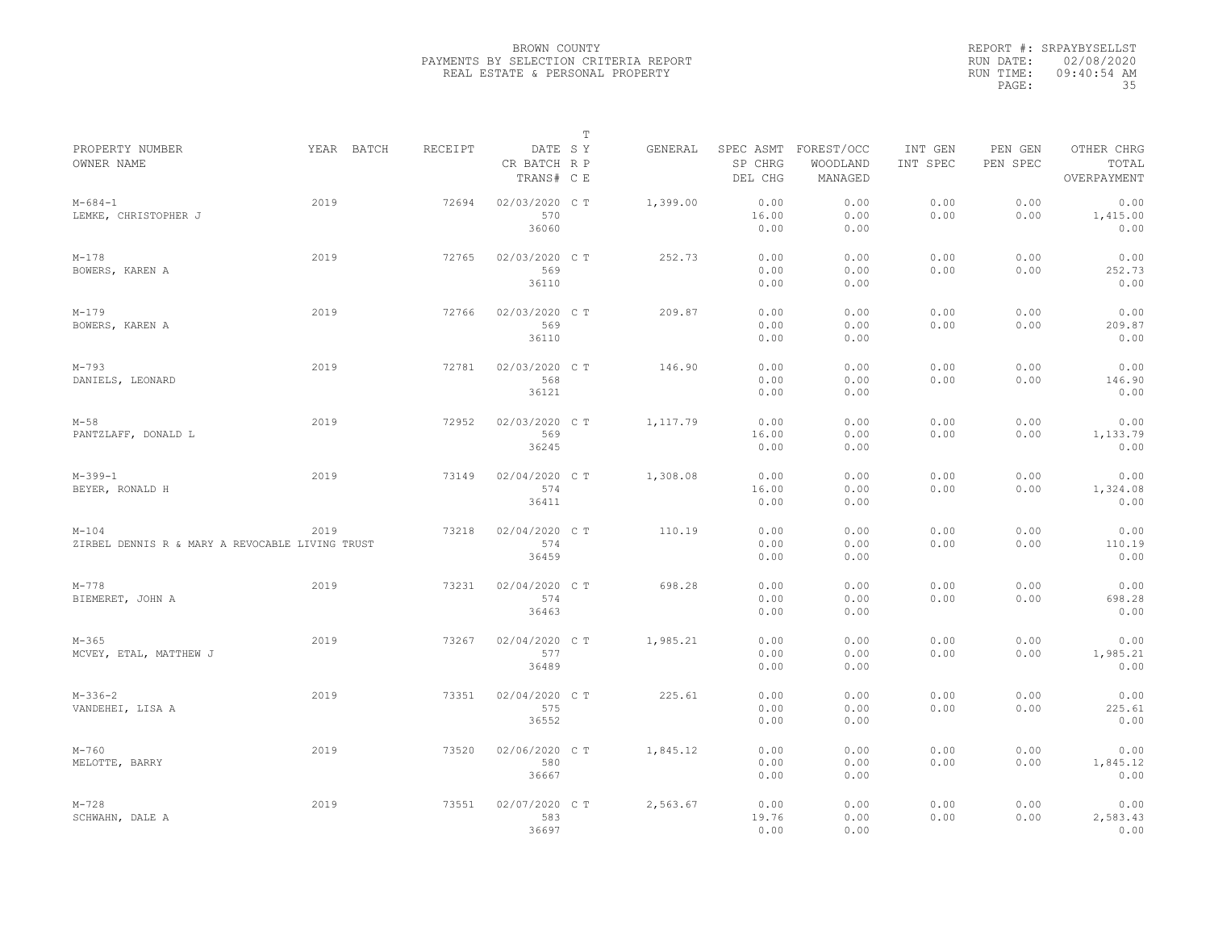BROWN COUNTY
PAYMENTS BY SELECTION CRITERIA REPORT
REAL ESTATE & PERSONAL PROPERTY

REPORT #: SRPAYBYSELLST
RUN DATE: 02/08/2020
RUN TIME: 09:40:54 AM

| PROPERTY NUMBER<br>OWNER NAME | YEAR | BATCH | RECEIPT | DATE<br>CR BATCH<br>TRANS# | T S Y R P C E | GENERAL | SPEC ASMT<br>SP CHRG<br>DEL CHG | FOREST/OCC<br>WOODLAND<br>MANAGED | INT GEN<br>INT SPEC | PEN GEN<br>PEN SPEC | OTHER CHRG<br>TOTAL<br>OVERPAYMENT |
|---|---|---|---|---|---|---|---|---|---|---|---|
| M-684-1<br>LEMKE, CHRISTOPHER J | 2019 | | 72694 | 02/03/2020<br>570<br>36060 | C T | 1,399.00 | 0.00<br>16.00<br>0.00 | 0.00<br>0.00<br>0.00 | 0.00<br>0.00 | 0.00<br>0.00 | 0.00<br>1,415.00<br>0.00 |
| M-178<br>BOWERS, KAREN A | 2019 | | 72765 | 02/03/2020<br>569<br>36110 | C T | 252.73 | 0.00<br>0.00<br>0.00 | 0.00<br>0.00<br>0.00 | 0.00<br>0.00 | 0.00<br>0.00 | 0.00<br>252.73<br>0.00 |
| M-179<br>BOWERS, KAREN A | 2019 | | 72766 | 02/03/2020<br>569<br>36110 | C T | 209.87 | 0.00<br>0.00<br>0.00 | 0.00<br>0.00<br>0.00 | 0.00<br>0.00 | 0.00<br>0.00 | 0.00<br>209.87<br>0.00 |
| M-793<br>DANIELS, LEONARD | 2019 | | 72781 | 02/03/2020<br>568<br>36121 | C T | 146.90 | 0.00<br>0.00<br>0.00 | 0.00<br>0.00<br>0.00 | 0.00<br>0.00 | 0.00<br>0.00 | 0.00<br>146.90<br>0.00 |
| M-58<br>PANTZLAFF, DONALD L | 2019 | | 72952 | 02/03/2020<br>569<br>36245 | C T | 1,117.79 | 0.00<br>16.00<br>0.00 | 0.00<br>0.00<br>0.00 | 0.00<br>0.00 | 0.00<br>0.00 | 0.00<br>1,133.79<br>0.00 |
| M-399-1<br>BEYER, RONALD H | 2019 | | 73149 | 02/04/2020<br>574<br>36411 | C T | 1,308.08 | 0.00<br>16.00<br>0.00 | 0.00<br>0.00<br>0.00 | 0.00<br>0.00 | 0.00<br>0.00 | 0.00<br>1,324.08<br>0.00 |
| M-104<br>ZIRBEL DENNIS R & MARY A REVOCABLE LIVING TRUST | 2019 | | 73218 | 02/04/2020<br>574<br>36459 | C T | 110.19 | 0.00<br>0.00<br>0.00 | 0.00<br>0.00<br>0.00 | 0.00<br>0.00 | 0.00<br>0.00 | 0.00<br>110.19<br>0.00 |
| M-778<br>BIEMERET, JOHN A | 2019 | | 73231 | 02/04/2020<br>574<br>36463 | C T | 698.28 | 0.00<br>0.00<br>0.00 | 0.00<br>0.00<br>0.00 | 0.00<br>0.00 | 0.00<br>0.00 | 0.00<br>698.28<br>0.00 |
| M-365<br>MCVEY, ETAL, MATTHEW J | 2019 | | 73267 | 02/04/2020<br>577<br>36489 | C T | 1,985.21 | 0.00<br>0.00<br>0.00 | 0.00<br>0.00<br>0.00 | 0.00<br>0.00 | 0.00<br>0.00 | 0.00<br>1,985.21<br>0.00 |
| M-336-2<br>VANDEHEI, LISA A | 2019 | | 73351 | 02/04/2020<br>575<br>36552 | C T | 225.61 | 0.00<br>0.00<br>0.00 | 0.00<br>0.00<br>0.00 | 0.00<br>0.00 | 0.00<br>0.00 | 0.00<br>225.61<br>0.00 |
| M-760<br>MELOTTE, BARRY | 2019 | | 73520 | 02/06/2020<br>580<br>36667 | C T | 1,845.12 | 0.00<br>0.00<br>0.00 | 0.00<br>0.00<br>0.00 | 0.00<br>0.00 | 0.00<br>0.00 | 0.00<br>1,845.12<br>0.00 |
| M-728<br>SCHWAHN, DALE A | 2019 | | 73551 | 02/07/2020<br>583<br>36697 | C T | 2,563.67 | 0.00<br>19.76<br>0.00 | 0.00<br>0.00<br>0.00 | 0.00<br>0.00 | 0.00<br>0.00 | 0.00<br>2,583.43<br>0.00 |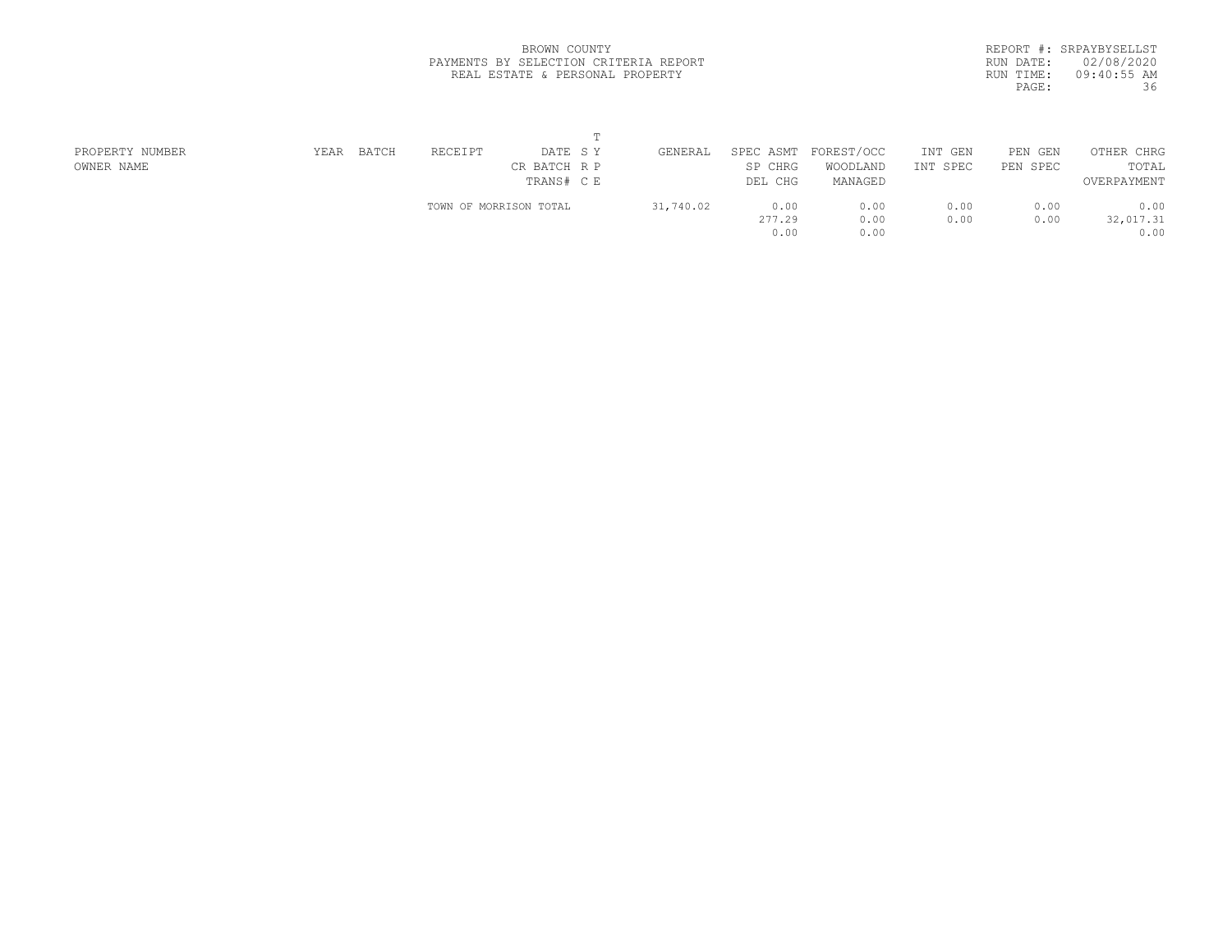BROWN COUNTY
PAYMENTS BY SELECTION CRITERIA REPORT
REAL ESTATE & PERSONAL PROPERTY

REPORT #: SRPAYBYSELLST
RUN DATE: 02/08/2020
RUN TIME: 09:40:55 AM

| PROPERTY NUMBER<br>OWNER NAME | YEAR | BATCH | RECEIPT | DATE<br>CR BATCH<br>TRANS# | T<br>S Y<br>R P<br>C E | GENERAL | SPEC ASMT<br>SP CHRG<br>DEL CHG | FOREST/OCC<br>WOODLAND<br>MANAGED | INT GEN<br>INT SPEC | PEN GEN<br>PEN SPEC | OTHER CHRG<br>TOTAL<br>OVERPAYMENT |
|---|---|---|---|---|---|---|---|---|---|---|---|
| | | | TOWN OF MORRISON TOTAL | | | 31,740.02 | 0.00<br>277.29<br>0.00 | 0.00<br>0.00<br>0.00 | 0.00<br>0.00 | 0.00<br>0.00 | 0.00<br>32,017.31<br>0.00 |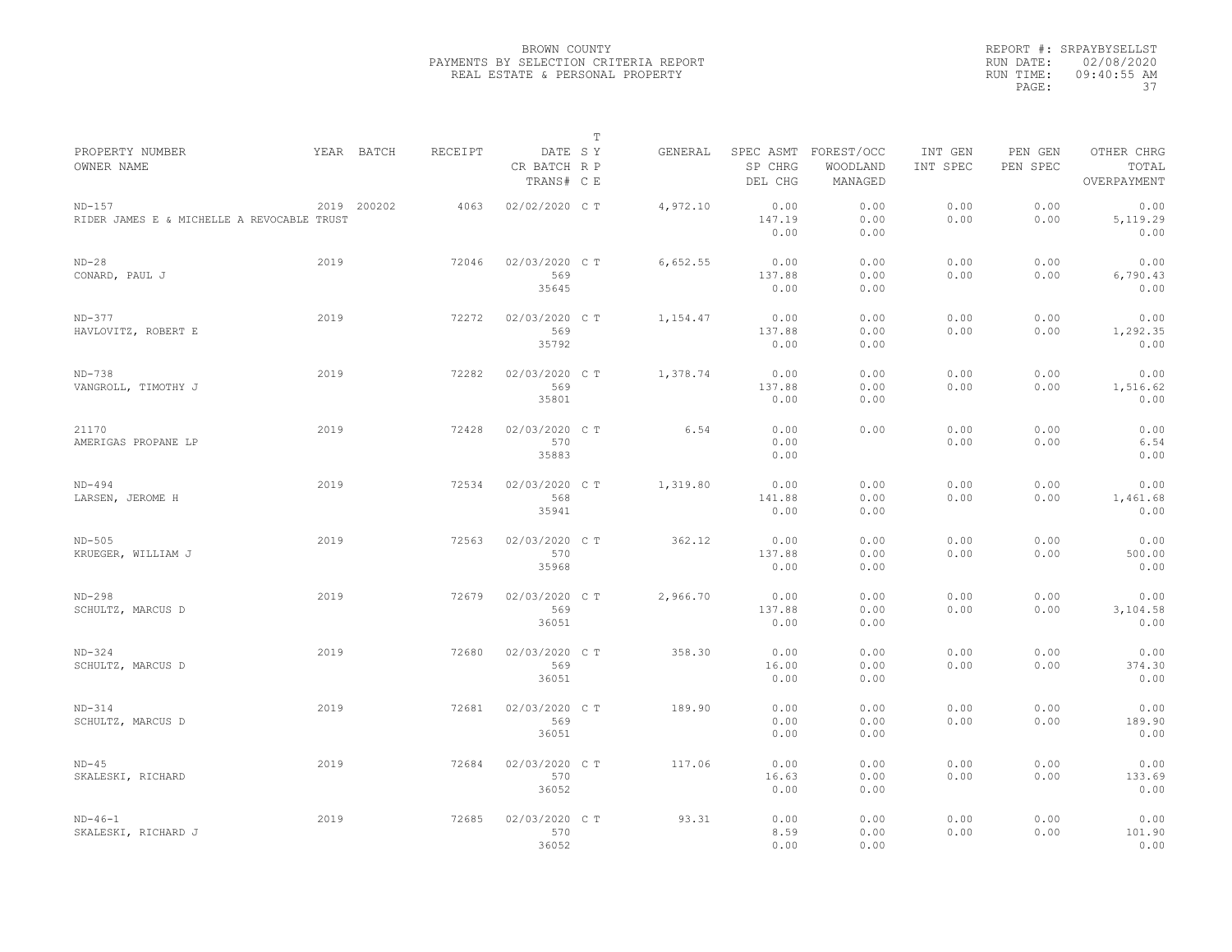BROWN COUNTY
PAYMENTS BY SELECTION CRITERIA REPORT
REAL ESTATE & PERSONAL PROPERTY

REPORT #: SRPAYBYSELLST
RUN DATE: 02/08/2020
RUN TIME: 09:40:55 AM
PAGE: 37

| PROPERTY NUMBER / OWNER NAME | YEAR | BATCH | RECEIPT | DATE / CR BATCH / TRANS# | T SY RP CE | GENERAL | SPEC ASMT / SP CHRG / DEL CHG | FOREST/OCC / WOODLAND / MANAGED | INT GEN / INT SPEC | PEN GEN / PEN SPEC | OTHER CHRG / TOTAL / OVERPAYMENT |
|---|---|---|---|---|---|---|---|---|---|---|---|
| ND-157 RIDER JAMES E & MICHELLE A REVOCABLE TRUST | 2019 | 200202 | 4063 | 02/02/2020 | C T | 4,972.10 | 0.00 147.19 0.00 | 0.00 0.00 0.00 | 0.00 0.00 | 0.00 0.00 | 0.00 5,119.29 0.00 |
| ND-28 CONARD, PAUL J | 2019 | | 72046 | 02/03/2020 569 35645 | C T | 6,652.55 | 0.00 137.88 0.00 | 0.00 0.00 0.00 | 0.00 0.00 | 0.00 0.00 | 0.00 6,790.43 0.00 |
| ND-377 HAVLOVITZ, ROBERT E | 2019 | | 72272 | 02/03/2020 569 35792 | C T | 1,154.47 | 0.00 137.88 0.00 | 0.00 0.00 0.00 | 0.00 0.00 | 0.00 0.00 | 0.00 1,292.35 0.00 |
| ND-738 VANGROLL, TIMOTHY J | 2019 | | 72282 | 02/03/2020 569 35801 | C T | 1,378.74 | 0.00 137.88 0.00 | 0.00 0.00 0.00 | 0.00 0.00 | 0.00 0.00 | 0.00 1,516.62 0.00 |
| 21170 AMERIGAS PROPANE LP | 2019 | | 72428 | 02/03/2020 570 35883 | C T | 6.54 | 0.00 0.00 0.00 | 0.00 | 0.00 0.00 | 0.00 0.00 | 0.00 6.54 0.00 |
| ND-494 LARSEN, JEROME H | 2019 | | 72534 | 02/03/2020 568 35941 | C T | 1,319.80 | 0.00 141.88 0.00 | 0.00 0.00 0.00 | 0.00 0.00 | 0.00 0.00 | 0.00 1,461.68 0.00 |
| ND-505 KRUEGER, WILLIAM J | 2019 | | 72563 | 02/03/2020 570 35968 | C T | 362.12 | 0.00 137.88 0.00 | 0.00 0.00 0.00 | 0.00 0.00 | 0.00 0.00 | 0.00 500.00 0.00 |
| ND-298 SCHULTZ, MARCUS D | 2019 | | 72679 | 02/03/2020 569 36051 | C T | 2,966.70 | 0.00 137.88 0.00 | 0.00 0.00 0.00 | 0.00 0.00 | 0.00 0.00 | 0.00 3,104.58 0.00 |
| ND-324 SCHULTZ, MARCUS D | 2019 | | 72680 | 02/03/2020 569 36051 | C T | 358.30 | 0.00 16.00 0.00 | 0.00 0.00 0.00 | 0.00 0.00 | 0.00 0.00 | 0.00 374.30 0.00 |
| ND-314 SCHULTZ, MARCUS D | 2019 | | 72681 | 02/03/2020 569 36051 | C T | 189.90 | 0.00 0.00 0.00 | 0.00 0.00 0.00 | 0.00 0.00 | 0.00 0.00 | 0.00 189.90 0.00 |
| ND-45 SKALESKI, RICHARD | 2019 | | 72684 | 02/03/2020 570 36052 | C T | 117.06 | 0.00 16.63 0.00 | 0.00 0.00 0.00 | 0.00 0.00 | 0.00 0.00 | 0.00 133.69 0.00 |
| ND-46-1 SKALESKI, RICHARD J | 2019 | | 72685 | 02/03/2020 570 36052 | C T | 93.31 | 0.00 8.59 0.00 | 0.00 0.00 0.00 | 0.00 0.00 | 0.00 0.00 | 0.00 101.90 0.00 |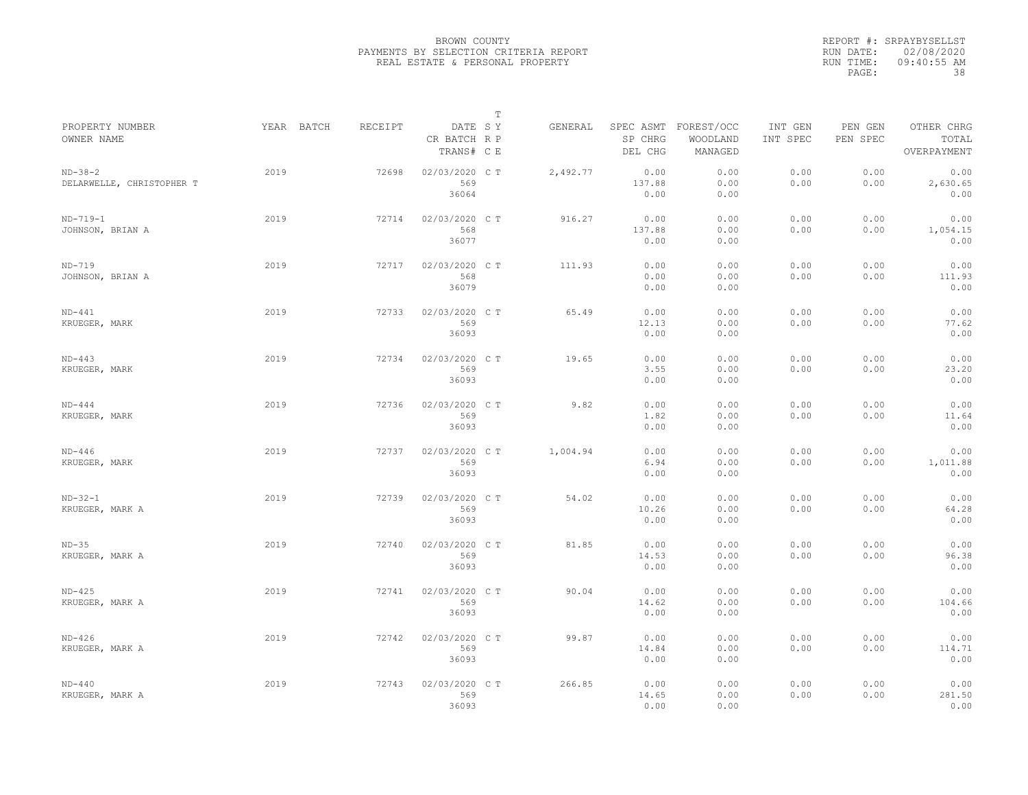BROWN COUNTY
PAYMENTS BY SELECTION CRITERIA REPORT
REAL ESTATE & PERSONAL PROPERTY

REPORT #: SRPAYBYSELLST
RUN DATE: 02/08/2020
RUN TIME: 09:40:55 AM

| PROPERTY NUMBER / OWNER NAME | YEAR | BATCH | RECEIPT | DATE / CR BATCH / TRANS# | T SY RP CE | GENERAL | SPEC ASMT / SP CHRG / DEL CHG | FOREST/OCC / WOODLAND / MANAGED | INT GEN / INT SPEC | PEN GEN / PEN SPEC | OTHER CHRG / TOTAL / OVERPAYMENT |
|---|---|---|---|---|---|---|---|---|---|---|---|
| ND-38-2 DELARWELLE, CHRISTOPHER T | 2019 | | 72698 | 02/03/2020 569 36064 | C T | 2,492.77 | 0.00 137.88 0.00 | 0.00 0.00 0.00 | 0.00 0.00 | 0.00 0.00 | 0.00 2,630.65 0.00 |
| ND-719-1 JOHNSON, BRIAN A | 2019 | | 72714 | 02/03/2020 568 36077 | C T | 916.27 | 0.00 137.88 0.00 | 0.00 0.00 0.00 | 0.00 0.00 | 0.00 0.00 | 0.00 1,054.15 0.00 |
| ND-719 JOHNSON, BRIAN A | 2019 | | 72717 | 02/03/2020 568 36079 | C T | 111.93 | 0.00 0.00 0.00 | 0.00 0.00 0.00 | 0.00 0.00 | 0.00 0.00 | 0.00 111.93 0.00 |
| ND-441 KRUEGER, MARK | 2019 | | 72733 | 02/03/2020 569 36093 | C T | 65.49 | 0.00 12.13 0.00 | 0.00 0.00 0.00 | 0.00 0.00 | 0.00 0.00 | 0.00 77.62 0.00 |
| ND-443 KRUEGER, MARK | 2019 | | 72734 | 02/03/2020 569 36093 | C T | 19.65 | 0.00 3.55 0.00 | 0.00 0.00 0.00 | 0.00 0.00 | 0.00 0.00 | 0.00 23.20 0.00 |
| ND-444 KRUEGER, MARK | 2019 | | 72736 | 02/03/2020 569 36093 | C T | 9.82 | 0.00 1.82 0.00 | 0.00 0.00 0.00 | 0.00 0.00 | 0.00 0.00 | 0.00 11.64 0.00 |
| ND-446 KRUEGER, MARK | 2019 | | 72737 | 02/03/2020 569 36093 | C T | 1,004.94 | 0.00 6.94 0.00 | 0.00 0.00 0.00 | 0.00 0.00 | 0.00 0.00 | 0.00 1,011.88 0.00 |
| ND-32-1 KRUEGER, MARK A | 2019 | | 72739 | 02/03/2020 569 36093 | C T | 54.02 | 0.00 10.26 0.00 | 0.00 0.00 0.00 | 0.00 0.00 | 0.00 0.00 | 0.00 64.28 0.00 |
| ND-35 KRUEGER, MARK A | 2019 | | 72740 | 02/03/2020 569 36093 | C T | 81.85 | 0.00 14.53 0.00 | 0.00 0.00 0.00 | 0.00 0.00 | 0.00 0.00 | 0.00 96.38 0.00 |
| ND-425 KRUEGER, MARK A | 2019 | | 72741 | 02/03/2020 569 36093 | C T | 90.04 | 0.00 14.62 0.00 | 0.00 0.00 0.00 | 0.00 0.00 | 0.00 0.00 | 0.00 104.66 0.00 |
| ND-426 KRUEGER, MARK A | 2019 | | 72742 | 02/03/2020 569 36093 | C T | 99.87 | 0.00 14.84 0.00 | 0.00 0.00 0.00 | 0.00 0.00 | 0.00 0.00 | 0.00 114.71 0.00 |
| ND-440 KRUEGER, MARK A | 2019 | | 72743 | 02/03/2020 569 36093 | C T | 266.85 | 0.00 14.65 0.00 | 0.00 0.00 0.00 | 0.00 0.00 | 0.00 0.00 | 0.00 281.50 0.00 |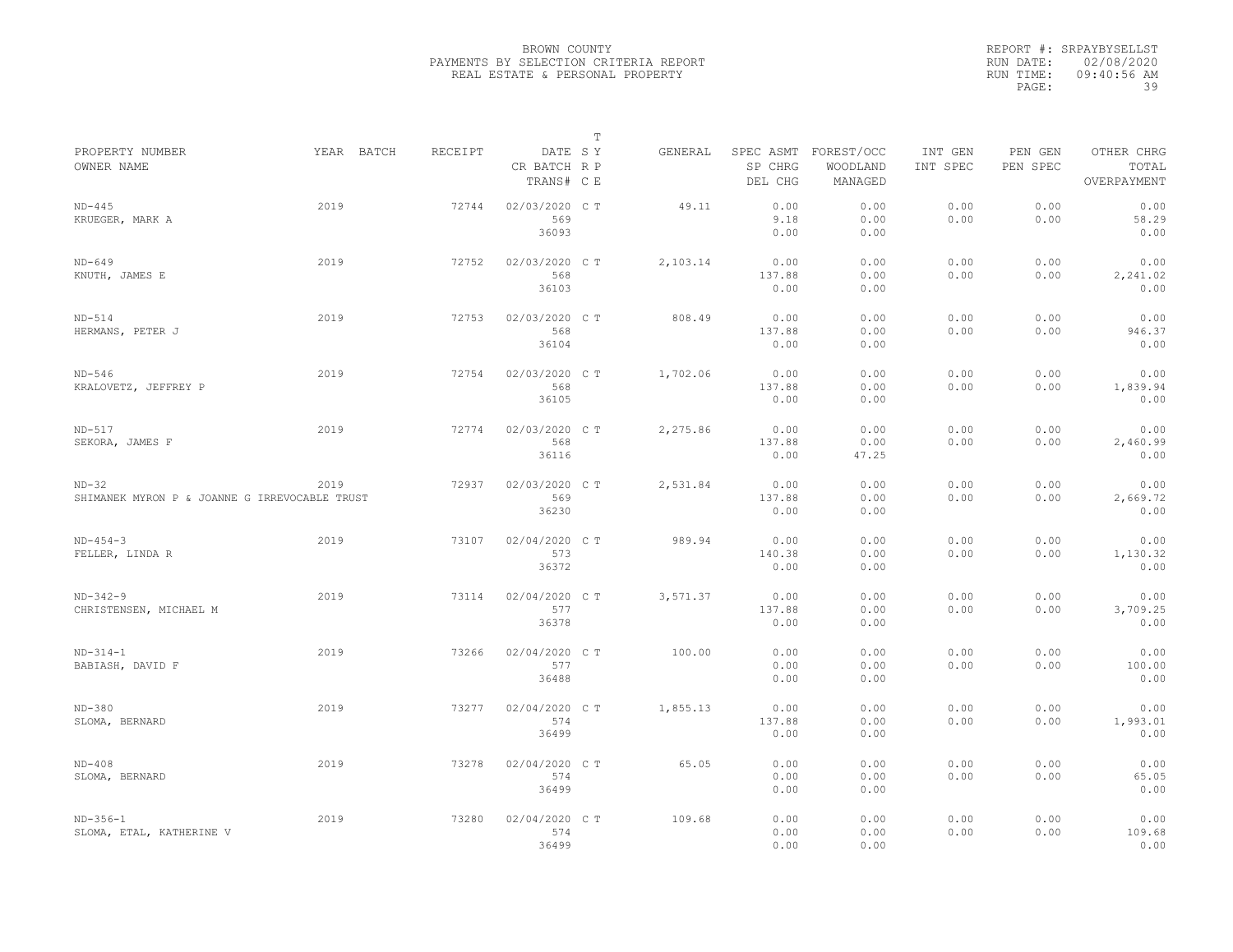BROWN COUNTY
PAYMENTS BY SELECTION CRITERIA REPORT
REAL ESTATE & PERSONAL PROPERTY

REPORT #: SRPAYBYSELLST
RUN DATE: 02/08/2020
RUN TIME: 09:40:56 AM

| PROPERTY NUMBER / OWNER NAME | YEAR | BATCH | RECEIPT | DATE / CR BATCH / TRANS# | T SY RP CE | GENERAL | SPEC ASMT / SP CHRG / DEL CHG | FOREST/OCC / WOODLAND / MANAGED | INT GEN / INT SPEC | PEN GEN / PEN SPEC | OTHER CHRG / TOTAL / OVERPAYMENT |
|---|---|---|---|---|---|---|---|---|---|---|---|
| ND-445 / KRUEGER, MARK A | 2019 | | 72744 | 02/03/2020 / 569 / 36093 | C T | 49.11 | 0.00 / 9.18 / 0.00 | 0.00 / 0.00 / 0.00 | 0.00 / 0.00 | 0.00 / 0.00 | 0.00 / 58.29 / 0.00 |
| ND-649 / KNUTH, JAMES E | 2019 | | 72752 | 02/03/2020 / 568 / 36103 | C T | 2,103.14 | 0.00 / 137.88 / 0.00 | 0.00 / 0.00 / 0.00 | 0.00 / 0.00 | 0.00 / 0.00 | 0.00 / 2,241.02 / 0.00 |
| ND-514 / HERMANS, PETER J | 2019 | | 72753 | 02/03/2020 / 568 / 36104 | C T | 808.49 | 0.00 / 137.88 / 0.00 | 0.00 / 0.00 / 0.00 | 0.00 / 0.00 | 0.00 / 0.00 | 0.00 / 946.37 / 0.00 |
| ND-546 / KRALOVETZ, JEFFREY P | 2019 | | 72754 | 02/03/2020 / 568 / 36105 | C T | 1,702.06 | 0.00 / 137.88 / 0.00 | 0.00 / 0.00 / 0.00 | 0.00 / 0.00 | 0.00 / 0.00 | 0.00 / 1,839.94 / 0.00 |
| ND-517 / SEKORA, JAMES F | 2019 | | 72774 | 02/03/2020 / 568 / 36116 | C T | 2,275.86 | 0.00 / 137.88 / 0.00 | 0.00 / 0.00 / 47.25 | 0.00 / 0.00 | 0.00 / 0.00 | 0.00 / 2,460.99 / 0.00 |
| ND-32 / SHIMANEK MYRON P & JOANNE G IRREVOCABLE TRUST | 2019 | | 72937 | 02/03/2020 / 569 / 36230 | C T | 2,531.84 | 0.00 / 137.88 / 0.00 | 0.00 / 0.00 / 0.00 | 0.00 / 0.00 | 0.00 / 0.00 | 0.00 / 2,669.72 / 0.00 |
| ND-454-3 / FELLER, LINDA R | 2019 | | 73107 | 02/04/2020 / 573 / 36372 | C T | 989.94 | 0.00 / 140.38 / 0.00 | 0.00 / 0.00 / 0.00 | 0.00 / 0.00 | 0.00 / 0.00 | 0.00 / 1,130.32 / 0.00 |
| ND-342-9 / CHRISTENSEN, MICHAEL M | 2019 | | 73114 | 02/04/2020 / 577 / 36378 | C T | 3,571.37 | 0.00 / 137.88 / 0.00 | 0.00 / 0.00 / 0.00 | 0.00 / 0.00 | 0.00 / 0.00 | 0.00 / 3,709.25 / 0.00 |
| ND-314-1 / BABIASH, DAVID F | 2019 | | 73266 | 02/04/2020 / 577 / 36488 | C T | 100.00 | 0.00 / 0.00 / 0.00 | 0.00 / 0.00 / 0.00 | 0.00 / 0.00 | 0.00 / 0.00 | 0.00 / 100.00 / 0.00 |
| ND-380 / SLOMA, BERNARD | 2019 | | 73277 | 02/04/2020 / 574 / 36499 | C T | 1,855.13 | 0.00 / 137.88 / 0.00 | 0.00 / 0.00 / 0.00 | 0.00 / 0.00 | 0.00 / 0.00 | 0.00 / 1,993.01 / 0.00 |
| ND-408 / SLOMA, BERNARD | 2019 | | 73278 | 02/04/2020 / 574 / 36499 | C T | 65.05 | 0.00 / 0.00 / 0.00 | 0.00 / 0.00 / 0.00 | 0.00 / 0.00 | 0.00 / 0.00 | 0.00 / 65.05 / 0.00 |
| ND-356-1 / SLOMA, ETAL, KATHERINE V | 2019 | | 73280 | 02/04/2020 / 574 / 36499 | C T | 109.68 | 0.00 / 0.00 / 0.00 | 0.00 / 0.00 / 0.00 | 0.00 / 0.00 | 0.00 / 0.00 | 0.00 / 109.68 / 0.00 |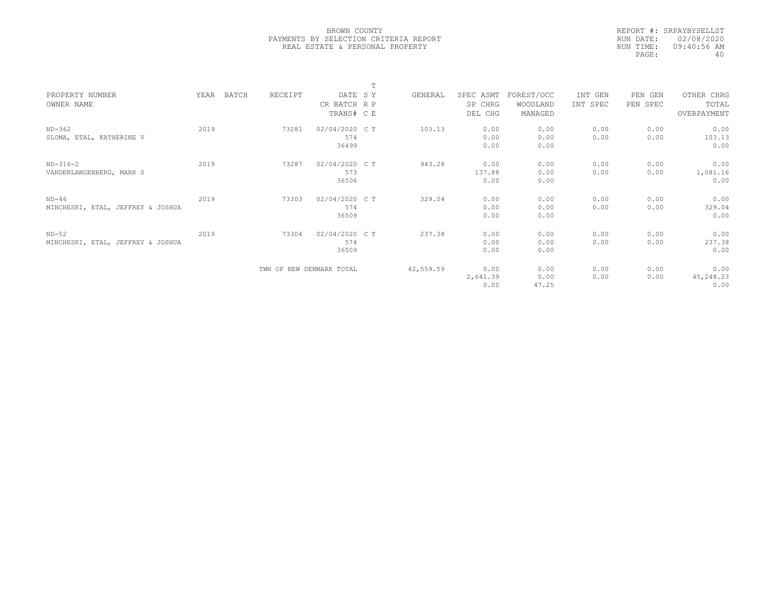BROWN COUNTY
PAYMENTS BY SELECTION CRITERIA REPORT
REAL ESTATE & PERSONAL PROPERTY

REPORT #: SRPAYBYSELLST
RUN DATE: 02/08/2020
RUN TIME: 09:40:56 AM

| PROPERTY NUMBER / OWNER NAME | YEAR | BATCH | RECEIPT | DATE / CR BATCH / TRANS# | S R C | T Y P E | GENERAL | SPEC ASMT / SP CHRG / DEL CHG | FOREST/OCC / WOODLAND / MANAGED | INT GEN / INT SPEC | PEN GEN / PEN SPEC | OTHER CHRG / TOTAL / OVERPAYMENT |
|---|---|---|---|---|---|---|---|---|---|---|---|---|
| ND-362 | 2019 | | 73281 | 02/04/2020 | C | T | 103.13 | 0.00 | 0.00 | 0.00 | 0.00 | 0.00 |
| SLOMA, ETAL, KATHERINE V | | | | 574 | | | | 0.00 | 0.00 | 0.00 | 0.00 | 103.13 |
| | | | | 36499 | | | | 0.00 | 0.00 | | | 0.00 |
| ND-316-2 | 2019 | | 73287 | 02/04/2020 | C | T | 943.28 | 0.00 | 0.00 | 0.00 | 0.00 | 0.00 |
| VANDENLANGENBERG, MARK S | | | | 573 | | | | 137.88 | 0.00 | 0.00 | 0.00 | 1,081.16 |
| | | | | 36506 | | | | 0.00 | 0.00 | | | 0.00 |
| ND-46 | 2019 | | 73303 | 02/04/2020 | C | T | 329.04 | 0.00 | 0.00 | 0.00 | 0.00 | 0.00 |
| MINCHESKI, ETAL, JEFFREY & JOSHUA | | | | 574 | | | | 0.00 | 0.00 | 0.00 | 0.00 | 329.04 |
| | | | | 36509 | | | | 0.00 | 0.00 | | | 0.00 |
| ND-52 | 2019 | | 73304 | 02/04/2020 | C | T | 237.38 | 0.00 | 0.00 | 0.00 | 0.00 | 0.00 |
| MINCHESKI, ETAL, JEFFREY & JOSHUA | | | | 574 | | | | 0.00 | 0.00 | 0.00 | 0.00 | 237.38 |
| | | | | 36509 | | | | 0.00 | 0.00 | | | 0.00 |
| | | | TWN OF NEW DENMARK TOTAL | | | | 42,559.59 | 0.00 | 0.00 | 0.00 | 0.00 | 0.00 |
| | | | | | | | | 2,641.39 | 0.00 | 0.00 | 0.00 | 45,248.23 |
| | | | | | | | | 0.00 | 47.25 | | | 0.00 |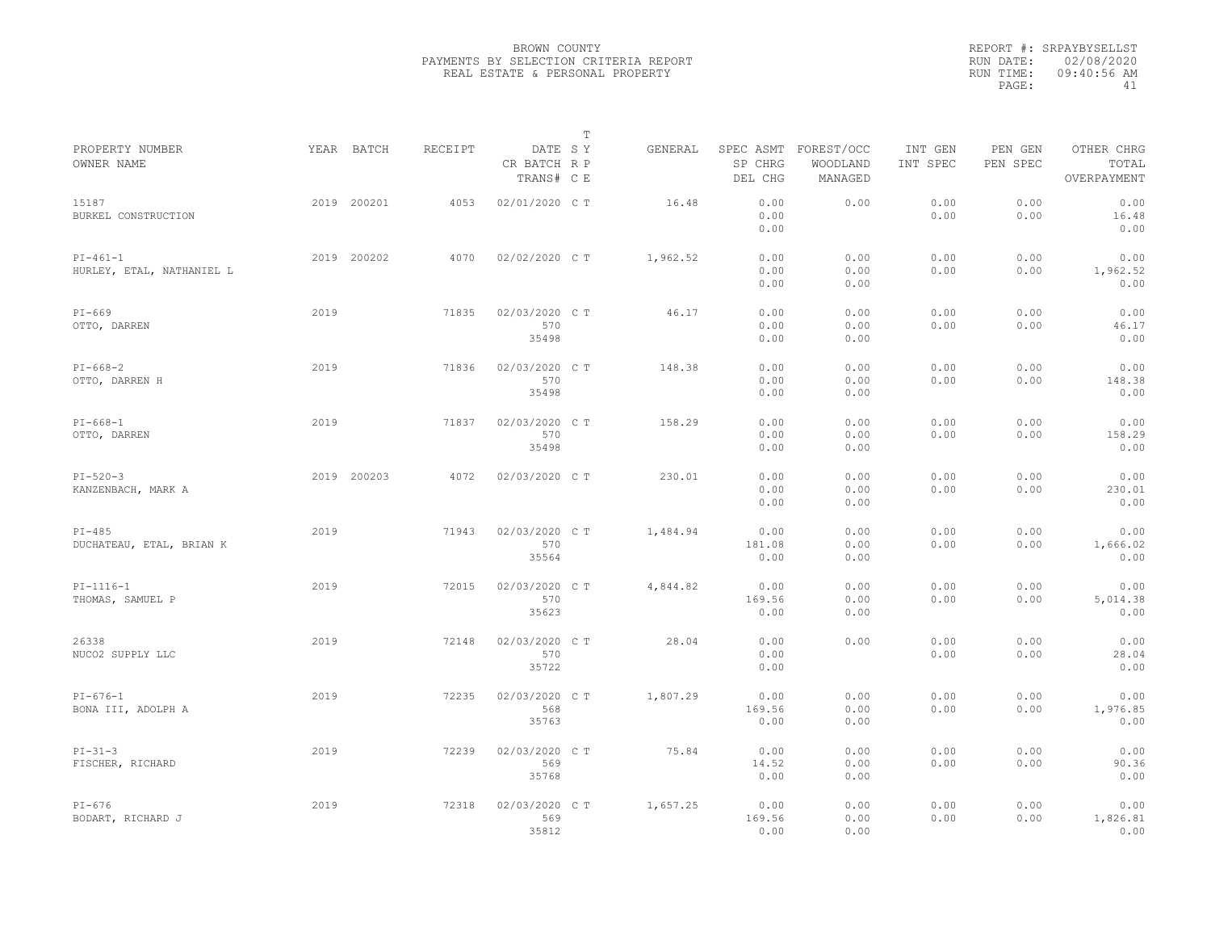BROWN COUNTY
PAYMENTS BY SELECTION CRITERIA REPORT
REAL ESTATE & PERSONAL PROPERTY

REPORT #: SRPAYBYSELLST
RUN DATE: 02/08/2020
RUN TIME: 09:40:56 AM

| PROPERTY NUMBER / OWNER NAME | YEAR | BATCH | RECEIPT | DATE / CR BATCH / TRANS# | T S Y / R P / C E | GENERAL | SPEC ASMT / SP CHRG / DEL CHG | FOREST/OCC / WOODLAND / MANAGED | INT GEN / INT SPEC | PEN GEN / PEN SPEC | OTHER CHRG / TOTAL / OVERPAYMENT |
|---|---|---|---|---|---|---|---|---|---|---|---|
| 15187 / BURKEL CONSTRUCTION | 2019 | 200201 | 4053 | 02/01/2020 | C T | 16.48 | 0.00 / 0.00 / 0.00 | 0.00 | 0.00 / 0.00 | 0.00 / 0.00 | 0.00 / 16.48 / 0.00 |
| PI-461-1 / HURLEY, ETAL, NATHANIEL L | 2019 | 200202 | 4070 | 02/02/2020 | C T | 1,962.52 | 0.00 / 0.00 / 0.00 | 0.00 / 0.00 / 0.00 | 0.00 / 0.00 | 0.00 / 0.00 | 0.00 / 1,962.52 / 0.00 |
| PI-669 / OTTO, DARREN | 2019 | | 71835 | 02/03/2020 / 570 / 35498 | C T | 46.17 | 0.00 / 0.00 / 0.00 | 0.00 / 0.00 / 0.00 | 0.00 / 0.00 | 0.00 / 0.00 | 0.00 / 46.17 / 0.00 |
| PI-668-2 / OTTO, DARREN H | 2019 | | 71836 | 02/03/2020 / 570 / 35498 | C T | 148.38 | 0.00 / 0.00 / 0.00 | 0.00 / 0.00 / 0.00 | 0.00 / 0.00 | 0.00 / 0.00 | 0.00 / 148.38 / 0.00 |
| PI-668-1 / OTTO, DARREN | 2019 | | 71837 | 02/03/2020 / 570 / 35498 | C T | 158.29 | 0.00 / 0.00 / 0.00 | 0.00 / 0.00 / 0.00 | 0.00 / 0.00 | 0.00 / 0.00 | 0.00 / 158.29 / 0.00 |
| PI-520-3 / KANZENBACH, MARK A | 2019 | 200203 | 4072 | 02/03/2020 | C T | 230.01 | 0.00 / 0.00 / 0.00 | 0.00 / 0.00 / 0.00 | 0.00 / 0.00 | 0.00 / 0.00 | 0.00 / 230.01 / 0.00 |
| PI-485 / DUCHATEAU, ETAL, BRIAN K | 2019 | | 71943 | 02/03/2020 / 570 / 35564 | C T | 1,484.94 | 0.00 / 181.08 / 0.00 | 0.00 / 0.00 / 0.00 | 0.00 / 0.00 | 0.00 / 0.00 | 0.00 / 1,666.02 / 0.00 |
| PI-1116-1 / THOMAS, SAMUEL P | 2019 | | 72015 | 02/03/2020 / 570 / 35623 | C T | 4,844.82 | 0.00 / 169.56 / 0.00 | 0.00 / 0.00 / 0.00 | 0.00 / 0.00 | 0.00 / 0.00 | 0.00 / 5,014.38 / 0.00 |
| 26338 / NUCO2 SUPPLY LLC | 2019 | | 72148 | 02/03/2020 / 570 / 35722 | C T | 28.04 | 0.00 / 0.00 / 0.00 | 0.00 | 0.00 / 0.00 | 0.00 / 0.00 | 0.00 / 28.04 / 0.00 |
| PI-676-1 / BONA III, ADOLPH A | 2019 | | 72235 | 02/03/2020 / 568 / 35763 | C T | 1,807.29 | 0.00 / 169.56 / 0.00 | 0.00 / 0.00 / 0.00 | 0.00 / 0.00 | 0.00 / 0.00 | 0.00 / 1,976.85 / 0.00 |
| PI-31-3 / FISCHER, RICHARD | 2019 | | 72239 | 02/03/2020 / 569 / 35768 | C T | 75.84 | 0.00 / 14.52 / 0.00 | 0.00 / 0.00 / 0.00 | 0.00 / 0.00 | 0.00 / 0.00 | 0.00 / 90.36 / 0.00 |
| PI-676 / BODART, RICHARD J | 2019 | | 72318 | 02/03/2020 / 569 / 35812 | C T | 1,657.25 | 0.00 / 169.56 / 0.00 | 0.00 / 0.00 / 0.00 | 0.00 / 0.00 | 0.00 / 0.00 | 0.00 / 1,826.81 / 0.00 |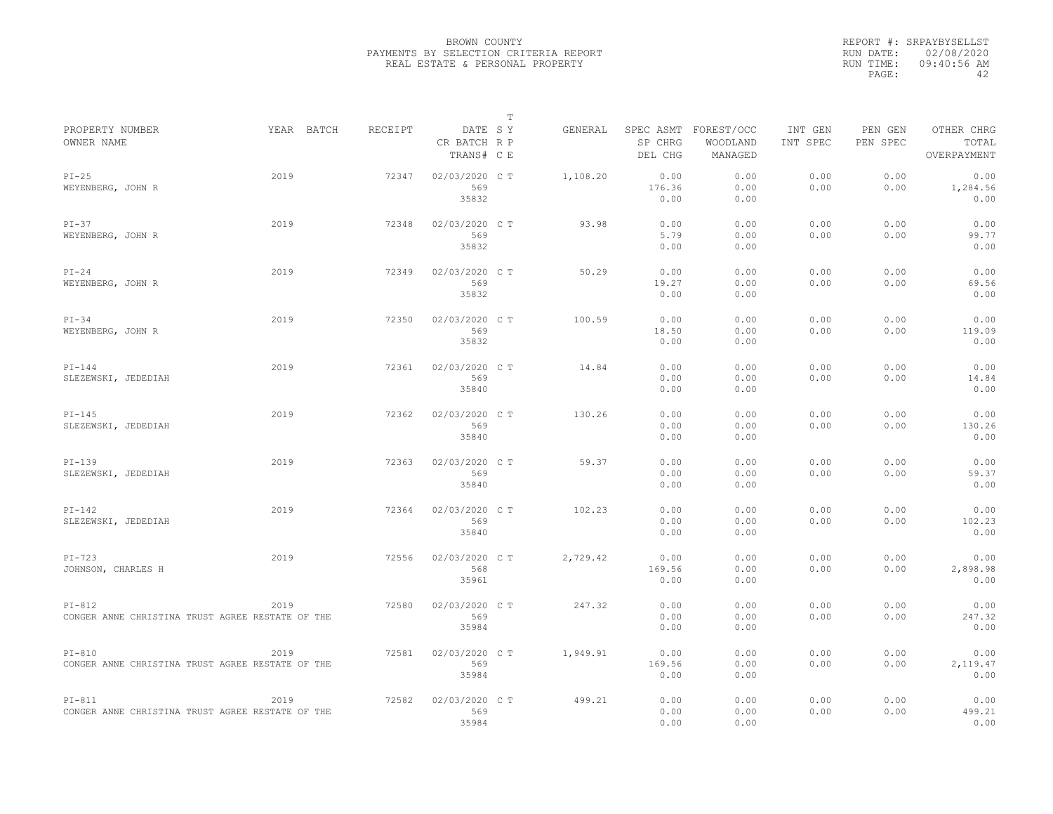BROWN COUNTY
PAYMENTS BY SELECTION CRITERIA REPORT
REAL ESTATE & PERSONAL PROPERTY

REPORT #: SRPAYBYSELLST
RUN DATE: 02/08/2020
RUN TIME: 09:40:56 AM

| PROPERTY NUMBER / OWNER NAME | YEAR | BATCH | RECEIPT | DATE / CR BATCH / TRANS# | T S Y R P C E | GENERAL | SPEC ASMT / SP CHRG / DEL CHG | FOREST/OCC / WOODLAND / MANAGED | INT GEN / INT SPEC | PEN GEN / PEN SPEC | OTHER CHRG / TOTAL / OVERPAYMENT |
|---|---|---|---|---|---|---|---|---|---|---|---|
| PI-25 / WEYENBERG, JOHN R | 2019 | | 72347 | 02/03/2020 / 569 / 35832 | C T | 1,108.20 | 0.00 / 176.36 / 0.00 | 0.00 / 0.00 / 0.00 | 0.00 / 0.00 | 0.00 / 0.00 | 0.00 / 1,284.56 / 0.00 |
| PI-37 / WEYENBERG, JOHN R | 2019 | | 72348 | 02/03/2020 / 569 / 35832 | C T | 93.98 | 0.00 / 5.79 / 0.00 | 0.00 / 0.00 / 0.00 | 0.00 / 0.00 | 0.00 / 0.00 | 0.00 / 99.77 / 0.00 |
| PI-24 / WEYENBERG, JOHN R | 2019 | | 72349 | 02/03/2020 / 569 / 35832 | C T | 50.29 | 0.00 / 19.27 / 0.00 | 0.00 / 0.00 / 0.00 | 0.00 / 0.00 | 0.00 / 0.00 | 0.00 / 69.56 / 0.00 |
| PI-34 / WEYENBERG, JOHN R | 2019 | | 72350 | 02/03/2020 / 569 / 35832 | C T | 100.59 | 0.00 / 18.50 / 0.00 | 0.00 / 0.00 / 0.00 | 0.00 / 0.00 | 0.00 / 0.00 | 0.00 / 119.09 / 0.00 |
| PI-144 / SLEZEWSKI, JEDEDIAH | 2019 | | 72361 | 02/03/2020 / 569 / 35840 | C T | 14.84 | 0.00 / 0.00 / 0.00 | 0.00 / 0.00 / 0.00 | 0.00 / 0.00 | 0.00 / 0.00 | 0.00 / 14.84 / 0.00 |
| PI-145 / SLEZEWSKI, JEDEDIAH | 2019 | | 72362 | 02/03/2020 / 569 / 35840 | C T | 130.26 | 0.00 / 0.00 / 0.00 | 0.00 / 0.00 / 0.00 | 0.00 / 0.00 | 0.00 / 0.00 | 0.00 / 130.26 / 0.00 |
| PI-139 / SLEZEWSKI, JEDEDIAH | 2019 | | 72363 | 02/03/2020 / 569 / 35840 | C T | 59.37 | 0.00 / 0.00 / 0.00 | 0.00 / 0.00 / 0.00 | 0.00 / 0.00 | 0.00 / 0.00 | 0.00 / 59.37 / 0.00 |
| PI-142 / SLEZEWSKI, JEDEDIAH | 2019 | | 72364 | 02/03/2020 / 569 / 35840 | C T | 102.23 | 0.00 / 0.00 / 0.00 | 0.00 / 0.00 / 0.00 | 0.00 / 0.00 | 0.00 / 0.00 | 0.00 / 102.23 / 0.00 |
| PI-723 / JOHNSON, CHARLES H | 2019 | | 72556 | 02/03/2020 / 568 / 35961 | C T | 2,729.42 | 0.00 / 169.56 / 0.00 | 0.00 / 0.00 / 0.00 | 0.00 / 0.00 | 0.00 / 0.00 | 0.00 / 2,898.98 / 0.00 |
| PI-812 / CONGER ANNE CHRISTINA TRUST AGREE RESTATE OF THE | 2019 | | 72580 | 02/03/2020 / 569 / 35984 | C T | 247.32 | 0.00 / 0.00 / 0.00 | 0.00 / 0.00 / 0.00 | 0.00 / 0.00 | 0.00 / 0.00 | 0.00 / 247.32 / 0.00 |
| PI-810 / CONGER ANNE CHRISTINA TRUST AGREE RESTATE OF THE | 2019 | | 72581 | 02/03/2020 / 569 / 35984 | C T | 1,949.91 | 0.00 / 169.56 / 0.00 | 0.00 / 0.00 / 0.00 | 0.00 / 0.00 | 0.00 / 0.00 | 0.00 / 2,119.47 / 0.00 |
| PI-811 / CONGER ANNE CHRISTINA TRUST AGREE RESTATE OF THE | 2019 | | 72582 | 02/03/2020 / 569 / 35984 | C T | 499.21 | 0.00 / 0.00 / 0.00 | 0.00 / 0.00 / 0.00 | 0.00 / 0.00 | 0.00 / 0.00 | 0.00 / 499.21 / 0.00 |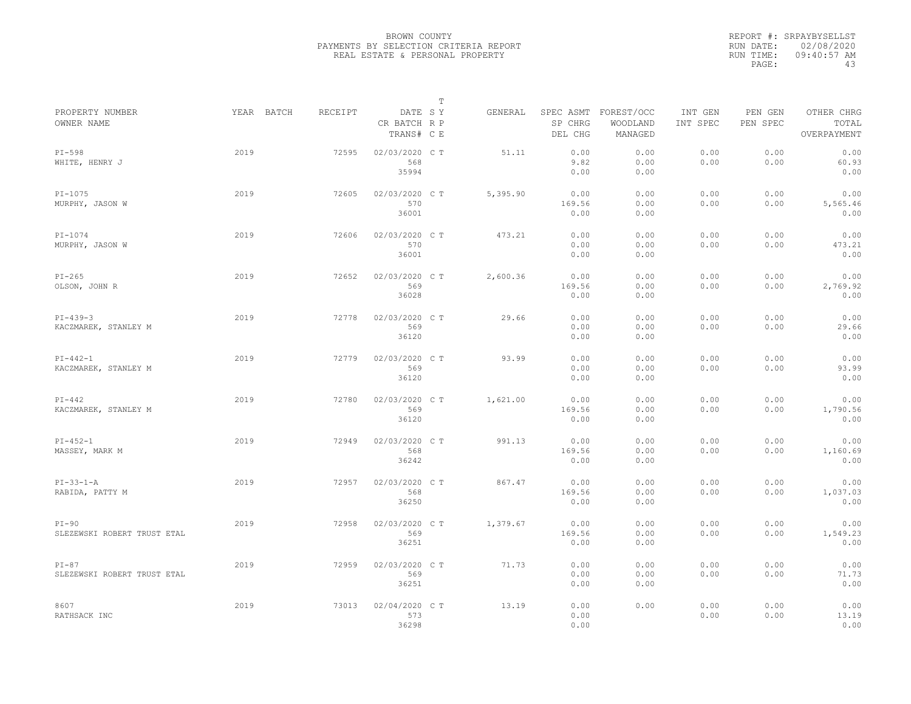BROWN COUNTY
PAYMENTS BY SELECTION CRITERIA REPORT
REAL ESTATE & PERSONAL PROPERTY

REPORT #: SRPAYBYSELLST
RUN DATE: 02/08/2020
RUN TIME: 09:40:57 AM
PAGE: 43

| PROPERTY NUMBER / OWNER NAME | YEAR | BATCH | RECEIPT | DATE / CR BATCH / TRANS# | T SY RP CE | GENERAL | SPEC ASMT / SP CHRG / DEL CHG | FOREST/OCC / WOODLAND / MANAGED | INT GEN / INT SPEC | PEN GEN / PEN SPEC | OTHER CHRG / TOTAL / OVERPAYMENT |
|---|---|---|---|---|---|---|---|---|---|---|---|
| PI-598 / WHITE, HENRY J | 2019 | | 72595 | 02/03/2020 / 568 / 35994 | C T | 51.11 | 0.00 / 9.82 / 0.00 | 0.00 / 0.00 / 0.00 | 0.00 / 0.00 | 0.00 / 0.00 | 0.00 / 60.93 / 0.00 |
| PI-1075 / MURPHY, JASON W | 2019 | | 72605 | 02/03/2020 / 570 / 36001 | C T | 5,395.90 | 0.00 / 169.56 / 0.00 | 0.00 / 0.00 / 0.00 | 0.00 / 0.00 | 0.00 / 0.00 | 0.00 / 5,565.46 / 0.00 |
| PI-1074 / MURPHY, JASON W | 2019 | | 72606 | 02/03/2020 / 570 / 36001 | C T | 473.21 | 0.00 / 0.00 / 0.00 | 0.00 / 0.00 / 0.00 | 0.00 / 0.00 | 0.00 / 0.00 | 0.00 / 473.21 / 0.00 |
| PI-265 / OLSON, JOHN R | 2019 | | 72652 | 02/03/2020 / 569 / 36028 | C T | 2,600.36 | 0.00 / 169.56 / 0.00 | 0.00 / 0.00 / 0.00 | 0.00 / 0.00 | 0.00 / 0.00 | 0.00 / 2,769.92 / 0.00 |
| PI-439-3 / KACZMAREK, STANLEY M | 2019 | | 72778 | 02/03/2020 / 569 / 36120 | C T | 29.66 | 0.00 / 0.00 / 0.00 | 0.00 / 0.00 / 0.00 | 0.00 / 0.00 | 0.00 / 0.00 | 0.00 / 29.66 / 0.00 |
| PI-442-1 / KACZMAREK, STANLEY M | 2019 | | 72779 | 02/03/2020 / 569 / 36120 | C T | 93.99 | 0.00 / 0.00 / 0.00 | 0.00 / 0.00 / 0.00 | 0.00 / 0.00 | 0.00 / 0.00 | 0.00 / 93.99 / 0.00 |
| PI-442 / KACZMAREK, STANLEY M | 2019 | | 72780 | 02/03/2020 / 569 / 36120 | C T | 1,621.00 | 0.00 / 169.56 / 0.00 | 0.00 / 0.00 / 0.00 | 0.00 / 0.00 | 0.00 / 0.00 | 0.00 / 1,790.56 / 0.00 |
| PI-452-1 / MASSEY, MARK M | 2019 | | 72949 | 02/03/2020 / 568 / 36242 | C T | 991.13 | 0.00 / 169.56 / 0.00 | 0.00 / 0.00 / 0.00 | 0.00 / 0.00 | 0.00 / 0.00 | 0.00 / 1,160.69 / 0.00 |
| PI-33-1-A / RABIDA, PATTY M | 2019 | | 72957 | 02/03/2020 / 568 / 36250 | C T | 867.47 | 0.00 / 169.56 / 0.00 | 0.00 / 0.00 / 0.00 | 0.00 / 0.00 | 0.00 / 0.00 | 0.00 / 1,037.03 / 0.00 |
| PI-90 / SLEZEWSKI ROBERT TRUST ETAL | 2019 | | 72958 | 02/03/2020 / 569 / 36251 | C T | 1,379.67 | 0.00 / 169.56 / 0.00 | 0.00 / 0.00 / 0.00 | 0.00 / 0.00 | 0.00 / 0.00 | 0.00 / 1,549.23 / 0.00 |
| PI-87 / SLEZEWSKI ROBERT TRUST ETAL | 2019 | | 72959 | 02/03/2020 / 569 / 36251 | C T | 71.73 | 0.00 / 0.00 / 0.00 | 0.00 / 0.00 / 0.00 | 0.00 / 0.00 | 0.00 / 0.00 | 0.00 / 71.73 / 0.00 |
| 8607 / RATHSACK INC | 2019 | | 73013 | 02/04/2020 / 573 / 36298 | C T | 13.19 | 0.00 / 0.00 / 0.00 | 0.00 | 0.00 / 0.00 | 0.00 / 0.00 | 0.00 / 13.19 / 0.00 |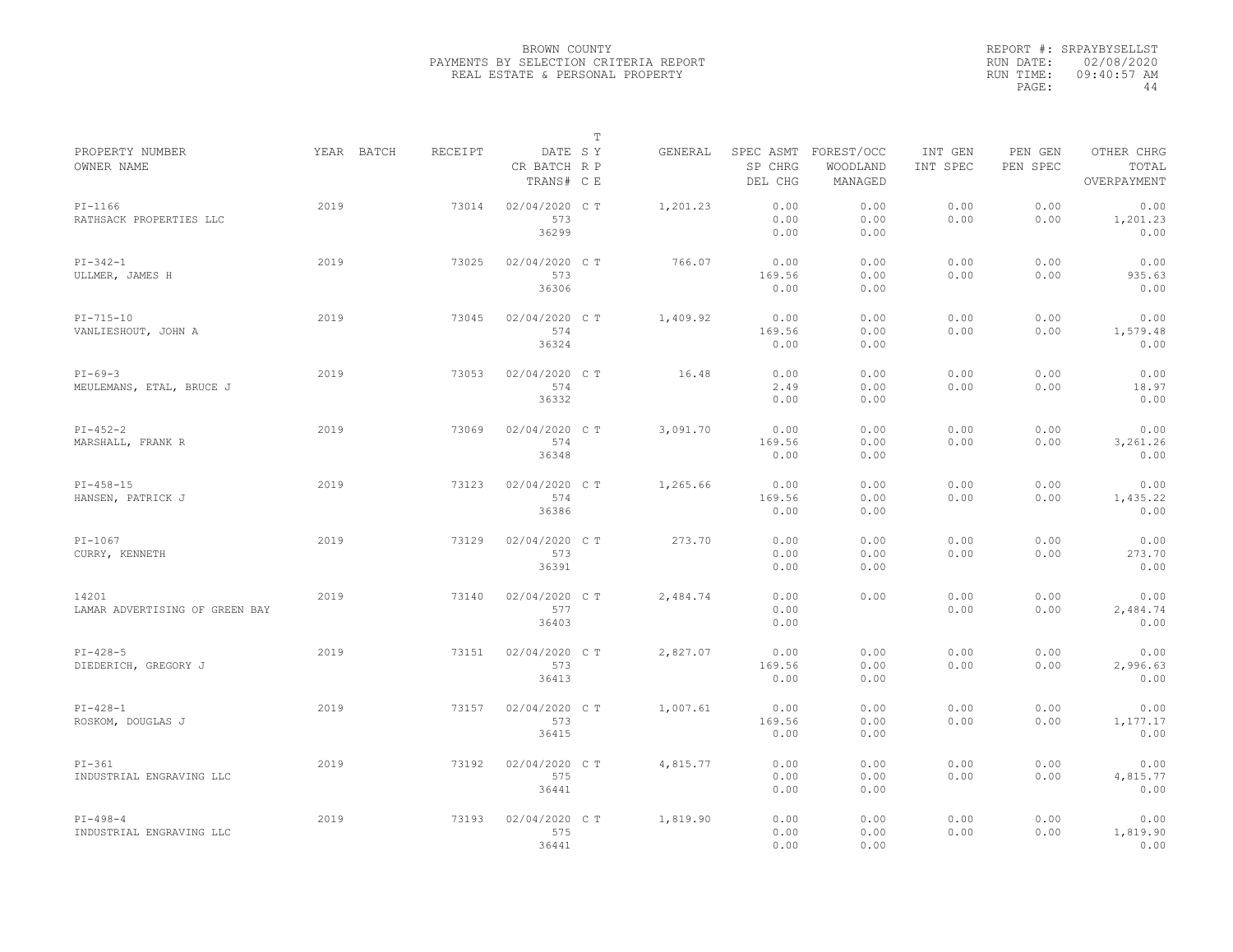BROWN COUNTY
PAYMENTS BY SELECTION CRITERIA REPORT
REAL ESTATE & PERSONAL PROPERTY

REPORT #: SRPAYBYSELLST
RUN DATE: 02/08/2020
RUN TIME: 09:40:57 AM
PAGE: 44

| PROPERTY NUMBER / OWNER NAME | YEAR | BATCH | RECEIPT | DATE / CR BATCH / TRANS# | T SY RP CE | GENERAL | SPEC ASMT / SP CHRG / DEL CHG | FOREST/OCC / WOODLAND / MANAGED | INT GEN / INT SPEC | PEN GEN / PEN SPEC | OTHER CHRG / TOTAL / OVERPAYMENT |
|---|---|---|---|---|---|---|---|---|---|---|---|
| PI-1166<br>RATHSACK PROPERTIES LLC | 2019 | | 73014 | 02/04/2020<br>573<br>36299 | C T | 1,201.23 | 0.00<br>0.00<br>0.00 | 0.00<br>0.00<br>0.00 | 0.00<br>0.00 | 0.00<br>0.00 | 0.00<br>1,201.23<br>0.00 |
| PI-342-1<br>ULLMER, JAMES H | 2019 | | 73025 | 02/04/2020<br>573<br>36306 | C T | 766.07 | 0.00<br>169.56<br>0.00 | 0.00<br>0.00<br>0.00 | 0.00<br>0.00 | 0.00<br>0.00 | 0.00<br>935.63<br>0.00 |
| PI-715-10<br>VANLIESHOUT, JOHN A | 2019 | | 73045 | 02/04/2020<br>574<br>36324 | C T | 1,409.92 | 0.00<br>169.56<br>0.00 | 0.00<br>0.00<br>0.00 | 0.00<br>0.00 | 0.00<br>0.00 | 0.00<br>1,579.48<br>0.00 |
| PI-69-3<br>MEULEMANS, ETAL, BRUCE J | 2019 | | 73053 | 02/04/2020<br>574<br>36332 | C T | 16.48 | 0.00<br>2.49<br>0.00 | 0.00<br>0.00<br>0.00 | 0.00<br>0.00 | 0.00<br>0.00 | 0.00<br>18.97<br>0.00 |
| PI-452-2<br>MARSHALL, FRANK R | 2019 | | 73069 | 02/04/2020<br>574<br>36348 | C T | 3,091.70 | 0.00<br>169.56<br>0.00 | 0.00<br>0.00<br>0.00 | 0.00<br>0.00 | 0.00<br>0.00 | 0.00<br>3,261.26<br>0.00 |
| PI-458-15<br>HANSEN, PATRICK J | 2019 | | 73123 | 02/04/2020<br>574<br>36386 | C T | 1,265.66 | 0.00<br>169.56<br>0.00 | 0.00<br>0.00<br>0.00 | 0.00<br>0.00 | 0.00<br>0.00 | 0.00<br>1,435.22<br>0.00 |
| PI-1067<br>CURRY, KENNETH | 2019 | | 73129 | 02/04/2020<br>573<br>36391 | C T | 273.70 | 0.00<br>0.00<br>0.00 | 0.00<br>0.00<br>0.00 | 0.00<br>0.00 | 0.00<br>0.00 | 0.00<br>273.70<br>0.00 |
| 14201<br>LAMAR ADVERTISING OF GREEN BAY | 2019 | | 73140 | 02/04/2020<br>577<br>36403 | C T | 2,484.74 | 0.00<br>0.00<br>0.00 | 0.00 | 0.00<br>0.00 | 0.00<br>0.00 | 0.00<br>2,484.74<br>0.00 |
| PI-428-5<br>DIEDERICH, GREGORY J | 2019 | | 73151 | 02/04/2020<br>573<br>36413 | C T | 2,827.07 | 0.00<br>169.56<br>0.00 | 0.00<br>0.00<br>0.00 | 0.00<br>0.00 | 0.00<br>0.00 | 0.00<br>2,996.63<br>0.00 |
| PI-428-1<br>ROSKOM, DOUGLAS J | 2019 | | 73157 | 02/04/2020<br>573<br>36415 | C T | 1,007.61 | 0.00<br>169.56<br>0.00 | 0.00<br>0.00<br>0.00 | 0.00<br>0.00 | 0.00<br>0.00 | 0.00<br>1,177.17<br>0.00 |
| PI-361<br>INDUSTRIAL ENGRAVING LLC | 2019 | | 73192 | 02/04/2020<br>575<br>36441 | C T | 4,815.77 | 0.00<br>0.00<br>0.00 | 0.00<br>0.00<br>0.00 | 0.00<br>0.00 | 0.00<br>0.00 | 0.00<br>4,815.77<br>0.00 |
| PI-498-4<br>INDUSTRIAL ENGRAVING LLC | 2019 | | 73193 | 02/04/2020<br>575<br>36441 | C T | 1,819.90 | 0.00<br>0.00<br>0.00 | 0.00<br>0.00<br>0.00 | 0.00<br>0.00 | 0.00<br>0.00 | 0.00<br>1,819.90<br>0.00 |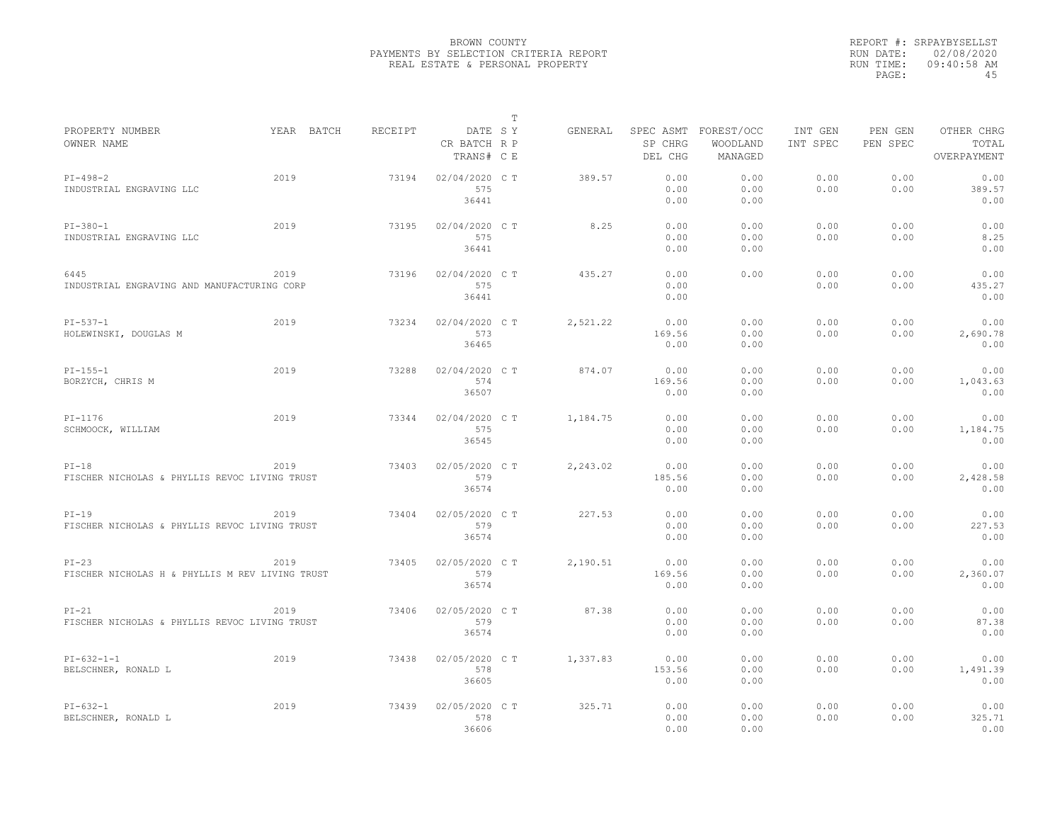BROWN COUNTY
PAYMENTS BY SELECTION CRITERIA REPORT
REAL ESTATE & PERSONAL PROPERTY

REPORT #: SRPAYBYSELLST
RUN DATE: 02/08/2020
RUN TIME: 09:40:58 AM

| PROPERTY NUMBER / OWNER NAME | YEAR | BATCH | RECEIPT | DATE / CR BATCH / TRANS# | T SY RP CE | GENERAL | SPEC ASMT / SP CHRG / DEL CHG | FOREST/OCC / WOODLAND / MANAGED | INT GEN / INT SPEC | PEN GEN / PEN SPEC | OTHER CHRG / TOTAL / OVERPAYMENT |
|---|---|---|---|---|---|---|---|---|---|---|---|
| PI-498-2 INDUSTRIAL ENGRAVING LLC | 2019 | | 73194 | 02/04/2020 575 36441 | C T | 389.57 | 0.00 0.00 0.00 | 0.00 0.00 0.00 | 0.00 0.00 | 0.00 0.00 | 0.00 389.57 0.00 |
| PI-380-1 INDUSTRIAL ENGRAVING LLC | 2019 | | 73195 | 02/04/2020 575 36441 | C T | 8.25 | 0.00 0.00 0.00 | 0.00 0.00 0.00 | 0.00 0.00 | 0.00 0.00 | 0.00 8.25 0.00 |
| 6445 INDUSTRIAL ENGRAVING AND MANUFACTURING CORP | 2019 | | 73196 | 02/04/2020 575 36441 | C T | 435.27 | 0.00 0.00 0.00 | 0.00 | 0.00 0.00 | 0.00 0.00 | 0.00 435.27 0.00 |
| PI-537-1 HOLEWINSKI, DOUGLAS M | 2019 | | 73234 | 02/04/2020 573 36465 | C T | 2,521.22 | 0.00 169.56 0.00 | 0.00 0.00 0.00 | 0.00 0.00 | 0.00 0.00 | 0.00 2,690.78 0.00 |
| PI-155-1 BORZYCH, CHRIS M | 2019 | | 73288 | 02/04/2020 574 36507 | C T | 874.07 | 0.00 169.56 0.00 | 0.00 0.00 0.00 | 0.00 0.00 | 0.00 0.00 | 0.00 1,043.63 0.00 |
| PI-1176 SCHMOOCK, WILLIAM | 2019 | | 73344 | 02/04/2020 575 36545 | C T | 1,184.75 | 0.00 0.00 0.00 | 0.00 0.00 0.00 | 0.00 0.00 | 0.00 0.00 | 0.00 1,184.75 0.00 |
| PI-18 FISCHER NICHOLAS & PHYLLIS REVOC LIVING TRUST | 2019 | | 73403 | 02/05/2020 579 36574 | C T | 2,243.02 | 0.00 185.56 0.00 | 0.00 0.00 0.00 | 0.00 0.00 | 0.00 0.00 | 0.00 2,428.58 0.00 |
| PI-19 FISCHER NICHOLAS & PHYLLIS REVOC LIVING TRUST | 2019 | | 73404 | 02/05/2020 579 36574 | C T | 227.53 | 0.00 0.00 0.00 | 0.00 0.00 0.00 | 0.00 0.00 | 0.00 0.00 | 0.00 227.53 0.00 |
| PI-23 FISCHER NICHOLAS H & PHYLLIS M REV LIVING TRUST | 2019 | | 73405 | 02/05/2020 579 36574 | C T | 2,190.51 | 0.00 169.56 0.00 | 0.00 0.00 0.00 | 0.00 0.00 | 0.00 0.00 | 0.00 2,360.07 0.00 |
| PI-21 FISCHER NICHOLAS & PHYLLIS REVOC LIVING TRUST | 2019 | | 73406 | 02/05/2020 579 36574 | C T | 87.38 | 0.00 0.00 0.00 | 0.00 0.00 0.00 | 0.00 0.00 | 0.00 0.00 | 0.00 87.38 0.00 |
| PI-632-1-1 BELSCHNER, RONALD L | 2019 | | 73438 | 02/05/2020 578 36605 | C T | 1,337.83 | 0.00 153.56 0.00 | 0.00 0.00 0.00 | 0.00 0.00 | 0.00 0.00 | 0.00 1,491.39 0.00 |
| PI-632-1 BELSCHNER, RONALD L | 2019 | | 73439 | 02/05/2020 578 36606 | C T | 325.71 | 0.00 0.00 0.00 | 0.00 0.00 0.00 | 0.00 0.00 | 0.00 0.00 | 0.00 325.71 0.00 |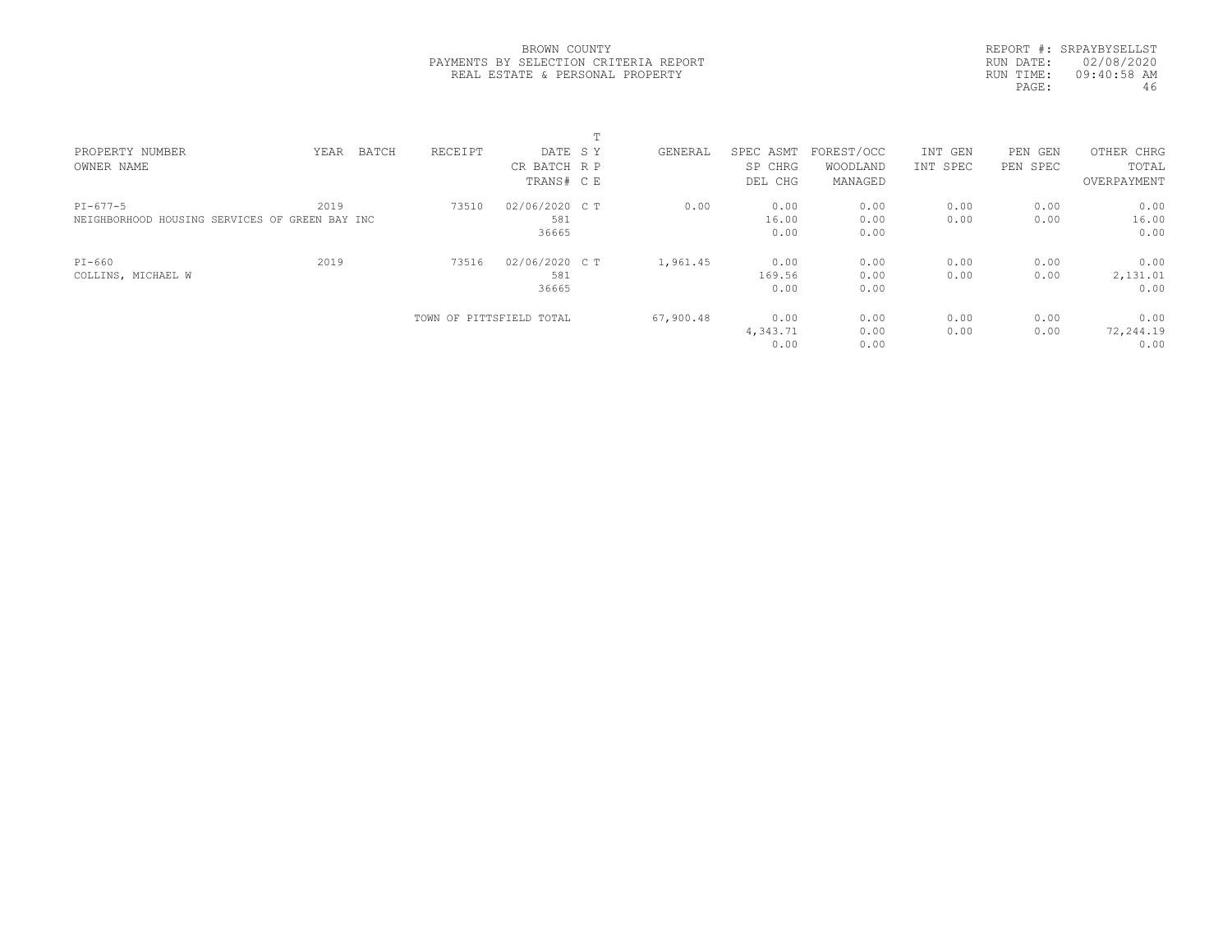BROWN COUNTY
PAYMENTS BY SELECTION CRITERIA REPORT
REAL ESTATE & PERSONAL PROPERTY

REPORT #: SRPAYBYSELLST
RUN DATE: 02/08/2020
RUN TIME: 09:40:58 AM
PAGE: 46

| PROPERTY NUMBER / OWNER NAME | YEAR | BATCH | RECEIPT | DATE / CR BATCH / TRANS# | T SY RP CE | GENERAL | SPEC ASMT / SP CHRG / DEL CHG | FOREST/OCC / WOODLAND / MANAGED | INT GEN / INT SPEC | PEN GEN / PEN SPEC | OTHER CHRG / TOTAL / OVERPAYMENT |
|---|---|---|---|---|---|---|---|---|---|---|---|
| PI-677-5 | 2019 | | 73510 | 02/06/2020 | C T | 0.00 | 0.00 | 0.00 | 0.00 | 0.00 | 0.00 |
| NEIGHBORHOOD HOUSING SERVICES OF GREEN BAY INC | | | | 581 | | | 16.00 | 0.00 | 0.00 | 0.00 | 16.00 |
| | | | | 36665 | | | 0.00 | 0.00 | | | 0.00 |
| PI-660 | 2019 | | 73516 | 02/06/2020 | C T | 1,961.45 | 0.00 | 0.00 | 0.00 | 0.00 | 0.00 |
| COLLINS, MICHAEL W | | | | 581 | | | 169.56 | 0.00 | 0.00 | 0.00 | 2,131.01 |
| | | | | 36665 | | | 0.00 | 0.00 | | | 0.00 |
| | | | TOWN OF PITTSFIELD TOTAL | | | 67,900.48 | 0.00 | 0.00 | 0.00 | 0.00 | 0.00 |
| | | | | | | | 4,343.71 | 0.00 | 0.00 | 0.00 | 72,244.19 |
| | | | | | | | 0.00 | 0.00 | | | 0.00 |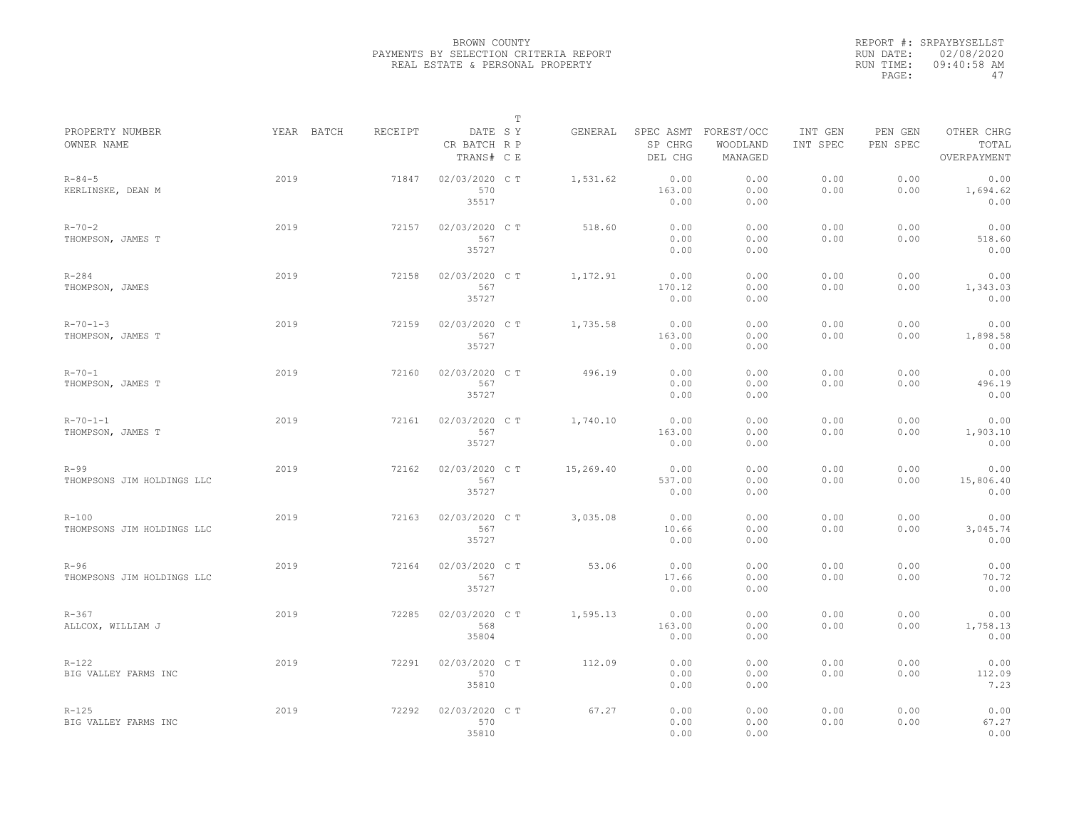BROWN COUNTY
PAYMENTS BY SELECTION CRITERIA REPORT
REAL ESTATE & PERSONAL PROPERTY

REPORT #: SRPAYBYSELLST
RUN DATE: 02/08/2020
RUN TIME: 09:40:58 AM

| PROPERTY NUMBER<br>OWNER NAME | YEAR | BATCH | RECEIPT | DATE<br>CR BATCH<br>TRANS# | T<br>S Y<br>R P<br>C E | GENERAL | SPEC ASMT<br>SP CHRG<br>DEL CHG | FOREST/OCC<br>WOODLAND<br>MANAGED | INT GEN<br>INT SPEC | PEN GEN<br>PEN SPEC | OTHER CHRG<br>TOTAL<br>OVERPAYMENT |
|---|---|---|---|---|---|---|---|---|---|---|---|
| R-84-5<br>KERLINSKE, DEAN M | 2019 | | 71847 | 02/03/2020<br>570<br>35517 | C T | 1,531.62 | 0.00<br>163.00<br>0.00 | 0.00<br>0.00<br>0.00 | 0.00<br>0.00 | 0.00<br>0.00 | 0.00<br>1,694.62<br>0.00 |
| R-70-2<br>THOMPSON, JAMES T | 2019 | | 72157 | 02/03/2020<br>567<br>35727 | C T | 518.60 | 0.00<br>0.00<br>0.00 | 0.00<br>0.00<br>0.00 | 0.00<br>0.00 | 0.00<br>0.00 | 0.00<br>518.60<br>0.00 |
| R-284<br>THOMPSON, JAMES | 2019 | | 72158 | 02/03/2020<br>567<br>35727 | C T | 1,172.91 | 0.00<br>170.12<br>0.00 | 0.00<br>0.00<br>0.00 | 0.00<br>0.00 | 0.00<br>0.00 | 0.00<br>1,343.03<br>0.00 |
| R-70-1-3<br>THOMPSON, JAMES T | 2019 | | 72159 | 02/03/2020<br>567<br>35727 | C T | 1,735.58 | 0.00<br>163.00<br>0.00 | 0.00<br>0.00<br>0.00 | 0.00<br>0.00 | 0.00<br>0.00 | 0.00<br>1,898.58<br>0.00 |
| R-70-1<br>THOMPSON, JAMES T | 2019 | | 72160 | 02/03/2020<br>567<br>35727 | C T | 496.19 | 0.00<br>0.00<br>0.00 | 0.00<br>0.00<br>0.00 | 0.00<br>0.00 | 0.00<br>0.00 | 0.00<br>496.19<br>0.00 |
| R-70-1-1<br>THOMPSON, JAMES T | 2019 | | 72161 | 02/03/2020<br>567<br>35727 | C T | 1,740.10 | 0.00<br>163.00<br>0.00 | 0.00<br>0.00<br>0.00 | 0.00<br>0.00 | 0.00<br>0.00 | 0.00<br>1,903.10<br>0.00 |
| R-99<br>THOMPSONS JIM HOLDINGS LLC | 2019 | | 72162 | 02/03/2020<br>567<br>35727 | C T | 15,269.40 | 0.00<br>537.00<br>0.00 | 0.00<br>0.00<br>0.00 | 0.00<br>0.00 | 0.00<br>0.00 | 0.00<br>15,806.40<br>0.00 |
| R-100<br>THOMPSONS JIM HOLDINGS LLC | 2019 | | 72163 | 02/03/2020<br>567<br>35727 | C T | 3,035.08 | 0.00<br>10.66<br>0.00 | 0.00<br>0.00<br>0.00 | 0.00<br>0.00 | 0.00<br>0.00 | 0.00<br>3,045.74<br>0.00 |
| R-96<br>THOMPSONS JIM HOLDINGS LLC | 2019 | | 72164 | 02/03/2020<br>567<br>35727 | C T | 53.06 | 0.00<br>17.66<br>0.00 | 0.00<br>0.00<br>0.00 | 0.00<br>0.00 | 0.00<br>0.00 | 0.00<br>70.72<br>0.00 |
| R-367<br>ALLCOX, WILLIAM J | 2019 | | 72285 | 02/03/2020<br>568<br>35804 | C T | 1,595.13 | 0.00<br>163.00<br>0.00 | 0.00<br>0.00<br>0.00 | 0.00<br>0.00 | 0.00<br>0.00 | 0.00<br>1,758.13<br>0.00 |
| R-122<br>BIG VALLEY FARMS INC | 2019 | | 72291 | 02/03/2020<br>570<br>35810 | C T | 112.09 | 0.00<br>0.00<br>0.00 | 0.00<br>0.00<br>0.00 | 0.00<br>0.00 | 0.00<br>0.00 | 0.00<br>112.09<br>7.23 |
| R-125<br>BIG VALLEY FARMS INC | 2019 | | 72292 | 02/03/2020<br>570<br>35810 | C T | 67.27 | 0.00<br>0.00<br>0.00 | 0.00<br>0.00<br>0.00 | 0.00<br>0.00 | 0.00<br>0.00 | 0.00<br>67.27<br>0.00 |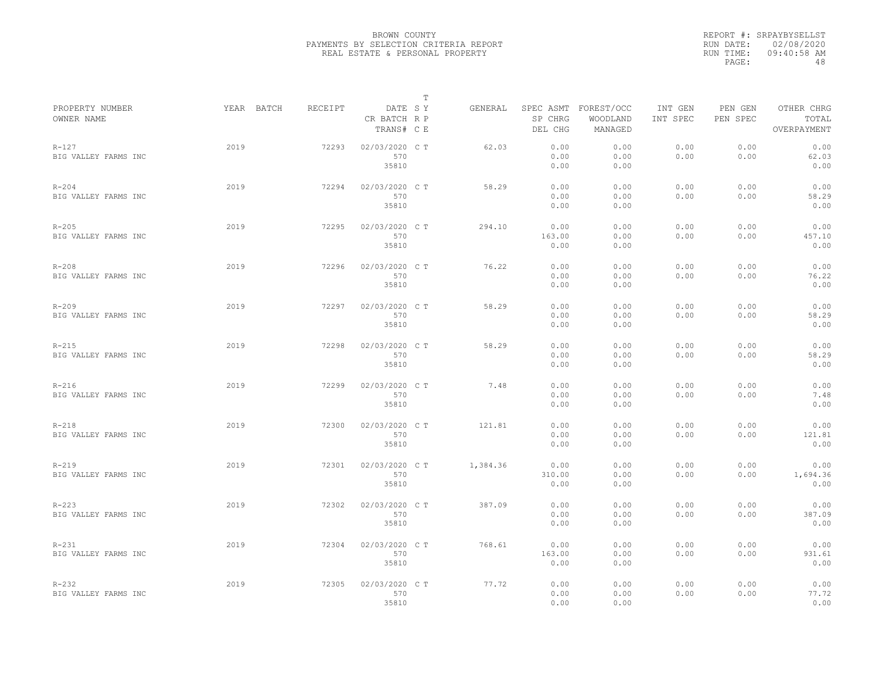BROWN COUNTY
PAYMENTS BY SELECTION CRITERIA REPORT
REAL ESTATE & PERSONAL PROPERTY

REPORT #: SRPAYBYSELLST
RUN DATE: 02/08/2020
RUN TIME: 09:40:58 AM

| PROPERTY NUMBER / OWNER NAME | YEAR | BATCH | RECEIPT | DATE / CR BATCH / TRANS# | T S Y / R P / C E | GENERAL | SPEC ASMT / SP CHRG / DEL CHG | FOREST/OCC / WOODLAND / MANAGED | INT GEN / INT SPEC | PEN GEN / PEN SPEC | OTHER CHRG / TOTAL / OVERPAYMENT |
|---|---|---|---|---|---|---|---|---|---|---|---|
| R-127 / BIG VALLEY FARMS INC | 2019 | | 72293 | 02/03/2020 / 570 / 35810 | C T | 62.03 | 0.00 / 0.00 / 0.00 | 0.00 / 0.00 / 0.00 | 0.00 / 0.00 | 0.00 / 0.00 | 0.00 / 62.03 / 0.00 |
| R-204 / BIG VALLEY FARMS INC | 2019 | | 72294 | 02/03/2020 / 570 / 35810 | C T | 58.29 | 0.00 / 0.00 / 0.00 | 0.00 / 0.00 / 0.00 | 0.00 / 0.00 | 0.00 / 0.00 | 0.00 / 58.29 / 0.00 |
| R-205 / BIG VALLEY FARMS INC | 2019 | | 72295 | 02/03/2020 / 570 / 35810 | C T | 294.10 | 0.00 / 163.00 / 0.00 | 0.00 / 0.00 / 0.00 | 0.00 / 0.00 | 0.00 / 0.00 | 0.00 / 457.10 / 0.00 |
| R-208 / BIG VALLEY FARMS INC | 2019 | | 72296 | 02/03/2020 / 570 / 35810 | C T | 76.22 | 0.00 / 0.00 / 0.00 | 0.00 / 0.00 / 0.00 | 0.00 / 0.00 | 0.00 / 0.00 | 0.00 / 76.22 / 0.00 |
| R-209 / BIG VALLEY FARMS INC | 2019 | | 72297 | 02/03/2020 / 570 / 35810 | C T | 58.29 | 0.00 / 0.00 / 0.00 | 0.00 / 0.00 / 0.00 | 0.00 / 0.00 | 0.00 / 0.00 | 0.00 / 58.29 / 0.00 |
| R-215 / BIG VALLEY FARMS INC | 2019 | | 72298 | 02/03/2020 / 570 / 35810 | C T | 58.29 | 0.00 / 0.00 / 0.00 | 0.00 / 0.00 / 0.00 | 0.00 / 0.00 | 0.00 / 0.00 | 0.00 / 58.29 / 0.00 |
| R-216 / BIG VALLEY FARMS INC | 2019 | | 72299 | 02/03/2020 / 570 / 35810 | C T | 7.48 | 0.00 / 0.00 / 0.00 | 0.00 / 0.00 / 0.00 | 0.00 / 0.00 | 0.00 / 0.00 | 0.00 / 7.48 / 0.00 |
| R-218 / BIG VALLEY FARMS INC | 2019 | | 72300 | 02/03/2020 / 570 / 35810 | C T | 121.81 | 0.00 / 0.00 / 0.00 | 0.00 / 0.00 / 0.00 | 0.00 / 0.00 | 0.00 / 0.00 | 0.00 / 121.81 / 0.00 |
| R-219 / BIG VALLEY FARMS INC | 2019 | | 72301 | 02/03/2020 / 570 / 35810 | C T | 1,384.36 | 0.00 / 310.00 / 0.00 | 0.00 / 0.00 / 0.00 | 0.00 / 0.00 | 0.00 / 0.00 | 0.00 / 1,694.36 / 0.00 |
| R-223 / BIG VALLEY FARMS INC | 2019 | | 72302 | 02/03/2020 / 570 / 35810 | C T | 387.09 | 0.00 / 0.00 / 0.00 | 0.00 / 0.00 / 0.00 | 0.00 / 0.00 | 0.00 / 0.00 | 0.00 / 387.09 / 0.00 |
| R-231 / BIG VALLEY FARMS INC | 2019 | | 72304 | 02/03/2020 / 570 / 35810 | C T | 768.61 | 0.00 / 163.00 / 0.00 | 0.00 / 0.00 / 0.00 | 0.00 / 0.00 | 0.00 / 0.00 | 0.00 / 931.61 / 0.00 |
| R-232 / BIG VALLEY FARMS INC | 2019 | | 72305 | 02/03/2020 / 570 / 35810 | C T | 77.72 | 0.00 / 0.00 / 0.00 | 0.00 / 0.00 / 0.00 | 0.00 / 0.00 | 0.00 / 0.00 | 0.00 / 77.72 / 0.00 |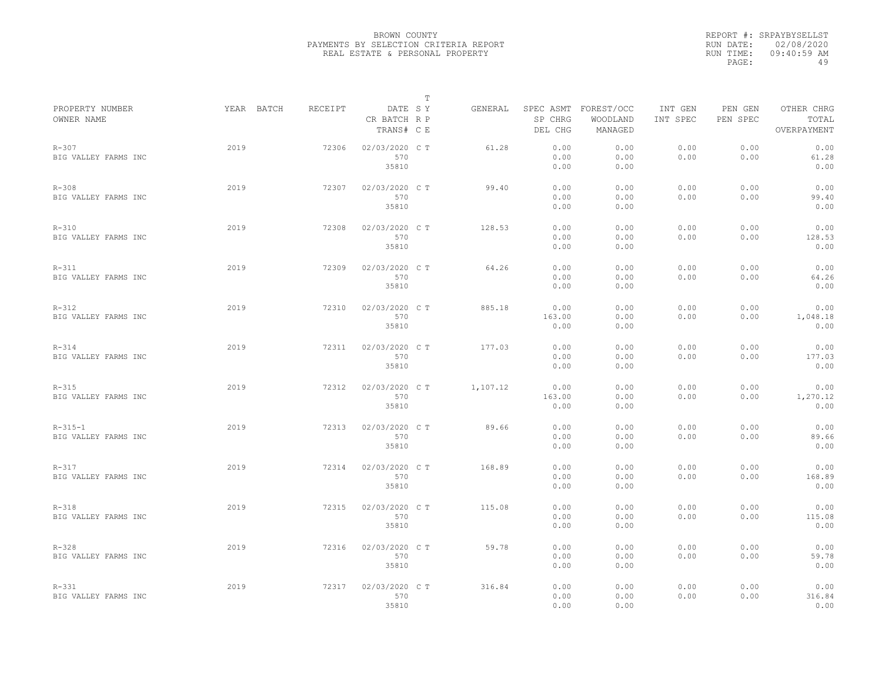BROWN COUNTY
PAYMENTS BY SELECTION CRITERIA REPORT
REAL ESTATE & PERSONAL PROPERTY

REPORT #: SRPAYBYSELLST
RUN DATE: 02/08/2020
RUN TIME: 09:40:59 AM

| PROPERTY NUMBER<br>OWNER NAME | YEAR | BATCH | RECEIPT | DATE<br>CR BATCH<br>TRANS# | T<br>S Y<br>R P<br>C E | GENERAL | SPEC ASMT<br>SP CHRG<br>DEL CHG | FOREST/OCC<br>WOODLAND<br>MANAGED | INT GEN<br>INT SPEC | PEN GEN<br>PEN SPEC | OTHER CHRG<br>TOTAL<br>OVERPAYMENT |
|---|---|---|---|---|---|---|---|---|---|---|---|
| R-307<br>BIG VALLEY FARMS INC | 2019 | | 72306 | 02/03/2020<br>570<br>35810 | C T | 61.28 | 0.00<br>0.00<br>0.00 | 0.00<br>0.00<br>0.00 | 0.00<br>0.00 | 0.00<br>0.00 | 0.00<br>61.28<br>0.00 |
| R-308<br>BIG VALLEY FARMS INC | 2019 | | 72307 | 02/03/2020<br>570<br>35810 | C T | 99.40 | 0.00<br>0.00<br>0.00 | 0.00<br>0.00<br>0.00 | 0.00<br>0.00 | 0.00<br>0.00 | 0.00<br>99.40<br>0.00 |
| R-310<br>BIG VALLEY FARMS INC | 2019 | | 72308 | 02/03/2020<br>570<br>35810 | C T | 128.53 | 0.00<br>0.00<br>0.00 | 0.00<br>0.00<br>0.00 | 0.00<br>0.00 | 0.00<br>0.00 | 0.00<br>128.53<br>0.00 |
| R-311<br>BIG VALLEY FARMS INC | 2019 | | 72309 | 02/03/2020<br>570<br>35810 | C T | 64.26 | 0.00<br>0.00<br>0.00 | 0.00<br>0.00<br>0.00 | 0.00<br>0.00 | 0.00<br>0.00 | 0.00<br>64.26<br>0.00 |
| R-312<br>BIG VALLEY FARMS INC | 2019 | | 72310 | 02/03/2020<br>570<br>35810 | C T | 885.18 | 0.00<br>163.00<br>0.00 | 0.00<br>0.00<br>0.00 | 0.00<br>0.00 | 0.00<br>0.00 | 0.00<br>1,048.18<br>0.00 |
| R-314<br>BIG VALLEY FARMS INC | 2019 | | 72311 | 02/03/2020<br>570<br>35810 | C T | 177.03 | 0.00<br>0.00<br>0.00 | 0.00<br>0.00<br>0.00 | 0.00<br>0.00 | 0.00<br>0.00 | 0.00<br>177.03<br>0.00 |
| R-315<br>BIG VALLEY FARMS INC | 2019 | | 72312 | 02/03/2020<br>570<br>35810 | C T | 1,107.12 | 0.00<br>163.00<br>0.00 | 0.00<br>0.00<br>0.00 | 0.00<br>0.00 | 0.00<br>0.00 | 0.00<br>1,270.12<br>0.00 |
| R-315-1<br>BIG VALLEY FARMS INC | 2019 | | 72313 | 02/03/2020<br>570<br>35810 | C T | 89.66 | 0.00<br>0.00<br>0.00 | 0.00<br>0.00<br>0.00 | 0.00<br>0.00 | 0.00<br>0.00 | 0.00<br>89.66<br>0.00 |
| R-317<br>BIG VALLEY FARMS INC | 2019 | | 72314 | 02/03/2020<br>570<br>35810 | C T | 168.89 | 0.00<br>0.00<br>0.00 | 0.00<br>0.00<br>0.00 | 0.00<br>0.00 | 0.00<br>0.00 | 0.00<br>168.89<br>0.00 |
| R-318<br>BIG VALLEY FARMS INC | 2019 | | 72315 | 02/03/2020<br>570<br>35810 | C T | 115.08 | 0.00<br>0.00<br>0.00 | 0.00<br>0.00<br>0.00 | 0.00<br>0.00 | 0.00<br>0.00 | 0.00<br>115.08<br>0.00 |
| R-328<br>BIG VALLEY FARMS INC | 2019 | | 72316 | 02/03/2020<br>570<br>35810 | C T | 59.78 | 0.00<br>0.00<br>0.00 | 0.00<br>0.00<br>0.00 | 0.00<br>0.00 | 0.00<br>0.00 | 0.00<br>59.78<br>0.00 |
| R-331<br>BIG VALLEY FARMS INC | 2019 | | 72317 | 02/03/2020<br>570<br>35810 | C T | 316.84 | 0.00<br>0.00<br>0.00 | 0.00<br>0.00<br>0.00 | 0.00<br>0.00 | 0.00<br>0.00 | 0.00<br>316.84<br>0.00 |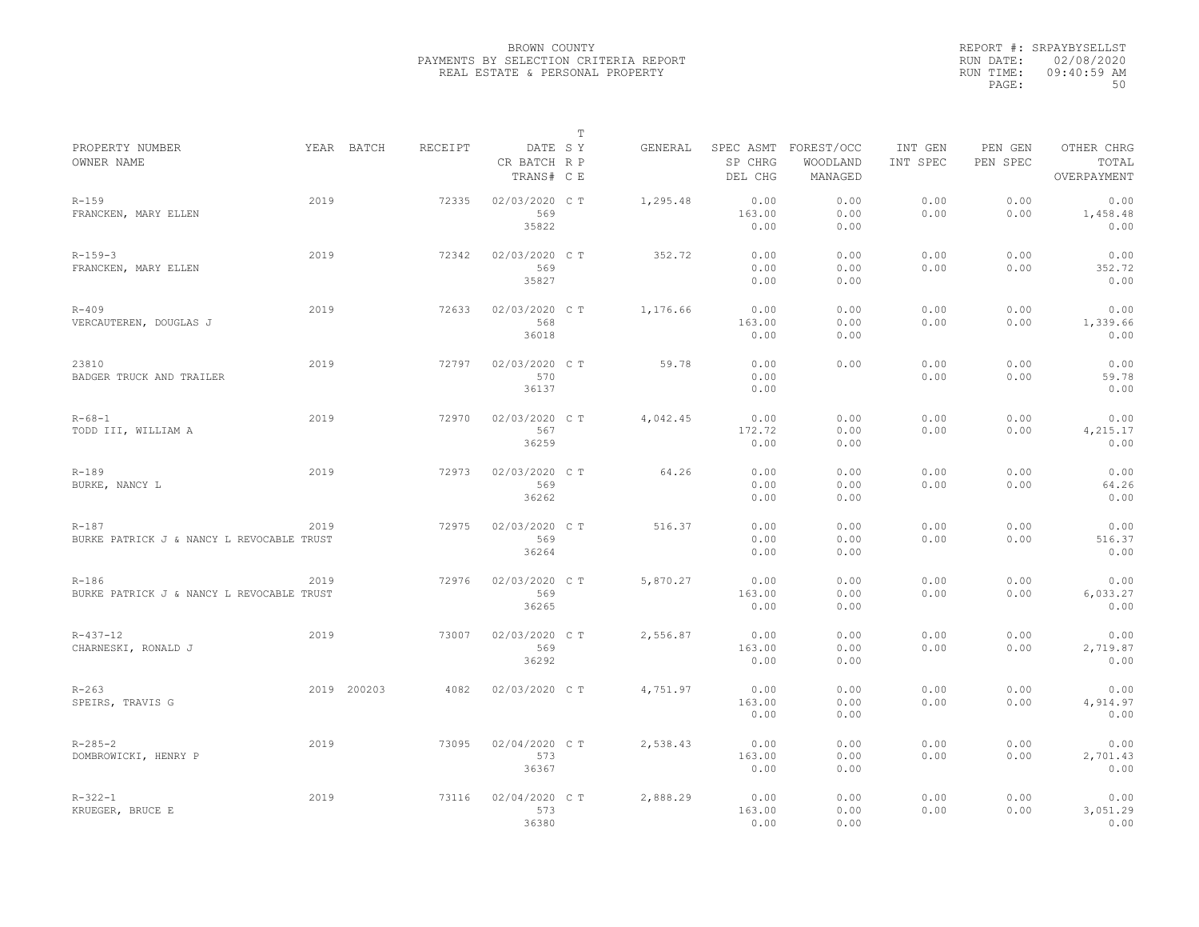BROWN COUNTY
PAYMENTS BY SELECTION CRITERIA REPORT
REAL ESTATE & PERSONAL PROPERTY

REPORT #: SRPAYBYSELLST
RUN DATE: 02/08/2020
RUN TIME: 09:40:59 AM

| PROPERTY NUMBER / OWNER NAME | YEAR | BATCH | RECEIPT | DATE / CR BATCH / TRANS# | T SY RP CE | GENERAL | SPEC ASMT / SP CHRG / DEL CHG | FOREST/OCC / WOODLAND / MANAGED | INT GEN / INT SPEC | PEN GEN / PEN SPEC | OTHER CHRG / TOTAL / OVERPAYMENT |
|---|---|---|---|---|---|---|---|---|---|---|---|
| R-159 FRANCKEN, MARY ELLEN | 2019 | | 72335 | 02/03/2020 569 35822 | C T | 1,295.48 | 0.00 163.00 0.00 | 0.00 0.00 0.00 | 0.00 0.00 | 0.00 0.00 | 0.00 1,458.48 0.00 |
| R-159-3 FRANCKEN, MARY ELLEN | 2019 | | 72342 | 02/03/2020 569 35827 | C T | 352.72 | 0.00 0.00 0.00 | 0.00 0.00 0.00 | 0.00 0.00 | 0.00 0.00 | 0.00 352.72 0.00 |
| R-409 VERCAUTEREN, DOUGLAS J | 2019 | | 72633 | 02/03/2020 568 36018 | C T | 1,176.66 | 0.00 163.00 0.00 | 0.00 0.00 0.00 | 0.00 0.00 | 0.00 0.00 | 0.00 1,339.66 0.00 |
| 23810 BADGER TRUCK AND TRAILER | 2019 | | 72797 | 02/03/2020 570 36137 | C T | 59.78 | 0.00 0.00 0.00 | 0.00 | 0.00 0.00 | 0.00 0.00 | 0.00 59.78 0.00 |
| R-68-1 TODD III, WILLIAM A | 2019 | | 72970 | 02/03/2020 567 36259 | C T | 4,042.45 | 0.00 172.72 0.00 | 0.00 0.00 0.00 | 0.00 0.00 | 0.00 0.00 | 0.00 4,215.17 0.00 |
| R-189 BURKE, NANCY L | 2019 | | 72973 | 02/03/2020 569 36262 | C T | 64.26 | 0.00 0.00 0.00 | 0.00 0.00 0.00 | 0.00 0.00 | 0.00 0.00 | 0.00 64.26 0.00 |
| R-187 BURKE PATRICK J & NANCY L REVOCABLE TRUST | 2019 | | 72975 | 02/03/2020 569 36264 | C T | 516.37 | 0.00 0.00 0.00 | 0.00 0.00 0.00 | 0.00 0.00 | 0.00 0.00 | 0.00 516.37 0.00 |
| R-186 BURKE PATRICK J & NANCY L REVOCABLE TRUST | 2019 | | 72976 | 02/03/2020 569 36265 | C T | 5,870.27 | 0.00 163.00 0.00 | 0.00 0.00 0.00 | 0.00 0.00 | 0.00 0.00 | 0.00 6,033.27 0.00 |
| R-437-12 CHARNESKI, RONALD J | 2019 | | 73007 | 02/03/2020 569 36292 | C T | 2,556.87 | 0.00 163.00 0.00 | 0.00 0.00 0.00 | 0.00 0.00 | 0.00 0.00 | 0.00 2,719.87 0.00 |
| R-263 SPEIRS, TRAVIS G | 2019 | 200203 | 4082 | 02/03/2020 | C T | 4,751.97 | 0.00 163.00 0.00 | 0.00 0.00 0.00 | 0.00 0.00 | 0.00 0.00 | 0.00 4,914.97 0.00 |
| R-285-2 DOMBROWICKI, HENRY P | 2019 | | 73095 | 02/04/2020 573 36367 | C T | 2,538.43 | 0.00 163.00 0.00 | 0.00 0.00 0.00 | 0.00 0.00 | 0.00 0.00 | 0.00 2,701.43 0.00 |
| R-322-1 KRUEGER, BRUCE E | 2019 | | 73116 | 02/04/2020 573 36380 | C T | 2,888.29 | 0.00 163.00 0.00 | 0.00 0.00 0.00 | 0.00 0.00 | 0.00 0.00 | 0.00 3,051.29 0.00 |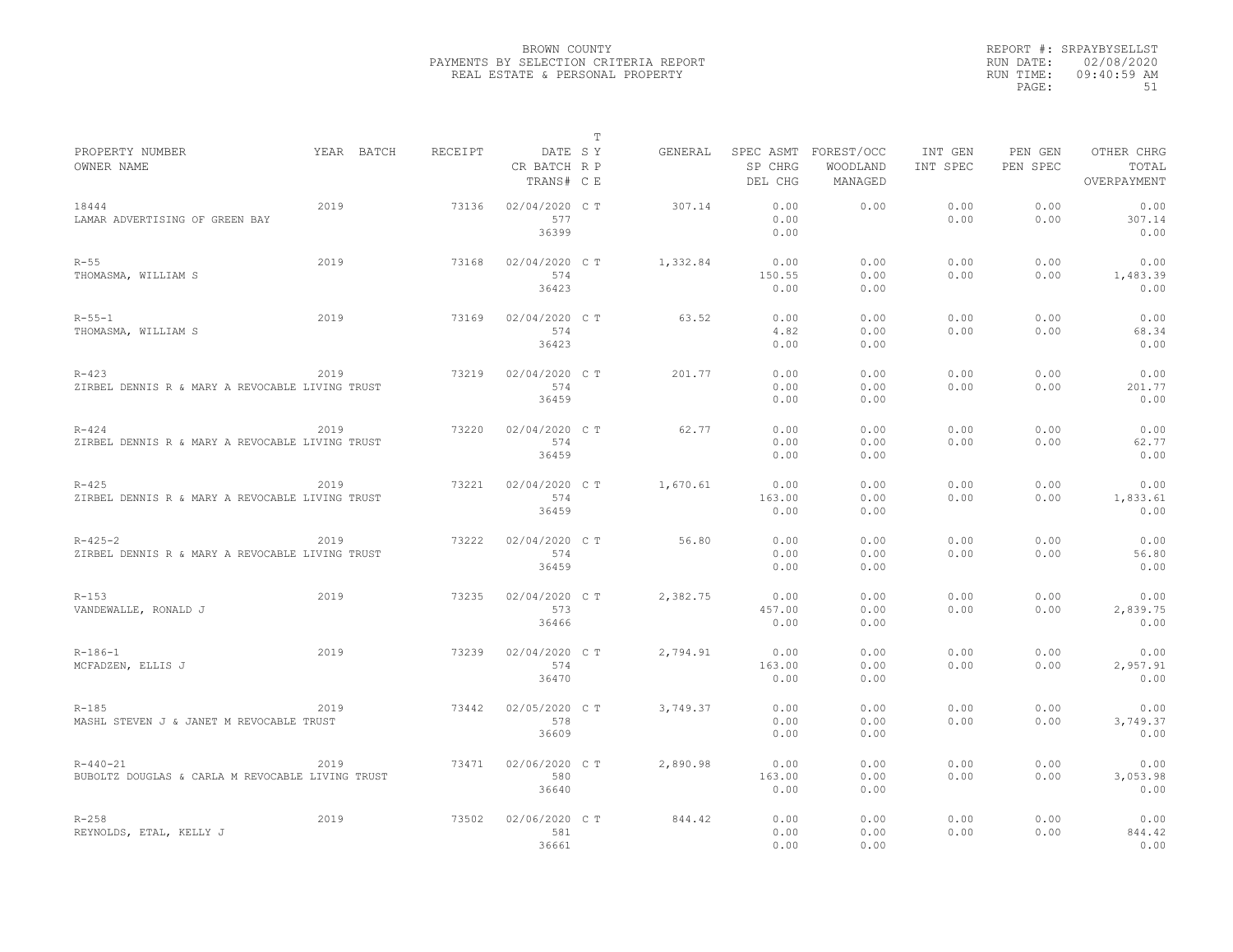BROWN COUNTY
PAYMENTS BY SELECTION CRITERIA REPORT
REAL ESTATE & PERSONAL PROPERTY

REPORT #: SRPAYBYSELLST
RUN DATE: 02/08/2020
RUN TIME: 09:40:59 AM

| PROPERTY NUMBER<br>OWNER NAME | YEAR | BATCH | RECEIPT | DATE<br>CR BATCH<br>TRANS# | T<br>S Y<br>R P<br>C E | GENERAL | SPEC ASMT<br>SP CHRG<br>DEL CHG | FOREST/OCC<br>WOODLAND<br>MANAGED | INT GEN<br>INT SPEC | PEN GEN<br>PEN SPEC | OTHER CHRG<br>TOTAL<br>OVERPAYMENT |
|---|---|---|---|---|---|---|---|---|---|---|---|
| 18444<br>LAMAR ADVERTISING OF GREEN BAY | 2019 | | 73136 | 02/04/2020<br>577<br>36399 | C T | 307.14 | 0.00<br>0.00<br>0.00 | 0.00 | 0.00<br>0.00 | 0.00<br>0.00 | 0.00<br>307.14<br>0.00 |
| R-55<br>THOMASMA, WILLIAM S | 2019 | | 73168 | 02/04/2020<br>574<br>36423 | C T | 1,332.84 | 0.00<br>150.55<br>0.00 | 0.00<br>0.00<br>0.00 | 0.00<br>0.00 | 0.00<br>0.00 | 0.00<br>1,483.39<br>0.00 |
| R-55-1<br>THOMASMA, WILLIAM S | 2019 | | 73169 | 02/04/2020<br>574<br>36423 | C T | 63.52 | 0.00<br>4.82<br>0.00 | 0.00<br>0.00<br>0.00 | 0.00<br>0.00 | 0.00<br>0.00 | 0.00<br>68.34<br>0.00 |
| R-423<br>ZIRBEL DENNIS R & MARY A REVOCABLE LIVING TRUST | 2019 | | 73219 | 02/04/2020<br>574<br>36459 | C T | 201.77 | 0.00<br>0.00<br>0.00 | 0.00<br>0.00<br>0.00 | 0.00<br>0.00 | 0.00<br>0.00 | 0.00<br>201.77<br>0.00 |
| R-424<br>ZIRBEL DENNIS R & MARY A REVOCABLE LIVING TRUST | 2019 | | 73220 | 02/04/2020<br>574<br>36459 | C T | 62.77 | 0.00<br>0.00<br>0.00 | 0.00<br>0.00<br>0.00 | 0.00<br>0.00 | 0.00<br>0.00 | 0.00<br>62.77<br>0.00 |
| R-425<br>ZIRBEL DENNIS R & MARY A REVOCABLE LIVING TRUST | 2019 | | 73221 | 02/04/2020<br>574<br>36459 | C T | 1,670.61 | 0.00<br>163.00<br>0.00 | 0.00<br>0.00<br>0.00 | 0.00<br>0.00 | 0.00<br>0.00 | 0.00<br>1,833.61<br>0.00 |
| R-425-2<br>ZIRBEL DENNIS R & MARY A REVOCABLE LIVING TRUST | 2019 | | 73222 | 02/04/2020<br>574<br>36459 | C T | 56.80 | 0.00<br>0.00<br>0.00 | 0.00<br>0.00<br>0.00 | 0.00<br>0.00 | 0.00<br>0.00 | 0.00<br>56.80<br>0.00 |
| R-153<br>VANDEWALLE, RONALD J | 2019 | | 73235 | 02/04/2020<br>573<br>36466 | C T | 2,382.75 | 0.00<br>457.00<br>0.00 | 0.00<br>0.00<br>0.00 | 0.00<br>0.00 | 0.00<br>0.00 | 0.00<br>2,839.75<br>0.00 |
| R-186-1<br>MCFADZEN, ELLIS J | 2019 | | 73239 | 02/04/2020<br>574<br>36470 | C T | 2,794.91 | 0.00<br>163.00<br>0.00 | 0.00<br>0.00<br>0.00 | 0.00<br>0.00 | 0.00<br>0.00 | 0.00<br>2,957.91<br>0.00 |
| R-185<br>MASHL STEVEN J & JANET M REVOCABLE TRUST | 2019 | | 73442 | 02/05/2020<br>578<br>36609 | C T | 3,749.37 | 0.00<br>0.00<br>0.00 | 0.00<br>0.00<br>0.00 | 0.00<br>0.00 | 0.00<br>0.00 | 0.00<br>3,749.37<br>0.00 |
| R-440-21<br>BUBOLTZ DOUGLAS & CARLA M REVOCABLE LIVING TRUST | 2019 | | 73471 | 02/06/2020<br>580<br>36640 | C T | 2,890.98 | 0.00<br>163.00<br>0.00 | 0.00<br>0.00<br>0.00 | 0.00<br>0.00 | 0.00<br>0.00 | 0.00<br>3,053.98<br>0.00 |
| R-258<br>REYNOLDS, ETAL, KELLY J | 2019 | | 73502 | 02/06/2020<br>581<br>36661 | C T | 844.42 | 0.00<br>0.00<br>0.00 | 0.00<br>0.00<br>0.00 | 0.00<br>0.00 | 0.00<br>0.00 | 0.00<br>844.42<br>0.00 |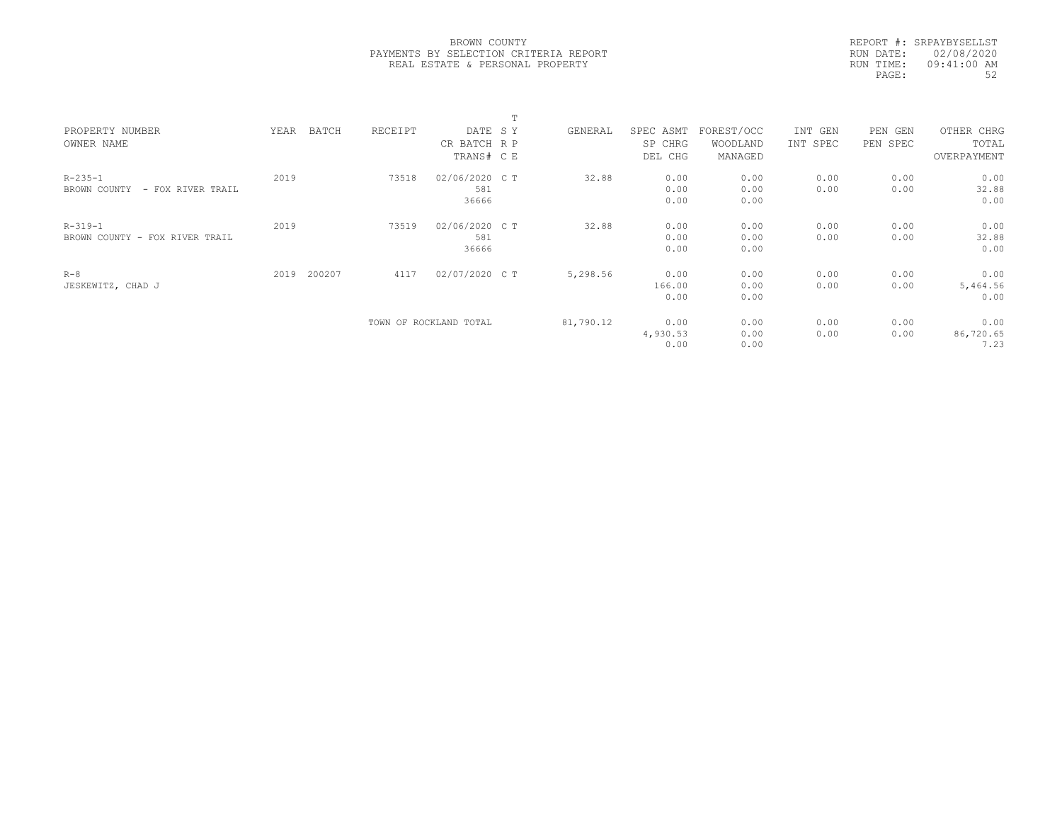BROWN COUNTY
PAYMENTS BY SELECTION CRITERIA REPORT
REAL ESTATE & PERSONAL PROPERTY

REPORT #: SRPAYBYSELLST
RUN DATE: 02/08/2020
RUN TIME: 09:41:00 AM

| PROPERTY NUMBER<br>OWNER NAME | YEAR | BATCH | RECEIPT | DATE<br>CR BATCH<br>TRANS# | T<br>S Y<br>R P<br>C E | GENERAL | SPEC ASMT<br>SP CHRG<br>DEL CHG | FOREST/OCC<br>WOODLAND<br>MANAGED | INT GEN<br>INT SPEC | PEN GEN<br>PEN SPEC | OTHER CHRG<br>TOTAL<br>OVERPAYMENT |
|---|---|---|---|---|---|---|---|---|---|---|---|
| R-235-1<br>BROWN COUNTY - FOX RIVER TRAIL | 2019 | | 73518 | 02/06/2020<br>581<br>36666 | C T | 32.88 | 0.00<br>0.00<br>0.00 | 0.00<br>0.00<br>0.00 | 0.00<br>0.00 | 0.00<br>0.00 | 0.00<br>32.88<br>0.00 |
| R-319-1<br>BROWN COUNTY - FOX RIVER TRAIL | 2019 | | 73519 | 02/06/2020<br>581<br>36666 | C T | 32.88 | 0.00<br>0.00<br>0.00 | 0.00<br>0.00<br>0.00 | 0.00<br>0.00 | 0.00<br>0.00 | 0.00<br>32.88<br>0.00 |
| R-8<br>JESKEWITZ, CHAD J | 2019 | 200207 | 4117 | 02/07/2020 | C T | 5,298.56 | 0.00<br>166.00<br>0.00 | 0.00<br>0.00<br>0.00 | 0.00<br>0.00 | 0.00<br>0.00 | 0.00<br>5,464.56<br>0.00 |
| | | | TOWN OF ROCKLAND TOTAL | | | 81,790.12 | 0.00<br>4,930.53<br>0.00 | 0.00<br>0.00<br>0.00 | 0.00<br>0.00 | 0.00<br>0.00 | 0.00<br>86,720.65<br>7.23 |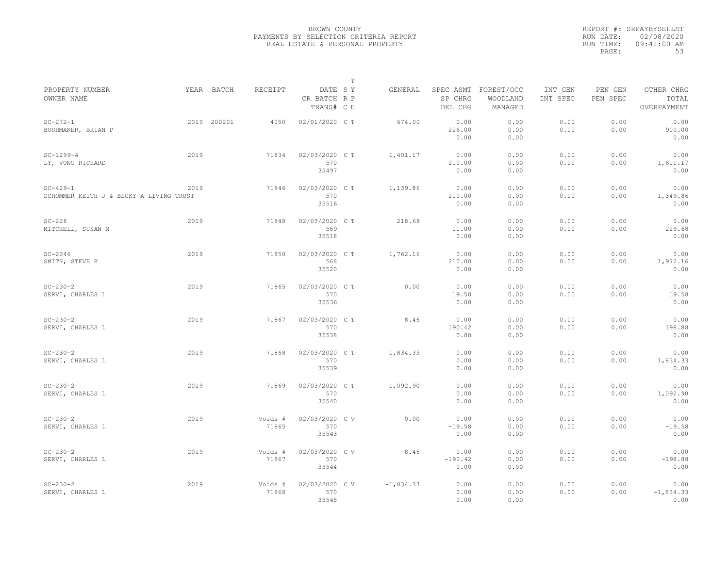BROWN COUNTY
PAYMENTS BY SELECTION CRITERIA REPORT
REAL ESTATE & PERSONAL PROPERTY

REPORT #: SRPAYBYSELLST
RUN DATE: 02/08/2020
RUN TIME: 09:41:00 AM

| PROPERTY NUMBER / OWNER NAME | YEAR | BATCH | RECEIPT | DATE / CR BATCH / TRANS# | T SY RP CE | GENERAL | SPEC ASMT / SP CHRG / DEL CHG | FOREST/OCC / WOODLAND / MANAGED | INT GEN / INT SPEC | PEN GEN / PEN SPEC | OTHER CHRG / TOTAL / OVERPAYMENT |
|---|---|---|---|---|---|---|---|---|---|---|---|
| SC-272-1 BUSHMAKER, BRIAN P | 2019 | 200201 | 4050 | 02/01/2020 | C T | 674.00 | 0.00 / 226.00 / 0.00 | 0.00 / 0.00 / 0.00 | 0.00 / 0.00 | 0.00 / 0.00 | 0.00 / 900.00 / 0.00 |
| SC-1299-4 LY, VONG RICHARD | 2019 | | 71834 | 02/03/2020 / 570 / 35497 | C T | 1,401.17 | 0.00 / 210.00 / 0.00 | 0.00 / 0.00 / 0.00 | 0.00 / 0.00 | 0.00 / 0.00 | 0.00 / 1,611.17 / 0.00 |
| SC-429-1 SCHOMMER KEITH J & BECKY A LIVING TRUST | 2019 | | 71846 | 02/03/2020 / 570 / 35516 | C T | 1,139.86 | 0.00 / 210.00 / 0.00 | 0.00 / 0.00 / 0.00 | 0.00 / 0.00 | 0.00 / 0.00 | 0.00 / 1,349.86 / 0.00 |
| SC-228 MITCHELL, SUSAN M | 2019 | | 71848 | 02/03/2020 / 569 / 35518 | C T | 218.68 | 0.00 / 11.00 / 0.00 | 0.00 / 0.00 / 0.00 | 0.00 / 0.00 | 0.00 / 0.00 | 0.00 / 229.68 / 0.00 |
| SC-2046 SMITH, STEVE K | 2019 | | 71850 | 02/03/2020 / 568 / 35520 | C T | 1,762.16 | 0.00 / 210.00 / 0.00 | 0.00 / 0.00 / 0.00 | 0.00 / 0.00 | 0.00 / 0.00 | 0.00 / 1,972.16 / 0.00 |
| SC-230-2 SERVI, CHARLES L | 2019 | | 71865 | 02/03/2020 / 570 / 35536 | C T | 0.00 | 0.00 / 19.58 / 0.00 | 0.00 / 0.00 / 0.00 | 0.00 / 0.00 | 0.00 / 0.00 | 0.00 / 19.58 / 0.00 |
| SC-230-2 SERVI, CHARLES L | 2019 | | 71867 | 02/03/2020 / 570 / 35538 | C T | 8.46 | 0.00 / 190.42 / 0.00 | 0.00 / 0.00 / 0.00 | 0.00 / 0.00 | 0.00 / 0.00 | 0.00 / 198.88 / 0.00 |
| SC-230-2 SERVI, CHARLES L | 2019 | | 71868 | 02/03/2020 / 570 / 35539 | C T | 1,834.33 | 0.00 / 0.00 / 0.00 | 0.00 / 0.00 / 0.00 | 0.00 / 0.00 | 0.00 / 0.00 | 0.00 / 1,834.33 / 0.00 |
| SC-230-2 SERVI, CHARLES L | 2019 | | 71869 | 02/03/2020 / 570 / 35540 | C T | 1,092.90 | 0.00 / 0.00 / 0.00 | 0.00 / 0.00 / 0.00 | 0.00 / 0.00 | 0.00 / 0.00 | 0.00 / 1,092.90 / 0.00 |
| SC-230-2 SERVI, CHARLES L | 2019 | | Voids # 71865 | 02/03/2020 / 570 / 35543 | C V | 0.00 | 0.00 / -19.58 / 0.00 | 0.00 / 0.00 / 0.00 | 0.00 / 0.00 | 0.00 / 0.00 | 0.00 / -19.58 / 0.00 |
| SC-230-2 SERVI, CHARLES L | 2019 | | Voids # 71867 | 02/03/2020 / 570 / 35544 | C V | -8.46 | 0.00 / -190.42 / 0.00 | 0.00 / 0.00 / 0.00 | 0.00 / 0.00 | 0.00 / 0.00 | 0.00 / -198.88 / 0.00 |
| SC-230-2 SERVI, CHARLES L | 2019 | | Voids # 71868 | 02/03/2020 / 570 / 35545 | C V | -1,834.33 | 0.00 / 0.00 / 0.00 | 0.00 / 0.00 / 0.00 | 0.00 / 0.00 | 0.00 / 0.00 | 0.00 / -1,834.33 / 0.00 |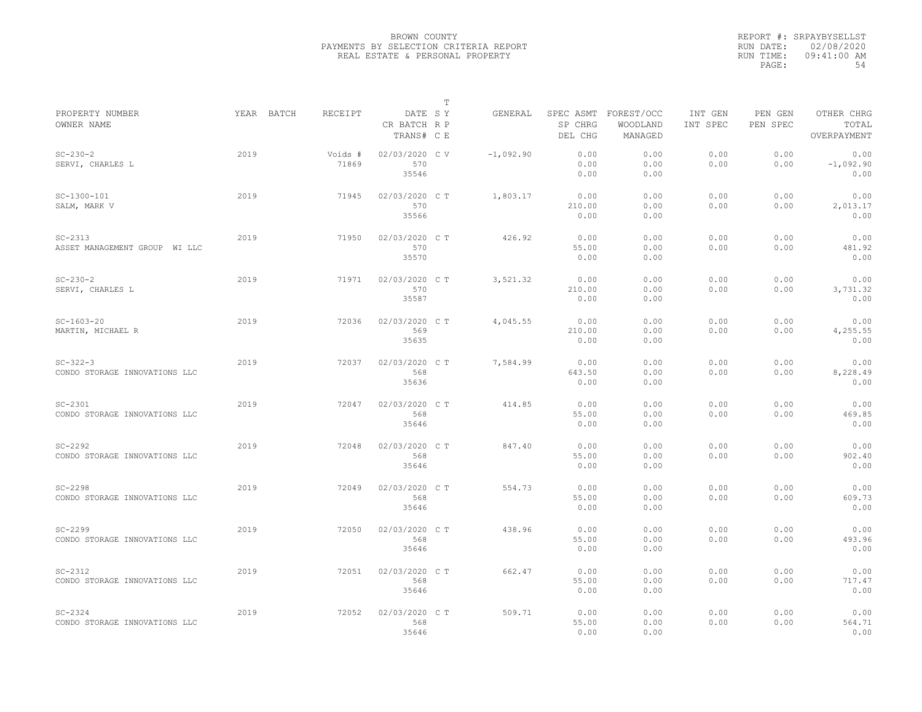BROWN COUNTY
PAYMENTS BY SELECTION CRITERIA REPORT
REAL ESTATE & PERSONAL PROPERTY

REPORT #: SRPAYBYSELLST
RUN DATE: 02/08/2020
RUN TIME: 09:41:00 AM

| PROPERTY NUMBER<br>OWNER NAME | YEAR | BATCH | RECEIPT | DATE<br>CR BATCH<br>TRANS# | S<br>R<br>C | T<br>Y<br>P<br>E | GENERAL | SPEC ASMT<br>SP CHRG<br>DEL CHG | FOREST/OCC<br>WOODLAND<br>MANAGED | INT GEN<br>INT SPEC | PEN GEN<br>PEN SPEC | OTHER CHRG<br>TOTAL<br>OVERPAYMENT |
|---|---|---|---|---|---|---|---|---|---|---|---|---|
| SC-230-2<br>SERVI, CHARLES L | 2019 | | Voids #<br>71869 | 02/03/2020<br>570<br>35546 | C | V | -1,092.90 | 0.00<br>0.00<br>0.00 | 0.00<br>0.00<br>0.00 | 0.00<br>0.00 | 0.00<br>0.00 | 0.00<br>-1,092.90<br>0.00 |
| SC-1300-101<br>SALM, MARK V | 2019 | | 71945 | 02/03/2020<br>570<br>35566 | C | T | 1,803.17 | 0.00<br>210.00<br>0.00 | 0.00<br>0.00<br>0.00 | 0.00<br>0.00 | 0.00<br>0.00 | 0.00<br>2,013.17<br>0.00 |
| SC-2313<br>ASSET MANAGEMENT GROUP WI LLC | 2019 | | 71950 | 02/03/2020<br>570<br>35570 | C | T | 426.92 | 0.00<br>55.00<br>0.00 | 0.00<br>0.00<br>0.00 | 0.00<br>0.00 | 0.00<br>0.00 | 0.00<br>481.92<br>0.00 |
| SC-230-2<br>SERVI, CHARLES L | 2019 | | 71971 | 02/03/2020<br>570<br>35587 | C | T | 3,521.32 | 0.00<br>210.00<br>0.00 | 0.00<br>0.00<br>0.00 | 0.00<br>0.00 | 0.00<br>0.00 | 0.00<br>3,731.32<br>0.00 |
| SC-1603-20<br>MARTIN, MICHAEL R | 2019 | | 72036 | 02/03/2020<br>569<br>35635 | C | T | 4,045.55 | 0.00<br>210.00<br>0.00 | 0.00<br>0.00<br>0.00 | 0.00<br>0.00 | 0.00<br>0.00 | 0.00<br>4,255.55<br>0.00 |
| SC-322-3<br>CONDO STORAGE INNOVATIONS LLC | 2019 | | 72037 | 02/03/2020<br>568<br>35636 | C | T | 7,584.99 | 0.00<br>643.50<br>0.00 | 0.00<br>0.00<br>0.00 | 0.00<br>0.00 | 0.00<br>0.00 | 0.00<br>8,228.49<br>0.00 |
| SC-2301<br>CONDO STORAGE INNOVATIONS LLC | 2019 | | 72047 | 02/03/2020<br>568<br>35646 | C | T | 414.85 | 0.00<br>55.00<br>0.00 | 0.00<br>0.00<br>0.00 | 0.00<br>0.00 | 0.00<br>0.00 | 0.00<br>469.85<br>0.00 |
| SC-2292<br>CONDO STORAGE INNOVATIONS LLC | 2019 | | 72048 | 02/03/2020<br>568<br>35646 | C | T | 847.40 | 0.00<br>55.00<br>0.00 | 0.00<br>0.00<br>0.00 | 0.00<br>0.00 | 0.00<br>0.00 | 0.00<br>902.40<br>0.00 |
| SC-2298<br>CONDO STORAGE INNOVATIONS LLC | 2019 | | 72049 | 02/03/2020<br>568<br>35646 | C | T | 554.73 | 0.00<br>55.00<br>0.00 | 0.00<br>0.00<br>0.00 | 0.00<br>0.00 | 0.00<br>0.00 | 0.00<br>609.73<br>0.00 |
| SC-2299<br>CONDO STORAGE INNOVATIONS LLC | 2019 | | 72050 | 02/03/2020<br>568<br>35646 | C | T | 438.96 | 0.00<br>55.00<br>0.00 | 0.00<br>0.00<br>0.00 | 0.00<br>0.00 | 0.00<br>0.00 | 0.00<br>493.96<br>0.00 |
| SC-2312<br>CONDO STORAGE INNOVATIONS LLC | 2019 | | 72051 | 02/03/2020<br>568<br>35646 | C | T | 662.47 | 0.00<br>55.00<br>0.00 | 0.00<br>0.00<br>0.00 | 0.00<br>0.00 | 0.00<br>0.00 | 0.00<br>717.47<br>0.00 |
| SC-2324<br>CONDO STORAGE INNOVATIONS LLC | 2019 | | 72052 | 02/03/2020<br>568<br>35646 | C | T | 509.71 | 0.00<br>55.00<br>0.00 | 0.00<br>0.00<br>0.00 | 0.00<br>0.00 | 0.00<br>0.00 | 0.00<br>564.71<br>0.00 |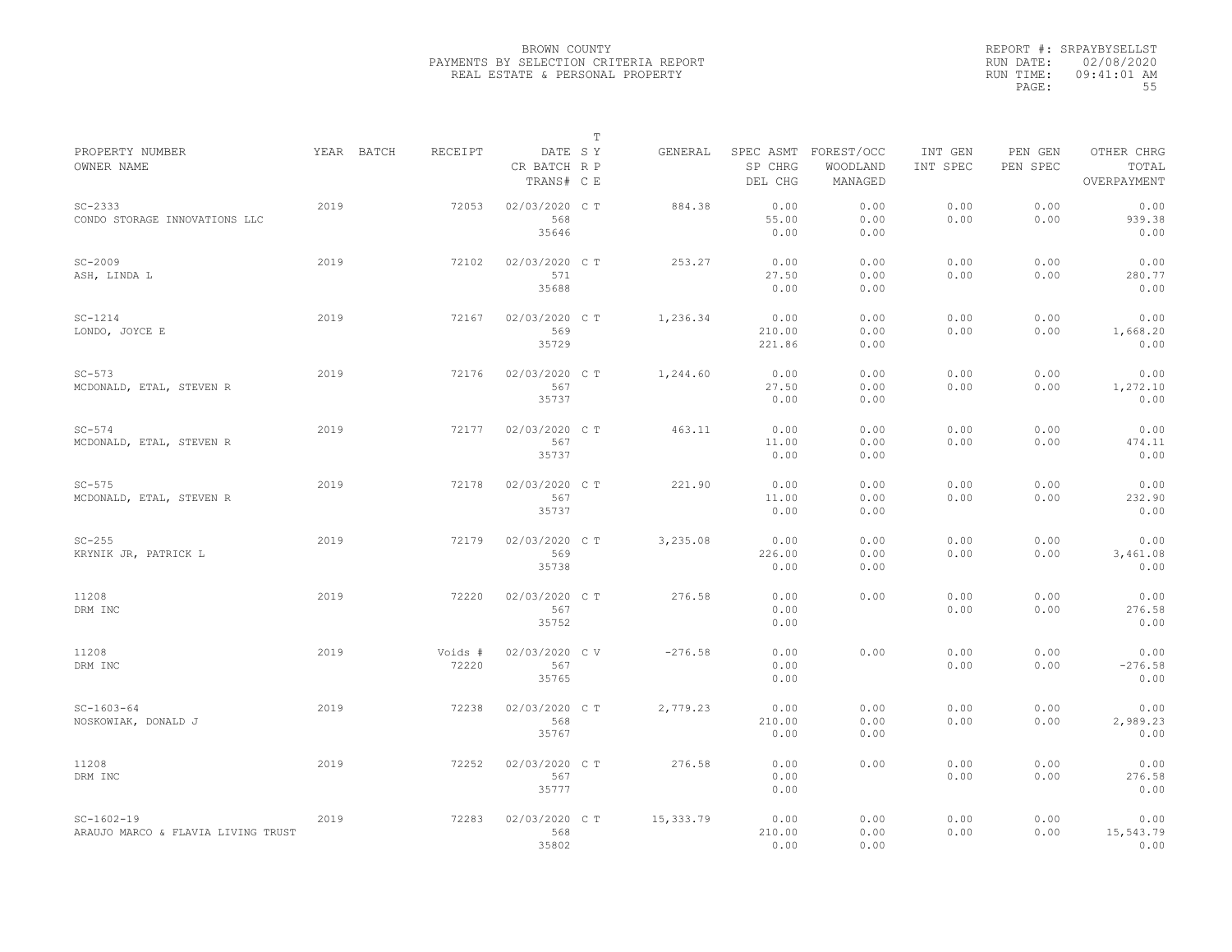BROWN COUNTY
PAYMENTS BY SELECTION CRITERIA REPORT
REAL ESTATE & PERSONAL PROPERTY

REPORT #: SRPAYBYSELLST
RUN DATE: 02/08/2020
RUN TIME: 09:41:01 AM

| PROPERTY NUMBER<br>OWNER NAME | YEAR | BATCH | RECEIPT | DATE<br>CR BATCH<br>TRANS# | T S Y<br>R P<br>C E | GENERAL | SPEC ASMT<br>SP CHRG<br>DEL CHG | FOREST/OCC<br>WOODLAND<br>MANAGED | INT GEN<br>INT SPEC | PEN GEN<br>PEN SPEC | OTHER CHRG<br>TOTAL<br>OVERPAYMENT |
|---|---|---|---|---|---|---|---|---|---|---|---|
| SC-2333<br>CONDO STORAGE INNOVATIONS LLC | 2019 | | 72053 | 02/03/2020<br>568<br>35646 | C T | 884.38 | 0.00<br>55.00<br>0.00 | 0.00<br>0.00<br>0.00 | 0.00<br>0.00 | 0.00<br>0.00 | 0.00<br>939.38<br>0.00 |
| SC-2009<br>ASH, LINDA L | 2019 | | 72102 | 02/03/2020<br>571<br>35688 | C T | 253.27 | 0.00<br>27.50<br>0.00 | 0.00<br>0.00<br>0.00 | 0.00<br>0.00 | 0.00<br>0.00 | 0.00<br>280.77<br>0.00 |
| SC-1214<br>LONDO, JOYCE E | 2019 | | 72167 | 02/03/2020<br>569<br>35729 | C T | 1,236.34 | 0.00<br>210.00<br>221.86 | 0.00<br>0.00<br>0.00 | 0.00<br>0.00 | 0.00<br>0.00 | 0.00<br>1,668.20<br>0.00 |
| SC-573<br>MCDONALD, ETAL, STEVEN R | 2019 | | 72176 | 02/03/2020<br>567<br>35737 | C T | 1,244.60 | 0.00<br>27.50<br>0.00 | 0.00<br>0.00<br>0.00 | 0.00<br>0.00 | 0.00<br>0.00 | 0.00<br>1,272.10<br>0.00 |
| SC-574<br>MCDONALD, ETAL, STEVEN R | 2019 | | 72177 | 02/03/2020<br>567<br>35737 | C T | 463.11 | 0.00<br>11.00<br>0.00 | 0.00<br>0.00<br>0.00 | 0.00<br>0.00 | 0.00<br>0.00 | 0.00<br>474.11<br>0.00 |
| SC-575<br>MCDONALD, ETAL, STEVEN R | 2019 | | 72178 | 02/03/2020<br>567<br>35737 | C T | 221.90 | 0.00<br>11.00<br>0.00 | 0.00<br>0.00<br>0.00 | 0.00<br>0.00 | 0.00<br>0.00 | 0.00<br>232.90<br>0.00 |
| SC-255<br>KRYNIK JR, PATRICK L | 2019 | | 72179 | 02/03/2020<br>569<br>35738 | C T | 3,235.08 | 0.00<br>226.00<br>0.00 | 0.00<br>0.00<br>0.00 | 0.00<br>0.00 | 0.00<br>0.00 | 0.00<br>3,461.08<br>0.00 |
| 11208<br>DRM INC | 2019 | | 72220 | 02/03/2020<br>567<br>35752 | C T | 276.58 | 0.00<br>0.00<br>0.00 | 0.00 | 0.00<br>0.00 | 0.00<br>0.00 | 0.00<br>276.58<br>0.00 |
| 11208<br>DRM INC | 2019 | | Voids #<br>72220 | 02/03/2020<br>567<br>35765 | C V | -276.58 | 0.00<br>0.00<br>0.00 | 0.00 | 0.00<br>0.00 | 0.00<br>0.00 | 0.00<br>-276.58<br>0.00 |
| SC-1603-64<br>NOSKOWIAK, DONALD J | 2019 | | 72238 | 02/03/2020<br>568<br>35767 | C T | 2,779.23 | 0.00<br>210.00<br>0.00 | 0.00<br>0.00<br>0.00 | 0.00<br>0.00 | 0.00<br>0.00 | 0.00<br>2,989.23<br>0.00 |
| 11208<br>DRM INC | 2019 | | 72252 | 02/03/2020<br>567<br>35777 | C T | 276.58 | 0.00<br>0.00<br>0.00 | 0.00 | 0.00<br>0.00 | 0.00<br>0.00 | 0.00<br>276.58<br>0.00 |
| SC-1602-19<br>ARAUJO MARCO & FLAVIA LIVING TRUST | 2019 | | 72283 | 02/03/2020<br>568<br>35802 | C T | 15,333.79 | 0.00<br>210.00<br>0.00 | 0.00<br>0.00<br>0.00 | 0.00<br>0.00 | 0.00<br>0.00 | 0.00<br>15,543.79<br>0.00 |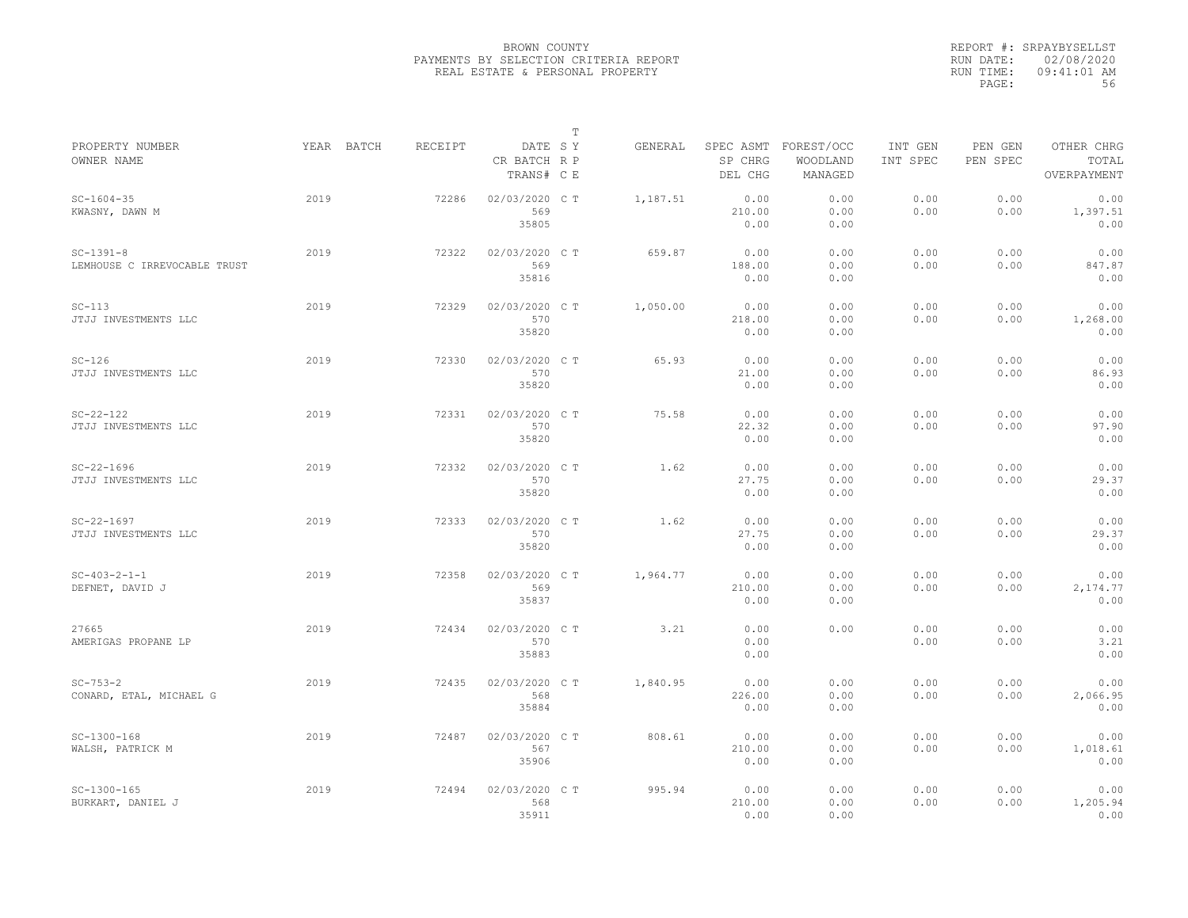BROWN COUNTY
PAYMENTS BY SELECTION CRITERIA REPORT
REAL ESTATE & PERSONAL PROPERTY

REPORT #: SRPAYBYSELLST
RUN DATE: 02/08/2020
RUN TIME: 09:41:01 AM

| PROPERTY NUMBER / OWNER NAME | YEAR | BATCH | RECEIPT | DATE / CR BATCH / TRANS# | T SY RP CE | GENERAL | SPEC ASMT / SP CHRG / DEL CHG | FOREST/OCC / WOODLAND / MANAGED | INT GEN / INT SPEC | PEN GEN / PEN SPEC | OTHER CHRG / TOTAL / OVERPAYMENT |
|---|---|---|---|---|---|---|---|---|---|---|---|
| SC-1604-35<br>KWASNY, DAWN M | 2019 | | 72286 | 02/03/2020<br>569<br>35805 | C T | 1,187.51 | 0.00<br>210.00<br>0.00 | 0.00<br>0.00<br>0.00 | 0.00<br>0.00 | 0.00<br>0.00 | 0.00<br>1,397.51<br>0.00 |
| SC-1391-8<br>LEMHOUSE C IRREVOCABLE TRUST | 2019 | | 72322 | 02/03/2020<br>569<br>35816 | C T | 659.87 | 0.00<br>188.00<br>0.00 | 0.00<br>0.00<br>0.00 | 0.00<br>0.00 | 0.00<br>0.00 | 0.00<br>847.87<br>0.00 |
| SC-113<br>JTJJ INVESTMENTS LLC | 2019 | | 72329 | 02/03/2020<br>570<br>35820 | C T | 1,050.00 | 0.00<br>218.00<br>0.00 | 0.00<br>0.00<br>0.00 | 0.00<br>0.00 | 0.00<br>0.00 | 0.00<br>1,268.00<br>0.00 |
| SC-126<br>JTJJ INVESTMENTS LLC | 2019 | | 72330 | 02/03/2020<br>570<br>35820 | C T | 65.93 | 0.00<br>21.00<br>0.00 | 0.00<br>0.00<br>0.00 | 0.00<br>0.00 | 0.00<br>0.00 | 0.00<br>86.93<br>0.00 |
| SC-22-122<br>JTJJ INVESTMENTS LLC | 2019 | | 72331 | 02/03/2020<br>570<br>35820 | C T | 75.58 | 0.00<br>22.32<br>0.00 | 0.00<br>0.00<br>0.00 | 0.00<br>0.00 | 0.00<br>0.00 | 0.00<br>97.90<br>0.00 |
| SC-22-1696<br>JTJJ INVESTMENTS LLC | 2019 | | 72332 | 02/03/2020<br>570<br>35820 | C T | 1.62 | 0.00<br>27.75<br>0.00 | 0.00<br>0.00<br>0.00 | 0.00<br>0.00 | 0.00<br>0.00 | 0.00<br>29.37<br>0.00 |
| SC-22-1697<br>JTJJ INVESTMENTS LLC | 2019 | | 72333 | 02/03/2020<br>570<br>35820 | C T | 1.62 | 0.00<br>27.75<br>0.00 | 0.00<br>0.00<br>0.00 | 0.00<br>0.00 | 0.00<br>0.00 | 0.00<br>29.37<br>0.00 |
| SC-403-2-1-1<br>DEFNET, DAVID J | 2019 | | 72358 | 02/03/2020<br>569<br>35837 | C T | 1,964.77 | 0.00<br>210.00<br>0.00 | 0.00<br>0.00<br>0.00 | 0.00<br>0.00 | 0.00<br>0.00 | 0.00<br>2,174.77<br>0.00 |
| 27665<br>AMERIGAS PROPANE LP | 2019 | | 72434 | 02/03/2020<br>570<br>35883 | C T | 3.21 | 0.00<br>0.00<br>0.00 | 0.00 | 0.00<br>0.00 | 0.00<br>0.00 | 0.00<br>3.21<br>0.00 |
| SC-753-2<br>CONARD, ETAL, MICHAEL G | 2019 | | 72435 | 02/03/2020<br>568<br>35884 | C T | 1,840.95 | 0.00<br>226.00<br>0.00 | 0.00<br>0.00<br>0.00 | 0.00<br>0.00 | 0.00<br>0.00 | 0.00<br>2,066.95<br>0.00 |
| SC-1300-168<br>WALSH, PATRICK M | 2019 | | 72487 | 02/03/2020<br>567<br>35906 | C T | 808.61 | 0.00<br>210.00<br>0.00 | 0.00<br>0.00<br>0.00 | 0.00<br>0.00 | 0.00<br>0.00 | 0.00<br>1,018.61<br>0.00 |
| SC-1300-165<br>BURKART, DANIEL J | 2019 | | 72494 | 02/03/2020<br>568<br>35911 | C T | 995.94 | 0.00<br>210.00<br>0.00 | 0.00<br>0.00<br>0.00 | 0.00<br>0.00 | 0.00<br>0.00 | 0.00<br>1,205.94<br>0.00 |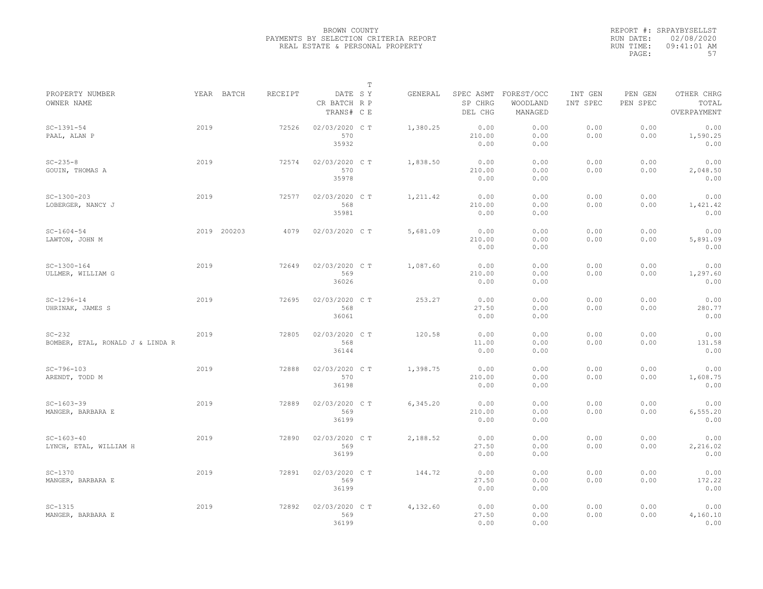BROWN COUNTY
PAYMENTS BY SELECTION CRITERIA REPORT
REAL ESTATE & PERSONAL PROPERTY

REPORT #: SRPAYBYSELLST
RUN DATE: 02/08/2020
RUN TIME: 09:41:01 AM

| PROPERTY NUMBER<br>OWNER NAME | YEAR | BATCH | RECEIPT | DATE<br>CR BATCH<br>TRANS# | T<br>SY<br>RP<br>CE | GENERAL | SPEC ASMT<br>SP CHRG<br>DEL CHG | FOREST/OCC<br>WOODLAND<br>MANAGED | INT GEN<br>INT SPEC | PEN GEN<br>PEN SPEC | OTHER CHRG<br>TOTAL<br>OVERPAYMENT |
|---|---|---|---|---|---|---|---|---|---|---|---|
| SC-1391-54<br>PAAL, ALAN P | 2019 | | 72526 | 02/03/2020<br>570<br>35932 | C T | 1,380.25 | 0.00<br>210.00<br>0.00 | 0.00<br>0.00<br>0.00 | 0.00<br>0.00 | 0.00<br>0.00 | 0.00<br>1,590.25<br>0.00 |
| SC-235-8<br>GOUIN, THOMAS A | 2019 | | 72574 | 02/03/2020<br>570<br>35978 | C T | 1,838.50 | 0.00<br>210.00<br>0.00 | 0.00<br>0.00<br>0.00 | 0.00<br>0.00 | 0.00<br>0.00 | 0.00<br>2,048.50<br>0.00 |
| SC-1300-203<br>LOBERGER, NANCY J | 2019 | | 72577 | 02/03/2020<br>568<br>35981 | C T | 1,211.42 | 0.00<br>210.00<br>0.00 | 0.00<br>0.00<br>0.00 | 0.00<br>0.00 | 0.00<br>0.00 | 0.00<br>1,421.42<br>0.00 |
| SC-1604-54<br>LAWTON, JOHN M | 2019 | 200203 | 4079 | 02/03/2020 | C T | 5,681.09 | 0.00<br>210.00<br>0.00 | 0.00<br>0.00<br>0.00 | 0.00<br>0.00 | 0.00<br>0.00 | 0.00<br>5,891.09<br>0.00 |
| SC-1300-164<br>ULLMER, WILLIAM G | 2019 | | 72649 | 02/03/2020<br>569<br>36026 | C T | 1,087.60 | 0.00<br>210.00<br>0.00 | 0.00<br>0.00<br>0.00 | 0.00<br>0.00 | 0.00<br>0.00 | 0.00<br>1,297.60<br>0.00 |
| SC-1296-14<br>UHRINAK, JAMES S | 2019 | | 72695 | 02/03/2020<br>568<br>36061 | C T | 253.27 | 0.00<br>27.50<br>0.00 | 0.00<br>0.00<br>0.00 | 0.00<br>0.00 | 0.00<br>0.00 | 0.00<br>280.77<br>0.00 |
| SC-232<br>BOMBER, ETAL, RONALD J & LINDA R | 2019 | | 72805 | 02/03/2020<br>568<br>36144 | C T | 120.58 | 0.00<br>11.00<br>0.00 | 0.00<br>0.00<br>0.00 | 0.00<br>0.00 | 0.00<br>0.00 | 0.00<br>131.58<br>0.00 |
| SC-796-103<br>ARENDT, TODD M | 2019 | | 72888 | 02/03/2020<br>570<br>36198 | C T | 1,398.75 | 0.00<br>210.00<br>0.00 | 0.00<br>0.00<br>0.00 | 0.00<br>0.00 | 0.00<br>0.00 | 0.00<br>1,608.75<br>0.00 |
| SC-1603-39<br>MANGER, BARBARA E | 2019 | | 72889 | 02/03/2020<br>569<br>36199 | C T | 6,345.20 | 0.00<br>210.00<br>0.00 | 0.00<br>0.00<br>0.00 | 0.00<br>0.00 | 0.00<br>0.00 | 0.00<br>6,555.20<br>0.00 |
| SC-1603-40<br>LYNCH, ETAL, WILLIAM H | 2019 | | 72890 | 02/03/2020<br>569<br>36199 | C T | 2,188.52 | 0.00<br>27.50<br>0.00 | 0.00<br>0.00<br>0.00 | 0.00<br>0.00 | 0.00<br>0.00 | 0.00<br>2,216.02<br>0.00 |
| SC-1370<br>MANGER, BARBARA E | 2019 | | 72891 | 02/03/2020<br>569<br>36199 | C T | 144.72 | 0.00<br>27.50<br>0.00 | 0.00<br>0.00<br>0.00 | 0.00<br>0.00 | 0.00<br>0.00 | 0.00<br>172.22<br>0.00 |
| SC-1315<br>MANGER, BARBARA E | 2019 | | 72892 | 02/03/2020<br>569<br>36199 | C T | 4,132.60 | 0.00<br>27.50<br>0.00 | 0.00<br>0.00<br>0.00 | 0.00<br>0.00 | 0.00<br>0.00 | 0.00<br>4,160.10<br>0.00 |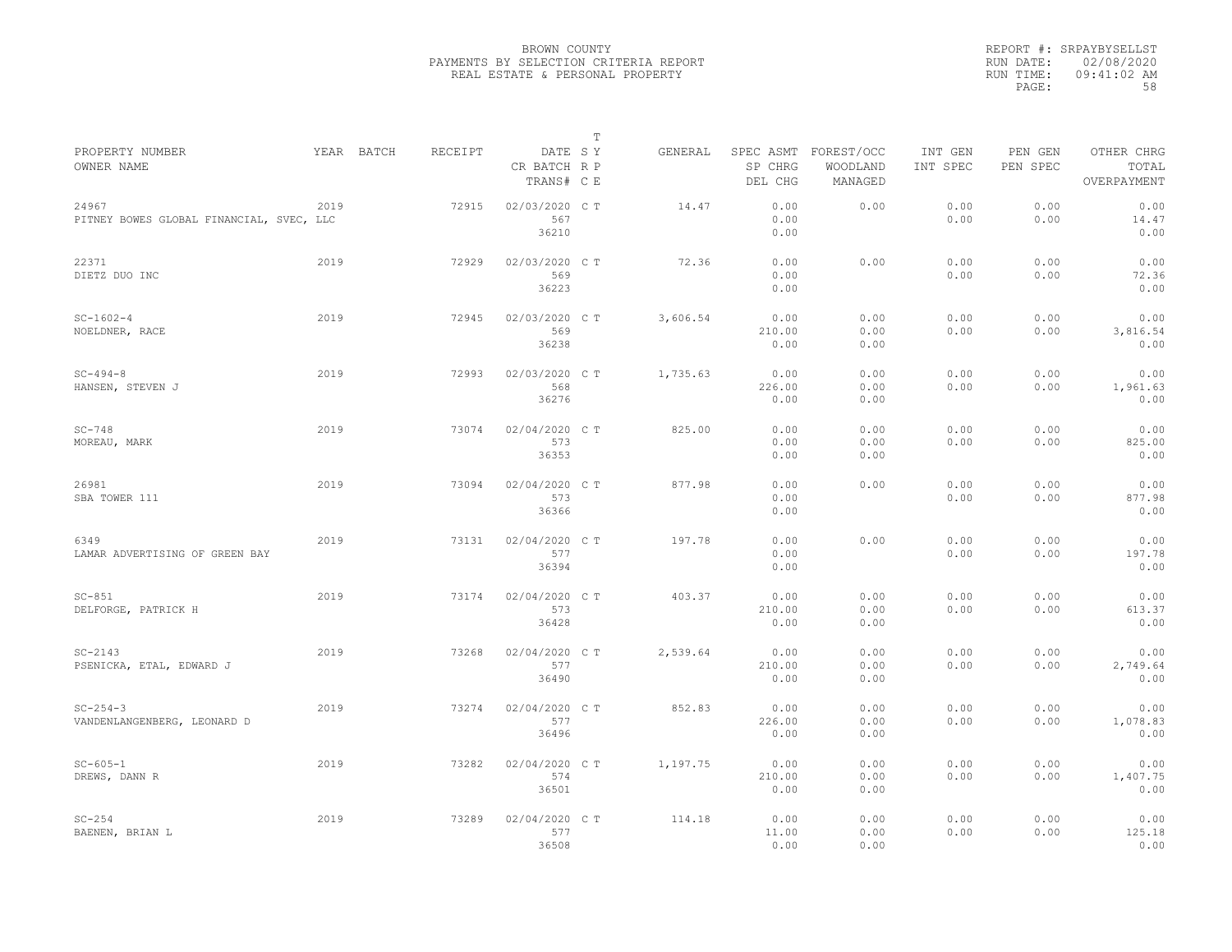BROWN COUNTY
PAYMENTS BY SELECTION CRITERIA REPORT
REAL ESTATE & PERSONAL PROPERTY

REPORT #: SRPAYBYSELLST
RUN DATE: 02/08/2020
RUN TIME: 09:41:02 AM

| PROPERTY NUMBER<br>OWNER NAME | YEAR | BATCH | RECEIPT | DATE<br>CR BATCH<br>TRANS# | T SY RP CE | GENERAL | SPEC ASMT<br>SP CHRG<br>DEL CHG | FOREST/OCC<br>WOODLAND<br>MANAGED | INT GEN<br>INT SPEC | PEN GEN<br>PEN SPEC | OTHER CHRG<br>TOTAL<br>OVERPAYMENT |
|---|---|---|---|---|---|---|---|---|---|---|---|
| 24967<br>PITNEY BOWES GLOBAL FINANCIAL, SVEC, LLC | 2019 | | 72915 | 02/03/2020<br>567<br>36210 | C T | 14.47 | 0.00<br>0.00<br>0.00 | 0.00 | 0.00<br>0.00 | 0.00<br>0.00 | 0.00<br>14.47<br>0.00 |
| 22371<br>DIETZ DUO INC | 2019 | | 72929 | 02/03/2020<br>569<br>36223 | C T | 72.36 | 0.00<br>0.00<br>0.00 | 0.00 | 0.00<br>0.00 | 0.00<br>0.00 | 0.00<br>72.36<br>0.00 |
| SC-1602-4<br>NOELDNER, RACE | 2019 | | 72945 | 02/03/2020<br>569<br>36238 | C T | 3,606.54 | 0.00<br>210.00<br>0.00 | 0.00<br>0.00<br>0.00 | 0.00<br>0.00 | 0.00<br>0.00 | 0.00<br>3,816.54<br>0.00 |
| SC-494-8<br>HANSEN, STEVEN J | 2019 | | 72993 | 02/03/2020<br>568<br>36276 | C T | 1,735.63 | 0.00<br>226.00<br>0.00 | 0.00<br>0.00<br>0.00 | 0.00<br>0.00 | 0.00<br>0.00 | 0.00<br>1,961.63<br>0.00 |
| SC-748<br>MOREAU, MARK | 2019 | | 73074 | 02/04/2020<br>573<br>36353 | C T | 825.00 | 0.00<br>0.00<br>0.00 | 0.00<br>0.00<br>0.00 | 0.00<br>0.00 | 0.00<br>0.00 | 0.00<br>825.00<br>0.00 |
| 26981<br>SBA TOWER 111 | 2019 | | 73094 | 02/04/2020<br>573<br>36366 | C T | 877.98 | 0.00<br>0.00<br>0.00 | 0.00 | 0.00<br>0.00 | 0.00<br>0.00 | 0.00<br>877.98<br>0.00 |
| 6349<br>LAMAR ADVERTISING OF GREEN BAY | 2019 | | 73131 | 02/04/2020<br>577<br>36394 | C T | 197.78 | 0.00<br>0.00<br>0.00 | 0.00 | 0.00<br>0.00 | 0.00<br>0.00 | 0.00<br>197.78<br>0.00 |
| SC-851<br>DELFORGE, PATRICK H | 2019 | | 73174 | 02/04/2020<br>573<br>36428 | C T | 403.37 | 0.00<br>210.00<br>0.00 | 0.00<br>0.00<br>0.00 | 0.00<br>0.00 | 0.00<br>0.00 | 0.00<br>613.37<br>0.00 |
| SC-2143<br>PSENICKA, ETAL, EDWARD J | 2019 | | 73268 | 02/04/2020<br>577<br>36490 | C T | 2,539.64 | 0.00<br>210.00<br>0.00 | 0.00<br>0.00<br>0.00 | 0.00<br>0.00 | 0.00<br>0.00 | 0.00<br>2,749.64<br>0.00 |
| SC-254-3<br>VANDENLANGENBERG, LEONARD D | 2019 | | 73274 | 02/04/2020<br>577<br>36496 | C T | 852.83 | 0.00<br>226.00<br>0.00 | 0.00<br>0.00<br>0.00 | 0.00<br>0.00 | 0.00<br>0.00 | 0.00<br>1,078.83<br>0.00 |
| SC-605-1<br>DREWS, DANN R | 2019 | | 73282 | 02/04/2020<br>574<br>36501 | C T | 1,197.75 | 0.00<br>210.00<br>0.00 | 0.00<br>0.00<br>0.00 | 0.00<br>0.00 | 0.00<br>0.00 | 0.00<br>1,407.75<br>0.00 |
| SC-254<br>BAENEN, BRIAN L | 2019 | | 73289 | 02/04/2020<br>577<br>36508 | C T | 114.18 | 0.00<br>11.00<br>0.00 | 0.00<br>0.00<br>0.00 | 0.00<br>0.00 | 0.00<br>0.00 | 0.00<br>125.18<br>0.00 |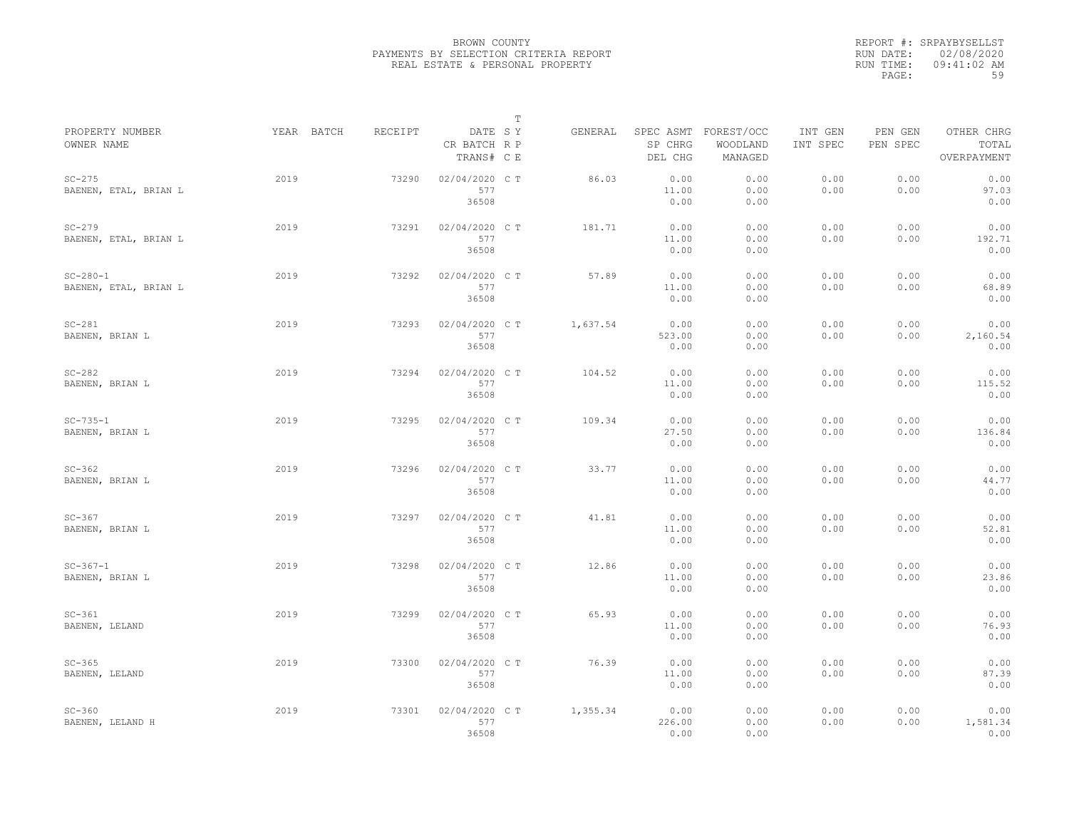BROWN COUNTY
PAYMENTS BY SELECTION CRITERIA REPORT
REAL ESTATE & PERSONAL PROPERTY

REPORT #: SRPAYBYSELLST
RUN DATE: 02/08/2020
RUN TIME: 09:41:02 AM

| PROPERTY NUMBER<br>OWNER NAME | YEAR | BATCH | RECEIPT | DATE<br>CR BATCH<br>TRANS# | T<br>S Y<br>R P<br>C E | GENERAL | SPEC ASMT<br>SP CHRG<br>DEL CHG | FOREST/OCC<br>WOODLAND<br>MANAGED | INT GEN<br>INT SPEC | PEN GEN<br>PEN SPEC | OTHER CHRG<br>TOTAL<br>OVERPAYMENT |
|---|---|---|---|---|---|---|---|---|---|---|---|
| SC-275<br>BAENEN, ETAL, BRIAN L | 2019 | | 73290 | 02/04/2020<br>577<br>36508 | C T | 86.03 | 0.00<br>11.00<br>0.00 | 0.00<br>0.00<br>0.00 | 0.00<br>0.00 | 0.00<br>0.00 | 0.00<br>97.03<br>0.00 |
| SC-279<br>BAENEN, ETAL, BRIAN L | 2019 | | 73291 | 02/04/2020<br>577<br>36508 | C T | 181.71 | 0.00<br>11.00<br>0.00 | 0.00<br>0.00<br>0.00 | 0.00<br>0.00 | 0.00<br>0.00 | 0.00<br>192.71<br>0.00 |
| SC-280-1<br>BAENEN, ETAL, BRIAN L | 2019 | | 73292 | 02/04/2020<br>577<br>36508 | C T | 57.89 | 0.00<br>11.00<br>0.00 | 0.00<br>0.00<br>0.00 | 0.00<br>0.00 | 0.00<br>0.00 | 0.00<br>68.89<br>0.00 |
| SC-281<br>BAENEN, BRIAN L | 2019 | | 73293 | 02/04/2020<br>577<br>36508 | C T | 1,637.54 | 0.00<br>523.00<br>0.00 | 0.00<br>0.00<br>0.00 | 0.00<br>0.00 | 0.00<br>0.00 | 0.00<br>2,160.54<br>0.00 |
| SC-282<br>BAENEN, BRIAN L | 2019 | | 73294 | 02/04/2020<br>577<br>36508 | C T | 104.52 | 0.00<br>11.00<br>0.00 | 0.00<br>0.00<br>0.00 | 0.00<br>0.00 | 0.00<br>0.00 | 0.00<br>115.52<br>0.00 |
| SC-735-1<br>BAENEN, BRIAN L | 2019 | | 73295 | 02/04/2020<br>577<br>36508 | C T | 109.34 | 0.00<br>27.50<br>0.00 | 0.00<br>0.00<br>0.00 | 0.00<br>0.00 | 0.00<br>0.00 | 0.00<br>136.84<br>0.00 |
| SC-362<br>BAENEN, BRIAN L | 2019 | | 73296 | 02/04/2020<br>577<br>36508 | C T | 33.77 | 0.00<br>11.00<br>0.00 | 0.00<br>0.00<br>0.00 | 0.00<br>0.00 | 0.00<br>0.00 | 0.00<br>44.77<br>0.00 |
| SC-367<br>BAENEN, BRIAN L | 2019 | | 73297 | 02/04/2020<br>577<br>36508 | C T | 41.81 | 0.00<br>11.00<br>0.00 | 0.00<br>0.00<br>0.00 | 0.00<br>0.00 | 0.00<br>0.00 | 0.00<br>52.81<br>0.00 |
| SC-367-1<br>BAENEN, BRIAN L | 2019 | | 73298 | 02/04/2020<br>577<br>36508 | C T | 12.86 | 0.00<br>11.00<br>0.00 | 0.00<br>0.00<br>0.00 | 0.00<br>0.00 | 0.00<br>0.00 | 0.00<br>23.86<br>0.00 |
| SC-361<br>BAENEN, LELAND | 2019 | | 73299 | 02/04/2020<br>577<br>36508 | C T | 65.93 | 0.00<br>11.00<br>0.00 | 0.00<br>0.00<br>0.00 | 0.00<br>0.00 | 0.00<br>0.00 | 0.00<br>76.93<br>0.00 |
| SC-365<br>BAENEN, LELAND | 2019 | | 73300 | 02/04/2020<br>577<br>36508 | C T | 76.39 | 0.00<br>11.00<br>0.00 | 0.00<br>0.00<br>0.00 | 0.00<br>0.00 | 0.00<br>0.00 | 0.00<br>87.39<br>0.00 |
| SC-360<br>BAENEN, LELAND H | 2019 | | 73301 | 02/04/2020<br>577<br>36508 | C T | 1,355.34 | 0.00<br>226.00<br>0.00 | 0.00<br>0.00<br>0.00 | 0.00<br>0.00 | 0.00<br>0.00 | 0.00<br>1,581.34<br>0.00 |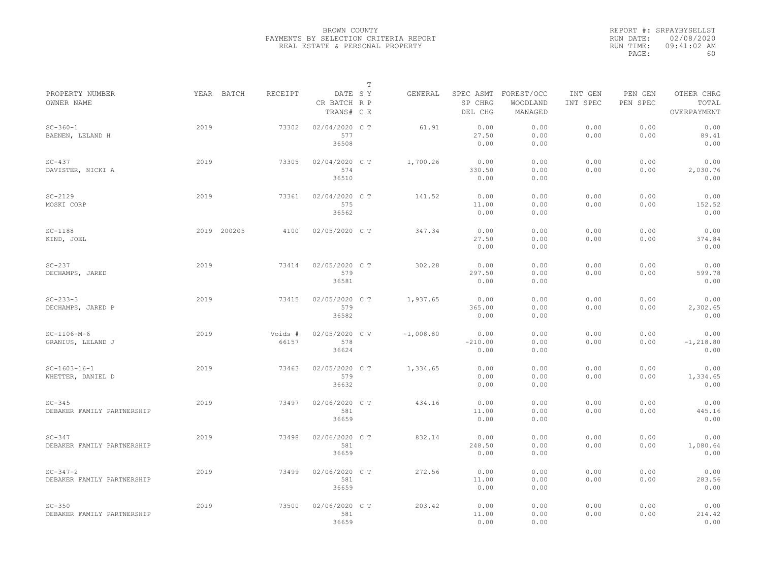BROWN COUNTY
PAYMENTS BY SELECTION CRITERIA REPORT
REAL ESTATE & PERSONAL PROPERTY

REPORT #: SRPAYBYSELLST
RUN DATE: 02/08/2020
RUN TIME: 09:41:02 AM

| PROPERTY NUMBER<br>OWNER NAME | YEAR | BATCH | RECEIPT | DATE<br>CR BATCH<br>TRANS# | T SY RP CE | GENERAL | SPEC ASMT<br>SP CHRG<br>DEL CHG | FOREST/OCC<br>WOODLAND<br>MANAGED | INT GEN<br>INT SPEC | PEN GEN<br>PEN SPEC | OTHER CHRG<br>TOTAL<br>OVERPAYMENT |
|---|---|---|---|---|---|---|---|---|---|---|---|
| SC-360-1<br>BAENEN, LELAND H | 2019 | | 73302 | 02/04/2020<br>577<br>36508 | C T | 61.91 | 0.00<br>27.50<br>0.00 | 0.00<br>0.00<br>0.00 | 0.00<br>0.00 | 0.00<br>0.00 | 0.00<br>89.41<br>0.00 |
| SC-437<br>DAVISTER, NICKI A | 2019 | | 73305 | 02/04/2020<br>574<br>36510 | C T | 1,700.26 | 0.00<br>330.50<br>0.00 | 0.00<br>0.00<br>0.00 | 0.00<br>0.00 | 0.00<br>0.00 | 0.00<br>2,030.76<br>0.00 |
| SC-2129<br>MOSKI CORP | 2019 | | 73361 | 02/04/2020<br>575<br>36562 | C T | 141.52 | 0.00<br>11.00<br>0.00 | 0.00<br>0.00<br>0.00 | 0.00<br>0.00 | 0.00<br>0.00 | 0.00<br>152.52<br>0.00 |
| SC-1188<br>KIND, JOEL | 2019 | 200205 | 4100 | 02/05/2020 | C T | 347.34 | 0.00<br>27.50<br>0.00 | 0.00<br>0.00<br>0.00 | 0.00<br>0.00 | 0.00<br>0.00 | 0.00<br>374.84<br>0.00 |
| SC-237<br>DECHAMPS, JARED | 2019 | | 73414 | 02/05/2020<br>579<br>36581 | C T | 302.28 | 0.00<br>297.50<br>0.00 | 0.00<br>0.00<br>0.00 | 0.00<br>0.00 | 0.00<br>0.00 | 0.00<br>599.78<br>0.00 |
| SC-233-3<br>DECHAMPS, JARED P | 2019 | | 73415 | 02/05/2020<br>579<br>36582 | C T | 1,937.65 | 0.00<br>365.00<br>0.00 | 0.00<br>0.00<br>0.00 | 0.00<br>0.00 | 0.00<br>0.00 | 0.00<br>2,302.65<br>0.00 |
| SC-1106-M-6<br>GRANIUS, LELAND J | 2019 | | Voids #<br>66157 | 02/05/2020<br>578<br>36624 | C V | -1,008.80 | 0.00<br>-210.00<br>0.00 | 0.00<br>0.00<br>0.00 | 0.00<br>0.00 | 0.00<br>0.00 | 0.00<br>-1,218.80<br>0.00 |
| SC-1603-16-1<br>WHETTER, DANIEL D | 2019 | | 73463 | 02/05/2020<br>579<br>36632 | C T | 1,334.65 | 0.00<br>0.00<br>0.00 | 0.00<br>0.00<br>0.00 | 0.00<br>0.00 | 0.00<br>0.00 | 0.00<br>1,334.65<br>0.00 |
| SC-345<br>DEBAKER FAMILY PARTNERSHIP | 2019 | | 73497 | 02/06/2020<br>581<br>36659 | C T | 434.16 | 0.00<br>11.00<br>0.00 | 0.00<br>0.00<br>0.00 | 0.00<br>0.00 | 0.00<br>0.00 | 0.00<br>445.16<br>0.00 |
| SC-347<br>DEBAKER FAMILY PARTNERSHIP | 2019 | | 73498 | 02/06/2020<br>581<br>36659 | C T | 832.14 | 0.00<br>248.50<br>0.00 | 0.00<br>0.00<br>0.00 | 0.00<br>0.00 | 0.00<br>0.00 | 0.00<br>1,080.64<br>0.00 |
| SC-347-2<br>DEBAKER FAMILY PARTNERSHIP | 2019 | | 73499 | 02/06/2020<br>581<br>36659 | C T | 272.56 | 0.00<br>11.00<br>0.00 | 0.00<br>0.00<br>0.00 | 0.00<br>0.00 | 0.00<br>0.00 | 0.00<br>283.56<br>0.00 |
| SC-350<br>DEBAKER FAMILY PARTNERSHIP | 2019 | | 73500 | 02/06/2020<br>581<br>36659 | C T | 203.42 | 0.00<br>11.00<br>0.00 | 0.00<br>0.00<br>0.00 | 0.00<br>0.00 | 0.00<br>0.00 | 0.00<br>214.42<br>0.00 |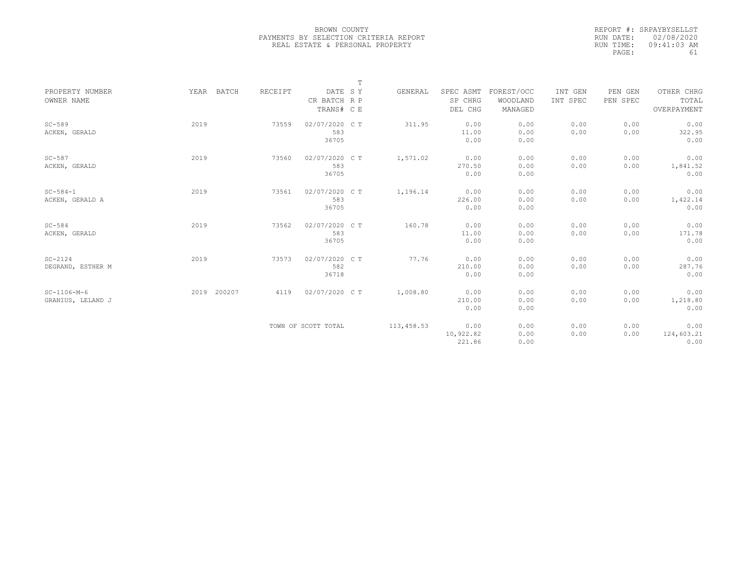BROWN COUNTY
PAYMENTS BY SELECTION CRITERIA REPORT
REAL ESTATE & PERSONAL PROPERTY

REPORT #: SRPAYBYSELLST
RUN DATE: 02/08/2020
RUN TIME: 09:41:03 AM
PAGE: 61

| PROPERTY NUMBER<br>OWNER NAME | YEAR | BATCH | RECEIPT | DATE<br>CR BATCH<br>TRANS# | T<br>S Y<br>R P<br>C E | GENERAL | SPEC ASMT<br>SP CHRG<br>DEL CHG | FOREST/OCC<br>WOODLAND<br>MANAGED | INT GEN<br>INT SPEC | PEN GEN<br>PEN SPEC | OTHER CHRG<br>TOTAL<br>OVERPAYMENT |
|---|---|---|---|---|---|---|---|---|---|---|---|
| SC-589<br>ACKEN, GERALD | 2019 | | 73559 | 02/07/2020<br>583<br>36705 | C T | 311.95 | 0.00<br>11.00<br>0.00 | 0.00<br>0.00<br>0.00 | 0.00<br>0.00 | 0.00<br>0.00 | 0.00<br>322.95<br>0.00 |
| SC-587<br>ACKEN, GERALD | 2019 | | 73560 | 02/07/2020<br>583<br>36705 | C T | 1,571.02 | 0.00<br>270.50<br>0.00 | 0.00<br>0.00<br>0.00 | 0.00<br>0.00 | 0.00<br>0.00 | 0.00<br>1,841.52<br>0.00 |
| SC-584-1<br>ACKEN, GERALD A | 2019 | | 73561 | 02/07/2020<br>583<br>36705 | C T | 1,196.14 | 0.00<br>226.00<br>0.00 | 0.00<br>0.00<br>0.00 | 0.00<br>0.00 | 0.00<br>0.00 | 0.00<br>1,422.14<br>0.00 |
| SC-584<br>ACKEN, GERALD | 2019 | | 73562 | 02/07/2020<br>583<br>36705 | C T | 160.78 | 0.00<br>11.00<br>0.00 | 0.00<br>0.00<br>0.00 | 0.00<br>0.00 | 0.00<br>0.00 | 0.00<br>171.78<br>0.00 |
| SC-2124<br>DEGRAND, ESTHER M | 2019 | | 73573 | 02/07/2020<br>582<br>36718 | C T | 77.76 | 0.00<br>210.00<br>0.00 | 0.00<br>0.00<br>0.00 | 0.00<br>0.00 | 0.00<br>0.00 | 0.00<br>287.76<br>0.00 |
| SC-1106-M-6<br>GRANIUS, LELAND J | 2019 | 200207 | 4119 | 02/07/2020 | C T | 1,008.80 | 0.00<br>210.00<br>0.00 | 0.00<br>0.00<br>0.00 | 0.00<br>0.00 | 0.00<br>0.00 | 0.00<br>1,218.80<br>0.00 |
| | | | TOWN OF SCOTT TOTAL | | | 113,458.53 | 0.00<br>10,922.82<br>221.86 | 0.00<br>0.00<br>0.00 | 0.00<br>0.00 | 0.00<br>0.00 | 0.00<br>124,603.21<br>0.00 |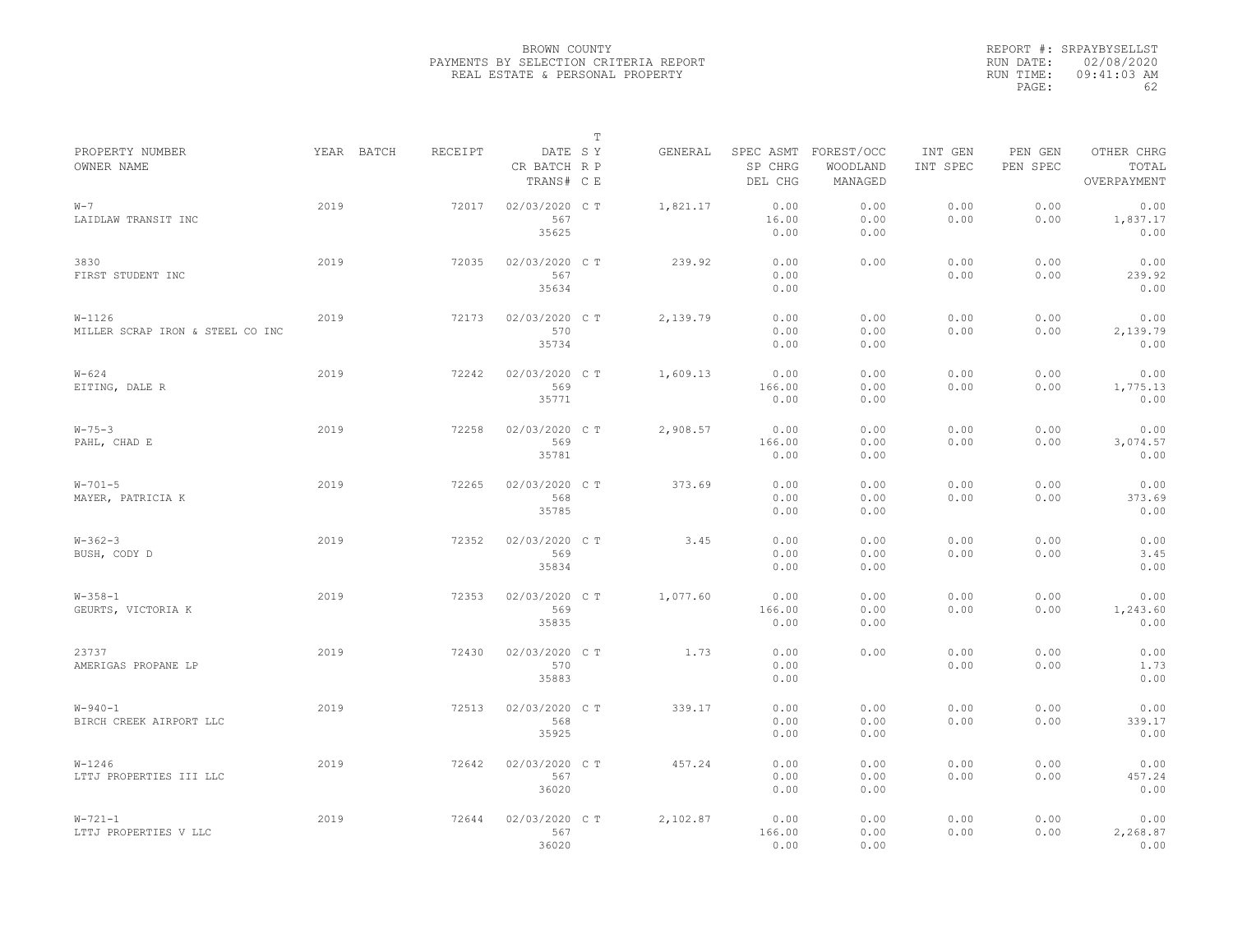BROWN COUNTY
PAYMENTS BY SELECTION CRITERIA REPORT
REAL ESTATE & PERSONAL PROPERTY

REPORT #: SRPAYBYSELLST
RUN DATE: 02/08/2020
RUN TIME: 09:41:03 AM

| PROPERTY NUMBER<br>OWNER NAME | YEAR | BATCH | RECEIPT | DATE<br>CR BATCH<br>TRANS# | T S Y R P C E | GENERAL | SPEC ASMT<br>SP CHRG<br>DEL CHG | FOREST/OCC<br>WOODLAND<br>MANAGED | INT GEN<br>INT SPEC | PEN GEN<br>PEN SPEC | OTHER CHRG<br>TOTAL<br>OVERPAYMENT |
|---|---|---|---|---|---|---|---|---|---|---|---|
| W-7<br>LAIDLAW TRANSIT INC | 2019 | | 72017 | 02/03/2020<br>567<br>35625 | C T | 1,821.17 | 0.00<br>16.00<br>0.00 | 0.00<br>0.00<br>0.00 | 0.00<br>0.00 | 0.00<br>0.00 | 0.00<br>1,837.17<br>0.00 |
| 3830<br>FIRST STUDENT INC | 2019 | | 72035 | 02/03/2020<br>567<br>35634 | C T | 239.92 | 0.00<br>0.00<br>0.00 | 0.00 | 0.00<br>0.00 | 0.00<br>0.00 | 0.00<br>239.92<br>0.00 |
| W-1126<br>MILLER SCRAP IRON & STEEL CO INC | 2019 | | 72173 | 02/03/2020<br>570<br>35734 | C T | 2,139.79 | 0.00<br>0.00<br>0.00 | 0.00<br>0.00<br>0.00 | 0.00<br>0.00 | 0.00<br>0.00 | 0.00<br>2,139.79<br>0.00 |
| W-624<br>EITING, DALE R | 2019 | | 72242 | 02/03/2020<br>569<br>35771 | C T | 1,609.13 | 0.00<br>166.00<br>0.00 | 0.00<br>0.00<br>0.00 | 0.00<br>0.00 | 0.00<br>0.00 | 0.00<br>1,775.13<br>0.00 |
| W-75-3<br>PAHL, CHAD E | 2019 | | 72258 | 02/03/2020<br>569<br>35781 | C T | 2,908.57 | 0.00<br>166.00<br>0.00 | 0.00<br>0.00<br>0.00 | 0.00<br>0.00 | 0.00<br>0.00 | 0.00<br>3,074.57<br>0.00 |
| W-701-5<br>MAYER, PATRICIA K | 2019 | | 72265 | 02/03/2020<br>568<br>35785 | C T | 373.69 | 0.00<br>0.00<br>0.00 | 0.00<br>0.00<br>0.00 | 0.00<br>0.00 | 0.00<br>0.00 | 0.00<br>373.69<br>0.00 |
| W-362-3<br>BUSH, CODY D | 2019 | | 72352 | 02/03/2020<br>569<br>35834 | C T | 3.45 | 0.00<br>0.00<br>0.00 | 0.00<br>0.00<br>0.00 | 0.00<br>0.00 | 0.00<br>0.00 | 0.00<br>3.45<br>0.00 |
| W-358-1<br>GEURTS, VICTORIA K | 2019 | | 72353 | 02/03/2020<br>569<br>35835 | C T | 1,077.60 | 0.00<br>166.00<br>0.00 | 0.00<br>0.00<br>0.00 | 0.00<br>0.00 | 0.00<br>0.00 | 0.00<br>1,243.60<br>0.00 |
| 23737<br>AMERIGAS PROPANE LP | 2019 | | 72430 | 02/03/2020<br>570<br>35883 | C T | 1.73 | 0.00<br>0.00<br>0.00 | 0.00 | 0.00<br>0.00 | 0.00<br>0.00 | 0.00<br>1.73<br>0.00 |
| W-940-1<br>BIRCH CREEK AIRPORT LLC | 2019 | | 72513 | 02/03/2020<br>568<br>35925 | C T | 339.17 | 0.00<br>0.00<br>0.00 | 0.00<br>0.00<br>0.00 | 0.00<br>0.00 | 0.00<br>0.00 | 0.00<br>339.17<br>0.00 |
| W-1246<br>LTTJ PROPERTIES III LLC | 2019 | | 72642 | 02/03/2020<br>567<br>36020 | C T | 457.24 | 0.00<br>0.00<br>0.00 | 0.00<br>0.00<br>0.00 | 0.00<br>0.00 | 0.00<br>0.00 | 0.00<br>457.24<br>0.00 |
| W-721-1<br>LTTJ PROPERTIES V LLC | 2019 | | 72644 | 02/03/2020<br>567<br>36020 | C T | 2,102.87 | 0.00<br>166.00<br>0.00 | 0.00<br>0.00<br>0.00 | 0.00<br>0.00 | 0.00<br>0.00 | 0.00<br>2,268.87<br>0.00 |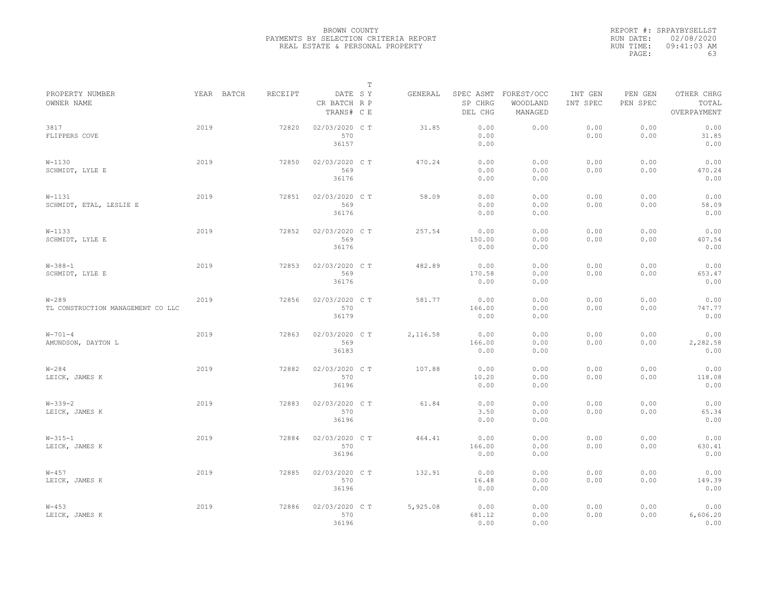BROWN COUNTY
PAYMENTS BY SELECTION CRITERIA REPORT
REAL ESTATE & PERSONAL PROPERTY

REPORT #: SRPAYBYSELLST
RUN DATE: 02/08/2020
RUN TIME: 09:41:03 AM
PAGE: 63

| PROPERTY NUMBER / OWNER NAME | YEAR | BATCH | RECEIPT | DATE / CR BATCH / TRANS# | T S R C | T Y P E | GENERAL | SPEC ASMT / SP CHRG / DEL CHG | FOREST/OCC / WOODLAND / MANAGED | INT GEN / INT SPEC | PEN GEN / PEN SPEC | OTHER CHRG / TOTAL / OVERPAYMENT |
|---|---|---|---|---|---|---|---|---|---|---|---|---|
| 3817 / FLIPPERS COVE | 2019 | | 72820 | 02/03/2020 / 570 / 36157 | C | T | 31.85 | 0.00 / 0.00 / 0.00 | 0.00 | 0.00 / 0.00 | 0.00 / 0.00 | 0.00 / 31.85 / 0.00 |
| W-1130 / SCHMIDT, LYLE E | 2019 | | 72850 | 02/03/2020 / 569 / 36176 | C | T | 470.24 | 0.00 / 0.00 / 0.00 | 0.00 / 0.00 / 0.00 | 0.00 / 0.00 | 0.00 / 0.00 | 0.00 / 470.24 / 0.00 |
| W-1131 / SCHMIDT, ETAL, LESLIE E | 2019 | | 72851 | 02/03/2020 / 569 / 36176 | C | T | 58.09 | 0.00 / 0.00 / 0.00 | 0.00 / 0.00 / 0.00 | 0.00 / 0.00 | 0.00 / 0.00 | 0.00 / 58.09 / 0.00 |
| W-1133 / SCHMIDT, LYLE E | 2019 | | 72852 | 02/03/2020 / 569 / 36176 | C | T | 257.54 | 0.00 / 150.00 / 0.00 | 0.00 / 0.00 / 0.00 | 0.00 / 0.00 | 0.00 / 0.00 | 0.00 / 407.54 / 0.00 |
| W-388-1 / SCHMIDT, LYLE E | 2019 | | 72853 | 02/03/2020 / 569 / 36176 | C | T | 482.89 | 0.00 / 170.58 / 0.00 | 0.00 / 0.00 / 0.00 | 0.00 / 0.00 | 0.00 / 0.00 | 0.00 / 653.47 / 0.00 |
| W-289 / TL CONSTRUCTION MANAGEMENT CO LLC | 2019 | | 72856 | 02/03/2020 / 570 / 36179 | C | T | 581.77 | 0.00 / 166.00 / 0.00 | 0.00 / 0.00 / 0.00 | 0.00 / 0.00 | 0.00 / 0.00 | 0.00 / 747.77 / 0.00 |
| W-701-4 / AMUNDSON, DAYTON L | 2019 | | 72863 | 02/03/2020 / 569 / 36183 | C | T | 2,116.58 | 0.00 / 166.00 / 0.00 | 0.00 / 0.00 / 0.00 | 0.00 / 0.00 | 0.00 / 0.00 | 0.00 / 2,282.58 / 0.00 |
| W-284 / LEICK, JAMES K | 2019 | | 72882 | 02/03/2020 / 570 / 36196 | C | T | 107.88 | 0.00 / 10.20 / 0.00 | 0.00 / 0.00 / 0.00 | 0.00 / 0.00 | 0.00 / 0.00 | 0.00 / 118.08 / 0.00 |
| W-339-2 / LEICK, JAMES K | 2019 | | 72883 | 02/03/2020 / 570 / 36196 | C | T | 61.84 | 0.00 / 3.50 / 0.00 | 0.00 / 0.00 / 0.00 | 0.00 / 0.00 | 0.00 / 0.00 | 0.00 / 65.34 / 0.00 |
| W-315-1 / LEICK, JAMES K | 2019 | | 72884 | 02/03/2020 / 570 / 36196 | C | T | 464.41 | 0.00 / 166.00 / 0.00 | 0.00 / 0.00 / 0.00 | 0.00 / 0.00 | 0.00 / 0.00 | 0.00 / 630.41 / 0.00 |
| W-457 / LEICK, JAMES K | 2019 | | 72885 | 02/03/2020 / 570 / 36196 | C | T | 132.91 | 0.00 / 16.48 / 0.00 | 0.00 / 0.00 / 0.00 | 0.00 / 0.00 | 0.00 / 0.00 | 0.00 / 149.39 / 0.00 |
| W-453 / LEICK, JAMES K | 2019 | | 72886 | 02/03/2020 / 570 / 36196 | C | T | 5,925.08 | 0.00 / 681.12 / 0.00 | 0.00 / 0.00 / 0.00 | 0.00 / 0.00 | 0.00 / 0.00 | 0.00 / 6,606.20 / 0.00 |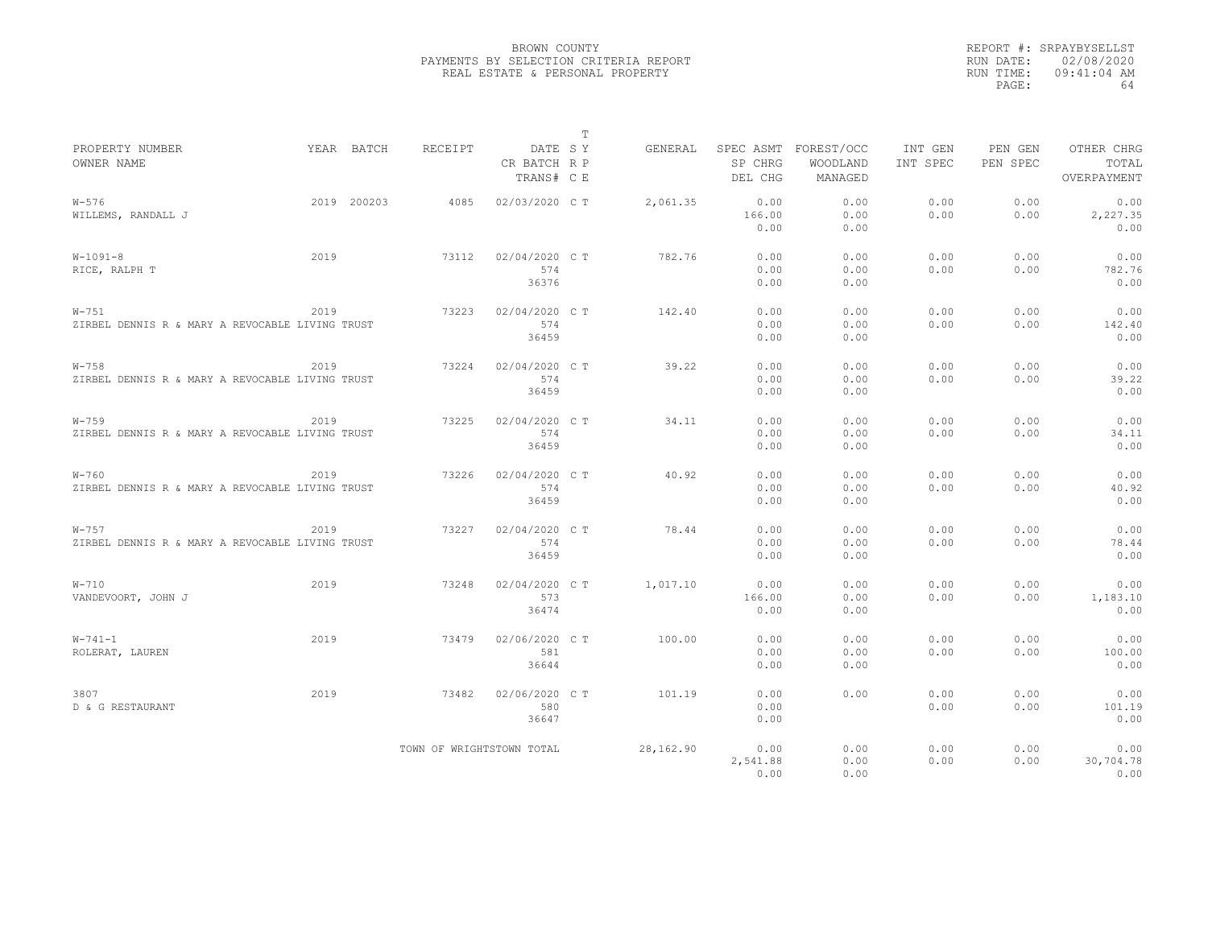BROWN COUNTY
PAYMENTS BY SELECTION CRITERIA REPORT
REAL ESTATE & PERSONAL PROPERTY

REPORT #: SRPAYBYSELLST
RUN DATE: 02/08/2020
RUN TIME: 09:41:04 AM

| PROPERTY NUMBER / OWNER NAME | YEAR | BATCH | RECEIPT | DATE / CR BATCH / TRANS# | T SY RP CE | GENERAL | SPEC ASMT / SP CHRG / DEL CHG | FOREST/OCC / WOODLAND / MANAGED | INT GEN / INT SPEC | PEN GEN / PEN SPEC | OTHER CHRG / TOTAL / OVERPAYMENT |
|---|---|---|---|---|---|---|---|---|---|---|---|
| W-576 WILLEMS, RANDALL J | 2019 | 200203 | 4085 | 02/03/2020 | C T | 2,061.35 | 0.00 166.00 0.00 | 0.00 0.00 0.00 | 0.00 0.00 | 0.00 0.00 | 0.00 2,227.35 0.00 |
| W-1091-8 RICE, RALPH T | 2019 | | 73112 | 02/04/2020 574 36376 | C T | 782.76 | 0.00 0.00 0.00 | 0.00 0.00 0.00 | 0.00 0.00 | 0.00 0.00 | 0.00 782.76 0.00 |
| W-751 ZIRBEL DENNIS R & MARY A REVOCABLE LIVING TRUST | 2019 | | 73223 | 02/04/2020 574 36459 | C T | 142.40 | 0.00 0.00 0.00 | 0.00 0.00 0.00 | 0.00 0.00 | 0.00 0.00 | 0.00 142.40 0.00 |
| W-758 ZIRBEL DENNIS R & MARY A REVOCABLE LIVING TRUST | 2019 | | 73224 | 02/04/2020 574 36459 | C T | 39.22 | 0.00 0.00 0.00 | 0.00 0.00 0.00 | 0.00 0.00 | 0.00 0.00 | 0.00 39.22 0.00 |
| W-759 ZIRBEL DENNIS R & MARY A REVOCABLE LIVING TRUST | 2019 | | 73225 | 02/04/2020 574 36459 | C T | 34.11 | 0.00 0.00 0.00 | 0.00 0.00 0.00 | 0.00 0.00 | 0.00 0.00 | 0.00 34.11 0.00 |
| W-760 ZIRBEL DENNIS R & MARY A REVOCABLE LIVING TRUST | 2019 | | 73226 | 02/04/2020 574 36459 | C T | 40.92 | 0.00 0.00 0.00 | 0.00 0.00 0.00 | 0.00 0.00 | 0.00 0.00 | 0.00 40.92 0.00 |
| W-757 ZIRBEL DENNIS R & MARY A REVOCABLE LIVING TRUST | 2019 | | 73227 | 02/04/2020 574 36459 | C T | 78.44 | 0.00 0.00 0.00 | 0.00 0.00 0.00 | 0.00 0.00 | 0.00 0.00 | 0.00 78.44 0.00 |
| W-710 VANDEVOORT, JOHN J | 2019 | | 73248 | 02/04/2020 573 36474 | C T | 1,017.10 | 0.00 166.00 0.00 | 0.00 0.00 0.00 | 0.00 0.00 | 0.00 0.00 | 0.00 1,183.10 0.00 |
| W-741-1 ROLERAT, LAUREN | 2019 | | 73479 | 02/06/2020 581 36644 | C T | 100.00 | 0.00 0.00 0.00 | 0.00 0.00 0.00 | 0.00 0.00 | 0.00 0.00 | 0.00 100.00 0.00 |
| 3807 D & G RESTAURANT | 2019 | | 73482 | 02/06/2020 580 36647 | C T | 101.19 | 0.00 0.00 0.00 | 0.00 | 0.00 0.00 | 0.00 0.00 | 0.00 101.19 0.00 |
| | | | TOWN OF WRIGHTSTOWN TOTAL | | | 28,162.90 | 0.00 2,541.88 0.00 | 0.00 0.00 0.00 | 0.00 0.00 | 0.00 0.00 | 0.00 30,704.78 0.00 |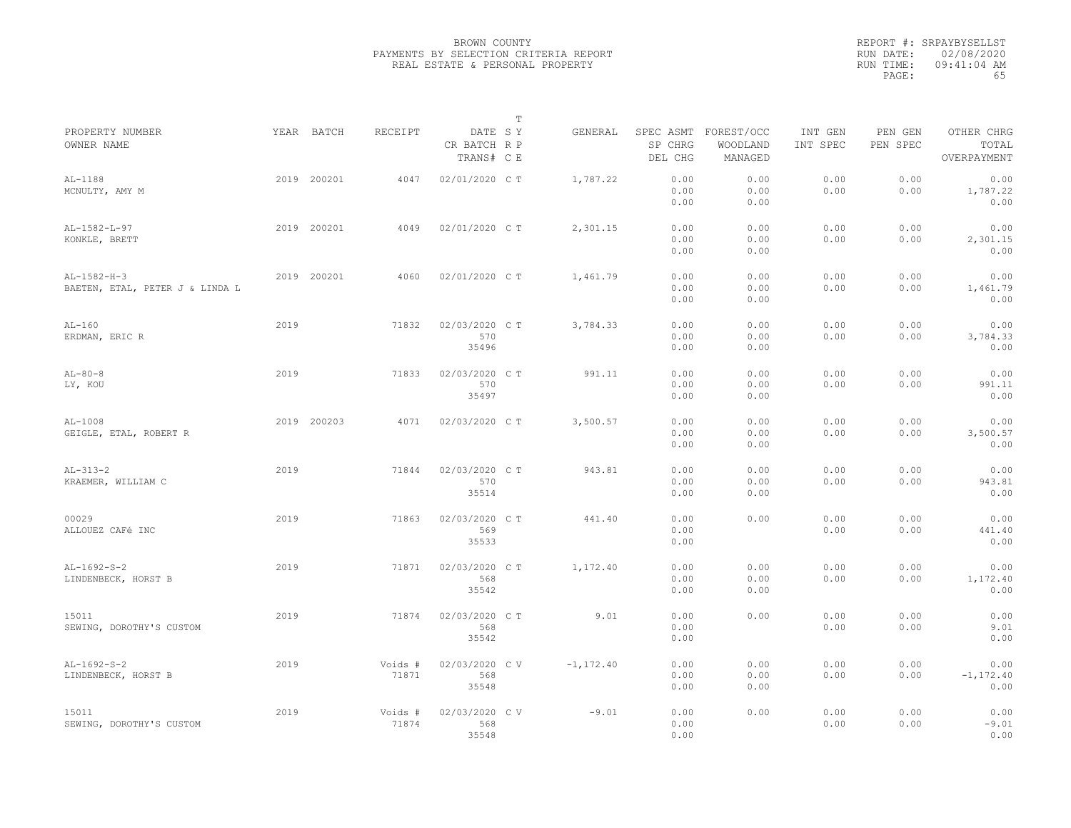BROWN COUNTY
PAYMENTS BY SELECTION CRITERIA REPORT
REAL ESTATE & PERSONAL PROPERTY

REPORT #: SRPAYBYSELLST
RUN DATE: 02/08/2020
RUN TIME: 09:41:04 AM

| PROPERTY NUMBER / OWNER NAME | YEAR | BATCH | RECEIPT | DATE / CR BATCH / TRANS# | T SY RP CE | GENERAL | SPEC ASMT / SP CHRG / DEL CHG | FOREST/OCC / WOODLAND / MANAGED | INT GEN / INT SPEC | PEN GEN / PEN SPEC | OTHER CHRG / TOTAL / OVERPAYMENT |
|---|---|---|---|---|---|---|---|---|---|---|---|
| AL-1188 / MCNULTY, AMY M | 2019 | 200201 | 4047 | 02/01/2020 | C T | 1,787.22 | 0.00 / 0.00 / 0.00 | 0.00 / 0.00 / 0.00 | 0.00 / 0.00 | 0.00 / 0.00 | 0.00 / 1,787.22 / 0.00 |
| AL-1582-L-97 / KONKLE, BRETT | 2019 | 200201 | 4049 | 02/01/2020 | C T | 2,301.15 | 0.00 / 0.00 / 0.00 | 0.00 / 0.00 / 0.00 | 0.00 / 0.00 | 0.00 / 0.00 | 0.00 / 2,301.15 / 0.00 |
| AL-1582-H-3 / BAETEN, ETAL, PETER J & LINDA L | 2019 | 200201 | 4060 | 02/01/2020 | C T | 1,461.79 | 0.00 / 0.00 / 0.00 | 0.00 / 0.00 / 0.00 | 0.00 / 0.00 | 0.00 / 0.00 | 0.00 / 1,461.79 / 0.00 |
| AL-160 / ERDMAN, ERIC R | 2019 | | 71832 | 02/03/2020 / 570 / 35496 | C T | 3,784.33 | 0.00 / 0.00 / 0.00 | 0.00 / 0.00 / 0.00 | 0.00 / 0.00 | 0.00 / 0.00 | 0.00 / 3,784.33 / 0.00 |
| AL-80-8 / LY, KOU | 2019 | | 71833 | 02/03/2020 / 570 / 35497 | C T | 991.11 | 0.00 / 0.00 / 0.00 | 0.00 / 0.00 / 0.00 | 0.00 / 0.00 | 0.00 / 0.00 | 0.00 / 991.11 / 0.00 |
| AL-1008 / GEIGLE, ETAL, ROBERT R | 2019 | 200203 | 4071 | 02/03/2020 | C T | 3,500.57 | 0.00 / 0.00 / 0.00 | 0.00 / 0.00 / 0.00 | 0.00 / 0.00 | 0.00 / 0.00 | 0.00 / 3,500.57 / 0.00 |
| AL-313-2 / KRAEMER, WILLIAM C | 2019 | | 71844 | 02/03/2020 / 570 / 35514 | C T | 943.81 | 0.00 / 0.00 / 0.00 | 0.00 / 0.00 / 0.00 | 0.00 / 0.00 | 0.00 / 0.00 | 0.00 / 943.81 / 0.00 |
| 00029 / ALLOUEZ CAFé INC | 2019 | | 71863 | 02/03/2020 / 569 / 35533 | C T | 441.40 | 0.00 / 0.00 / 0.00 | 0.00 | 0.00 / 0.00 | 0.00 / 0.00 | 0.00 / 441.40 / 0.00 |
| AL-1692-S-2 / LINDENBECK, HORST B | 2019 | | 71871 | 02/03/2020 / 568 / 35542 | C T | 1,172.40 | 0.00 / 0.00 / 0.00 | 0.00 / 0.00 / 0.00 | 0.00 / 0.00 | 0.00 / 0.00 | 0.00 / 1,172.40 / 0.00 |
| 15011 / SEWING, DOROTHY'S CUSTOM | 2019 | | 71874 | 02/03/2020 / 568 / 35542 | C T | 9.01 | 0.00 / 0.00 / 0.00 | 0.00 | 0.00 / 0.00 | 0.00 / 0.00 | 0.00 / 9.01 / 0.00 |
| AL-1692-S-2 / LINDENBECK, HORST B | 2019 | | Voids # 71871 | 02/03/2020 / 568 / 35548 | C V | -1,172.40 | 0.00 / 0.00 / 0.00 | 0.00 / 0.00 / 0.00 | 0.00 / 0.00 | 0.00 / 0.00 | 0.00 / -1,172.40 / 0.00 |
| 15011 / SEWING, DOROTHY'S CUSTOM | 2019 | | Voids # 71874 | 02/03/2020 / 568 / 35548 | C V | -9.01 | 0.00 / 0.00 / 0.00 | 0.00 | 0.00 / 0.00 | 0.00 / 0.00 | 0.00 / -9.01 / 0.00 |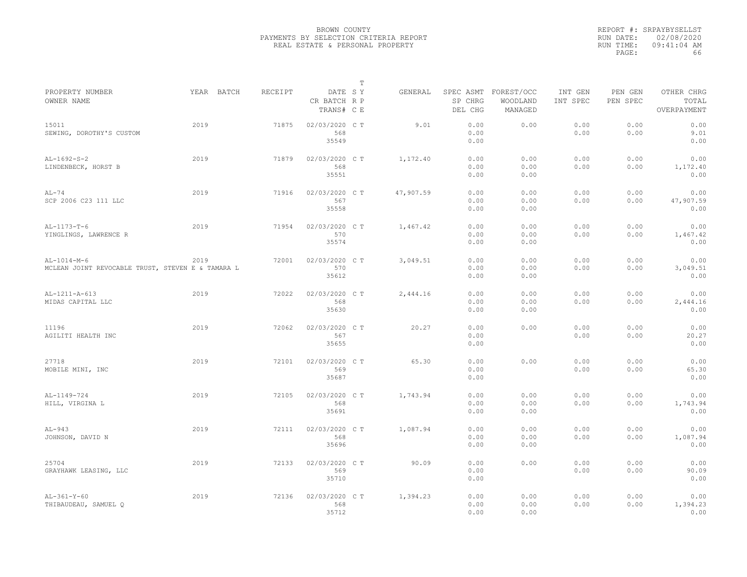BROWN COUNTY
PAYMENTS BY SELECTION CRITERIA REPORT
REAL ESTATE & PERSONAL PROPERTY

REPORT #: SRPAYBYSELLST
RUN DATE: 02/08/2020
RUN TIME: 09:41:04 AM

| PROPERTY NUMBER / OWNER NAME | YEAR | BATCH | RECEIPT | DATE / CR BATCH / TRANS# | T SY RP CE | GENERAL | SPEC ASMT / SP CHRG / DEL CHG | FOREST/OCC / WOODLAND / MANAGED | INT GEN / INT SPEC | PEN GEN / PEN SPEC | OTHER CHRG / TOTAL / OVERPAYMENT |
|---|---|---|---|---|---|---|---|---|---|---|---|
| 15011<br>SEWING, DOROTHY'S CUSTOM | 2019 | | 71875 | 02/03/2020<br>568<br>35549 | C T | 9.01 | 0.00<br>0.00<br>0.00 | 0.00 | 0.00<br>0.00 | 0.00<br>0.00 | 0.00<br>9.01<br>0.00 |
| AL-1692-S-2<br>LINDENBECK, HORST B | 2019 | | 71879 | 02/03/2020<br>568<br>35551 | C T | 1,172.40 | 0.00<br>0.00<br>0.00 | 0.00<br>0.00<br>0.00 | 0.00<br>0.00 | 0.00<br>0.00 | 0.00<br>1,172.40<br>0.00 |
| AL-74<br>SCP 2006 C23 111 LLC | 2019 | | 71916 | 02/03/2020<br>567<br>35558 | C T | 47,907.59 | 0.00<br>0.00<br>0.00 | 0.00<br>0.00<br>0.00 | 0.00<br>0.00 | 0.00<br>0.00 | 0.00<br>47,907.59<br>0.00 |
| AL-1173-T-6<br>YINGLINGS, LAWRENCE R | 2019 | | 71954 | 02/03/2020<br>570<br>35574 | C T | 1,467.42 | 0.00<br>0.00<br>0.00 | 0.00<br>0.00<br>0.00 | 0.00<br>0.00 | 0.00<br>0.00 | 0.00<br>1,467.42<br>0.00 |
| AL-1014-M-6<br>MCLEAN JOINT REVOCABLE TRUST, STEVEN E & TAMARA L | 2019 | | 72001 | 02/03/2020<br>570<br>35612 | C T | 3,049.51 | 0.00<br>0.00<br>0.00 | 0.00<br>0.00<br>0.00 | 0.00<br>0.00 | 0.00<br>0.00 | 0.00<br>3,049.51<br>0.00 |
| AL-1211-A-613<br>MIDAS CAPITAL LLC | 2019 | | 72022 | 02/03/2020<br>568<br>35630 | C T | 2,444.16 | 0.00<br>0.00<br>0.00 | 0.00<br>0.00<br>0.00 | 0.00<br>0.00 | 0.00<br>0.00 | 0.00<br>2,444.16<br>0.00 |
| 11196<br>AGILITI HEALTH INC | 2019 | | 72062 | 02/03/2020<br>567<br>35655 | C T | 20.27 | 0.00<br>0.00<br>0.00 | 0.00 | 0.00<br>0.00 | 0.00<br>0.00 | 0.00<br>20.27<br>0.00 |
| 27718<br>MOBILE MINI, INC | 2019 | | 72101 | 02/03/2020<br>569<br>35687 | C T | 65.30 | 0.00<br>0.00<br>0.00 | 0.00 | 0.00<br>0.00 | 0.00<br>0.00 | 0.00<br>65.30<br>0.00 |
| AL-1149-724<br>HILL, VIRGINA L | 2019 | | 72105 | 02/03/2020<br>568<br>35691 | C T | 1,743.94 | 0.00<br>0.00<br>0.00 | 0.00<br>0.00<br>0.00 | 0.00<br>0.00 | 0.00<br>0.00 | 0.00<br>1,743.94<br>0.00 |
| AL-943<br>JOHNSON, DAVID N | 2019 | | 72111 | 02/03/2020<br>568<br>35696 | C T | 1,087.94 | 0.00<br>0.00<br>0.00 | 0.00<br>0.00<br>0.00 | 0.00<br>0.00 | 0.00<br>0.00 | 0.00<br>1,087.94<br>0.00 |
| 25704<br>GRAYHAWK LEASING, LLC | 2019 | | 72133 | 02/03/2020<br>569<br>35710 | C T | 90.09 | 0.00<br>0.00<br>0.00 | 0.00 | 0.00<br>0.00 | 0.00<br>0.00 | 0.00<br>90.09<br>0.00 |
| AL-361-Y-60<br>THIBAUDEAU, SAMUEL Q | 2019 | | 72136 | 02/03/2020<br>568<br>35712 | C T | 1,394.23 | 0.00<br>0.00<br>0.00 | 0.00<br>0.00<br>0.00 | 0.00<br>0.00 | 0.00<br>0.00 | 0.00<br>1,394.23<br>0.00 |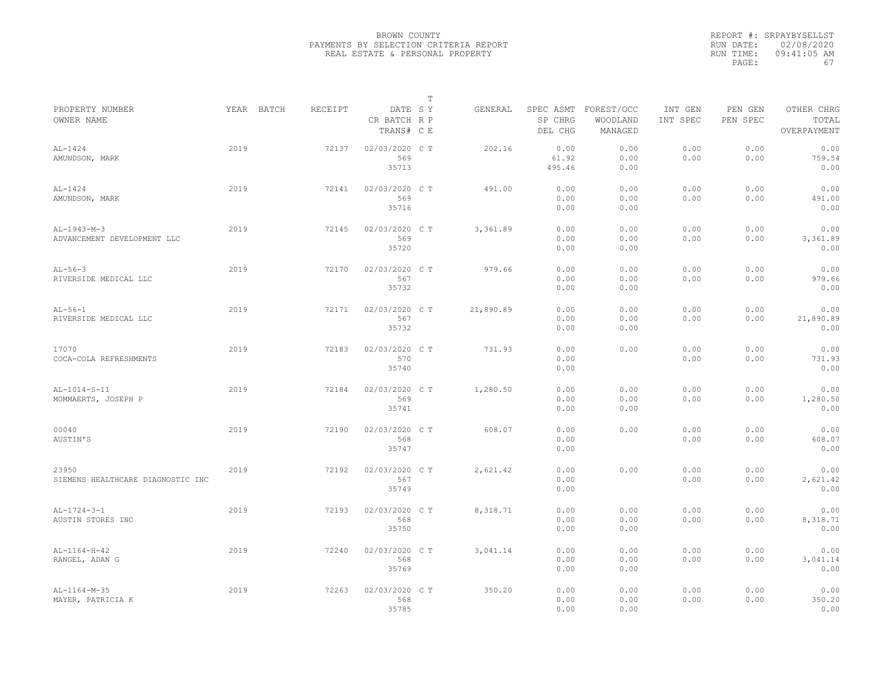BROWN COUNTY
PAYMENTS BY SELECTION CRITERIA REPORT
REAL ESTATE & PERSONAL PROPERTY

REPORT #: SRPAYBYSELLST
RUN DATE: 02/08/2020
RUN TIME: 09:41:05 AM

| PROPERTY NUMBER<br>OWNER NAME | YEAR | BATCH | RECEIPT | DATE<br>CR BATCH<br>TRANS# | T SY RP CE | GENERAL | SPEC ASMT<br>SP CHRG<br>DEL CHG | FOREST/OCC<br>WOODLAND<br>MANAGED | INT GEN<br>INT SPEC | PEN GEN<br>PEN SPEC | OTHER CHRG<br>TOTAL<br>OVERPAYMENT |
|---|---|---|---|---|---|---|---|---|---|---|---|
| AL-1424<br>AMUNDSON, MARK | 2019 | | 72137 | 02/03/2020<br>569<br>35713 | C T | 202.16 | 0.00<br>61.92<br>495.46 | 0.00<br>0.00<br>0.00 | 0.00<br>0.00 | 0.00<br>0.00 | 0.00<br>759.54<br>0.00 |
| AL-1424<br>AMUNDSON, MARK | 2019 | | 72141 | 02/03/2020<br>569<br>35716 | C T | 491.00 | 0.00<br>0.00<br>0.00 | 0.00<br>0.00<br>0.00 | 0.00<br>0.00 | 0.00<br>0.00 | 0.00<br>491.00<br>0.00 |
| AL-1943-M-3<br>ADVANCEMENT DEVELOPMENT LLC | 2019 | | 72145 | 02/03/2020<br>569<br>35720 | C T | 3,361.89 | 0.00<br>0.00<br>0.00 | 0.00<br>0.00<br>0.00 | 0.00<br>0.00 | 0.00<br>0.00 | 0.00<br>3,361.89<br>0.00 |
| AL-56-3<br>RIVERSIDE MEDICAL LLC | 2019 | | 72170 | 02/03/2020<br>567<br>35732 | C T | 979.66 | 0.00<br>0.00<br>0.00 | 0.00<br>0.00<br>0.00 | 0.00<br>0.00 | 0.00<br>0.00 | 0.00<br>979.66<br>0.00 |
| AL-56-1<br>RIVERSIDE MEDICAL LLC | 2019 | | 72171 | 02/03/2020<br>567<br>35732 | C T | 21,890.89 | 0.00<br>0.00<br>0.00 | 0.00<br>0.00<br>0.00 | 0.00<br>0.00 | 0.00<br>0.00 | 0.00<br>21,890.89<br>0.00 |
| 17070<br>COCA-COLA REFRESHMENTS | 2019 | | 72183 | 02/03/2020<br>570<br>35740 | C T | 731.93 | 0.00<br>0.00<br>0.00 | 0.00 | 0.00<br>0.00 | 0.00<br>0.00 | 0.00<br>731.93<br>0.00 |
| AL-1014-S-11<br>MOMMAERTS, JOSEPH P | 2019 | | 72184 | 02/03/2020<br>569<br>35741 | C T | 1,280.50 | 0.00<br>0.00<br>0.00 | 0.00<br>0.00<br>0.00 | 0.00<br>0.00 | 0.00<br>0.00 | 0.00<br>1,280.50<br>0.00 |
| 00040<br>AUSTIN'S | 2019 | | 72190 | 02/03/2020<br>568<br>35747 | C T | 608.07 | 0.00<br>0.00<br>0.00 | 0.00 | 0.00<br>0.00 | 0.00<br>0.00 | 0.00<br>608.07<br>0.00 |
| 23950<br>SIEMENS HEALTHCARE DIAGNOSTIC INC | 2019 | | 72192 | 02/03/2020<br>567<br>35749 | C T | 2,621.42 | 0.00<br>0.00<br>0.00 | 0.00 | 0.00<br>0.00 | 0.00<br>0.00 | 0.00<br>2,621.42<br>0.00 |
| AL-1724-3-1<br>AUSTIN STORES INC | 2019 | | 72193 | 02/03/2020<br>568<br>35750 | C T | 8,318.71 | 0.00<br>0.00<br>0.00 | 0.00<br>0.00<br>0.00 | 0.00<br>0.00 | 0.00<br>0.00 | 0.00<br>8,318.71<br>0.00 |
| AL-1164-H-42<br>RANGEL, ADAN G | 2019 | | 72240 | 02/03/2020<br>568<br>35769 | C T | 3,041.14 | 0.00<br>0.00<br>0.00 | 0.00<br>0.00<br>0.00 | 0.00<br>0.00 | 0.00<br>0.00 | 0.00<br>3,041.14<br>0.00 |
| AL-1164-M-35<br>MAYER, PATRICIA K | 2019 | | 72263 | 02/03/2020<br>568<br>35785 | C T | 350.20 | 0.00<br>0.00<br>0.00 | 0.00<br>0.00<br>0.00 | 0.00<br>0.00 | 0.00<br>0.00 | 0.00<br>350.20<br>0.00 |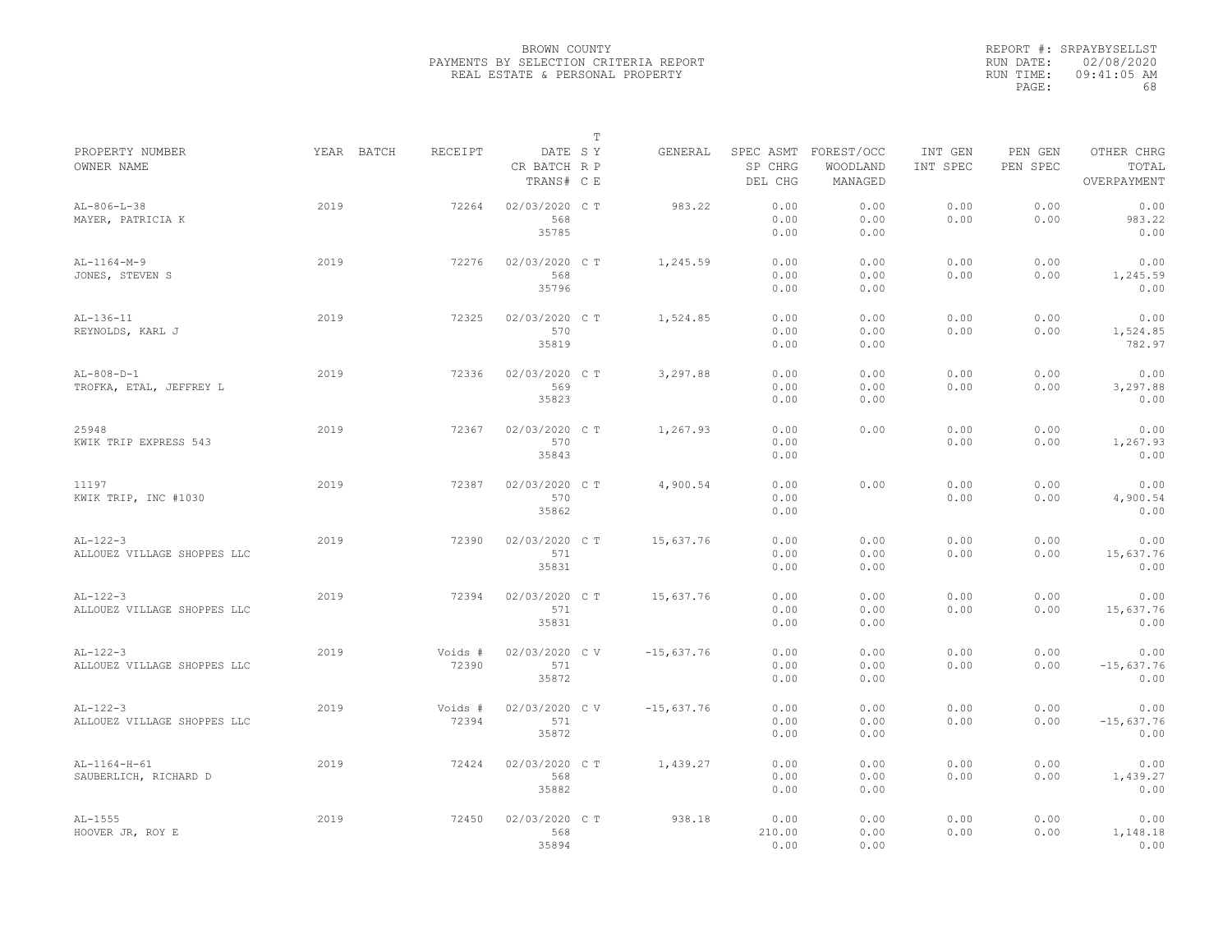BROWN COUNTY
PAYMENTS BY SELECTION CRITERIA REPORT
REAL ESTATE & PERSONAL PROPERTY

REPORT #: SRPAYBYSELLST
RUN DATE: 02/08/2020
RUN TIME: 09:41:05 AM
PAGE: 68

| PROPERTY NUMBER / OWNER NAME | YEAR | BATCH | RECEIPT | DATE / CR BATCH / TRANS# | T SY / R P / C E | GENERAL | SPEC ASMT / SP CHRG / DEL CHG | FOREST/OCC / WOODLAND / MANAGED | INT GEN / INT SPEC | PEN GEN / PEN SPEC | OTHER CHRG / TOTAL / OVERPAYMENT |
|---|---|---|---|---|---|---|---|---|---|---|---|
| AL-806-L-38 MAYER, PATRICIA K | 2019 | | 72264 | 02/03/2020 568 35785 | C T | 983.22 | 0.00 0.00 0.00 | 0.00 0.00 0.00 | 0.00 0.00 | 0.00 0.00 | 0.00 983.22 0.00 |
| AL-1164-M-9 JONES, STEVEN S | 2019 | | 72276 | 02/03/2020 568 35796 | C T | 1,245.59 | 0.00 0.00 0.00 | 0.00 0.00 0.00 | 0.00 0.00 | 0.00 0.00 | 0.00 1,245.59 0.00 |
| AL-136-11 REYNOLDS, KARL J | 2019 | | 72325 | 02/03/2020 570 35819 | C T | 1,524.85 | 0.00 0.00 0.00 | 0.00 0.00 0.00 | 0.00 0.00 | 0.00 0.00 | 0.00 1,524.85 782.97 |
| AL-808-D-1 TROFKA, ETAL, JEFFREY L | 2019 | | 72336 | 02/03/2020 569 35823 | C T | 3,297.88 | 0.00 0.00 0.00 | 0.00 0.00 0.00 | 0.00 0.00 | 0.00 0.00 | 0.00 3,297.88 0.00 |
| 25948 KWIK TRIP EXPRESS 543 | 2019 | | 72367 | 02/03/2020 570 35843 | C T | 1,267.93 | 0.00 0.00 0.00 | 0.00 | 0.00 0.00 | 0.00 0.00 | 0.00 1,267.93 0.00 |
| 11197 KWIK TRIP, INC #1030 | 2019 | | 72387 | 02/03/2020 570 35862 | C T | 4,900.54 | 0.00 0.00 0.00 | 0.00 | 0.00 0.00 | 0.00 0.00 | 0.00 4,900.54 0.00 |
| AL-122-3 ALLOUEZ VILLAGE SHOPPES LLC | 2019 | | 72390 | 02/03/2020 571 35831 | C T | 15,637.76 | 0.00 0.00 0.00 | 0.00 0.00 0.00 | 0.00 0.00 | 0.00 0.00 | 0.00 15,637.76 0.00 |
| AL-122-3 ALLOUEZ VILLAGE SHOPPES LLC | 2019 | | 72394 | 02/03/2020 571 35831 | C T | 15,637.76 | 0.00 0.00 0.00 | 0.00 0.00 0.00 | 0.00 0.00 | 0.00 0.00 | 0.00 15,637.76 0.00 |
| AL-122-3 ALLOUEZ VILLAGE SHOPPES LLC | 2019 | | Voids # 72390 | 02/03/2020 571 35872 | C V | -15,637.76 | 0.00 0.00 0.00 | 0.00 0.00 0.00 | 0.00 0.00 | 0.00 0.00 | 0.00 -15,637.76 0.00 |
| AL-122-3 ALLOUEZ VILLAGE SHOPPES LLC | 2019 | | Voids # 72394 | 02/03/2020 571 35872 | C V | -15,637.76 | 0.00 0.00 0.00 | 0.00 0.00 0.00 | 0.00 0.00 | 0.00 0.00 | 0.00 -15,637.76 0.00 |
| AL-1164-H-61 SAUBERLICH, RICHARD D | 2019 | | 72424 | 02/03/2020 568 35882 | C T | 1,439.27 | 0.00 0.00 0.00 | 0.00 0.00 0.00 | 0.00 0.00 | 0.00 0.00 | 0.00 1,439.27 0.00 |
| AL-1555 HOOVER JR, ROY E | 2019 | | 72450 | 02/03/2020 568 35894 | C T | 938.18 | 0.00 210.00 0.00 | 0.00 0.00 0.00 | 0.00 0.00 | 0.00 0.00 | 0.00 1,148.18 0.00 |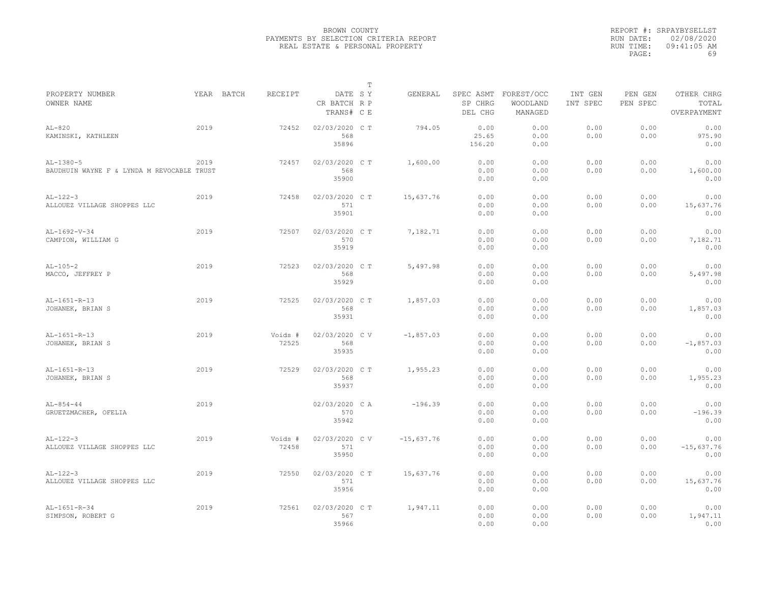BROWN COUNTY
PAYMENTS BY SELECTION CRITERIA REPORT
REAL ESTATE & PERSONAL PROPERTY

REPORT #: SRPAYBYSELLST
RUN DATE: 02/08/2020
RUN TIME: 09:41:05 AM

| PROPERTY NUMBER / OWNER NAME | YEAR | BATCH | RECEIPT | DATE / CR BATCH / TRANS# | T SY / RP / CE | GENERAL | SPEC ASMT / SP CHRG / DEL CHG | FOREST/OCC / WOODLAND / MANAGED | INT GEN / INT SPEC | PEN GEN / PEN SPEC | OTHER CHRG / TOTAL / OVERPAYMENT |
|---|---|---|---|---|---|---|---|---|---|---|---|
| AL-820 / KAMINSKI, KATHLEEN | 2019 | | 72452 | 02/03/2020 / 568 / 35896 | C T | 794.05 | 0.00 / 25.65 / 156.20 | 0.00 / 0.00 / 0.00 | 0.00 / 0.00 | 0.00 / 0.00 | 0.00 / 975.90 / 0.00 |
| AL-1380-5 / BAUDHUIN WAYNE F & LYNDA M REVOCABLE TRUST | 2019 | | 72457 | 02/03/2020 / 568 / 35900 | C T | 1,600.00 | 0.00 / 0.00 / 0.00 | 0.00 / 0.00 / 0.00 | 0.00 / 0.00 | 0.00 / 0.00 | 0.00 / 1,600.00 / 0.00 |
| AL-122-3 / ALLOUEZ VILLAGE SHOPPES LLC | 2019 | | 72458 | 02/03/2020 / 571 / 35901 | C T | 15,637.76 | 0.00 / 0.00 / 0.00 | 0.00 / 0.00 / 0.00 | 0.00 / 0.00 | 0.00 / 0.00 | 0.00 / 15,637.76 / 0.00 |
| AL-1692-V-34 / CAMPION, WILLIAM G | 2019 | | 72507 | 02/03/2020 / 570 / 35919 | C T | 7,182.71 | 0.00 / 0.00 / 0.00 | 0.00 / 0.00 / 0.00 | 0.00 / 0.00 | 0.00 / 0.00 | 0.00 / 7,182.71 / 0.00 |
| AL-105-2 / MACCO, JEFFREY P | 2019 | | 72523 | 02/03/2020 / 568 / 35929 | C T | 5,497.98 | 0.00 / 0.00 / 0.00 | 0.00 / 0.00 / 0.00 | 0.00 / 0.00 | 0.00 / 0.00 | 0.00 / 5,497.98 / 0.00 |
| AL-1651-R-13 / JOHANEK, BRIAN S | 2019 | | 72525 | 02/03/2020 / 568 / 35931 | C T | 1,857.03 | 0.00 / 0.00 / 0.00 | 0.00 / 0.00 / 0.00 | 0.00 / 0.00 | 0.00 / 0.00 | 0.00 / 1,857.03 / 0.00 |
| AL-1651-R-13 / JOHANEK, BRIAN S | 2019 | | Voids # 72525 | 02/03/2020 / 568 / 35935 | C V | -1,857.03 | 0.00 / 0.00 / 0.00 | 0.00 / 0.00 / 0.00 | 0.00 / 0.00 | 0.00 / 0.00 | 0.00 / -1,857.03 / 0.00 |
| AL-1651-R-13 / JOHANEK, BRIAN S | 2019 | | 72529 | 02/03/2020 / 568 / 35937 | C T | 1,955.23 | 0.00 / 0.00 / 0.00 | 0.00 / 0.00 / 0.00 | 0.00 / 0.00 | 0.00 / 0.00 | 0.00 / 1,955.23 / 0.00 |
| AL-854-44 / GRUETZMACHER, OFELIA | 2019 | | | 02/03/2020 / 570 / 35942 | C A | -196.39 | 0.00 / 0.00 / 0.00 | 0.00 / 0.00 / 0.00 | 0.00 / 0.00 | 0.00 / 0.00 | 0.00 / -196.39 / 0.00 |
| AL-122-3 / ALLOUEZ VILLAGE SHOPPES LLC | 2019 | | Voids # 72458 | 02/03/2020 / 571 / 35950 | C V | -15,637.76 | 0.00 / 0.00 / 0.00 | 0.00 / 0.00 / 0.00 | 0.00 / 0.00 | 0.00 / 0.00 | 0.00 / -15,637.76 / 0.00 |
| AL-122-3 / ALLOUEZ VILLAGE SHOPPES LLC | 2019 | | 72550 | 02/03/2020 / 571 / 35956 | C T | 15,637.76 | 0.00 / 0.00 / 0.00 | 0.00 / 0.00 / 0.00 | 0.00 / 0.00 | 0.00 / 0.00 | 0.00 / 15,637.76 / 0.00 |
| AL-1651-R-34 / SIMPSON, ROBERT G | 2019 | | 72561 | 02/03/2020 / 567 / 35966 | C T | 1,947.11 | 0.00 / 0.00 / 0.00 | 0.00 / 0.00 / 0.00 | 0.00 / 0.00 | 0.00 / 0.00 | 0.00 / 1,947.11 / 0.00 |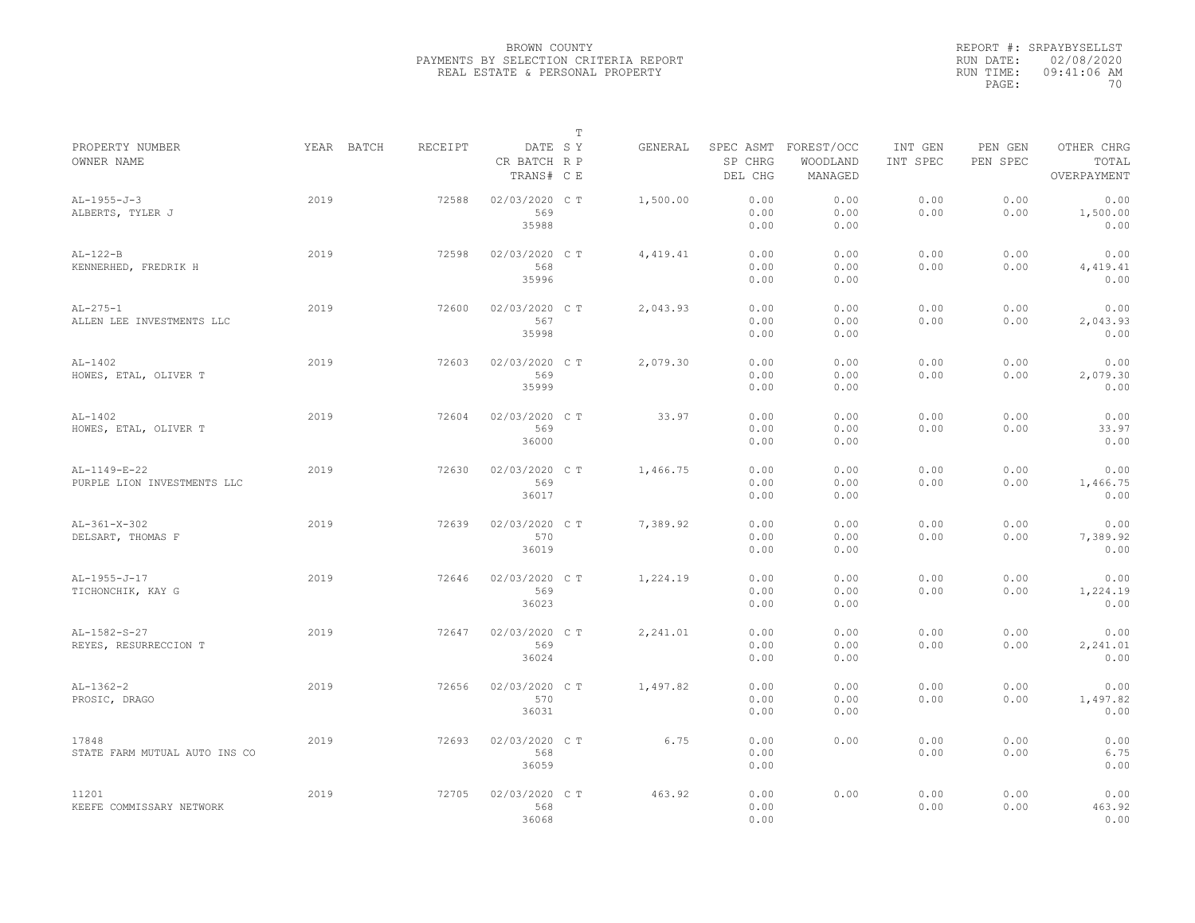BROWN COUNTY
PAYMENTS BY SELECTION CRITERIA REPORT
REAL ESTATE & PERSONAL PROPERTY

REPORT #: SRPAYBYSELLST
RUN DATE: 02/08/2020
RUN TIME: 09:41:06 AM
PAGE: 70

| PROPERTY NUMBER / OWNER NAME | YEAR | BATCH | RECEIPT | DATE / CR BATCH / TRANS# | T SY RP CE | GENERAL | SPEC ASMT / SP CHRG / DEL CHG | FOREST/OCC / WOODLAND / MANAGED | INT GEN / INT SPEC | PEN GEN / PEN SPEC | OTHER CHRG / TOTAL / OVERPAYMENT |
|---|---|---|---|---|---|---|---|---|---|---|---|
| AL-1955-J-3 ALBERTS, TYLER J | 2019 | | 72588 | 02/03/2020 569 35988 | C T | 1,500.00 | 0.00 0.00 0.00 | 0.00 0.00 0.00 | 0.00 0.00 | 0.00 0.00 | 0.00 1,500.00 0.00 |
| AL-122-B KENNERHED, FREDRIK H | 2019 | | 72598 | 02/03/2020 568 35996 | C T | 4,419.41 | 0.00 0.00 0.00 | 0.00 0.00 0.00 | 0.00 0.00 | 0.00 0.00 | 0.00 4,419.41 0.00 |
| AL-275-1 ALLEN LEE INVESTMENTS LLC | 2019 | | 72600 | 02/03/2020 567 35998 | C T | 2,043.93 | 0.00 0.00 0.00 | 0.00 0.00 0.00 | 0.00 0.00 | 0.00 0.00 | 0.00 2,043.93 0.00 |
| AL-1402 HOWES, ETAL, OLIVER T | 2019 | | 72603 | 02/03/2020 569 35999 | C T | 2,079.30 | 0.00 0.00 0.00 | 0.00 0.00 0.00 | 0.00 0.00 | 0.00 0.00 | 0.00 2,079.30 0.00 |
| AL-1402 HOWES, ETAL, OLIVER T | 2019 | | 72604 | 02/03/2020 569 36000 | C T | 33.97 | 0.00 0.00 0.00 | 0.00 0.00 0.00 | 0.00 0.00 | 0.00 0.00 | 0.00 33.97 0.00 |
| AL-1149-E-22 PURPLE LION INVESTMENTS LLC | 2019 | | 72630 | 02/03/2020 569 36017 | C T | 1,466.75 | 0.00 0.00 0.00 | 0.00 0.00 0.00 | 0.00 0.00 | 0.00 0.00 | 0.00 1,466.75 0.00 |
| AL-361-X-302 DELSART, THOMAS F | 2019 | | 72639 | 02/03/2020 570 36019 | C T | 7,389.92 | 0.00 0.00 0.00 | 0.00 0.00 0.00 | 0.00 0.00 | 0.00 0.00 | 0.00 7,389.92 0.00 |
| AL-1955-J-17 TICHONCHIK, KAY G | 2019 | | 72646 | 02/03/2020 569 36023 | C T | 1,224.19 | 0.00 0.00 0.00 | 0.00 0.00 0.00 | 0.00 0.00 | 0.00 0.00 | 0.00 1,224.19 0.00 |
| AL-1582-S-27 REYES, RESURRECCION T | 2019 | | 72647 | 02/03/2020 569 36024 | C T | 2,241.01 | 0.00 0.00 0.00 | 0.00 0.00 0.00 | 0.00 0.00 | 0.00 0.00 | 0.00 2,241.01 0.00 |
| AL-1362-2 PROSIC, DRAGO | 2019 | | 72656 | 02/03/2020 570 36031 | C T | 1,497.82 | 0.00 0.00 0.00 | 0.00 0.00 0.00 | 0.00 0.00 | 0.00 0.00 | 0.00 1,497.82 0.00 |
| 17848 STATE FARM MUTUAL AUTO INS CO | 2019 | | 72693 | 02/03/2020 568 36059 | C T | 6.75 | 0.00 0.00 0.00 | 0.00 | 0.00 0.00 | 0.00 0.00 | 0.00 6.75 0.00 |
| 11201 KEEFE COMMISSARY NETWORK | 2019 | | 72705 | 02/03/2020 568 36068 | C T | 463.92 | 0.00 0.00 0.00 | 0.00 | 0.00 0.00 | 0.00 0.00 | 0.00 463.92 0.00 |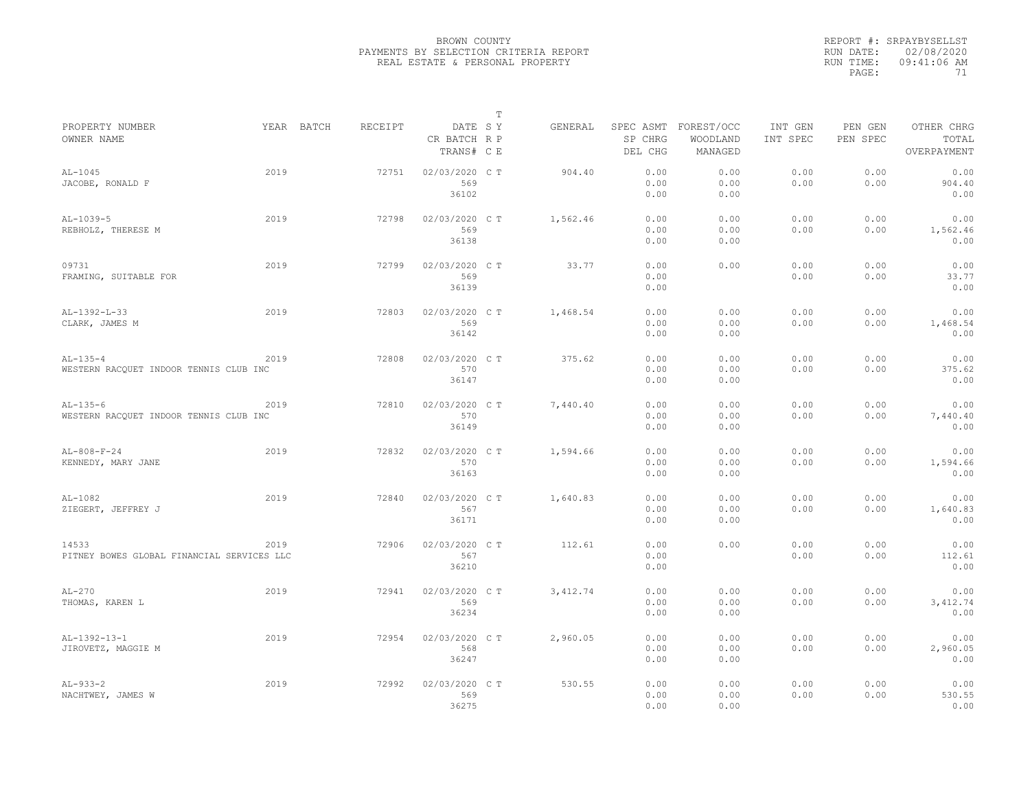BROWN COUNTY
PAYMENTS BY SELECTION CRITERIA REPORT
REAL ESTATE & PERSONAL PROPERTY

REPORT #: SRPAYBYSELLST
RUN DATE: 02/08/2020
RUN TIME: 09:41:06 AM

| PROPERTY NUMBER / OWNER NAME | YEAR | BATCH | RECEIPT | DATE / CR BATCH / TRANS# | T SY RP CE | GENERAL | SPEC ASMT / SP CHRG / DEL CHG | FOREST/OCC / WOODLAND / MANAGED | INT GEN / INT SPEC | PEN GEN / PEN SPEC | OTHER CHRG / TOTAL / OVERPAYMENT |
|---|---|---|---|---|---|---|---|---|---|---|---|
| AL-1045 / JACOBE, RONALD F | 2019 | | 72751 | 02/03/2020 / 569 / 36102 | C T | 904.40 | 0.00 / 0.00 / 0.00 | 0.00 / 0.00 / 0.00 | 0.00 / 0.00 | 0.00 / 0.00 | 0.00 / 904.40 / 0.00 |
| AL-1039-5 / REBHOLZ, THERESE M | 2019 | | 72798 | 02/03/2020 / 569 / 36138 | C T | 1,562.46 | 0.00 / 0.00 / 0.00 | 0.00 / 0.00 / 0.00 | 0.00 / 0.00 | 0.00 / 0.00 | 0.00 / 1,562.46 / 0.00 |
| 09731 / FRAMING, SUITABLE FOR | 2019 | | 72799 | 02/03/2020 / 569 / 36139 | C T | 33.77 | 0.00 / 0.00 / 0.00 | 0.00 | 0.00 / 0.00 | 0.00 / 0.00 | 0.00 / 33.77 / 0.00 |
| AL-1392-L-33 / CLARK, JAMES M | 2019 | | 72803 | 02/03/2020 / 569 / 36142 | C T | 1,468.54 | 0.00 / 0.00 / 0.00 | 0.00 / 0.00 / 0.00 | 0.00 / 0.00 | 0.00 / 0.00 | 0.00 / 1,468.54 / 0.00 |
| AL-135-4 / WESTERN RACQUET INDOOR TENNIS CLUB INC | 2019 | | 72808 | 02/03/2020 / 570 / 36147 | C T | 375.62 | 0.00 / 0.00 / 0.00 | 0.00 / 0.00 / 0.00 | 0.00 / 0.00 | 0.00 / 0.00 | 0.00 / 375.62 / 0.00 |
| AL-135-6 / WESTERN RACQUET INDOOR TENNIS CLUB INC | 2019 | | 72810 | 02/03/2020 / 570 / 36149 | C T | 7,440.40 | 0.00 / 0.00 / 0.00 | 0.00 / 0.00 / 0.00 | 0.00 / 0.00 | 0.00 / 0.00 | 0.00 / 7,440.40 / 0.00 |
| AL-808-F-24 / KENNEDY, MARY JANE | 2019 | | 72832 | 02/03/2020 / 570 / 36163 | C T | 1,594.66 | 0.00 / 0.00 / 0.00 | 0.00 / 0.00 / 0.00 | 0.00 / 0.00 | 0.00 / 0.00 | 0.00 / 1,594.66 / 0.00 |
| AL-1082 / ZIEGERT, JEFFREY J | 2019 | | 72840 | 02/03/2020 / 567 / 36171 | C T | 1,640.83 | 0.00 / 0.00 / 0.00 | 0.00 / 0.00 / 0.00 | 0.00 / 0.00 | 0.00 / 0.00 | 0.00 / 1,640.83 / 0.00 |
| 14533 / PITNEY BOWES GLOBAL FINANCIAL SERVICES LLC | 2019 | | 72906 | 02/03/2020 / 567 / 36210 | C T | 112.61 | 0.00 / 0.00 / 0.00 | 0.00 | 0.00 / 0.00 | 0.00 / 0.00 | 0.00 / 112.61 / 0.00 |
| AL-270 / THOMAS, KAREN L | 2019 | | 72941 | 02/03/2020 / 569 / 36234 | C T | 3,412.74 | 0.00 / 0.00 / 0.00 | 0.00 / 0.00 / 0.00 | 0.00 / 0.00 | 0.00 / 0.00 | 0.00 / 3,412.74 / 0.00 |
| AL-1392-13-1 / JIROVETZ, MAGGIE M | 2019 | | 72954 | 02/03/2020 / 568 / 36247 | C T | 2,960.05 | 0.00 / 0.00 / 0.00 | 0.00 / 0.00 / 0.00 | 0.00 / 0.00 | 0.00 / 0.00 | 0.00 / 2,960.05 / 0.00 |
| AL-933-2 / NACHTWEY, JAMES W | 2019 | | 72992 | 02/03/2020 / 569 / 36275 | C T | 530.55 | 0.00 / 0.00 / 0.00 | 0.00 / 0.00 / 0.00 | 0.00 / 0.00 | 0.00 / 0.00 | 0.00 / 530.55 / 0.00 |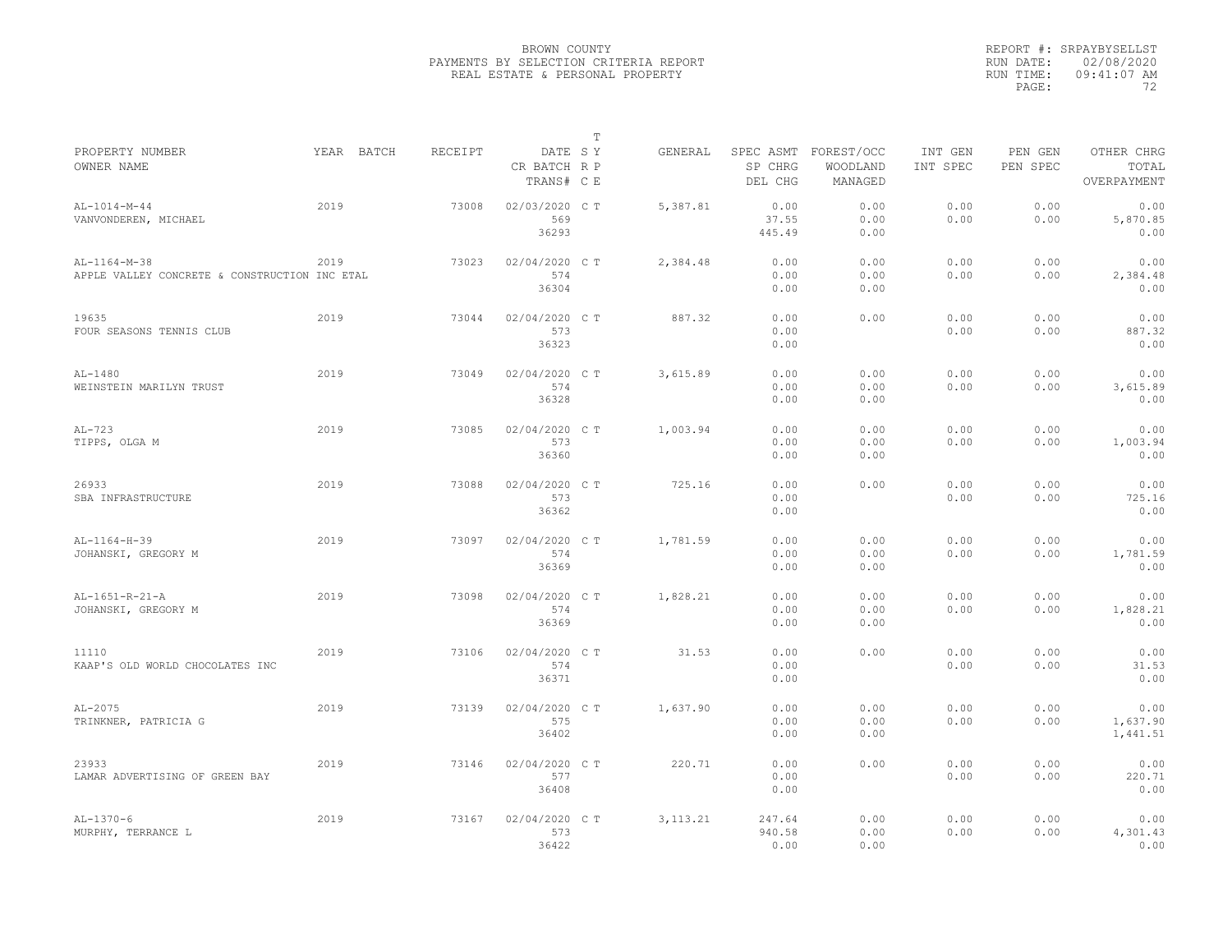BROWN COUNTY
PAYMENTS BY SELECTION CRITERIA REPORT
REAL ESTATE & PERSONAL PROPERTY

REPORT #: SRPAYBYSELLST
RUN DATE: 02/08/2020
RUN TIME: 09:41:07 AM

| PROPERTY NUMBER / OWNER NAME | YEAR | BATCH | RECEIPT | DATE / CR BATCH / TRANS# | T SY RP CE | GENERAL | SPEC ASMT / SP CHRG / DEL CHG | FOREST/OCC / WOODLAND / MANAGED | INT GEN / INT SPEC | PEN GEN / PEN SPEC | OTHER CHRG / TOTAL / OVERPAYMENT |
|---|---|---|---|---|---|---|---|---|---|---|---|
| AL-1014-M-44 VANVONDEREN, MICHAEL | 2019 | | 73008 | 02/03/2020 569 36293 | C T | 5,387.81 | 0.00 37.55 445.49 | 0.00 0.00 0.00 | 0.00 0.00 | 0.00 0.00 | 0.00 5,870.85 0.00 |
| AL-1164-M-38 APPLE VALLEY CONCRETE & CONSTRUCTION INC ETAL | 2019 | | 73023 | 02/04/2020 574 36304 | C T | 2,384.48 | 0.00 0.00 0.00 | 0.00 0.00 0.00 | 0.00 0.00 | 0.00 0.00 | 0.00 2,384.48 0.00 |
| 19635 FOUR SEASONS TENNIS CLUB | 2019 | | 73044 | 02/04/2020 573 36323 | C T | 887.32 | 0.00 0.00 0.00 | 0.00 | 0.00 0.00 | 0.00 0.00 | 0.00 887.32 0.00 |
| AL-1480 WEINSTEIN MARILYN TRUST | 2019 | | 73049 | 02/04/2020 574 36328 | C T | 3,615.89 | 0.00 0.00 0.00 | 0.00 0.00 0.00 | 0.00 0.00 | 0.00 0.00 | 0.00 3,615.89 0.00 |
| AL-723 TIPPS, OLGA M | 2019 | | 73085 | 02/04/2020 573 36360 | C T | 1,003.94 | 0.00 0.00 0.00 | 0.00 0.00 0.00 | 0.00 0.00 | 0.00 0.00 | 0.00 1,003.94 0.00 |
| 26933 SBA INFRASTRUCTURE | 2019 | | 73088 | 02/04/2020 573 36362 | C T | 725.16 | 0.00 0.00 0.00 | 0.00 | 0.00 0.00 | 0.00 0.00 | 0.00 725.16 0.00 |
| AL-1164-H-39 JOHANSKI, GREGORY M | 2019 | | 73097 | 02/04/2020 574 36369 | C T | 1,781.59 | 0.00 0.00 0.00 | 0.00 0.00 0.00 | 0.00 0.00 | 0.00 0.00 | 0.00 1,781.59 0.00 |
| AL-1651-R-21-A JOHANSKI, GREGORY M | 2019 | | 73098 | 02/04/2020 574 36369 | C T | 1,828.21 | 0.00 0.00 0.00 | 0.00 0.00 0.00 | 0.00 0.00 | 0.00 0.00 | 0.00 1,828.21 0.00 |
| 11110 KAAP'S OLD WORLD CHOCOLATES INC | 2019 | | 73106 | 02/04/2020 574 36371 | C T | 31.53 | 0.00 0.00 0.00 | 0.00 | 0.00 0.00 | 0.00 0.00 | 0.00 31.53 0.00 |
| AL-2075 TRINKNER, PATRICIA G | 2019 | | 73139 | 02/04/2020 575 36402 | C T | 1,637.90 | 0.00 0.00 0.00 | 0.00 0.00 0.00 | 0.00 0.00 | 0.00 0.00 | 0.00 1,637.90 1,441.51 |
| 23933 LAMAR ADVERTISING OF GREEN BAY | 2019 | | 73146 | 02/04/2020 577 36408 | C T | 220.71 | 0.00 0.00 0.00 | 0.00 | 0.00 0.00 | 0.00 0.00 | 0.00 220.71 0.00 |
| AL-1370-6 MURPHY, TERRANCE L | 2019 | | 73167 | 02/04/2020 573 36422 | C T | 3,113.21 | 247.64 940.58 0.00 | 0.00 0.00 0.00 | 0.00 0.00 | 0.00 0.00 | 0.00 4,301.43 0.00 |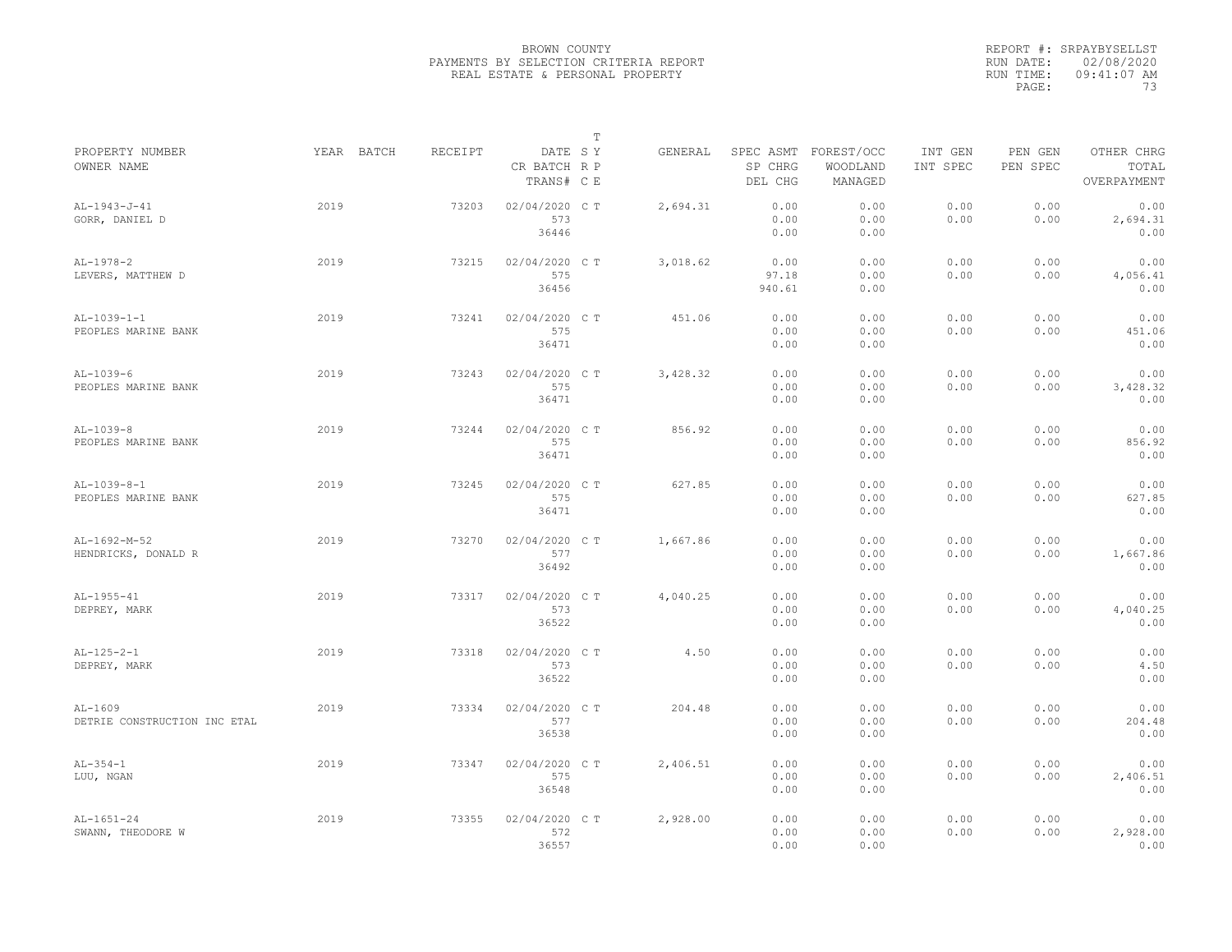BROWN COUNTY
PAYMENTS BY SELECTION CRITERIA REPORT
REAL ESTATE & PERSONAL PROPERTY

REPORT #: SRPAYBYSELLST
RUN DATE: 02/08/2020
RUN TIME: 09:41:07 AM

| PROPERTY NUMBER / OWNER NAME | YEAR | BATCH | RECEIPT | DATE / CR BATCH / TRANS# | T SY RP CE | GENERAL | SPEC ASMT / SP CHRG / DEL CHG | FOREST/OCC / WOODLAND / MANAGED | INT GEN / INT SPEC | PEN GEN / PEN SPEC | OTHER CHRG / TOTAL / OVERPAYMENT |
|---|---|---|---|---|---|---|---|---|---|---|---|
| AL-1943-J-41 / GORR, DANIEL D | 2019 | | 73203 | 02/04/2020 / 573 / 36446 | C T | 2,694.31 | 0.00 / 0.00 / 0.00 | 0.00 / 0.00 / 0.00 | 0.00 / 0.00 | 0.00 / 0.00 | 0.00 / 2,694.31 / 0.00 |
| AL-1978-2 / LEVERS, MATTHEW D | 2019 | | 73215 | 02/04/2020 / 575 / 36456 | C T | 3,018.62 | 0.00 / 97.18 / 940.61 | 0.00 / 0.00 / 0.00 | 0.00 / 0.00 | 0.00 / 0.00 | 0.00 / 4,056.41 / 0.00 |
| AL-1039-1-1 / PEOPLES MARINE BANK | 2019 | | 73241 | 02/04/2020 / 575 / 36471 | C T | 451.06 | 0.00 / 0.00 / 0.00 | 0.00 / 0.00 / 0.00 | 0.00 / 0.00 | 0.00 / 0.00 | 0.00 / 451.06 / 0.00 |
| AL-1039-6 / PEOPLES MARINE BANK | 2019 | | 73243 | 02/04/2020 / 575 / 36471 | C T | 3,428.32 | 0.00 / 0.00 / 0.00 | 0.00 / 0.00 / 0.00 | 0.00 / 0.00 | 0.00 / 0.00 | 0.00 / 3,428.32 / 0.00 |
| AL-1039-8 / PEOPLES MARINE BANK | 2019 | | 73244 | 02/04/2020 / 575 / 36471 | C T | 856.92 | 0.00 / 0.00 / 0.00 | 0.00 / 0.00 / 0.00 | 0.00 / 0.00 | 0.00 / 0.00 | 0.00 / 856.92 / 0.00 |
| AL-1039-8-1 / PEOPLES MARINE BANK | 2019 | | 73245 | 02/04/2020 / 575 / 36471 | C T | 627.85 | 0.00 / 0.00 / 0.00 | 0.00 / 0.00 / 0.00 | 0.00 / 0.00 | 0.00 / 0.00 | 0.00 / 627.85 / 0.00 |
| AL-1692-M-52 / HENDRICKS, DONALD R | 2019 | | 73270 | 02/04/2020 / 577 / 36492 | C T | 1,667.86 | 0.00 / 0.00 / 0.00 | 0.00 / 0.00 / 0.00 | 0.00 / 0.00 | 0.00 / 0.00 | 0.00 / 1,667.86 / 0.00 |
| AL-1955-41 / DEPREY, MARK | 2019 | | 73317 | 02/04/2020 / 573 / 36522 | C T | 4,040.25 | 0.00 / 0.00 / 0.00 | 0.00 / 0.00 / 0.00 | 0.00 / 0.00 | 0.00 / 0.00 | 0.00 / 4,040.25 / 0.00 |
| AL-125-2-1 / DEPREY, MARK | 2019 | | 73318 | 02/04/2020 / 573 / 36522 | C T | 4.50 | 0.00 / 0.00 / 0.00 | 0.00 / 0.00 / 0.00 | 0.00 / 0.00 | 0.00 / 0.00 | 0.00 / 4.50 / 0.00 |
| AL-1609 / DETRIE CONSTRUCTION INC ETAL | 2019 | | 73334 | 02/04/2020 / 577 / 36538 | C T | 204.48 | 0.00 / 0.00 / 0.00 | 0.00 / 0.00 / 0.00 | 0.00 / 0.00 | 0.00 / 0.00 | 0.00 / 204.48 / 0.00 |
| AL-354-1 / LUU, NGAN | 2019 | | 73347 | 02/04/2020 / 575 / 36548 | C T | 2,406.51 | 0.00 / 0.00 / 0.00 | 0.00 / 0.00 / 0.00 | 0.00 / 0.00 | 0.00 / 0.00 | 0.00 / 2,406.51 / 0.00 |
| AL-1651-24 / SWANN, THEODORE W | 2019 | | 73355 | 02/04/2020 / 572 / 36557 | C T | 2,928.00 | 0.00 / 0.00 / 0.00 | 0.00 / 0.00 / 0.00 | 0.00 / 0.00 | 0.00 / 0.00 | 0.00 / 2,928.00 / 0.00 |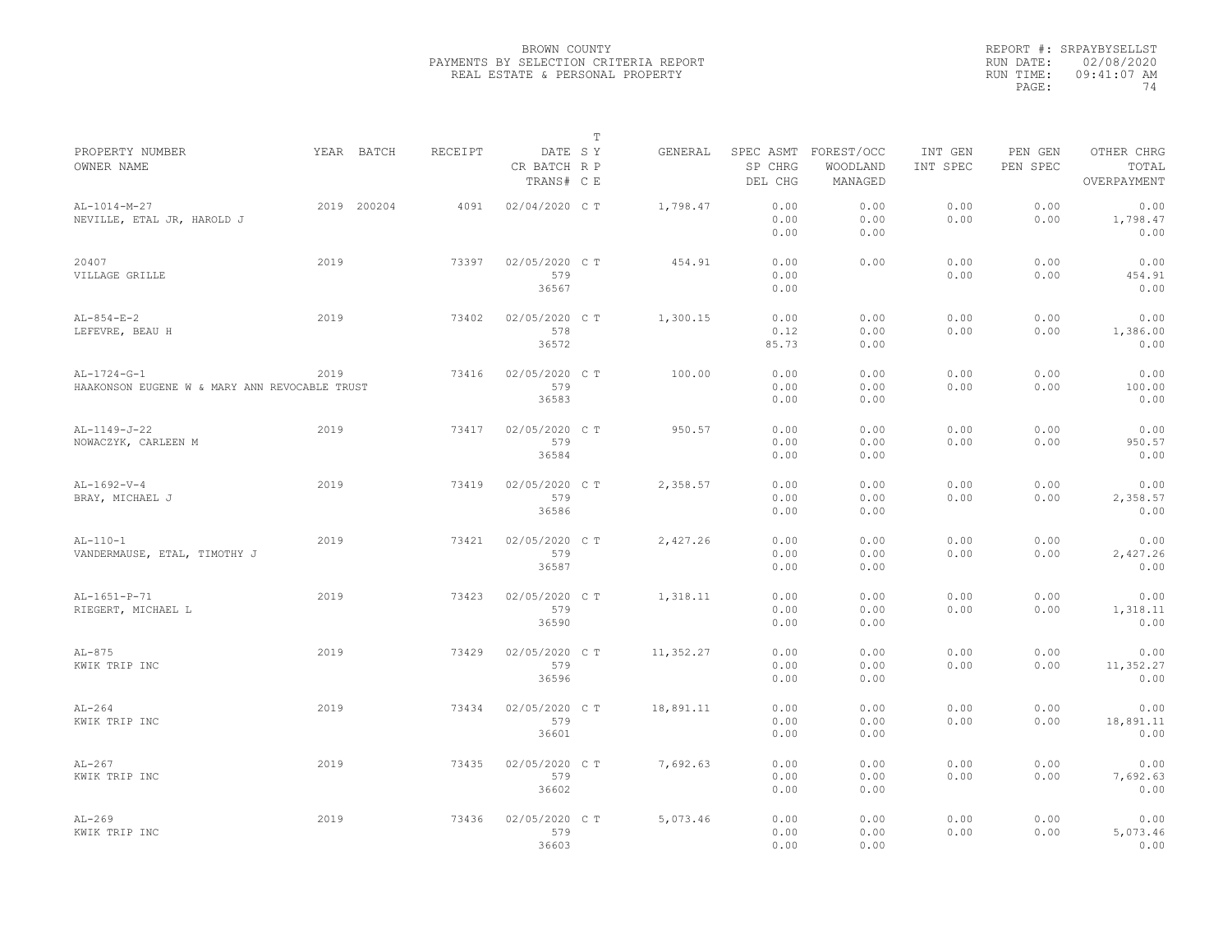BROWN COUNTY
PAYMENTS BY SELECTION CRITERIA REPORT
REAL ESTATE & PERSONAL PROPERTY

REPORT #: SRPAYBYSELLST
RUN DATE: 02/08/2020
RUN TIME: 09:41:07 AM

| PROPERTY NUMBER<br>OWNER NAME | YEAR | BATCH | RECEIPT | DATE<br>CR BATCH<br>TRANS# | T<br>S Y<br>R P<br>C E | GENERAL | SPEC ASMT<br>SP CHRG<br>DEL CHG | FOREST/OCC<br>WOODLAND<br>MANAGED | INT GEN<br>INT SPEC | PEN GEN<br>PEN SPEC | OTHER CHRG<br>TOTAL<br>OVERPAYMENT |
|---|---|---|---|---|---|---|---|---|---|---|---|
| AL-1014-M-27<br>NEVILLE, ETAL JR, HAROLD J | 2019 | 200204 | 4091 | 02/04/2020 | C T | 1,798.47 | 0.00<br>0.00<br>0.00 | 0.00<br>0.00<br>0.00 | 0.00<br>0.00 | 0.00<br>0.00 | 0.00<br>1,798.47<br>0.00 |
| 20407<br>VILLAGE GRILLE | 2019 | | 73397 | 02/05/2020<br>579<br>36567 | C T | 454.91 | 0.00<br>0.00<br>0.00 | 0.00 | 0.00<br>0.00 | 0.00<br>0.00 | 0.00<br>454.91<br>0.00 |
| AL-854-E-2<br>LEFEVRE, BEAU H | 2019 | | 73402 | 02/05/2020<br>578<br>36572 | C T | 1,300.15 | 0.00<br>0.12<br>85.73 | 0.00<br>0.00<br>0.00 | 0.00<br>0.00 | 0.00<br>0.00 | 0.00<br>1,386.00<br>0.00 |
| AL-1724-G-1<br>HAAKONSON EUGENE W & MARY ANN REVOCABLE TRUST | 2019 | | 73416 | 02/05/2020<br>579<br>36583 | C T | 100.00 | 0.00<br>0.00<br>0.00 | 0.00<br>0.00<br>0.00 | 0.00<br>0.00 | 0.00<br>0.00 | 0.00<br>100.00<br>0.00 |
| AL-1149-J-22<br>NOWACZYK, CARLEEN M | 2019 | | 73417 | 02/05/2020<br>579<br>36584 | C T | 950.57 | 0.00<br>0.00<br>0.00 | 0.00<br>0.00<br>0.00 | 0.00<br>0.00 | 0.00<br>0.00 | 0.00<br>950.57<br>0.00 |
| AL-1692-V-4<br>BRAY, MICHAEL J | 2019 | | 73419 | 02/05/2020<br>579<br>36586 | C T | 2,358.57 | 0.00<br>0.00<br>0.00 | 0.00<br>0.00<br>0.00 | 0.00<br>0.00 | 0.00<br>0.00 | 0.00<br>2,358.57<br>0.00 |
| AL-110-1<br>VANDERMAUSE, ETAL, TIMOTHY J | 2019 | | 73421 | 02/05/2020<br>579<br>36587 | C T | 2,427.26 | 0.00<br>0.00<br>0.00 | 0.00<br>0.00<br>0.00 | 0.00<br>0.00 | 0.00<br>0.00 | 0.00<br>2,427.26<br>0.00 |
| AL-1651-P-71<br>RIEGERT, MICHAEL L | 2019 | | 73423 | 02/05/2020<br>579<br>36590 | C T | 1,318.11 | 0.00<br>0.00<br>0.00 | 0.00<br>0.00<br>0.00 | 0.00<br>0.00 | 0.00<br>0.00 | 0.00<br>1,318.11<br>0.00 |
| AL-875<br>KWIK TRIP INC | 2019 | | 73429 | 02/05/2020<br>579<br>36596 | C T | 11,352.27 | 0.00<br>0.00<br>0.00 | 0.00<br>0.00<br>0.00 | 0.00<br>0.00 | 0.00<br>0.00 | 0.00<br>11,352.27<br>0.00 |
| AL-264<br>KWIK TRIP INC | 2019 | | 73434 | 02/05/2020<br>579<br>36601 | C T | 18,891.11 | 0.00<br>0.00<br>0.00 | 0.00<br>0.00<br>0.00 | 0.00<br>0.00 | 0.00<br>0.00 | 0.00<br>18,891.11<br>0.00 |
| AL-267<br>KWIK TRIP INC | 2019 | | 73435 | 02/05/2020<br>579<br>36602 | C T | 7,692.63 | 0.00<br>0.00<br>0.00 | 0.00<br>0.00<br>0.00 | 0.00<br>0.00 | 0.00<br>0.00 | 0.00<br>7,692.63<br>0.00 |
| AL-269<br>KWIK TRIP INC | 2019 | | 73436 | 02/05/2020<br>579<br>36603 | C T | 5,073.46 | 0.00<br>0.00<br>0.00 | 0.00<br>0.00<br>0.00 | 0.00<br>0.00 | 0.00<br>0.00 | 0.00<br>5,073.46<br>0.00 |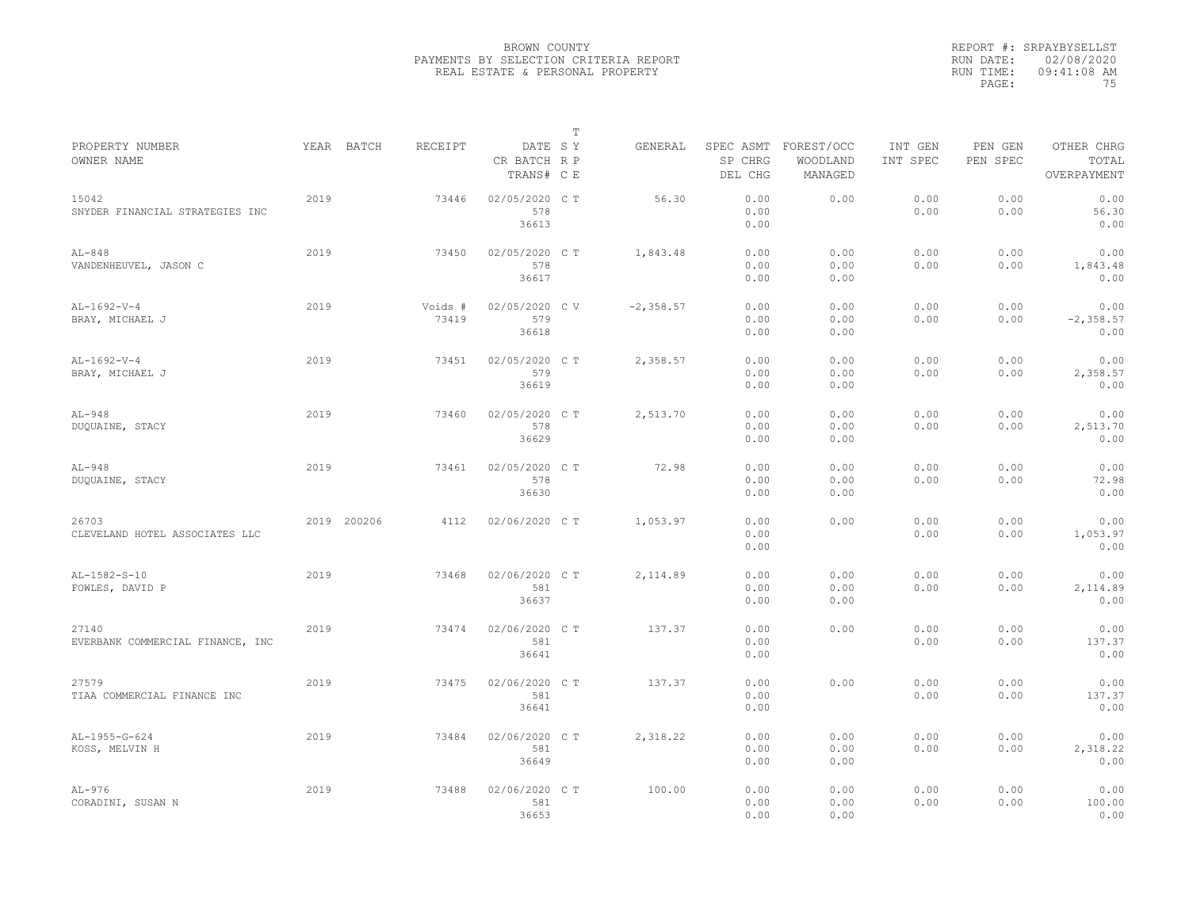BROWN COUNTY
PAYMENTS BY SELECTION CRITERIA REPORT
REAL ESTATE & PERSONAL PROPERTY

REPORT #: SRPAYBYSELLST
RUN DATE: 02/08/2020
RUN TIME: 09:41:08 AM

| PROPERTY NUMBER<br>OWNER NAME | YEAR | BATCH | RECEIPT | DATE<br>CR BATCH<br>TRANS# | T S Y R P C E | GENERAL | SPEC ASMT<br>SP CHRG<br>DEL CHG | FOREST/OCC<br>WOODLAND<br>MANAGED | INT GEN<br>INT SPEC | PEN GEN<br>PEN SPEC | OTHER CHRG<br>TOTAL<br>OVERPAYMENT |
|---|---|---|---|---|---|---|---|---|---|---|---|
| 15042<br>SNYDER FINANCIAL STRATEGIES INC | 2019 | | 73446 | 02/05/2020<br>578<br>36613 | C T | 56.30 | 0.00<br>0.00<br>0.00 | 0.00 | 0.00<br>0.00 | 0.00<br>0.00 | 0.00<br>56.30<br>0.00 |
| AL-848<br>VANDENHEUVEL, JASON C | 2019 | | 73450 | 02/05/2020<br>578<br>36617 | C T | 1,843.48 | 0.00<br>0.00<br>0.00 | 0.00<br>0.00<br>0.00 | 0.00<br>0.00 | 0.00<br>0.00 | 0.00<br>1,843.48<br>0.00 |
| AL-1692-V-4<br>BRAY, MICHAEL J | 2019 | | Voids #<br>73419 | 02/05/2020<br>579<br>36618 | C V | -2,358.57 | 0.00<br>0.00<br>0.00 | 0.00<br>0.00<br>0.00 | 0.00<br>0.00 | 0.00<br>0.00 | 0.00<br>-2,358.57<br>0.00 |
| AL-1692-V-4<br>BRAY, MICHAEL J | 2019 | | 73451 | 02/05/2020<br>579<br>36619 | C T | 2,358.57 | 0.00<br>0.00<br>0.00 | 0.00<br>0.00<br>0.00 | 0.00<br>0.00 | 0.00<br>0.00 | 0.00<br>2,358.57<br>0.00 |
| AL-948<br>DUQUAINE, STACY | 2019 | | 73460 | 02/05/2020<br>578<br>36629 | C T | 2,513.70 | 0.00<br>0.00<br>0.00 | 0.00<br>0.00<br>0.00 | 0.00<br>0.00 | 0.00<br>0.00 | 0.00<br>2,513.70<br>0.00 |
| AL-948<br>DUQUAINE, STACY | 2019 | | 73461 | 02/05/2020<br>578<br>36630 | C T | 72.98 | 0.00<br>0.00<br>0.00 | 0.00<br>0.00<br>0.00 | 0.00<br>0.00 | 0.00<br>0.00 | 0.00<br>72.98<br>0.00 |
| 26703<br>CLEVELAND HOTEL ASSOCIATES LLC | 2019 | 200206 | 4112 | 02/06/2020 | C T | 1,053.97 | 0.00<br>0.00<br>0.00 | 0.00 | 0.00<br>0.00 | 0.00<br>0.00 | 0.00<br>1,053.97<br>0.00 |
| AL-1582-S-10<br>FOWLES, DAVID P | 2019 | | 73468 | 02/06/2020<br>581<br>36637 | C T | 2,114.89 | 0.00<br>0.00<br>0.00 | 0.00<br>0.00<br>0.00 | 0.00<br>0.00 | 0.00<br>0.00 | 0.00<br>2,114.89<br>0.00 |
| 27140<br>EVERBANK COMMERCIAL FINANCE, INC | 2019 | | 73474 | 02/06/2020<br>581<br>36641 | C T | 137.37 | 0.00<br>0.00<br>0.00 | 0.00 | 0.00<br>0.00 | 0.00<br>0.00 | 0.00<br>137.37<br>0.00 |
| 27579<br>TIAA COMMERCIAL FINANCE INC | 2019 | | 73475 | 02/06/2020<br>581<br>36641 | C T | 137.37 | 0.00<br>0.00<br>0.00 | 0.00 | 0.00<br>0.00 | 0.00<br>0.00 | 0.00<br>137.37<br>0.00 |
| AL-1955-G-624<br>KOSS, MELVIN H | 2019 | | 73484 | 02/06/2020<br>581<br>36649 | C T | 2,318.22 | 0.00<br>0.00<br>0.00 | 0.00<br>0.00<br>0.00 | 0.00<br>0.00 | 0.00<br>0.00 | 0.00<br>2,318.22<br>0.00 |
| AL-976<br>CORADINI, SUSAN N | 2019 | | 73488 | 02/06/2020<br>581<br>36653 | C T | 100.00 | 0.00<br>0.00<br>0.00 | 0.00<br>0.00<br>0.00 | 0.00<br>0.00 | 0.00<br>0.00 | 0.00<br>100.00<br>0.00 |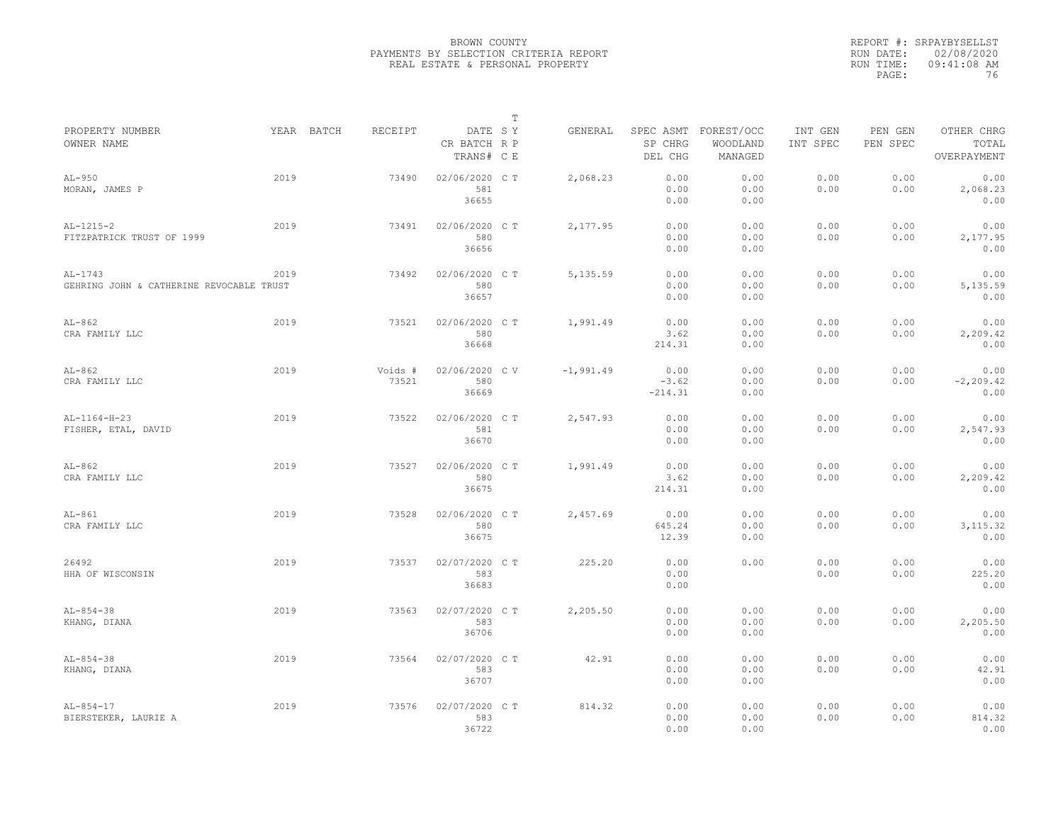BROWN COUNTY
PAYMENTS BY SELECTION CRITERIA REPORT
REAL ESTATE & PERSONAL PROPERTY

REPORT #: SRPAYBYSELLST
RUN DATE: 02/08/2020
RUN TIME: 09:41:08 AM

| PROPERTY NUMBER / OWNER NAME | YEAR | BATCH | RECEIPT | DATE / CR BATCH / TRANS# | T S Y R P C E | GENERAL | SPEC ASMT / SP CHRG / DEL CHG | FOREST/OCC / WOODLAND / MANAGED | INT GEN / INT SPEC | PEN GEN / PEN SPEC | OTHER CHRG / TOTAL / OVERPAYMENT |
|---|---|---|---|---|---|---|---|---|---|---|---|
| AL-950 / MORAN, JAMES P | 2019 | | 73490 | 02/06/2020 / 581 / 36655 | C T | 2,068.23 | 0.00 / 0.00 / 0.00 | 0.00 / 0.00 / 0.00 | 0.00 / 0.00 | 0.00 / 0.00 | 0.00 / 2,068.23 / 0.00 |
| AL-1215-2 / FITZPATRICK TRUST OF 1999 | 2019 | | 73491 | 02/06/2020 / 580 / 36656 | C T | 2,177.95 | 0.00 / 0.00 / 0.00 | 0.00 / 0.00 / 0.00 | 0.00 / 0.00 | 0.00 / 0.00 | 0.00 / 2,177.95 / 0.00 |
| AL-1743 / GEHRING JOHN & CATHERINE REVOCABLE TRUST | 2019 | | 73492 | 02/06/2020 / 580 / 36657 | C T | 5,135.59 | 0.00 / 0.00 / 0.00 | 0.00 / 0.00 / 0.00 | 0.00 / 0.00 | 0.00 / 0.00 | 0.00 / 5,135.59 / 0.00 |
| AL-862 / CRA FAMILY LLC | 2019 | | 73521 | 02/06/2020 / 580 / 36668 | C T | 1,991.49 | 0.00 / 3.62 / 214.31 | 0.00 / 0.00 / 0.00 | 0.00 / 0.00 | 0.00 / 0.00 | 0.00 / 2,209.42 / 0.00 |
| AL-862 / CRA FAMILY LLC | 2019 | | Voids # 73521 | 02/06/2020 / 580 / 36669 | C V | -1,991.49 | 0.00 / -3.62 / -214.31 | 0.00 / 0.00 / 0.00 | 0.00 / 0.00 | 0.00 / 0.00 | 0.00 / -2,209.42 / 0.00 |
| AL-1164-H-23 / FISHER, ETAL, DAVID | 2019 | | 73522 | 02/06/2020 / 581 / 36670 | C T | 2,547.93 | 0.00 / 0.00 / 0.00 | 0.00 / 0.00 / 0.00 | 0.00 / 0.00 | 0.00 / 0.00 | 0.00 / 2,547.93 / 0.00 |
| AL-862 / CRA FAMILY LLC | 2019 | | 73527 | 02/06/2020 / 580 / 36675 | C T | 1,991.49 | 0.00 / 3.62 / 214.31 | 0.00 / 0.00 / 0.00 | 0.00 / 0.00 | 0.00 / 0.00 | 0.00 / 2,209.42 / 0.00 |
| AL-861 / CRA FAMILY LLC | 2019 | | 73528 | 02/06/2020 / 580 / 36675 | C T | 2,457.69 | 0.00 / 645.24 / 12.39 | 0.00 / 0.00 / 0.00 | 0.00 / 0.00 | 0.00 / 0.00 | 0.00 / 3,115.32 / 0.00 |
| 26492 / HHA OF WISCONSIN | 2019 | | 73537 | 02/07/2020 / 583 / 36683 | C T | 225.20 | 0.00 / 0.00 / 0.00 | 0.00 | 0.00 / 0.00 | 0.00 / 0.00 | 0.00 / 225.20 / 0.00 |
| AL-854-38 / KHANG, DIANA | 2019 | | 73563 | 02/07/2020 / 583 / 36706 | C T | 2,205.50 | 0.00 / 0.00 / 0.00 | 0.00 / 0.00 / 0.00 | 0.00 / 0.00 | 0.00 / 0.00 | 0.00 / 2,205.50 / 0.00 |
| AL-854-38 / KHANG, DIANA | 2019 | | 73564 | 02/07/2020 / 583 / 36707 | C T | 42.91 | 0.00 / 0.00 / 0.00 | 0.00 / 0.00 / 0.00 | 0.00 / 0.00 | 0.00 / 0.00 | 0.00 / 42.91 / 0.00 |
| AL-854-17 / BIERSTEKER, LAURIE A | 2019 | | 73576 | 02/07/2020 / 583 / 36722 | C T | 814.32 | 0.00 / 0.00 / 0.00 | 0.00 / 0.00 / 0.00 | 0.00 / 0.00 | 0.00 / 0.00 | 0.00 / 814.32 / 0.00 |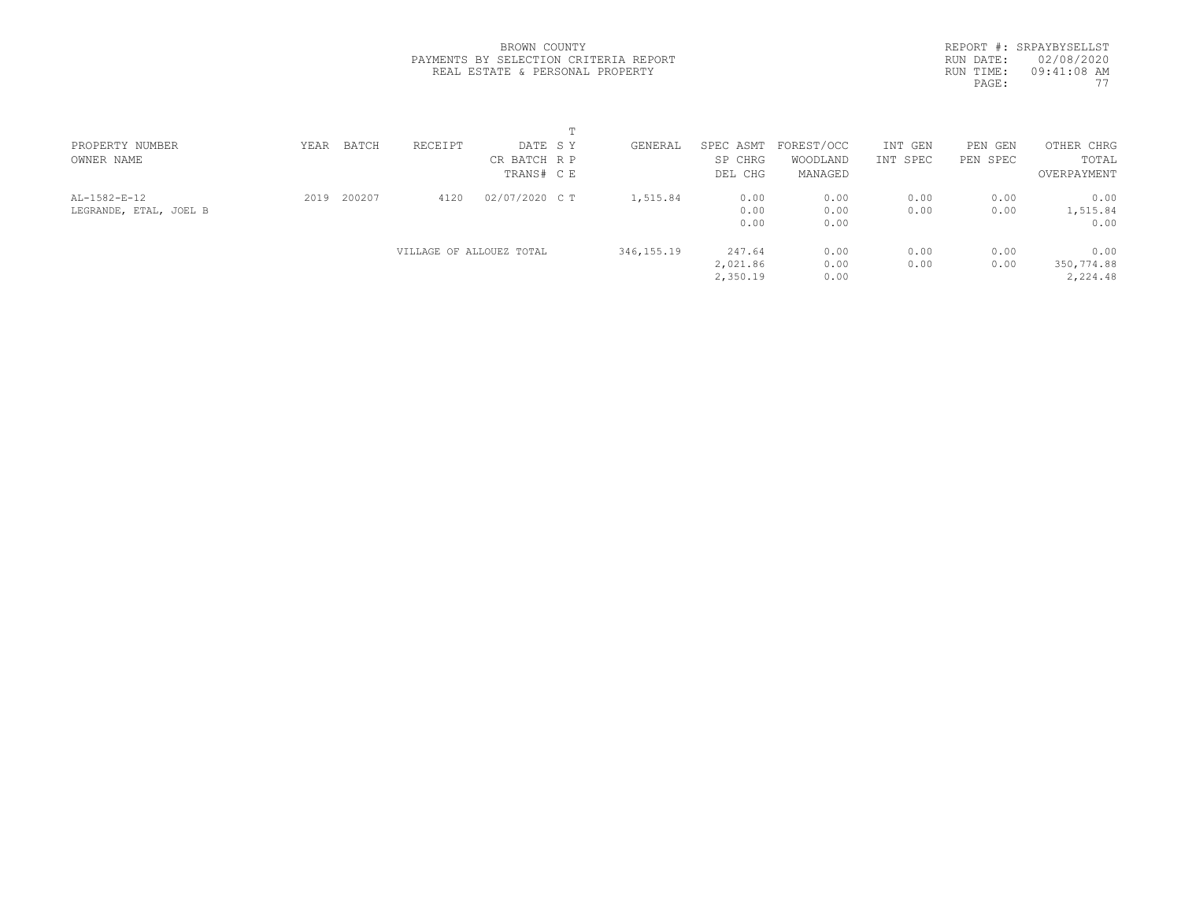BROWN COUNTY
PAYMENTS BY SELECTION CRITERIA REPORT
REAL ESTATE & PERSONAL PROPERTY

REPORT #: SRPAYBYSELLST
RUN DATE: 02/08/2020
RUN TIME: 09:41:08 AM

| PROPERTY NUMBER<br>OWNER NAME | YEAR | BATCH | RECEIPT | DATE<br>CR BATCH<br>TRANS# | T<br>S Y<br>R P<br>C E | GENERAL | SPEC ASMT<br>SP CHRG<br>DEL CHG | FOREST/OCC<br>WOODLAND<br>MANAGED | INT GEN<br>INT SPEC | PEN GEN<br>PEN SPEC | OTHER CHRG<br>TOTAL<br>OVERPAYMENT |
|---|---|---|---|---|---|---|---|---|---|---|---|
| AL-1582-E-12<br>LEGRANDE, ETAL, JOEL B | 2019 | 200207 | 4120 | 02/07/2020 | C T | 1,515.84 | 0.00<br>0.00<br>0.00 | 0.00<br>0.00<br>0.00 | 0.00<br>0.00 | 0.00<br>0.00 | 0.00<br>1,515.84<br>0.00 |
| | | | VILLAGE OF ALLOUEZ TOTAL | | | 346,155.19 | 247.64<br>2,021.86<br>2,350.19 | 0.00<br>0.00<br>0.00 | 0.00<br>0.00 | 0.00<br>0.00 | 0.00<br>350,774.88<br>2,224.48 |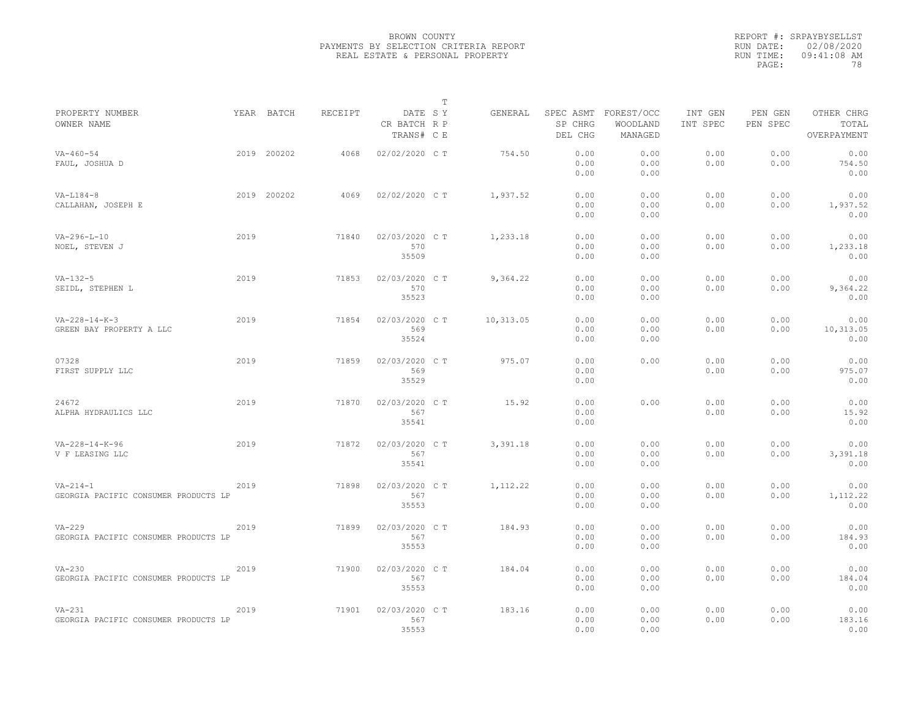BROWN COUNTY
PAYMENTS BY SELECTION CRITERIA REPORT
REAL ESTATE & PERSONAL PROPERTY

REPORT #: SRPAYBYSELLST
RUN DATE: 02/08/2020
RUN TIME: 09:41:08 AM

| PROPERTY NUMBER<br>OWNER NAME | YEAR | BATCH | RECEIPT | DATE<br>CR BATCH<br>TRANS# | T S Y R P C E | GENERAL | SPEC ASMT<br>SP CHRG<br>DEL CHG | FOREST/OCC<br>WOODLAND<br>MANAGED | INT GEN<br>INT SPEC | PEN GEN<br>PEN SPEC | OTHER CHRG<br>TOTAL<br>OVERPAYMENT |
|---|---|---|---|---|---|---|---|---|---|---|---|
| VA-460-54<br>FAUL, JOSHUA D | 2019 | 200202 | 4068 | 02/02/2020 | C T | 754.50 | 0.00<br>0.00<br>0.00 | 0.00<br>0.00<br>0.00 | 0.00<br>0.00 | 0.00<br>0.00 | 0.00<br>754.50<br>0.00 |
| VA-L184-8<br>CALLAHAN, JOSEPH E | 2019 | 200202 | 4069 | 02/02/2020 | C T | 1,937.52 | 0.00<br>0.00<br>0.00 | 0.00<br>0.00<br>0.00 | 0.00<br>0.00 | 0.00<br>0.00 | 0.00<br>1,937.52<br>0.00 |
| VA-296-L-10<br>NOEL, STEVEN J | 2019 | | 71840 | 02/03/2020<br>570<br>35509 | C T | 1,233.18 | 0.00<br>0.00<br>0.00 | 0.00<br>0.00<br>0.00 | 0.00<br>0.00 | 0.00<br>0.00 | 0.00<br>1,233.18<br>0.00 |
| VA-132-5<br>SEIDL, STEPHEN L | 2019 | | 71853 | 02/03/2020<br>570<br>35523 | C T | 9,364.22 | 0.00<br>0.00<br>0.00 | 0.00<br>0.00<br>0.00 | 0.00<br>0.00 | 0.00<br>0.00 | 0.00<br>9,364.22<br>0.00 |
| VA-228-14-K-3<br>GREEN BAY PROPERTY A LLC | 2019 | | 71854 | 02/03/2020<br>569<br>35524 | C T | 10,313.05 | 0.00<br>0.00<br>0.00 | 0.00<br>0.00<br>0.00 | 0.00<br>0.00 | 0.00<br>0.00 | 0.00<br>10,313.05<br>0.00 |
| 07328<br>FIRST SUPPLY LLC | 2019 | | 71859 | 02/03/2020<br>569<br>35529 | C T | 975.07 | 0.00<br>0.00<br>0.00 | 0.00 | 0.00<br>0.00 | 0.00<br>0.00 | 0.00<br>975.07<br>0.00 |
| 24672<br>ALPHA HYDRAULICS LLC | 2019 | | 71870 | 02/03/2020<br>567<br>35541 | C T | 15.92 | 0.00<br>0.00<br>0.00 | 0.00 | 0.00<br>0.00 | 0.00<br>0.00 | 0.00<br>15.92<br>0.00 |
| VA-228-14-K-96<br>V F LEASING LLC | 2019 | | 71872 | 02/03/2020<br>567<br>35541 | C T | 3,391.18 | 0.00<br>0.00<br>0.00 | 0.00<br>0.00<br>0.00 | 0.00<br>0.00 | 0.00<br>0.00 | 0.00<br>3,391.18<br>0.00 |
| VA-214-1<br>GEORGIA PACIFIC CONSUMER PRODUCTS LP | 2019 | | 71898 | 02/03/2020<br>567<br>35553 | C T | 1,112.22 | 0.00<br>0.00<br>0.00 | 0.00<br>0.00<br>0.00 | 0.00<br>0.00 | 0.00<br>0.00 | 0.00<br>1,112.22<br>0.00 |
| VA-229<br>GEORGIA PACIFIC CONSUMER PRODUCTS LP | 2019 | | 71899 | 02/03/2020<br>567<br>35553 | C T | 184.93 | 0.00<br>0.00<br>0.00 | 0.00<br>0.00<br>0.00 | 0.00<br>0.00 | 0.00<br>0.00 | 0.00<br>184.93<br>0.00 |
| VA-230<br>GEORGIA PACIFIC CONSUMER PRODUCTS LP | 2019 | | 71900 | 02/03/2020<br>567<br>35553 | C T | 184.04 | 0.00<br>0.00<br>0.00 | 0.00<br>0.00<br>0.00 | 0.00<br>0.00 | 0.00<br>0.00 | 0.00<br>184.04<br>0.00 |
| VA-231<br>GEORGIA PACIFIC CONSUMER PRODUCTS LP | 2019 | | 71901 | 02/03/2020<br>567<br>35553 | C T | 183.16 | 0.00<br>0.00<br>0.00 | 0.00<br>0.00<br>0.00 | 0.00<br>0.00 | 0.00<br>0.00 | 0.00<br>183.16<br>0.00 |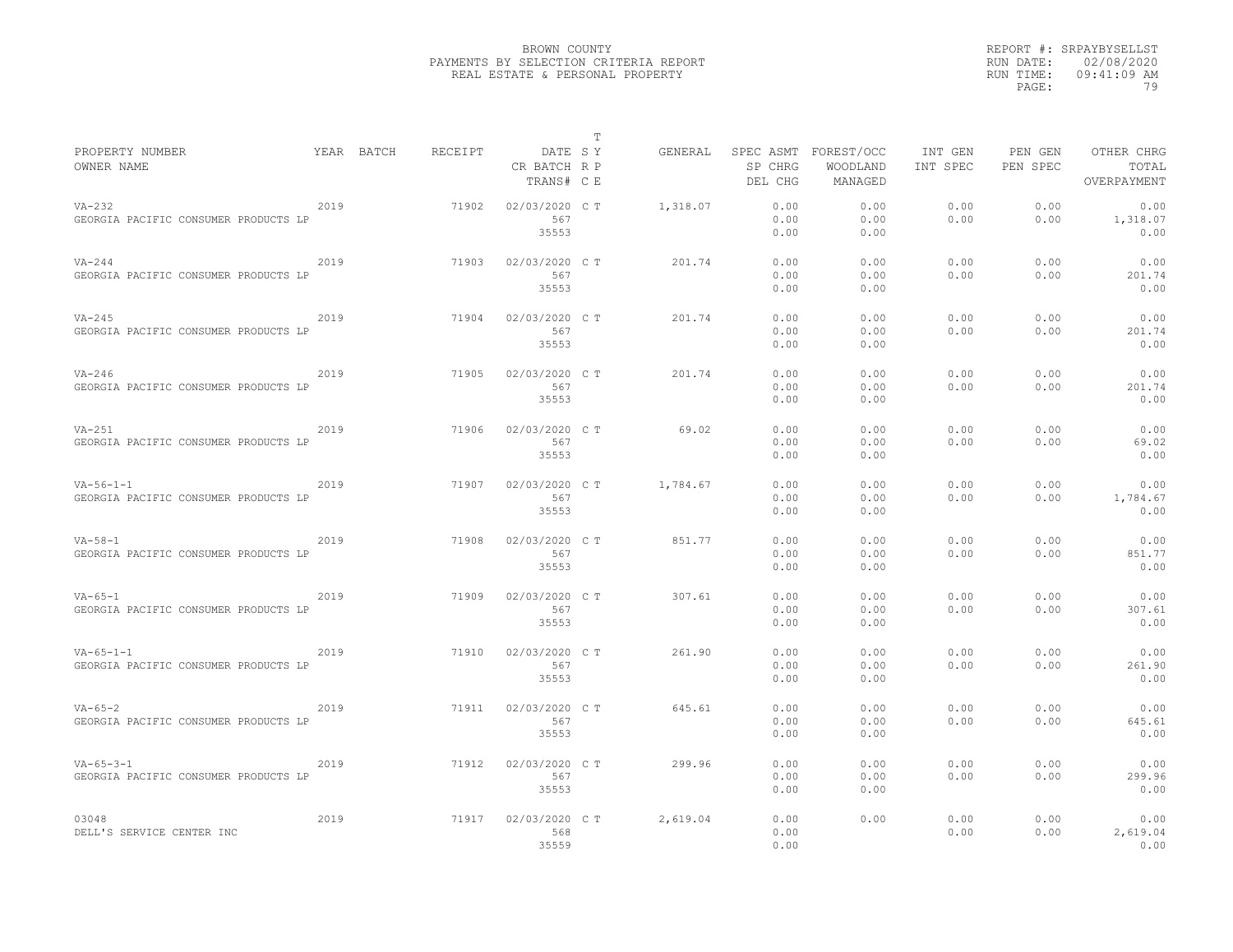BROWN COUNTY
PAYMENTS BY SELECTION CRITERIA REPORT
REAL ESTATE & PERSONAL PROPERTY

REPORT #: SRPAYBYSELLST
RUN DATE: 02/08/2020
RUN TIME: 09:41:09 AM
PAGE: 79

| PROPERTY NUMBER<br>OWNER NAME | YEAR | BATCH | RECEIPT | DATE<br>CR BATCH<br>TRANS# | T SY RP CE | GENERAL | SPEC ASMT<br>SP CHRG<br>DEL CHG | FOREST/OCC<br>WOODLAND<br>MANAGED | INT GEN<br>INT SPEC | PEN GEN<br>PEN SPEC | OTHER CHRG<br>TOTAL<br>OVERPAYMENT |
|---|---|---|---|---|---|---|---|---|---|---|---|
| VA-232<br>GEORGIA PACIFIC CONSUMER PRODUCTS LP | 2019 | | 71902 | 02/03/2020<br>567<br>35553 | C T | 1,318.07 | 0.00<br>0.00<br>0.00 | 0.00<br>0.00<br>0.00 | 0.00<br>0.00 | 0.00<br>0.00 | 0.00<br>1,318.07<br>0.00 |
| VA-244<br>GEORGIA PACIFIC CONSUMER PRODUCTS LP | 2019 | | 71903 | 02/03/2020<br>567<br>35553 | C T | 201.74 | 0.00<br>0.00<br>0.00 | 0.00<br>0.00<br>0.00 | 0.00<br>0.00 | 0.00<br>0.00 | 0.00<br>201.74<br>0.00 |
| VA-245<br>GEORGIA PACIFIC CONSUMER PRODUCTS LP | 2019 | | 71904 | 02/03/2020<br>567<br>35553 | C T | 201.74 | 0.00<br>0.00<br>0.00 | 0.00<br>0.00<br>0.00 | 0.00<br>0.00 | 0.00<br>0.00 | 0.00<br>201.74<br>0.00 |
| VA-246<br>GEORGIA PACIFIC CONSUMER PRODUCTS LP | 2019 | | 71905 | 02/03/2020<br>567<br>35553 | C T | 201.74 | 0.00<br>0.00<br>0.00 | 0.00<br>0.00<br>0.00 | 0.00<br>0.00 | 0.00<br>0.00 | 0.00<br>201.74<br>0.00 |
| VA-251<br>GEORGIA PACIFIC CONSUMER PRODUCTS LP | 2019 | | 71906 | 02/03/2020<br>567<br>35553 | C T | 69.02 | 0.00<br>0.00<br>0.00 | 0.00<br>0.00<br>0.00 | 0.00<br>0.00 | 0.00<br>0.00 | 0.00<br>69.02<br>0.00 |
| VA-56-1-1<br>GEORGIA PACIFIC CONSUMER PRODUCTS LP | 2019 | | 71907 | 02/03/2020<br>567<br>35553 | C T | 1,784.67 | 0.00<br>0.00<br>0.00 | 0.00<br>0.00<br>0.00 | 0.00<br>0.00 | 0.00<br>0.00 | 0.00<br>1,784.67<br>0.00 |
| VA-58-1<br>GEORGIA PACIFIC CONSUMER PRODUCTS LP | 2019 | | 71908 | 02/03/2020<br>567<br>35553 | C T | 851.77 | 0.00<br>0.00<br>0.00 | 0.00<br>0.00<br>0.00 | 0.00<br>0.00 | 0.00<br>0.00 | 0.00<br>851.77<br>0.00 |
| VA-65-1<br>GEORGIA PACIFIC CONSUMER PRODUCTS LP | 2019 | | 71909 | 02/03/2020<br>567<br>35553 | C T | 307.61 | 0.00<br>0.00<br>0.00 | 0.00<br>0.00<br>0.00 | 0.00<br>0.00 | 0.00<br>0.00 | 0.00<br>307.61<br>0.00 |
| VA-65-1-1<br>GEORGIA PACIFIC CONSUMER PRODUCTS LP | 2019 | | 71910 | 02/03/2020<br>567<br>35553 | C T | 261.90 | 0.00<br>0.00<br>0.00 | 0.00<br>0.00<br>0.00 | 0.00<br>0.00 | 0.00<br>0.00 | 0.00<br>261.90<br>0.00 |
| VA-65-2<br>GEORGIA PACIFIC CONSUMER PRODUCTS LP | 2019 | | 71911 | 02/03/2020<br>567<br>35553 | C T | 645.61 | 0.00<br>0.00<br>0.00 | 0.00<br>0.00<br>0.00 | 0.00<br>0.00 | 0.00<br>0.00 | 0.00<br>645.61<br>0.00 |
| VA-65-3-1<br>GEORGIA PACIFIC CONSUMER PRODUCTS LP | 2019 | | 71912 | 02/03/2020<br>567<br>35553 | C T | 299.96 | 0.00<br>0.00<br>0.00 | 0.00<br>0.00<br>0.00 | 0.00<br>0.00 | 0.00<br>0.00 | 0.00<br>299.96<br>0.00 |
| 03048<br>DELL'S SERVICE CENTER INC | 2019 | | 71917 | 02/03/2020<br>568<br>35559 | C T | 2,619.04 | 0.00<br>0.00<br>0.00 | 0.00 | 0.00<br>0.00 | 0.00<br>0.00 | 0.00<br>2,619.04<br>0.00 |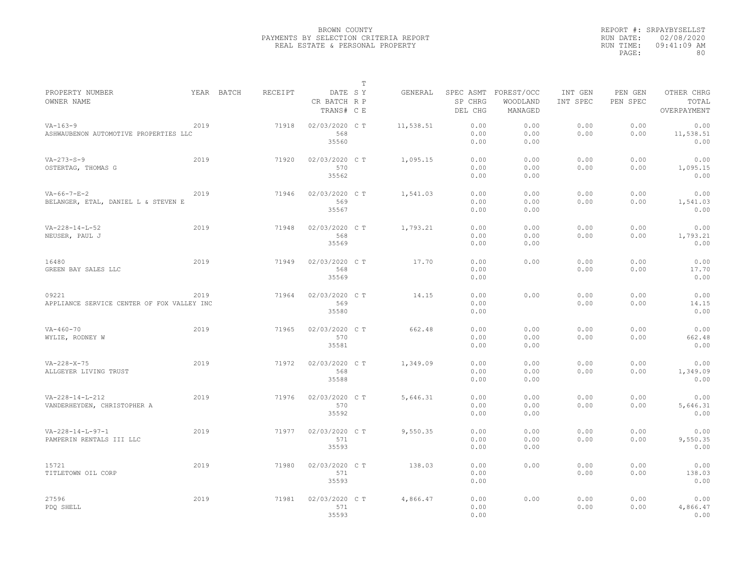BROWN COUNTY
PAYMENTS BY SELECTION CRITERIA REPORT
REAL ESTATE & PERSONAL PROPERTY

REPORT #: SRPAYBYSELLST
RUN DATE: 02/08/2020
RUN TIME: 09:41:09 AM

| PROPERTY NUMBER / OWNER NAME | YEAR | BATCH | RECEIPT | DATE / CR BATCH / TRANS# | T S Y / R P / C E | GENERAL | SPEC ASMT / SP CHRG / DEL CHG | FOREST/OCC / WOODLAND / MANAGED | INT GEN / INT SPEC | PEN GEN / PEN SPEC | OTHER CHRG / TOTAL / OVERPAYMENT |
|---|---|---|---|---|---|---|---|---|---|---|---|
| VA-163-9 / ASHWAUBENON AUTOMOTIVE PROPERTIES LLC | 2019 | | 71918 | 02/03/2020 / 568 / 35560 | C T | 11,538.51 | 0.00 / 0.00 / 0.00 | 0.00 / 0.00 / 0.00 | 0.00 / 0.00 | 0.00 / 0.00 | 0.00 / 11,538.51 / 0.00 |
| VA-273-S-9 / OSTERTAG, THOMAS G | 2019 | | 71920 | 02/03/2020 / 570 / 35562 | C T | 1,095.15 | 0.00 / 0.00 / 0.00 | 0.00 / 0.00 / 0.00 | 0.00 / 0.00 | 0.00 / 0.00 | 0.00 / 1,095.15 / 0.00 |
| VA-66-7-E-2 / BELANGER, ETAL, DANIEL L & STEVEN E | 2019 | | 71946 | 02/03/2020 / 569 / 35567 | C T | 1,541.03 | 0.00 / 0.00 / 0.00 | 0.00 / 0.00 / 0.00 | 0.00 / 0.00 | 0.00 / 0.00 | 0.00 / 1,541.03 / 0.00 |
| VA-228-14-L-52 / NEUSER, PAUL J | 2019 | | 71948 | 02/03/2020 / 568 / 35569 | C T | 1,793.21 | 0.00 / 0.00 / 0.00 | 0.00 / 0.00 / 0.00 | 0.00 / 0.00 | 0.00 / 0.00 | 0.00 / 1,793.21 / 0.00 |
| 16480 / GREEN BAY SALES LLC | 2019 | | 71949 | 02/03/2020 / 568 / 35569 | C T | 17.70 | 0.00 / 0.00 / 0.00 | 0.00 | 0.00 / 0.00 | 0.00 / 0.00 | 0.00 / 17.70 / 0.00 |
| 09221 / APPLIANCE SERVICE CENTER OF FOX VALLEY INC | 2019 | | 71964 | 02/03/2020 / 569 / 35580 | C T | 14.15 | 0.00 / 0.00 / 0.00 | 0.00 | 0.00 / 0.00 | 0.00 / 0.00 | 0.00 / 14.15 / 0.00 |
| VA-460-70 / WYLIE, RODNEY W | 2019 | | 71965 | 02/03/2020 / 570 / 35581 | C T | 662.48 | 0.00 / 0.00 / 0.00 | 0.00 / 0.00 / 0.00 | 0.00 / 0.00 | 0.00 / 0.00 | 0.00 / 662.48 / 0.00 |
| VA-228-X-75 / ALLGEYER LIVING TRUST | 2019 | | 71972 | 02/03/2020 / 568 / 35588 | C T | 1,349.09 | 0.00 / 0.00 / 0.00 | 0.00 / 0.00 / 0.00 | 0.00 / 0.00 | 0.00 / 0.00 | 0.00 / 1,349.09 / 0.00 |
| VA-228-14-L-212 / VANDERHEYDEN, CHRISTOPHER A | 2019 | | 71976 | 02/03/2020 / 570 / 35592 | C T | 5,646.31 | 0.00 / 0.00 / 0.00 | 0.00 / 0.00 / 0.00 | 0.00 / 0.00 | 0.00 / 0.00 | 0.00 / 5,646.31 / 0.00 |
| VA-228-14-L-97-1 / PAMPERIN RENTALS III LLC | 2019 | | 71977 | 02/03/2020 / 571 / 35593 | C T | 9,550.35 | 0.00 / 0.00 / 0.00 | 0.00 / 0.00 / 0.00 | 0.00 / 0.00 | 0.00 / 0.00 | 0.00 / 9,550.35 / 0.00 |
| 15721 / TITLETOWN OIL CORP | 2019 | | 71980 | 02/03/2020 / 571 / 35593 | C T | 138.03 | 0.00 / 0.00 / 0.00 | 0.00 | 0.00 / 0.00 | 0.00 / 0.00 | 0.00 / 138.03 / 0.00 |
| 27596 / PDQ SHELL | 2019 | | 71981 | 02/03/2020 / 571 / 35593 | C T | 4,866.47 | 0.00 / 0.00 / 0.00 | 0.00 | 0.00 / 0.00 | 0.00 / 0.00 | 0.00 / 4,866.47 / 0.00 |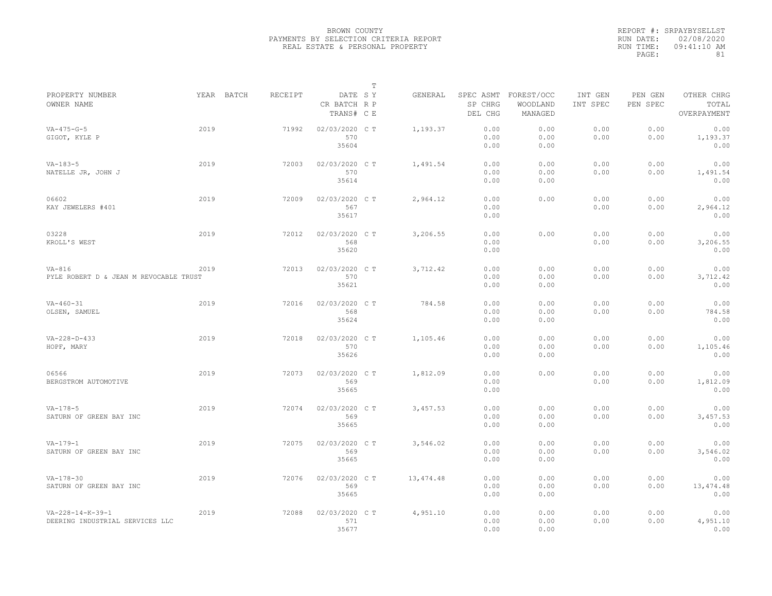BROWN COUNTY
PAYMENTS BY SELECTION CRITERIA REPORT
REAL ESTATE & PERSONAL PROPERTY

REPORT #: SRPAYBYSELLST
RUN DATE: 02/08/2020
RUN TIME: 09:41:10 AM

| PROPERTY NUMBER / OWNER NAME | YEAR | BATCH | RECEIPT | DATE / CR BATCH / TRANS# | T S Y / R P / C E | GENERAL | SPEC ASMT / SP CHRG / DEL CHG | FOREST/OCC / WOODLAND / MANAGED | INT GEN / INT SPEC | PEN GEN / PEN SPEC | OTHER CHRG / TOTAL / OVERPAYMENT |
|---|---|---|---|---|---|---|---|---|---|---|---|
| VA-475-G-5 / GIGOT, KYLE P | 2019 | | 71992 | 02/03/2020 / 570 / 35604 | C T | 1,193.37 | 0.00 / 0.00 / 0.00 | 0.00 / 0.00 / 0.00 | 0.00 / 0.00 | 0.00 / 0.00 | 0.00 / 1,193.37 / 0.00 |
| VA-183-5 / NATELLE JR, JOHN J | 2019 | | 72003 | 02/03/2020 / 570 / 35614 | C T | 1,491.54 | 0.00 / 0.00 / 0.00 | 0.00 / 0.00 / 0.00 | 0.00 / 0.00 | 0.00 / 0.00 | 0.00 / 1,491.54 / 0.00 |
| 06602 / KAY JEWELERS #401 | 2019 | | 72009 | 02/03/2020 / 567 / 35617 | C T | 2,964.12 | 0.00 / 0.00 / 0.00 | 0.00 | 0.00 / 0.00 | 0.00 / 0.00 | 0.00 / 2,964.12 / 0.00 |
| 03228 / KROLL'S WEST | 2019 | | 72012 | 02/03/2020 / 568 / 35620 | C T | 3,206.55 | 0.00 / 0.00 / 0.00 | 0.00 | 0.00 / 0.00 | 0.00 / 0.00 | 0.00 / 3,206.55 / 0.00 |
| VA-816 / PYLE ROBERT D & JEAN M REVOCABLE TRUST | 2019 | | 72013 | 02/03/2020 / 570 / 35621 | C T | 3,712.42 | 0.00 / 0.00 / 0.00 | 0.00 / 0.00 / 0.00 | 0.00 / 0.00 | 0.00 / 0.00 | 0.00 / 3,712.42 / 0.00 |
| VA-460-31 / OLSEN, SAMUEL | 2019 | | 72016 | 02/03/2020 / 568 / 35624 | C T | 784.58 | 0.00 / 0.00 / 0.00 | 0.00 / 0.00 / 0.00 | 0.00 / 0.00 | 0.00 / 0.00 | 0.00 / 784.58 / 0.00 |
| VA-228-D-433 / HOPF, MARY | 2019 | | 72018 | 02/03/2020 / 570 / 35626 | C T | 1,105.46 | 0.00 / 0.00 / 0.00 | 0.00 / 0.00 / 0.00 | 0.00 / 0.00 | 0.00 / 0.00 | 0.00 / 1,105.46 / 0.00 |
| 06566 / BERGSTROM AUTOMOTIVE | 2019 | | 72073 | 02/03/2020 / 569 / 35665 | C T | 1,812.09 | 0.00 / 0.00 / 0.00 | 0.00 | 0.00 / 0.00 | 0.00 / 0.00 | 0.00 / 1,812.09 / 0.00 |
| VA-178-5 / SATURN OF GREEN BAY INC | 2019 | | 72074 | 02/03/2020 / 569 / 35665 | C T | 3,457.53 | 0.00 / 0.00 / 0.00 | 0.00 / 0.00 / 0.00 | 0.00 / 0.00 | 0.00 / 0.00 | 0.00 / 3,457.53 / 0.00 |
| VA-179-1 / SATURN OF GREEN BAY INC | 2019 | | 72075 | 02/03/2020 / 569 / 35665 | C T | 3,546.02 | 0.00 / 0.00 / 0.00 | 0.00 / 0.00 / 0.00 | 0.00 / 0.00 | 0.00 / 0.00 | 0.00 / 3,546.02 / 0.00 |
| VA-178-30 / SATURN OF GREEN BAY INC | 2019 | | 72076 | 02/03/2020 / 569 / 35665 | C T | 13,474.48 | 0.00 / 0.00 / 0.00 | 0.00 / 0.00 / 0.00 | 0.00 / 0.00 | 0.00 / 0.00 | 0.00 / 13,474.48 / 0.00 |
| VA-228-14-K-39-1 / DEERING INDUSTRIAL SERVICES LLC | 2019 | | 72088 | 02/03/2020 / 571 / 35677 | C T | 4,951.10 | 0.00 / 0.00 / 0.00 | 0.00 / 0.00 / 0.00 | 0.00 / 0.00 | 0.00 / 0.00 | 0.00 / 4,951.10 / 0.00 |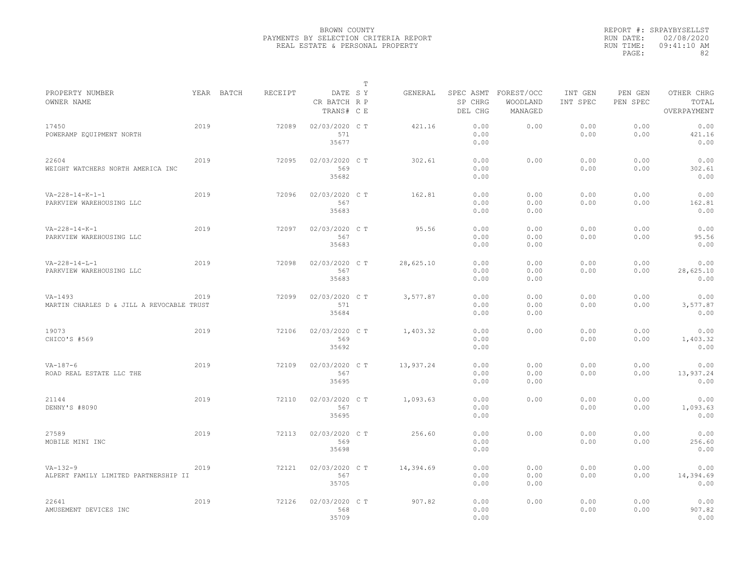BROWN COUNTY
PAYMENTS BY SELECTION CRITERIA REPORT
REAL ESTATE & PERSONAL PROPERTY

REPORT #: SRPAYBYSELLST
RUN DATE: 02/08/2020
RUN TIME: 09:41:10 AM

| PROPERTY NUMBER / OWNER NAME | YEAR | BATCH | RECEIPT | DATE / CR BATCH / TRANS# | T S Y / R P / C E | GENERAL | SPEC ASMT / SP CHRG / DEL CHG | FOREST/OCC / WOODLAND / MANAGED | INT GEN / INT SPEC | PEN GEN / PEN SPEC | OTHER CHRG / TOTAL / OVERPAYMENT |
|---|---|---|---|---|---|---|---|---|---|---|---|
| 17450<br>POWERAMP EQUIPMENT NORTH | 2019 | | 72089 | 02/03/2020<br>571<br>35677 | C T | 421.16 | 0.00<br>0.00<br>0.00 | 0.00 | 0.00<br>0.00 | 0.00<br>0.00 | 0.00<br>421.16<br>0.00 |
| 22604<br>WEIGHT WATCHERS NORTH AMERICA INC | 2019 | | 72095 | 02/03/2020<br>569<br>35682 | C T | 302.61 | 0.00<br>0.00<br>0.00 | 0.00 | 0.00<br>0.00 | 0.00<br>0.00 | 0.00<br>302.61<br>0.00 |
| VA-228-14-K-1-1<br>PARKVIEW WAREHOUSING LLC | 2019 | | 72096 | 02/03/2020<br>567<br>35683 | C T | 162.81 | 0.00<br>0.00<br>0.00 | 0.00<br>0.00<br>0.00 | 0.00<br>0.00 | 0.00<br>0.00 | 0.00<br>162.81<br>0.00 |
| VA-228-14-K-1<br>PARKVIEW WAREHOUSING LLC | 2019 | | 72097 | 02/03/2020<br>567<br>35683 | C T | 95.56 | 0.00<br>0.00<br>0.00 | 0.00<br>0.00<br>0.00 | 0.00<br>0.00 | 0.00<br>0.00 | 0.00<br>95.56<br>0.00 |
| VA-228-14-L-1<br>PARKVIEW WAREHOUSING LLC | 2019 | | 72098 | 02/03/2020<br>567<br>35683 | C T | 28,625.10 | 0.00<br>0.00<br>0.00 | 0.00<br>0.00<br>0.00 | 0.00<br>0.00 | 0.00<br>0.00 | 0.00<br>28,625.10<br>0.00 |
| VA-1493<br>MARTIN CHARLES D & JILL A REVOCABLE TRUST | 2019 | | 72099 | 02/03/2020<br>571<br>35684 | C T | 3,577.87 | 0.00<br>0.00<br>0.00 | 0.00<br>0.00<br>0.00 | 0.00<br>0.00 | 0.00<br>0.00 | 0.00<br>3,577.87<br>0.00 |
| 19073<br>CHICO'S #569 | 2019 | | 72106 | 02/03/2020<br>569<br>35692 | C T | 1,403.32 | 0.00<br>0.00<br>0.00 | 0.00 | 0.00<br>0.00 | 0.00<br>0.00 | 0.00<br>1,403.32<br>0.00 |
| VA-187-6<br>ROAD REAL ESTATE LLC THE | 2019 | | 72109 | 02/03/2020<br>567<br>35695 | C T | 13,937.24 | 0.00<br>0.00<br>0.00 | 0.00<br>0.00<br>0.00 | 0.00<br>0.00 | 0.00<br>0.00 | 0.00<br>13,937.24<br>0.00 |
| 21144<br>DENNY'S #8090 | 2019 | | 72110 | 02/03/2020<br>567<br>35695 | C T | 1,093.63 | 0.00<br>0.00<br>0.00 | 0.00 | 0.00<br>0.00 | 0.00<br>0.00 | 0.00<br>1,093.63<br>0.00 |
| 27589<br>MOBILE MINI INC | 2019 | | 72113 | 02/03/2020<br>569<br>35698 | C T | 256.60 | 0.00<br>0.00<br>0.00 | 0.00 | 0.00<br>0.00 | 0.00<br>0.00 | 0.00<br>256.60<br>0.00 |
| VA-132-9<br>ALPERT FAMILY LIMITED PARTNERSHIP II | 2019 | | 72121 | 02/03/2020<br>567<br>35705 | C T | 14,394.69 | 0.00<br>0.00<br>0.00 | 0.00<br>0.00<br>0.00 | 0.00<br>0.00 | 0.00<br>0.00 | 0.00<br>14,394.69<br>0.00 |
| 22641<br>AMUSEMENT DEVICES INC | 2019 | | 72126 | 02/03/2020<br>568<br>35709 | C T | 907.82 | 0.00<br>0.00<br>0.00 | 0.00 | 0.00<br>0.00 | 0.00<br>0.00 | 0.00<br>907.82<br>0.00 |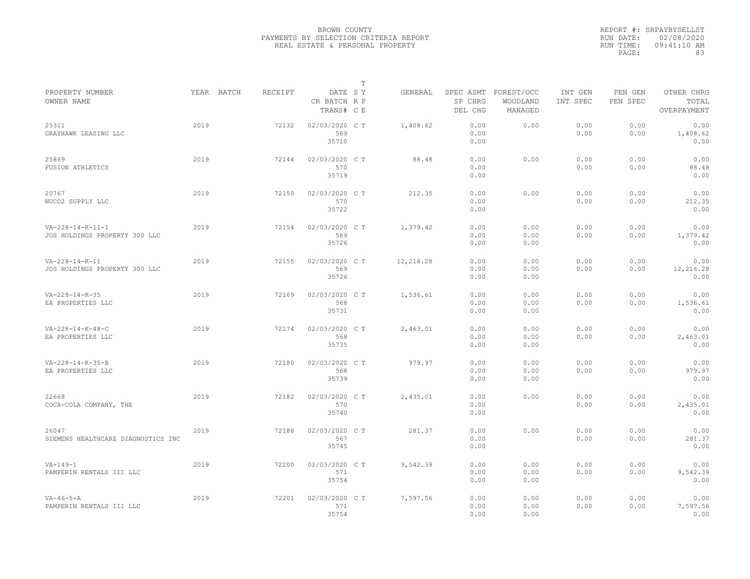BROWN COUNTY
PAYMENTS BY SELECTION CRITERIA REPORT
REAL ESTATE & PERSONAL PROPERTY

REPORT #: SRPAYBYSELLST
RUN DATE: 02/08/2020
RUN TIME: 09:41:10 AM

| PROPERTY NUMBER / OWNER NAME | YEAR | BATCH | RECEIPT | DATE / CR BATCH / TRANS# | T S Y / R P / C E | GENERAL | SPEC ASMT / SP CHRG / DEL CHG | FOREST/OCC / WOODLAND / MANAGED | INT GEN / INT SPEC | PEN GEN / PEN SPEC | OTHER CHRG / TOTAL / OVERPAYMENT |
|---|---|---|---|---|---|---|---|---|---|---|---|
| 25311 / GRAYHAWK LEASING LLC | 2019 | | 72132 | 02/03/2020 / 569 / 35710 | C T | 1,408.62 | 0.00 / 0.00 / 0.00 | 0.00 | 0.00 / 0.00 | 0.00 / 0.00 | 0.00 / 1,408.62 / 0.00 |
| 25869 / FUSION ATHLETICS | 2019 | | 72144 | 02/03/2020 / 570 / 35719 | C T | 88.48 | 0.00 / 0.00 / 0.00 | 0.00 | 0.00 / 0.00 | 0.00 / 0.00 | 0.00 / 88.48 / 0.00 |
| 20767 / NUCO2 SUPPLY LLC | 2019 | | 72150 | 02/03/2020 / 570 / 35722 | C T | 212.35 | 0.00 / 0.00 / 0.00 | 0.00 | 0.00 / 0.00 | 0.00 / 0.00 | 0.00 / 212.35 / 0.00 |
| VA-228-14-K-11-1 / JOS HOLDINGS PROPERTY 300 LLC | 2019 | | 72154 | 02/03/2020 / 569 / 35726 | C T | 1,379.42 | 0.00 / 0.00 / 0.00 | 0.00 / 0.00 / 0.00 | 0.00 / 0.00 | 0.00 / 0.00 | 0.00 / 1,379.42 / 0.00 |
| VA-228-14-K-11 / JOS HOLDINGS PROPERTY 300 LLC | 2019 | | 72155 | 02/03/2020 / 569 / 35726 | C T | 12,216.28 | 0.00 / 0.00 / 0.00 | 0.00 / 0.00 / 0.00 | 0.00 / 0.00 | 0.00 / 0.00 | 0.00 / 12,216.28 / 0.00 |
| VA-228-14-K-35 / EA PROPERTIES LLC | 2019 | | 72169 | 02/03/2020 / 568 / 35731 | C T | 1,536.61 | 0.00 / 0.00 / 0.00 | 0.00 / 0.00 / 0.00 | 0.00 / 0.00 | 0.00 / 0.00 | 0.00 / 1,536.61 / 0.00 |
| VA-228-14-K-48-C / EA PROPERTIES LLC | 2019 | | 72174 | 02/03/2020 / 568 / 35735 | C T | 2,463.01 | 0.00 / 0.00 / 0.00 | 0.00 / 0.00 / 0.00 | 0.00 / 0.00 | 0.00 / 0.00 | 0.00 / 2,463.01 / 0.00 |
| VA-228-14-K-35-B / EA PROPERTIES LLC | 2019 | | 72180 | 02/03/2020 / 568 / 35739 | C T | 979.97 | 0.00 / 0.00 / 0.00 | 0.00 / 0.00 / 0.00 | 0.00 / 0.00 | 0.00 / 0.00 | 0.00 / 979.97 / 0.00 |
| 22668 / COCA-COLA COMPANY, THE | 2019 | | 72182 | 02/03/2020 / 570 / 35740 | C T | 2,435.01 | 0.00 / 0.00 / 0.00 | 0.00 | 0.00 / 0.00 | 0.00 / 0.00 | 0.00 / 2,435.01 / 0.00 |
| 26047 / SIEMENS HEALTHCARE DIAGNOSTICS INC | 2019 | | 72188 | 02/03/2020 / 567 / 35745 | C T | 281.37 | 0.00 / 0.00 / 0.00 | 0.00 | 0.00 / 0.00 | 0.00 / 0.00 | 0.00 / 281.37 / 0.00 |
| VA-149-1 / PAMPERIN RENTALS III LLC | 2019 | | 72200 | 02/03/2020 / 571 / 35754 | C T | 9,542.39 | 0.00 / 0.00 / 0.00 | 0.00 / 0.00 / 0.00 | 0.00 / 0.00 | 0.00 / 0.00 | 0.00 / 9,542.39 / 0.00 |
| VA-46-5-A / PAMPERIN RENTALS III LLC | 2019 | | 72201 | 02/03/2020 / 571 / 35754 | C T | 7,597.56 | 0.00 / 0.00 / 0.00 | 0.00 / 0.00 / 0.00 | 0.00 / 0.00 | 0.00 / 0.00 | 0.00 / 7,597.56 / 0.00 |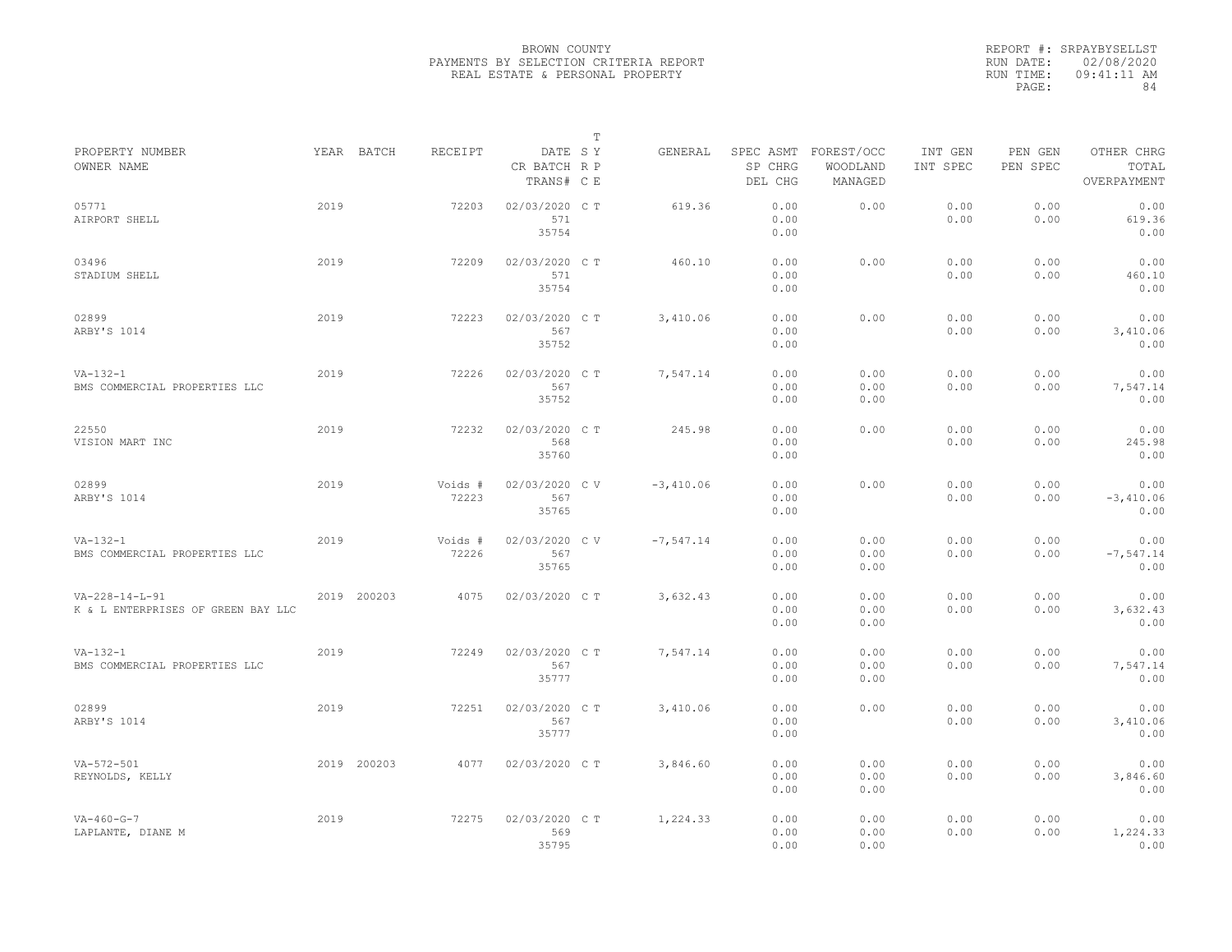BROWN COUNTY
PAYMENTS BY SELECTION CRITERIA REPORT
REAL ESTATE & PERSONAL PROPERTY

REPORT #: SRPAYBYSELLST
RUN DATE: 02/08/2020
RUN TIME: 09:41:11 AM

| PROPERTY NUMBER / OWNER NAME | YEAR | BATCH | RECEIPT | DATE / CR BATCH / TRANS# | T S Y / R P / C E | GENERAL | SPEC ASMT / SP CHRG / DEL CHG | FOREST/OCC / WOODLAND / MANAGED | INT GEN / INT SPEC | PEN GEN / PEN SPEC | OTHER CHRG / TOTAL / OVERPAYMENT |
|---|---|---|---|---|---|---|---|---|---|---|---|
| 05771 / AIRPORT SHELL | 2019 | | 72203 | 02/03/2020 / 571 / 35754 | C T | 619.36 | 0.00 / 0.00 / 0.00 | 0.00 | 0.00 / 0.00 | 0.00 / 0.00 | 0.00 / 619.36 / 0.00 |
| 03496 / STADIUM SHELL | 2019 | | 72209 | 02/03/2020 / 571 / 35754 | C T | 460.10 | 0.00 / 0.00 / 0.00 | 0.00 | 0.00 / 0.00 | 0.00 / 0.00 | 0.00 / 460.10 / 0.00 |
| 02899 / ARBY'S 1014 | 2019 | | 72223 | 02/03/2020 / 567 / 35752 | C T | 3,410.06 | 0.00 / 0.00 / 0.00 | 0.00 | 0.00 / 0.00 | 0.00 / 0.00 | 0.00 / 3,410.06 / 0.00 |
| VA-132-1 / BMS COMMERCIAL PROPERTIES LLC | 2019 | | 72226 | 02/03/2020 / 567 / 35752 | C T | 7,547.14 | 0.00 / 0.00 / 0.00 | 0.00 / 0.00 / 0.00 | 0.00 / 0.00 | 0.00 / 0.00 | 0.00 / 7,547.14 / 0.00 |
| 22550 / VISION MART INC | 2019 | | 72232 | 02/03/2020 / 568 / 35760 | C T | 245.98 | 0.00 / 0.00 / 0.00 | 0.00 | 0.00 / 0.00 | 0.00 / 0.00 | 0.00 / 245.98 / 0.00 |
| 02899 / ARBY'S 1014 | 2019 | | Voids # 72223 | 02/03/2020 / 567 / 35765 | C V | -3,410.06 | 0.00 / 0.00 / 0.00 | 0.00 | 0.00 / 0.00 | 0.00 / 0.00 | 0.00 / -3,410.06 / 0.00 |
| VA-132-1 / BMS COMMERCIAL PROPERTIES LLC | 2019 | | Voids # 72226 | 02/03/2020 / 567 / 35765 | C V | -7,547.14 | 0.00 / 0.00 / 0.00 | 0.00 / 0.00 / 0.00 | 0.00 / 0.00 | 0.00 / 0.00 | 0.00 / -7,547.14 / 0.00 |
| VA-228-14-L-91 / K & L ENTERPRISES OF GREEN BAY LLC | 2019 | 200203 | 4075 | 02/03/2020 | C T | 3,632.43 | 0.00 / 0.00 / 0.00 | 0.00 / 0.00 / 0.00 | 0.00 / 0.00 | 0.00 / 0.00 | 0.00 / 3,632.43 / 0.00 |
| VA-132-1 / BMS COMMERCIAL PROPERTIES LLC | 2019 | | 72249 | 02/03/2020 / 567 / 35777 | C T | 7,547.14 | 0.00 / 0.00 / 0.00 | 0.00 / 0.00 / 0.00 | 0.00 / 0.00 | 0.00 / 0.00 | 0.00 / 7,547.14 / 0.00 |
| 02899 / ARBY'S 1014 | 2019 | | 72251 | 02/03/2020 / 567 / 35777 | C T | 3,410.06 | 0.00 / 0.00 / 0.00 | 0.00 | 0.00 / 0.00 | 0.00 / 0.00 | 0.00 / 3,410.06 / 0.00 |
| VA-572-501 / REYNOLDS, KELLY | 2019 | 200203 | 4077 | 02/03/2020 | C T | 3,846.60 | 0.00 / 0.00 / 0.00 | 0.00 / 0.00 / 0.00 | 0.00 / 0.00 | 0.00 / 0.00 | 0.00 / 3,846.60 / 0.00 |
| VA-460-G-7 / LAPLANTE, DIANE M | 2019 | | 72275 | 02/03/2020 / 569 / 35795 | C T | 1,224.33 | 0.00 / 0.00 / 0.00 | 0.00 / 0.00 / 0.00 | 0.00 / 0.00 | 0.00 / 0.00 | 0.00 / 1,224.33 / 0.00 |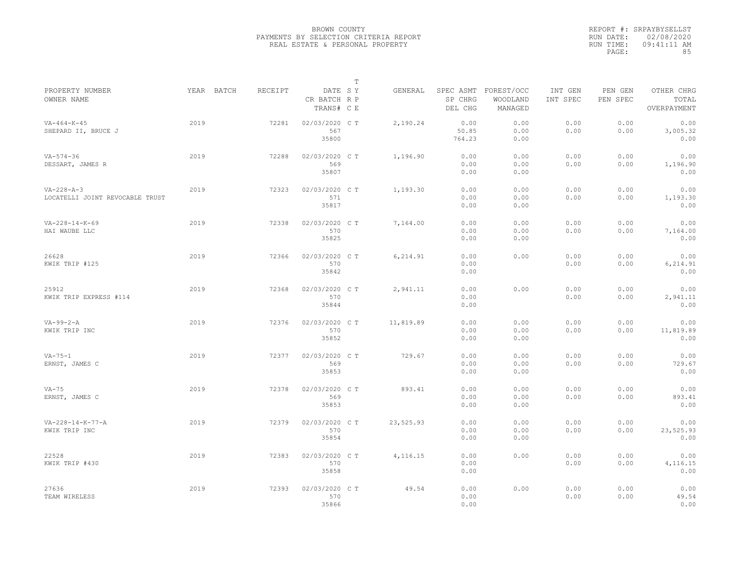BROWN COUNTY
PAYMENTS BY SELECTION CRITERIA REPORT
REAL ESTATE & PERSONAL PROPERTY

REPORT #: SRPAYBYSELLST
RUN DATE: 02/08/2020
RUN TIME: 09:41:11 AM

| PROPERTY NUMBER / OWNER NAME | YEAR | BATCH | RECEIPT | DATE / CR BATCH / TRANS# | T SY RP CE | GENERAL | SPEC ASMT / SP CHRG / DEL CHG | FOREST/OCC / WOODLAND / MANAGED | INT GEN / INT SPEC | PEN GEN / PEN SPEC | OTHER CHRG / TOTAL / OVERPAYMENT |
|---|---|---|---|---|---|---|---|---|---|---|---|
| VA-464-K-45 / SHEPARD II, BRUCE J | 2019 | | 72281 | 02/03/2020 / 567 / 35800 | C T | 2,190.24 | 0.00 / 50.85 / 764.23 | 0.00 / 0.00 / 0.00 | 0.00 / 0.00 | 0.00 / 0.00 | 0.00 / 3,005.32 / 0.00 |
| VA-574-36 / DESSART, JAMES R | 2019 | | 72288 | 02/03/2020 / 569 / 35807 | C T | 1,196.90 | 0.00 / 0.00 / 0.00 | 0.00 / 0.00 / 0.00 | 0.00 / 0.00 | 0.00 / 0.00 | 0.00 / 1,196.90 / 0.00 |
| VA-228-A-3 / LOCATELLI JOINT REVOCABLE TRUST | 2019 | | 72323 | 02/03/2020 / 571 / 35817 | C T | 1,193.30 | 0.00 / 0.00 / 0.00 | 0.00 / 0.00 / 0.00 | 0.00 / 0.00 | 0.00 / 0.00 | 0.00 / 1,193.30 / 0.00 |
| VA-228-14-K-69 / HAI WAUBE LLC | 2019 | | 72338 | 02/03/2020 / 570 / 35825 | C T | 7,164.00 | 0.00 / 0.00 / 0.00 | 0.00 / 0.00 / 0.00 | 0.00 / 0.00 | 0.00 / 0.00 | 0.00 / 7,164.00 / 0.00 |
| 26628 / KWIK TRIP #125 | 2019 | | 72366 | 02/03/2020 / 570 / 35842 | C T | 6,214.91 | 0.00 / 0.00 / 0.00 | 0.00 | 0.00 / 0.00 | 0.00 / 0.00 | 0.00 / 6,214.91 / 0.00 |
| 25912 / KWIK TRIP EXPRESS #114 | 2019 | | 72368 | 02/03/2020 / 570 / 35844 | C T | 2,941.11 | 0.00 / 0.00 / 0.00 | 0.00 | 0.00 / 0.00 | 0.00 / 0.00 | 0.00 / 2,941.11 / 0.00 |
| VA-99-2-A / KWIK TRIP INC | 2019 | | 72376 | 02/03/2020 / 570 / 35852 | C T | 11,819.89 | 0.00 / 0.00 / 0.00 | 0.00 / 0.00 / 0.00 | 0.00 / 0.00 | 0.00 / 0.00 | 0.00 / 11,819.89 / 0.00 |
| VA-75-1 / ERNST, JAMES C | 2019 | | 72377 | 02/03/2020 / 569 / 35853 | C T | 729.67 | 0.00 / 0.00 / 0.00 | 0.00 / 0.00 / 0.00 | 0.00 / 0.00 | 0.00 / 0.00 | 0.00 / 729.67 / 0.00 |
| VA-75 / ERNST, JAMES C | 2019 | | 72378 | 02/03/2020 / 569 / 35853 | C T | 893.41 | 0.00 / 0.00 / 0.00 | 0.00 / 0.00 / 0.00 | 0.00 / 0.00 | 0.00 / 0.00 | 0.00 / 893.41 / 0.00 |
| VA-228-14-K-77-A / KWIK TRIP INC | 2019 | | 72379 | 02/03/2020 / 570 / 35854 | C T | 23,525.93 | 0.00 / 0.00 / 0.00 | 0.00 / 0.00 / 0.00 | 0.00 / 0.00 | 0.00 / 0.00 | 0.00 / 23,525.93 / 0.00 |
| 22528 / KWIK TRIP #430 | 2019 | | 72383 | 02/03/2020 / 570 / 35858 | C T | 4,116.15 | 0.00 / 0.00 / 0.00 | 0.00 | 0.00 / 0.00 | 0.00 / 0.00 | 0.00 / 4,116.15 / 0.00 |
| 27636 / TEAM WIRELESS | 2019 | | 72393 | 02/03/2020 / 570 / 35866 | C T | 49.54 | 0.00 / 0.00 / 0.00 | 0.00 | 0.00 / 0.00 | 0.00 / 0.00 | 0.00 / 49.54 / 0.00 |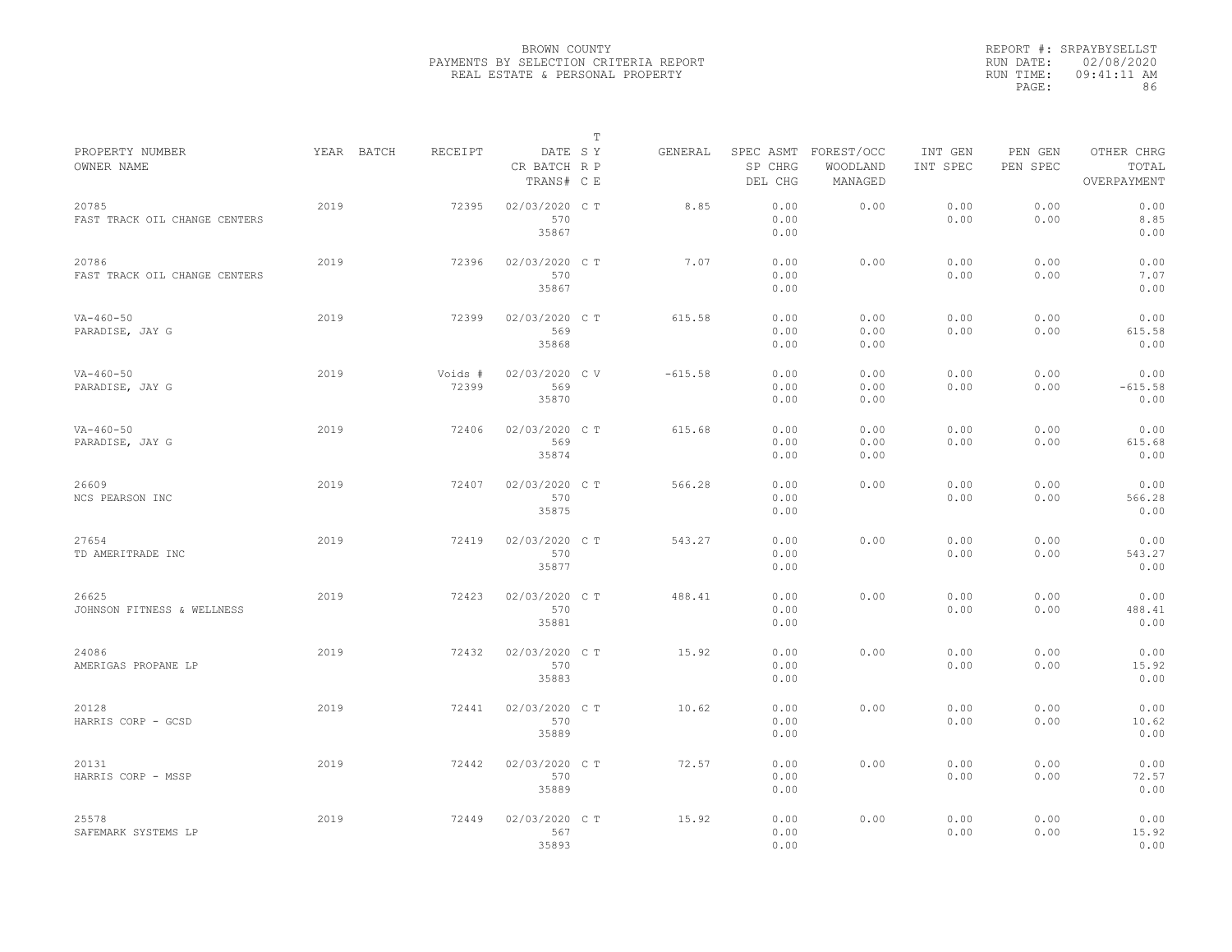BROWN COUNTY
PAYMENTS BY SELECTION CRITERIA REPORT
REAL ESTATE & PERSONAL PROPERTY

REPORT #: SRPAYBYSELLST
RUN DATE: 02/08/2020
RUN TIME: 09:41:11 AM
PAGE: 86

| PROPERTY NUMBER / OWNER NAME | YEAR | BATCH | RECEIPT | DATE / CR BATCH / TRANS# | T S Y R P C E | GENERAL | SPEC ASMT / SP CHRG / DEL CHG | FOREST/OCC / WOODLAND / MANAGED | INT GEN / INT SPEC | PEN GEN / PEN SPEC | OTHER CHRG / TOTAL / OVERPAYMENT |
|---|---|---|---|---|---|---|---|---|---|---|---|
| 20785 FAST TRACK OIL CHANGE CENTERS | 2019 | | 72395 | 02/03/2020 570 35867 | C T | 8.85 | 0.00 0.00 0.00 | 0.00 | 0.00 0.00 | 0.00 0.00 | 0.00 8.85 0.00 |
| 20786 FAST TRACK OIL CHANGE CENTERS | 2019 | | 72396 | 02/03/2020 570 35867 | C T | 7.07 | 0.00 0.00 0.00 | 0.00 | 0.00 0.00 | 0.00 0.00 | 0.00 7.07 0.00 |
| VA-460-50 PARADISE, JAY G | 2019 | | 72399 | 02/03/2020 569 35868 | C T | 615.58 | 0.00 0.00 0.00 | 0.00 0.00 0.00 | 0.00 0.00 | 0.00 0.00 | 0.00 615.58 0.00 |
| VA-460-50 PARADISE, JAY G | 2019 | | Voids # 72399 | 02/03/2020 569 35870 | C V | -615.58 | 0.00 0.00 0.00 | 0.00 0.00 0.00 | 0.00 0.00 | 0.00 0.00 | 0.00 -615.58 0.00 |
| VA-460-50 PARADISE, JAY G | 2019 | | 72406 | 02/03/2020 569 35874 | C T | 615.68 | 0.00 0.00 0.00 | 0.00 0.00 0.00 | 0.00 0.00 | 0.00 0.00 | 0.00 615.68 0.00 |
| 26609 NCS PEARSON INC | 2019 | | 72407 | 02/03/2020 570 35875 | C T | 566.28 | 0.00 0.00 0.00 | 0.00 | 0.00 0.00 | 0.00 0.00 | 0.00 566.28 0.00 |
| 27654 TD AMERITRADE INC | 2019 | | 72419 | 02/03/2020 570 35877 | C T | 543.27 | 0.00 0.00 0.00 | 0.00 | 0.00 0.00 | 0.00 0.00 | 0.00 543.27 0.00 |
| 26625 JOHNSON FITNESS & WELLNESS | 2019 | | 72423 | 02/03/2020 570 35881 | C T | 488.41 | 0.00 0.00 0.00 | 0.00 | 0.00 0.00 | 0.00 0.00 | 0.00 488.41 0.00 |
| 24086 AMERIGAS PROPANE LP | 2019 | | 72432 | 02/03/2020 570 35883 | C T | 15.92 | 0.00 0.00 0.00 | 0.00 | 0.00 0.00 | 0.00 0.00 | 0.00 15.92 0.00 |
| 20128 HARRIS CORP - GCSD | 2019 | | 72441 | 02/03/2020 570 35889 | C T | 10.62 | 0.00 0.00 0.00 | 0.00 | 0.00 0.00 | 0.00 0.00 | 0.00 10.62 0.00 |
| 20131 HARRIS CORP - MSSP | 2019 | | 72442 | 02/03/2020 570 35889 | C T | 72.57 | 0.00 0.00 0.00 | 0.00 | 0.00 0.00 | 0.00 0.00 | 0.00 72.57 0.00 |
| 25578 SAFEMARK SYSTEMS LP | 2019 | | 72449 | 02/03/2020 567 35893 | C T | 15.92 | 0.00 0.00 0.00 | 0.00 | 0.00 0.00 | 0.00 0.00 | 0.00 15.92 0.00 |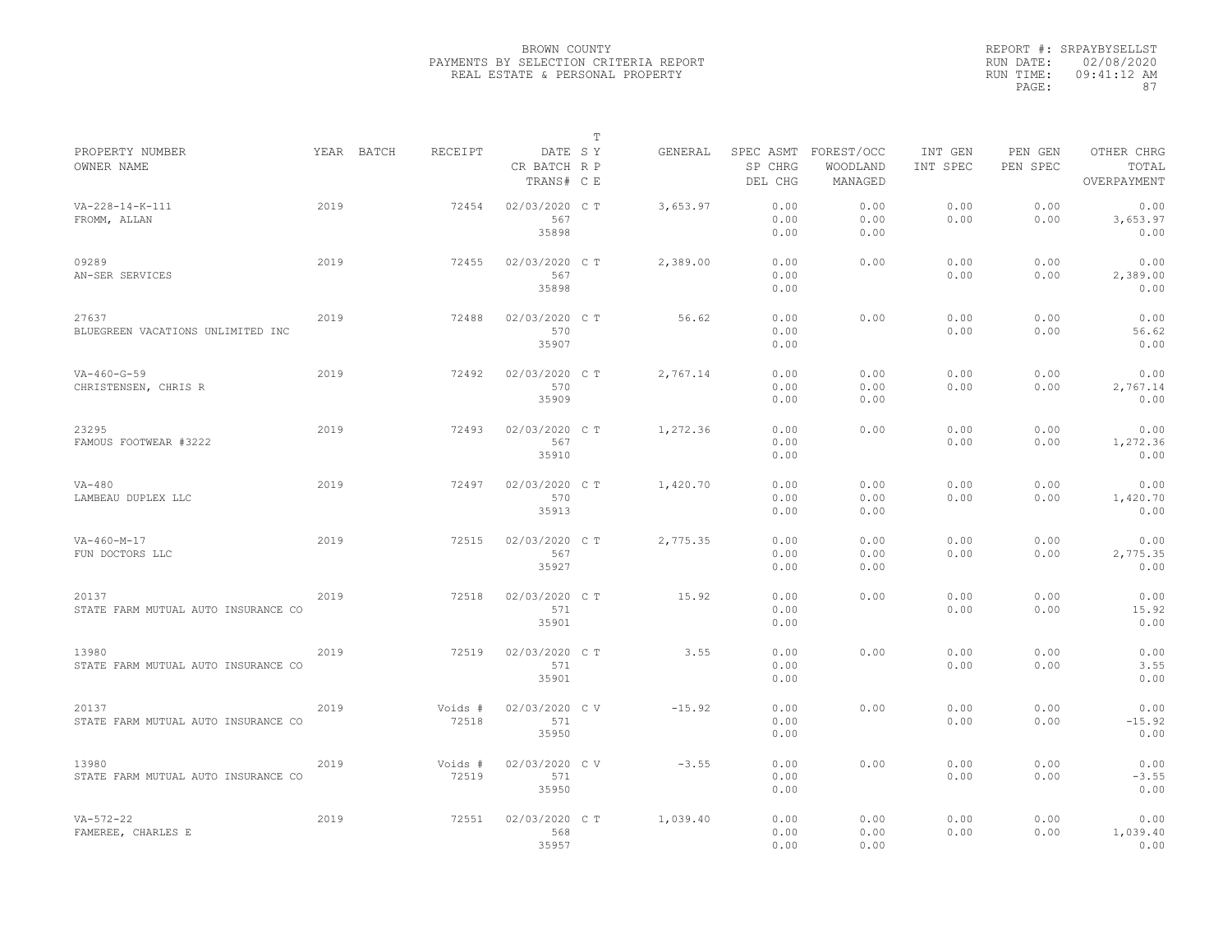BROWN COUNTY
PAYMENTS BY SELECTION CRITERIA REPORT
REAL ESTATE & PERSONAL PROPERTY

REPORT #: SRPAYBYSELLST
RUN DATE: 02/08/2020
RUN TIME: 09:41:12 AM
PAGE: 87

| PROPERTY NUMBER<br>OWNER NAME | YEAR | BATCH | RECEIPT | DATE<br>CR BATCH<br>TRANS# | T S Y<br>R P<br>C E | GENERAL | SPEC ASMT<br>SP CHRG<br>DEL CHG | FOREST/OCC<br>WOODLAND<br>MANAGED | INT GEN<br>INT SPEC | PEN GEN<br>PEN SPEC | OTHER CHRG<br>TOTAL<br>OVERPAYMENT |
|---|---|---|---|---|---|---|---|---|---|---|---|
| VA-228-14-K-111<br>FROMM, ALLAN | 2019 | | 72454 | 02/03/2020<br>567<br>35898 | C T | 3,653.97 | 0.00<br>0.00<br>0.00 | 0.00<br>0.00<br>0.00 | 0.00<br>0.00 | 0.00<br>0.00 | 0.00<br>3,653.97<br>0.00 |
| 09289<br>AN-SER SERVICES | 2019 | | 72455 | 02/03/2020<br>567<br>35898 | C T | 2,389.00 | 0.00<br>0.00<br>0.00 | 0.00 | 0.00<br>0.00 | 0.00<br>0.00 | 0.00<br>2,389.00<br>0.00 |
| 27637<br>BLUEGREEN VACATIONS UNLIMITED INC | 2019 | | 72488 | 02/03/2020<br>570<br>35907 | C T | 56.62 | 0.00<br>0.00<br>0.00 | 0.00 | 0.00<br>0.00 | 0.00<br>0.00 | 0.00<br>56.62<br>0.00 |
| VA-460-G-59<br>CHRISTENSEN, CHRIS R | 2019 | | 72492 | 02/03/2020<br>570<br>35909 | C T | 2,767.14 | 0.00<br>0.00<br>0.00 | 0.00<br>0.00<br>0.00 | 0.00<br>0.00 | 0.00<br>0.00 | 0.00<br>2,767.14<br>0.00 |
| 23295<br>FAMOUS FOOTWEAR #3222 | 2019 | | 72493 | 02/03/2020<br>567<br>35910 | C T | 1,272.36 | 0.00<br>0.00<br>0.00 | 0.00 | 0.00<br>0.00 | 0.00<br>0.00 | 0.00<br>1,272.36<br>0.00 |
| VA-480<br>LAMBEAU DUPLEX LLC | 2019 | | 72497 | 02/03/2020<br>570<br>35913 | C T | 1,420.70 | 0.00<br>0.00<br>0.00 | 0.00<br>0.00<br>0.00 | 0.00<br>0.00 | 0.00<br>0.00 | 0.00<br>1,420.70<br>0.00 |
| VA-460-M-17<br>FUN DOCTORS LLC | 2019 | | 72515 | 02/03/2020<br>567<br>35927 | C T | 2,775.35 | 0.00<br>0.00<br>0.00 | 0.00<br>0.00<br>0.00 | 0.00<br>0.00 | 0.00<br>0.00 | 0.00<br>2,775.35<br>0.00 |
| 20137<br>STATE FARM MUTUAL AUTO INSURANCE CO | 2019 | | 72518 | 02/03/2020<br>571<br>35901 | C T | 15.92 | 0.00<br>0.00<br>0.00 | 0.00 | 0.00<br>0.00 | 0.00<br>0.00 | 0.00<br>15.92<br>0.00 |
| 13980<br>STATE FARM MUTUAL AUTO INSURANCE CO | 2019 | | 72519 | 02/03/2020<br>571<br>35901 | C T | 3.55 | 0.00<br>0.00<br>0.00 | 0.00 | 0.00<br>0.00 | 0.00<br>0.00 | 0.00<br>3.55<br>0.00 |
| 20137<br>STATE FARM MUTUAL AUTO INSURANCE CO | 2019 | | Voids #<br>72518 | 02/03/2020<br>571<br>35950 | C V | -15.92 | 0.00<br>0.00<br>0.00 | 0.00 | 0.00<br>0.00 | 0.00<br>0.00 | 0.00<br>-15.92<br>0.00 |
| 13980<br>STATE FARM MUTUAL AUTO INSURANCE CO | 2019 | | Voids #<br>72519 | 02/03/2020<br>571<br>35950 | C V | -3.55 | 0.00<br>0.00<br>0.00 | 0.00 | 0.00<br>0.00 | 0.00<br>0.00 | 0.00<br>-3.55<br>0.00 |
| VA-572-22<br>FAMEREE, CHARLES E | 2019 | | 72551 | 02/03/2020<br>568<br>35957 | C T | 1,039.40 | 0.00<br>0.00<br>0.00 | 0.00<br>0.00<br>0.00 | 0.00<br>0.00 | 0.00<br>0.00 | 0.00<br>1,039.40<br>0.00 |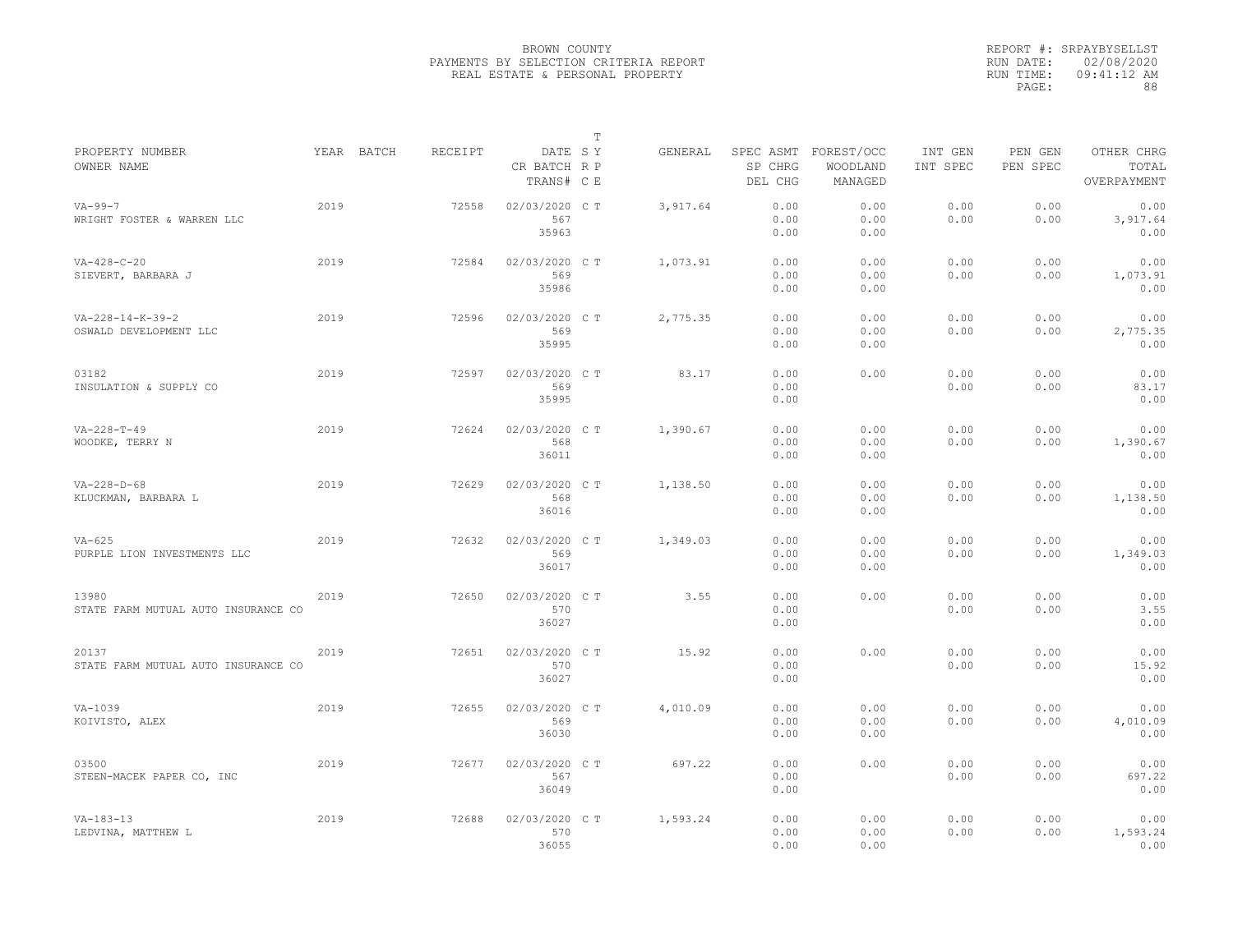BROWN COUNTY
PAYMENTS BY SELECTION CRITERIA REPORT
REAL ESTATE & PERSONAL PROPERTY

REPORT #: SRPAYBYSELLST
RUN DATE: 02/08/2020
RUN TIME: 09:41:12 AM
PAGE: 88

| PROPERTY NUMBER<br>OWNER NAME | YEAR | BATCH | RECEIPT | DATE<br>CR BATCH<br>TRANS# | T<br>S Y<br>R P<br>C E | GENERAL | SPEC ASMT<br>SP CHRG<br>DEL CHG | FOREST/OCC<br>WOODLAND<br>MANAGED | INT GEN<br>INT SPEC | PEN GEN<br>PEN SPEC | OTHER CHRG<br>TOTAL<br>OVERPAYMENT |
|---|---|---|---|---|---|---|---|---|---|---|---|
| VA-99-7<br>WRIGHT FOSTER & WARREN LLC | 2019 | | 72558 | 02/03/2020<br>567<br>35963 | C T | 3,917.64 | 0.00<br>0.00<br>0.00 | 0.00<br>0.00<br>0.00 | 0.00<br>0.00 | 0.00<br>0.00 | 0.00<br>3,917.64<br>0.00 |
| VA-428-C-20<br>SIEVERT, BARBARA J | 2019 | | 72584 | 02/03/2020<br>569<br>35986 | C T | 1,073.91 | 0.00<br>0.00<br>0.00 | 0.00<br>0.00<br>0.00 | 0.00<br>0.00 | 0.00<br>0.00 | 0.00<br>1,073.91<br>0.00 |
| VA-228-14-K-39-2<br>OSWALD DEVELOPMENT LLC | 2019 | | 72596 | 02/03/2020<br>569<br>35995 | C T | 2,775.35 | 0.00<br>0.00<br>0.00 | 0.00<br>0.00<br>0.00 | 0.00<br>0.00 | 0.00<br>0.00 | 0.00<br>2,775.35<br>0.00 |
| 03182<br>INSULATION & SUPPLY CO | 2019 | | 72597 | 02/03/2020<br>569<br>35995 | C T | 83.17 | 0.00<br>0.00<br>0.00 | 0.00 | 0.00<br>0.00 | 0.00<br>0.00 | 0.00<br>83.17<br>0.00 |
| VA-228-T-49<br>WOODKE, TERRY N | 2019 | | 72624 | 02/03/2020<br>568<br>36011 | C T | 1,390.67 | 0.00<br>0.00<br>0.00 | 0.00<br>0.00<br>0.00 | 0.00<br>0.00 | 0.00<br>0.00 | 0.00<br>1,390.67<br>0.00 |
| VA-228-D-68<br>KLUCKMAN, BARBARA L | 2019 | | 72629 | 02/03/2020<br>568<br>36016 | C T | 1,138.50 | 0.00<br>0.00<br>0.00 | 0.00<br>0.00<br>0.00 | 0.00<br>0.00 | 0.00<br>0.00 | 0.00<br>1,138.50<br>0.00 |
| VA-625<br>PURPLE LION INVESTMENTS LLC | 2019 | | 72632 | 02/03/2020<br>569<br>36017 | C T | 1,349.03 | 0.00<br>0.00<br>0.00 | 0.00<br>0.00<br>0.00 | 0.00<br>0.00 | 0.00<br>0.00 | 0.00<br>1,349.03<br>0.00 |
| 13980<br>STATE FARM MUTUAL AUTO INSURANCE CO | 2019 | | 72650 | 02/03/2020<br>570<br>36027 | C T | 3.55 | 0.00<br>0.00<br>0.00 | 0.00 | 0.00<br>0.00 | 0.00<br>0.00 | 0.00<br>3.55<br>0.00 |
| 20137<br>STATE FARM MUTUAL AUTO INSURANCE CO | 2019 | | 72651 | 02/03/2020<br>570<br>36027 | C T | 15.92 | 0.00<br>0.00<br>0.00 | 0.00 | 0.00<br>0.00 | 0.00<br>0.00 | 0.00<br>15.92<br>0.00 |
| VA-1039<br>KOIVISTO, ALEX | 2019 | | 72655 | 02/03/2020<br>569<br>36030 | C T | 4,010.09 | 0.00<br>0.00<br>0.00 | 0.00<br>0.00<br>0.00 | 0.00<br>0.00 | 0.00<br>0.00 | 0.00<br>4,010.09<br>0.00 |
| 03500<br>STEEN-MACEK PAPER CO, INC | 2019 | | 72677 | 02/03/2020<br>567<br>36049 | C T | 697.22 | 0.00<br>0.00<br>0.00 | 0.00 | 0.00<br>0.00 | 0.00<br>0.00 | 0.00<br>697.22<br>0.00 |
| VA-183-13<br>LEDVINA, MATTHEW L | 2019 | | 72688 | 02/03/2020<br>570<br>36055 | C T | 1,593.24 | 0.00<br>0.00<br>0.00 | 0.00<br>0.00<br>0.00 | 0.00<br>0.00 | 0.00<br>0.00 | 0.00<br>1,593.24<br>0.00 |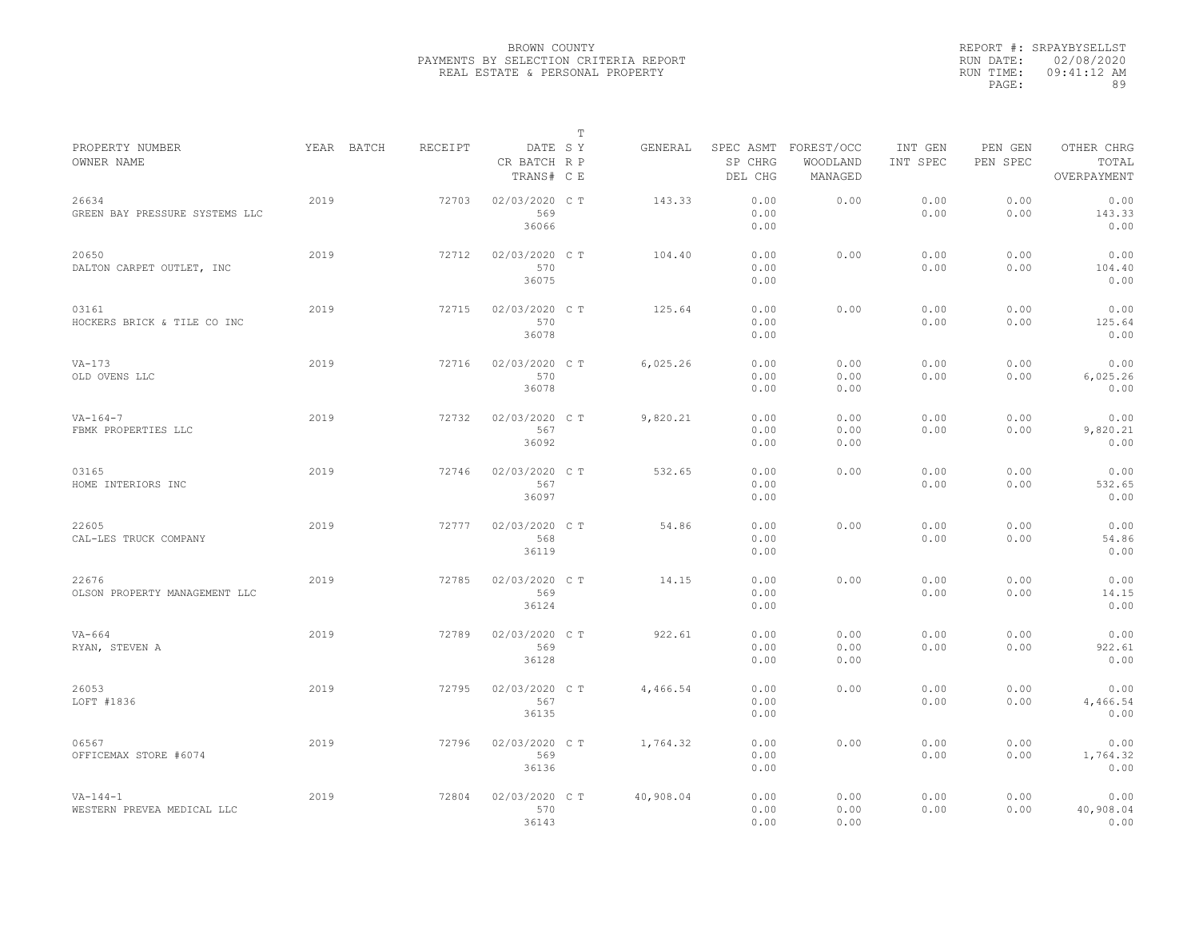BROWN COUNTY
PAYMENTS BY SELECTION CRITERIA REPORT
REAL ESTATE & PERSONAL PROPERTY

REPORT #: SRPAYBYSELLST
RUN DATE: 02/08/2020
RUN TIME: 09:41:12 AM

| PROPERTY NUMBER<br>OWNER NAME | YEAR | BATCH | RECEIPT | DATE<br>CR BATCH<br>TRANS# | T<br>S Y<br>R P<br>C E | GENERAL | SPEC ASMT<br>SP CHRG<br>DEL CHG | FOREST/OCC<br>WOODLAND<br>MANAGED | INT GEN<br>INT SPEC | PEN GEN<br>PEN SPEC | OTHER CHRG<br>TOTAL<br>OVERPAYMENT |
|---|---|---|---|---|---|---|---|---|---|---|---|
| 26634<br>GREEN BAY PRESSURE SYSTEMS LLC | 2019 | | 72703 | 02/03/2020<br>569<br>36066 | C T | 143.33 | 0.00<br>0.00<br>0.00 | 0.00 | 0.00<br>0.00 | 0.00<br>0.00 | 0.00<br>143.33<br>0.00 |
| 20650<br>DALTON CARPET OUTLET, INC | 2019 | | 72712 | 02/03/2020<br>570<br>36075 | C T | 104.40 | 0.00<br>0.00<br>0.00 | 0.00 | 0.00<br>0.00 | 0.00<br>0.00 | 0.00<br>104.40<br>0.00 |
| 03161<br>HOCKERS BRICK & TILE CO INC | 2019 | | 72715 | 02/03/2020<br>570<br>36078 | C T | 125.64 | 0.00<br>0.00<br>0.00 | 0.00 | 0.00<br>0.00 | 0.00<br>0.00 | 0.00<br>125.64<br>0.00 |
| VA-173<br>OLD OVENS LLC | 2019 | | 72716 | 02/03/2020<br>570<br>36078 | C T | 6,025.26 | 0.00<br>0.00<br>0.00 | 0.00<br>0.00<br>0.00 | 0.00<br>0.00 | 0.00<br>0.00 | 0.00<br>6,025.26<br>0.00 |
| VA-164-7<br>FBMK PROPERTIES LLC | 2019 | | 72732 | 02/03/2020<br>567<br>36092 | C T | 9,820.21 | 0.00<br>0.00<br>0.00 | 0.00<br>0.00<br>0.00 | 0.00<br>0.00 | 0.00<br>0.00 | 0.00<br>9,820.21<br>0.00 |
| 03165<br>HOME INTERIORS INC | 2019 | | 72746 | 02/03/2020<br>567<br>36097 | C T | 532.65 | 0.00<br>0.00<br>0.00 | 0.00 | 0.00<br>0.00 | 0.00<br>0.00 | 0.00<br>532.65<br>0.00 |
| 22605<br>CAL-LES TRUCK COMPANY | 2019 | | 72777 | 02/03/2020<br>568<br>36119 | C T | 54.86 | 0.00<br>0.00<br>0.00 | 0.00 | 0.00<br>0.00 | 0.00<br>0.00 | 0.00<br>54.86<br>0.00 |
| 22676<br>OLSON PROPERTY MANAGEMENT LLC | 2019 | | 72785 | 02/03/2020<br>569<br>36124 | C T | 14.15 | 0.00<br>0.00<br>0.00 | 0.00 | 0.00<br>0.00 | 0.00<br>0.00 | 0.00<br>14.15<br>0.00 |
| VA-664<br>RYAN, STEVEN A | 2019 | | 72789 | 02/03/2020<br>569<br>36128 | C T | 922.61 | 0.00<br>0.00<br>0.00 | 0.00<br>0.00<br>0.00 | 0.00<br>0.00 | 0.00<br>0.00 | 0.00<br>922.61<br>0.00 |
| 26053<br>LOFT #1836 | 2019 | | 72795 | 02/03/2020<br>567<br>36135 | C T | 4,466.54 | 0.00<br>0.00<br>0.00 | 0.00 | 0.00<br>0.00 | 0.00<br>0.00 | 0.00<br>4,466.54<br>0.00 |
| 06567<br>OFFICEMAX STORE #6074 | 2019 | | 72796 | 02/03/2020<br>569<br>36136 | C T | 1,764.32 | 0.00<br>0.00<br>0.00 | 0.00 | 0.00<br>0.00 | 0.00<br>0.00 | 0.00<br>1,764.32<br>0.00 |
| VA-144-1<br>WESTERN PREVEA MEDICAL LLC | 2019 | | 72804 | 02/03/2020<br>570<br>36143 | C T | 40,908.04 | 0.00<br>0.00<br>0.00 | 0.00<br>0.00<br>0.00 | 0.00<br>0.00 | 0.00<br>0.00 | 0.00<br>40,908.04<br>0.00 |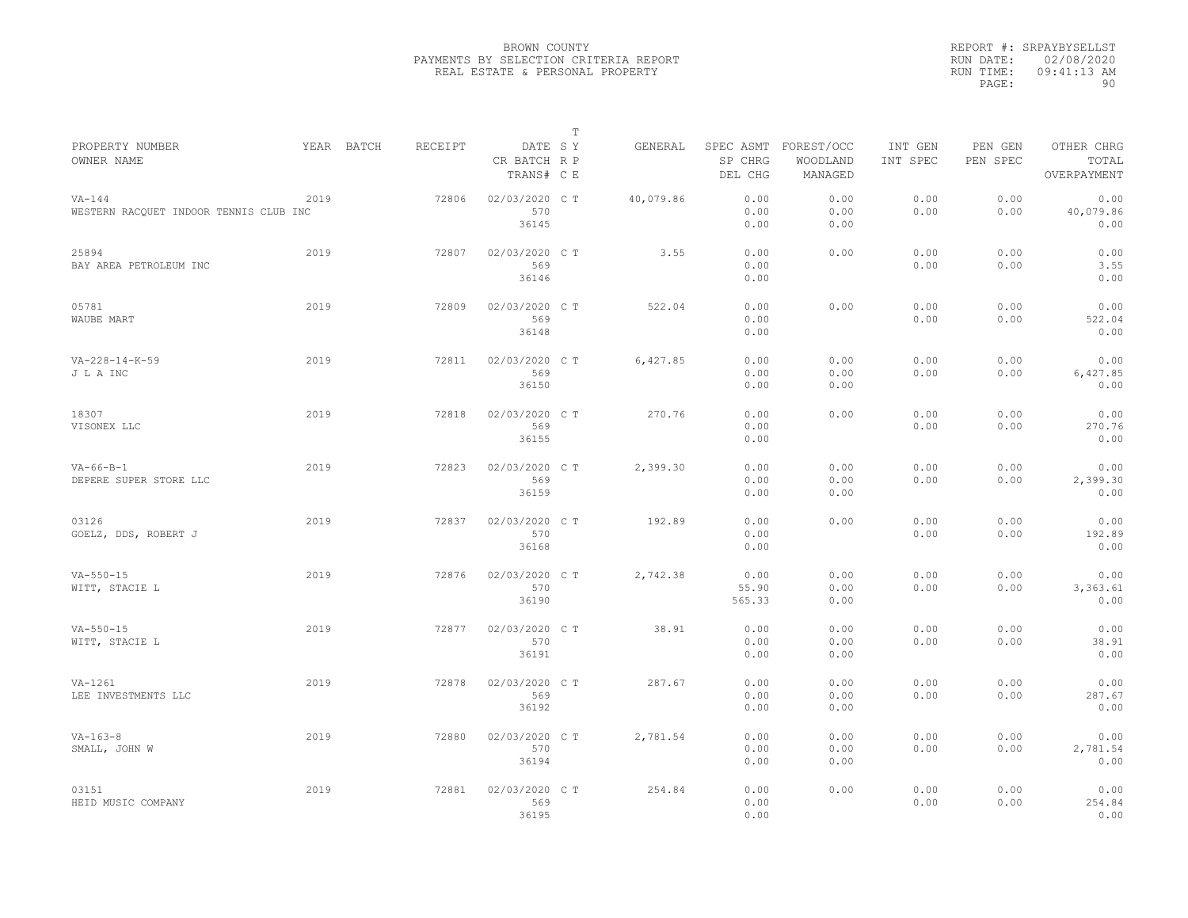BROWN COUNTY
PAYMENTS BY SELECTION CRITERIA REPORT
REAL ESTATE & PERSONAL PROPERTY

REPORT #: SRPAYBYSELLST
RUN DATE: 02/08/2020
RUN TIME: 09:41:13 AM

| PROPERTY NUMBER / OWNER NAME | YEAR | BATCH | RECEIPT | DATE / CR BATCH / TRANS# | T S Y / R P / C E | GENERAL | SPEC ASMT / SP CHRG / DEL CHG | FOREST/OCC / WOODLAND / MANAGED | INT GEN / INT SPEC | PEN GEN / PEN SPEC | OTHER CHRG / TOTAL / OVERPAYMENT |
|---|---|---|---|---|---|---|---|---|---|---|---|
| VA-144 WESTERN RACQUET INDOOR TENNIS CLUB INC | 2019 | | 72806 | 02/03/2020 570 36145 | C T | 40,079.86 | 0.00 0.00 0.00 | 0.00 0.00 0.00 | 0.00 0.00 | 0.00 0.00 | 0.00 40,079.86 0.00 |
| 25894 BAY AREA PETROLEUM INC | 2019 | | 72807 | 02/03/2020 569 36146 | C T | 3.55 | 0.00 0.00 0.00 | 0.00 | 0.00 0.00 | 0.00 0.00 | 0.00 3.55 0.00 |
| 05781 WAUBE MART | 2019 | | 72809 | 02/03/2020 569 36148 | C T | 522.04 | 0.00 0.00 0.00 | 0.00 | 0.00 0.00 | 0.00 0.00 | 0.00 522.04 0.00 |
| VA-228-14-K-59 J L A INC | 2019 | | 72811 | 02/03/2020 569 36150 | C T | 6,427.85 | 0.00 0.00 0.00 | 0.00 0.00 0.00 | 0.00 0.00 | 0.00 0.00 | 0.00 6,427.85 0.00 |
| 18307 VISONEX LLC | 2019 | | 72818 | 02/03/2020 569 36155 | C T | 270.76 | 0.00 0.00 0.00 | 0.00 | 0.00 0.00 | 0.00 0.00 | 0.00 270.76 0.00 |
| VA-66-B-1 DEPERE SUPER STORE LLC | 2019 | | 72823 | 02/03/2020 569 36159 | C T | 2,399.30 | 0.00 0.00 0.00 | 0.00 0.00 0.00 | 0.00 0.00 | 0.00 0.00 | 0.00 2,399.30 0.00 |
| 03126 GOELZ, DDS, ROBERT J | 2019 | | 72837 | 02/03/2020 570 36168 | C T | 192.89 | 0.00 0.00 0.00 | 0.00 | 0.00 0.00 | 0.00 0.00 | 0.00 192.89 0.00 |
| VA-550-15 WITT, STACIE L | 2019 | | 72876 | 02/03/2020 570 36190 | C T | 2,742.38 | 0.00 55.90 565.33 | 0.00 0.00 0.00 | 0.00 0.00 | 0.00 0.00 | 0.00 3,363.61 0.00 |
| VA-550-15 WITT, STACIE L | 2019 | | 72877 | 02/03/2020 570 36191 | C T | 38.91 | 0.00 0.00 0.00 | 0.00 0.00 0.00 | 0.00 0.00 | 0.00 0.00 | 0.00 38.91 0.00 |
| VA-1261 LEE INVESTMENTS LLC | 2019 | | 72878 | 02/03/2020 569 36192 | C T | 287.67 | 0.00 0.00 0.00 | 0.00 0.00 0.00 | 0.00 0.00 | 0.00 0.00 | 0.00 287.67 0.00 |
| VA-163-8 SMALL, JOHN W | 2019 | | 72880 | 02/03/2020 570 36194 | C T | 2,781.54 | 0.00 0.00 0.00 | 0.00 0.00 0.00 | 0.00 0.00 | 0.00 0.00 | 0.00 2,781.54 0.00 |
| 03151 HEID MUSIC COMPANY | 2019 | | 72881 | 02/03/2020 569 36195 | C T | 254.84 | 0.00 0.00 0.00 | 0.00 | 0.00 0.00 | 0.00 0.00 | 0.00 254.84 0.00 |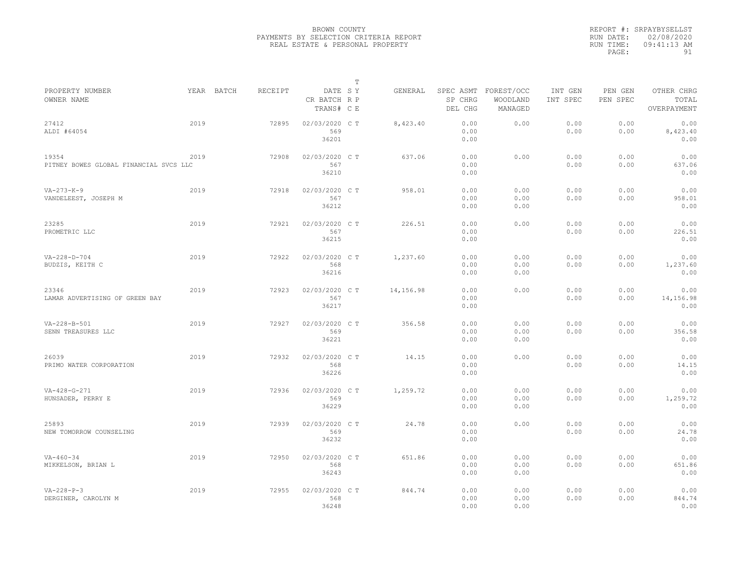BROWN COUNTY
PAYMENTS BY SELECTION CRITERIA REPORT
REAL ESTATE & PERSONAL PROPERTY

REPORT #: SRPAYBYSELLST
RUN DATE: 02/08/2020
RUN TIME: 09:41:13 AM

| PROPERTY NUMBER<br>OWNER NAME | YEAR | BATCH | RECEIPT | DATE<br>CR BATCH<br>TRANS# | T<br>S Y<br>R P<br>C E | GENERAL | SPEC ASMT<br>SP CHRG<br>DEL CHG | FOREST/OCC<br>WOODLAND<br>MANAGED | INT GEN<br>INT SPEC | PEN GEN<br>PEN SPEC | OTHER CHRG<br>TOTAL<br>OVERPAYMENT |
|---|---|---|---|---|---|---|---|---|---|---|---|
| 27412<br>ALDI #64054 | 2019 | | 72895 | 02/03/2020<br>569<br>36201 | C T | 8,423.40 | 0.00<br>0.00<br>0.00 | 0.00 | 0.00<br>0.00 | 0.00<br>0.00 | 0.00<br>8,423.40<br>0.00 |
| 19354<br>PITNEY BOWES GLOBAL FINANCIAL SVCS LLC | 2019 | | 72908 | 02/03/2020<br>567<br>36210 | C T | 637.06 | 0.00<br>0.00<br>0.00 | 0.00 | 0.00<br>0.00 | 0.00<br>0.00 | 0.00<br>637.06<br>0.00 |
| VA-273-K-9<br>VANDELEEST, JOSEPH M | 2019 | | 72918 | 02/03/2020<br>567<br>36212 | C T | 958.01 | 0.00<br>0.00<br>0.00 | 0.00<br>0.00<br>0.00 | 0.00<br>0.00 | 0.00<br>0.00 | 0.00<br>958.01<br>0.00 |
| 23285<br>PROMETRIC LLC | 2019 | | 72921 | 02/03/2020<br>567<br>36215 | C T | 226.51 | 0.00<br>0.00<br>0.00 | 0.00 | 0.00<br>0.00 | 0.00<br>0.00 | 0.00<br>226.51<br>0.00 |
| VA-228-D-704<br>BUDZIS, KEITH C | 2019 | | 72922 | 02/03/2020<br>568<br>36216 | C T | 1,237.60 | 0.00<br>0.00<br>0.00 | 0.00<br>0.00<br>0.00 | 0.00<br>0.00 | 0.00<br>0.00 | 0.00<br>1,237.60<br>0.00 |
| 23346<br>LAMAR ADVERTISING OF GREEN BAY | 2019 | | 72923 | 02/03/2020<br>567<br>36217 | C T | 14,156.98 | 0.00<br>0.00<br>0.00 | 0.00 | 0.00<br>0.00 | 0.00<br>0.00 | 0.00<br>14,156.98<br>0.00 |
| VA-228-B-501<br>SENN TREASURES LLC | 2019 | | 72927 | 02/03/2020<br>569<br>36221 | C T | 356.58 | 0.00<br>0.00<br>0.00 | 0.00<br>0.00<br>0.00 | 0.00<br>0.00 | 0.00<br>0.00 | 0.00<br>356.58<br>0.00 |
| 26039<br>PRIMO WATER CORPORATION | 2019 | | 72932 | 02/03/2020<br>568<br>36226 | C T | 14.15 | 0.00<br>0.00<br>0.00 | 0.00 | 0.00<br>0.00 | 0.00<br>0.00 | 0.00<br>14.15<br>0.00 |
| VA-428-G-271<br>HUNSADER, PERRY E | 2019 | | 72936 | 02/03/2020<br>569<br>36229 | C T | 1,259.72 | 0.00<br>0.00<br>0.00 | 0.00<br>0.00<br>0.00 | 0.00<br>0.00 | 0.00<br>0.00 | 0.00<br>1,259.72<br>0.00 |
| 25893<br>NEW TOMORROW COUNSELING | 2019 | | 72939 | 02/03/2020<br>569<br>36232 | C T | 24.78 | 0.00<br>0.00<br>0.00 | 0.00 | 0.00<br>0.00 | 0.00<br>0.00 | 0.00<br>24.78<br>0.00 |
| VA-460-34<br>MIKKELSON, BRIAN L | 2019 | | 72950 | 02/03/2020<br>568<br>36243 | C T | 651.86 | 0.00<br>0.00<br>0.00 | 0.00<br>0.00<br>0.00 | 0.00<br>0.00 | 0.00<br>0.00 | 0.00<br>651.86<br>0.00 |
| VA-228-P-3<br>DERGINER, CAROLYN M | 2019 | | 72955 | 02/03/2020<br>568<br>36248 | C T | 844.74 | 0.00<br>0.00<br>0.00 | 0.00<br>0.00<br>0.00 | 0.00<br>0.00 | 0.00<br>0.00 | 0.00<br>844.74<br>0.00 |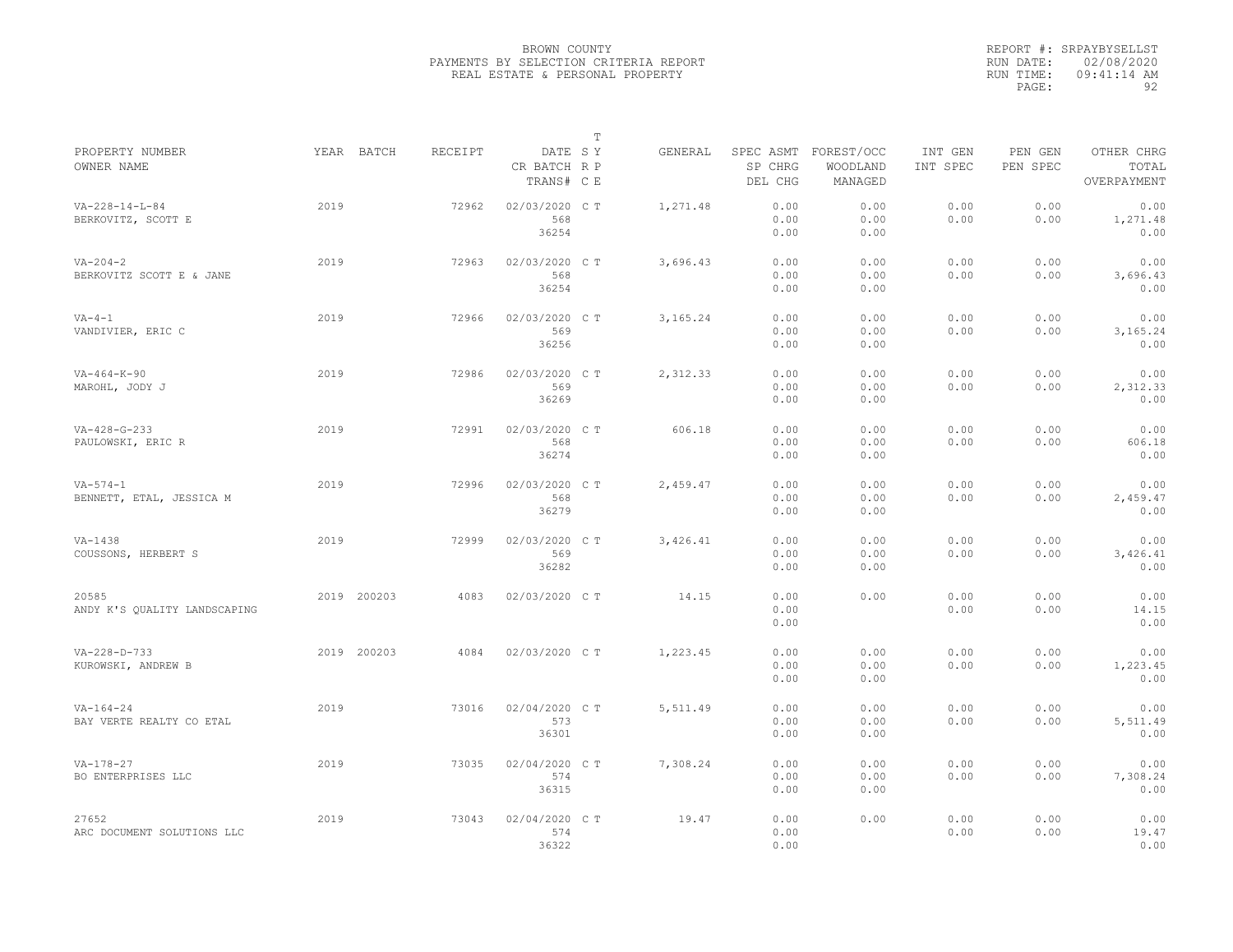BROWN COUNTY
PAYMENTS BY SELECTION CRITERIA REPORT
REAL ESTATE & PERSONAL PROPERTY

REPORT #: SRPAYBYSELLST
RUN DATE: 02/08/2020
RUN TIME: 09:41:14 AM

| PROPERTY NUMBER<br>OWNER NAME | YEAR | BATCH | RECEIPT | DATE<br>CR BATCH<br>TRANS# | T<br>S Y<br>R P<br>C E | GENERAL | SPEC ASMT<br>SP CHRG<br>DEL CHG | FOREST/OCC<br>WOODLAND<br>MANAGED | INT GEN<br>INT SPEC | PEN GEN<br>PEN SPEC | OTHER CHRG<br>TOTAL<br>OVERPAYMENT |
|---|---|---|---|---|---|---|---|---|---|---|---|
| VA-228-14-L-84<br>BERKOVITZ, SCOTT E | 2019 | | 72962 | 02/03/2020<br>568<br>36254 | C T | 1,271.48 | 0.00<br>0.00<br>0.00 | 0.00<br>0.00<br>0.00 | 0.00<br>0.00 | 0.00<br>0.00 | 0.00<br>1,271.48<br>0.00 |
| VA-204-2<br>BERKOVITZ SCOTT E & JANE | 2019 | | 72963 | 02/03/2020<br>568<br>36254 | C T | 3,696.43 | 0.00<br>0.00<br>0.00 | 0.00<br>0.00<br>0.00 | 0.00<br>0.00 | 0.00<br>0.00 | 0.00<br>3,696.43<br>0.00 |
| VA-4-1<br>VANDIVIER, ERIC C | 2019 | | 72966 | 02/03/2020<br>569<br>36256 | C T | 3,165.24 | 0.00<br>0.00<br>0.00 | 0.00<br>0.00<br>0.00 | 0.00<br>0.00 | 0.00<br>0.00 | 0.00<br>3,165.24<br>0.00 |
| VA-464-K-90<br>MAROHL, JODY J | 2019 | | 72986 | 02/03/2020<br>569<br>36269 | C T | 2,312.33 | 0.00<br>0.00<br>0.00 | 0.00<br>0.00<br>0.00 | 0.00<br>0.00 | 0.00<br>0.00 | 0.00<br>2,312.33<br>0.00 |
| VA-428-G-233<br>PAULOWSKI, ERIC R | 2019 | | 72991 | 02/03/2020<br>568<br>36274 | C T | 606.18 | 0.00<br>0.00<br>0.00 | 0.00<br>0.00<br>0.00 | 0.00<br>0.00 | 0.00<br>0.00 | 0.00<br>606.18<br>0.00 |
| VA-574-1<br>BENNETT, ETAL, JESSICA M | 2019 | | 72996 | 02/03/2020<br>568<br>36279 | C T | 2,459.47 | 0.00<br>0.00<br>0.00 | 0.00<br>0.00<br>0.00 | 0.00<br>0.00 | 0.00<br>0.00 | 0.00<br>2,459.47<br>0.00 |
| VA-1438<br>COUSSONS, HERBERT S | 2019 | | 72999 | 02/03/2020<br>569<br>36282 | C T | 3,426.41 | 0.00<br>0.00<br>0.00 | 0.00<br>0.00<br>0.00 | 0.00<br>0.00 | 0.00<br>0.00 | 0.00<br>3,426.41<br>0.00 |
| 20585<br>ANDY K'S QUALITY LANDSCAPING | 2019 | 200203 | 4083 | 02/03/2020 | C T | 14.15 | 0.00<br>0.00<br>0.00 | 0.00 | 0.00<br>0.00 | 0.00<br>0.00 | 0.00<br>14.15<br>0.00 |
| VA-228-D-733<br>KUROWSKI, ANDREW B | 2019 | 200203 | 4084 | 02/03/2020 | C T | 1,223.45 | 0.00<br>0.00<br>0.00 | 0.00<br>0.00<br>0.00 | 0.00<br>0.00 | 0.00<br>0.00 | 0.00<br>1,223.45<br>0.00 |
| VA-164-24<br>BAY VERTE REALTY CO ETAL | 2019 | | 73016 | 02/04/2020<br>573<br>36301 | C T | 5,511.49 | 0.00<br>0.00<br>0.00 | 0.00<br>0.00<br>0.00 | 0.00<br>0.00 | 0.00<br>0.00 | 0.00<br>5,511.49<br>0.00 |
| VA-178-27<br>BO ENTERPRISES LLC | 2019 | | 73035 | 02/04/2020<br>574<br>36315 | C T | 7,308.24 | 0.00<br>0.00<br>0.00 | 0.00<br>0.00<br>0.00 | 0.00<br>0.00 | 0.00<br>0.00 | 0.00<br>7,308.24<br>0.00 |
| 27652<br>ARC DOCUMENT SOLUTIONS LLC | 2019 | | 73043 | 02/04/2020<br>574<br>36322 | C T | 19.47 | 0.00<br>0.00<br>0.00 | 0.00 | 0.00<br>0.00 | 0.00<br>0.00 | 0.00<br>19.47<br>0.00 |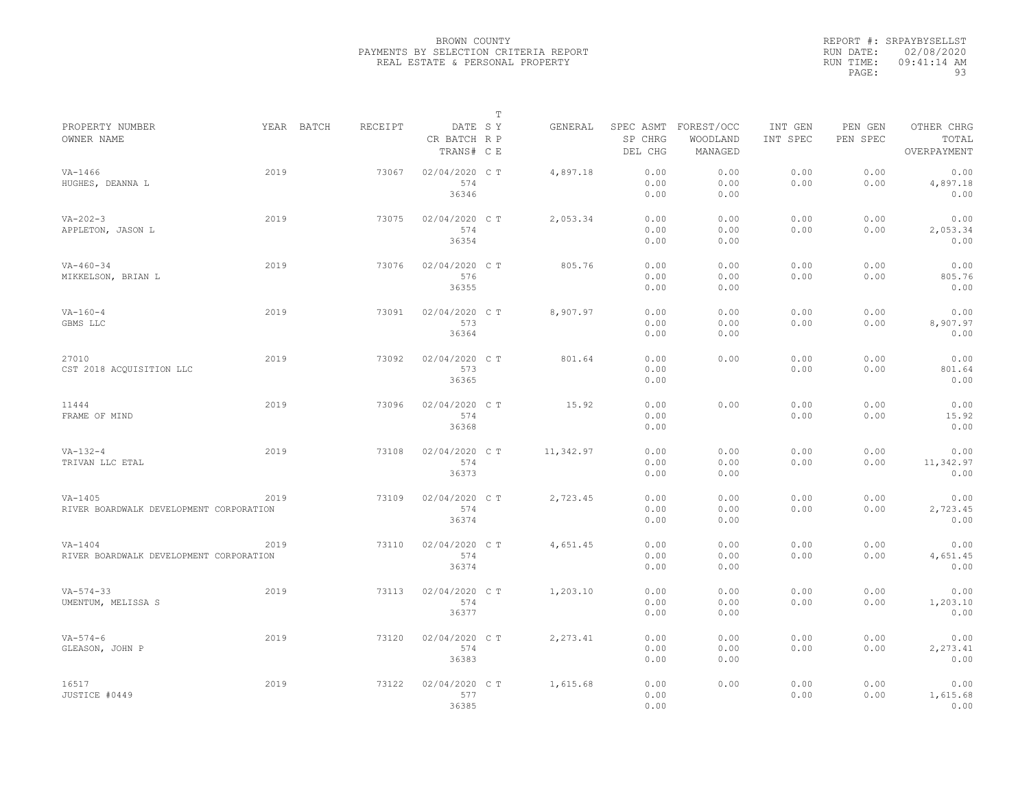BROWN COUNTY
PAYMENTS BY SELECTION CRITERIA REPORT
REAL ESTATE & PERSONAL PROPERTY

REPORT #: SRPAYBYSELLST
RUN DATE: 02/08/2020
RUN TIME: 09:41:14 AM

| PROPERTY NUMBER / OWNER NAME | YEAR | BATCH | RECEIPT | DATE / CR BATCH / TRANS# | T S Y / R P / C E | GENERAL | SPEC ASMT / SP CHRG / DEL CHG | FOREST/OCC / WOODLAND / MANAGED | INT GEN / INT SPEC | PEN GEN / PEN SPEC | OTHER CHRG / TOTAL / OVERPAYMENT |
|---|---|---|---|---|---|---|---|---|---|---|---|
| VA-1466<br>HUGHES, DEANNA L | 2019 | | 73067 | 02/04/2020<br>574<br>36346 | C T | 4,897.18 | 0.00<br>0.00<br>0.00 | 0.00<br>0.00<br>0.00 | 0.00<br>0.00 | 0.00<br>0.00 | 0.00<br>4,897.18<br>0.00 |
| VA-202-3<br>APPLETON, JASON L | 2019 | | 73075 | 02/04/2020<br>574<br>36354 | C T | 2,053.34 | 0.00<br>0.00<br>0.00 | 0.00<br>0.00<br>0.00 | 0.00<br>0.00 | 0.00<br>0.00 | 0.00<br>2,053.34<br>0.00 |
| VA-460-34<br>MIKKELSON, BRIAN L | 2019 | | 73076 | 02/04/2020<br>576<br>36355 | C T | 805.76 | 0.00<br>0.00<br>0.00 | 0.00<br>0.00<br>0.00 | 0.00<br>0.00 | 0.00<br>0.00 | 0.00<br>805.76<br>0.00 |
| VA-160-4<br>GBMS LLC | 2019 | | 73091 | 02/04/2020<br>573<br>36364 | C T | 8,907.97 | 0.00<br>0.00<br>0.00 | 0.00<br>0.00<br>0.00 | 0.00<br>0.00 | 0.00<br>0.00 | 0.00<br>8,907.97<br>0.00 |
| 27010<br>CST 2018 ACQUISITION LLC | 2019 | | 73092 | 02/04/2020<br>573<br>36365 | C T | 801.64 | 0.00<br>0.00<br>0.00 | 0.00 | 0.00<br>0.00 | 0.00<br>0.00 | 0.00<br>801.64<br>0.00 |
| 11444<br>FRAME OF MIND | 2019 | | 73096 | 02/04/2020<br>574<br>36368 | C T | 15.92 | 0.00<br>0.00<br>0.00 | 0.00 | 0.00<br>0.00 | 0.00<br>0.00 | 0.00<br>15.92<br>0.00 |
| VA-132-4<br>TRIVAN LLC ETAL | 2019 | | 73108 | 02/04/2020<br>574<br>36373 | C T | 11,342.97 | 0.00<br>0.00<br>0.00 | 0.00<br>0.00<br>0.00 | 0.00<br>0.00 | 0.00<br>0.00 | 0.00<br>11,342.97<br>0.00 |
| VA-1405<br>RIVER BOARDWALK DEVELOPMENT CORPORATION | 2019 | | 73109 | 02/04/2020<br>574<br>36374 | C T | 2,723.45 | 0.00<br>0.00<br>0.00 | 0.00<br>0.00<br>0.00 | 0.00<br>0.00 | 0.00<br>0.00 | 0.00<br>2,723.45<br>0.00 |
| VA-1404<br>RIVER BOARDWALK DEVELOPMENT CORPORATION | 2019 | | 73110 | 02/04/2020<br>574<br>36374 | C T | 4,651.45 | 0.00<br>0.00<br>0.00 | 0.00<br>0.00<br>0.00 | 0.00<br>0.00 | 0.00<br>0.00 | 0.00<br>4,651.45<br>0.00 |
| VA-574-33<br>UMENTUM, MELISSA S | 2019 | | 73113 | 02/04/2020<br>574<br>36377 | C T | 1,203.10 | 0.00<br>0.00<br>0.00 | 0.00<br>0.00<br>0.00 | 0.00<br>0.00 | 0.00<br>0.00 | 0.00<br>1,203.10<br>0.00 |
| VA-574-6<br>GLEASON, JOHN P | 2019 | | 73120 | 02/04/2020<br>574<br>36383 | C T | 2,273.41 | 0.00<br>0.00<br>0.00 | 0.00<br>0.00<br>0.00 | 0.00<br>0.00 | 0.00<br>0.00 | 0.00<br>2,273.41<br>0.00 |
| 16517<br>JUSTICE #0449 | 2019 | | 73122 | 02/04/2020<br>577<br>36385 | C T | 1,615.68 | 0.00<br>0.00<br>0.00 | 0.00 | 0.00<br>0.00 | 0.00<br>0.00 | 0.00<br>1,615.68<br>0.00 |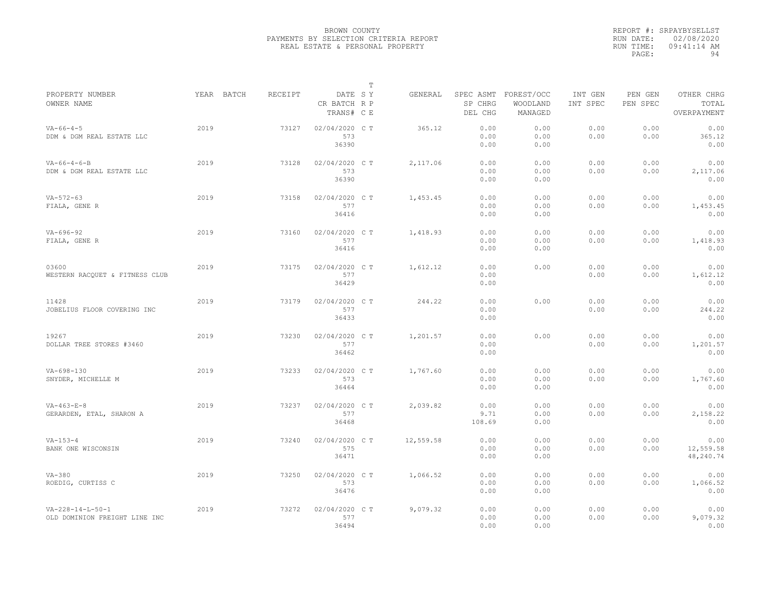BROWN COUNTY
PAYMENTS BY SELECTION CRITERIA REPORT
REAL ESTATE & PERSONAL PROPERTY

REPORT #: SRPAYBYSELLST
RUN DATE: 02/08/2020
RUN TIME: 09:41:14 AM

| PROPERTY NUMBER / OWNER NAME | YEAR | BATCH | RECEIPT | DATE / CR BATCH / TRANS# | T S C | T Y P E | GENERAL | SPEC ASMT / SP CHRG / DEL CHG | FOREST/OCC / WOODLAND / MANAGED | INT GEN / INT SPEC | PEN GEN / PEN SPEC | OTHER CHRG / TOTAL / OVERPAYMENT |
|---|---|---|---|---|---|---|---|---|---|---|---|---|
| VA-66-4-5 / DDM & DGM REAL ESTATE LLC | 2019 | | 73127 | 02/04/2020 / 573 / 36390 | C | T | 365.12 | 0.00 / 0.00 / 0.00 | 0.00 / 0.00 / 0.00 | 0.00 / 0.00 | 0.00 / 0.00 | 0.00 / 365.12 / 0.00 |
| VA-66-4-6-B / DDM & DGM REAL ESTATE LLC | 2019 | | 73128 | 02/04/2020 / 573 / 36390 | C | T | 2,117.06 | 0.00 / 0.00 / 0.00 | 0.00 / 0.00 / 0.00 | 0.00 / 0.00 | 0.00 / 0.00 | 0.00 / 2,117.06 / 0.00 |
| VA-572-63 / FIALA, GENE R | 2019 | | 73158 | 02/04/2020 / 577 / 36416 | C | T | 1,453.45 | 0.00 / 0.00 / 0.00 | 0.00 / 0.00 / 0.00 | 0.00 / 0.00 | 0.00 / 0.00 | 0.00 / 1,453.45 / 0.00 |
| VA-696-92 / FIALA, GENE R | 2019 | | 73160 | 02/04/2020 / 577 / 36416 | C | T | 1,418.93 | 0.00 / 0.00 / 0.00 | 0.00 / 0.00 / 0.00 | 0.00 / 0.00 | 0.00 / 0.00 | 0.00 / 1,418.93 / 0.00 |
| 03600 / WESTERN RACQUET & FITNESS CLUB | 2019 | | 73175 | 02/04/2020 / 577 / 36429 | C | T | 1,612.12 | 0.00 / 0.00 / 0.00 | 0.00 | 0.00 / 0.00 | 0.00 / 0.00 | 0.00 / 1,612.12 / 0.00 |
| 11428 / JOBELIUS FLOOR COVERING INC | 2019 | | 73179 | 02/04/2020 / 577 / 36433 | C | T | 244.22 | 0.00 / 0.00 / 0.00 | 0.00 | 0.00 / 0.00 | 0.00 / 0.00 | 0.00 / 244.22 / 0.00 |
| 19267 / DOLLAR TREE STORES #3460 | 2019 | | 73230 | 02/04/2020 / 577 / 36462 | C | T | 1,201.57 | 0.00 / 0.00 / 0.00 | 0.00 | 0.00 / 0.00 | 0.00 / 0.00 | 0.00 / 1,201.57 / 0.00 |
| VA-698-130 / SNYDER, MICHELLE M | 2019 | | 73233 | 02/04/2020 / 573 / 36464 | C | T | 1,767.60 | 0.00 / 0.00 / 0.00 | 0.00 / 0.00 / 0.00 | 0.00 / 0.00 | 0.00 / 0.00 | 0.00 / 1,767.60 / 0.00 |
| VA-463-E-8 / GERARDEN, ETAL, SHARON A | 2019 | | 73237 | 02/04/2020 / 577 / 36468 | C | T | 2,039.82 | 0.00 / 9.71 / 108.69 | 0.00 / 0.00 / 0.00 | 0.00 / 0.00 | 0.00 / 0.00 | 0.00 / 2,158.22 / 0.00 |
| VA-153-4 / BANK ONE WISCONSIN | 2019 | | 73240 | 02/04/2020 / 575 / 36471 | C | T | 12,559.58 | 0.00 / 0.00 / 0.00 | 0.00 / 0.00 / 0.00 | 0.00 / 0.00 | 0.00 / 0.00 | 0.00 / 12,559.58 / 48,240.74 |
| VA-380 / ROEDIG, CURTISS C | 2019 | | 73250 | 02/04/2020 / 573 / 36476 | C | T | 1,066.52 | 0.00 / 0.00 / 0.00 | 0.00 / 0.00 / 0.00 | 0.00 / 0.00 | 0.00 / 0.00 | 0.00 / 1,066.52 / 0.00 |
| VA-228-14-L-50-1 / OLD DOMINION FREIGHT LINE INC | 2019 | | 73272 | 02/04/2020 / 577 / 36494 | C | T | 9,079.32 | 0.00 / 0.00 / 0.00 | 0.00 / 0.00 / 0.00 | 0.00 / 0.00 | 0.00 / 0.00 | 0.00 / 9,079.32 / 0.00 |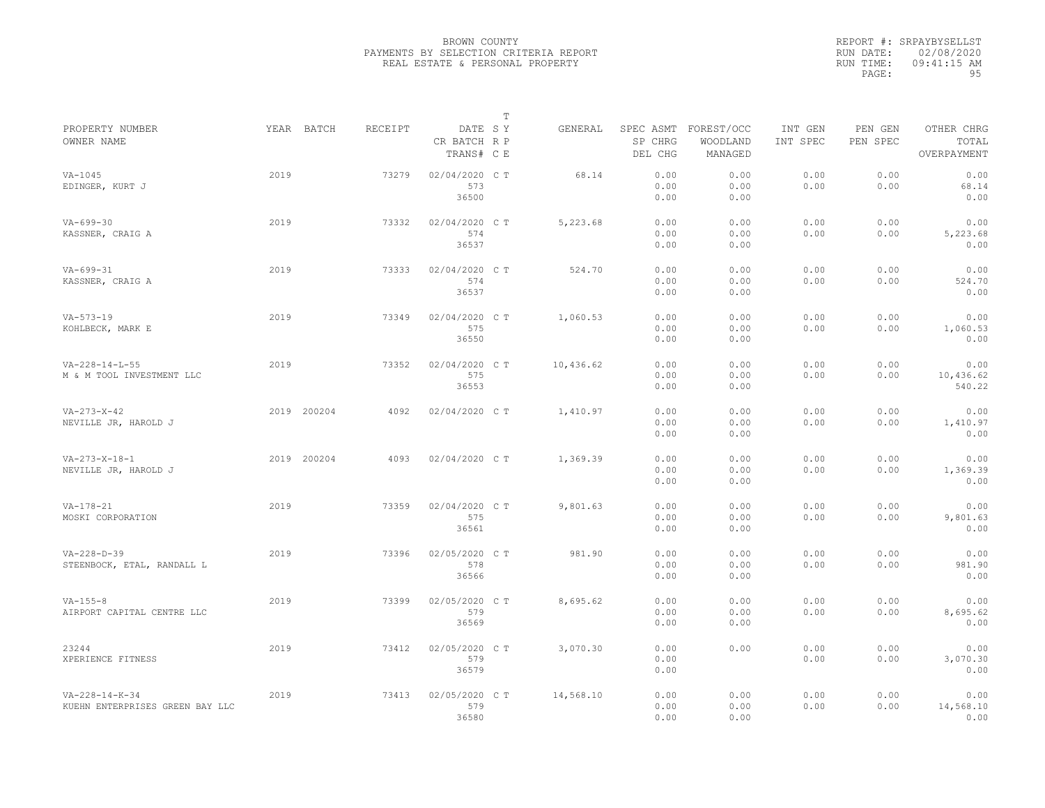BROWN COUNTY
PAYMENTS BY SELECTION CRITERIA REPORT
REAL ESTATE & PERSONAL PROPERTY

REPORT #: SRPAYBYSELLST
RUN DATE: 02/08/2020
RUN TIME: 09:41:15 AM

| PROPERTY NUMBER<br>OWNER NAME | YEAR | BATCH | RECEIPT | DATE<br>CR BATCH<br>TRANS# | T S Y<br>R P<br>C E | GENERAL | SPEC ASMT<br>SP CHRG<br>DEL CHG | FOREST/OCC<br>WOODLAND<br>MANAGED | INT GEN<br>INT SPEC | PEN GEN<br>PEN SPEC | OTHER CHRG<br>TOTAL<br>OVERPAYMENT |
|---|---|---|---|---|---|---|---|---|---|---|---|
| VA-1045<br>EDINGER, KURT J | 2019 | | 73279 | 02/04/2020<br>573<br>36500 | C T | 68.14 | 0.00<br>0.00<br>0.00 | 0.00<br>0.00<br>0.00 | 0.00<br>0.00 | 0.00<br>0.00 | 0.00<br>68.14<br>0.00 |
| VA-699-30<br>KASSNER, CRAIG A | 2019 | | 73332 | 02/04/2020<br>574<br>36537 | C T | 5,223.68 | 0.00<br>0.00<br>0.00 | 0.00<br>0.00<br>0.00 | 0.00<br>0.00 | 0.00<br>0.00 | 0.00<br>5,223.68<br>0.00 |
| VA-699-31<br>KASSNER, CRAIG A | 2019 | | 73333 | 02/04/2020<br>574<br>36537 | C T | 524.70 | 0.00<br>0.00<br>0.00 | 0.00<br>0.00<br>0.00 | 0.00<br>0.00 | 0.00<br>0.00 | 0.00<br>524.70<br>0.00 |
| VA-573-19<br>KOHLBECK, MARK E | 2019 | | 73349 | 02/04/2020<br>575<br>36550 | C T | 1,060.53 | 0.00<br>0.00<br>0.00 | 0.00<br>0.00<br>0.00 | 0.00<br>0.00 | 0.00<br>0.00 | 0.00<br>1,060.53<br>0.00 |
| VA-228-14-L-55<br>M & M TOOL INVESTMENT LLC | 2019 | | 73352 | 02/04/2020<br>575<br>36553 | C T | 10,436.62 | 0.00<br>0.00<br>0.00 | 0.00<br>0.00<br>0.00 | 0.00<br>0.00 | 0.00<br>0.00 | 0.00<br>10,436.62<br>540.22 |
| VA-273-X-42<br>NEVILLE JR, HAROLD J | 2019 | 200204 | 4092 | 02/04/2020 | C T | 1,410.97 | 0.00<br>0.00<br>0.00 | 0.00<br>0.00<br>0.00 | 0.00<br>0.00 | 0.00<br>0.00 | 0.00<br>1,410.97<br>0.00 |
| VA-273-X-18-1<br>NEVILLE JR, HAROLD J | 2019 | 200204 | 4093 | 02/04/2020 | C T | 1,369.39 | 0.00<br>0.00<br>0.00 | 0.00<br>0.00<br>0.00 | 0.00<br>0.00 | 0.00<br>0.00 | 0.00<br>1,369.39<br>0.00 |
| VA-178-21<br>MOSKI CORPORATION | 2019 | | 73359 | 02/04/2020<br>575<br>36561 | C T | 9,801.63 | 0.00<br>0.00<br>0.00 | 0.00<br>0.00<br>0.00 | 0.00<br>0.00 | 0.00<br>0.00 | 0.00<br>9,801.63<br>0.00 |
| VA-228-D-39<br>STEENBOCK, ETAL, RANDALL L | 2019 | | 73396 | 02/05/2020<br>578<br>36566 | C T | 981.90 | 0.00<br>0.00<br>0.00 | 0.00<br>0.00<br>0.00 | 0.00<br>0.00 | 0.00<br>0.00 | 0.00<br>981.90<br>0.00 |
| VA-155-8<br>AIRPORT CAPITAL CENTRE LLC | 2019 | | 73399 | 02/05/2020<br>579<br>36569 | C T | 8,695.62 | 0.00<br>0.00<br>0.00 | 0.00<br>0.00<br>0.00 | 0.00<br>0.00 | 0.00<br>0.00 | 0.00<br>8,695.62<br>0.00 |
| 23244<br>XPERIENCE FITNESS | 2019 | | 73412 | 02/05/2020<br>579<br>36579 | C T | 3,070.30 | 0.00<br>0.00<br>0.00 | 0.00 | 0.00<br>0.00 | 0.00<br>0.00 | 0.00<br>3,070.30<br>0.00 |
| VA-228-14-K-34<br>KUEHN ENTERPRISES GREEN BAY LLC | 2019 | | 73413 | 02/05/2020<br>579<br>36580 | C T | 14,568.10 | 0.00<br>0.00<br>0.00 | 0.00<br>0.00<br>0.00 | 0.00<br>0.00 | 0.00<br>0.00 | 0.00<br>14,568.10<br>0.00 |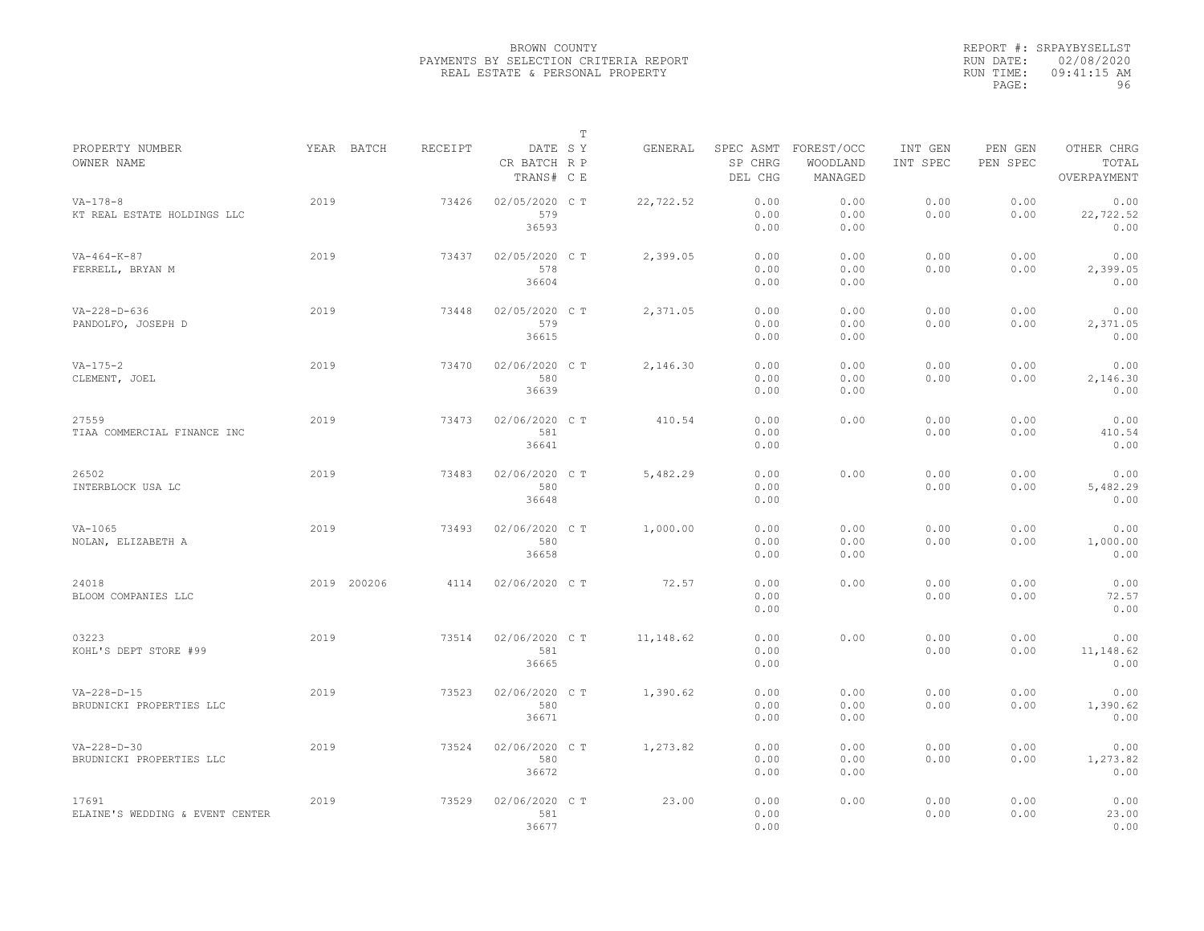BROWN COUNTY
PAYMENTS BY SELECTION CRITERIA REPORT
REAL ESTATE & PERSONAL PROPERTY

REPORT #: SRPAYBYSELLST
RUN DATE: 02/08/2020
RUN TIME: 09:41:15 AM

| PROPERTY NUMBER / OWNER NAME | YEAR | BATCH | RECEIPT | DATE / CR BATCH / TRANS# | T SY RP CE | GENERAL | SPEC ASMT / SP CHRG / DEL CHG | FOREST/OCC / WOODLAND / MANAGED | INT GEN / INT SPEC | PEN GEN / PEN SPEC | OTHER CHRG / TOTAL / OVERPAYMENT |
|---|---|---|---|---|---|---|---|---|---|---|---|
| VA-178-8 KT REAL ESTATE HOLDINGS LLC | 2019 | | 73426 | 02/05/2020 579 36593 | C T | 22,722.52 | 0.00 0.00 0.00 | 0.00 0.00 0.00 | 0.00 0.00 | 0.00 0.00 | 0.00 22,722.52 0.00 |
| VA-464-K-87 FERRELL, BRYAN M | 2019 | | 73437 | 02/05/2020 578 36604 | C T | 2,399.05 | 0.00 0.00 0.00 | 0.00 0.00 0.00 | 0.00 0.00 | 0.00 0.00 | 0.00 2,399.05 0.00 |
| VA-228-D-636 PANDOLFO, JOSEPH D | 2019 | | 73448 | 02/05/2020 579 36615 | C T | 2,371.05 | 0.00 0.00 0.00 | 0.00 0.00 0.00 | 0.00 0.00 | 0.00 0.00 | 0.00 2,371.05 0.00 |
| VA-175-2 CLEMENT, JOEL | 2019 | | 73470 | 02/06/2020 580 36639 | C T | 2,146.30 | 0.00 0.00 0.00 | 0.00 0.00 0.00 | 0.00 0.00 | 0.00 0.00 | 0.00 2,146.30 0.00 |
| 27559 TIAA COMMERCIAL FINANCE INC | 2019 | | 73473 | 02/06/2020 581 36641 | C T | 410.54 | 0.00 0.00 0.00 | 0.00 | 0.00 0.00 | 0.00 0.00 | 0.00 410.54 0.00 |
| 26502 INTERBLOCK USA LC | 2019 | | 73483 | 02/06/2020 580 36648 | C T | 5,482.29 | 0.00 0.00 0.00 | 0.00 | 0.00 0.00 | 0.00 0.00 | 0.00 5,482.29 0.00 |
| VA-1065 NOLAN, ELIZABETH A | 2019 | | 73493 | 02/06/2020 580 36658 | C T | 1,000.00 | 0.00 0.00 0.00 | 0.00 0.00 0.00 | 0.00 0.00 | 0.00 0.00 | 0.00 1,000.00 0.00 |
| 24018 BLOOM COMPANIES LLC | 2019 | 200206 | 4114 | 02/06/2020 | C T | 72.57 | 0.00 0.00 0.00 | 0.00 | 0.00 0.00 | 0.00 0.00 | 0.00 72.57 0.00 |
| 03223 KOHL'S DEPT STORE #99 | 2019 | | 73514 | 02/06/2020 581 36665 | C T | 11,148.62 | 0.00 0.00 0.00 | 0.00 | 0.00 0.00 | 0.00 0.00 | 0.00 11,148.62 0.00 |
| VA-228-D-15 BRUDNICKI PROPERTIES LLC | 2019 | | 73523 | 02/06/2020 580 36671 | C T | 1,390.62 | 0.00 0.00 0.00 | 0.00 0.00 0.00 | 0.00 0.00 | 0.00 0.00 | 0.00 1,390.62 0.00 |
| VA-228-D-30 BRUDNICKI PROPERTIES LLC | 2019 | | 73524 | 02/06/2020 580 36672 | C T | 1,273.82 | 0.00 0.00 0.00 | 0.00 0.00 0.00 | 0.00 0.00 | 0.00 0.00 | 0.00 1,273.82 0.00 |
| 17691 ELAINE'S WEDDING & EVENT CENTER | 2019 | | 73529 | 02/06/2020 581 36677 | C T | 23.00 | 0.00 0.00 0.00 | 0.00 | 0.00 0.00 | 0.00 0.00 | 0.00 23.00 0.00 |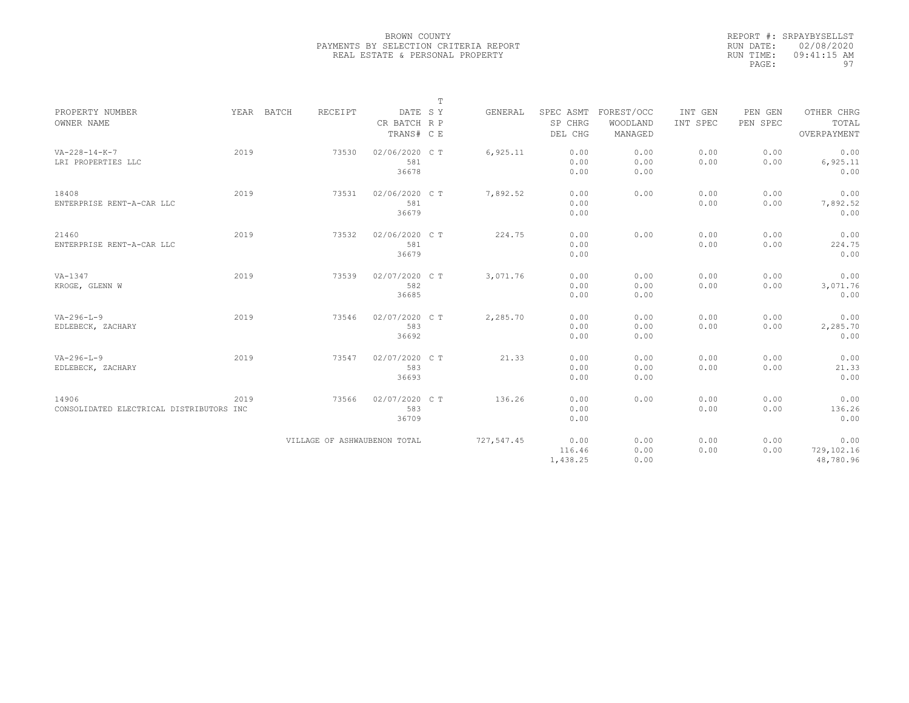BROWN COUNTY
PAYMENTS BY SELECTION CRITERIA REPORT
REAL ESTATE & PERSONAL PROPERTY

REPORT #: SRPAYBYSELLST
RUN DATE: 02/08/2020
RUN TIME: 09:41:15 AM

| PROPERTY NUMBER<br>OWNER NAME | YEAR | BATCH | RECEIPT | DATE<br>CR BATCH<br>TRANS# | T<br>S Y<br>R P<br>C E | GENERAL | SPEC ASMT<br>SP CHRG<br>DEL CHG | FOREST/OCC<br>WOODLAND<br>MANAGED | INT GEN<br>INT SPEC | PEN GEN<br>PEN SPEC | OTHER CHRG<br>TOTAL<br>OVERPAYMENT |
|---|---|---|---|---|---|---|---|---|---|---|---|
| VA-228-14-K-7<br>LRI PROPERTIES LLC | 2019 | | 73530 | 02/06/2020<br>581<br>36678 | C T | 6,925.11 | 0.00<br>0.00<br>0.00 | 0.00<br>0.00<br>0.00 | 0.00<br>0.00 | 0.00<br>0.00 | 0.00<br>6,925.11<br>0.00 |
| 18408<br>ENTERPRISE RENT-A-CAR LLC | 2019 | | 73531 | 02/06/2020<br>581<br>36679 | C T | 7,892.52 | 0.00<br>0.00<br>0.00 | 0.00 | 0.00<br>0.00 | 0.00<br>0.00 | 0.00<br>7,892.52<br>0.00 |
| 21460<br>ENTERPRISE RENT-A-CAR LLC | 2019 | | 73532 | 02/06/2020<br>581<br>36679 | C T | 224.75 | 0.00<br>0.00<br>0.00 | 0.00 | 0.00<br>0.00 | 0.00<br>0.00 | 0.00<br>224.75<br>0.00 |
| VA-1347<br>KROGE, GLENN W | 2019 | | 73539 | 02/07/2020<br>582<br>36685 | C T | 3,071.76 | 0.00<br>0.00<br>0.00 | 0.00<br>0.00<br>0.00 | 0.00<br>0.00 | 0.00<br>0.00 | 0.00<br>3,071.76<br>0.00 |
| VA-296-L-9<br>EDLEBECK, ZACHARY | 2019 | | 73546 | 02/07/2020<br>583<br>36692 | C T | 2,285.70 | 0.00<br>0.00<br>0.00 | 0.00<br>0.00<br>0.00 | 0.00<br>0.00 | 0.00<br>0.00 | 0.00<br>2,285.70<br>0.00 |
| VA-296-L-9<br>EDLEBECK, ZACHARY | 2019 | | 73547 | 02/07/2020<br>583<br>36693 | C T | 21.33 | 0.00<br>0.00<br>0.00 | 0.00<br>0.00<br>0.00 | 0.00<br>0.00 | 0.00<br>0.00 | 0.00<br>21.33<br>0.00 |
| 14906<br>CONSOLIDATED ELECTRICAL DISTRIBUTORS INC | 2019 | | 73566 | 02/07/2020<br>583<br>36709 | C T | 136.26 | 0.00<br>0.00<br>0.00 | 0.00 | 0.00<br>0.00 | 0.00<br>0.00 | 0.00<br>136.26<br>0.00 |
| | | | VILLAGE OF ASHWAUBENON TOTAL | | | 727,547.45 | 0.00<br>116.46<br>1,438.25 | 0.00<br>0.00<br>0.00 | 0.00<br>0.00 | 0.00<br>0.00 | 0.00<br>729,102.16<br>48,780.96 |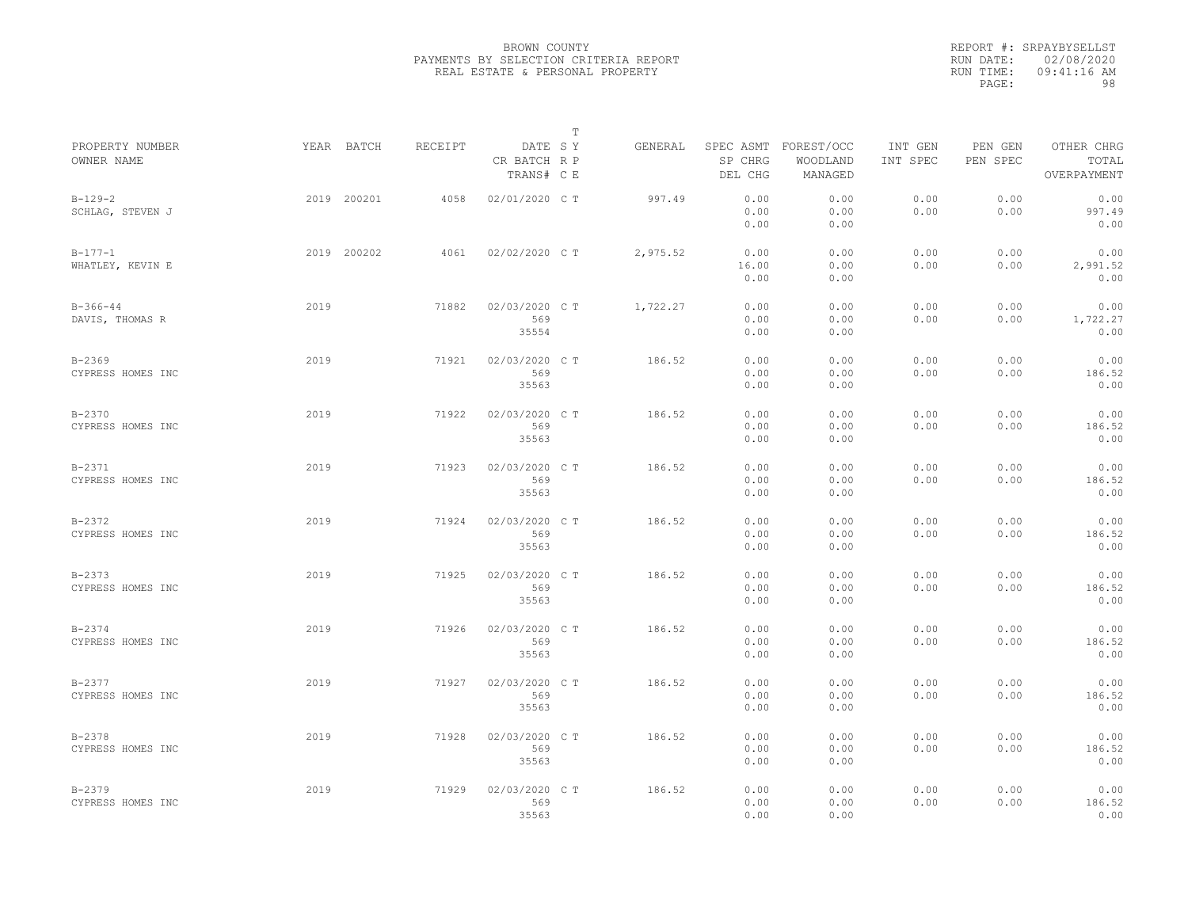BROWN COUNTY
PAYMENTS BY SELECTION CRITERIA REPORT
REAL ESTATE & PERSONAL PROPERTY

REPORT #: SRPAYBYSELLST
RUN DATE: 02/08/2020
RUN TIME: 09:41:16 AM

| PROPERTY NUMBER / OWNER NAME | YEAR | BATCH | RECEIPT | DATE / CR BATCH / TRANS# | T SY RP CE | GENERAL | SPEC ASMT / SP CHRG / DEL CHG | FOREST/OCC / WOODLAND / MANAGED | INT GEN / INT SPEC | PEN GEN / PEN SPEC | OTHER CHRG / TOTAL / OVERPAYMENT |
|---|---|---|---|---|---|---|---|---|---|---|---|
| B-129-2 SCHLAG, STEVEN J | 2019 | 200201 | 4058 | 02/01/2020 | C T | 997.49 | 0.00 0.00 0.00 | 0.00 0.00 0.00 | 0.00 0.00 | 0.00 0.00 | 0.00 997.49 0.00 |
| B-177-1 WHATLEY, KEVIN E | 2019 | 200202 | 4061 | 02/02/2020 | C T | 2,975.52 | 0.00 16.00 0.00 | 0.00 0.00 0.00 | 0.00 0.00 | 0.00 0.00 | 0.00 2,991.52 0.00 |
| B-366-44 DAVIS, THOMAS R | 2019 | | 71882 | 02/03/2020 569 35554 | C T | 1,722.27 | 0.00 0.00 0.00 | 0.00 0.00 0.00 | 0.00 0.00 | 0.00 0.00 | 0.00 1,722.27 0.00 |
| B-2369 CYPRESS HOMES INC | 2019 | | 71921 | 02/03/2020 569 35563 | C T | 186.52 | 0.00 0.00 0.00 | 0.00 0.00 0.00 | 0.00 0.00 | 0.00 0.00 | 0.00 186.52 0.00 |
| B-2370 CYPRESS HOMES INC | 2019 | | 71922 | 02/03/2020 569 35563 | C T | 186.52 | 0.00 0.00 0.00 | 0.00 0.00 0.00 | 0.00 0.00 | 0.00 0.00 | 0.00 186.52 0.00 |
| B-2371 CYPRESS HOMES INC | 2019 | | 71923 | 02/03/2020 569 35563 | C T | 186.52 | 0.00 0.00 0.00 | 0.00 0.00 0.00 | 0.00 0.00 | 0.00 0.00 | 0.00 186.52 0.00 |
| B-2372 CYPRESS HOMES INC | 2019 | | 71924 | 02/03/2020 569 35563 | C T | 186.52 | 0.00 0.00 0.00 | 0.00 0.00 0.00 | 0.00 0.00 | 0.00 0.00 | 0.00 186.52 0.00 |
| B-2373 CYPRESS HOMES INC | 2019 | | 71925 | 02/03/2020 569 35563 | C T | 186.52 | 0.00 0.00 0.00 | 0.00 0.00 0.00 | 0.00 0.00 | 0.00 0.00 | 0.00 186.52 0.00 |
| B-2374 CYPRESS HOMES INC | 2019 | | 71926 | 02/03/2020 569 35563 | C T | 186.52 | 0.00 0.00 0.00 | 0.00 0.00 0.00 | 0.00 0.00 | 0.00 0.00 | 0.00 186.52 0.00 |
| B-2377 CYPRESS HOMES INC | 2019 | | 71927 | 02/03/2020 569 35563 | C T | 186.52 | 0.00 0.00 0.00 | 0.00 0.00 0.00 | 0.00 0.00 | 0.00 0.00 | 0.00 186.52 0.00 |
| B-2378 CYPRESS HOMES INC | 2019 | | 71928 | 02/03/2020 569 35563 | C T | 186.52 | 0.00 0.00 0.00 | 0.00 0.00 0.00 | 0.00 0.00 | 0.00 0.00 | 0.00 186.52 0.00 |
| B-2379 CYPRESS HOMES INC | 2019 | | 71929 | 02/03/2020 569 35563 | C T | 186.52 | 0.00 0.00 0.00 | 0.00 0.00 0.00 | 0.00 0.00 | 0.00 0.00 | 0.00 186.52 0.00 |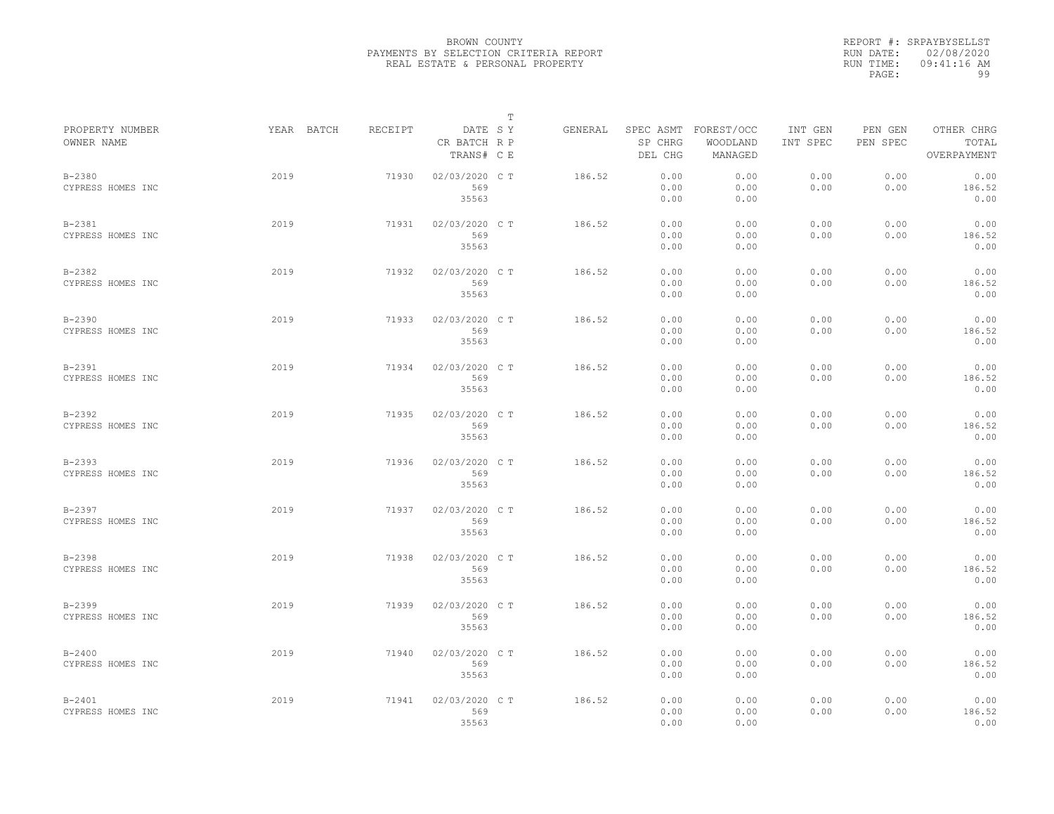BROWN COUNTY
PAYMENTS BY SELECTION CRITERIA REPORT
REAL ESTATE & PERSONAL PROPERTY

REPORT #: SRPAYBYSELLST
RUN DATE: 02/08/2020
RUN TIME: 09:41:16 AM

| PROPERTY NUMBER<br>OWNER NAME | YEAR | BATCH | RECEIPT | DATE<br>CR BATCH<br>TRANS# | T<br>S Y<br>R P<br>C E | GENERAL | SPEC ASMT<br>SP CHRG<br>DEL CHG | FOREST/OCC<br>WOODLAND<br>MANAGED | INT GEN<br>INT SPEC | PEN GEN<br>PEN SPEC | OTHER CHRG<br>TOTAL<br>OVERPAYMENT |
|---|---|---|---|---|---|---|---|---|---|---|---|
| B-2380<br>CYPRESS HOMES INC | 2019 | | 71930 | 02/03/2020<br>569<br>35563 | C T | 186.52 | 0.00<br>0.00<br>0.00 | 0.00<br>0.00<br>0.00 | 0.00<br>0.00 | 0.00<br>0.00 | 0.00<br>186.52<br>0.00 |
| B-2381<br>CYPRESS HOMES INC | 2019 | | 71931 | 02/03/2020<br>569<br>35563 | C T | 186.52 | 0.00<br>0.00<br>0.00 | 0.00<br>0.00<br>0.00 | 0.00<br>0.00 | 0.00<br>0.00 | 0.00<br>186.52<br>0.00 |
| B-2382<br>CYPRESS HOMES INC | 2019 | | 71932 | 02/03/2020<br>569<br>35563 | C T | 186.52 | 0.00<br>0.00<br>0.00 | 0.00<br>0.00<br>0.00 | 0.00<br>0.00 | 0.00<br>0.00 | 0.00<br>186.52<br>0.00 |
| B-2390<br>CYPRESS HOMES INC | 2019 | | 71933 | 02/03/2020<br>569<br>35563 | C T | 186.52 | 0.00<br>0.00<br>0.00 | 0.00<br>0.00<br>0.00 | 0.00<br>0.00 | 0.00<br>0.00 | 0.00<br>186.52<br>0.00 |
| B-2391<br>CYPRESS HOMES INC | 2019 | | 71934 | 02/03/2020<br>569<br>35563 | C T | 186.52 | 0.00<br>0.00<br>0.00 | 0.00<br>0.00<br>0.00 | 0.00<br>0.00 | 0.00<br>0.00 | 0.00<br>186.52<br>0.00 |
| B-2392<br>CYPRESS HOMES INC | 2019 | | 71935 | 02/03/2020<br>569<br>35563 | C T | 186.52 | 0.00<br>0.00<br>0.00 | 0.00<br>0.00<br>0.00 | 0.00<br>0.00 | 0.00<br>0.00 | 0.00<br>186.52<br>0.00 |
| B-2393<br>CYPRESS HOMES INC | 2019 | | 71936 | 02/03/2020<br>569<br>35563 | C T | 186.52 | 0.00<br>0.00<br>0.00 | 0.00<br>0.00<br>0.00 | 0.00<br>0.00 | 0.00<br>0.00 | 0.00<br>186.52<br>0.00 |
| B-2397<br>CYPRESS HOMES INC | 2019 | | 71937 | 02/03/2020<br>569<br>35563 | C T | 186.52 | 0.00<br>0.00<br>0.00 | 0.00<br>0.00<br>0.00 | 0.00<br>0.00 | 0.00<br>0.00 | 0.00<br>186.52<br>0.00 |
| B-2398<br>CYPRESS HOMES INC | 2019 | | 71938 | 02/03/2020<br>569<br>35563 | C T | 186.52 | 0.00<br>0.00<br>0.00 | 0.00<br>0.00<br>0.00 | 0.00<br>0.00 | 0.00<br>0.00 | 0.00<br>186.52<br>0.00 |
| B-2399<br>CYPRESS HOMES INC | 2019 | | 71939 | 02/03/2020<br>569<br>35563 | C T | 186.52 | 0.00<br>0.00<br>0.00 | 0.00<br>0.00<br>0.00 | 0.00<br>0.00 | 0.00<br>0.00 | 0.00<br>186.52<br>0.00 |
| B-2400<br>CYPRESS HOMES INC | 2019 | | 71940 | 02/03/2020<br>569<br>35563 | C T | 186.52 | 0.00<br>0.00<br>0.00 | 0.00<br>0.00<br>0.00 | 0.00<br>0.00 | 0.00<br>0.00 | 0.00<br>186.52<br>0.00 |
| B-2401<br>CYPRESS HOMES INC | 2019 | | 71941 | 02/03/2020<br>569<br>35563 | C T | 186.52 | 0.00<br>0.00<br>0.00 | 0.00<br>0.00<br>0.00 | 0.00<br>0.00 | 0.00<br>0.00 | 0.00<br>186.52<br>0.00 |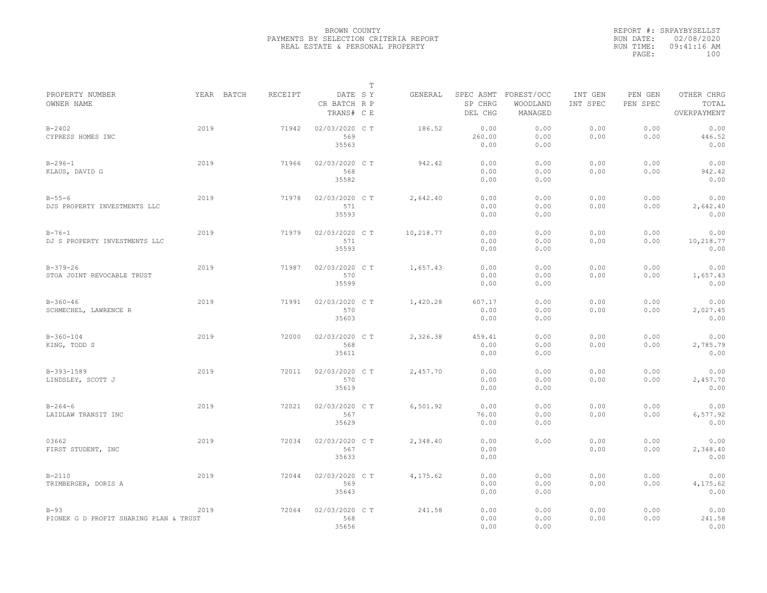BROWN COUNTY
PAYMENTS BY SELECTION CRITERIA REPORT
REAL ESTATE & PERSONAL PROPERTY

REPORT #: SRPAYBYSELLST
RUN DATE: 02/08/2020
RUN TIME: 09:41:16 AM

| PROPERTY NUMBER / OWNER NAME | YEAR | BATCH | RECEIPT | DATE / CR BATCH / TRANS# | T S Y / R P / C E | GENERAL | SPEC ASMT / SP CHRG / DEL CHG | FOREST/OCC / WOODLAND / MANAGED | INT GEN / INT SPEC | PEN GEN / PEN SPEC | OTHER CHRG / TOTAL / OVERPAYMENT |
|---|---|---|---|---|---|---|---|---|---|---|---|
| B-2402 / CYPRESS HOMES INC | 2019 | | 71942 | 02/03/2020 / 569 / 35563 | C T | 186.52 | 0.00 / 260.00 / 0.00 | 0.00 / 0.00 / 0.00 | 0.00 / 0.00 | 0.00 / 0.00 | 0.00 / 446.52 / 0.00 |
| B-296-1 / KLAUS, DAVID G | 2019 | | 71966 | 02/03/2020 / 568 / 35582 | C T | 942.42 | 0.00 / 0.00 / 0.00 | 0.00 / 0.00 / 0.00 | 0.00 / 0.00 | 0.00 / 0.00 | 0.00 / 942.42 / 0.00 |
| B-55-6 / DJS PROPERTY INVESTMENTS LLC | 2019 | | 71978 | 02/03/2020 / 571 / 35593 | C T | 2,642.40 | 0.00 / 0.00 / 0.00 | 0.00 / 0.00 / 0.00 | 0.00 / 0.00 | 0.00 / 0.00 | 0.00 / 2,642.40 / 0.00 |
| B-76-1 / DJ S PROPERTY INVESTMENTS LLC | 2019 | | 71979 | 02/03/2020 / 571 / 35593 | C T | 10,218.77 | 0.00 / 0.00 / 0.00 | 0.00 / 0.00 / 0.00 | 0.00 / 0.00 | 0.00 / 0.00 | 0.00 / 10,218.77 / 0.00 |
| B-379-26 / STOA JOINT REVOCABLE TRUST | 2019 | | 71987 | 02/03/2020 / 570 / 35599 | C T | 1,657.43 | 0.00 / 0.00 / 0.00 | 0.00 / 0.00 / 0.00 | 0.00 / 0.00 | 0.00 / 0.00 | 0.00 / 1,657.43 / 0.00 |
| B-360-46 / SCHMECHEL, LAWRENCE R | 2019 | | 71991 | 02/03/2020 / 570 / 35603 | C T | 1,420.28 | 607.17 / 0.00 / 0.00 | 0.00 / 0.00 / 0.00 | 0.00 / 0.00 | 0.00 / 0.00 | 0.00 / 2,027.45 / 0.00 |
| B-360-104 / KING, TODD S | 2019 | | 72000 | 02/03/2020 / 568 / 35611 | C T | 2,326.38 | 459.41 / 0.00 / 0.00 | 0.00 / 0.00 / 0.00 | 0.00 / 0.00 | 0.00 / 0.00 | 0.00 / 2,785.79 / 0.00 |
| B-393-1589 / LINDSLEY, SCOTT J | 2019 | | 72011 | 02/03/2020 / 570 / 35619 | C T | 2,457.70 | 0.00 / 0.00 / 0.00 | 0.00 / 0.00 / 0.00 | 0.00 / 0.00 | 0.00 / 0.00 | 0.00 / 2,457.70 / 0.00 |
| B-264-6 / LAIDLAW TRANSIT INC | 2019 | | 72021 | 02/03/2020 / 567 / 35629 | C T | 6,501.92 | 0.00 / 76.00 / 0.00 | 0.00 / 0.00 / 0.00 | 0.00 / 0.00 | 0.00 / 0.00 | 0.00 / 6,577.92 / 0.00 |
| 03662 / FIRST STUDENT, INC | 2019 | | 72034 | 02/03/2020 / 567 / 35633 | C T | 2,348.40 | 0.00 / 0.00 / 0.00 | 0.00 | 0.00 / 0.00 | 0.00 / 0.00 | 0.00 / 2,348.40 / 0.00 |
| B-2110 / TRIMBERGER, DORIS A | 2019 | | 72044 | 02/03/2020 / 569 / 35643 | C T | 4,175.62 | 0.00 / 0.00 / 0.00 | 0.00 / 0.00 / 0.00 | 0.00 / 0.00 | 0.00 / 0.00 | 0.00 / 4,175.62 / 0.00 |
| B-93 / PIONEK G D PROFIT SHARING PLAN & TRUST | 2019 | | 72064 | 02/03/2020 / 568 / 35656 | C T | 241.58 | 0.00 / 0.00 / 0.00 | 0.00 / 0.00 / 0.00 | 0.00 / 0.00 | 0.00 / 0.00 | 0.00 / 241.58 / 0.00 |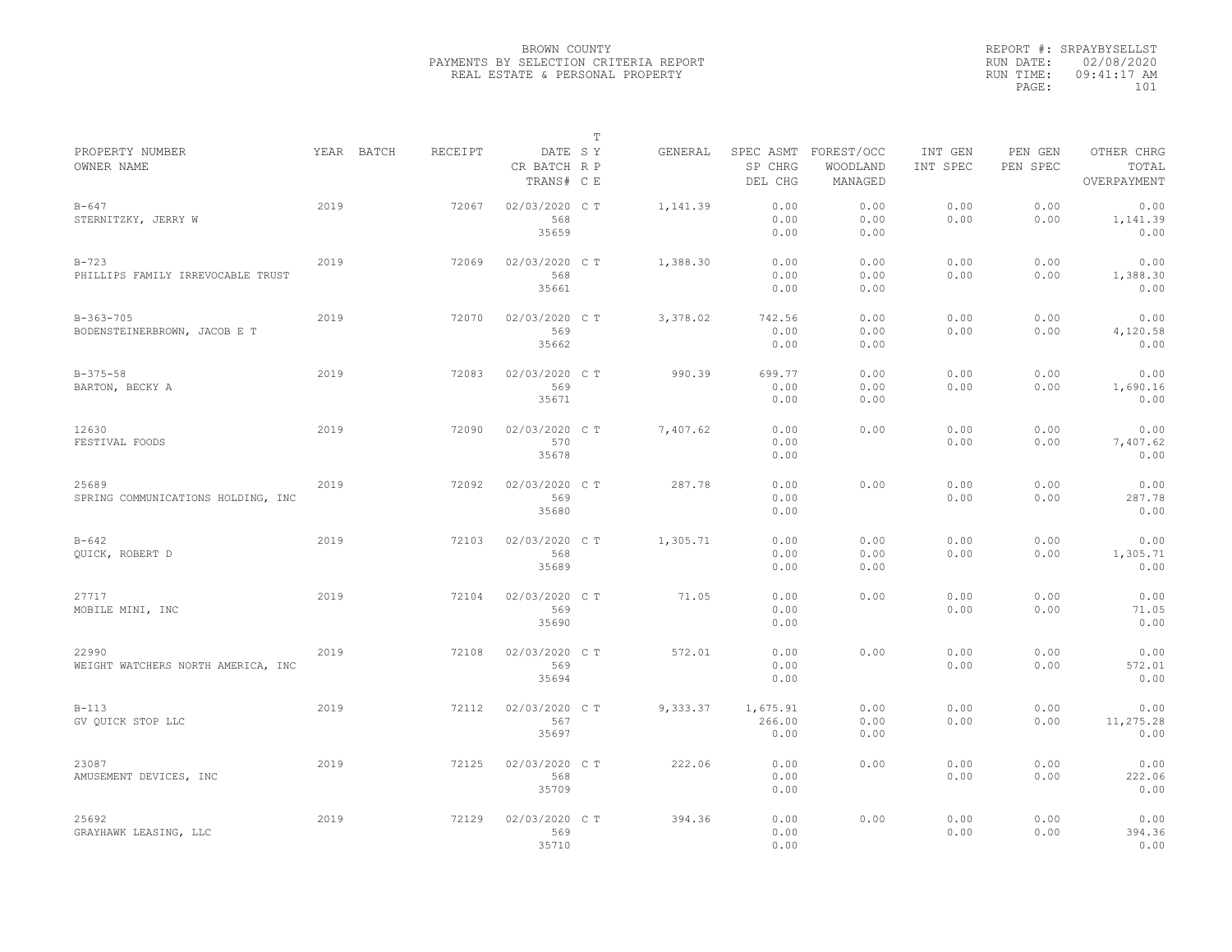BROWN COUNTY
PAYMENTS BY SELECTION CRITERIA REPORT
REAL ESTATE & PERSONAL PROPERTY

REPORT #: SRPAYBYSELLST
RUN DATE: 02/08/2020
RUN TIME: 09:41:17 AM
PAGE: 101

| PROPERTY NUMBER / OWNER NAME | YEAR | BATCH | RECEIPT | DATE / CR BATCH / TRANS# | T SY RP CE | GENERAL | SPEC ASMT / SP CHRG / DEL CHG | FOREST/OCC / WOODLAND / MANAGED | INT GEN / INT SPEC | PEN GEN / PEN SPEC | OTHER CHRG / TOTAL / OVERPAYMENT |
|---|---|---|---|---|---|---|---|---|---|---|---|
| B-647<br>STERNITZKY, JERRY W | 2019 | | 72067 | 02/03/2020<br>568<br>35659 | C T | 1,141.39 | 0.00<br>0.00<br>0.00 | 0.00<br>0.00<br>0.00 | 0.00<br>0.00 | 0.00<br>0.00 | 0.00<br>1,141.39<br>0.00 |
| B-723<br>PHILLIPS FAMILY IRREVOCABLE TRUST | 2019 | | 72069 | 02/03/2020<br>568<br>35661 | C T | 1,388.30 | 0.00<br>0.00<br>0.00 | 0.00<br>0.00<br>0.00 | 0.00<br>0.00 | 0.00<br>0.00 | 0.00<br>1,388.30<br>0.00 |
| B-363-705<br>BODENSTEINERBROWN, JACOB E T | 2019 | | 72070 | 02/03/2020<br>569<br>35662 | C T | 3,378.02 | 742.56<br>0.00<br>0.00 | 0.00<br>0.00<br>0.00 | 0.00<br>0.00 | 0.00<br>0.00 | 0.00<br>4,120.58<br>0.00 |
| B-375-58<br>BARTON, BECKY A | 2019 | | 72083 | 02/03/2020<br>569<br>35671 | C T | 990.39 | 699.77<br>0.00<br>0.00 | 0.00<br>0.00<br>0.00 | 0.00<br>0.00 | 0.00<br>0.00 | 0.00<br>1,690.16<br>0.00 |
| 12630<br>FESTIVAL FOODS | 2019 | | 72090 | 02/03/2020<br>570<br>35678 | C T | 7,407.62 | 0.00<br>0.00<br>0.00 | 0.00 | 0.00<br>0.00 | 0.00<br>0.00 | 0.00<br>7,407.62<br>0.00 |
| 25689<br>SPRING COMMUNICATIONS HOLDING, INC | 2019 | | 72092 | 02/03/2020<br>569<br>35680 | C T | 287.78 | 0.00<br>0.00<br>0.00 | 0.00 | 0.00<br>0.00 | 0.00<br>0.00 | 0.00<br>287.78<br>0.00 |
| B-642<br>QUICK, ROBERT D | 2019 | | 72103 | 02/03/2020<br>568<br>35689 | C T | 1,305.71 | 0.00<br>0.00<br>0.00 | 0.00<br>0.00<br>0.00 | 0.00<br>0.00 | 0.00<br>0.00 | 0.00<br>1,305.71<br>0.00 |
| 27717<br>MOBILE MINI, INC | 2019 | | 72104 | 02/03/2020<br>569<br>35690 | C T | 71.05 | 0.00<br>0.00<br>0.00 | 0.00 | 0.00<br>0.00 | 0.00<br>0.00 | 0.00<br>71.05<br>0.00 |
| 22990<br>WEIGHT WATCHERS NORTH AMERICA, INC | 2019 | | 72108 | 02/03/2020<br>569<br>35694 | C T | 572.01 | 0.00<br>0.00<br>0.00 | 0.00 | 0.00<br>0.00 | 0.00<br>0.00 | 0.00<br>572.01<br>0.00 |
| B-113<br>GV QUICK STOP LLC | 2019 | | 72112 | 02/03/2020<br>567<br>35697 | C T | 9,333.37 | 1,675.91<br>266.00<br>0.00 | 0.00<br>0.00<br>0.00 | 0.00<br>0.00 | 0.00<br>0.00 | 0.00<br>11,275.28<br>0.00 |
| 23087<br>AMUSEMENT DEVICES, INC | 2019 | | 72125 | 02/03/2020<br>568<br>35709 | C T | 222.06 | 0.00<br>0.00<br>0.00 | 0.00 | 0.00<br>0.00 | 0.00<br>0.00 | 0.00<br>222.06<br>0.00 |
| 25692<br>GRAYHAWK LEASING, LLC | 2019 | | 72129 | 02/03/2020<br>569<br>35710 | C T | 394.36 | 0.00<br>0.00<br>0.00 | 0.00 | 0.00<br>0.00 | 0.00<br>0.00 | 0.00<br>394.36<br>0.00 |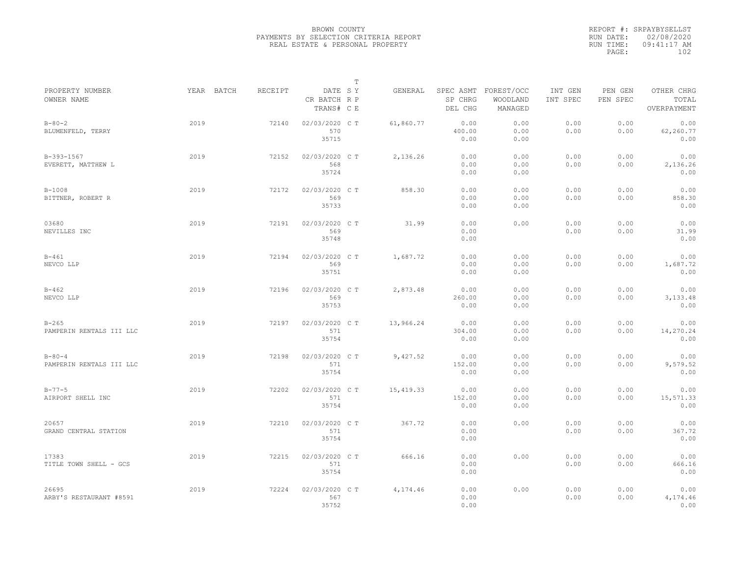BROWN COUNTY
PAYMENTS BY SELECTION CRITERIA REPORT
REAL ESTATE & PERSONAL PROPERTY

REPORT #: SRPAYBYSELLST
RUN DATE: 02/08/2020
RUN TIME: 09:41:17 AM

| PROPERTY NUMBER / OWNER NAME | YEAR | BATCH | RECEIPT | DATE / CR BATCH / TRANS# | T SY / RP / CE | GENERAL | SPEC ASMT / SP CHRG / DEL CHG | FOREST/OCC / WOODLAND / MANAGED | INT GEN / INT SPEC | PEN GEN / PEN SPEC | OTHER CHRG / TOTAL / OVERPAYMENT |
|---|---|---|---|---|---|---|---|---|---|---|---|
| B-80-2 / BLUMENFELD, TERRY | 2019 | | 72140 | 02/03/2020 / 570 / 35715 | C T | 61,860.77 | 0.00 / 400.00 / 0.00 | 0.00 / 0.00 / 0.00 | 0.00 / 0.00 | 0.00 / 0.00 | 0.00 / 62,260.77 / 0.00 |
| B-393-1567 / EVERETT, MATTHEW L | 2019 | | 72152 | 02/03/2020 / 568 / 35724 | C T | 2,136.26 | 0.00 / 0.00 / 0.00 | 0.00 / 0.00 / 0.00 | 0.00 / 0.00 | 0.00 / 0.00 | 0.00 / 2,136.26 / 0.00 |
| B-1008 / BITTNER, ROBERT R | 2019 | | 72172 | 02/03/2020 / 569 / 35733 | C T | 858.30 | 0.00 / 0.00 / 0.00 | 0.00 / 0.00 / 0.00 | 0.00 / 0.00 | 0.00 / 0.00 | 0.00 / 858.30 / 0.00 |
| 03680 / NEVILLES INC | 2019 | | 72191 | 02/03/2020 / 569 / 35748 | C T | 31.99 | 0.00 / 0.00 / 0.00 | 0.00 | 0.00 / 0.00 | 0.00 / 0.00 | 0.00 / 31.99 / 0.00 |
| B-461 / NEVCO LLP | 2019 | | 72194 | 02/03/2020 / 569 / 35751 | C T | 1,687.72 | 0.00 / 0.00 / 0.00 | 0.00 / 0.00 / 0.00 | 0.00 / 0.00 | 0.00 / 0.00 | 0.00 / 1,687.72 / 0.00 |
| B-462 / NEVCO LLP | 2019 | | 72196 | 02/03/2020 / 569 / 35753 | C T | 2,873.48 | 0.00 / 260.00 / 0.00 | 0.00 / 0.00 / 0.00 | 0.00 / 0.00 | 0.00 / 0.00 | 0.00 / 3,133.48 / 0.00 |
| B-265 / PAMPERIN RENTALS III LLC | 2019 | | 72197 | 02/03/2020 / 571 / 35754 | C T | 13,966.24 | 0.00 / 304.00 / 0.00 | 0.00 / 0.00 / 0.00 | 0.00 / 0.00 | 0.00 / 0.00 | 0.00 / 14,270.24 / 0.00 |
| B-80-4 / PAMPERIN RENTALS III LLC | 2019 | | 72198 | 02/03/2020 / 571 / 35754 | C T | 9,427.52 | 0.00 / 152.00 / 0.00 | 0.00 / 0.00 / 0.00 | 0.00 / 0.00 | 0.00 / 0.00 | 0.00 / 9,579.52 / 0.00 |
| B-77-5 / AIRPORT SHELL INC | 2019 | | 72202 | 02/03/2020 / 571 / 35754 | C T | 15,419.33 | 0.00 / 152.00 / 0.00 | 0.00 / 0.00 / 0.00 | 0.00 / 0.00 | 0.00 / 0.00 | 0.00 / 15,571.33 / 0.00 |
| 20657 / GRAND CENTRAL STATION | 2019 | | 72210 | 02/03/2020 / 571 / 35754 | C T | 367.72 | 0.00 / 0.00 / 0.00 | 0.00 | 0.00 / 0.00 | 0.00 / 0.00 | 0.00 / 367.72 / 0.00 |
| 17383 / TITLE TOWN SHELL - GCS | 2019 | | 72215 | 02/03/2020 / 571 / 35754 | C T | 666.16 | 0.00 / 0.00 / 0.00 | 0.00 | 0.00 / 0.00 | 0.00 / 0.00 | 0.00 / 666.16 / 0.00 |
| 26695 / ARBY'S RESTAURANT #8591 | 2019 | | 72224 | 02/03/2020 / 567 / 35752 | C T | 4,174.46 | 0.00 / 0.00 / 0.00 | 0.00 | 0.00 / 0.00 | 0.00 / 0.00 | 0.00 / 4,174.46 / 0.00 |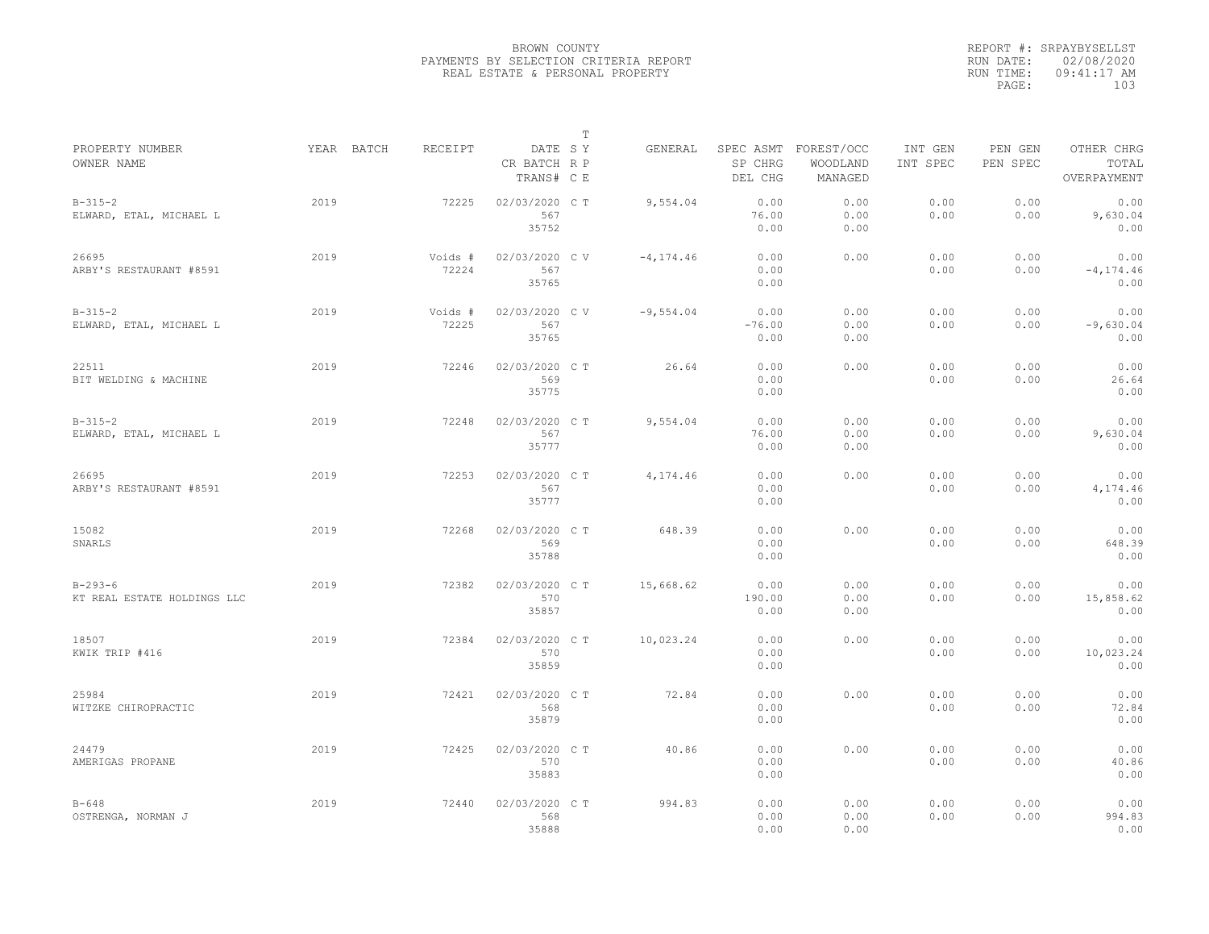BROWN COUNTY
PAYMENTS BY SELECTION CRITERIA REPORT
REAL ESTATE & PERSONAL PROPERTY

REPORT #: SRPAYBYSELLST
RUN DATE: 02/08/2020
RUN TIME: 09:41:17 AM

| PROPERTY NUMBER / OWNER NAME | YEAR | BATCH | RECEIPT | DATE / CR BATCH / TRANS# | T SY RP CE | GENERAL | SPEC ASMT / SP CHRG / DEL CHG | FOREST/OCC / WOODLAND / MANAGED | INT GEN / INT SPEC | PEN GEN / PEN SPEC | OTHER CHRG / TOTAL / OVERPAYMENT |
|---|---|---|---|---|---|---|---|---|---|---|---|
| B-315-2 ELWARD, ETAL, MICHAEL L | 2019 | | 72225 | 02/03/2020 567 35752 | C T | 9,554.04 | 0.00 76.00 0.00 | 0.00 0.00 0.00 | 0.00 0.00 | 0.00 0.00 | 0.00 9,630.04 0.00 |
| 26695 ARBY'S RESTAURANT #8591 | 2019 | | Voids # 72224 | 02/03/2020 567 35765 | C V | -4,174.46 | 0.00 0.00 0.00 | 0.00 | 0.00 0.00 | 0.00 0.00 | 0.00 -4,174.46 0.00 |
| B-315-2 ELWARD, ETAL, MICHAEL L | 2019 | | Voids # 72225 | 02/03/2020 567 35765 | C V | -9,554.04 | 0.00 -76.00 0.00 | 0.00 0.00 0.00 | 0.00 0.00 | 0.00 0.00 | 0.00 -9,630.04 0.00 |
| 22511 BIT WELDING & MACHINE | 2019 | | 72246 | 02/03/2020 569 35775 | C T | 26.64 | 0.00 0.00 0.00 | 0.00 | 0.00 0.00 | 0.00 0.00 | 0.00 26.64 0.00 |
| B-315-2 ELWARD, ETAL, MICHAEL L | 2019 | | 72248 | 02/03/2020 567 35777 | C T | 9,554.04 | 0.00 76.00 0.00 | 0.00 0.00 0.00 | 0.00 0.00 | 0.00 0.00 | 0.00 9,630.04 0.00 |
| 26695 ARBY'S RESTAURANT #8591 | 2019 | | 72253 | 02/03/2020 567 35777 | C T | 4,174.46 | 0.00 0.00 0.00 | 0.00 | 0.00 0.00 | 0.00 0.00 | 0.00 4,174.46 0.00 |
| 15082 SNARLS | 2019 | | 72268 | 02/03/2020 569 35788 | C T | 648.39 | 0.00 0.00 0.00 | 0.00 | 0.00 0.00 | 0.00 0.00 | 0.00 648.39 0.00 |
| B-293-6 KT REAL ESTATE HOLDINGS LLC | 2019 | | 72382 | 02/03/2020 570 35857 | C T | 15,668.62 | 0.00 190.00 0.00 | 0.00 0.00 0.00 | 0.00 0.00 | 0.00 0.00 | 0.00 15,858.62 0.00 |
| 18507 KWIK TRIP #416 | 2019 | | 72384 | 02/03/2020 570 35859 | C T | 10,023.24 | 0.00 0.00 0.00 | 0.00 | 0.00 0.00 | 0.00 0.00 | 0.00 10,023.24 0.00 |
| 25984 WITZKE CHIROPRACTIC | 2019 | | 72421 | 02/03/2020 568 35879 | C T | 72.84 | 0.00 0.00 0.00 | 0.00 | 0.00 0.00 | 0.00 0.00 | 0.00 72.84 0.00 |
| 24479 AMERIGAS PROPANE | 2019 | | 72425 | 02/03/2020 570 35883 | C T | 40.86 | 0.00 0.00 0.00 | 0.00 | 0.00 0.00 | 0.00 0.00 | 0.00 40.86 0.00 |
| B-648 OSTRENGA, NORMAN J | 2019 | | 72440 | 02/03/2020 568 35888 | C T | 994.83 | 0.00 0.00 0.00 | 0.00 0.00 0.00 | 0.00 0.00 | 0.00 0.00 | 0.00 994.83 0.00 |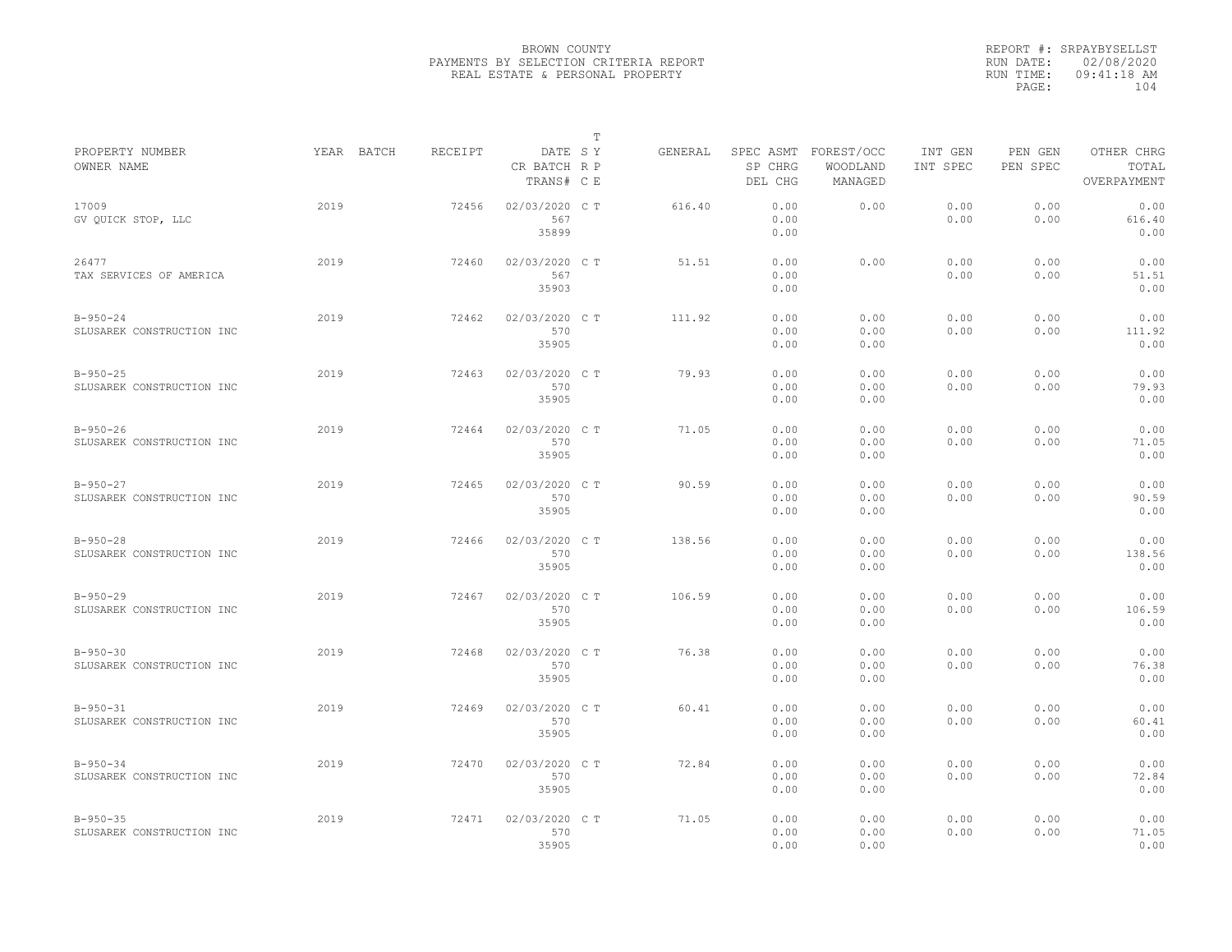BROWN COUNTY
PAYMENTS BY SELECTION CRITERIA REPORT
REAL ESTATE & PERSONAL PROPERTY

REPORT #: SRPAYBYSELLST
RUN DATE: 02/08/2020
RUN TIME: 09:41:18 AM

| PROPERTY NUMBER<br>OWNER NAME | YEAR | BATCH | RECEIPT | DATE<br>CR BATCH<br>TRANS# | T<br>S Y<br>R P<br>C E | GENERAL | SPEC ASMT<br>SP CHRG<br>DEL CHG | FOREST/OCC<br>WOODLAND<br>MANAGED | INT GEN<br>INT SPEC | PEN GEN<br>PEN SPEC | OTHER CHRG<br>TOTAL<br>OVERPAYMENT |
|---|---|---|---|---|---|---|---|---|---|---|---|
| 17009<br>GV QUICK STOP, LLC | 2019 | | 72456 | 02/03/2020<br>567<br>35899 | C T | 616.40 | 0.00<br>0.00<br>0.00 | 0.00 | 0.00<br>0.00 | 0.00<br>0.00 | 0.00<br>616.40<br>0.00 |
| 26477<br>TAX SERVICES OF AMERICA | 2019 | | 72460 | 02/03/2020<br>567<br>35903 | C T | 51.51 | 0.00<br>0.00<br>0.00 | 0.00 | 0.00<br>0.00 | 0.00<br>0.00 | 0.00<br>51.51<br>0.00 |
| B-950-24<br>SLUSAREK CONSTRUCTION INC | 2019 | | 72462 | 02/03/2020<br>570<br>35905 | C T | 111.92 | 0.00<br>0.00<br>0.00 | 0.00<br>0.00<br>0.00 | 0.00<br>0.00 | 0.00<br>0.00 | 0.00<br>111.92<br>0.00 |
| B-950-25<br>SLUSAREK CONSTRUCTION INC | 2019 | | 72463 | 02/03/2020<br>570<br>35905 | C T | 79.93 | 0.00<br>0.00<br>0.00 | 0.00<br>0.00<br>0.00 | 0.00<br>0.00 | 0.00<br>0.00 | 0.00<br>79.93<br>0.00 |
| B-950-26<br>SLUSAREK CONSTRUCTION INC | 2019 | | 72464 | 02/03/2020<br>570<br>35905 | C T | 71.05 | 0.00<br>0.00<br>0.00 | 0.00<br>0.00<br>0.00 | 0.00<br>0.00 | 0.00<br>0.00 | 0.00<br>71.05<br>0.00 |
| B-950-27<br>SLUSAREK CONSTRUCTION INC | 2019 | | 72465 | 02/03/2020<br>570<br>35905 | C T | 90.59 | 0.00<br>0.00<br>0.00 | 0.00<br>0.00<br>0.00 | 0.00<br>0.00 | 0.00<br>0.00 | 0.00<br>90.59<br>0.00 |
| B-950-28<br>SLUSAREK CONSTRUCTION INC | 2019 | | 72466 | 02/03/2020<br>570<br>35905 | C T | 138.56 | 0.00<br>0.00<br>0.00 | 0.00<br>0.00<br>0.00 | 0.00<br>0.00 | 0.00<br>0.00 | 0.00<br>138.56<br>0.00 |
| B-950-29<br>SLUSAREK CONSTRUCTION INC | 2019 | | 72467 | 02/03/2020<br>570<br>35905 | C T | 106.59 | 0.00<br>0.00<br>0.00 | 0.00<br>0.00<br>0.00 | 0.00<br>0.00 | 0.00<br>0.00 | 0.00<br>106.59<br>0.00 |
| B-950-30<br>SLUSAREK CONSTRUCTION INC | 2019 | | 72468 | 02/03/2020<br>570<br>35905 | C T | 76.38 | 0.00<br>0.00<br>0.00 | 0.00<br>0.00<br>0.00 | 0.00<br>0.00 | 0.00<br>0.00 | 0.00<br>76.38<br>0.00 |
| B-950-31<br>SLUSAREK CONSTRUCTION INC | 2019 | | 72469 | 02/03/2020<br>570<br>35905 | C T | 60.41 | 0.00<br>0.00<br>0.00 | 0.00<br>0.00<br>0.00 | 0.00<br>0.00 | 0.00<br>0.00 | 0.00<br>60.41<br>0.00 |
| B-950-34<br>SLUSAREK CONSTRUCTION INC | 2019 | | 72470 | 02/03/2020<br>570<br>35905 | C T | 72.84 | 0.00<br>0.00<br>0.00 | 0.00<br>0.00<br>0.00 | 0.00<br>0.00 | 0.00<br>0.00 | 0.00<br>72.84<br>0.00 |
| B-950-35<br>SLUSAREK CONSTRUCTION INC | 2019 | | 72471 | 02/03/2020<br>570<br>35905 | C T | 71.05 | 0.00<br>0.00<br>0.00 | 0.00<br>0.00<br>0.00 | 0.00<br>0.00 | 0.00<br>0.00 | 0.00<br>71.05<br>0.00 |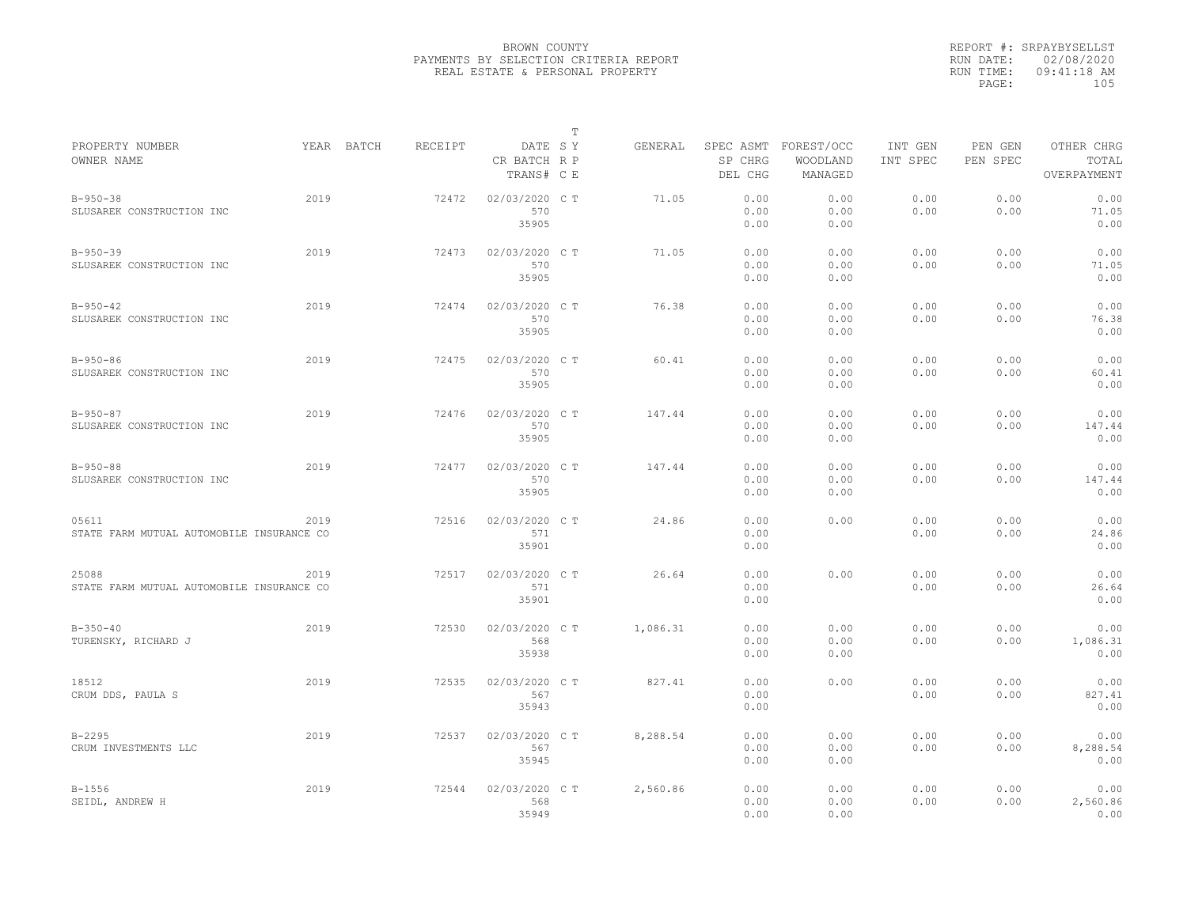BROWN COUNTY
PAYMENTS BY SELECTION CRITERIA REPORT
REAL ESTATE & PERSONAL PROPERTY

REPORT #: SRPAYBYSELLST
RUN DATE: 02/08/2020
RUN TIME: 09:41:18 AM

| PROPERTY NUMBER<br>OWNER NAME | YEAR | BATCH | RECEIPT | DATE<br>CR BATCH<br>TRANS# | T<br>S Y<br>R P<br>C E | GENERAL | SPEC ASMT<br>SP CHRG<br>DEL CHG | FOREST/OCC<br>WOODLAND<br>MANAGED | INT GEN<br>INT SPEC | PEN GEN<br>PEN SPEC | OTHER CHRG<br>TOTAL<br>OVERPAYMENT |
|---|---|---|---|---|---|---|---|---|---|---|---|
| B-950-38<br>SLUSAREK CONSTRUCTION INC | 2019 | | 72472 | 02/03/2020<br>570<br>35905 | C T | 71.05 | 0.00<br>0.00<br>0.00 | 0.00<br>0.00<br>0.00 | 0.00<br>0.00 | 0.00<br>0.00 | 0.00<br>71.05<br>0.00 |
| B-950-39<br>SLUSAREK CONSTRUCTION INC | 2019 | | 72473 | 02/03/2020<br>570<br>35905 | C T | 71.05 | 0.00<br>0.00<br>0.00 | 0.00<br>0.00<br>0.00 | 0.00<br>0.00 | 0.00<br>0.00 | 0.00<br>71.05<br>0.00 |
| B-950-42<br>SLUSAREK CONSTRUCTION INC | 2019 | | 72474 | 02/03/2020<br>570<br>35905 | C T | 76.38 | 0.00<br>0.00<br>0.00 | 0.00<br>0.00<br>0.00 | 0.00<br>0.00 | 0.00<br>0.00 | 0.00<br>76.38<br>0.00 |
| B-950-86<br>SLUSAREK CONSTRUCTION INC | 2019 | | 72475 | 02/03/2020<br>570<br>35905 | C T | 60.41 | 0.00<br>0.00<br>0.00 | 0.00<br>0.00<br>0.00 | 0.00<br>0.00 | 0.00<br>0.00 | 0.00<br>60.41<br>0.00 |
| B-950-87<br>SLUSAREK CONSTRUCTION INC | 2019 | | 72476 | 02/03/2020<br>570<br>35905 | C T | 147.44 | 0.00<br>0.00<br>0.00 | 0.00<br>0.00<br>0.00 | 0.00<br>0.00 | 0.00<br>0.00 | 0.00<br>147.44<br>0.00 |
| B-950-88<br>SLUSAREK CONSTRUCTION INC | 2019 | | 72477 | 02/03/2020<br>570<br>35905 | C T | 147.44 | 0.00<br>0.00<br>0.00 | 0.00<br>0.00<br>0.00 | 0.00<br>0.00 | 0.00<br>0.00 | 0.00<br>147.44<br>0.00 |
| 05611<br>STATE FARM MUTUAL AUTOMOBILE INSURANCE CO | 2019 | | 72516 | 02/03/2020<br>571<br>35901 | C T | 24.86 | 0.00<br>0.00<br>0.00 | 0.00 | 0.00<br>0.00 | 0.00<br>0.00 | 0.00<br>24.86<br>0.00 |
| 25088<br>STATE FARM MUTUAL AUTOMOBILE INSURANCE CO | 2019 | | 72517 | 02/03/2020<br>571<br>35901 | C T | 26.64 | 0.00<br>0.00<br>0.00 | 0.00 | 0.00<br>0.00 | 0.00<br>0.00 | 0.00<br>26.64<br>0.00 |
| B-350-40<br>TURENSKY, RICHARD J | 2019 | | 72530 | 02/03/2020<br>568<br>35938 | C T | 1,086.31 | 0.00<br>0.00<br>0.00 | 0.00<br>0.00<br>0.00 | 0.00<br>0.00 | 0.00<br>0.00 | 0.00<br>1,086.31<br>0.00 |
| 18512<br>CRUM DDS, PAULA S | 2019 | | 72535 | 02/03/2020<br>567<br>35943 | C T | 827.41 | 0.00<br>0.00<br>0.00 | 0.00 | 0.00<br>0.00 | 0.00<br>0.00 | 0.00<br>827.41<br>0.00 |
| B-2295<br>CRUM INVESTMENTS LLC | 2019 | | 72537 | 02/03/2020<br>567<br>35945 | C T | 8,288.54 | 0.00<br>0.00<br>0.00 | 0.00<br>0.00<br>0.00 | 0.00<br>0.00 | 0.00<br>0.00 | 0.00<br>8,288.54<br>0.00 |
| B-1556<br>SEIDL, ANDREW H | 2019 | | 72544 | 02/03/2020<br>568<br>35949 | C T | 2,560.86 | 0.00<br>0.00<br>0.00 | 0.00<br>0.00<br>0.00 | 0.00<br>0.00 | 0.00<br>0.00 | 0.00<br>2,560.86<br>0.00 |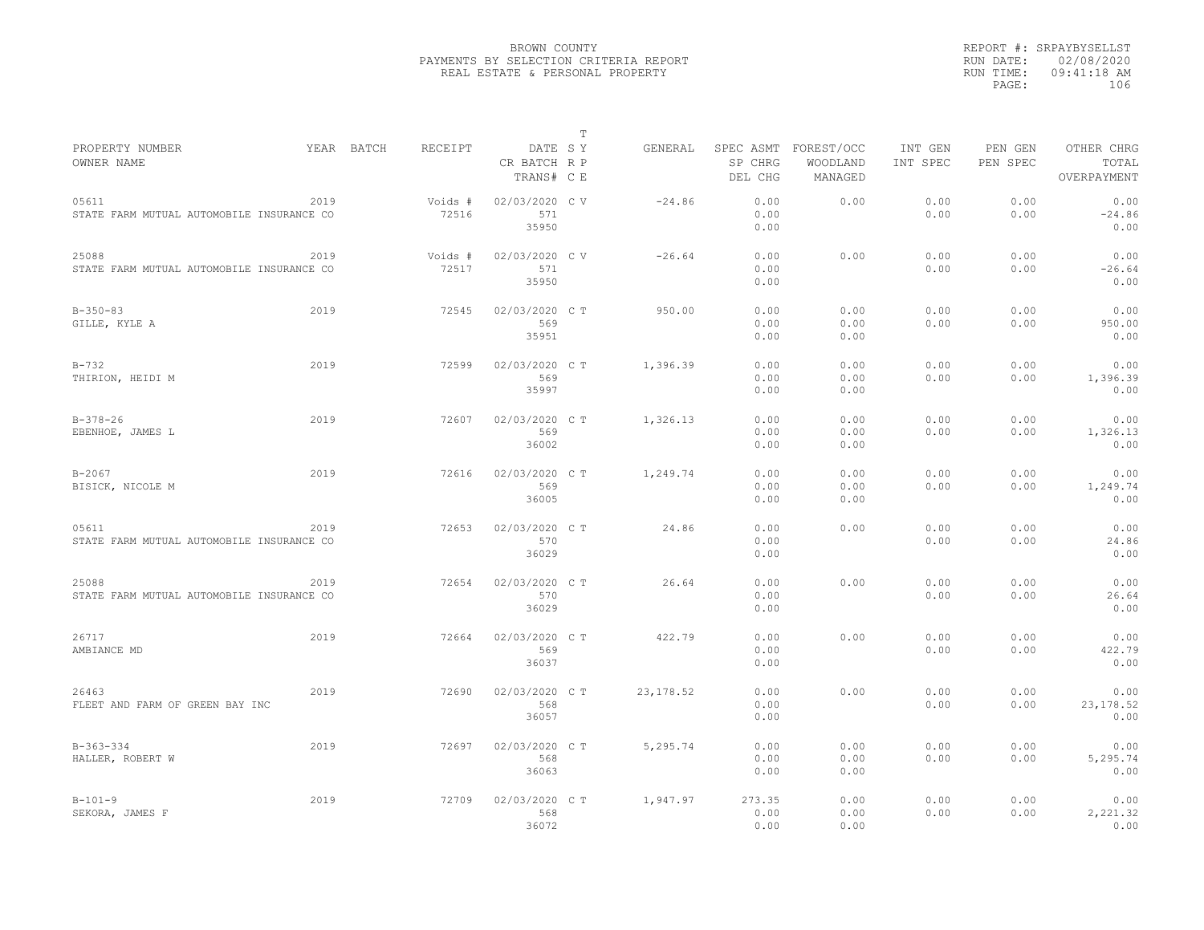BROWN COUNTY
PAYMENTS BY SELECTION CRITERIA REPORT
REAL ESTATE & PERSONAL PROPERTY

REPORT #: SRPAYBYSELLST
RUN DATE: 02/08/2020
RUN TIME: 09:41:18 AM

| PROPERTY NUMBER / OWNER NAME | YEAR | BATCH | RECEIPT | DATE / CR BATCH / TRANS# | T S Y / R P / C E | GENERAL | SPEC ASMT / SP CHRG / DEL CHG | FOREST/OCC / WOODLAND / MANAGED | INT GEN / INT SPEC | PEN GEN / PEN SPEC | OTHER CHRG / TOTAL / OVERPAYMENT |
|---|---|---|---|---|---|---|---|---|---|---|---|
| 05611 / STATE FARM MUTUAL AUTOMOBILE INSURANCE CO | 2019 | | Voids # 72516 | 02/03/2020 / 571 / 35950 | C V | -24.86 | 0.00 / 0.00 / 0.00 | 0.00 | 0.00 / 0.00 | 0.00 / 0.00 | 0.00 / -24.86 / 0.00 |
| 25088 / STATE FARM MUTUAL AUTOMOBILE INSURANCE CO | 2019 | | Voids # 72517 | 02/03/2020 / 571 / 35950 | C V | -26.64 | 0.00 / 0.00 / 0.00 | 0.00 | 0.00 / 0.00 | 0.00 / 0.00 | 0.00 / -26.64 / 0.00 |
| B-350-83 / GILLE, KYLE A | 2019 | | 72545 | 02/03/2020 / 569 / 35951 | C T | 950.00 | 0.00 / 0.00 / 0.00 | 0.00 / 0.00 / 0.00 | 0.00 / 0.00 | 0.00 / 0.00 | 0.00 / 950.00 / 0.00 |
| B-732 / THIRION, HEIDI M | 2019 | | 72599 | 02/03/2020 / 569 / 35997 | C T | 1,396.39 | 0.00 / 0.00 / 0.00 | 0.00 / 0.00 / 0.00 | 0.00 / 0.00 | 0.00 / 0.00 | 0.00 / 1,396.39 / 0.00 |
| B-378-26 / EBENHOE, JAMES L | 2019 | | 72607 | 02/03/2020 / 569 / 36002 | C T | 1,326.13 | 0.00 / 0.00 / 0.00 | 0.00 / 0.00 / 0.00 | 0.00 / 0.00 | 0.00 / 0.00 | 0.00 / 1,326.13 / 0.00 |
| B-2067 / BISICK, NICOLE M | 2019 | | 72616 | 02/03/2020 / 569 / 36005 | C T | 1,249.74 | 0.00 / 0.00 / 0.00 | 0.00 / 0.00 / 0.00 | 0.00 / 0.00 | 0.00 / 0.00 | 0.00 / 1,249.74 / 0.00 |
| 05611 / STATE FARM MUTUAL AUTOMOBILE INSURANCE CO | 2019 | | 72653 | 02/03/2020 / 570 / 36029 | C T | 24.86 | 0.00 / 0.00 / 0.00 | 0.00 | 0.00 / 0.00 | 0.00 / 0.00 | 0.00 / 24.86 / 0.00 |
| 25088 / STATE FARM MUTUAL AUTOMOBILE INSURANCE CO | 2019 | | 72654 | 02/03/2020 / 570 / 36029 | C T | 26.64 | 0.00 / 0.00 / 0.00 | 0.00 | 0.00 / 0.00 | 0.00 / 0.00 | 0.00 / 26.64 / 0.00 |
| 26717 / AMBIANCE MD | 2019 | | 72664 | 02/03/2020 / 569 / 36037 | C T | 422.79 | 0.00 / 0.00 / 0.00 | 0.00 | 0.00 / 0.00 | 0.00 / 0.00 | 0.00 / 422.79 / 0.00 |
| 26463 / FLEET AND FARM OF GREEN BAY INC | 2019 | | 72690 | 02/03/2020 / 568 / 36057 | C T | 23,178.52 | 0.00 / 0.00 / 0.00 | 0.00 | 0.00 / 0.00 | 0.00 / 0.00 | 0.00 / 23,178.52 / 0.00 |
| B-363-334 / HALLER, ROBERT W | 2019 | | 72697 | 02/03/2020 / 568 / 36063 | C T | 5,295.74 | 0.00 / 0.00 / 0.00 | 0.00 / 0.00 / 0.00 | 0.00 / 0.00 | 0.00 / 0.00 | 0.00 / 5,295.74 / 0.00 |
| B-101-9 / SEKORA, JAMES F | 2019 | | 72709 | 02/03/2020 / 568 / 36072 | C T | 1,947.97 | 273.35 / 0.00 / 0.00 | 0.00 / 0.00 / 0.00 | 0.00 / 0.00 | 0.00 / 0.00 | 0.00 / 2,221.32 / 0.00 |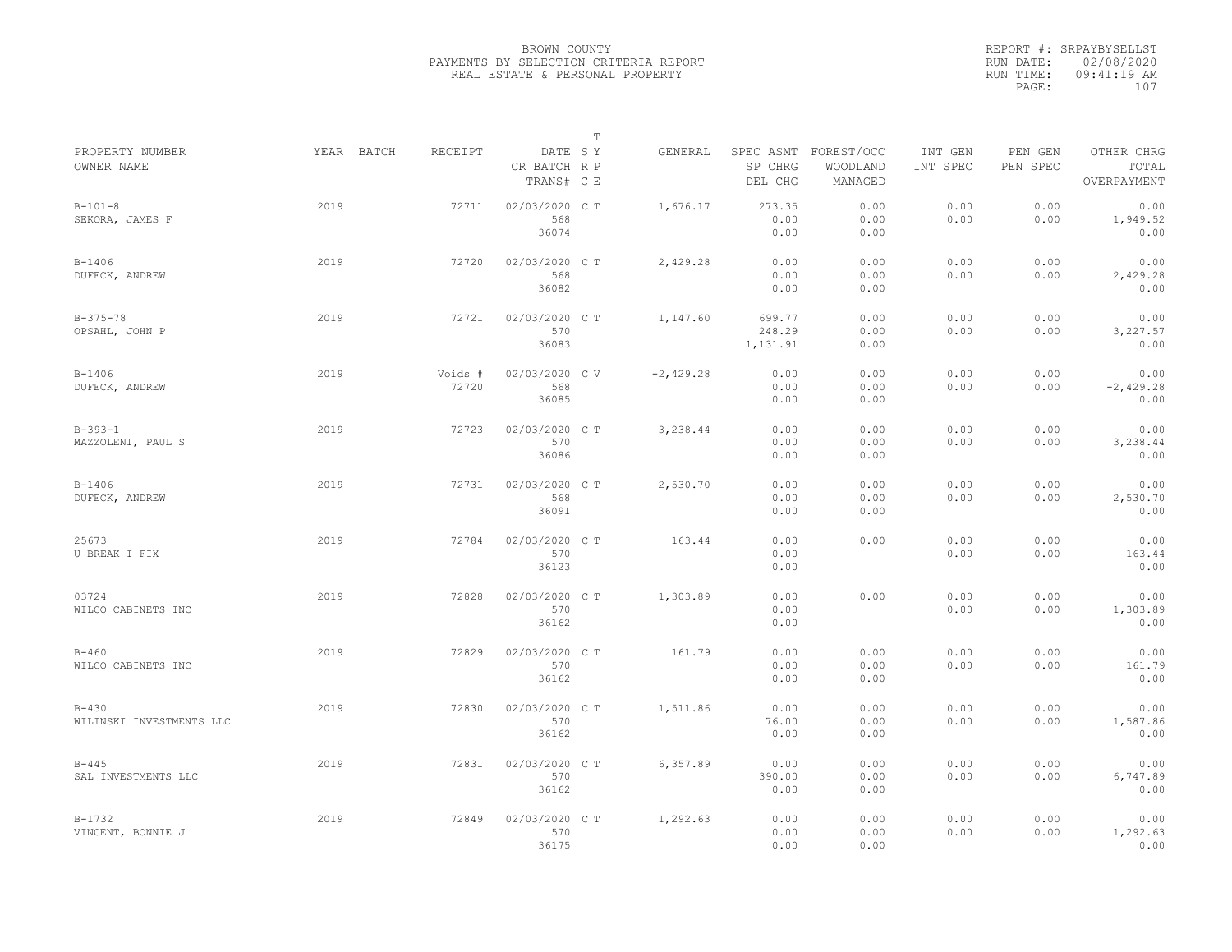BROWN COUNTY
PAYMENTS BY SELECTION CRITERIA REPORT
REAL ESTATE & PERSONAL PROPERTY

REPORT #: SRPAYBYSELLST
RUN DATE: 02/08/2020
RUN TIME: 09:41:19 AM

| PROPERTY NUMBER<br>OWNER NAME | YEAR | BATCH | RECEIPT | DATE<br>CR BATCH<br>TRANS# | T SY RP CE | GENERAL | SPEC ASMT<br>SP CHRG<br>DEL CHG | FOREST/OCC<br>WOODLAND<br>MANAGED | INT GEN<br>INT SPEC | PEN GEN<br>PEN SPEC | OTHER CHRG<br>TOTAL<br>OVERPAYMENT |
|---|---|---|---|---|---|---|---|---|---|---|---|
| B-101-8<br>SEKORA, JAMES F | 2019 | | 72711 | 02/03/2020<br>568<br>36074 | C T | 1,676.17 | 273.35<br>0.00<br>0.00 | 0.00<br>0.00<br>0.00 | 0.00<br>0.00 | 0.00<br>0.00 | 0.00<br>1,949.52<br>0.00 |
| B-1406<br>DUFECK, ANDREW | 2019 | | 72720 | 02/03/2020<br>568<br>36082 | C T | 2,429.28 | 0.00<br>0.00<br>0.00 | 0.00<br>0.00<br>0.00 | 0.00<br>0.00 | 0.00<br>0.00 | 0.00<br>2,429.28<br>0.00 |
| B-375-78<br>OPSAHL, JOHN P | 2019 | | 72721 | 02/03/2020<br>570<br>36083 | C T | 1,147.60 | 699.77<br>248.29<br>1,131.91 | 0.00<br>0.00<br>0.00 | 0.00<br>0.00 | 0.00<br>0.00 | 0.00<br>3,227.57<br>0.00 |
| B-1406<br>DUFECK, ANDREW | 2019 | | Voids #<br>72720 | 02/03/2020<br>568<br>36085 | C V | -2,429.28 | 0.00<br>0.00<br>0.00 | 0.00<br>0.00<br>0.00 | 0.00<br>0.00 | 0.00<br>0.00 | 0.00<br>-2,429.28<br>0.00 |
| B-393-1<br>MAZZOLENI, PAUL S | 2019 | | 72723 | 02/03/2020<br>570<br>36086 | C T | 3,238.44 | 0.00<br>0.00<br>0.00 | 0.00<br>0.00<br>0.00 | 0.00<br>0.00 | 0.00<br>0.00 | 0.00<br>3,238.44<br>0.00 |
| B-1406<br>DUFECK, ANDREW | 2019 | | 72731 | 02/03/2020<br>568<br>36091 | C T | 2,530.70 | 0.00<br>0.00<br>0.00 | 0.00<br>0.00<br>0.00 | 0.00<br>0.00 | 0.00<br>0.00 | 0.00<br>2,530.70<br>0.00 |
| 25673<br>U BREAK I FIX | 2019 | | 72784 | 02/03/2020<br>570<br>36123 | C T | 163.44 | 0.00<br>0.00<br>0.00 | 0.00 | 0.00<br>0.00 | 0.00<br>0.00 | 0.00<br>163.44<br>0.00 |
| 03724<br>WILCO CABINETS INC | 2019 | | 72828 | 02/03/2020<br>570<br>36162 | C T | 1,303.89 | 0.00<br>0.00<br>0.00 | 0.00 | 0.00<br>0.00 | 0.00<br>0.00 | 0.00<br>1,303.89<br>0.00 |
| B-460<br>WILCO CABINETS INC | 2019 | | 72829 | 02/03/2020<br>570<br>36162 | C T | 161.79 | 0.00<br>0.00<br>0.00 | 0.00<br>0.00<br>0.00 | 0.00<br>0.00 | 0.00<br>0.00 | 0.00<br>161.79<br>0.00 |
| B-430<br>WILINSKI INVESTMENTS LLC | 2019 | | 72830 | 02/03/2020<br>570<br>36162 | C T | 1,511.86 | 0.00<br>76.00<br>0.00 | 0.00<br>0.00<br>0.00 | 0.00<br>0.00 | 0.00<br>0.00 | 0.00<br>1,587.86<br>0.00 |
| B-445<br>SAL INVESTMENTS LLC | 2019 | | 72831 | 02/03/2020<br>570<br>36162 | C T | 6,357.89 | 0.00<br>390.00<br>0.00 | 0.00<br>0.00<br>0.00 | 0.00<br>0.00 | 0.00<br>0.00 | 0.00<br>6,747.89<br>0.00 |
| B-1732<br>VINCENT, BONNIE J | 2019 | | 72849 | 02/03/2020<br>570<br>36175 | C T | 1,292.63 | 0.00<br>0.00<br>0.00 | 0.00<br>0.00<br>0.00 | 0.00<br>0.00 | 0.00<br>0.00 | 0.00<br>1,292.63<br>0.00 |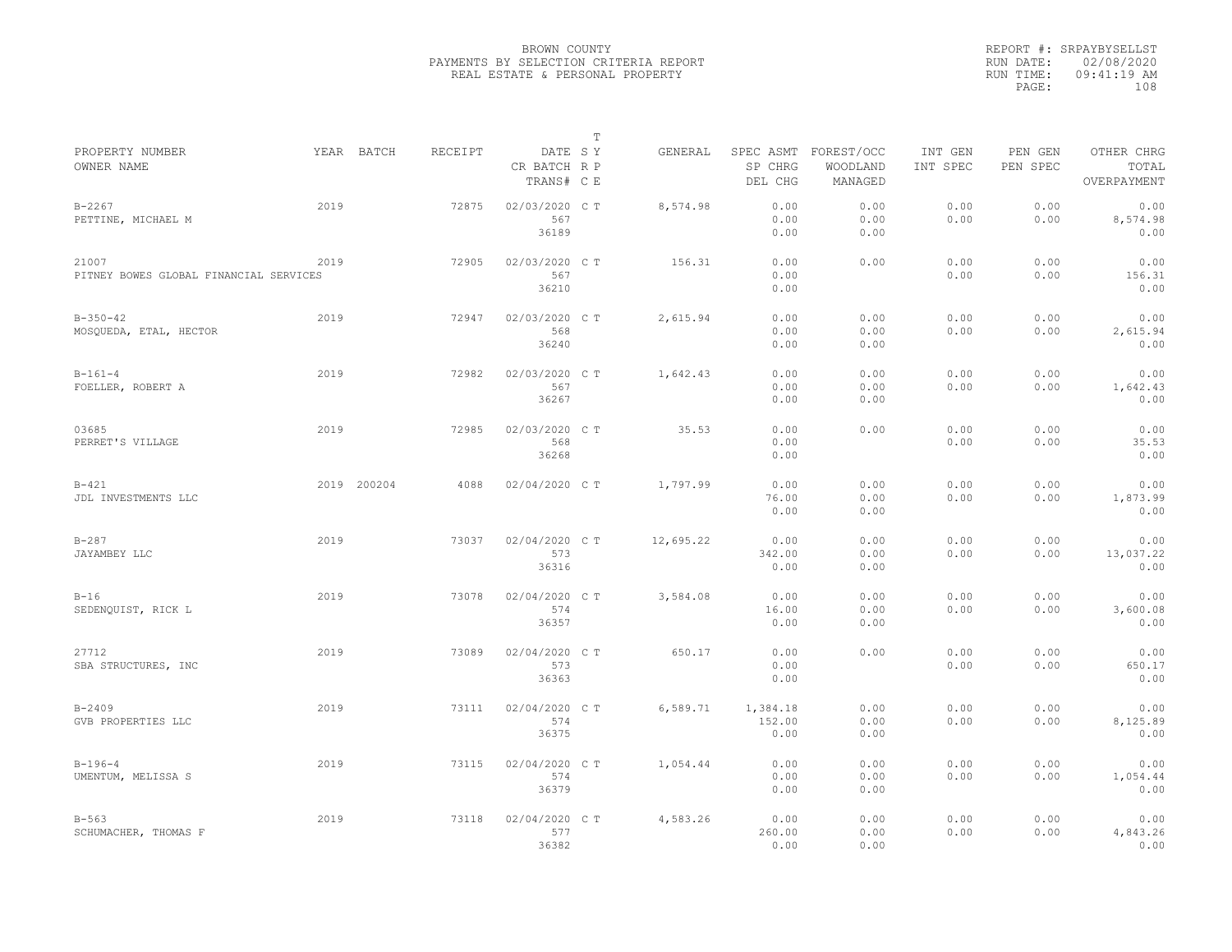BROWN COUNTY
PAYMENTS BY SELECTION CRITERIA REPORT
REAL ESTATE & PERSONAL PROPERTY

REPORT #: SRPAYBYSELLST
RUN DATE: 02/08/2020
RUN TIME: 09:41:19 AM

| PROPERTY NUMBER<br>OWNER NAME | YEAR | BATCH | RECEIPT | DATE<br>CR BATCH<br>TRANS# | T<br>SY<br>RP<br>CE | GENERAL | SPEC ASMT<br>SP CHRG<br>DEL CHG | FOREST/OCC<br>WOODLAND<br>MANAGED | INT GEN<br>INT SPEC | PEN GEN<br>PEN SPEC | OTHER CHRG<br>TOTAL<br>OVERPAYMENT |
|---|---|---|---|---|---|---|---|---|---|---|---|
| B-2267<br>PETTINE, MICHAEL M | 2019 | | 72875 | 02/03/2020<br>567<br>36189 | C T | 8,574.98 | 0.00<br>0.00<br>0.00 | 0.00<br>0.00<br>0.00 | 0.00<br>0.00 | 0.00<br>0.00 | 0.00<br>8,574.98<br>0.00 |
| 21007<br>PITNEY BOWES GLOBAL FINANCIAL SERVICES | 2019 | | 72905 | 02/03/2020<br>567<br>36210 | C T | 156.31 | 0.00<br>0.00<br>0.00 | 0.00 | 0.00<br>0.00 | 0.00<br>0.00 | 0.00<br>156.31<br>0.00 |
| B-350-42<br>MOSQUEDA, ETAL, HECTOR | 2019 | | 72947 | 02/03/2020<br>568<br>36240 | C T | 2,615.94 | 0.00<br>0.00<br>0.00 | 0.00<br>0.00<br>0.00 | 0.00<br>0.00 | 0.00<br>0.00 | 0.00<br>2,615.94<br>0.00 |
| B-161-4<br>FOELLER, ROBERT A | 2019 | | 72982 | 02/03/2020<br>567<br>36267 | C T | 1,642.43 | 0.00<br>0.00<br>0.00 | 0.00<br>0.00<br>0.00 | 0.00<br>0.00 | 0.00<br>0.00 | 0.00<br>1,642.43<br>0.00 |
| 03685<br>PERRET'S VILLAGE | 2019 | | 72985 | 02/03/2020<br>568<br>36268 | C T | 35.53 | 0.00<br>0.00<br>0.00 | 0.00 | 0.00<br>0.00 | 0.00<br>0.00 | 0.00<br>35.53<br>0.00 |
| B-421<br>JDL INVESTMENTS LLC | 2019 | 200204 | 4088 | 02/04/2020 | C T | 1,797.99 | 0.00<br>76.00<br>0.00 | 0.00<br>0.00<br>0.00 | 0.00<br>0.00 | 0.00<br>0.00 | 0.00<br>1,873.99<br>0.00 |
| B-287<br>JAYAMBEY LLC | 2019 | | 73037 | 02/04/2020<br>573<br>36316 | C T | 12,695.22 | 0.00<br>342.00<br>0.00 | 0.00<br>0.00<br>0.00 | 0.00<br>0.00 | 0.00<br>0.00 | 0.00<br>13,037.22<br>0.00 |
| B-16<br>SEDENQUIST, RICK L | 2019 | | 73078 | 02/04/2020<br>574<br>36357 | C T | 3,584.08 | 0.00<br>16.00<br>0.00 | 0.00<br>0.00<br>0.00 | 0.00<br>0.00 | 0.00<br>0.00 | 0.00<br>3,600.08<br>0.00 |
| 27712<br>SBA STRUCTURES, INC | 2019 | | 73089 | 02/04/2020<br>573<br>36363 | C T | 650.17 | 0.00<br>0.00<br>0.00 | 0.00 | 0.00<br>0.00 | 0.00<br>0.00 | 0.00<br>650.17<br>0.00 |
| B-2409<br>GVB PROPERTIES LLC | 2019 | | 73111 | 02/04/2020<br>574<br>36375 | C T | 6,589.71 | 1,384.18<br>152.00<br>0.00 | 0.00<br>0.00<br>0.00 | 0.00<br>0.00 | 0.00<br>0.00 | 0.00<br>8,125.89<br>0.00 |
| B-196-4<br>UMENTUM, MELISSA S | 2019 | | 73115 | 02/04/2020<br>574<br>36379 | C T | 1,054.44 | 0.00<br>0.00<br>0.00 | 0.00<br>0.00<br>0.00 | 0.00<br>0.00 | 0.00<br>0.00 | 0.00<br>1,054.44<br>0.00 |
| B-563<br>SCHUMACHER, THOMAS F | 2019 | | 73118 | 02/04/2020<br>577<br>36382 | C T | 4,583.26 | 0.00<br>260.00<br>0.00 | 0.00<br>0.00<br>0.00 | 0.00<br>0.00 | 0.00<br>0.00 | 0.00<br>4,843.26<br>0.00 |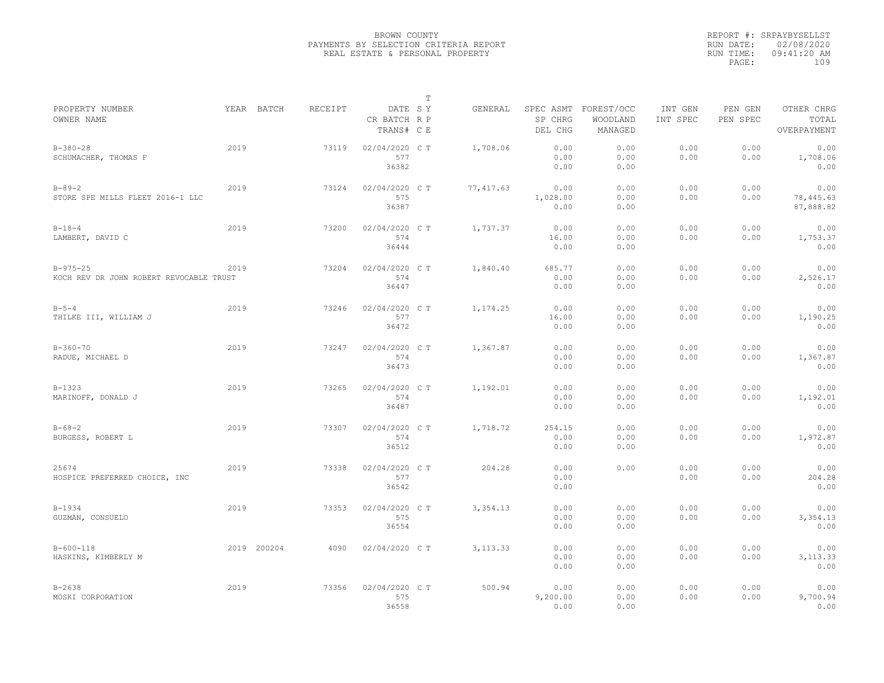BROWN COUNTY
PAYMENTS BY SELECTION CRITERIA REPORT
REAL ESTATE & PERSONAL PROPERTY

REPORT #: SRPAYBYSELLST
RUN DATE: 02/08/2020
RUN TIME: 09:41:20 AM

| PROPERTY NUMBER / OWNER NAME | YEAR | BATCH | RECEIPT | DATE / CR BATCH / TRANS# | T S Y R P C E | GENERAL | SPEC ASMT / SP CHRG / DEL CHG | FOREST/OCC / WOODLAND / MANAGED | INT GEN / INT SPEC | PEN GEN / PEN SPEC | OTHER CHRG / TOTAL / OVERPAYMENT |
|---|---|---|---|---|---|---|---|---|---|---|---|
| B-380-28 SCHUMACHER, THOMAS F | 2019 | | 73119 | 02/04/2020 577 36382 | C T | 1,708.06 | 0.00 0.00 0.00 | 0.00 0.00 0.00 | 0.00 0.00 | 0.00 0.00 | 0.00 1,708.06 0.00 |
| B-89-2 STORE SPE MILLS FLEET 2016-1 LLC | 2019 | | 73124 | 02/04/2020 575 36387 | C T | 77,417.63 | 0.00 1,028.00 0.00 | 0.00 0.00 0.00 | 0.00 0.00 | 0.00 0.00 | 0.00 78,445.63 87,888.82 |
| B-18-4 LAMBERT, DAVID C | 2019 | | 73200 | 02/04/2020 574 36444 | C T | 1,737.37 | 0.00 16.00 0.00 | 0.00 0.00 0.00 | 0.00 0.00 | 0.00 0.00 | 0.00 1,753.37 0.00 |
| B-975-25 KOCH REV DR JOHN ROBERT REVOCABLE TRUST | 2019 | | 73204 | 02/04/2020 574 36447 | C T | 1,840.40 | 685.77 0.00 0.00 | 0.00 0.00 0.00 | 0.00 0.00 | 0.00 0.00 | 0.00 2,526.17 0.00 |
| B-5-4 THILKE III, WILLIAM J | 2019 | | 73246 | 02/04/2020 577 36472 | C T | 1,174.25 | 0.00 16.00 0.00 | 0.00 0.00 0.00 | 0.00 0.00 | 0.00 0.00 | 0.00 1,190.25 0.00 |
| B-360-70 RADUE, MICHAEL D | 2019 | | 73247 | 02/04/2020 574 36473 | C T | 1,367.87 | 0.00 0.00 0.00 | 0.00 0.00 0.00 | 0.00 0.00 | 0.00 0.00 | 0.00 1,367.87 0.00 |
| B-1323 MARINOFF, DONALD J | 2019 | | 73265 | 02/04/2020 574 36487 | C T | 1,192.01 | 0.00 0.00 0.00 | 0.00 0.00 0.00 | 0.00 0.00 | 0.00 0.00 | 0.00 1,192.01 0.00 |
| B-68-2 BURGESS, ROBERT L | 2019 | | 73307 | 02/04/2020 574 36512 | C T | 1,718.72 | 254.15 0.00 0.00 | 0.00 0.00 0.00 | 0.00 0.00 | 0.00 0.00 | 0.00 1,972.87 0.00 |
| 25674 HOSPICE PREFERRED CHOICE, INC | 2019 | | 73338 | 02/04/2020 577 36542 | C T | 204.28 | 0.00 0.00 0.00 | 0.00 | 0.00 0.00 | 0.00 0.00 | 0.00 204.28 0.00 |
| B-1934 GUZMAN, CONSUELO | 2019 | | 73353 | 02/04/2020 575 36554 | C T | 3,354.13 | 0.00 0.00 0.00 | 0.00 0.00 0.00 | 0.00 0.00 | 0.00 0.00 | 0.00 3,354.13 0.00 |
| B-600-118 HASKINS, KIMBERLY M | 2019 | 200204 | 4090 | 02/04/2020 | C T | 3,113.33 | 0.00 0.00 0.00 | 0.00 0.00 0.00 | 0.00 0.00 | 0.00 0.00 | 0.00 3,113.33 0.00 |
| B-2638 MOSKI CORPORATION | 2019 | | 73356 | 02/04/2020 575 36558 | C T | 500.94 | 0.00 9,200.00 0.00 | 0.00 0.00 0.00 | 0.00 0.00 | 0.00 0.00 | 0.00 9,700.94 0.00 |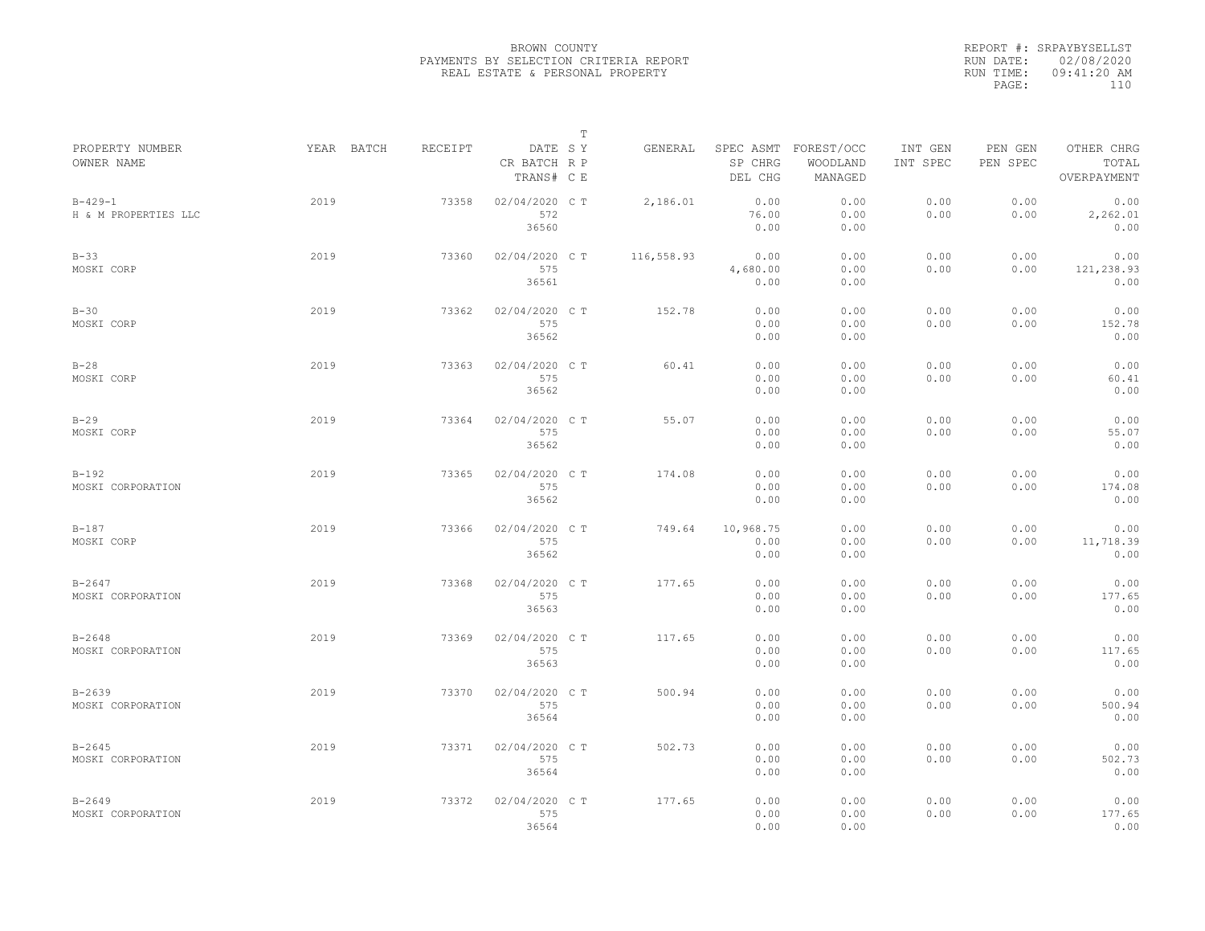BROWN COUNTY
PAYMENTS BY SELECTION CRITERIA REPORT
REAL ESTATE & PERSONAL PROPERTY

REPORT #: SRPAYBYSELLST
RUN DATE: 02/08/2020
RUN TIME: 09:41:20 AM

| PROPERTY NUMBER<br>OWNER NAME | YEAR | BATCH | RECEIPT | DATE<br>CR BATCH<br>TRANS# | T SY<br>RP<br>CE | GENERAL | SPEC ASMT<br>SP CHRG<br>DEL CHG | FOREST/OCC<br>WOODLAND<br>MANAGED | INT GEN<br>INT SPEC | PEN GEN<br>PEN SPEC | OTHER CHRG<br>TOTAL<br>OVERPAYMENT |
|---|---|---|---|---|---|---|---|---|---|---|---|
| B-429-1<br>H & M PROPERTIES LLC | 2019 | | 73358 | 02/04/2020<br>572<br>36560 | C T | 2,186.01 | 0.00<br>76.00<br>0.00 | 0.00<br>0.00<br>0.00 | 0.00<br>0.00 | 0.00<br>0.00 | 0.00<br>2,262.01<br>0.00 |
| B-33<br>MOSKI CORP | 2019 | | 73360 | 02/04/2020<br>575<br>36561 | C T | 116,558.93 | 0.00<br>4,680.00<br>0.00 | 0.00<br>0.00<br>0.00 | 0.00<br>0.00 | 0.00<br>0.00 | 0.00<br>121,238.93<br>0.00 |
| B-30<br>MOSKI CORP | 2019 | | 73362 | 02/04/2020<br>575<br>36562 | C T | 152.78 | 0.00<br>0.00<br>0.00 | 0.00<br>0.00<br>0.00 | 0.00<br>0.00 | 0.00<br>0.00 | 0.00<br>152.78<br>0.00 |
| B-28<br>MOSKI CORP | 2019 | | 73363 | 02/04/2020<br>575<br>36562 | C T | 60.41 | 0.00<br>0.00<br>0.00 | 0.00<br>0.00<br>0.00 | 0.00<br>0.00 | 0.00<br>0.00 | 0.00<br>60.41<br>0.00 |
| B-29<br>MOSKI CORP | 2019 | | 73364 | 02/04/2020<br>575<br>36562 | C T | 55.07 | 0.00<br>0.00<br>0.00 | 0.00<br>0.00<br>0.00 | 0.00<br>0.00 | 0.00<br>0.00 | 0.00<br>55.07<br>0.00 |
| B-192<br>MOSKI CORPORATION | 2019 | | 73365 | 02/04/2020<br>575<br>36562 | C T | 174.08 | 0.00<br>0.00<br>0.00 | 0.00<br>0.00<br>0.00 | 0.00<br>0.00 | 0.00<br>0.00 | 0.00<br>174.08<br>0.00 |
| B-187<br>MOSKI CORP | 2019 | | 73366 | 02/04/2020<br>575<br>36562 | C T | 749.64 | 10,968.75<br>0.00<br>0.00 | 0.00<br>0.00<br>0.00 | 0.00<br>0.00 | 0.00<br>0.00 | 0.00<br>11,718.39<br>0.00 |
| B-2647<br>MOSKI CORPORATION | 2019 | | 73368 | 02/04/2020<br>575<br>36563 | C T | 177.65 | 0.00<br>0.00<br>0.00 | 0.00<br>0.00<br>0.00 | 0.00<br>0.00 | 0.00<br>0.00 | 0.00<br>177.65<br>0.00 |
| B-2648<br>MOSKI CORPORATION | 2019 | | 73369 | 02/04/2020<br>575<br>36563 | C T | 117.65 | 0.00<br>0.00<br>0.00 | 0.00<br>0.00<br>0.00 | 0.00<br>0.00 | 0.00<br>0.00 | 0.00<br>117.65<br>0.00 |
| B-2639<br>MOSKI CORPORATION | 2019 | | 73370 | 02/04/2020<br>575<br>36564 | C T | 500.94 | 0.00<br>0.00<br>0.00 | 0.00<br>0.00<br>0.00 | 0.00<br>0.00 | 0.00<br>0.00 | 0.00<br>500.94<br>0.00 |
| B-2645<br>MOSKI CORPORATION | 2019 | | 73371 | 02/04/2020<br>575<br>36564 | C T | 502.73 | 0.00<br>0.00<br>0.00 | 0.00<br>0.00<br>0.00 | 0.00<br>0.00 | 0.00<br>0.00 | 0.00<br>502.73<br>0.00 |
| B-2649<br>MOSKI CORPORATION | 2019 | | 73372 | 02/04/2020<br>575<br>36564 | C T | 177.65 | 0.00<br>0.00<br>0.00 | 0.00<br>0.00<br>0.00 | 0.00<br>0.00 | 0.00<br>0.00 | 0.00<br>177.65<br>0.00 |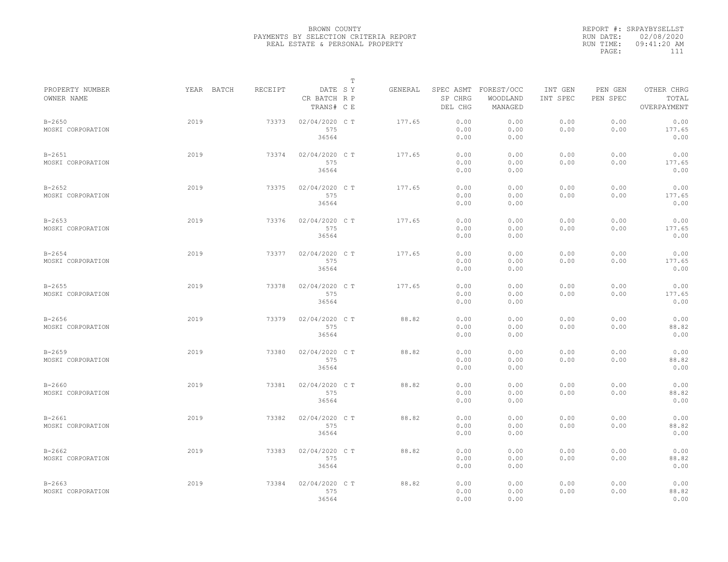BROWN COUNTY
PAYMENTS BY SELECTION CRITERIA REPORT
REAL ESTATE & PERSONAL PROPERTY

REPORT #: SRPAYBYSELLST
RUN DATE: 02/08/2020
RUN TIME: 09:41:20 AM

| PROPERTY NUMBER<br>OWNER NAME | YEAR | BATCH | RECEIPT | DATE<br>CR BATCH<br>TRANS# | T<br>S Y<br>R P<br>C E | GENERAL | SPEC ASMT<br>SP CHRG<br>DEL CHG | FOREST/OCC<br>WOODLAND<br>MANAGED | INT GEN<br>INT SPEC | PEN GEN<br>PEN SPEC | OTHER CHRG<br>TOTAL<br>OVERPAYMENT |
|---|---|---|---|---|---|---|---|---|---|---|---|
| B-2650<br>MOSKI CORPORATION | 2019 | | 73373 | 02/04/2020<br>575<br>36564 | C T | 177.65 | 0.00<br>0.00<br>0.00 | 0.00<br>0.00<br>0.00 | 0.00<br>0.00 | 0.00<br>0.00 | 0.00<br>177.65<br>0.00 |
| B-2651<br>MOSKI CORPORATION | 2019 | | 73374 | 02/04/2020<br>575<br>36564 | C T | 177.65 | 0.00<br>0.00<br>0.00 | 0.00<br>0.00<br>0.00 | 0.00<br>0.00 | 0.00<br>0.00 | 0.00<br>177.65<br>0.00 |
| B-2652<br>MOSKI CORPORATION | 2019 | | 73375 | 02/04/2020<br>575<br>36564 | C T | 177.65 | 0.00<br>0.00<br>0.00 | 0.00<br>0.00<br>0.00 | 0.00<br>0.00 | 0.00<br>0.00 | 0.00<br>177.65<br>0.00 |
| B-2653<br>MOSKI CORPORATION | 2019 | | 73376 | 02/04/2020<br>575<br>36564 | C T | 177.65 | 0.00<br>0.00<br>0.00 | 0.00<br>0.00<br>0.00 | 0.00<br>0.00 | 0.00<br>0.00 | 0.00<br>177.65<br>0.00 |
| B-2654<br>MOSKI CORPORATION | 2019 | | 73377 | 02/04/2020<br>575<br>36564 | C T | 177.65 | 0.00<br>0.00<br>0.00 | 0.00<br>0.00<br>0.00 | 0.00<br>0.00 | 0.00<br>0.00 | 0.00<br>177.65<br>0.00 |
| B-2655<br>MOSKI CORPORATION | 2019 | | 73378 | 02/04/2020<br>575<br>36564 | C T | 177.65 | 0.00<br>0.00<br>0.00 | 0.00<br>0.00<br>0.00 | 0.00<br>0.00 | 0.00<br>0.00 | 0.00<br>177.65<br>0.00 |
| B-2656<br>MOSKI CORPORATION | 2019 | | 73379 | 02/04/2020<br>575<br>36564 | C T | 88.82 | 0.00<br>0.00<br>0.00 | 0.00<br>0.00<br>0.00 | 0.00<br>0.00 | 0.00<br>0.00 | 0.00<br>88.82<br>0.00 |
| B-2659<br>MOSKI CORPORATION | 2019 | | 73380 | 02/04/2020<br>575<br>36564 | C T | 88.82 | 0.00<br>0.00<br>0.00 | 0.00<br>0.00<br>0.00 | 0.00<br>0.00 | 0.00<br>0.00 | 0.00<br>88.82<br>0.00 |
| B-2660<br>MOSKI CORPORATION | 2019 | | 73381 | 02/04/2020<br>575<br>36564 | C T | 88.82 | 0.00<br>0.00<br>0.00 | 0.00<br>0.00<br>0.00 | 0.00<br>0.00 | 0.00<br>0.00 | 0.00<br>88.82<br>0.00 |
| B-2661<br>MOSKI CORPORATION | 2019 | | 73382 | 02/04/2020<br>575<br>36564 | C T | 88.82 | 0.00<br>0.00<br>0.00 | 0.00<br>0.00<br>0.00 | 0.00<br>0.00 | 0.00<br>0.00 | 0.00<br>88.82<br>0.00 |
| B-2662<br>MOSKI CORPORATION | 2019 | | 73383 | 02/04/2020<br>575<br>36564 | C T | 88.82 | 0.00<br>0.00<br>0.00 | 0.00<br>0.00<br>0.00 | 0.00<br>0.00 | 0.00<br>0.00 | 0.00<br>88.82<br>0.00 |
| B-2663<br>MOSKI CORPORATION | 2019 | | 73384 | 02/04/2020<br>575<br>36564 | C T | 88.82 | 0.00<br>0.00<br>0.00 | 0.00<br>0.00<br>0.00 | 0.00<br>0.00 | 0.00<br>0.00 | 0.00<br>88.82<br>0.00 |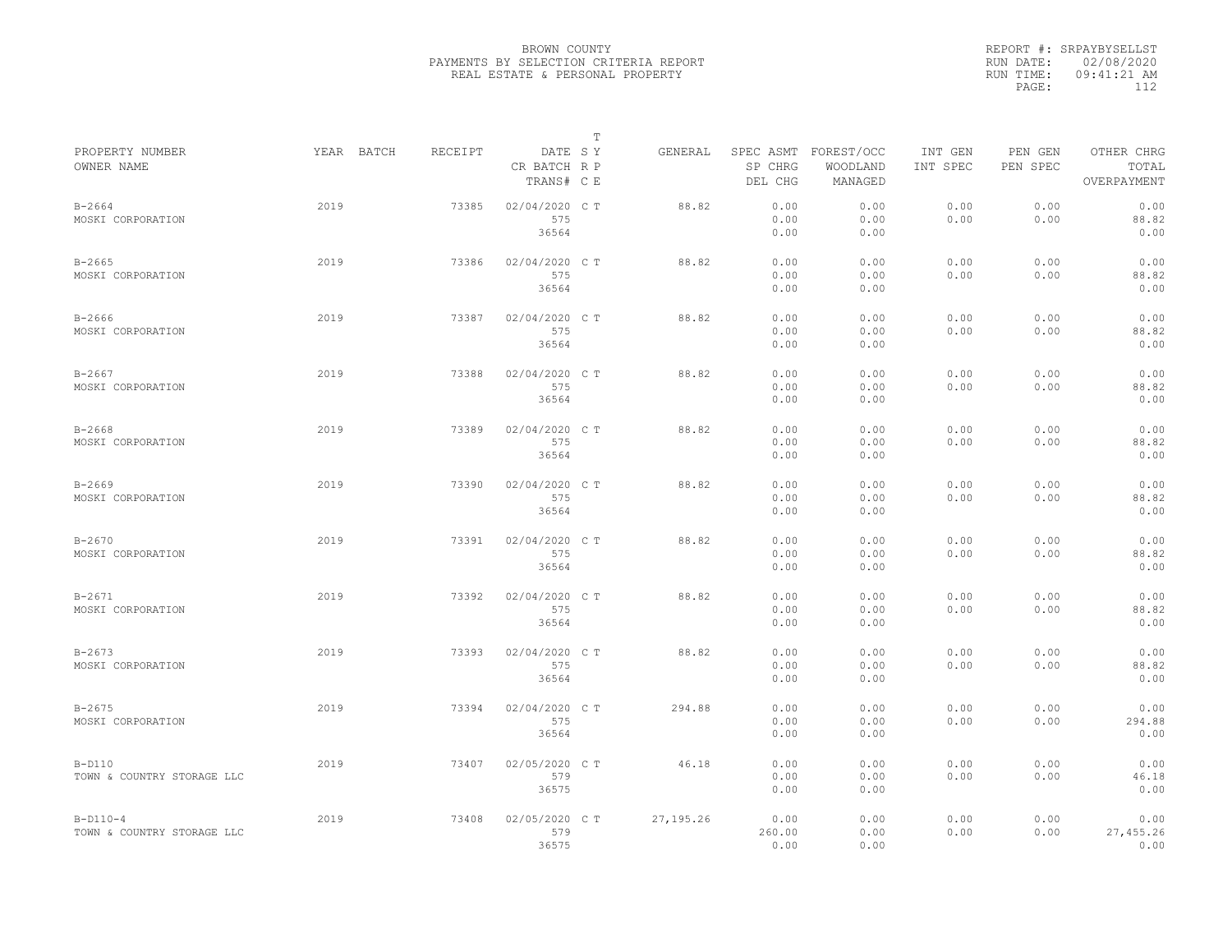BROWN COUNTY
PAYMENTS BY SELECTION CRITERIA REPORT
REAL ESTATE & PERSONAL PROPERTY

REPORT #: SRPAYBYSELLST
RUN DATE: 02/08/2020
RUN TIME: 09:41:21 AM

| PROPERTY NUMBER<br>OWNER NAME | YEAR | BATCH | RECEIPT | DATE<br>CR BATCH<br>TRANS# | T<br>S Y<br>R P<br>C E | GENERAL | SPEC ASMT<br>SP CHRG<br>DEL CHG | FOREST/OCC<br>WOODLAND<br>MANAGED | INT GEN<br>INT SPEC | PEN GEN<br>PEN SPEC | OTHER CHRG<br>TOTAL<br>OVERPAYMENT |
|---|---|---|---|---|---|---|---|---|---|---|---|
| B-2664<br>MOSKI CORPORATION | 2019 | | 73385 | 02/04/2020<br>575<br>36564 | C T | 88.82 | 0.00<br>0.00<br>0.00 | 0.00<br>0.00<br>0.00 | 0.00<br>0.00 | 0.00<br>0.00 | 0.00<br>88.82<br>0.00 |
| B-2665<br>MOSKI CORPORATION | 2019 | | 73386 | 02/04/2020<br>575<br>36564 | C T | 88.82 | 0.00<br>0.00<br>0.00 | 0.00<br>0.00<br>0.00 | 0.00<br>0.00 | 0.00<br>0.00 | 0.00<br>88.82<br>0.00 |
| B-2666<br>MOSKI CORPORATION | 2019 | | 73387 | 02/04/2020<br>575<br>36564 | C T | 88.82 | 0.00<br>0.00<br>0.00 | 0.00<br>0.00<br>0.00 | 0.00<br>0.00 | 0.00<br>0.00 | 0.00<br>88.82<br>0.00 |
| B-2667<br>MOSKI CORPORATION | 2019 | | 73388 | 02/04/2020<br>575<br>36564 | C T | 88.82 | 0.00<br>0.00<br>0.00 | 0.00<br>0.00<br>0.00 | 0.00<br>0.00 | 0.00<br>0.00 | 0.00<br>88.82<br>0.00 |
| B-2668<br>MOSKI CORPORATION | 2019 | | 73389 | 02/04/2020<br>575<br>36564 | C T | 88.82 | 0.00<br>0.00<br>0.00 | 0.00<br>0.00<br>0.00 | 0.00<br>0.00 | 0.00<br>0.00 | 0.00<br>88.82<br>0.00 |
| B-2669<br>MOSKI CORPORATION | 2019 | | 73390 | 02/04/2020<br>575<br>36564 | C T | 88.82 | 0.00<br>0.00<br>0.00 | 0.00<br>0.00<br>0.00 | 0.00<br>0.00 | 0.00<br>0.00 | 0.00<br>88.82<br>0.00 |
| B-2670<br>MOSKI CORPORATION | 2019 | | 73391 | 02/04/2020<br>575<br>36564 | C T | 88.82 | 0.00<br>0.00<br>0.00 | 0.00<br>0.00<br>0.00 | 0.00<br>0.00 | 0.00<br>0.00 | 0.00<br>88.82<br>0.00 |
| B-2671<br>MOSKI CORPORATION | 2019 | | 73392 | 02/04/2020<br>575<br>36564 | C T | 88.82 | 0.00<br>0.00<br>0.00 | 0.00<br>0.00<br>0.00 | 0.00<br>0.00 | 0.00<br>0.00 | 0.00<br>88.82<br>0.00 |
| B-2673<br>MOSKI CORPORATION | 2019 | | 73393 | 02/04/2020<br>575<br>36564 | C T | 88.82 | 0.00<br>0.00<br>0.00 | 0.00<br>0.00<br>0.00 | 0.00<br>0.00 | 0.00<br>0.00 | 0.00<br>88.82<br>0.00 |
| B-2675<br>MOSKI CORPORATION | 2019 | | 73394 | 02/04/2020<br>575<br>36564 | C T | 294.88 | 0.00<br>0.00<br>0.00 | 0.00<br>0.00<br>0.00 | 0.00<br>0.00 | 0.00<br>0.00 | 0.00<br>294.88<br>0.00 |
| B-D110<br>TOWN & COUNTRY STORAGE LLC | 2019 | | 73407 | 02/05/2020<br>579<br>36575 | C T | 46.18 | 0.00<br>0.00<br>0.00 | 0.00<br>0.00<br>0.00 | 0.00<br>0.00 | 0.00<br>0.00 | 0.00<br>46.18<br>0.00 |
| B-D110-4<br>TOWN & COUNTRY STORAGE LLC | 2019 | | 73408 | 02/05/2020<br>579<br>36575 | C T | 27,195.26 | 0.00<br>260.00<br>0.00 | 0.00<br>0.00<br>0.00 | 0.00<br>0.00 | 0.00<br>0.00 | 0.00<br>27,455.26<br>0.00 |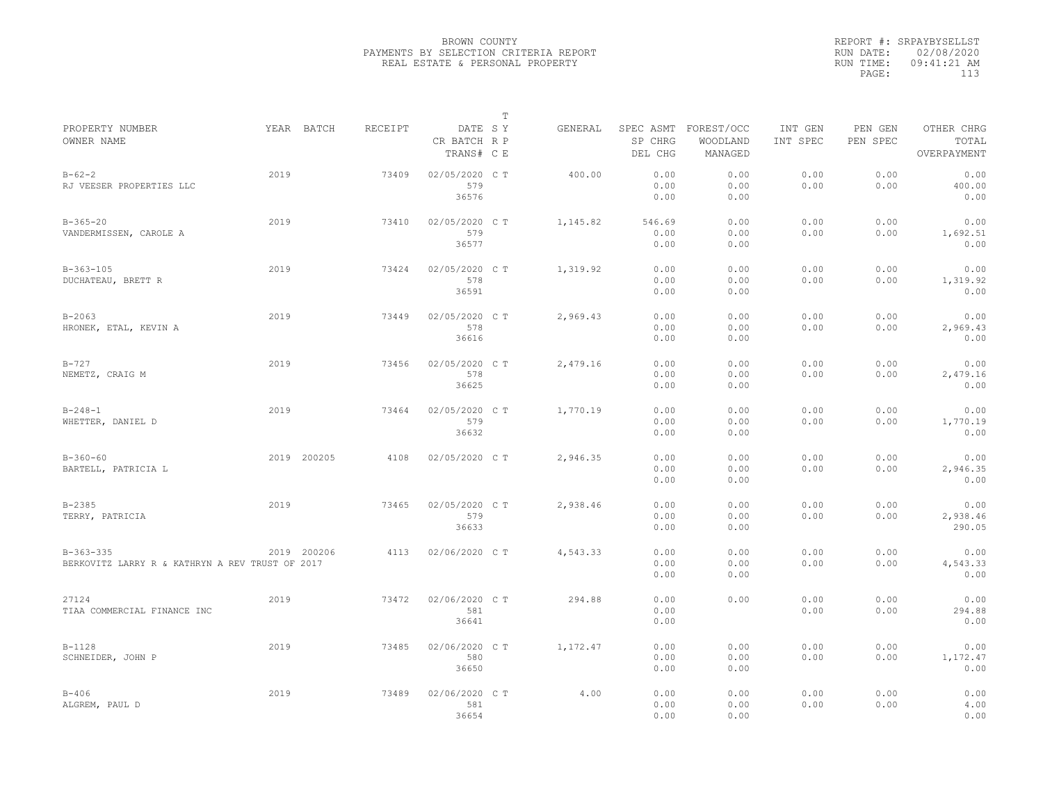BROWN COUNTY
PAYMENTS BY SELECTION CRITERIA REPORT
REAL ESTATE & PERSONAL PROPERTY

REPORT #: SRPAYBYSELLST
RUN DATE: 02/08/2020
RUN TIME: 09:41:21 AM

| PROPERTY NUMBER / OWNER NAME | YEAR | BATCH | RECEIPT | DATE / CR BATCH / TRANS# | T SY / RP / CE | GENERAL | SPEC ASMT / SP CHRG / DEL CHG | FOREST/OCC / WOODLAND / MANAGED | INT GEN / INT SPEC | PEN GEN / PEN SPEC | OTHER CHRG / TOTAL / OVERPAYMENT |
|---|---|---|---|---|---|---|---|---|---|---|---|
| B-62-2 / RJ VEESER PROPERTIES LLC | 2019 | | 73409 | 02/05/2020 / 579 / 36576 | C T | 400.00 | 0.00 / 0.00 / 0.00 | 0.00 / 0.00 / 0.00 | 0.00 / 0.00 | 0.00 / 0.00 | 0.00 / 400.00 / 0.00 |
| B-365-20 / VANDERMISSEN, CAROLE A | 2019 | | 73410 | 02/05/2020 / 579 / 36577 | C T | 1,145.82 | 546.69 / 0.00 / 0.00 | 0.00 / 0.00 / 0.00 | 0.00 / 0.00 | 0.00 / 0.00 | 0.00 / 1,692.51 / 0.00 |
| B-363-105 / DUCHATEAU, BRETT R | 2019 | | 73424 | 02/05/2020 / 578 / 36591 | C T | 1,319.92 | 0.00 / 0.00 / 0.00 | 0.00 / 0.00 / 0.00 | 0.00 / 0.00 | 0.00 / 0.00 | 0.00 / 1,319.92 / 0.00 |
| B-2063 / HRONEK, ETAL, KEVIN A | 2019 | | 73449 | 02/05/2020 / 578 / 36616 | C T | 2,969.43 | 0.00 / 0.00 / 0.00 | 0.00 / 0.00 / 0.00 | 0.00 / 0.00 | 0.00 / 0.00 | 0.00 / 2,969.43 / 0.00 |
| B-727 / NEMETZ, CRAIG M | 2019 | | 73456 | 02/05/2020 / 578 / 36625 | C T | 2,479.16 | 0.00 / 0.00 / 0.00 | 0.00 / 0.00 / 0.00 | 0.00 / 0.00 | 0.00 / 0.00 | 0.00 / 2,479.16 / 0.00 |
| B-248-1 / WHETTER, DANIEL D | 2019 | | 73464 | 02/05/2020 / 579 / 36632 | C T | 1,770.19 | 0.00 / 0.00 / 0.00 | 0.00 / 0.00 / 0.00 | 0.00 / 0.00 | 0.00 / 0.00 | 0.00 / 1,770.19 / 0.00 |
| B-360-60 / BARTELL, PATRICIA L | 2019 | 200205 | 4108 | 02/05/2020 | C T | 2,946.35 | 0.00 / 0.00 / 0.00 | 0.00 / 0.00 / 0.00 | 0.00 / 0.00 | 0.00 / 0.00 | 0.00 / 2,946.35 / 0.00 |
| B-2385 / TERRY, PATRICIA | 2019 | | 73465 | 02/05/2020 / 579 / 36633 | C T | 2,938.46 | 0.00 / 0.00 / 0.00 | 0.00 / 0.00 / 0.00 | 0.00 / 0.00 | 0.00 / 0.00 | 0.00 / 2,938.46 / 290.05 |
| B-363-335 / BERKOVITZ LARRY R & KATHRYN A REV TRUST OF 2017 | 2019 | 200206 | 4113 | 02/06/2020 | C T | 4,543.33 | 0.00 / 0.00 / 0.00 | 0.00 / 0.00 / 0.00 | 0.00 / 0.00 | 0.00 / 0.00 | 0.00 / 4,543.33 / 0.00 |
| 27124 / TIAA COMMERCIAL FINANCE INC | 2019 | | 73472 | 02/06/2020 / 581 / 36641 | C T | 294.88 | 0.00 / 0.00 / 0.00 | 0.00 | 0.00 / 0.00 | 0.00 / 0.00 | 0.00 / 294.88 / 0.00 |
| B-1128 / SCHNEIDER, JOHN P | 2019 | | 73485 | 02/06/2020 / 580 / 36650 | C T | 1,172.47 | 0.00 / 0.00 / 0.00 | 0.00 / 0.00 / 0.00 | 0.00 / 0.00 | 0.00 / 0.00 | 0.00 / 1,172.47 / 0.00 |
| B-406 / ALGREM, PAUL D | 2019 | | 73489 | 02/06/2020 / 581 / 36654 | C T | 4.00 | 0.00 / 0.00 / 0.00 | 0.00 / 0.00 / 0.00 | 0.00 / 0.00 | 0.00 / 0.00 | 0.00 / 4.00 / 0.00 |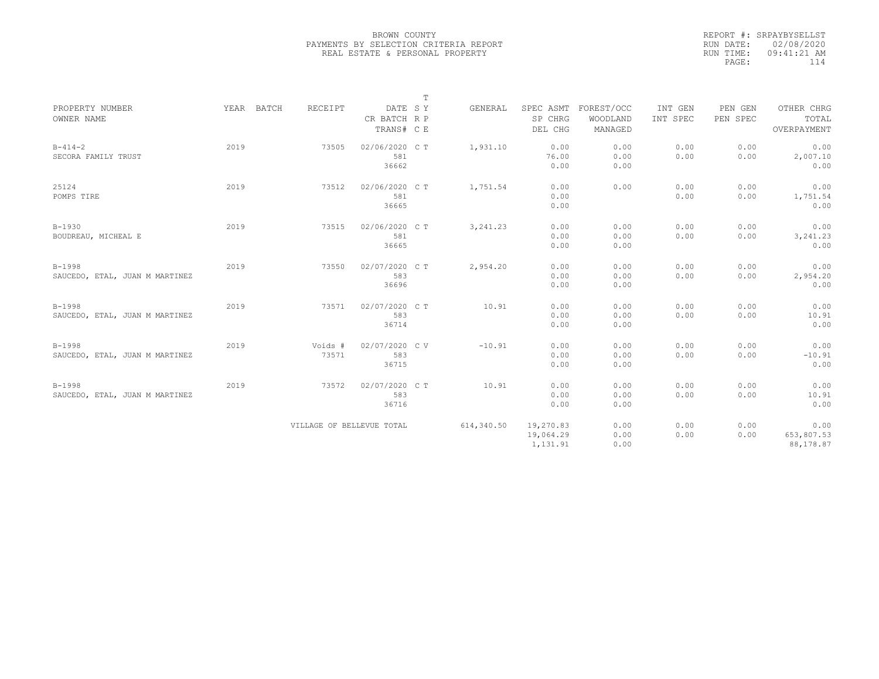BROWN COUNTY
PAYMENTS BY SELECTION CRITERIA REPORT
REAL ESTATE & PERSONAL PROPERTY

REPORT #: SRPAYBYSELLST
RUN DATE: 02/08/2020
RUN TIME: 09:41:21 AM

| PROPERTY NUMBER<br>OWNER NAME | YEAR | BATCH | RECEIPT | DATE<br>CR BATCH<br>TRANS# | T<br>S Y<br>R P<br>C E | GENERAL | SPEC ASMT<br>SP CHRG<br>DEL CHG | FOREST/OCC<br>WOODLAND<br>MANAGED | INT GEN<br>INT SPEC | PEN GEN<br>PEN SPEC | OTHER CHRG<br>TOTAL<br>OVERPAYMENT |
|---|---|---|---|---|---|---|---|---|---|---|---|
| B-414-2<br>SECORA FAMILY TRUST | 2019 | | 73505 | 02/06/2020<br>581<br>36662 | C T | 1,931.10 | 0.00<br>76.00<br>0.00 | 0.00<br>0.00<br>0.00 | 0.00<br>0.00 | 0.00<br>0.00 | 0.00<br>2,007.10<br>0.00 |
| 25124<br>POMPS TIRE | 2019 | | 73512 | 02/06/2020<br>581<br>36665 | C T | 1,751.54 | 0.00<br>0.00<br>0.00 | 0.00 | 0.00<br>0.00 | 0.00<br>0.00 | 0.00<br>1,751.54<br>0.00 |
| B-1930<br>BOUDREAU, MICHEAL E | 2019 | | 73515 | 02/06/2020<br>581<br>36665 | C T | 3,241.23 | 0.00<br>0.00<br>0.00 | 0.00<br>0.00<br>0.00 | 0.00<br>0.00 | 0.00<br>0.00 | 0.00<br>3,241.23<br>0.00 |
| B-1998<br>SAUCEDO, ETAL, JUAN M MARTINEZ | 2019 | | 73550 | 02/07/2020<br>583<br>36696 | C T | 2,954.20 | 0.00<br>0.00<br>0.00 | 0.00<br>0.00<br>0.00 | 0.00<br>0.00 | 0.00<br>0.00 | 0.00<br>2,954.20<br>0.00 |
| B-1998<br>SAUCEDO, ETAL, JUAN M MARTINEZ | 2019 | | 73571 | 02/07/2020<br>583<br>36714 | C T | 10.91 | 0.00<br>0.00<br>0.00 | 0.00<br>0.00<br>0.00 | 0.00<br>0.00 | 0.00<br>0.00 | 0.00<br>10.91<br>0.00 |
| B-1998<br>SAUCEDO, ETAL, JUAN M MARTINEZ | 2019 | | Voids #<br>73571 | 02/07/2020<br>583<br>36715 | C V | -10.91 | 0.00<br>0.00<br>0.00 | 0.00<br>0.00<br>0.00 | 0.00<br>0.00 | 0.00<br>0.00 | 0.00<br>-10.91<br>0.00 |
| B-1998<br>SAUCEDO, ETAL, JUAN M MARTINEZ | 2019 | | 73572 | 02/07/2020<br>583<br>36716 | C T | 10.91 | 0.00<br>0.00<br>0.00 | 0.00<br>0.00<br>0.00 | 0.00<br>0.00 | 0.00<br>0.00 | 0.00<br>10.91<br>0.00 |
| | | | VILLAGE OF BELLEVUE TOTAL | | | 614,340.50 | 19,270.83<br>19,064.29<br>1,131.91 | 0.00<br>0.00<br>0.00 | 0.00<br>0.00 | 0.00<br>0.00 | 0.00<br>653,807.53<br>88,178.87 |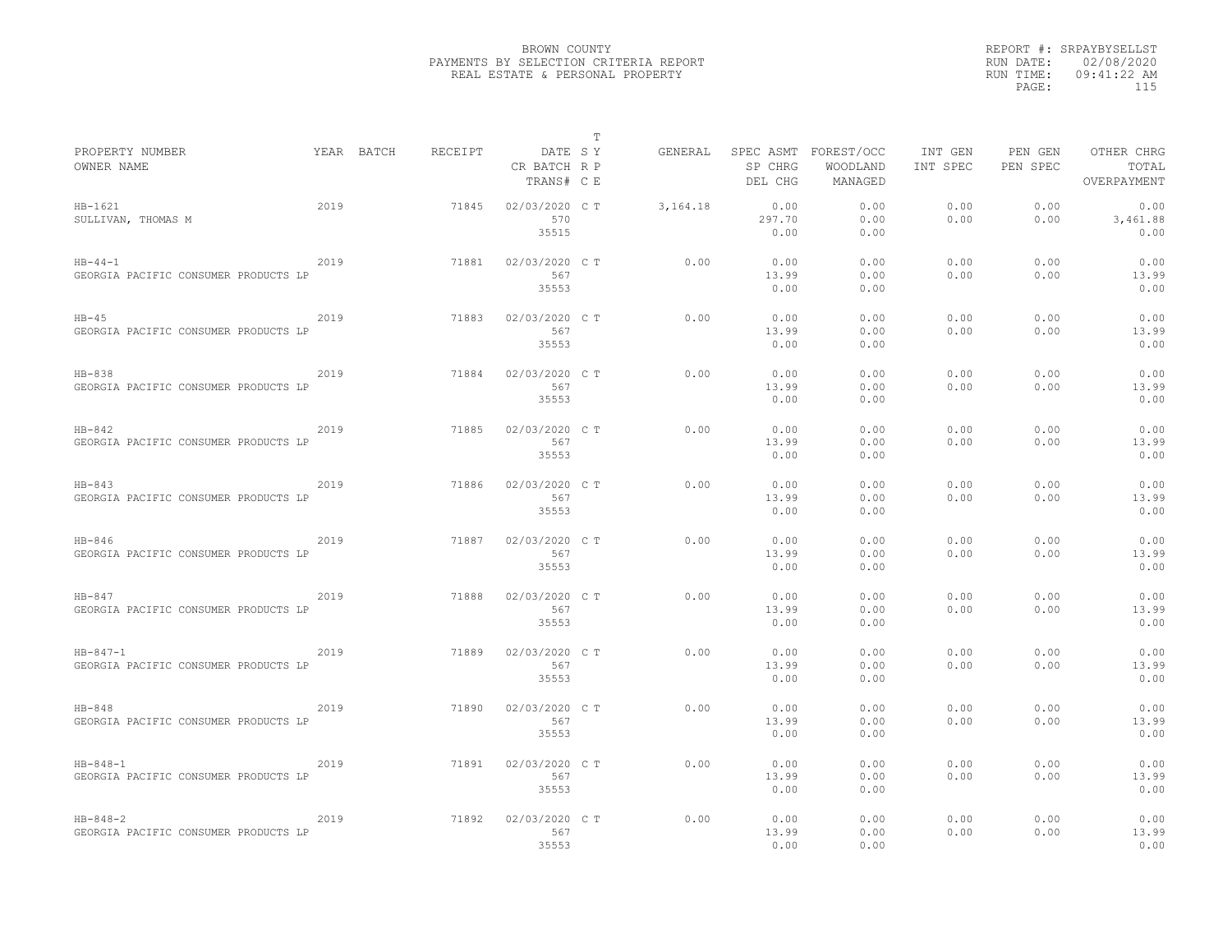BROWN COUNTY
PAYMENTS BY SELECTION CRITERIA REPORT
REAL ESTATE & PERSONAL PROPERTY

REPORT #: SRPAYBYSELLST
RUN DATE: 02/08/2020
RUN TIME: 09:41:22 AM

| PROPERTY NUMBER / OWNER NAME | YEAR | BATCH | RECEIPT | DATE / CR BATCH / TRANS# | T S Y R P C E | GENERAL | SPEC ASMT / SP CHRG / DEL CHG | FOREST/OCC / WOODLAND / MANAGED | INT GEN / INT SPEC | PEN GEN / PEN SPEC | OTHER CHRG / TOTAL / OVERPAYMENT |
|---|---|---|---|---|---|---|---|---|---|---|---|
| HB-1621 / SULLIVAN, THOMAS M | 2019 | | 71845 | 02/03/2020 / 570 / 35515 | C T | 3,164.18 | 0.00 / 297.70 / 0.00 | 0.00 / 0.00 / 0.00 | 0.00 / 0.00 | 0.00 / 0.00 | 0.00 / 3,461.88 / 0.00 |
| HB-44-1 / GEORGIA PACIFIC CONSUMER PRODUCTS LP | 2019 | | 71881 | 02/03/2020 / 567 / 35553 | C T | 0.00 | 0.00 / 13.99 / 0.00 | 0.00 / 0.00 / 0.00 | 0.00 / 0.00 | 0.00 / 0.00 | 0.00 / 13.99 / 0.00 |
| HB-45 / GEORGIA PACIFIC CONSUMER PRODUCTS LP | 2019 | | 71883 | 02/03/2020 / 567 / 35553 | C T | 0.00 | 0.00 / 13.99 / 0.00 | 0.00 / 0.00 / 0.00 | 0.00 / 0.00 | 0.00 / 0.00 | 0.00 / 13.99 / 0.00 |
| HB-838 / GEORGIA PACIFIC CONSUMER PRODUCTS LP | 2019 | | 71884 | 02/03/2020 / 567 / 35553 | C T | 0.00 | 0.00 / 13.99 / 0.00 | 0.00 / 0.00 / 0.00 | 0.00 / 0.00 | 0.00 / 0.00 | 0.00 / 13.99 / 0.00 |
| HB-842 / GEORGIA PACIFIC CONSUMER PRODUCTS LP | 2019 | | 71885 | 02/03/2020 / 567 / 35553 | C T | 0.00 | 0.00 / 13.99 / 0.00 | 0.00 / 0.00 / 0.00 | 0.00 / 0.00 | 0.00 / 0.00 | 0.00 / 13.99 / 0.00 |
| HB-843 / GEORGIA PACIFIC CONSUMER PRODUCTS LP | 2019 | | 71886 | 02/03/2020 / 567 / 35553 | C T | 0.00 | 0.00 / 13.99 / 0.00 | 0.00 / 0.00 / 0.00 | 0.00 / 0.00 | 0.00 / 0.00 | 0.00 / 13.99 / 0.00 |
| HB-846 / GEORGIA PACIFIC CONSUMER PRODUCTS LP | 2019 | | 71887 | 02/03/2020 / 567 / 35553 | C T | 0.00 | 0.00 / 13.99 / 0.00 | 0.00 / 0.00 / 0.00 | 0.00 / 0.00 | 0.00 / 0.00 | 0.00 / 13.99 / 0.00 |
| HB-847 / GEORGIA PACIFIC CONSUMER PRODUCTS LP | 2019 | | 71888 | 02/03/2020 / 567 / 35553 | C T | 0.00 | 0.00 / 13.99 / 0.00 | 0.00 / 0.00 / 0.00 | 0.00 / 0.00 | 0.00 / 0.00 | 0.00 / 13.99 / 0.00 |
| HB-847-1 / GEORGIA PACIFIC CONSUMER PRODUCTS LP | 2019 | | 71889 | 02/03/2020 / 567 / 35553 | C T | 0.00 | 0.00 / 13.99 / 0.00 | 0.00 / 0.00 / 0.00 | 0.00 / 0.00 | 0.00 / 0.00 | 0.00 / 13.99 / 0.00 |
| HB-848 / GEORGIA PACIFIC CONSUMER PRODUCTS LP | 2019 | | 71890 | 02/03/2020 / 567 / 35553 | C T | 0.00 | 0.00 / 13.99 / 0.00 | 0.00 / 0.00 / 0.00 | 0.00 / 0.00 | 0.00 / 0.00 | 0.00 / 13.99 / 0.00 |
| HB-848-1 / GEORGIA PACIFIC CONSUMER PRODUCTS LP | 2019 | | 71891 | 02/03/2020 / 567 / 35553 | C T | 0.00 | 0.00 / 13.99 / 0.00 | 0.00 / 0.00 / 0.00 | 0.00 / 0.00 | 0.00 / 0.00 | 0.00 / 13.99 / 0.00 |
| HB-848-2 / GEORGIA PACIFIC CONSUMER PRODUCTS LP | 2019 | | 71892 | 02/03/2020 / 567 / 35553 | C T | 0.00 | 0.00 / 13.99 / 0.00 | 0.00 / 0.00 / 0.00 | 0.00 / 0.00 | 0.00 / 0.00 | 0.00 / 13.99 / 0.00 |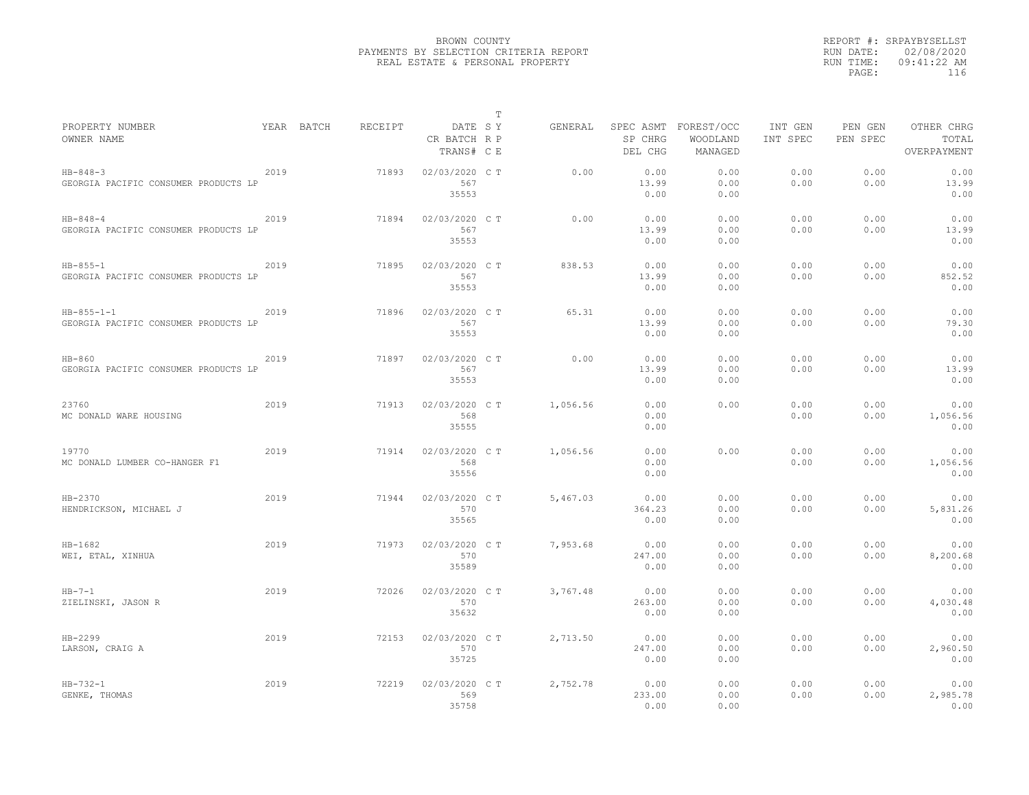BROWN COUNTY
PAYMENTS BY SELECTION CRITERIA REPORT
REAL ESTATE & PERSONAL PROPERTY

REPORT #: SRPAYBYSELLST
RUN DATE: 02/08/2020
RUN TIME: 09:41:22 AM

| PROPERTY NUMBER<br>OWNER NAME | YEAR | BATCH | RECEIPT | DATE<br>CR BATCH<br>TRANS# | T SY<br>RP<br>CE | GENERAL | SPEC ASMT<br>SP CHRG<br>DEL CHG | FOREST/OCC<br>WOODLAND<br>MANAGED | INT GEN<br>INT SPEC | PEN GEN<br>PEN SPEC | OTHER CHRG<br>TOTAL<br>OVERPAYMENT |
|---|---|---|---|---|---|---|---|---|---|---|---|
| HB-848-3<br>GEORGIA PACIFIC CONSUMER PRODUCTS LP | 2019 | | 71893 | 02/03/2020<br>567<br>35553 | C T | 0.00 | 0.00<br>13.99<br>0.00 | 0.00<br>0.00<br>0.00 | 0.00<br>0.00 | 0.00<br>0.00 | 0.00<br>13.99<br>0.00 |
| HB-848-4<br>GEORGIA PACIFIC CONSUMER PRODUCTS LP | 2019 | | 71894 | 02/03/2020<br>567<br>35553 | C T | 0.00 | 0.00<br>13.99<br>0.00 | 0.00<br>0.00<br>0.00 | 0.00<br>0.00 | 0.00<br>0.00 | 0.00<br>13.99<br>0.00 |
| HB-855-1<br>GEORGIA PACIFIC CONSUMER PRODUCTS LP | 2019 | | 71895 | 02/03/2020<br>567<br>35553 | C T | 838.53 | 0.00<br>13.99<br>0.00 | 0.00<br>0.00<br>0.00 | 0.00<br>0.00 | 0.00<br>0.00 | 0.00<br>852.52<br>0.00 |
| HB-855-1-1<br>GEORGIA PACIFIC CONSUMER PRODUCTS LP | 2019 | | 71896 | 02/03/2020<br>567<br>35553 | C T | 65.31 | 0.00<br>13.99<br>0.00 | 0.00<br>0.00<br>0.00 | 0.00<br>0.00 | 0.00<br>0.00 | 0.00<br>79.30<br>0.00 |
| HB-860<br>GEORGIA PACIFIC CONSUMER PRODUCTS LP | 2019 | | 71897 | 02/03/2020<br>567<br>35553 | C T | 0.00 | 0.00<br>13.99<br>0.00 | 0.00<br>0.00<br>0.00 | 0.00<br>0.00 | 0.00<br>0.00 | 0.00<br>13.99<br>0.00 |
| 23760<br>MC DONALD WARE HOUSING | 2019 | | 71913 | 02/03/2020<br>568<br>35555 | C T | 1,056.56 | 0.00<br>0.00<br>0.00 | 0.00 | 0.00<br>0.00 | 0.00<br>0.00 | 0.00<br>1,056.56<br>0.00 |
| 19770<br>MC DONALD LUMBER CO-HANGER F1 | 2019 | | 71914 | 02/03/2020<br>568<br>35556 | C T | 1,056.56 | 0.00<br>0.00<br>0.00 | 0.00 | 0.00<br>0.00 | 0.00<br>0.00 | 0.00<br>1,056.56<br>0.00 |
| HB-2370<br>HENDRICKSON, MICHAEL J | 2019 | | 71944 | 02/03/2020<br>570<br>35565 | C T | 5,467.03 | 0.00<br>364.23<br>0.00 | 0.00<br>0.00<br>0.00 | 0.00<br>0.00 | 0.00<br>0.00 | 0.00<br>5,831.26<br>0.00 |
| HB-1682<br>WEI, ETAL, XINHUA | 2019 | | 71973 | 02/03/2020<br>570<br>35589 | C T | 7,953.68 | 0.00<br>247.00<br>0.00 | 0.00<br>0.00<br>0.00 | 0.00<br>0.00 | 0.00<br>0.00 | 0.00<br>8,200.68<br>0.00 |
| HB-7-1<br>ZIELINSKI, JASON R | 2019 | | 72026 | 02/03/2020<br>570<br>35632 | C T | 3,767.48 | 0.00<br>263.00<br>0.00 | 0.00<br>0.00<br>0.00 | 0.00<br>0.00 | 0.00<br>0.00 | 0.00<br>4,030.48<br>0.00 |
| HB-2299<br>LARSON, CRAIG A | 2019 | | 72153 | 02/03/2020<br>570<br>35725 | C T | 2,713.50 | 0.00<br>247.00<br>0.00 | 0.00<br>0.00<br>0.00 | 0.00<br>0.00 | 0.00<br>0.00 | 0.00<br>2,960.50<br>0.00 |
| HB-732-1<br>GENKE, THOMAS | 2019 | | 72219 | 02/03/2020<br>569<br>35758 | C T | 2,752.78 | 0.00<br>233.00<br>0.00 | 0.00<br>0.00<br>0.00 | 0.00<br>0.00 | 0.00<br>0.00 | 0.00<br>2,985.78<br>0.00 |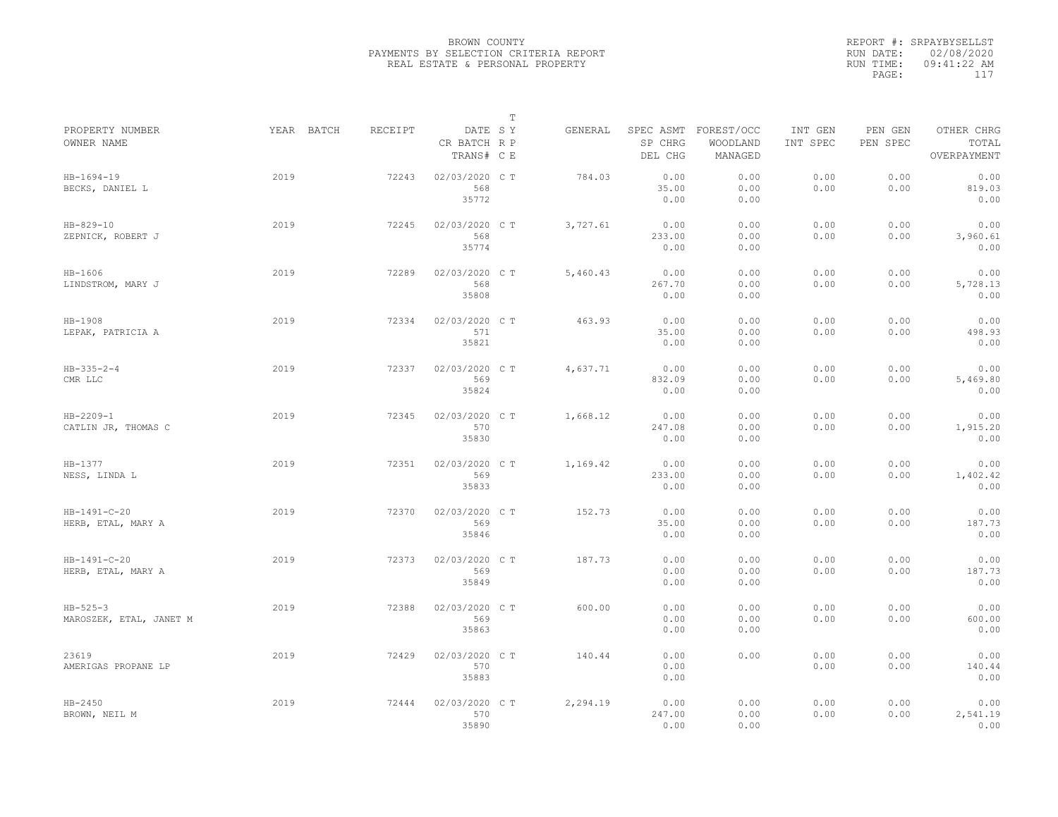BROWN COUNTY
PAYMENTS BY SELECTION CRITERIA REPORT
REAL ESTATE & PERSONAL PROPERTY

REPORT #: SRPAYBYSELLST
RUN DATE: 02/08/2020
RUN TIME: 09:41:22 AM
PAGE: 117

| PROPERTY NUMBER<br>OWNER NAME | YEAR | BATCH | RECEIPT | DATE<br>CR BATCH<br>TRANS# | T<br>S Y<br>R P<br>C E | GENERAL | SPEC ASMT<br>SP CHRG<br>DEL CHG | FOREST/OCC<br>WOODLAND<br>MANAGED | INT GEN<br>INT SPEC | PEN GEN<br>PEN SPEC | OTHER CHRG<br>TOTAL<br>OVERPAYMENT |
|---|---|---|---|---|---|---|---|---|---|---|---|
| HB-1694-19<br>BECKS, DANIEL L | 2019 | | 72243 | 02/03/2020<br>568<br>35772 | C T | 784.03 | 0.00<br>35.00<br>0.00 | 0.00<br>0.00<br>0.00 | 0.00<br>0.00 | 0.00<br>0.00 | 0.00<br>819.03<br>0.00 |
| HB-829-10<br>ZEPNICK, ROBERT J | 2019 | | 72245 | 02/03/2020<br>568<br>35774 | C T | 3,727.61 | 0.00<br>233.00<br>0.00 | 0.00<br>0.00<br>0.00 | 0.00<br>0.00 | 0.00<br>0.00 | 0.00<br>3,960.61<br>0.00 |
| HB-1606<br>LINDSTROM, MARY J | 2019 | | 72289 | 02/03/2020<br>568<br>35808 | C T | 5,460.43 | 0.00<br>267.70<br>0.00 | 0.00<br>0.00<br>0.00 | 0.00<br>0.00 | 0.00<br>0.00 | 0.00<br>5,728.13<br>0.00 |
| HB-1908<br>LEPAK, PATRICIA A | 2019 | | 72334 | 02/03/2020<br>571<br>35821 | C T | 463.93 | 0.00<br>35.00<br>0.00 | 0.00<br>0.00<br>0.00 | 0.00<br>0.00 | 0.00<br>0.00 | 0.00<br>498.93<br>0.00 |
| HB-335-2-4<br>CMR LLC | 2019 | | 72337 | 02/03/2020<br>569<br>35824 | C T | 4,637.71 | 0.00<br>832.09<br>0.00 | 0.00<br>0.00<br>0.00 | 0.00<br>0.00 | 0.00<br>0.00 | 0.00<br>5,469.80<br>0.00 |
| HB-2209-1<br>CATLIN JR, THOMAS C | 2019 | | 72345 | 02/03/2020<br>570<br>35830 | C T | 1,668.12 | 0.00<br>247.08<br>0.00 | 0.00<br>0.00<br>0.00 | 0.00<br>0.00 | 0.00<br>0.00 | 0.00<br>1,915.20<br>0.00 |
| HB-1377<br>NESS, LINDA L | 2019 | | 72351 | 02/03/2020<br>569<br>35833 | C T | 1,169.42 | 0.00<br>233.00<br>0.00 | 0.00<br>0.00<br>0.00 | 0.00<br>0.00 | 0.00<br>0.00 | 0.00<br>1,402.42<br>0.00 |
| HB-1491-C-20<br>HERB, ETAL, MARY A | 2019 | | 72370 | 02/03/2020<br>569<br>35846 | C T | 152.73 | 0.00<br>35.00<br>0.00 | 0.00<br>0.00<br>0.00 | 0.00<br>0.00 | 0.00<br>0.00 | 0.00<br>187.73<br>0.00 |
| HB-1491-C-20<br>HERB, ETAL, MARY A | 2019 | | 72373 | 02/03/2020<br>569<br>35849 | C T | 187.73 | 0.00<br>0.00<br>0.00 | 0.00<br>0.00<br>0.00 | 0.00<br>0.00 | 0.00<br>0.00 | 0.00<br>187.73<br>0.00 |
| HB-525-3<br>MAROSZEK, ETAL, JANET M | 2019 | | 72388 | 02/03/2020<br>569<br>35863 | C T | 600.00 | 0.00<br>0.00<br>0.00 | 0.00<br>0.00<br>0.00 | 0.00<br>0.00 | 0.00<br>0.00 | 0.00<br>600.00<br>0.00 |
| 23619<br>AMERIGAS PROPANE LP | 2019 | | 72429 | 02/03/2020<br>570<br>35883 | C T | 140.44 | 0.00<br>0.00<br>0.00 | 0.00 | 0.00<br>0.00 | 0.00<br>0.00 | 0.00<br>140.44<br>0.00 |
| HB-2450<br>BROWN, NEIL M | 2019 | | 72444 | 02/03/2020<br>570<br>35890 | C T | 2,294.19 | 0.00<br>247.00<br>0.00 | 0.00<br>0.00<br>0.00 | 0.00<br>0.00 | 0.00<br>0.00 | 0.00<br>2,541.19<br>0.00 |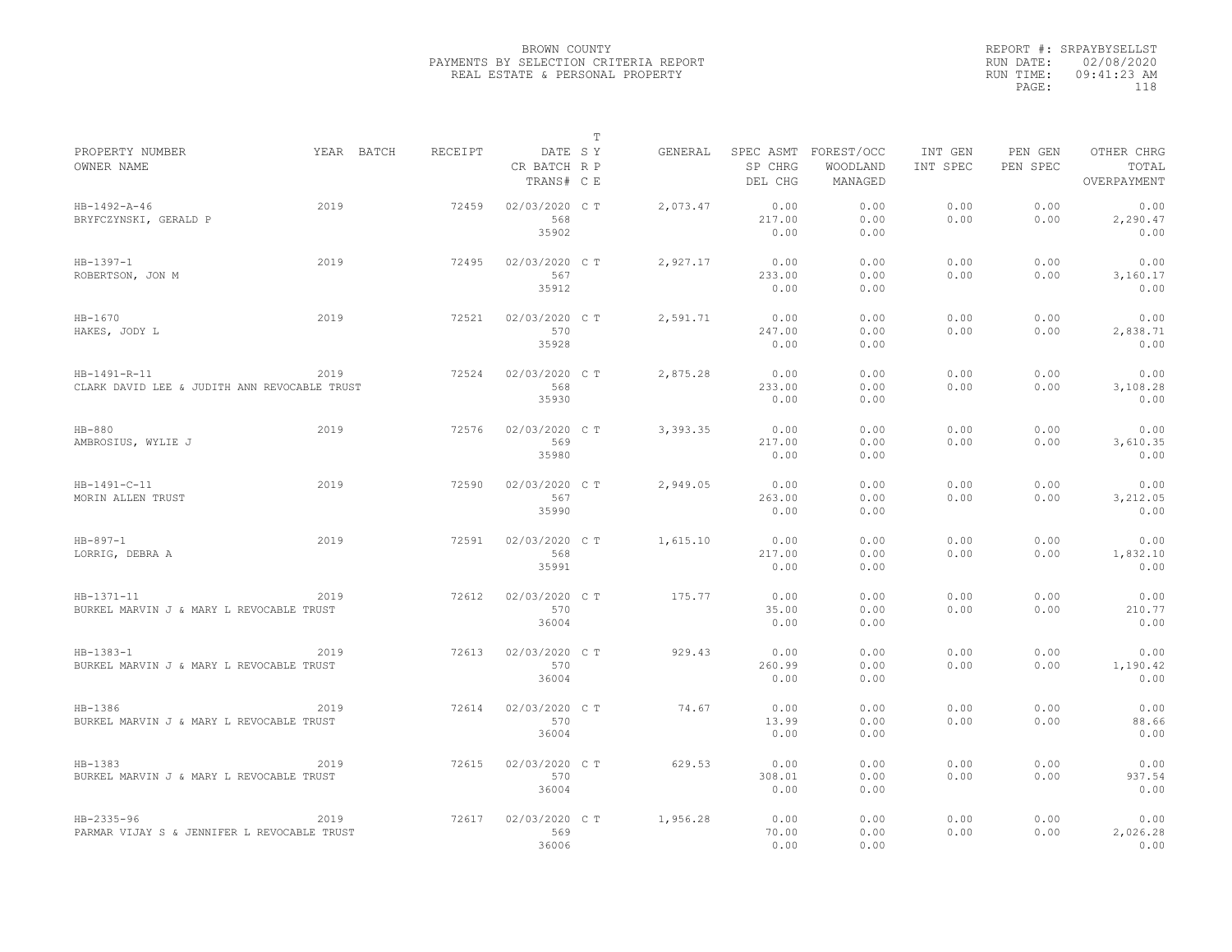BROWN COUNTY
PAYMENTS BY SELECTION CRITERIA REPORT
REAL ESTATE & PERSONAL PROPERTY

REPORT #: SRPAYBYSELLST
RUN DATE: 02/08/2020
RUN TIME: 09:41:23 AM

| PROPERTY NUMBER / OWNER NAME | YEAR | BATCH | RECEIPT | DATE / CR BATCH / TRANS# | T SY RP CE | GENERAL | SPEC ASMT / SP CHRG / DEL CHG | FOREST/OCC / WOODLAND / MANAGED | INT GEN / INT SPEC | PEN GEN / PEN SPEC | OTHER CHRG / TOTAL / OVERPAYMENT |
|---|---|---|---|---|---|---|---|---|---|---|---|
| HB-1492-A-46 / BRYFCZYNSKI, GERALD P | 2019 | | 72459 | 02/03/2020 / 568 / 35902 | C T | 2,073.47 | 0.00 / 217.00 / 0.00 | 0.00 / 0.00 / 0.00 | 0.00 / 0.00 | 0.00 / 0.00 | 0.00 / 2,290.47 / 0.00 |
| HB-1397-1 / ROBERTSON, JON M | 2019 | | 72495 | 02/03/2020 / 567 / 35912 | C T | 2,927.17 | 0.00 / 233.00 / 0.00 | 0.00 / 0.00 / 0.00 | 0.00 / 0.00 | 0.00 / 0.00 | 0.00 / 3,160.17 / 0.00 |
| HB-1670 / HAKES, JODY L | 2019 | | 72521 | 02/03/2020 / 570 / 35928 | C T | 2,591.71 | 0.00 / 247.00 / 0.00 | 0.00 / 0.00 / 0.00 | 0.00 / 0.00 | 0.00 / 0.00 | 0.00 / 2,838.71 / 0.00 |
| HB-1491-R-11 / CLARK DAVID LEE & JUDITH ANN REVOCABLE TRUST | 2019 | | 72524 | 02/03/2020 / 568 / 35930 | C T | 2,875.28 | 0.00 / 233.00 / 0.00 | 0.00 / 0.00 / 0.00 | 0.00 / 0.00 | 0.00 / 0.00 | 0.00 / 3,108.28 / 0.00 |
| HB-880 / AMBROSIUS, WYLIE J | 2019 | | 72576 | 02/03/2020 / 569 / 35980 | C T | 3,393.35 | 0.00 / 217.00 / 0.00 | 0.00 / 0.00 / 0.00 | 0.00 / 0.00 | 0.00 / 0.00 | 0.00 / 3,610.35 / 0.00 |
| HB-1491-C-11 / MORIN ALLEN TRUST | 2019 | | 72590 | 02/03/2020 / 567 / 35990 | C T | 2,949.05 | 0.00 / 263.00 / 0.00 | 0.00 / 0.00 / 0.00 | 0.00 / 0.00 | 0.00 / 0.00 | 0.00 / 3,212.05 / 0.00 |
| HB-897-1 / LORRIG, DEBRA A | 2019 | | 72591 | 02/03/2020 / 568 / 35991 | C T | 1,615.10 | 0.00 / 217.00 / 0.00 | 0.00 / 0.00 / 0.00 | 0.00 / 0.00 | 0.00 / 0.00 | 0.00 / 1,832.10 / 0.00 |
| HB-1371-11 / BURKEL MARVIN J & MARY L REVOCABLE TRUST | 2019 | | 72612 | 02/03/2020 / 570 / 36004 | C T | 175.77 | 0.00 / 35.00 / 0.00 | 0.00 / 0.00 / 0.00 | 0.00 / 0.00 | 0.00 / 0.00 | 0.00 / 210.77 / 0.00 |
| HB-1383-1 / BURKEL MARVIN J & MARY L REVOCABLE TRUST | 2019 | | 72613 | 02/03/2020 / 570 / 36004 | C T | 929.43 | 0.00 / 260.99 / 0.00 | 0.00 / 0.00 / 0.00 | 0.00 / 0.00 | 0.00 / 0.00 | 0.00 / 1,190.42 / 0.00 |
| HB-1386 / BURKEL MARVIN J & MARY L REVOCABLE TRUST | 2019 | | 72614 | 02/03/2020 / 570 / 36004 | C T | 74.67 | 0.00 / 13.99 / 0.00 | 0.00 / 0.00 / 0.00 | 0.00 / 0.00 | 0.00 / 0.00 | 0.00 / 88.66 / 0.00 |
| HB-1383 / BURKEL MARVIN J & MARY L REVOCABLE TRUST | 2019 | | 72615 | 02/03/2020 / 570 / 36004 | C T | 629.53 | 0.00 / 308.01 / 0.00 | 0.00 / 0.00 / 0.00 | 0.00 / 0.00 | 0.00 / 0.00 | 0.00 / 937.54 / 0.00 |
| HB-2335-96 / PARMAR VIJAY S & JENNIFER L REVOCABLE TRUST | 2019 | | 72617 | 02/03/2020 / 569 / 36006 | C T | 1,956.28 | 0.00 / 70.00 / 0.00 | 0.00 / 0.00 / 0.00 | 0.00 / 0.00 | 0.00 / 0.00 | 0.00 / 2,026.28 / 0.00 |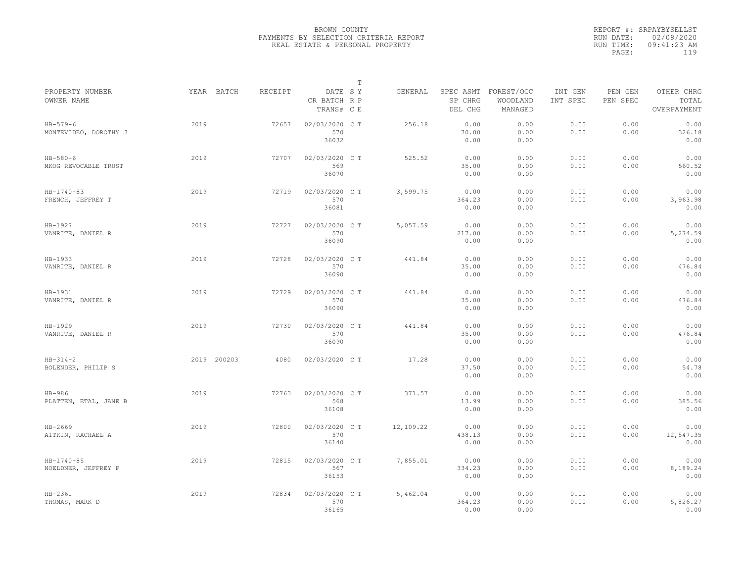BROWN COUNTY
PAYMENTS BY SELECTION CRITERIA REPORT
REAL ESTATE & PERSONAL PROPERTY

REPORT #: SRPAYBYSELLST
RUN DATE: 02/08/2020
RUN TIME: 09:41:23 AM

| PROPERTY NUMBER<br>OWNER NAME | YEAR | BATCH | RECEIPT | DATE<br>CR BATCH<br>TRANS# | T<br>SY<br>RP<br>CE | GENERAL | SPEC ASMT<br>SP CHRG<br>DEL CHG | FOREST/OCC<br>WOODLAND<br>MANAGED | INT GEN<br>INT SPEC | PEN GEN<br>PEN SPEC | OTHER CHRG<br>TOTAL<br>OVERPAYMENT |
|---|---|---|---|---|---|---|---|---|---|---|---|
| HB-579-6<br>MONTEVIDEO, DOROTHY J | 2019 | | 72657 | 02/03/2020<br>570<br>36032 | C T | 256.18 | 0.00<br>70.00<br>0.00 | 0.00<br>0.00<br>0.00 | 0.00<br>0.00 | 0.00<br>0.00 | 0.00<br>326.18<br>0.00 |
| HB-580-6<br>MKOG REVOCABLE TRUST | 2019 | | 72707 | 02/03/2020<br>569<br>36070 | C T | 525.52 | 0.00<br>35.00<br>0.00 | 0.00<br>0.00<br>0.00 | 0.00<br>0.00 | 0.00<br>0.00 | 0.00<br>560.52<br>0.00 |
| HB-1740-83<br>FRENCH, JEFFREY T | 2019 | | 72719 | 02/03/2020<br>570<br>36081 | C T | 3,599.75 | 0.00<br>364.23<br>0.00 | 0.00<br>0.00<br>0.00 | 0.00<br>0.00 | 0.00<br>0.00 | 0.00<br>3,963.98<br>0.00 |
| HB-1927<br>VANRITE, DANIEL R | 2019 | | 72727 | 02/03/2020<br>570<br>36090 | C T | 5,057.59 | 0.00<br>217.00<br>0.00 | 0.00<br>0.00<br>0.00 | 0.00<br>0.00 | 0.00<br>0.00 | 0.00<br>5,274.59<br>0.00 |
| HB-1933<br>VANRITE, DANIEL R | 2019 | | 72728 | 02/03/2020<br>570<br>36090 | C T | 441.84 | 0.00<br>35.00<br>0.00 | 0.00<br>0.00<br>0.00 | 0.00<br>0.00 | 0.00<br>0.00 | 0.00<br>476.84<br>0.00 |
| HB-1931<br>VANRITE, DANIEL R | 2019 | | 72729 | 02/03/2020<br>570<br>36090 | C T | 441.84 | 0.00<br>35.00<br>0.00 | 0.00<br>0.00<br>0.00 | 0.00<br>0.00 | 0.00<br>0.00 | 0.00<br>476.84<br>0.00 |
| HB-1929<br>VANRITE, DANIEL R | 2019 | | 72730 | 02/03/2020<br>570<br>36090 | C T | 441.84 | 0.00<br>35.00<br>0.00 | 0.00<br>0.00<br>0.00 | 0.00<br>0.00 | 0.00<br>0.00 | 0.00<br>476.84<br>0.00 |
| HB-314-2<br>BOLENDER, PHILIP S | 2019 | 200203 | 4080 | 02/03/2020 | C T | 17.28 | 0.00<br>37.50<br>0.00 | 0.00<br>0.00<br>0.00 | 0.00<br>0.00 | 0.00<br>0.00 | 0.00<br>54.78<br>0.00 |
| HB-986<br>PLATTEN, ETAL, JANE B | 2019 | | 72763 | 02/03/2020<br>568<br>36108 | C T | 371.57 | 0.00<br>13.99<br>0.00 | 0.00<br>0.00<br>0.00 | 0.00<br>0.00 | 0.00<br>0.00 | 0.00<br>385.56<br>0.00 |
| HB-2669<br>AITKIN, RACHAEL A | 2019 | | 72800 | 02/03/2020<br>570<br>36140 | C T | 12,109.22 | 0.00<br>438.13<br>0.00 | 0.00<br>0.00<br>0.00 | 0.00<br>0.00 | 0.00<br>0.00 | 0.00<br>12,547.35<br>0.00 |
| HB-1740-85<br>NOELDNER, JEFFREY P | 2019 | | 72815 | 02/03/2020<br>567<br>36153 | C T | 7,855.01 | 0.00<br>334.23<br>0.00 | 0.00<br>0.00<br>0.00 | 0.00<br>0.00 | 0.00<br>0.00 | 0.00<br>8,189.24<br>0.00 |
| HB-2361<br>THOMAS, MARK D | 2019 | | 72834 | 02/03/2020<br>570<br>36165 | C T | 5,462.04 | 0.00<br>364.23<br>0.00 | 0.00<br>0.00<br>0.00 | 0.00<br>0.00 | 0.00<br>0.00 | 0.00<br>5,826.27<br>0.00 |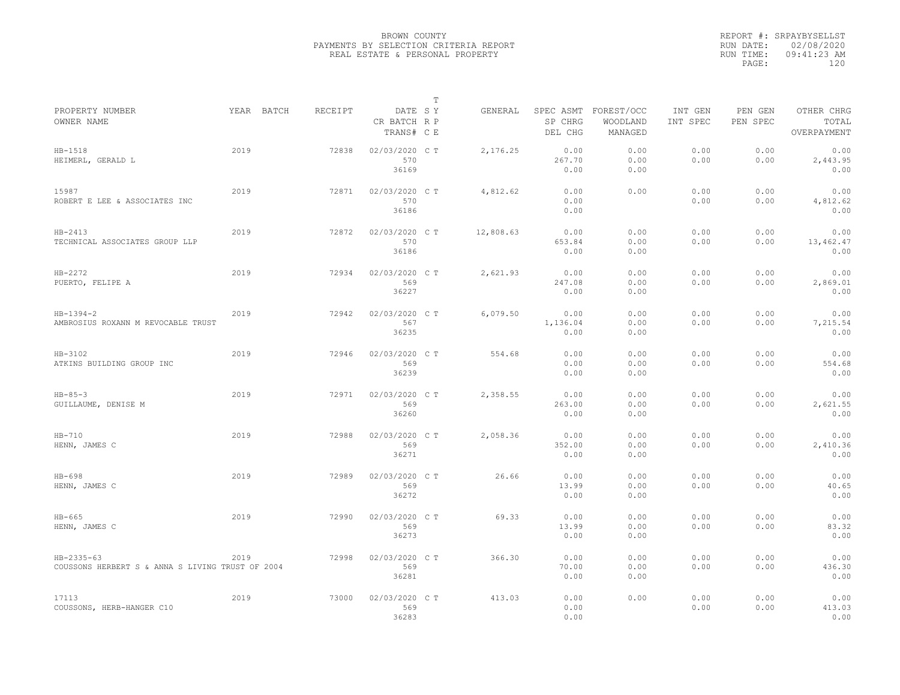BROWN COUNTY
PAYMENTS BY SELECTION CRITERIA REPORT
REAL ESTATE & PERSONAL PROPERTY

REPORT #: SRPAYBYSELLST
RUN DATE: 02/08/2020
RUN TIME: 09:41:23 AM
PAGE: 120

| PROPERTY NUMBER / OWNER NAME | YEAR | BATCH | RECEIPT | DATE / CR BATCH / TRANS# | T SY RP CE | GENERAL | SPEC ASMT / SP CHRG / DEL CHG | FOREST/OCC / WOODLAND / MANAGED | INT GEN / INT SPEC | PEN GEN / PEN SPEC | OTHER CHRG / TOTAL / OVERPAYMENT |
|---|---|---|---|---|---|---|---|---|---|---|---|
| HB-1518 / HEIMERL, GERALD L | 2019 | | 72838 | 02/03/2020 / 570 / 36169 | C T | 2,176.25 | 0.00 / 267.70 / 0.00 | 0.00 / 0.00 / 0.00 | 0.00 / 0.00 | 0.00 / 0.00 | 0.00 / 2,443.95 / 0.00 |
| 15987 / ROBERT E LEE & ASSOCIATES INC | 2019 | | 72871 | 02/03/2020 / 570 / 36186 | C T | 4,812.62 | 0.00 / 0.00 / 0.00 | 0.00 | 0.00 / 0.00 | 0.00 / 0.00 | 0.00 / 4,812.62 / 0.00 |
| HB-2413 / TECHNICAL ASSOCIATES GROUP LLP | 2019 | | 72872 | 02/03/2020 / 570 / 36186 | C T | 12,808.63 | 0.00 / 653.84 / 0.00 | 0.00 / 0.00 / 0.00 | 0.00 / 0.00 | 0.00 / 0.00 | 0.00 / 13,462.47 / 0.00 |
| HB-2272 / PUERTO, FELIPE A | 2019 | | 72934 | 02/03/2020 / 569 / 36227 | C T | 2,621.93 | 0.00 / 247.08 / 0.00 | 0.00 / 0.00 / 0.00 | 0.00 / 0.00 | 0.00 / 0.00 | 0.00 / 2,869.01 / 0.00 |
| HB-1394-2 / AMBROSIUS ROXANN M REVOCABLE TRUST | 2019 | | 72942 | 02/03/2020 / 567 / 36235 | C T | 6,079.50 | 0.00 / 1,136.04 / 0.00 | 0.00 / 0.00 / 0.00 | 0.00 / 0.00 | 0.00 / 0.00 | 0.00 / 7,215.54 / 0.00 |
| HB-3102 / ATKINS BUILDING GROUP INC | 2019 | | 72946 | 02/03/2020 / 569 / 36239 | C T | 554.68 | 0.00 / 0.00 / 0.00 | 0.00 / 0.00 / 0.00 | 0.00 / 0.00 | 0.00 / 0.00 | 0.00 / 554.68 / 0.00 |
| HB-85-3 / GUILLAUME, DENISE M | 2019 | | 72971 | 02/03/2020 / 569 / 36260 | C T | 2,358.55 | 0.00 / 263.00 / 0.00 | 0.00 / 0.00 / 0.00 | 0.00 / 0.00 | 0.00 / 0.00 | 0.00 / 2,621.55 / 0.00 |
| HB-710 / HENN, JAMES C | 2019 | | 72988 | 02/03/2020 / 569 / 36271 | C T | 2,058.36 | 0.00 / 352.00 / 0.00 | 0.00 / 0.00 / 0.00 | 0.00 / 0.00 | 0.00 / 0.00 | 0.00 / 2,410.36 / 0.00 |
| HB-698 / HENN, JAMES C | 2019 | | 72989 | 02/03/2020 / 569 / 36272 | C T | 26.66 | 0.00 / 13.99 / 0.00 | 0.00 / 0.00 / 0.00 | 0.00 / 0.00 | 0.00 / 0.00 | 0.00 / 40.65 / 0.00 |
| HB-665 / HENN, JAMES C | 2019 | | 72990 | 02/03/2020 / 569 / 36273 | C T | 69.33 | 0.00 / 13.99 / 0.00 | 0.00 / 0.00 / 0.00 | 0.00 / 0.00 | 0.00 / 0.00 | 0.00 / 83.32 / 0.00 |
| HB-2335-63 / COUSSONS HERBERT S & ANNA S LIVING TRUST OF 2004 | 2019 | | 72998 | 02/03/2020 / 569 / 36281 | C T | 366.30 | 0.00 / 70.00 / 0.00 | 0.00 / 0.00 / 0.00 | 0.00 / 0.00 | 0.00 / 0.00 | 0.00 / 436.30 / 0.00 |
| 17113 / COUSSONS, HERB-HANGER C10 | 2019 | | 73000 | 02/03/2020 / 569 / 36283 | C T | 413.03 | 0.00 / 0.00 / 0.00 | 0.00 | 0.00 / 0.00 | 0.00 / 0.00 | 0.00 / 413.03 / 0.00 |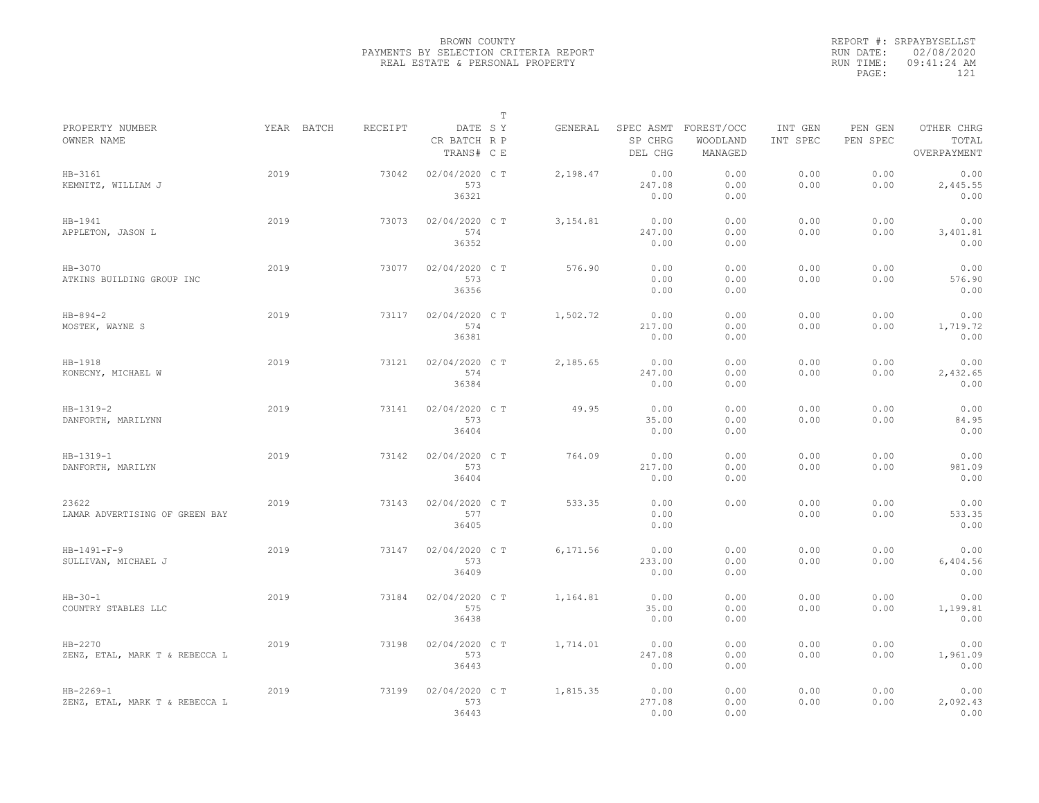BROWN COUNTY
PAYMENTS BY SELECTION CRITERIA REPORT
REAL ESTATE & PERSONAL PROPERTY

REPORT #: SRPAYBYSELLST
RUN DATE: 02/08/2020
RUN TIME: 09:41:24 AM

| PROPERTY NUMBER<br>OWNER NAME | YEAR | BATCH | RECEIPT | DATE<br>CR BATCH<br>TRANS# | T<br>S Y<br>R P<br>C E | GENERAL | SPEC ASMT<br>SP CHRG<br>DEL CHG | FOREST/OCC<br>WOODLAND<br>MANAGED | INT GEN<br>INT SPEC | PEN GEN<br>PEN SPEC | OTHER CHRG<br>TOTAL<br>OVERPAYMENT |
|---|---|---|---|---|---|---|---|---|---|---|---|
| HB-3161<br>KEMNITZ, WILLIAM J | 2019 | | 73042 | 02/04/2020<br>573<br>36321 | C T | 2,198.47 | 0.00<br>247.08<br>0.00 | 0.00<br>0.00<br>0.00 | 0.00<br>0.00 | 0.00<br>0.00 | 0.00<br>2,445.55<br>0.00 |
| HB-1941<br>APPLETON, JASON L | 2019 | | 73073 | 02/04/2020<br>574<br>36352 | C T | 3,154.81 | 0.00<br>247.00<br>0.00 | 0.00<br>0.00<br>0.00 | 0.00<br>0.00 | 0.00<br>0.00 | 0.00<br>3,401.81<br>0.00 |
| HB-3070<br>ATKINS BUILDING GROUP INC | 2019 | | 73077 | 02/04/2020<br>573<br>36356 | C T | 576.90 | 0.00<br>0.00<br>0.00 | 0.00<br>0.00<br>0.00 | 0.00<br>0.00 | 0.00<br>0.00 | 0.00<br>576.90<br>0.00 |
| HB-894-2<br>MOSTEK, WAYNE S | 2019 | | 73117 | 02/04/2020<br>574<br>36381 | C T | 1,502.72 | 0.00<br>217.00<br>0.00 | 0.00<br>0.00<br>0.00 | 0.00<br>0.00 | 0.00<br>0.00 | 0.00<br>1,719.72<br>0.00 |
| HB-1918<br>KONECNY, MICHAEL W | 2019 | | 73121 | 02/04/2020<br>574<br>36384 | C T | 2,185.65 | 0.00<br>247.00<br>0.00 | 0.00<br>0.00<br>0.00 | 0.00<br>0.00 | 0.00<br>0.00 | 0.00<br>2,432.65<br>0.00 |
| HB-1319-2<br>DANFORTH, MARILYNN | 2019 | | 73141 | 02/04/2020<br>573<br>36404 | C T | 49.95 | 0.00<br>35.00<br>0.00 | 0.00<br>0.00<br>0.00 | 0.00<br>0.00 | 0.00<br>0.00 | 0.00<br>84.95<br>0.00 |
| HB-1319-1<br>DANFORTH, MARILYN | 2019 | | 73142 | 02/04/2020<br>573<br>36404 | C T | 764.09 | 0.00<br>217.00<br>0.00 | 0.00<br>0.00<br>0.00 | 0.00<br>0.00 | 0.00<br>0.00 | 0.00<br>981.09<br>0.00 |
| 23622<br>LAMAR ADVERTISING OF GREEN BAY | 2019 | | 73143 | 02/04/2020<br>577<br>36405 | C T | 533.35 | 0.00<br>0.00<br>0.00 | 0.00 | 0.00<br>0.00 | 0.00<br>0.00 | 0.00<br>533.35<br>0.00 |
| HB-1491-F-9<br>SULLIVAN, MICHAEL J | 2019 | | 73147 | 02/04/2020<br>573<br>36409 | C T | 6,171.56 | 0.00<br>233.00<br>0.00 | 0.00<br>0.00<br>0.00 | 0.00<br>0.00 | 0.00<br>0.00 | 0.00<br>6,404.56<br>0.00 |
| HB-30-1<br>COUNTRY STABLES LLC | 2019 | | 73184 | 02/04/2020<br>575<br>36438 | C T | 1,164.81 | 0.00<br>35.00<br>0.00 | 0.00<br>0.00<br>0.00 | 0.00<br>0.00 | 0.00<br>0.00 | 0.00<br>1,199.81<br>0.00 |
| HB-2270<br>ZENZ, ETAL, MARK T & REBECCA L | 2019 | | 73198 | 02/04/2020<br>573<br>36443 | C T | 1,714.01 | 0.00<br>247.08<br>0.00 | 0.00<br>0.00<br>0.00 | 0.00<br>0.00 | 0.00<br>0.00 | 0.00<br>1,961.09<br>0.00 |
| HB-2269-1<br>ZENZ, ETAL, MARK T & REBECCA L | 2019 | | 73199 | 02/04/2020<br>573<br>36443 | C T | 1,815.35 | 0.00<br>277.08<br>0.00 | 0.00<br>0.00<br>0.00 | 0.00<br>0.00 | 0.00<br>0.00 | 0.00<br>2,092.43<br>0.00 |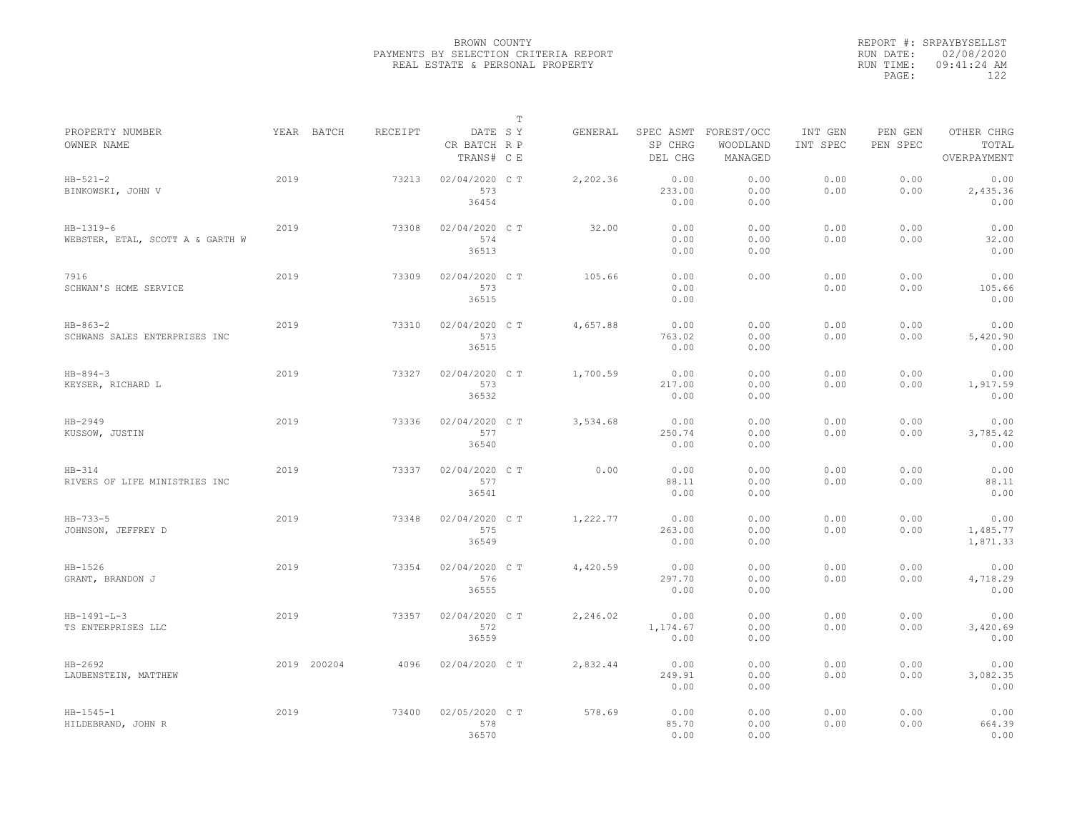BROWN COUNTY
PAYMENTS BY SELECTION CRITERIA REPORT
REAL ESTATE & PERSONAL PROPERTY

REPORT #: SRPAYBYSELLST
RUN DATE: 02/08/2020
RUN TIME: 09:41:24 AM

| PROPERTY NUMBER<br>OWNER NAME | YEAR | BATCH | RECEIPT | DATE<br>CR BATCH<br>TRANS# | T<br>S Y<br>R P<br>C E | GENERAL | SPEC ASMT<br>SP CHRG<br>DEL CHG | FOREST/OCC<br>WOODLAND<br>MANAGED | INT GEN<br>INT SPEC | PEN GEN<br>PEN SPEC | OTHER CHRG<br>TOTAL<br>OVERPAYMENT |
|---|---|---|---|---|---|---|---|---|---|---|---|
| HB-521-2<br>BINKOWSKI, JOHN V | 2019 | | 73213 | 02/04/2020<br>573<br>36454 | C T | 2,202.36 | 0.00<br>233.00<br>0.00 | 0.00<br>0.00<br>0.00 | 0.00<br>0.00 | 0.00<br>0.00 | 0.00<br>2,435.36<br>0.00 |
| HB-1319-6<br>WEBSTER, ETAL, SCOTT A & GARTH W | 2019 | | 73308 | 02/04/2020<br>574<br>36513 | C T | 32.00 | 0.00<br>0.00<br>0.00 | 0.00<br>0.00<br>0.00 | 0.00<br>0.00 | 0.00<br>0.00 | 0.00<br>32.00<br>0.00 |
| 7916<br>SCHWAN'S HOME SERVICE | 2019 | | 73309 | 02/04/2020<br>573<br>36515 | C T | 105.66 | 0.00<br>0.00<br>0.00 | 0.00 | 0.00<br>0.00 | 0.00<br>0.00 | 0.00<br>105.66<br>0.00 |
| HB-863-2<br>SCHWANS SALES ENTERPRISES INC | 2019 | | 73310 | 02/04/2020<br>573<br>36515 | C T | 4,657.88 | 0.00<br>763.02<br>0.00 | 0.00<br>0.00<br>0.00 | 0.00<br>0.00 | 0.00<br>0.00 | 0.00<br>5,420.90<br>0.00 |
| HB-894-3<br>KEYSER, RICHARD L | 2019 | | 73327 | 02/04/2020<br>573<br>36532 | C T | 1,700.59 | 0.00<br>217.00<br>0.00 | 0.00<br>0.00<br>0.00 | 0.00<br>0.00 | 0.00<br>0.00 | 0.00<br>1,917.59<br>0.00 |
| HB-2949<br>KUSSOW, JUSTIN | 2019 | | 73336 | 02/04/2020<br>577<br>36540 | C T | 3,534.68 | 0.00<br>250.74<br>0.00 | 0.00<br>0.00<br>0.00 | 0.00<br>0.00 | 0.00<br>0.00 | 0.00<br>3,785.42<br>0.00 |
| HB-314<br>RIVERS OF LIFE MINISTRIES INC | 2019 | | 73337 | 02/04/2020<br>577<br>36541 | C T | 0.00 | 0.00<br>88.11<br>0.00 | 0.00<br>0.00<br>0.00 | 0.00<br>0.00 | 0.00<br>0.00 | 0.00<br>88.11<br>0.00 |
| HB-733-5<br>JOHNSON, JEFFREY D | 2019 | | 73348 | 02/04/2020<br>575<br>36549 | C T | 1,222.77 | 0.00<br>263.00<br>0.00 | 0.00<br>0.00<br>0.00 | 0.00<br>0.00 | 0.00<br>0.00 | 0.00<br>1,485.77<br>1,871.33 |
| HB-1526<br>GRANT, BRANDON J | 2019 | | 73354 | 02/04/2020<br>576<br>36555 | C T | 4,420.59 | 0.00<br>297.70<br>0.00 | 0.00<br>0.00<br>0.00 | 0.00<br>0.00 | 0.00<br>0.00 | 0.00<br>4,718.29<br>0.00 |
| HB-1491-L-3<br>TS ENTERPRISES LLC | 2019 | | 73357 | 02/04/2020<br>572<br>36559 | C T | 2,246.02 | 0.00<br>1,174.67<br>0.00 | 0.00<br>0.00<br>0.00 | 0.00<br>0.00 | 0.00<br>0.00 | 0.00<br>3,420.69<br>0.00 |
| HB-2692<br>LAUBENSTEIN, MATTHEW | 2019 | 200204 | 4096 | 02/04/2020 | C T | 2,832.44 | 0.00<br>249.91<br>0.00 | 0.00<br>0.00<br>0.00 | 0.00<br>0.00 | 0.00<br>0.00 | 0.00<br>3,082.35<br>0.00 |
| HB-1545-1<br>HILDEBRAND, JOHN R | 2019 | | 73400 | 02/05/2020<br>578<br>36570 | C T | 578.69 | 0.00<br>85.70<br>0.00 | 0.00<br>0.00<br>0.00 | 0.00<br>0.00 | 0.00<br>0.00 | 0.00<br>664.39<br>0.00 |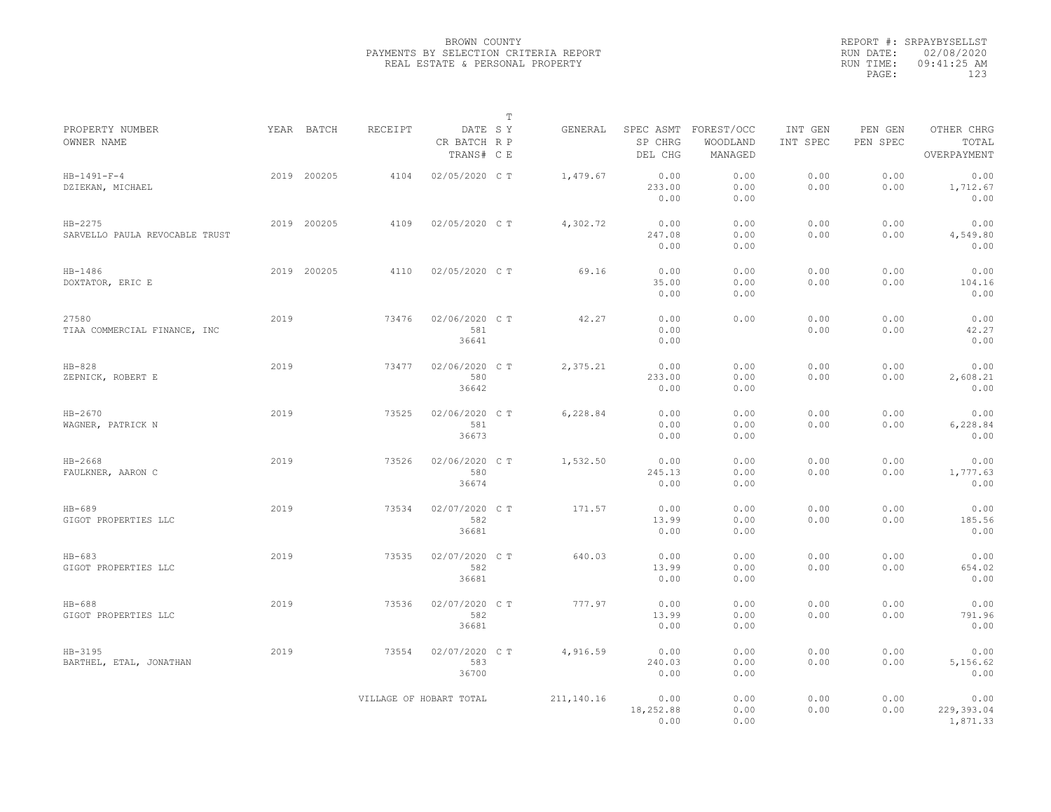BROWN COUNTY
PAYMENTS BY SELECTION CRITERIA REPORT
REAL ESTATE & PERSONAL PROPERTY

REPORT #: SRPAYBYSELLST
RUN DATE: 02/08/2020
RUN TIME: 09:41:25 AM
PAGE: 123

| PROPERTY NUMBER<br>OWNER NAME | YEAR | BATCH | RECEIPT | DATE<br>CR BATCH<br>TRANS# | T SY RP CE | GENERAL | SPEC ASMT<br>SP CHRG<br>DEL CHG | FOREST/OCC<br>WOODLAND<br>MANAGED | INT GEN<br>INT SPEC | PEN GEN<br>PEN SPEC | OTHER CHRG<br>TOTAL<br>OVERPAYMENT |
|---|---|---|---|---|---|---|---|---|---|---|---|
| HB-1491-F-4<br>DZIEKAN, MICHAEL | 2019 | 200205 | 4104 | 02/05/2020 | C T | 1,479.67 | 0.00<br>233.00<br>0.00 | 0.00<br>0.00<br>0.00 | 0.00<br>0.00 | 0.00<br>0.00 | 0.00<br>1,712.67<br>0.00 |
| HB-2275<br>SARVELLO PAULA REVOCABLE TRUST | 2019 | 200205 | 4109 | 02/05/2020 | C T | 4,302.72 | 0.00<br>247.08<br>0.00 | 0.00<br>0.00<br>0.00 | 0.00<br>0.00 | 0.00<br>0.00 | 0.00<br>4,549.80<br>0.00 |
| HB-1486<br>DOXTATOR, ERIC E | 2019 | 200205 | 4110 | 02/05/2020 | C T | 69.16 | 0.00<br>35.00<br>0.00 | 0.00<br>0.00<br>0.00 | 0.00<br>0.00 | 0.00<br>0.00 | 0.00<br>104.16<br>0.00 |
| 27580<br>TIAA COMMERCIAL FINANCE, INC | 2019 | | 73476 | 02/06/2020<br>581<br>36641 | C T | 42.27 | 0.00<br>0.00<br>0.00 | 0.00 | 0.00<br>0.00 | 0.00<br>0.00 | 0.00<br>42.27<br>0.00 |
| HB-828<br>ZEPNICK, ROBERT E | 2019 | | 73477 | 02/06/2020<br>580<br>36642 | C T | 2,375.21 | 0.00<br>233.00<br>0.00 | 0.00<br>0.00<br>0.00 | 0.00<br>0.00 | 0.00<br>0.00 | 0.00<br>2,608.21<br>0.00 |
| HB-2670<br>WAGNER, PATRICK N | 2019 | | 73525 | 02/06/2020<br>581<br>36673 | C T | 6,228.84 | 0.00<br>0.00<br>0.00 | 0.00<br>0.00<br>0.00 | 0.00<br>0.00 | 0.00<br>0.00 | 0.00<br>6,228.84<br>0.00 |
| HB-2668<br>FAULKNER, AARON C | 2019 | | 73526 | 02/06/2020<br>580<br>36674 | C T | 1,532.50 | 0.00<br>245.13<br>0.00 | 0.00<br>0.00<br>0.00 | 0.00<br>0.00 | 0.00<br>0.00 | 0.00<br>1,777.63<br>0.00 |
| HB-689<br>GIGOT PROPERTIES LLC | 2019 | | 73534 | 02/07/2020<br>582<br>36681 | C T | 171.57 | 0.00<br>13.99<br>0.00 | 0.00<br>0.00<br>0.00 | 0.00<br>0.00 | 0.00<br>0.00 | 0.00<br>185.56<br>0.00 |
| HB-683<br>GIGOT PROPERTIES LLC | 2019 | | 73535 | 02/07/2020<br>582<br>36681 | C T | 640.03 | 0.00<br>13.99<br>0.00 | 0.00<br>0.00<br>0.00 | 0.00<br>0.00 | 0.00<br>0.00 | 0.00<br>654.02<br>0.00 |
| HB-688<br>GIGOT PROPERTIES LLC | 2019 | | 73536 | 02/07/2020<br>582<br>36681 | C T | 777.97 | 0.00<br>13.99<br>0.00 | 0.00<br>0.00<br>0.00 | 0.00<br>0.00 | 0.00<br>0.00 | 0.00<br>791.96<br>0.00 |
| HB-3195<br>BARTHEL, ETAL, JONATHAN | 2019 | | 73554 | 02/07/2020<br>583<br>36700 | C T | 4,916.59 | 0.00<br>240.03<br>0.00 | 0.00<br>0.00<br>0.00 | 0.00<br>0.00 | 0.00<br>0.00 | 0.00<br>5,156.62<br>0.00 |
| | | | VILLAGE OF HOBART TOTAL | | | 211,140.16 | 0.00<br>18,252.88<br>0.00 | 0.00<br>0.00<br>0.00 | 0.00<br>0.00 | 0.00<br>0.00 | 0.00<br>229,393.04<br>1,871.33 |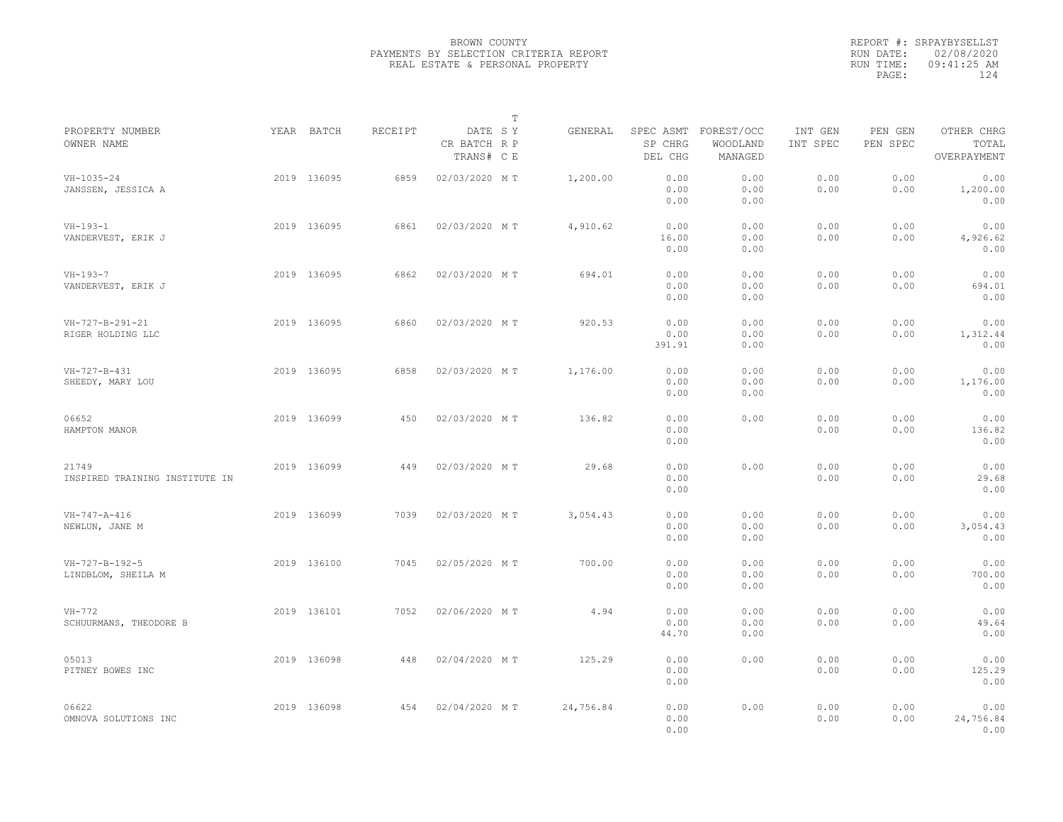BROWN COUNTY
PAYMENTS BY SELECTION CRITERIA REPORT
REAL ESTATE & PERSONAL PROPERTY

REPORT #: SRPAYBYSELLST
RUN DATE: 02/08/2020
RUN TIME: 09:41:25 AM
PAGE: 124

| PROPERTY NUMBER / OWNER NAME | YEAR | BATCH | RECEIPT | DATE / CR BATCH / TRANS# | T SY RP CE | GENERAL | SPEC ASMT / SP CHRG / DEL CHG | FOREST/OCC / WOODLAND / MANAGED | INT GEN / INT SPEC | PEN GEN / PEN SPEC | OTHER CHRG / TOTAL / OVERPAYMENT |
|---|---|---|---|---|---|---|---|---|---|---|---|
| VH-1035-24<br>JANSSEN, JESSICA A | 2019 | 136095 | 6859 | 02/03/2020 | M T | 1,200.00 | 0.00<br>0.00<br>0.00 | 0.00<br>0.00<br>0.00 | 0.00<br>0.00 | 0.00<br>0.00 | 0.00<br>1,200.00<br>0.00 |
| VH-193-1<br>VANDERVEST, ERIK J | 2019 | 136095 | 6861 | 02/03/2020 | M T | 4,910.62 | 0.00<br>16.00<br>0.00 | 0.00<br>0.00<br>0.00 | 0.00<br>0.00 | 0.00<br>0.00 | 0.00<br>4,926.62<br>0.00 |
| VH-193-7<br>VANDERVEST, ERIK J | 2019 | 136095 | 6862 | 02/03/2020 | M T | 694.01 | 0.00<br>0.00<br>0.00 | 0.00<br>0.00<br>0.00 | 0.00<br>0.00 | 0.00<br>0.00 | 0.00<br>694.01<br>0.00 |
| VH-727-B-291-21<br>RIGER HOLDING LLC | 2019 | 136095 | 6860 | 02/03/2020 | M T | 920.53 | 0.00<br>0.00<br>391.91 | 0.00<br>0.00<br>0.00 | 0.00<br>0.00 | 0.00<br>0.00 | 0.00<br>1,312.44<br>0.00 |
| VH-727-B-431<br>SHEEDY, MARY LOU | 2019 | 136095 | 6858 | 02/03/2020 | M T | 1,176.00 | 0.00<br>0.00<br>0.00 | 0.00<br>0.00<br>0.00 | 0.00<br>0.00 | 0.00<br>0.00 | 0.00<br>1,176.00<br>0.00 |
| 06652<br>HAMPTON MANOR | 2019 | 136099 | 450 | 02/03/2020 | M T | 136.82 | 0.00<br>0.00<br>0.00 | 0.00 | 0.00<br>0.00 | 0.00<br>0.00 | 0.00<br>136.82<br>0.00 |
| 21749<br>INSPIRED TRAINING INSTITUTE IN | 2019 | 136099 | 449 | 02/03/2020 | M T | 29.68 | 0.00<br>0.00<br>0.00 | 0.00 | 0.00<br>0.00 | 0.00<br>0.00 | 0.00<br>29.68<br>0.00 |
| VH-747-A-416<br>NEWLUN, JANE M | 2019 | 136099 | 7039 | 02/03/2020 | M T | 3,054.43 | 0.00<br>0.00<br>0.00 | 0.00<br>0.00<br>0.00 | 0.00<br>0.00 | 0.00<br>0.00 | 0.00<br>3,054.43<br>0.00 |
| VH-727-B-192-5<br>LINDBLOM, SHEILA M | 2019 | 136100 | 7045 | 02/05/2020 | M T | 700.00 | 0.00<br>0.00<br>0.00 | 0.00<br>0.00<br>0.00 | 0.00<br>0.00 | 0.00<br>0.00 | 0.00<br>700.00<br>0.00 |
| VH-772<br>SCHUURMANS, THEODORE B | 2019 | 136101 | 7052 | 02/06/2020 | M T | 4.94 | 0.00<br>0.00<br>44.70 | 0.00<br>0.00<br>0.00 | 0.00<br>0.00 | 0.00<br>0.00 | 0.00<br>49.64<br>0.00 |
| 05013<br>PITNEY BOWES INC | 2019 | 136098 | 448 | 02/04/2020 | M T | 125.29 | 0.00<br>0.00<br>0.00 | 0.00 | 0.00<br>0.00 | 0.00<br>0.00 | 0.00<br>125.29<br>0.00 |
| 06622<br>OMNOVA SOLUTIONS INC | 2019 | 136098 | 454 | 02/04/2020 | M T | 24,756.84 | 0.00<br>0.00<br>0.00 | 0.00 | 0.00<br>0.00 | 0.00<br>0.00 | 0.00<br>24,756.84<br>0.00 |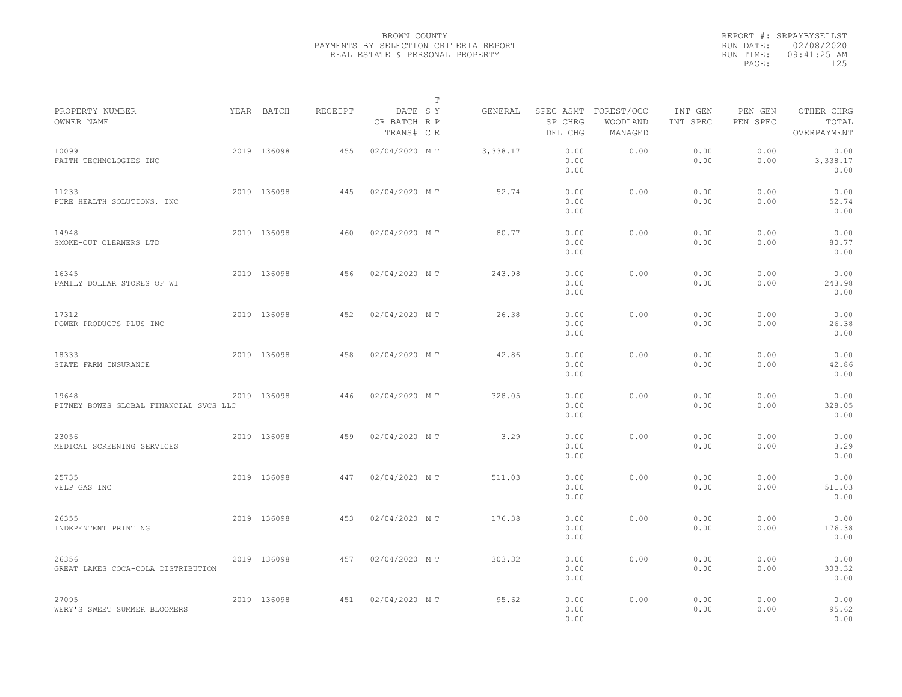BROWN COUNTY
PAYMENTS BY SELECTION CRITERIA REPORT
REAL ESTATE & PERSONAL PROPERTY

REPORT #: SRPAYBYSELLST
RUN DATE: 02/08/2020
RUN TIME: 09:41:25 AM

| PROPERTY NUMBER / OWNER NAME | YEAR | BATCH | RECEIPT | DATE / CR BATCH / TRANS# | T SY / R P / C E | GENERAL | SPEC ASMT / SP CHRG / DEL CHG | FOREST/OCC / WOODLAND / MANAGED | INT GEN / INT SPEC | PEN GEN / PEN SPEC | OTHER CHRG / TOTAL / OVERPAYMENT |
|---|---|---|---|---|---|---|---|---|---|---|---|
| 10099 FAITH TECHNOLOGIES INC | 2019 | 136098 | 455 | 02/04/2020 | M T | 3,338.17 | 0.00 0.00 0.00 | 0.00 | 0.00 0.00 | 0.00 0.00 | 0.00 3,338.17 0.00 |
| 11233 PURE HEALTH SOLUTIONS, INC | 2019 | 136098 | 445 | 02/04/2020 | M T | 52.74 | 0.00 0.00 0.00 | 0.00 | 0.00 0.00 | 0.00 0.00 | 0.00 52.74 0.00 |
| 14948 SMOKE-OUT CLEANERS LTD | 2019 | 136098 | 460 | 02/04/2020 | M T | 80.77 | 0.00 0.00 0.00 | 0.00 | 0.00 0.00 | 0.00 0.00 | 0.00 80.77 0.00 |
| 16345 FAMILY DOLLAR STORES OF WI | 2019 | 136098 | 456 | 02/04/2020 | M T | 243.98 | 0.00 0.00 0.00 | 0.00 | 0.00 0.00 | 0.00 0.00 | 0.00 243.98 0.00 |
| 17312 POWER PRODUCTS PLUS INC | 2019 | 136098 | 452 | 02/04/2020 | M T | 26.38 | 0.00 0.00 0.00 | 0.00 | 0.00 0.00 | 0.00 0.00 | 0.00 26.38 0.00 |
| 18333 STATE FARM INSURANCE | 2019 | 136098 | 458 | 02/04/2020 | M T | 42.86 | 0.00 0.00 0.00 | 0.00 | 0.00 0.00 | 0.00 0.00 | 0.00 42.86 0.00 |
| 19648 PITNEY BOWES GLOBAL FINANCIAL SVCS LLC | 2019 | 136098 | 446 | 02/04/2020 | M T | 328.05 | 0.00 0.00 0.00 | 0.00 | 0.00 0.00 | 0.00 0.00 | 0.00 328.05 0.00 |
| 23056 MEDICAL SCREENING SERVICES | 2019 | 136098 | 459 | 02/04/2020 | M T | 3.29 | 0.00 0.00 0.00 | 0.00 | 0.00 0.00 | 0.00 0.00 | 0.00 3.29 0.00 |
| 25735 VELP GAS INC | 2019 | 136098 | 447 | 02/04/2020 | M T | 511.03 | 0.00 0.00 0.00 | 0.00 | 0.00 0.00 | 0.00 0.00 | 0.00 511.03 0.00 |
| 26355 INDEPENTENT PRINTING | 2019 | 136098 | 453 | 02/04/2020 | M T | 176.38 | 0.00 0.00 0.00 | 0.00 | 0.00 0.00 | 0.00 0.00 | 0.00 176.38 0.00 |
| 26356 GREAT LAKES COCA-COLA DISTRIBUTION | 2019 | 136098 | 457 | 02/04/2020 | M T | 303.32 | 0.00 0.00 0.00 | 0.00 | 0.00 0.00 | 0.00 0.00 | 0.00 303.32 0.00 |
| 27095 WERY'S SWEET SUMMER BLOOMERS | 2019 | 136098 | 451 | 02/04/2020 | M T | 95.62 | 0.00 0.00 0.00 | 0.00 | 0.00 0.00 | 0.00 0.00 | 0.00 95.62 0.00 |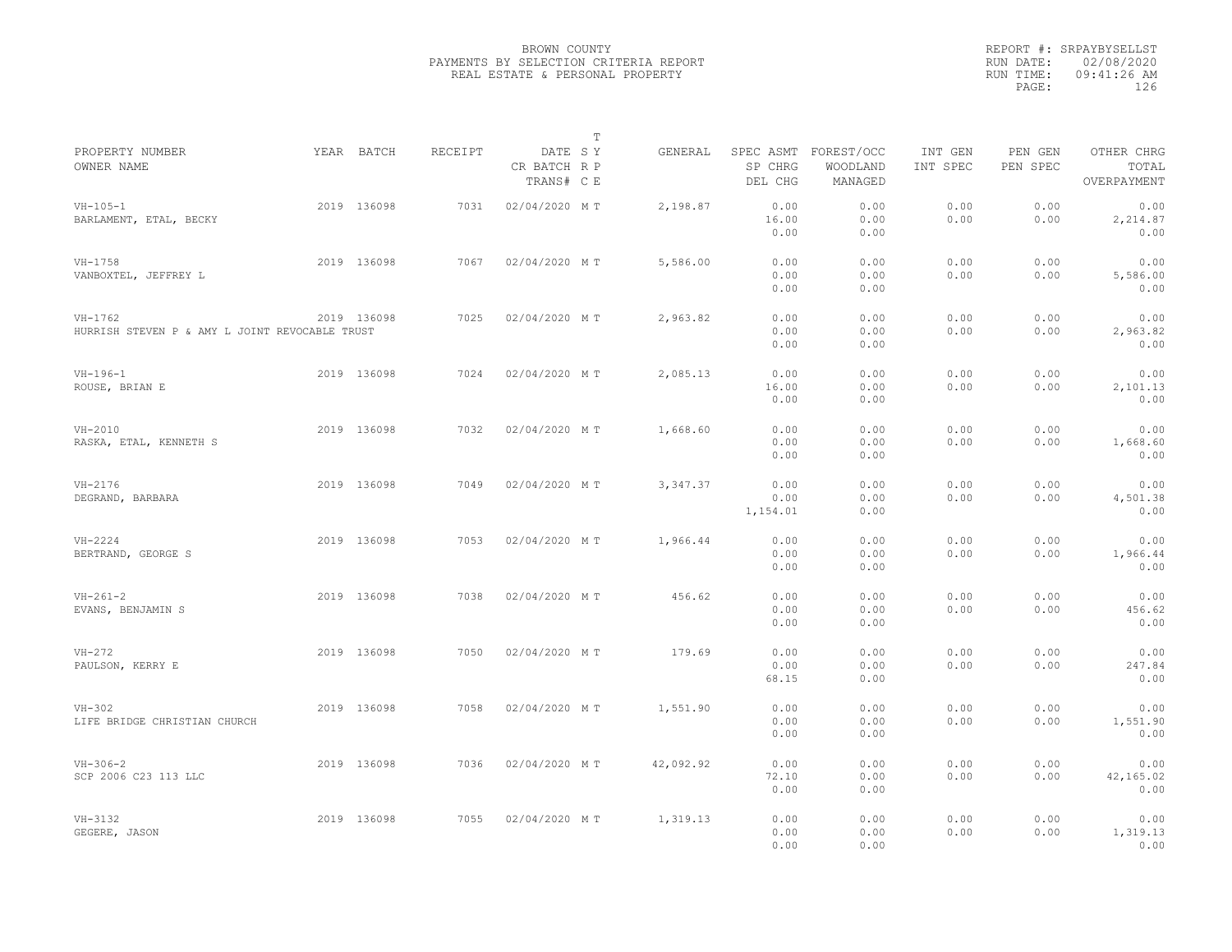BROWN COUNTY
PAYMENTS BY SELECTION CRITERIA REPORT
REAL ESTATE & PERSONAL PROPERTY

REPORT #: SRPAYBYSELLST
RUN DATE: 02/08/2020
RUN TIME: 09:41:26 AM

| PROPERTY NUMBER / OWNER NAME | YEAR | BATCH | RECEIPT | DATE / CR BATCH / TRANS# | T S Y R P C E | GENERAL | SPEC ASMT / SP CHRG / DEL CHG | FOREST/OCC / WOODLAND / MANAGED | INT GEN / INT SPEC | PEN GEN / PEN SPEC | OTHER CHRG / TOTAL / OVERPAYMENT |
|---|---|---|---|---|---|---|---|---|---|---|---|
| VH-105-1 BARLAMENT, ETAL, BECKY | 2019 | 136098 | 7031 | 02/04/2020 | M T | 2,198.87 | 0.00 16.00 0.00 | 0.00 0.00 0.00 | 0.00 0.00 | 0.00 0.00 | 0.00 2,214.87 0.00 |
| VH-1758 VANBOXTEL, JEFFREY L | 2019 | 136098 | 7067 | 02/04/2020 | M T | 5,586.00 | 0.00 0.00 0.00 | 0.00 0.00 0.00 | 0.00 0.00 | 0.00 0.00 | 0.00 5,586.00 0.00 |
| VH-1762 HURRISH STEVEN P & AMY L JOINT REVOCABLE TRUST | 2019 | 136098 | 7025 | 02/04/2020 | M T | 2,963.82 | 0.00 0.00 0.00 | 0.00 0.00 0.00 | 0.00 0.00 | 0.00 0.00 | 0.00 2,963.82 0.00 |
| VH-196-1 ROUSE, BRIAN E | 2019 | 136098 | 7024 | 02/04/2020 | M T | 2,085.13 | 0.00 16.00 0.00 | 0.00 0.00 0.00 | 0.00 0.00 | 0.00 0.00 | 0.00 2,101.13 0.00 |
| VH-2010 RASKA, ETAL, KENNETH S | 2019 | 136098 | 7032 | 02/04/2020 | M T | 1,668.60 | 0.00 0.00 0.00 | 0.00 0.00 0.00 | 0.00 0.00 | 0.00 0.00 | 0.00 1,668.60 0.00 |
| VH-2176 DEGRAND, BARBARA | 2019 | 136098 | 7049 | 02/04/2020 | M T | 3,347.37 | 0.00 0.00 1,154.01 | 0.00 0.00 0.00 | 0.00 0.00 | 0.00 0.00 | 0.00 4,501.38 0.00 |
| VH-2224 BERTRAND, GEORGE S | 2019 | 136098 | 7053 | 02/04/2020 | M T | 1,966.44 | 0.00 0.00 0.00 | 0.00 0.00 0.00 | 0.00 0.00 | 0.00 0.00 | 0.00 1,966.44 0.00 |
| VH-261-2 EVANS, BENJAMIN S | 2019 | 136098 | 7038 | 02/04/2020 | M T | 456.62 | 0.00 0.00 0.00 | 0.00 0.00 0.00 | 0.00 0.00 | 0.00 0.00 | 0.00 456.62 0.00 |
| VH-272 PAULSON, KERRY E | 2019 | 136098 | 7050 | 02/04/2020 | M T | 179.69 | 0.00 0.00 68.15 | 0.00 0.00 0.00 | 0.00 0.00 | 0.00 0.00 | 0.00 247.84 0.00 |
| VH-302 LIFE BRIDGE CHRISTIAN CHURCH | 2019 | 136098 | 7058 | 02/04/2020 | M T | 1,551.90 | 0.00 0.00 0.00 | 0.00 0.00 0.00 | 0.00 0.00 | 0.00 0.00 | 0.00 1,551.90 0.00 |
| VH-306-2 SCP 2006 C23 113 LLC | 2019 | 136098 | 7036 | 02/04/2020 | M T | 42,092.92 | 0.00 72.10 0.00 | 0.00 0.00 0.00 | 0.00 0.00 | 0.00 0.00 | 0.00 42,165.02 0.00 |
| VH-3132 GEGERE, JASON | 2019 | 136098 | 7055 | 02/04/2020 | M T | 1,319.13 | 0.00 0.00 0.00 | 0.00 0.00 0.00 | 0.00 0.00 | 0.00 0.00 | 0.00 1,319.13 0.00 |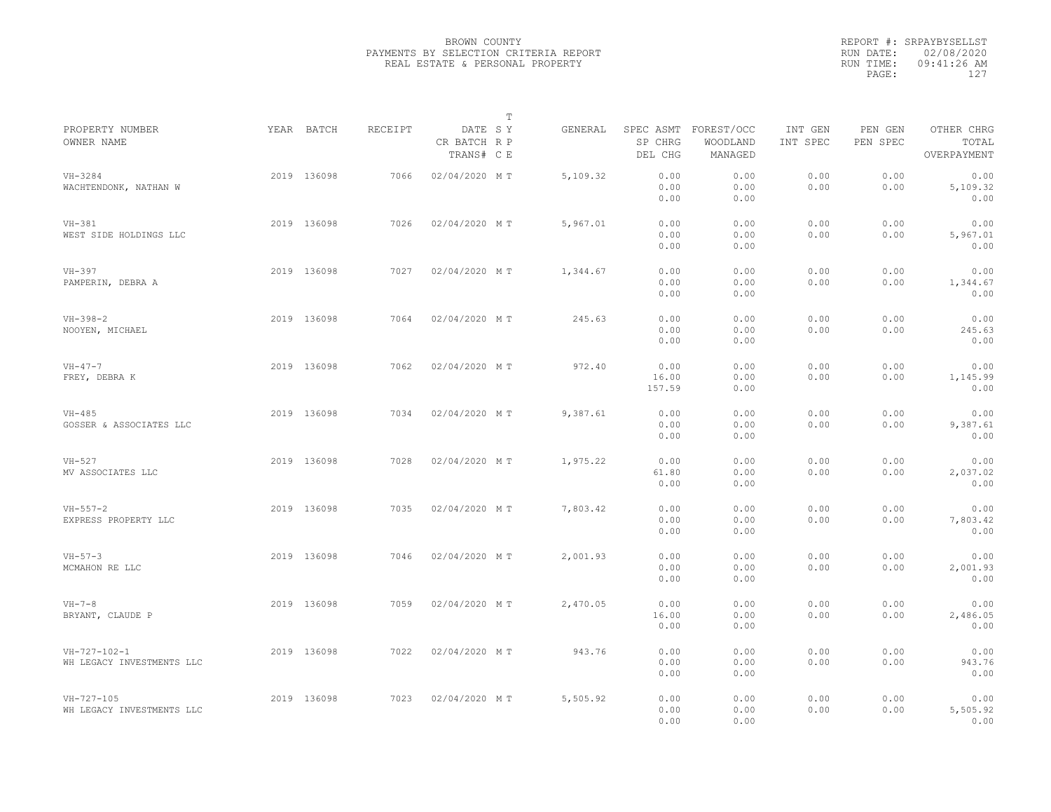BROWN COUNTY
PAYMENTS BY SELECTION CRITERIA REPORT
REAL ESTATE & PERSONAL PROPERTY

REPORT #: SRPAYBYSELLST
RUN DATE: 02/08/2020
RUN TIME: 09:41:26 AM

| PROPERTY NUMBER / OWNER NAME | YEAR | BATCH | RECEIPT | DATE / CR BATCH / TRANS# | T S Y R P C E | GENERAL | SPEC ASMT / SP CHRG / DEL CHG | FOREST/OCC / WOODLAND / MANAGED | INT GEN / INT SPEC | PEN GEN / PEN SPEC | OTHER CHRG / TOTAL / OVERPAYMENT |
|---|---|---|---|---|---|---|---|---|---|---|---|
| VH-3284 WACHTENDONK, NATHAN W | 2019 | 136098 | 7066 | 02/04/2020 | M T | 5,109.32 | 0.00 0.00 0.00 | 0.00 0.00 0.00 | 0.00 0.00 | 0.00 0.00 | 0.00 5,109.32 0.00 |
| VH-381 WEST SIDE HOLDINGS LLC | 2019 | 136098 | 7026 | 02/04/2020 | M T | 5,967.01 | 0.00 0.00 0.00 | 0.00 0.00 0.00 | 0.00 0.00 | 0.00 0.00 | 0.00 5,967.01 0.00 |
| VH-397 PAMPERIN, DEBRA A | 2019 | 136098 | 7027 | 02/04/2020 | M T | 1,344.67 | 0.00 0.00 0.00 | 0.00 0.00 0.00 | 0.00 0.00 | 0.00 0.00 | 0.00 1,344.67 0.00 |
| VH-398-2 NOOYEN, MICHAEL | 2019 | 136098 | 7064 | 02/04/2020 | M T | 245.63 | 0.00 0.00 0.00 | 0.00 0.00 0.00 | 0.00 0.00 | 0.00 0.00 | 0.00 245.63 0.00 |
| VH-47-7 FREY, DEBRA K | 2019 | 136098 | 7062 | 02/04/2020 | M T | 972.40 | 0.00 16.00 157.59 | 0.00 0.00 0.00 | 0.00 0.00 | 0.00 0.00 | 0.00 1,145.99 0.00 |
| VH-485 GOSSER & ASSOCIATES LLC | 2019 | 136098 | 7034 | 02/04/2020 | M T | 9,387.61 | 0.00 0.00 0.00 | 0.00 0.00 0.00 | 0.00 0.00 | 0.00 0.00 | 0.00 9,387.61 0.00 |
| VH-527 MV ASSOCIATES LLC | 2019 | 136098 | 7028 | 02/04/2020 | M T | 1,975.22 | 0.00 61.80 0.00 | 0.00 0.00 0.00 | 0.00 0.00 | 0.00 0.00 | 0.00 2,037.02 0.00 |
| VH-557-2 EXPRESS PROPERTY LLC | 2019 | 136098 | 7035 | 02/04/2020 | M T | 7,803.42 | 0.00 0.00 0.00 | 0.00 0.00 0.00 | 0.00 0.00 | 0.00 0.00 | 0.00 7,803.42 0.00 |
| VH-57-3 MCMAHON RE LLC | 2019 | 136098 | 7046 | 02/04/2020 | M T | 2,001.93 | 0.00 0.00 0.00 | 0.00 0.00 0.00 | 0.00 0.00 | 0.00 0.00 | 0.00 2,001.93 0.00 |
| VH-7-8 BRYANT, CLAUDE P | 2019 | 136098 | 7059 | 02/04/2020 | M T | 2,470.05 | 0.00 16.00 0.00 | 0.00 0.00 0.00 | 0.00 0.00 | 0.00 0.00 | 0.00 2,486.05 0.00 |
| VH-727-102-1 WH LEGACY INVESTMENTS LLC | 2019 | 136098 | 7022 | 02/04/2020 | M T | 943.76 | 0.00 0.00 0.00 | 0.00 0.00 0.00 | 0.00 0.00 | 0.00 0.00 | 0.00 943.76 0.00 |
| VH-727-105 WH LEGACY INVESTMENTS LLC | 2019 | 136098 | 7023 | 02/04/2020 | M T | 5,505.92 | 0.00 0.00 0.00 | 0.00 0.00 0.00 | 0.00 0.00 | 0.00 0.00 | 0.00 5,505.92 0.00 |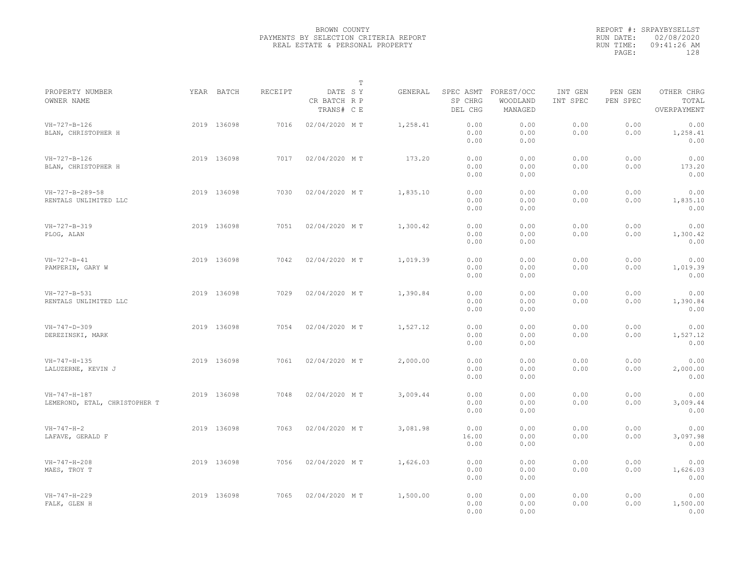BROWN COUNTY
PAYMENTS BY SELECTION CRITERIA REPORT
REAL ESTATE & PERSONAL PROPERTY

REPORT #: SRPAYBYSELLST
RUN DATE: 02/08/2020
RUN TIME: 09:41:26 AM
PAGE: 128

| PROPERTY NUMBER<br>OWNER NAME | YEAR | BATCH | RECEIPT | DATE<br>CR BATCH<br>TRANS# | T<br>S Y<br>R P<br>C E | GENERAL | SPEC ASMT<br>SP CHRG<br>DEL CHG | FOREST/OCC<br>WOODLAND<br>MANAGED | INT GEN<br>INT SPEC | PEN GEN<br>PEN SPEC | OTHER CHRG<br>TOTAL<br>OVERPAYMENT |
|---|---|---|---|---|---|---|---|---|---|---|---|
| VH-727-B-126<br>BLAN, CHRISTOPHER H | 2019 | 136098 | 7016 | 02/04/2020 | M T | 1,258.41 | 0.00<br>0.00<br>0.00 | 0.00<br>0.00<br>0.00 | 0.00<br>0.00 | 0.00<br>0.00 | 0.00<br>1,258.41<br>0.00 |
| VH-727-B-126<br>BLAN, CHRISTOPHER H | 2019 | 136098 | 7017 | 02/04/2020 | M T | 173.20 | 0.00<br>0.00<br>0.00 | 0.00<br>0.00<br>0.00 | 0.00<br>0.00 | 0.00<br>0.00 | 0.00<br>173.20<br>0.00 |
| VH-727-B-289-58<br>RENTALS UNLIMITED LLC | 2019 | 136098 | 7030 | 02/04/2020 | M T | 1,835.10 | 0.00<br>0.00<br>0.00 | 0.00<br>0.00<br>0.00 | 0.00<br>0.00 | 0.00<br>0.00 | 0.00<br>1,835.10<br>0.00 |
| VH-727-B-319<br>PLOG, ALAN | 2019 | 136098 | 7051 | 02/04/2020 | M T | 1,300.42 | 0.00<br>0.00<br>0.00 | 0.00<br>0.00<br>0.00 | 0.00<br>0.00 | 0.00<br>0.00 | 0.00<br>1,300.42<br>0.00 |
| VH-727-B-41<br>PAMPERIN, GARY W | 2019 | 136098 | 7042 | 02/04/2020 | M T | 1,019.39 | 0.00<br>0.00<br>0.00 | 0.00<br>0.00<br>0.00 | 0.00<br>0.00 | 0.00<br>0.00 | 0.00<br>1,019.39<br>0.00 |
| VH-727-B-531<br>RENTALS UNLIMITED LLC | 2019 | 136098 | 7029 | 02/04/2020 | M T | 1,390.84 | 0.00<br>0.00<br>0.00 | 0.00<br>0.00<br>0.00 | 0.00<br>0.00 | 0.00<br>0.00 | 0.00<br>1,390.84<br>0.00 |
| VH-747-D-309<br>DEREZINSKI, MARK | 2019 | 136098 | 7054 | 02/04/2020 | M T | 1,527.12 | 0.00<br>0.00<br>0.00 | 0.00<br>0.00<br>0.00 | 0.00<br>0.00 | 0.00<br>0.00 | 0.00<br>1,527.12<br>0.00 |
| VH-747-H-135<br>LALUZERNE, KEVIN J | 2019 | 136098 | 7061 | 02/04/2020 | M T | 2,000.00 | 0.00<br>0.00<br>0.00 | 0.00<br>0.00<br>0.00 | 0.00<br>0.00 | 0.00<br>0.00 | 0.00<br>2,000.00<br>0.00 |
| VH-747-H-187<br>LEMEROND, ETAL, CHRISTOPHER T | 2019 | 136098 | 7048 | 02/04/2020 | M T | 3,009.44 | 0.00<br>0.00<br>0.00 | 0.00<br>0.00<br>0.00 | 0.00<br>0.00 | 0.00<br>0.00 | 0.00<br>3,009.44<br>0.00 |
| VH-747-H-2<br>LAFAVE, GERALD F | 2019 | 136098 | 7063 | 02/04/2020 | M T | 3,081.98 | 0.00<br>16.00<br>0.00 | 0.00<br>0.00<br>0.00 | 0.00<br>0.00 | 0.00<br>0.00 | 0.00<br>3,097.98<br>0.00 |
| VH-747-H-208<br>MAES, TROY T | 2019 | 136098 | 7056 | 02/04/2020 | M T | 1,626.03 | 0.00<br>0.00<br>0.00 | 0.00<br>0.00<br>0.00 | 0.00<br>0.00 | 0.00<br>0.00 | 0.00<br>1,626.03<br>0.00 |
| VH-747-H-229<br>FALK, GLEN H | 2019 | 136098 | 7065 | 02/04/2020 | M T | 1,500.00 | 0.00<br>0.00<br>0.00 | 0.00<br>0.00<br>0.00 | 0.00<br>0.00 | 0.00<br>0.00 | 0.00<br>1,500.00<br>0.00 |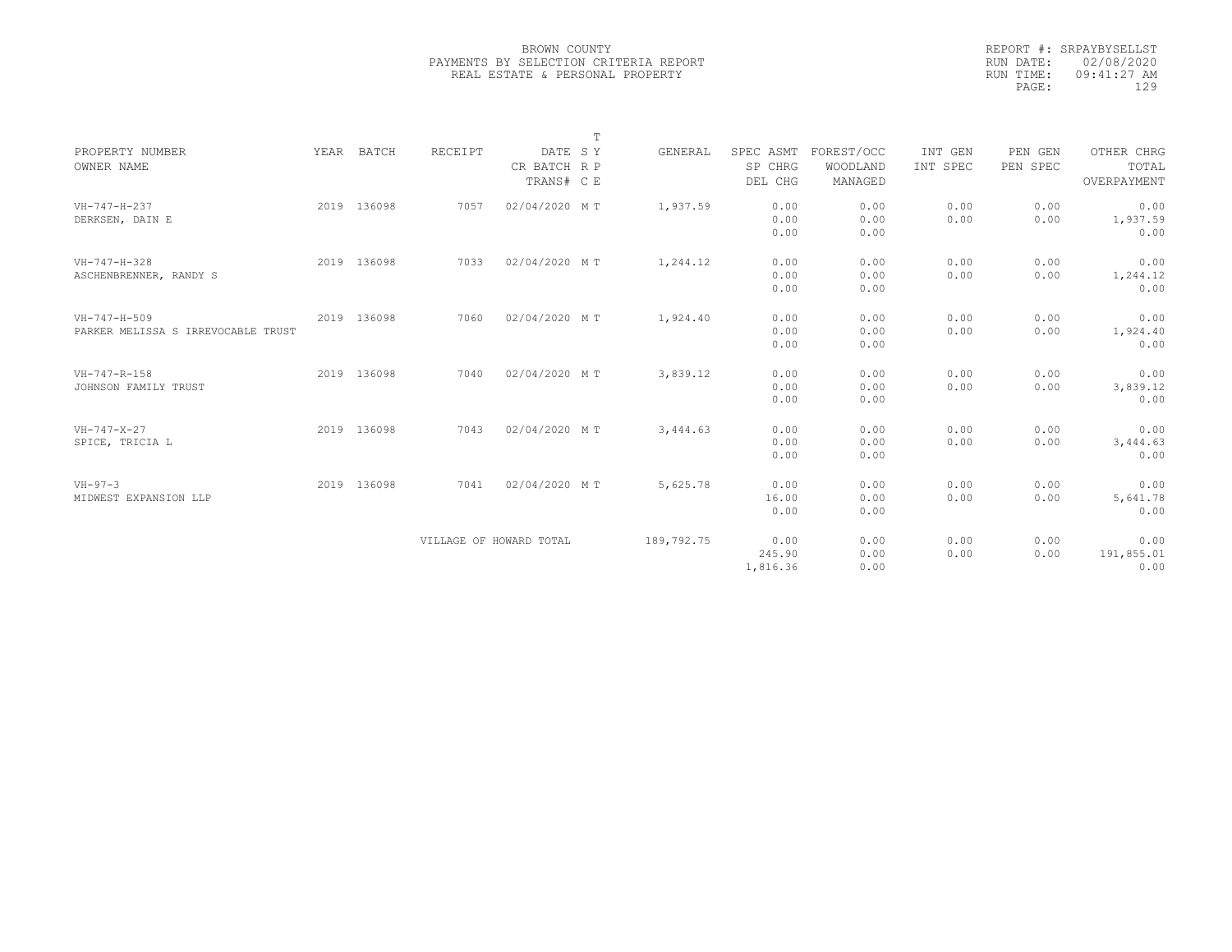BROWN COUNTY
PAYMENTS BY SELECTION CRITERIA REPORT
REAL ESTATE & PERSONAL PROPERTY

REPORT #: SRPAYBYSELLST
RUN DATE: 02/08/2020
RUN TIME: 09:41:27 AM

| PROPERTY NUMBER / OWNER NAME | YEAR | BATCH | RECEIPT | DATE / CR BATCH / TRANS# | T S Y / R P / C E | GENERAL | SPEC ASMT / SP CHRG / DEL CHG | FOREST/OCC / WOODLAND / MANAGED | INT GEN / INT SPEC | PEN GEN / PEN SPEC | OTHER CHRG / TOTAL / OVERPAYMENT |
|---|---|---|---|---|---|---|---|---|---|---|---|
| VH-747-H-237<br>DERKSEN, DAIN E | 2019 | 136098 | 7057 | 02/04/2020 | M T | 1,937.59 | 0.00<br>0.00<br>0.00 | 0.00<br>0.00<br>0.00 | 0.00<br>0.00 | 0.00<br>0.00 | 0.00<br>1,937.59<br>0.00 |
| VH-747-H-328<br>ASCHENBRENNER, RANDY S | 2019 | 136098 | 7033 | 02/04/2020 | M T | 1,244.12 | 0.00<br>0.00<br>0.00 | 0.00<br>0.00<br>0.00 | 0.00<br>0.00 | 0.00<br>0.00 | 0.00<br>1,244.12<br>0.00 |
| VH-747-H-509<br>PARKER MELISSA S IRREVOCABLE TRUST | 2019 | 136098 | 7060 | 02/04/2020 | M T | 1,924.40 | 0.00<br>0.00<br>0.00 | 0.00<br>0.00<br>0.00 | 0.00<br>0.00 | 0.00<br>0.00 | 0.00<br>1,924.40<br>0.00 |
| VH-747-R-158<br>JOHNSON FAMILY TRUST | 2019 | 136098 | 7040 | 02/04/2020 | M T | 3,839.12 | 0.00<br>0.00<br>0.00 | 0.00<br>0.00<br>0.00 | 0.00<br>0.00 | 0.00<br>0.00 | 0.00<br>3,839.12<br>0.00 |
| VH-747-X-27<br>SPICE, TRICIA L | 2019 | 136098 | 7043 | 02/04/2020 | M T | 3,444.63 | 0.00<br>0.00<br>0.00 | 0.00<br>0.00<br>0.00 | 0.00<br>0.00 | 0.00<br>0.00 | 0.00<br>3,444.63<br>0.00 |
| VH-97-3<br>MIDWEST EXPANSION LLP | 2019 | 136098 | 7041 | 02/04/2020 | M T | 5,625.78 | 0.00<br>16.00<br>0.00 | 0.00<br>0.00<br>0.00 | 0.00<br>0.00 | 0.00<br>0.00 | 0.00<br>5,641.78<br>0.00 |
| | | | VILLAGE OF HOWARD TOTAL | | | 189,792.75 | 0.00<br>245.90<br>1,816.36 | 0.00<br>0.00<br>0.00 | 0.00<br>0.00 | 0.00<br>0.00 | 0.00<br>191,855.01<br>0.00 |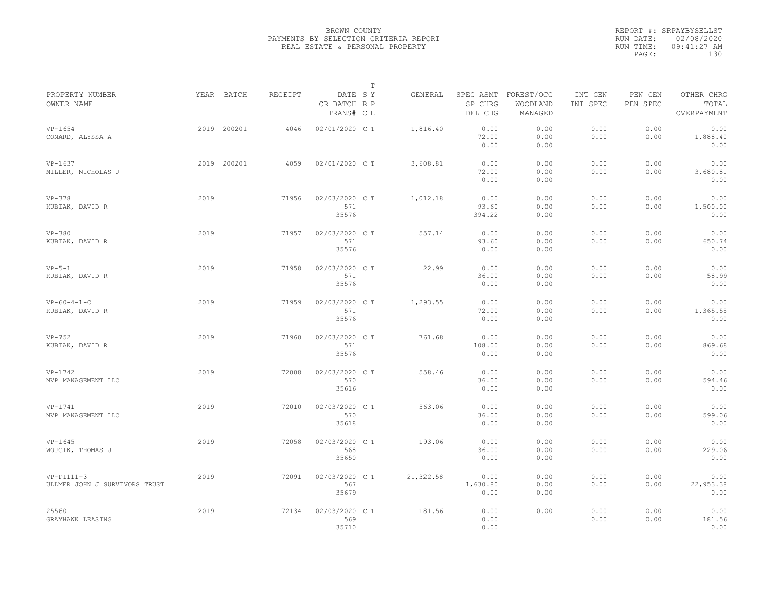BROWN COUNTY
PAYMENTS BY SELECTION CRITERIA REPORT
REAL ESTATE & PERSONAL PROPERTY

REPORT #: SRPAYBYSELLST
RUN DATE: 02/08/2020
RUN TIME: 09:41:27 AM

| PROPERTY NUMBER<br>OWNER NAME | YEAR | BATCH | RECEIPT | DATE<br>CR BATCH<br>TRANS# | T<br>S Y<br>R P<br>C E | GENERAL | SPEC ASMT<br>SP CHRG<br>DEL CHG | FOREST/OCC<br>WOODLAND<br>MANAGED | INT GEN<br>INT SPEC | PEN GEN<br>PEN SPEC | OTHER CHRG<br>TOTAL<br>OVERPAYMENT |
|---|---|---|---|---|---|---|---|---|---|---|---|
| VP-1654<br>CONARD, ALYSSA A | 2019 | 200201 | 4046 | 02/01/2020 | C T | 1,816.40 | 0.00<br>72.00<br>0.00 | 0.00<br>0.00<br>0.00 | 0.00<br>0.00 | 0.00<br>0.00 | 0.00<br>1,888.40<br>0.00 |
| VP-1637<br>MILLER, NICHOLAS J | 2019 | 200201 | 4059 | 02/01/2020 | C T | 3,608.81 | 0.00<br>72.00<br>0.00 | 0.00<br>0.00<br>0.00 | 0.00<br>0.00 | 0.00<br>0.00 | 0.00<br>3,680.81<br>0.00 |
| VP-378<br>KUBIAK, DAVID R | 2019 | | 71956 | 02/03/2020<br>571<br>35576 | C T | 1,012.18 | 0.00<br>93.60<br>394.22 | 0.00<br>0.00<br>0.00 | 0.00<br>0.00 | 0.00<br>0.00 | 0.00<br>1,500.00<br>0.00 |
| VP-380<br>KUBIAK, DAVID R | 2019 | | 71957 | 02/03/2020<br>571<br>35576 | C T | 557.14 | 0.00<br>93.60<br>0.00 | 0.00<br>0.00<br>0.00 | 0.00<br>0.00 | 0.00<br>0.00 | 0.00<br>650.74<br>0.00 |
| VP-5-1<br>KUBIAK, DAVID R | 2019 | | 71958 | 02/03/2020<br>571<br>35576 | C T | 22.99 | 0.00<br>36.00<br>0.00 | 0.00<br>0.00<br>0.00 | 0.00<br>0.00 | 0.00<br>0.00 | 0.00<br>58.99<br>0.00 |
| VP-60-4-1-C<br>KUBIAK, DAVID R | 2019 | | 71959 | 02/03/2020<br>571<br>35576 | C T | 1,293.55 | 0.00<br>72.00<br>0.00 | 0.00<br>0.00<br>0.00 | 0.00<br>0.00 | 0.00<br>0.00 | 0.00<br>1,365.55<br>0.00 |
| VP-752<br>KUBIAK, DAVID R | 2019 | | 71960 | 02/03/2020<br>571<br>35576 | C T | 761.68 | 0.00<br>108.00<br>0.00 | 0.00<br>0.00<br>0.00 | 0.00<br>0.00 | 0.00<br>0.00 | 0.00<br>869.68<br>0.00 |
| VP-1742<br>MVP MANAGEMENT LLC | 2019 | | 72008 | 02/03/2020<br>570<br>35616 | C T | 558.46 | 0.00<br>36.00<br>0.00 | 0.00<br>0.00<br>0.00 | 0.00<br>0.00 | 0.00<br>0.00 | 0.00<br>594.46<br>0.00 |
| VP-1741<br>MVP MANAGEMENT LLC | 2019 | | 72010 | 02/03/2020<br>570<br>35618 | C T | 563.06 | 0.00<br>36.00<br>0.00 | 0.00<br>0.00<br>0.00 | 0.00<br>0.00 | 0.00<br>0.00 | 0.00<br>599.06<br>0.00 |
| VP-1645<br>WOJCIK, THOMAS J | 2019 | | 72058 | 02/03/2020<br>568<br>35650 | C T | 193.06 | 0.00<br>36.00<br>0.00 | 0.00<br>0.00<br>0.00 | 0.00<br>0.00 | 0.00<br>0.00 | 0.00<br>229.06<br>0.00 |
| VP-PI111-3<br>ULLMER JOHN J SURVIVORS TRUST | 2019 | | 72091 | 02/03/2020<br>567<br>35679 | C T | 21,322.58 | 0.00<br>1,630.80<br>0.00 | 0.00<br>0.00<br>0.00 | 0.00<br>0.00 | 0.00<br>0.00 | 0.00<br>22,953.38<br>0.00 |
| 25560<br>GRAYHAWK LEASING | 2019 | | 72134 | 02/03/2020<br>569<br>35710 | C T | 181.56 | 0.00<br>0.00<br>0.00 | 0.00 | 0.00<br>0.00 | 0.00<br>0.00 | 0.00<br>181.56<br>0.00 |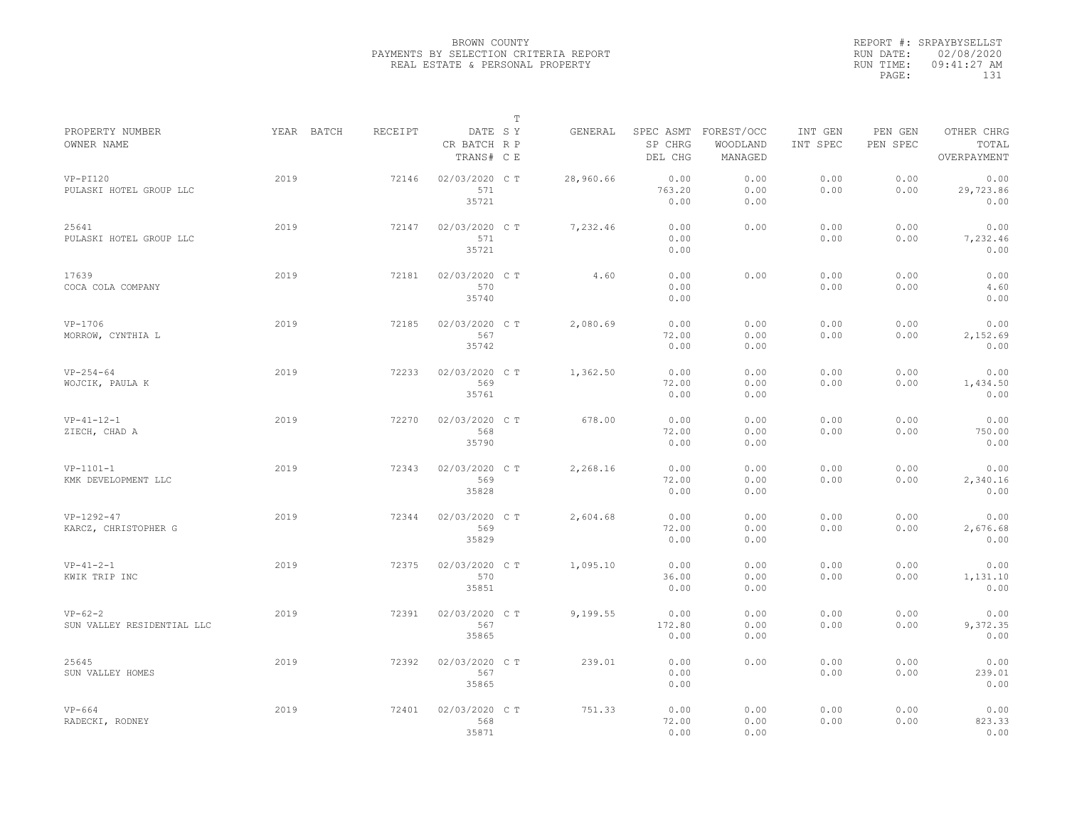BROWN COUNTY
PAYMENTS BY SELECTION CRITERIA REPORT
REAL ESTATE & PERSONAL PROPERTY

REPORT #: SRPAYBYSELLST
RUN DATE: 02/08/2020
RUN TIME: 09:41:27 AM

| PROPERTY NUMBER<br>OWNER NAME | YEAR | BATCH | RECEIPT | DATE<br>CR BATCH<br>TRANS# | T<br>S Y<br>R P<br>C E | GENERAL | SPEC ASMT<br>SP CHRG<br>DEL CHG | FOREST/OCC<br>WOODLAND<br>MANAGED | INT GEN<br>INT SPEC | PEN GEN<br>PEN SPEC | OTHER CHRG<br>TOTAL<br>OVERPAYMENT |
|---|---|---|---|---|---|---|---|---|---|---|---|
| VP-PI120<br>PULASKI HOTEL GROUP LLC | 2019 | | 72146 | 02/03/2020<br>571<br>35721 | C T | 28,960.66 | 0.00<br>763.20<br>0.00 | 0.00<br>0.00<br>0.00 | 0.00<br>0.00 | 0.00<br>0.00 | 0.00<br>29,723.86<br>0.00 |
| 25641<br>PULASKI HOTEL GROUP LLC | 2019 | | 72147 | 02/03/2020<br>571<br>35721 | C T | 7,232.46 | 0.00<br>0.00<br>0.00 | 0.00 | 0.00<br>0.00 | 0.00<br>0.00 | 0.00<br>7,232.46<br>0.00 |
| 17639<br>COCA COLA COMPANY | 2019 | | 72181 | 02/03/2020<br>570<br>35740 | C T | 4.60 | 0.00<br>0.00<br>0.00 | 0.00 | 0.00<br>0.00 | 0.00<br>0.00 | 0.00<br>4.60<br>0.00 |
| VP-1706<br>MORROW, CYNTHIA L | 2019 | | 72185 | 02/03/2020<br>567<br>35742 | C T | 2,080.69 | 0.00<br>72.00<br>0.00 | 0.00<br>0.00<br>0.00 | 0.00<br>0.00 | 0.00<br>0.00 | 0.00<br>2,152.69<br>0.00 |
| VP-254-64<br>WOJCIK, PAULA K | 2019 | | 72233 | 02/03/2020<br>569<br>35761 | C T | 1,362.50 | 0.00<br>72.00<br>0.00 | 0.00<br>0.00<br>0.00 | 0.00<br>0.00 | 0.00<br>0.00 | 0.00<br>1,434.50<br>0.00 |
| VP-41-12-1<br>ZIECH, CHAD A | 2019 | | 72270 | 02/03/2020<br>568<br>35790 | C T | 678.00 | 0.00<br>72.00<br>0.00 | 0.00<br>0.00<br>0.00 | 0.00<br>0.00 | 0.00<br>0.00 | 0.00<br>750.00<br>0.00 |
| VP-1101-1<br>KMK DEVELOPMENT LLC | 2019 | | 72343 | 02/03/2020<br>569<br>35828 | C T | 2,268.16 | 0.00<br>72.00<br>0.00 | 0.00<br>0.00<br>0.00 | 0.00<br>0.00 | 0.00<br>0.00 | 0.00<br>2,340.16<br>0.00 |
| VP-1292-47<br>KARCZ, CHRISTOPHER G | 2019 | | 72344 | 02/03/2020<br>569<br>35829 | C T | 2,604.68 | 0.00<br>72.00<br>0.00 | 0.00<br>0.00<br>0.00 | 0.00<br>0.00 | 0.00<br>0.00 | 0.00<br>2,676.68<br>0.00 |
| VP-41-2-1<br>KWIK TRIP INC | 2019 | | 72375 | 02/03/2020<br>570<br>35851 | C T | 1,095.10 | 0.00<br>36.00<br>0.00 | 0.00<br>0.00<br>0.00 | 0.00<br>0.00 | 0.00<br>0.00 | 0.00<br>1,131.10<br>0.00 |
| VP-62-2<br>SUN VALLEY RESIDENTIAL LLC | 2019 | | 72391 | 02/03/2020<br>567<br>35865 | C T | 9,199.55 | 0.00<br>172.80<br>0.00 | 0.00<br>0.00<br>0.00 | 0.00<br>0.00 | 0.00<br>0.00 | 0.00<br>9,372.35<br>0.00 |
| 25645<br>SUN VALLEY HOMES | 2019 | | 72392 | 02/03/2020<br>567<br>35865 | C T | 239.01 | 0.00<br>0.00<br>0.00 | 0.00 | 0.00<br>0.00 | 0.00<br>0.00 | 0.00<br>239.01<br>0.00 |
| VP-664<br>RADECKI, RODNEY | 2019 | | 72401 | 02/03/2020<br>568<br>35871 | C T | 751.33 | 0.00<br>72.00<br>0.00 | 0.00<br>0.00<br>0.00 | 0.00<br>0.00 | 0.00<br>0.00 | 0.00<br>823.33<br>0.00 |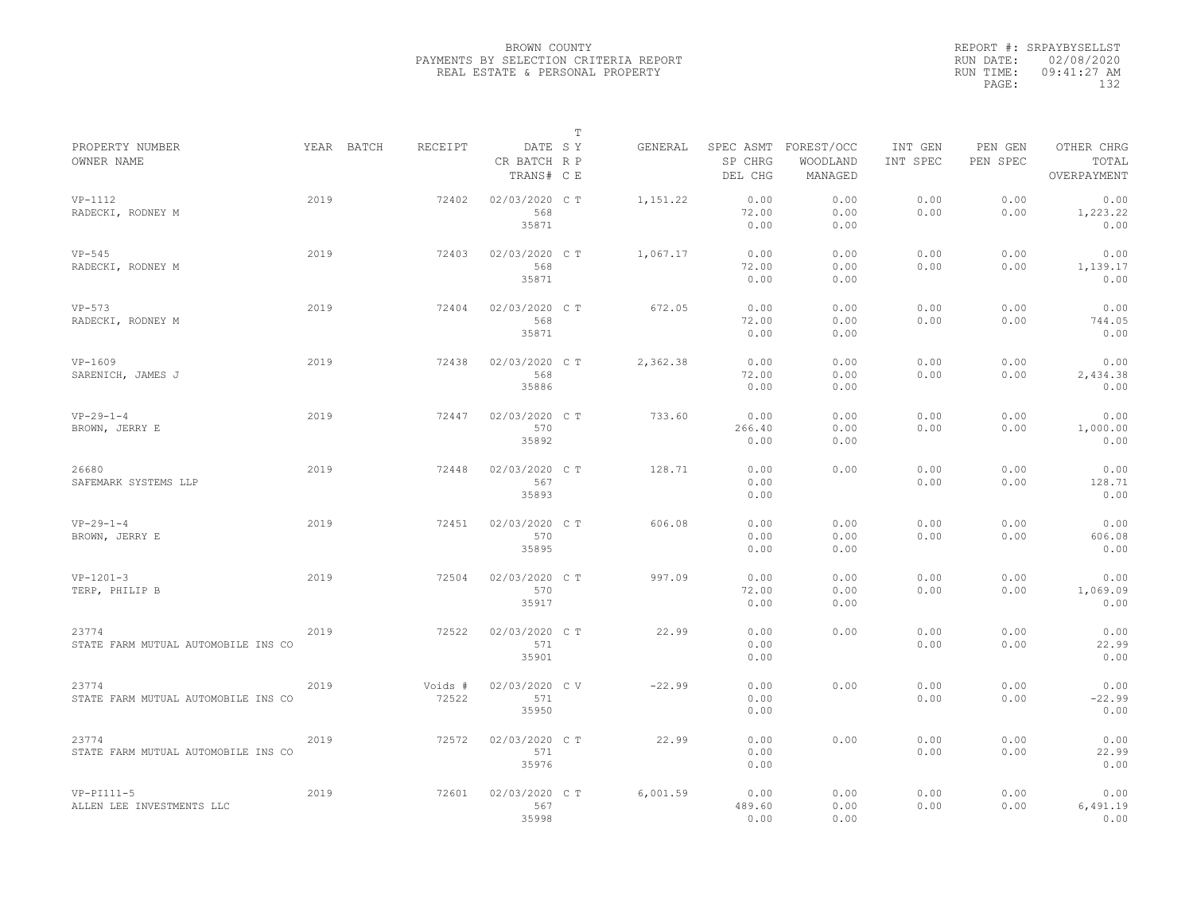BROWN COUNTY
PAYMENTS BY SELECTION CRITERIA REPORT
REAL ESTATE & PERSONAL PROPERTY

REPORT #: SRPAYBYSELLST
RUN DATE: 02/08/2020
RUN TIME: 09:41:27 AM

| PROPERTY NUMBER / OWNER NAME | YEAR | BATCH | RECEIPT | DATE / CR BATCH / TRANS# | T SY RP CE | GENERAL | SPEC ASMT / SP CHRG / DEL CHG | FOREST/OCC / WOODLAND / MANAGED | INT GEN / INT SPEC | PEN GEN / PEN SPEC | OTHER CHRG / TOTAL / OVERPAYMENT |
|---|---|---|---|---|---|---|---|---|---|---|---|
| VP-1112 RADECKI, RODNEY M | 2019 | | 72402 | 02/03/2020 568 35871 | C T | 1,151.22 | 0.00 72.00 0.00 | 0.00 0.00 0.00 | 0.00 0.00 | 0.00 0.00 | 0.00 1,223.22 0.00 |
| VP-545 RADECKI, RODNEY M | 2019 | | 72403 | 02/03/2020 568 35871 | C T | 1,067.17 | 0.00 72.00 0.00 | 0.00 0.00 0.00 | 0.00 0.00 | 0.00 0.00 | 0.00 1,139.17 0.00 |
| VP-573 RADECKI, RODNEY M | 2019 | | 72404 | 02/03/2020 568 35871 | C T | 672.05 | 0.00 72.00 0.00 | 0.00 0.00 0.00 | 0.00 0.00 | 0.00 0.00 | 0.00 744.05 0.00 |
| VP-1609 SARENICH, JAMES J | 2019 | | 72438 | 02/03/2020 568 35886 | C T | 2,362.38 | 0.00 72.00 0.00 | 0.00 0.00 0.00 | 0.00 0.00 | 0.00 0.00 | 0.00 2,434.38 0.00 |
| VP-29-1-4 BROWN, JERRY E | 2019 | | 72447 | 02/03/2020 570 35892 | C T | 733.60 | 0.00 266.40 0.00 | 0.00 0.00 0.00 | 0.00 0.00 | 0.00 0.00 | 0.00 1,000.00 0.00 |
| 26680 SAFEMARK SYSTEMS LLP | 2019 | | 72448 | 02/03/2020 567 35893 | C T | 128.71 | 0.00 0.00 0.00 | 0.00 | 0.00 0.00 | 0.00 0.00 | 0.00 128.71 0.00 |
| VP-29-1-4 BROWN, JERRY E | 2019 | | 72451 | 02/03/2020 570 35895 | C T | 606.08 | 0.00 0.00 0.00 | 0.00 0.00 0.00 | 0.00 0.00 | 0.00 0.00 | 0.00 606.08 0.00 |
| VP-1201-3 TERP, PHILIP B | 2019 | | 72504 | 02/03/2020 570 35917 | C T | 997.09 | 0.00 72.00 0.00 | 0.00 0.00 0.00 | 0.00 0.00 | 0.00 0.00 | 0.00 1,069.09 0.00 |
| 23774 STATE FARM MUTUAL AUTOMOBILE INS CO | 2019 | | 72522 | 02/03/2020 571 35901 | C T | 22.99 | 0.00 0.00 0.00 | 0.00 | 0.00 0.00 | 0.00 0.00 | 0.00 22.99 0.00 |
| 23774 STATE FARM MUTUAL AUTOMOBILE INS CO | 2019 | | Voids # 72522 | 02/03/2020 571 35950 | C V | -22.99 | 0.00 0.00 0.00 | 0.00 | 0.00 0.00 | 0.00 0.00 | 0.00 -22.99 0.00 |
| 23774 STATE FARM MUTUAL AUTOMOBILE INS CO | 2019 | | 72572 | 02/03/2020 571 35976 | C T | 22.99 | 0.00 0.00 0.00 | 0.00 | 0.00 0.00 | 0.00 0.00 | 0.00 22.99 0.00 |
| VP-PI111-5 ALLEN LEE INVESTMENTS LLC | 2019 | | 72601 | 02/03/2020 567 35998 | C T | 6,001.59 | 0.00 489.60 0.00 | 0.00 0.00 0.00 | 0.00 0.00 | 0.00 0.00 | 0.00 6,491.19 0.00 |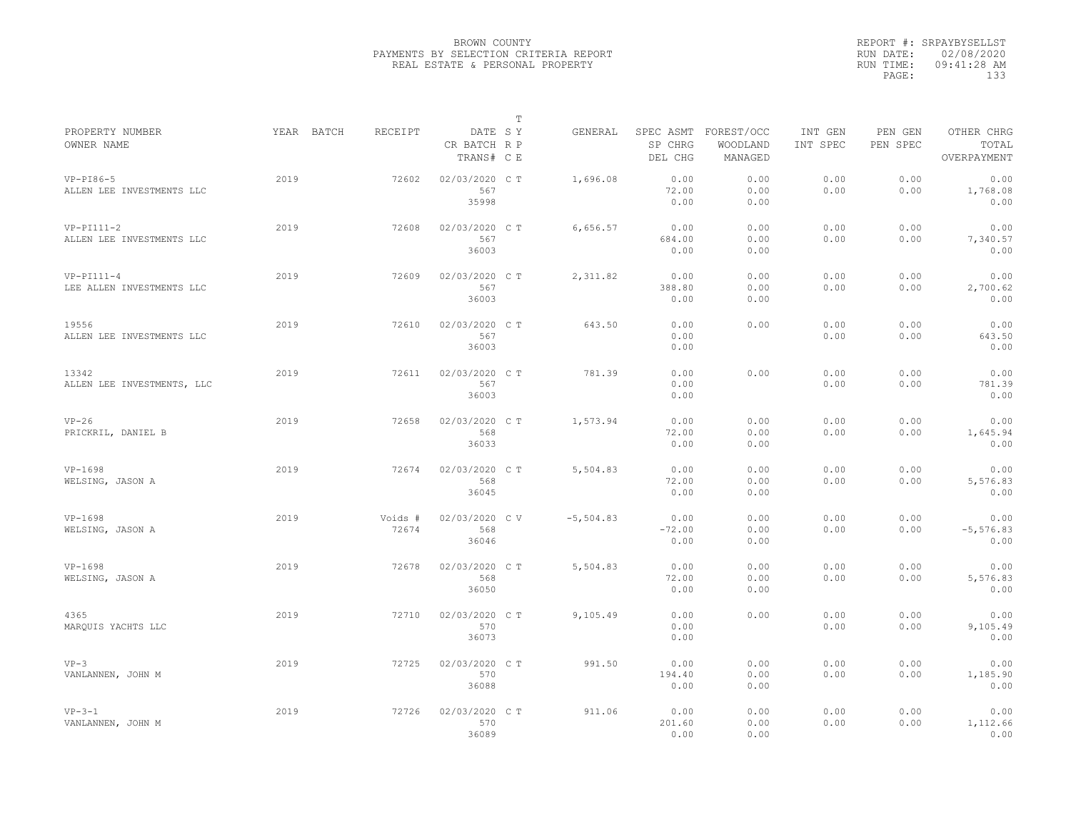BROWN COUNTY
PAYMENTS BY SELECTION CRITERIA REPORT
REAL ESTATE & PERSONAL PROPERTY

REPORT #: SRPAYBYSELLST
RUN DATE: 02/08/2020
RUN TIME: 09:41:28 AM

| PROPERTY NUMBER<br>OWNER NAME | YEAR | BATCH | RECEIPT | DATE<br>CR BATCH<br>TRANS# | T S Y R P C E | GENERAL | SPEC ASMT<br>SP CHRG<br>DEL CHG | FOREST/OCC<br>WOODLAND<br>MANAGED | INT GEN<br>INT SPEC | PEN GEN<br>PEN SPEC | OTHER CHRG<br>TOTAL<br>OVERPAYMENT |
|---|---|---|---|---|---|---|---|---|---|---|---|
| VP-PI86-5<br>ALLEN LEE INVESTMENTS LLC | 2019 | | 72602 | 02/03/2020<br>567<br>35998 | C T | 1,696.08 | 0.00<br>72.00<br>0.00 | 0.00<br>0.00<br>0.00 | 0.00<br>0.00 | 0.00<br>0.00 | 0.00<br>1,768.08<br>0.00 |
| VP-PI111-2<br>ALLEN LEE INVESTMENTS LLC | 2019 | | 72608 | 02/03/2020<br>567<br>36003 | C T | 6,656.57 | 0.00<br>684.00<br>0.00 | 0.00<br>0.00<br>0.00 | 0.00<br>0.00 | 0.00<br>0.00 | 0.00<br>7,340.57<br>0.00 |
| VP-PI111-4<br>LEE ALLEN INVESTMENTS LLC | 2019 | | 72609 | 02/03/2020<br>567<br>36003 | C T | 2,311.82 | 0.00<br>388.80<br>0.00 | 0.00<br>0.00<br>0.00 | 0.00<br>0.00 | 0.00<br>0.00 | 0.00<br>2,700.62<br>0.00 |
| 19556<br>ALLEN LEE INVESTMENTS LLC | 2019 | | 72610 | 02/03/2020<br>567<br>36003 | C T | 643.50 | 0.00<br>0.00<br>0.00 | 0.00 | 0.00<br>0.00 | 0.00<br>0.00 | 0.00<br>643.50<br>0.00 |
| 13342<br>ALLEN LEE INVESTMENTS, LLC | 2019 | | 72611 | 02/03/2020<br>567<br>36003 | C T | 781.39 | 0.00<br>0.00<br>0.00 | 0.00 | 0.00<br>0.00 | 0.00<br>0.00 | 0.00<br>781.39<br>0.00 |
| VP-26<br>PRICKRIL, DANIEL B | 2019 | | 72658 | 02/03/2020<br>568<br>36033 | C T | 1,573.94 | 0.00<br>72.00<br>0.00 | 0.00<br>0.00<br>0.00 | 0.00<br>0.00 | 0.00<br>0.00 | 0.00<br>1,645.94<br>0.00 |
| VP-1698<br>WELSING, JASON A | 2019 | | 72674 | 02/03/2020<br>568<br>36045 | C T | 5,504.83 | 0.00<br>72.00<br>0.00 | 0.00<br>0.00<br>0.00 | 0.00<br>0.00 | 0.00<br>0.00 | 0.00<br>5,576.83<br>0.00 |
| VP-1698<br>WELSING, JASON A | 2019 | | Voids #<br>72674 | 02/03/2020<br>568<br>36046 | C V | -5,504.83 | 0.00<br>-72.00<br>0.00 | 0.00<br>0.00<br>0.00 | 0.00<br>0.00 | 0.00<br>0.00 | 0.00<br>-5,576.83<br>0.00 |
| VP-1698<br>WELSING, JASON A | 2019 | | 72678 | 02/03/2020<br>568<br>36050 | C T | 5,504.83 | 0.00<br>72.00<br>0.00 | 0.00<br>0.00<br>0.00 | 0.00<br>0.00 | 0.00<br>0.00 | 0.00<br>5,576.83<br>0.00 |
| 4365<br>MARQUIS YACHTS LLC | 2019 | | 72710 | 02/03/2020<br>570<br>36073 | C T | 9,105.49 | 0.00<br>0.00<br>0.00 | 0.00 | 0.00<br>0.00 | 0.00<br>0.00 | 0.00<br>9,105.49<br>0.00 |
| VP-3<br>VANLANNEN, JOHN M | 2019 | | 72725 | 02/03/2020<br>570<br>36088 | C T | 991.50 | 0.00<br>194.40<br>0.00 | 0.00<br>0.00<br>0.00 | 0.00<br>0.00 | 0.00<br>0.00 | 0.00<br>1,185.90<br>0.00 |
| VP-3-1<br>VANLANNEN, JOHN M | 2019 | | 72726 | 02/03/2020<br>570<br>36089 | C T | 911.06 | 0.00<br>201.60<br>0.00 | 0.00<br>0.00<br>0.00 | 0.00<br>0.00 | 0.00<br>0.00 | 0.00<br>1,112.66<br>0.00 |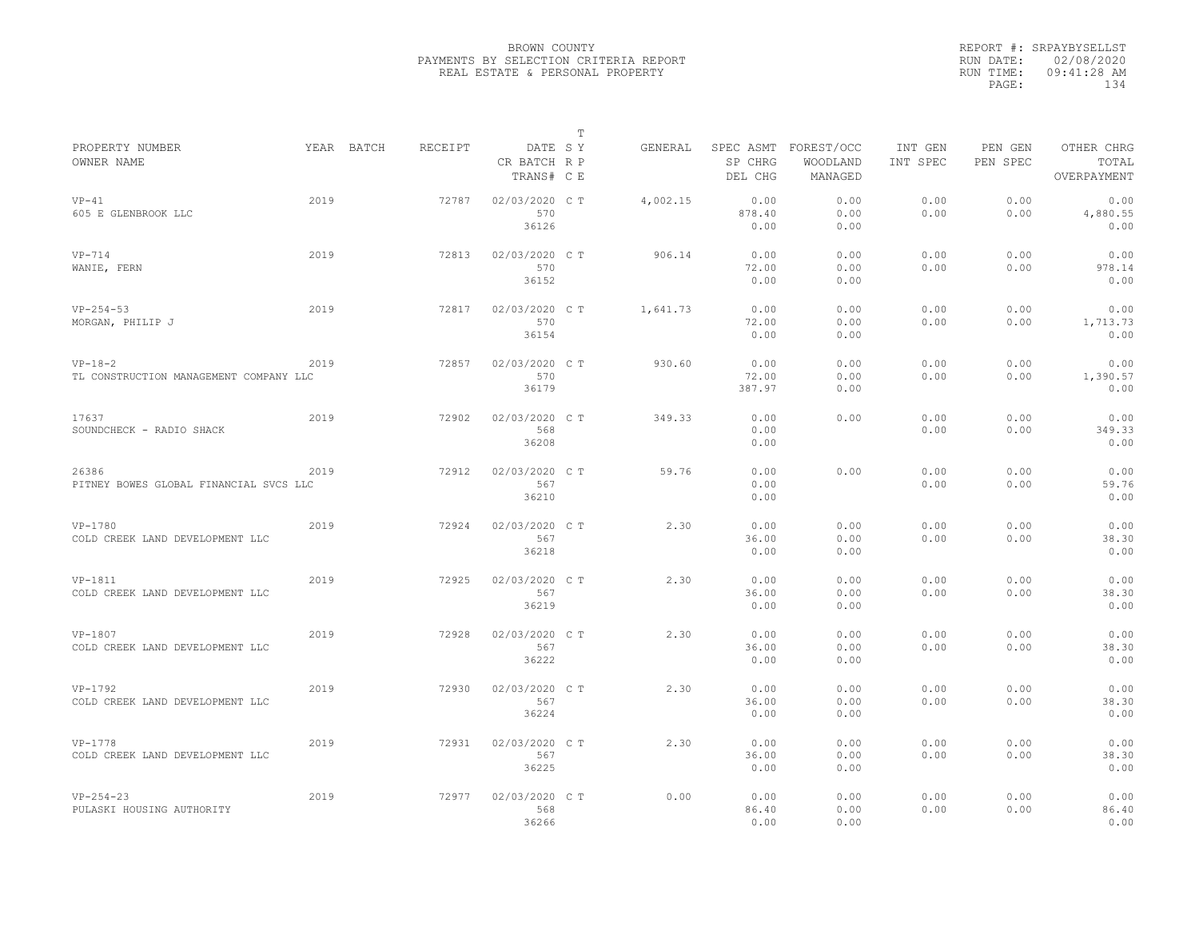BROWN COUNTY
PAYMENTS BY SELECTION CRITERIA REPORT
REAL ESTATE & PERSONAL PROPERTY

REPORT #: SRPAYBYSELLST
RUN DATE: 02/08/2020
RUN TIME: 09:41:28 AM

| PROPERTY NUMBER<br>OWNER NAME | YEAR | BATCH | RECEIPT | DATE<br>CR BATCH<br>TRANS# | T S Y<br>R P<br>C E | GENERAL | SPEC ASMT<br>SP CHRG<br>DEL CHG | FOREST/OCC<br>WOODLAND<br>MANAGED | INT GEN<br>INT SPEC | PEN GEN<br>PEN SPEC | OTHER CHRG<br>TOTAL<br>OVERPAYMENT |
|---|---|---|---|---|---|---|---|---|---|---|---|
| VP-41<br>605 E GLENBROOK LLC | 2019 | | 72787 | 02/03/2020<br>570<br>36126 | C T | 4,002.15 | 0.00<br>878.40<br>0.00 | 0.00<br>0.00<br>0.00 | 0.00<br>0.00 | 0.00<br>0.00 | 0.00<br>4,880.55<br>0.00 |
| VP-714<br>WANIE, FERN | 2019 | | 72813 | 02/03/2020<br>570<br>36152 | C T | 906.14 | 0.00<br>72.00<br>0.00 | 0.00<br>0.00<br>0.00 | 0.00<br>0.00 | 0.00<br>0.00 | 0.00<br>978.14<br>0.00 |
| VP-254-53<br>MORGAN, PHILIP J | 2019 | | 72817 | 02/03/2020<br>570<br>36154 | C T | 1,641.73 | 0.00<br>72.00<br>0.00 | 0.00<br>0.00<br>0.00 | 0.00<br>0.00 | 0.00<br>0.00 | 0.00<br>1,713.73<br>0.00 |
| VP-18-2<br>TL CONSTRUCTION MANAGEMENT COMPANY LLC | 2019 | | 72857 | 02/03/2020<br>570<br>36179 | C T | 930.60 | 0.00<br>72.00<br>387.97 | 0.00<br>0.00<br>0.00 | 0.00<br>0.00 | 0.00<br>0.00 | 0.00<br>1,390.57<br>0.00 |
| 17637<br>SOUNDCHECK - RADIO SHACK | 2019 | | 72902 | 02/03/2020<br>568<br>36208 | C T | 349.33 | 0.00<br>0.00<br>0.00 | 0.00 | 0.00<br>0.00 | 0.00<br>0.00 | 0.00<br>349.33<br>0.00 |
| 26386<br>PITNEY BOWES GLOBAL FINANCIAL SVCS LLC | 2019 | | 72912 | 02/03/2020<br>567<br>36210 | C T | 59.76 | 0.00<br>0.00<br>0.00 | 0.00 | 0.00<br>0.00 | 0.00<br>0.00 | 0.00<br>59.76<br>0.00 |
| VP-1780<br>COLD CREEK LAND DEVELOPMENT LLC | 2019 | | 72924 | 02/03/2020<br>567<br>36218 | C T | 2.30 | 0.00<br>36.00<br>0.00 | 0.00<br>0.00<br>0.00 | 0.00<br>0.00 | 0.00<br>0.00 | 0.00<br>38.30<br>0.00 |
| VP-1811<br>COLD CREEK LAND DEVELOPMENT LLC | 2019 | | 72925 | 02/03/2020<br>567<br>36219 | C T | 2.30 | 0.00<br>36.00<br>0.00 | 0.00<br>0.00<br>0.00 | 0.00<br>0.00 | 0.00<br>0.00 | 0.00<br>38.30<br>0.00 |
| VP-1807<br>COLD CREEK LAND DEVELOPMENT LLC | 2019 | | 72928 | 02/03/2020<br>567<br>36222 | C T | 2.30 | 0.00<br>36.00<br>0.00 | 0.00<br>0.00<br>0.00 | 0.00<br>0.00 | 0.00<br>0.00 | 0.00<br>38.30<br>0.00 |
| VP-1792<br>COLD CREEK LAND DEVELOPMENT LLC | 2019 | | 72930 | 02/03/2020<br>567<br>36224 | C T | 2.30 | 0.00<br>36.00<br>0.00 | 0.00<br>0.00<br>0.00 | 0.00<br>0.00 | 0.00<br>0.00 | 0.00<br>38.30<br>0.00 |
| VP-1778<br>COLD CREEK LAND DEVELOPMENT LLC | 2019 | | 72931 | 02/03/2020<br>567<br>36225 | C T | 2.30 | 0.00<br>36.00<br>0.00 | 0.00<br>0.00<br>0.00 | 0.00<br>0.00 | 0.00<br>0.00 | 0.00<br>38.30<br>0.00 |
| VP-254-23<br>PULASKI HOUSING AUTHORITY | 2019 | | 72977 | 02/03/2020<br>568<br>36266 | C T | 0.00 | 0.00<br>86.40<br>0.00 | 0.00<br>0.00<br>0.00 | 0.00<br>0.00 | 0.00<br>0.00 | 0.00<br>86.40<br>0.00 |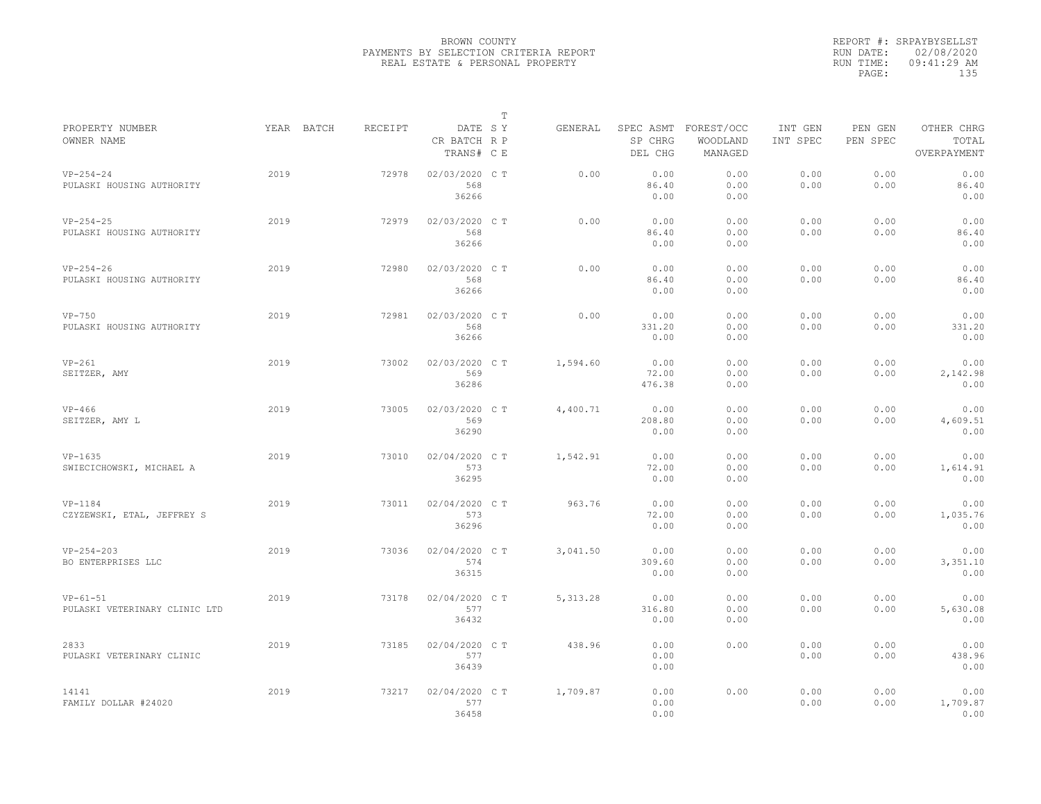BROWN COUNTY
PAYMENTS BY SELECTION CRITERIA REPORT
REAL ESTATE & PERSONAL PROPERTY

REPORT #: SRPAYBYSELLST
RUN DATE: 02/08/2020
RUN TIME: 09:41:29 AM

| PROPERTY NUMBER<br>OWNER NAME | YEAR | BATCH | RECEIPT | DATE<br>CR BATCH<br>TRANS# | SY<br>RP<br>CE (T) | GENERAL | SPEC ASMT<br>SP CHRG<br>DEL CHG | FOREST/OCC<br>WOODLAND<br>MANAGED | INT GEN<br>INT SPEC | PEN GEN<br>PEN SPEC | OTHER CHRG<br>TOTAL<br>OVERPAYMENT |
|---|---|---|---|---|---|---|---|---|---|---|---|
| VP-254-24<br>PULASKI HOUSING AUTHORITY | 2019 | | 72978 | 02/03/2020<br>568<br>36266 | C T | 0.00 | 0.00<br>86.40<br>0.00 | 0.00<br>0.00<br>0.00 | 0.00<br>0.00 | 0.00<br>0.00 | 0.00<br>86.40<br>0.00 |
| VP-254-25<br>PULASKI HOUSING AUTHORITY | 2019 | | 72979 | 02/03/2020<br>568<br>36266 | C T | 0.00 | 0.00<br>86.40<br>0.00 | 0.00<br>0.00<br>0.00 | 0.00<br>0.00 | 0.00<br>0.00 | 0.00<br>86.40<br>0.00 |
| VP-254-26<br>PULASKI HOUSING AUTHORITY | 2019 | | 72980 | 02/03/2020<br>568<br>36266 | C T | 0.00 | 0.00<br>86.40<br>0.00 | 0.00<br>0.00<br>0.00 | 0.00<br>0.00 | 0.00<br>0.00 | 0.00<br>86.40<br>0.00 |
| VP-750<br>PULASKI HOUSING AUTHORITY | 2019 | | 72981 | 02/03/2020<br>568<br>36266 | C T | 0.00 | 0.00<br>331.20<br>0.00 | 0.00<br>0.00<br>0.00 | 0.00<br>0.00 | 0.00<br>0.00 | 0.00<br>331.20<br>0.00 |
| VP-261<br>SEITZER, AMY | 2019 | | 73002 | 02/03/2020<br>569<br>36286 | C T | 1,594.60 | 0.00<br>72.00<br>476.38 | 0.00<br>0.00<br>0.00 | 0.00<br>0.00 | 0.00<br>0.00 | 0.00<br>2,142.98<br>0.00 |
| VP-466<br>SEITZER, AMY L | 2019 | | 73005 | 02/03/2020<br>569<br>36290 | C T | 4,400.71 | 0.00<br>208.80<br>0.00 | 0.00<br>0.00<br>0.00 | 0.00<br>0.00 | 0.00<br>0.00 | 0.00<br>4,609.51<br>0.00 |
| VP-1635<br>SWIECICHOWSKI, MICHAEL A | 2019 | | 73010 | 02/04/2020<br>573<br>36295 | C T | 1,542.91 | 0.00<br>72.00<br>0.00 | 0.00<br>0.00<br>0.00 | 0.00<br>0.00 | 0.00<br>0.00 | 0.00<br>1,614.91<br>0.00 |
| VP-1184<br>CZYZEWSKI, ETAL, JEFFREY S | 2019 | | 73011 | 02/04/2020<br>573<br>36296 | C T | 963.76 | 0.00<br>72.00<br>0.00 | 0.00<br>0.00<br>0.00 | 0.00<br>0.00 | 0.00<br>0.00 | 0.00<br>1,035.76<br>0.00 |
| VP-254-203<br>BO ENTERPRISES LLC | 2019 | | 73036 | 02/04/2020<br>574<br>36315 | C T | 3,041.50 | 0.00<br>309.60<br>0.00 | 0.00<br>0.00<br>0.00 | 0.00<br>0.00 | 0.00<br>0.00 | 0.00<br>3,351.10<br>0.00 |
| VP-61-51<br>PULASKI VETERINARY CLINIC LTD | 2019 | | 73178 | 02/04/2020<br>577<br>36432 | C T | 5,313.28 | 0.00<br>316.80<br>0.00 | 0.00<br>0.00<br>0.00 | 0.00<br>0.00 | 0.00<br>0.00 | 0.00<br>5,630.08<br>0.00 |
| 2833<br>PULASKI VETERINARY CLINIC | 2019 | | 73185 | 02/04/2020<br>577<br>36439 | C T | 438.96 | 0.00<br>0.00<br>0.00 | 0.00 | 0.00<br>0.00 | 0.00<br>0.00 | 0.00<br>438.96<br>0.00 |
| 14141<br>FAMILY DOLLAR #24020 | 2019 | | 73217 | 02/04/2020<br>577<br>36458 | C T | 1,709.87 | 0.00<br>0.00<br>0.00 | 0.00 | 0.00<br>0.00 | 0.00<br>0.00 | 0.00<br>1,709.87<br>0.00 |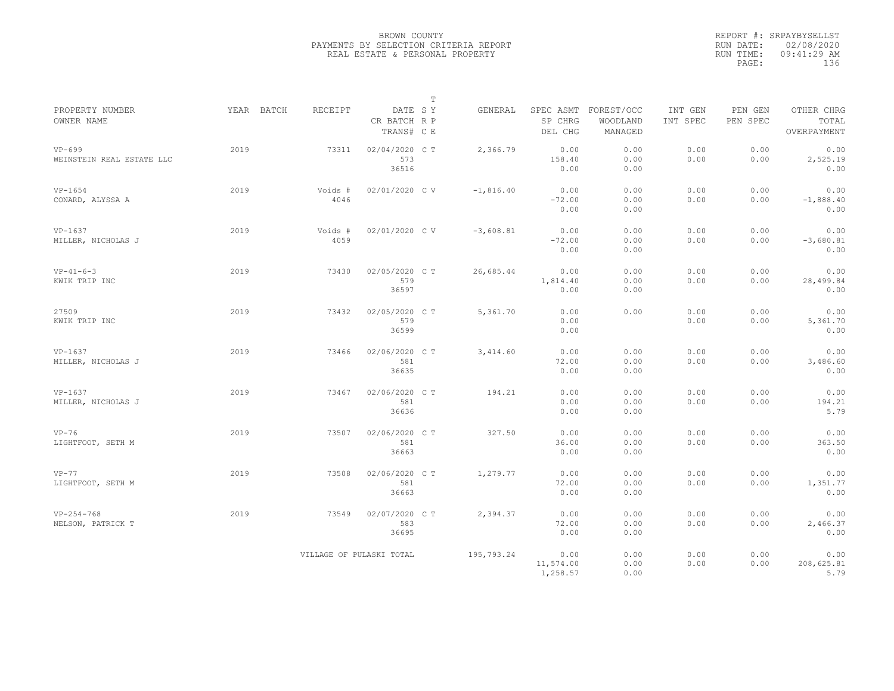BROWN COUNTY
PAYMENTS BY SELECTION CRITERIA REPORT
REAL ESTATE & PERSONAL PROPERTY

REPORT #: SRPAYBYSELLST
RUN DATE: 02/08/2020
RUN TIME: 09:41:29 AM
PAGE: 136

| PROPERTY NUMBER / OWNER NAME | YEAR | BATCH | RECEIPT | DATE / CR BATCH / TRANS# | T SY RP CE | GENERAL | SPEC ASMT / SP CHRG / DEL CHG | FOREST/OCC / WOODLAND / MANAGED | INT GEN / INT SPEC | PEN GEN / PEN SPEC | OTHER CHRG / TOTAL / OVERPAYMENT |
|---|---|---|---|---|---|---|---|---|---|---|---|
| VP-699 / WEINSTEIN REAL ESTATE LLC | 2019 | | 73311 | 02/04/2020 / 573 / 36516 | C T | 2,366.79 | 0.00 / 158.40 / 0.00 | 0.00 / 0.00 / 0.00 | 0.00 / 0.00 | 0.00 / 0.00 | 0.00 / 2,525.19 / 0.00 |
| VP-1654 / CONARD, ALYSSA A | 2019 | | Voids # 4046 | 02/01/2020 | C V | -1,816.40 | 0.00 / -72.00 / 0.00 | 0.00 / 0.00 / 0.00 | 0.00 / 0.00 | 0.00 / 0.00 | 0.00 / -1,888.40 / 0.00 |
| VP-1637 / MILLER, NICHOLAS J | 2019 | | Voids # 4059 | 02/01/2020 | C V | -3,608.81 | 0.00 / -72.00 / 0.00 | 0.00 / 0.00 / 0.00 | 0.00 / 0.00 | 0.00 / 0.00 | 0.00 / -3,680.81 / 0.00 |
| VP-41-6-3 / KWIK TRIP INC | 2019 | | 73430 | 02/05/2020 / 579 / 36597 | C T | 26,685.44 | 0.00 / 1,814.40 / 0.00 | 0.00 / 0.00 / 0.00 | 0.00 / 0.00 | 0.00 / 0.00 | 0.00 / 28,499.84 / 0.00 |
| 27509 / KWIK TRIP INC | 2019 | | 73432 | 02/05/2020 / 579 / 36599 | C T | 5,361.70 | 0.00 / 0.00 / 0.00 | 0.00 | 0.00 / 0.00 | 0.00 / 0.00 | 0.00 / 5,361.70 / 0.00 |
| VP-1637 / MILLER, NICHOLAS J | 2019 | | 73466 | 02/06/2020 / 581 / 36635 | C T | 3,414.60 | 0.00 / 72.00 / 0.00 | 0.00 / 0.00 / 0.00 | 0.00 / 0.00 | 0.00 / 0.00 | 0.00 / 3,486.60 / 0.00 |
| VP-1637 / MILLER, NICHOLAS J | 2019 | | 73467 | 02/06/2020 / 581 / 36636 | C T | 194.21 | 0.00 / 0.00 / 0.00 | 0.00 / 0.00 / 0.00 | 0.00 / 0.00 | 0.00 / 0.00 | 0.00 / 194.21 / 5.79 |
| VP-76 / LIGHTFOOT, SETH M | 2019 | | 73507 | 02/06/2020 / 581 / 36663 | C T | 327.50 | 0.00 / 36.00 / 0.00 | 0.00 / 0.00 / 0.00 | 0.00 / 0.00 | 0.00 / 0.00 | 0.00 / 363.50 / 0.00 |
| VP-77 / LIGHTFOOT, SETH M | 2019 | | 73508 | 02/06/2020 / 581 / 36663 | C T | 1,279.77 | 0.00 / 72.00 / 0.00 | 0.00 / 0.00 / 0.00 | 0.00 / 0.00 | 0.00 / 0.00 | 0.00 / 1,351.77 / 0.00 |
| VP-254-768 / NELSON, PATRICK T | 2019 | | 73549 | 02/07/2020 / 583 / 36695 | C T | 2,394.37 | 0.00 / 72.00 / 0.00 | 0.00 / 0.00 / 0.00 | 0.00 / 0.00 | 0.00 / 0.00 | 0.00 / 2,466.37 / 0.00 |
| | | | VILLAGE OF PULASKI TOTAL | | | 195,793.24 | 0.00 / 11,574.00 / 1,258.57 | 0.00 / 0.00 / 0.00 | 0.00 / 0.00 | 0.00 / 0.00 | 0.00 / 208,625.81 / 5.79 |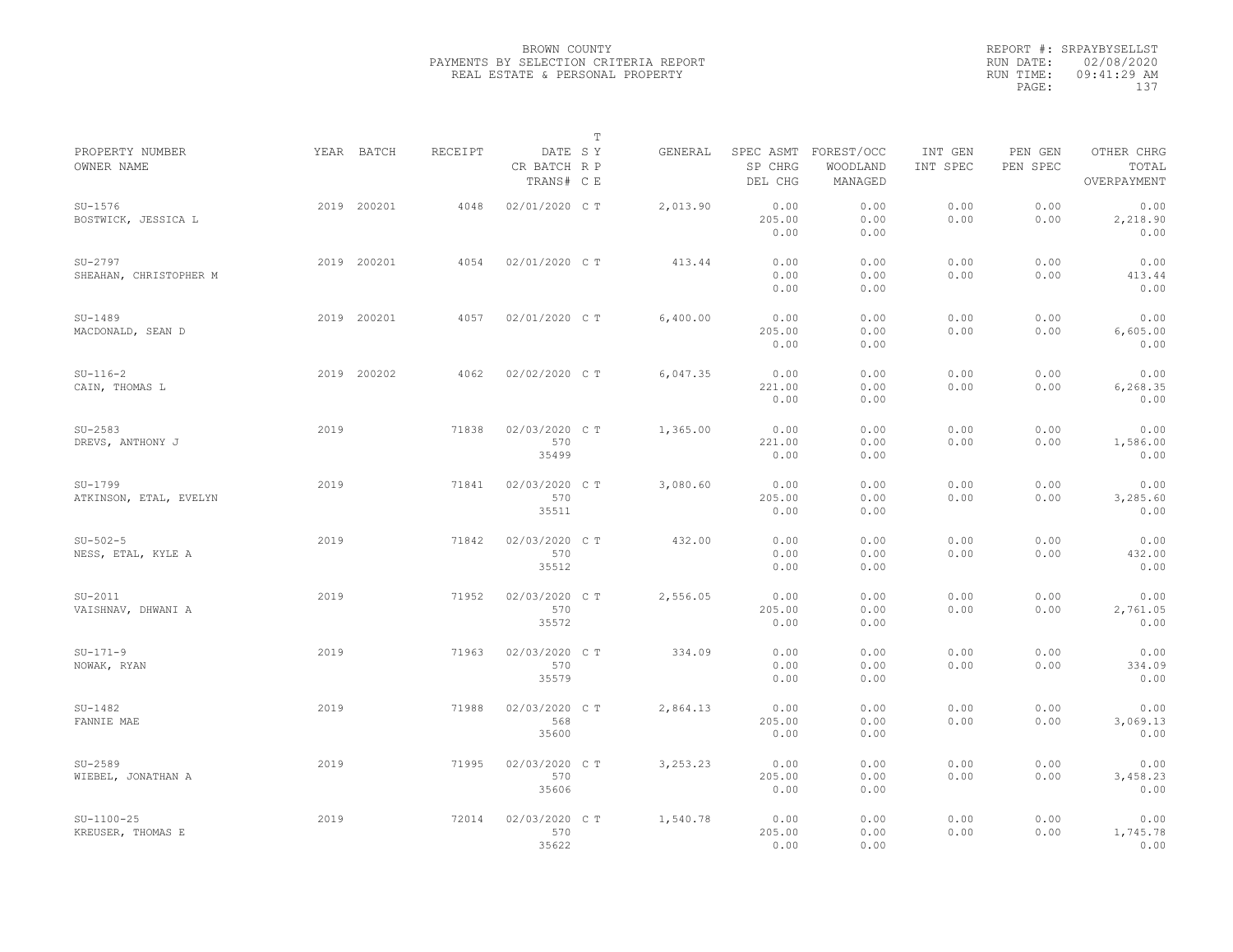BROWN COUNTY
PAYMENTS BY SELECTION CRITERIA REPORT
REAL ESTATE & PERSONAL PROPERTY

REPORT #: SRPAYBYSELLST
RUN DATE: 02/08/2020
RUN TIME: 09:41:29 AM
PAGE: 137

| PROPERTY NUMBER / OWNER NAME | YEAR | BATCH | RECEIPT | DATE / CR BATCH / TRANS# | T SYS / RP / CE | GENERAL | SPEC ASMT / SP CHRG / DEL CHG | FOREST/OCC / WOODLAND / MANAGED | INT GEN / INT SPEC | PEN GEN / PEN SPEC | OTHER CHRG / TOTAL / OVERPAYMENT |
|---|---|---|---|---|---|---|---|---|---|---|---|
| SU-1576 / BOSTWICK, JESSICA L | 2019 | 200201 | 4048 | 02/01/2020 | C T | 2,013.90 | 0.00 / 205.00 / 0.00 | 0.00 / 0.00 / 0.00 | 0.00 / 0.00 | 0.00 / 0.00 | 0.00 / 2,218.90 / 0.00 |
| SU-2797 / SHEAHAN, CHRISTOPHER M | 2019 | 200201 | 4054 | 02/01/2020 | C T | 413.44 | 0.00 / 0.00 / 0.00 | 0.00 / 0.00 / 0.00 | 0.00 / 0.00 | 0.00 / 0.00 | 0.00 / 413.44 / 0.00 |
| SU-1489 / MACDONALD, SEAN D | 2019 | 200201 | 4057 | 02/01/2020 | C T | 6,400.00 | 0.00 / 205.00 / 0.00 | 0.00 / 0.00 / 0.00 | 0.00 / 0.00 | 0.00 / 0.00 | 0.00 / 6,605.00 / 0.00 |
| SU-116-2 / CAIN, THOMAS L | 2019 | 200202 | 4062 | 02/02/2020 | C T | 6,047.35 | 0.00 / 221.00 / 0.00 | 0.00 / 0.00 / 0.00 | 0.00 / 0.00 | 0.00 / 0.00 | 0.00 / 6,268.35 / 0.00 |
| SU-2583 / DREVS, ANTHONY J | 2019 | | 71838 | 02/03/2020 / 570 / 35499 | C T | 1,365.00 | 0.00 / 221.00 / 0.00 | 0.00 / 0.00 / 0.00 | 0.00 / 0.00 | 0.00 / 0.00 | 0.00 / 1,586.00 / 0.00 |
| SU-1799 / ATKINSON, ETAL, EVELYN | 2019 | | 71841 | 02/03/2020 / 570 / 35511 | C T | 3,080.60 | 0.00 / 205.00 / 0.00 | 0.00 / 0.00 / 0.00 | 0.00 / 0.00 | 0.00 / 0.00 | 0.00 / 3,285.60 / 0.00 |
| SU-502-5 / NESS, ETAL, KYLE A | 2019 | | 71842 | 02/03/2020 / 570 / 35512 | C T | 432.00 | 0.00 / 0.00 / 0.00 | 0.00 / 0.00 / 0.00 | 0.00 / 0.00 | 0.00 / 0.00 | 0.00 / 432.00 / 0.00 |
| SU-2011 / VAISHNAV, DHWANI A | 2019 | | 71952 | 02/03/2020 / 570 / 35572 | C T | 2,556.05 | 0.00 / 205.00 / 0.00 | 0.00 / 0.00 / 0.00 | 0.00 / 0.00 | 0.00 / 0.00 | 0.00 / 2,761.05 / 0.00 |
| SU-171-9 / NOWAK, RYAN | 2019 | | 71963 | 02/03/2020 / 570 / 35579 | C T | 334.09 | 0.00 / 0.00 / 0.00 | 0.00 / 0.00 / 0.00 | 0.00 / 0.00 | 0.00 / 0.00 | 0.00 / 334.09 / 0.00 |
| SU-1482 / FANNIE MAE | 2019 | | 71988 | 02/03/2020 / 568 / 35600 | C T | 2,864.13 | 0.00 / 205.00 / 0.00 | 0.00 / 0.00 / 0.00 | 0.00 / 0.00 | 0.00 / 0.00 | 0.00 / 3,069.13 / 0.00 |
| SU-2589 / WIEBEL, JONATHAN A | 2019 | | 71995 | 02/03/2020 / 570 / 35606 | C T | 3,253.23 | 0.00 / 205.00 / 0.00 | 0.00 / 0.00 / 0.00 | 0.00 / 0.00 | 0.00 / 0.00 | 0.00 / 3,458.23 / 0.00 |
| SU-1100-25 / KREUSER, THOMAS E | 2019 | | 72014 | 02/03/2020 / 570 / 35622 | C T | 1,540.78 | 0.00 / 205.00 / 0.00 | 0.00 / 0.00 / 0.00 | 0.00 / 0.00 | 0.00 / 0.00 | 0.00 / 1,745.78 / 0.00 |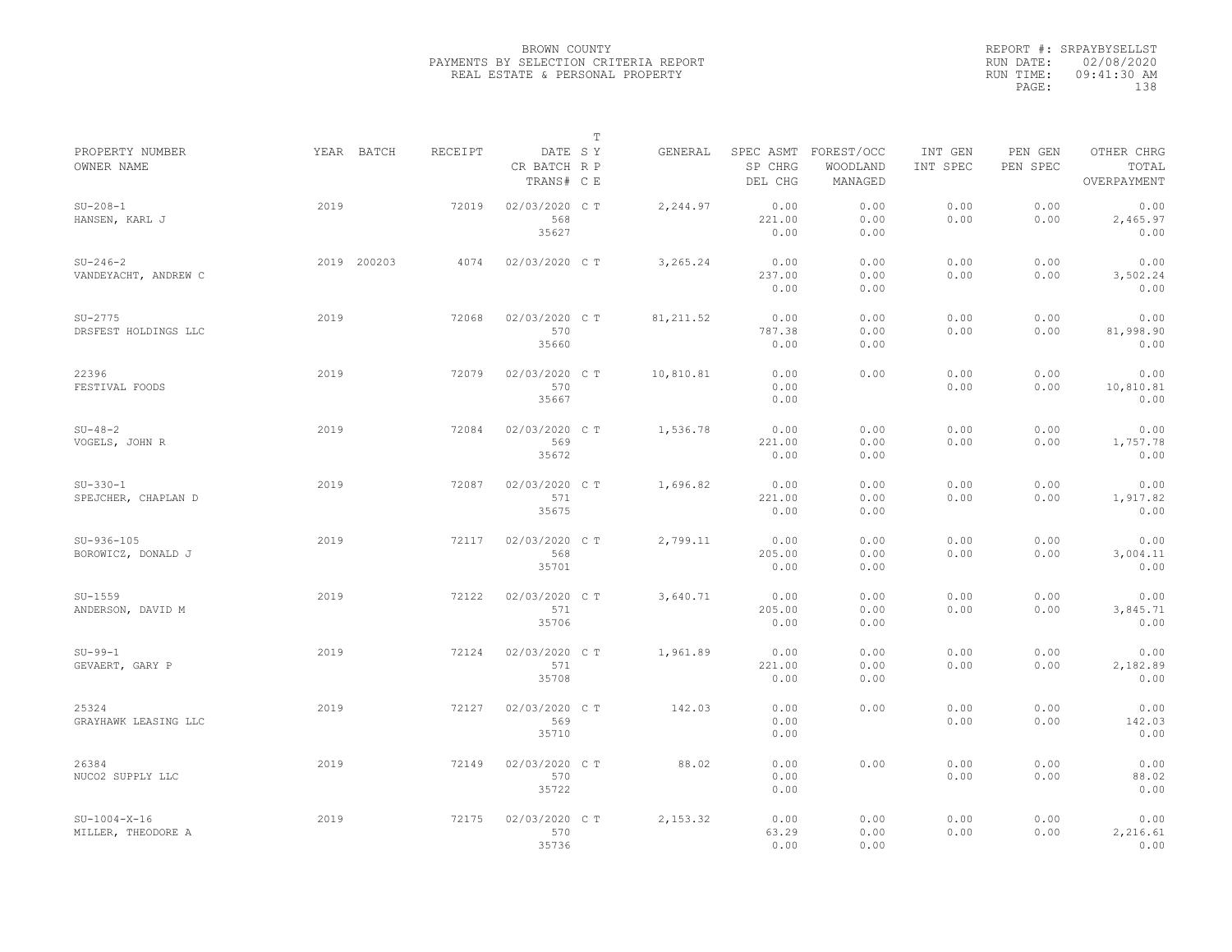BROWN COUNTY
PAYMENTS BY SELECTION CRITERIA REPORT
REAL ESTATE & PERSONAL PROPERTY

REPORT #: SRPAYBYSELLST
RUN DATE: 02/08/2020
RUN TIME: 09:41:30 AM
PAGE: 138

| PROPERTY NUMBER<br>OWNER NAME | YEAR | BATCH | RECEIPT | DATE<br>CR BATCH<br>TRANS# | T<br>S Y<br>R P<br>C E | GENERAL | SPEC ASMT<br>SP CHRG<br>DEL CHG | FOREST/OCC<br>WOODLAND<br>MANAGED | INT GEN<br>INT SPEC | PEN GEN<br>PEN SPEC | OTHER CHRG<br>TOTAL<br>OVERPAYMENT |
|---|---|---|---|---|---|---|---|---|---|---|---|
| SU-208-1<br>HANSEN, KARL J | 2019 | | 72019 | 02/03/2020<br>568<br>35627 | C T | 2,244.97 | 0.00<br>221.00<br>0.00 | 0.00<br>0.00<br>0.00 | 0.00<br>0.00 | 0.00<br>0.00 | 0.00<br>2,465.97<br>0.00 |
| SU-246-2<br>VANDEYACHT, ANDREW C | 2019 | 200203 | 4074 | 02/03/2020 | C T | 3,265.24 | 0.00<br>237.00<br>0.00 | 0.00<br>0.00<br>0.00 | 0.00<br>0.00 | 0.00<br>0.00 | 0.00<br>3,502.24<br>0.00 |
| SU-2775<br>DRSFEST HOLDINGS LLC | 2019 | | 72068 | 02/03/2020<br>570<br>35660 | C T | 81,211.52 | 0.00<br>787.38<br>0.00 | 0.00<br>0.00<br>0.00 | 0.00<br>0.00 | 0.00<br>0.00 | 0.00<br>81,998.90<br>0.00 |
| 22396<br>FESTIVAL FOODS | 2019 | | 72079 | 02/03/2020<br>570<br>35667 | C T | 10,810.81 | 0.00<br>0.00<br>0.00 | 0.00 | 0.00<br>0.00 | 0.00<br>0.00 | 0.00<br>10,810.81<br>0.00 |
| SU-48-2<br>VOGELS, JOHN R | 2019 | | 72084 | 02/03/2020<br>569<br>35672 | C T | 1,536.78 | 0.00<br>221.00<br>0.00 | 0.00<br>0.00<br>0.00 | 0.00<br>0.00 | 0.00<br>0.00 | 0.00<br>1,757.78<br>0.00 |
| SU-330-1<br>SPEJCHER, CHAPLAN D | 2019 | | 72087 | 02/03/2020<br>571<br>35675 | C T | 1,696.82 | 0.00<br>221.00<br>0.00 | 0.00<br>0.00<br>0.00 | 0.00<br>0.00 | 0.00<br>0.00 | 0.00<br>1,917.82<br>0.00 |
| SU-936-105<br>BOROWICZ, DONALD J | 2019 | | 72117 | 02/03/2020<br>568<br>35701 | C T | 2,799.11 | 0.00<br>205.00<br>0.00 | 0.00<br>0.00<br>0.00 | 0.00<br>0.00 | 0.00<br>0.00 | 0.00<br>3,004.11<br>0.00 |
| SU-1559<br>ANDERSON, DAVID M | 2019 | | 72122 | 02/03/2020<br>571<br>35706 | C T | 3,640.71 | 0.00<br>205.00<br>0.00 | 0.00<br>0.00<br>0.00 | 0.00<br>0.00 | 0.00<br>0.00 | 0.00<br>3,845.71<br>0.00 |
| SU-99-1<br>GEVAERT, GARY P | 2019 | | 72124 | 02/03/2020<br>571<br>35708 | C T | 1,961.89 | 0.00<br>221.00<br>0.00 | 0.00<br>0.00<br>0.00 | 0.00<br>0.00 | 0.00<br>0.00 | 0.00<br>2,182.89<br>0.00 |
| 25324<br>GRAYHAWK LEASING LLC | 2019 | | 72127 | 02/03/2020<br>569<br>35710 | C T | 142.03 | 0.00<br>0.00<br>0.00 | 0.00 | 0.00<br>0.00 | 0.00<br>0.00 | 0.00<br>142.03<br>0.00 |
| 26384<br>NUCO2 SUPPLY LLC | 2019 | | 72149 | 02/03/2020<br>570<br>35722 | C T | 88.02 | 0.00<br>0.00<br>0.00 | 0.00 | 0.00<br>0.00 | 0.00<br>0.00 | 0.00<br>88.02<br>0.00 |
| SU-1004-X-16<br>MILLER, THEODORE A | 2019 | | 72175 | 02/03/2020<br>570<br>35736 | C T | 2,153.32 | 0.00<br>63.29<br>0.00 | 0.00<br>0.00<br>0.00 | 0.00<br>0.00 | 0.00<br>0.00 | 0.00<br>2,216.61<br>0.00 |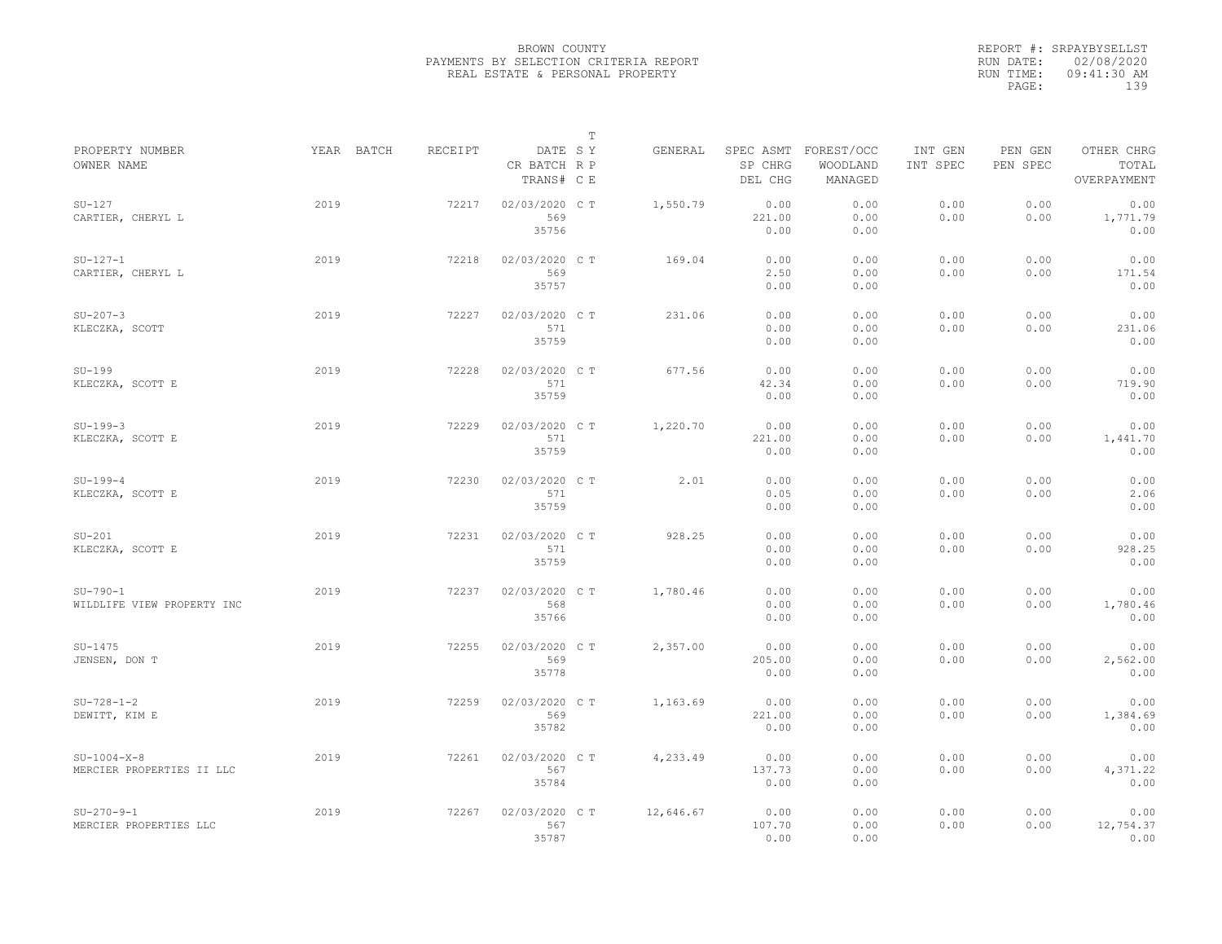BROWN COUNTY
PAYMENTS BY SELECTION CRITERIA REPORT
REAL ESTATE & PERSONAL PROPERTY

REPORT #: SRPAYBYSELLST
RUN DATE: 02/08/2020
RUN TIME: 09:41:30 AM

| PROPERTY NUMBER<br>OWNER NAME | YEAR | BATCH | RECEIPT | DATE<br>CR BATCH<br>TRANS# | T<br>S Y<br>R P<br>C E | GENERAL | SPEC ASMT<br>SP CHRG<br>DEL CHG | FOREST/OCC<br>WOODLAND<br>MANAGED | INT GEN<br>INT SPEC | PEN GEN<br>PEN SPEC | OTHER CHRG<br>TOTAL<br>OVERPAYMENT |
|---|---|---|---|---|---|---|---|---|---|---|---|
| SU-127<br>CARTIER, CHERYL L | 2019 | | 72217 | 02/03/2020<br>569<br>35756 | C T | 1,550.79 | 0.00<br>221.00<br>0.00 | 0.00<br>0.00<br>0.00 | 0.00<br>0.00 | 0.00<br>0.00 | 0.00<br>1,771.79<br>0.00 |
| SU-127-1<br>CARTIER, CHERYL L | 2019 | | 72218 | 02/03/2020<br>569<br>35757 | C T | 169.04 | 0.00<br>2.50<br>0.00 | 0.00<br>0.00<br>0.00 | 0.00<br>0.00 | 0.00<br>0.00 | 0.00<br>171.54<br>0.00 |
| SU-207-3<br>KLECZKA, SCOTT | 2019 | | 72227 | 02/03/2020<br>571<br>35759 | C T | 231.06 | 0.00<br>0.00<br>0.00 | 0.00<br>0.00<br>0.00 | 0.00<br>0.00 | 0.00<br>0.00 | 0.00<br>231.06<br>0.00 |
| SU-199<br>KLECZKA, SCOTT E | 2019 | | 72228 | 02/03/2020<br>571<br>35759 | C T | 677.56 | 0.00<br>42.34<br>0.00 | 0.00<br>0.00<br>0.00 | 0.00<br>0.00 | 0.00<br>0.00 | 0.00<br>719.90<br>0.00 |
| SU-199-3<br>KLECZKA, SCOTT E | 2019 | | 72229 | 02/03/2020<br>571<br>35759 | C T | 1,220.70 | 0.00<br>221.00<br>0.00 | 0.00<br>0.00<br>0.00 | 0.00<br>0.00 | 0.00<br>0.00 | 0.00<br>1,441.70<br>0.00 |
| SU-199-4<br>KLECZKA, SCOTT E | 2019 | | 72230 | 02/03/2020<br>571<br>35759 | C T | 2.01 | 0.00<br>0.05<br>0.00 | 0.00<br>0.00<br>0.00 | 0.00<br>0.00 | 0.00<br>0.00 | 0.00<br>2.06<br>0.00 |
| SU-201<br>KLECZKA, SCOTT E | 2019 | | 72231 | 02/03/2020<br>571<br>35759 | C T | 928.25 | 0.00<br>0.00<br>0.00 | 0.00<br>0.00<br>0.00 | 0.00<br>0.00 | 0.00<br>0.00 | 0.00<br>928.25<br>0.00 |
| SU-790-1<br>WILDLIFE VIEW PROPERTY INC | 2019 | | 72237 | 02/03/2020<br>568<br>35766 | C T | 1,780.46 | 0.00<br>0.00<br>0.00 | 0.00<br>0.00<br>0.00 | 0.00<br>0.00 | 0.00<br>0.00 | 0.00<br>1,780.46<br>0.00 |
| SU-1475<br>JENSEN, DON T | 2019 | | 72255 | 02/03/2020<br>569<br>35778 | C T | 2,357.00 | 0.00<br>205.00<br>0.00 | 0.00<br>0.00<br>0.00 | 0.00<br>0.00 | 0.00<br>0.00 | 0.00<br>2,562.00<br>0.00 |
| SU-728-1-2<br>DEWITT, KIM E | 2019 | | 72259 | 02/03/2020<br>569<br>35782 | C T | 1,163.69 | 0.00<br>221.00<br>0.00 | 0.00<br>0.00<br>0.00 | 0.00<br>0.00 | 0.00<br>0.00 | 0.00<br>1,384.69<br>0.00 |
| SU-1004-X-8<br>MERCIER PROPERTIES II LLC | 2019 | | 72261 | 02/03/2020<br>567<br>35784 | C T | 4,233.49 | 0.00<br>137.73<br>0.00 | 0.00<br>0.00<br>0.00 | 0.00<br>0.00 | 0.00<br>0.00 | 0.00<br>4,371.22<br>0.00 |
| SU-270-9-1<br>MERCIER PROPERTIES LLC | 2019 | | 72267 | 02/03/2020<br>567<br>35787 | C T | 12,646.67 | 0.00<br>107.70<br>0.00 | 0.00<br>0.00<br>0.00 | 0.00<br>0.00 | 0.00<br>0.00 | 0.00<br>12,754.37<br>0.00 |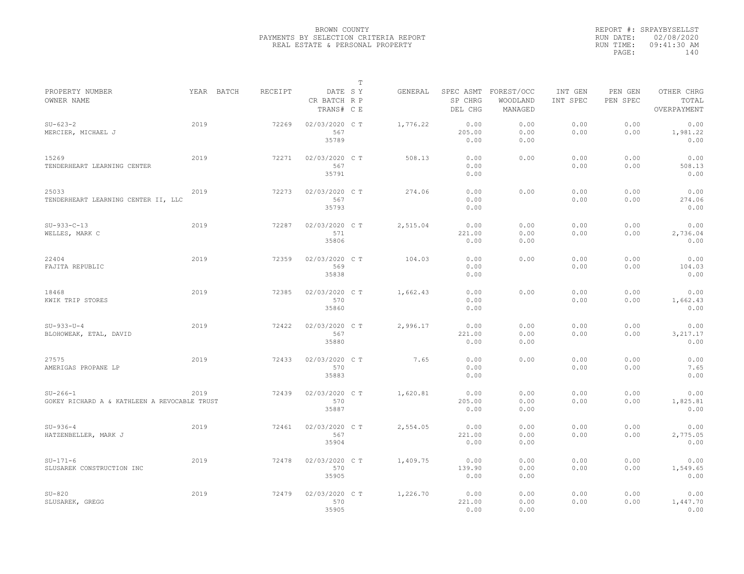BROWN COUNTY
PAYMENTS BY SELECTION CRITERIA REPORT
REAL ESTATE & PERSONAL PROPERTY

REPORT #: SRPAYBYSELLST
RUN DATE: 02/08/2020
RUN TIME: 09:41:30 AM

| PROPERTY NUMBER<br>OWNER NAME | YEAR | BATCH | RECEIPT | DATE<br>CR BATCH<br>TRANS# | T<br>S Y<br>R P<br>C E | GENERAL | SPEC ASMT<br>SP CHRG<br>DEL CHG | FOREST/OCC<br>WOODLAND<br>MANAGED | INT GEN<br>INT SPEC | PEN GEN<br>PEN SPEC | OTHER CHRG<br>TOTAL<br>OVERPAYMENT |
|---|---|---|---|---|---|---|---|---|---|---|---|
| SU-623-2<br>MERCIER, MICHAEL J | 2019 | | 72269 | 02/03/2020<br>567<br>35789 | C T | 1,776.22 | 0.00<br>205.00<br>0.00 | 0.00<br>0.00<br>0.00 | 0.00<br>0.00 | 0.00<br>0.00 | 0.00<br>1,981.22<br>0.00 |
| 15269<br>TENDERHEART LEARNING CENTER | 2019 | | 72271 | 02/03/2020<br>567<br>35791 | C T | 508.13 | 0.00<br>0.00<br>0.00 | 0.00 | 0.00<br>0.00 | 0.00<br>0.00 | 0.00<br>508.13<br>0.00 |
| 25033<br>TENDERHEART LEARNING CENTER II, LLC | 2019 | | 72273 | 02/03/2020<br>567<br>35793 | C T | 274.06 | 0.00<br>0.00<br>0.00 | 0.00 | 0.00<br>0.00 | 0.00<br>0.00 | 0.00<br>274.06<br>0.00 |
| SU-933-C-13<br>WELLES, MARK C | 2019 | | 72287 | 02/03/2020<br>571<br>35806 | C T | 2,515.04 | 0.00<br>221.00<br>0.00 | 0.00<br>0.00<br>0.00 | 0.00<br>0.00 | 0.00<br>0.00 | 0.00<br>2,736.04<br>0.00 |
| 22404<br>FAJITA REPUBLIC | 2019 | | 72359 | 02/03/2020<br>569<br>35838 | C T | 104.03 | 0.00<br>0.00<br>0.00 | 0.00 | 0.00<br>0.00 | 0.00<br>0.00 | 0.00<br>104.03<br>0.00 |
| 18468<br>KWIK TRIP STORES | 2019 | | 72385 | 02/03/2020<br>570<br>35860 | C T | 1,662.43 | 0.00<br>0.00<br>0.00 | 0.00 | 0.00<br>0.00 | 0.00<br>0.00 | 0.00<br>1,662.43<br>0.00 |
| SU-933-U-4<br>BLOHOWEAK, ETAL, DAVID | 2019 | | 72422 | 02/03/2020<br>567<br>35880 | C T | 2,996.17 | 0.00<br>221.00<br>0.00 | 0.00<br>0.00<br>0.00 | 0.00<br>0.00 | 0.00<br>0.00 | 0.00<br>3,217.17<br>0.00 |
| 27575<br>AMERIGAS PROPANE LP | 2019 | | 72433 | 02/03/2020<br>570<br>35883 | C T | 7.65 | 0.00<br>0.00<br>0.00 | 0.00 | 0.00<br>0.00 | 0.00<br>0.00 | 0.00<br>7.65<br>0.00 |
| SU-266-1<br>GOKEY RICHARD A & KATHLEEN A REVOCABLE TRUST | 2019 | | 72439 | 02/03/2020<br>570<br>35887 | C T | 1,620.81 | 0.00<br>205.00<br>0.00 | 0.00<br>0.00<br>0.00 | 0.00<br>0.00 | 0.00<br>0.00 | 0.00<br>1,825.81<br>0.00 |
| SU-936-4<br>HATZENBELLER, MARK J | 2019 | | 72461 | 02/03/2020<br>567<br>35904 | C T | 2,554.05 | 0.00<br>221.00<br>0.00 | 0.00<br>0.00<br>0.00 | 0.00<br>0.00 | 0.00<br>0.00 | 0.00<br>2,775.05<br>0.00 |
| SU-171-6<br>SLUSAREK CONSTRUCTION INC | 2019 | | 72478 | 02/03/2020<br>570<br>35905 | C T | 1,409.75 | 0.00<br>139.90<br>0.00 | 0.00<br>0.00<br>0.00 | 0.00<br>0.00 | 0.00<br>0.00 | 0.00<br>1,549.65<br>0.00 |
| SU-820<br>SLUSAREK, GREGG | 2019 | | 72479 | 02/03/2020<br>570<br>35905 | C T | 1,226.70 | 0.00<br>221.00<br>0.00 | 0.00<br>0.00<br>0.00 | 0.00<br>0.00 | 0.00<br>0.00 | 0.00<br>1,447.70<br>0.00 |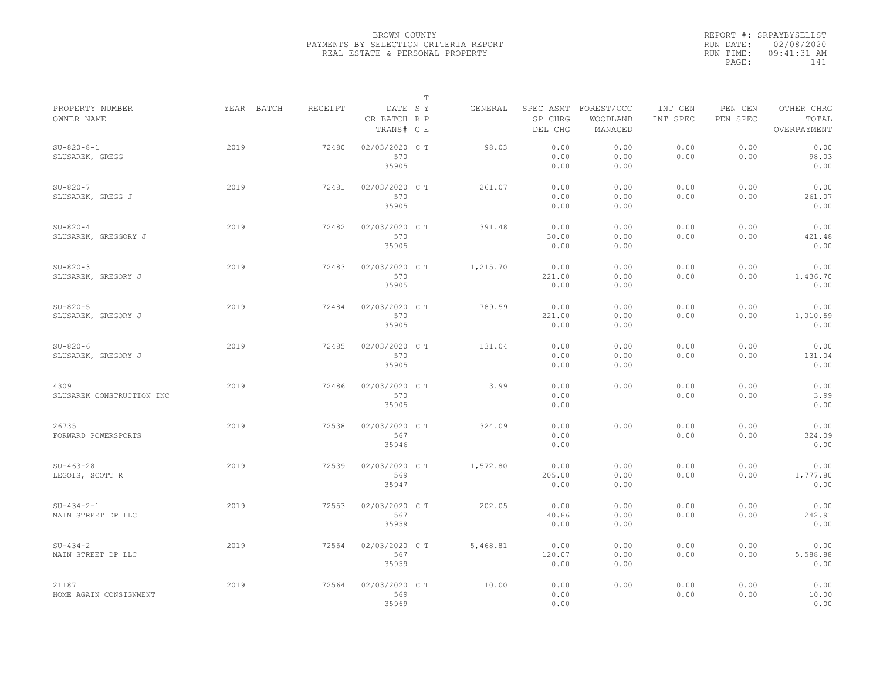BROWN COUNTY
PAYMENTS BY SELECTION CRITERIA REPORT
REAL ESTATE & PERSONAL PROPERTY

REPORT #: SRPAYBYSELLST
RUN DATE: 02/08/2020
RUN TIME: 09:41:31 AM

| PROPERTY NUMBER / OWNER NAME | YEAR | BATCH | RECEIPT | DATE / CR BATCH / TRANS# | T SY RP CE | GENERAL | SPEC ASMT / SP CHRG / DEL CHG | FOREST/OCC / WOODLAND / MANAGED | INT GEN / INT SPEC | PEN GEN / PEN SPEC | OTHER CHRG / TOTAL / OVERPAYMENT |
|---|---|---|---|---|---|---|---|---|---|---|---|
| SU-820-8-1 / SLUSAREK, GREGG | 2019 | | 72480 | 02/03/2020 / 570 / 35905 | C T | 98.03 | 0.00 / 0.00 / 0.00 | 0.00 / 0.00 / 0.00 | 0.00 / 0.00 | 0.00 / 0.00 | 0.00 / 98.03 / 0.00 |
| SU-820-7 / SLUSAREK, GREGG J | 2019 | | 72481 | 02/03/2020 / 570 / 35905 | C T | 261.07 | 0.00 / 0.00 / 0.00 | 0.00 / 0.00 / 0.00 | 0.00 / 0.00 | 0.00 / 0.00 | 0.00 / 261.07 / 0.00 |
| SU-820-4 / SLUSAREK, GREGGORY J | 2019 | | 72482 | 02/03/2020 / 570 / 35905 | C T | 391.48 | 0.00 / 30.00 / 0.00 | 0.00 / 0.00 / 0.00 | 0.00 / 0.00 | 0.00 / 0.00 | 0.00 / 421.48 / 0.00 |
| SU-820-3 / SLUSAREK, GREGORY J | 2019 | | 72483 | 02/03/2020 / 570 / 35905 | C T | 1,215.70 | 0.00 / 221.00 / 0.00 | 0.00 / 0.00 / 0.00 | 0.00 / 0.00 | 0.00 / 0.00 | 0.00 / 1,436.70 / 0.00 |
| SU-820-5 / SLUSAREK, GREGORY J | 2019 | | 72484 | 02/03/2020 / 570 / 35905 | C T | 789.59 | 0.00 / 221.00 / 0.00 | 0.00 / 0.00 / 0.00 | 0.00 / 0.00 | 0.00 / 0.00 | 0.00 / 1,010.59 / 0.00 |
| SU-820-6 / SLUSAREK, GREGORY J | 2019 | | 72485 | 02/03/2020 / 570 / 35905 | C T | 131.04 | 0.00 / 0.00 / 0.00 | 0.00 / 0.00 / 0.00 | 0.00 / 0.00 | 0.00 / 0.00 | 0.00 / 131.04 / 0.00 |
| 4309 / SLUSAREK CONSTRUCTION INC | 2019 | | 72486 | 02/03/2020 / 570 / 35905 | C T | 3.99 | 0.00 / 0.00 / 0.00 | 0.00 | 0.00 / 0.00 | 0.00 / 0.00 | 0.00 / 3.99 / 0.00 |
| 26735 / FORWARD POWERSPORTS | 2019 | | 72538 | 02/03/2020 / 567 / 35946 | C T | 324.09 | 0.00 / 0.00 / 0.00 | 0.00 | 0.00 / 0.00 | 0.00 / 0.00 | 0.00 / 324.09 / 0.00 |
| SU-463-28 / LEGOIS, SCOTT R | 2019 | | 72539 | 02/03/2020 / 569 / 35947 | C T | 1,572.80 | 0.00 / 205.00 / 0.00 | 0.00 / 0.00 / 0.00 | 0.00 / 0.00 | 0.00 / 0.00 | 0.00 / 1,777.80 / 0.00 |
| SU-434-2-1 / MAIN STREET DP LLC | 2019 | | 72553 | 02/03/2020 / 567 / 35959 | C T | 202.05 | 0.00 / 40.86 / 0.00 | 0.00 / 0.00 / 0.00 | 0.00 / 0.00 | 0.00 / 0.00 | 0.00 / 242.91 / 0.00 |
| SU-434-2 / MAIN STREET DP LLC | 2019 | | 72554 | 02/03/2020 / 567 / 35959 | C T | 5,468.81 | 0.00 / 120.07 / 0.00 | 0.00 / 0.00 / 0.00 | 0.00 / 0.00 | 0.00 / 0.00 | 0.00 / 5,588.88 / 0.00 |
| 21187 / HOME AGAIN CONSIGNMENT | 2019 | | 72564 | 02/03/2020 / 569 / 35969 | C T | 10.00 | 0.00 / 0.00 / 0.00 | 0.00 | 0.00 / 0.00 | 0.00 / 0.00 | 0.00 / 10.00 / 0.00 |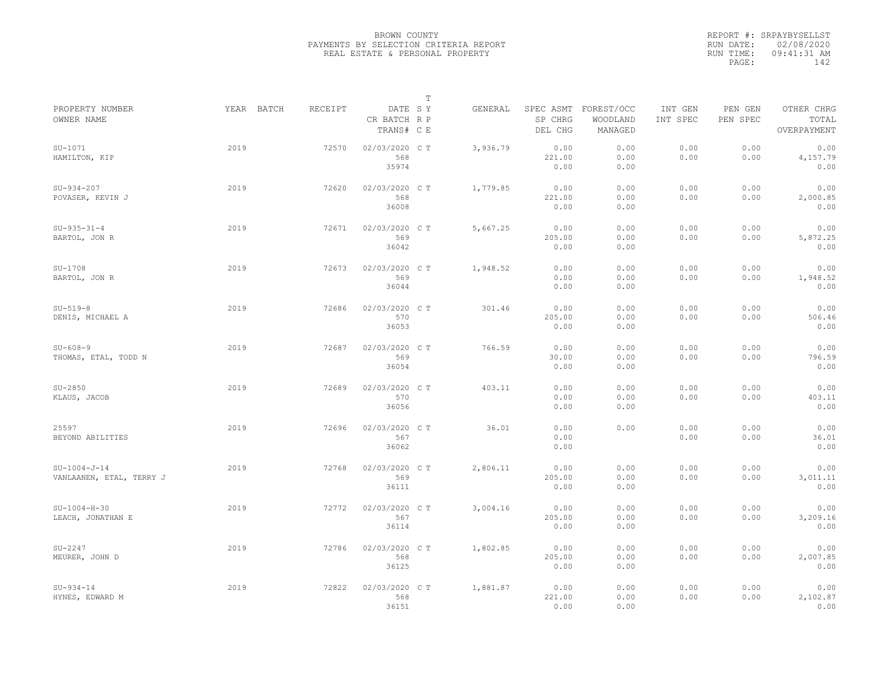BROWN COUNTY
PAYMENTS BY SELECTION CRITERIA REPORT
REAL ESTATE & PERSONAL PROPERTY

REPORT #: SRPAYBYSELLST
RUN DATE: 02/08/2020
RUN TIME: 09:41:31 AM
PAGE: 142

| PROPERTY NUMBER<br>OWNER NAME | YEAR | BATCH | RECEIPT | DATE<br>CR BATCH<br>TRANS# | T S Y R P C E | GENERAL | SPEC ASMT<br>SP CHRG<br>DEL CHG | FOREST/OCC<br>WOODLAND<br>MANAGED | INT GEN<br>INT SPEC | PEN GEN<br>PEN SPEC | OTHER CHRG<br>TOTAL<br>OVERPAYMENT |
|---|---|---|---|---|---|---|---|---|---|---|---|
| SU-1071<br>HAMILTON, KIP | 2019 | | 72570 | 02/03/2020<br>568<br>35974 | C T | 3,936.79 | 0.00<br>221.00<br>0.00 | 0.00<br>0.00<br>0.00 | 0.00<br>0.00 | 0.00<br>0.00 | 0.00<br>4,157.79<br>0.00 |
| SU-934-207<br>POVASER, KEVIN J | 2019 | | 72620 | 02/03/2020<br>568<br>36008 | C T | 1,779.85 | 0.00<br>221.00<br>0.00 | 0.00<br>0.00<br>0.00 | 0.00<br>0.00 | 0.00<br>0.00 | 0.00<br>2,000.85<br>0.00 |
| SU-935-31-4<br>BARTOL, JON R | 2019 | | 72671 | 02/03/2020<br>569<br>36042 | C T | 5,667.25 | 0.00<br>205.00<br>0.00 | 0.00<br>0.00<br>0.00 | 0.00<br>0.00 | 0.00<br>0.00 | 0.00<br>5,872.25<br>0.00 |
| SU-1708<br>BARTOL, JON R | 2019 | | 72673 | 02/03/2020<br>569<br>36044 | C T | 1,948.52 | 0.00<br>0.00<br>0.00 | 0.00<br>0.00<br>0.00 | 0.00<br>0.00 | 0.00<br>0.00 | 0.00<br>1,948.52<br>0.00 |
| SU-519-8<br>DENIS, MICHAEL A | 2019 | | 72686 | 02/03/2020<br>570<br>36053 | C T | 301.46 | 0.00<br>205.00<br>0.00 | 0.00<br>0.00<br>0.00 | 0.00<br>0.00 | 0.00<br>0.00 | 0.00<br>506.46<br>0.00 |
| SU-608-9<br>THOMAS, ETAL, TODD N | 2019 | | 72687 | 02/03/2020<br>569<br>36054 | C T | 766.59 | 0.00<br>30.00<br>0.00 | 0.00<br>0.00<br>0.00 | 0.00<br>0.00 | 0.00<br>0.00 | 0.00<br>796.59<br>0.00 |
| SU-2850<br>KLAUS, JACOB | 2019 | | 72689 | 02/03/2020<br>570<br>36056 | C T | 403.11 | 0.00<br>0.00<br>0.00 | 0.00<br>0.00<br>0.00 | 0.00<br>0.00 | 0.00<br>0.00 | 0.00<br>403.11<br>0.00 |
| 25597<br>BEYOND ABILITIES | 2019 | | 72696 | 02/03/2020<br>567<br>36062 | C T | 36.01 | 0.00<br>0.00<br>0.00 | 0.00 | 0.00<br>0.00 | 0.00<br>0.00 | 0.00<br>36.01<br>0.00 |
| SU-1004-J-14<br>VANLAANEN, ETAL, TERRY J | 2019 | | 72768 | 02/03/2020<br>569<br>36111 | C T | 2,806.11 | 0.00<br>205.00<br>0.00 | 0.00<br>0.00<br>0.00 | 0.00<br>0.00 | 0.00<br>0.00 | 0.00<br>3,011.11<br>0.00 |
| SU-1004-H-30<br>LEACH, JONATHAN E | 2019 | | 72772 | 02/03/2020<br>567<br>36114 | C T | 3,004.16 | 0.00<br>205.00<br>0.00 | 0.00<br>0.00<br>0.00 | 0.00<br>0.00 | 0.00<br>0.00 | 0.00<br>3,209.16<br>0.00 |
| SU-2247<br>MEURER, JOHN D | 2019 | | 72786 | 02/03/2020<br>568<br>36125 | C T | 1,802.85 | 0.00<br>205.00<br>0.00 | 0.00<br>0.00<br>0.00 | 0.00<br>0.00 | 0.00<br>0.00 | 0.00<br>2,007.85<br>0.00 |
| SU-934-14<br>HYNES, EDWARD M | 2019 | | 72822 | 02/03/2020<br>568<br>36151 | C T | 1,881.87 | 0.00<br>221.00<br>0.00 | 0.00<br>0.00<br>0.00 | 0.00<br>0.00 | 0.00<br>0.00 | 0.00<br>2,102.87<br>0.00 |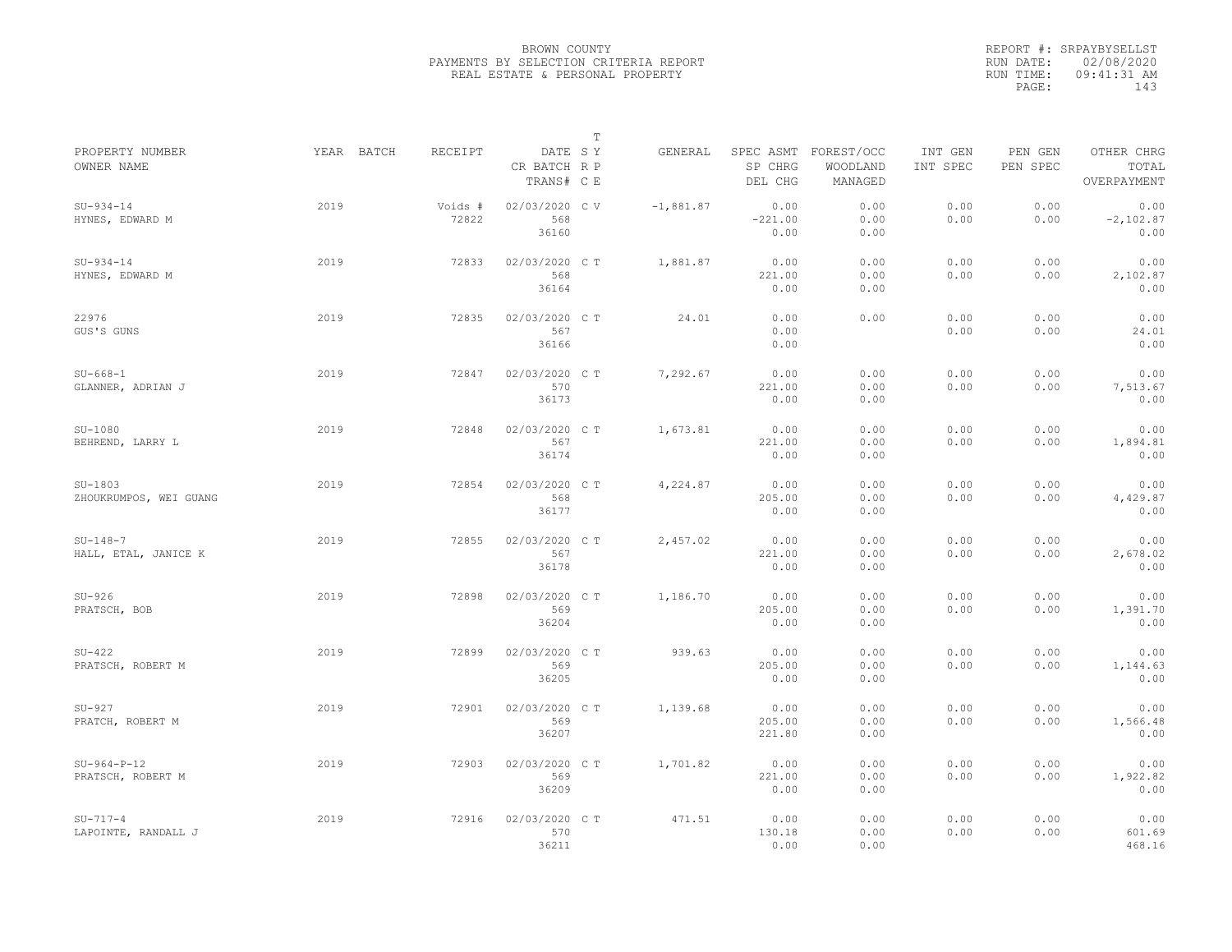BROWN COUNTY
PAYMENTS BY SELECTION CRITERIA REPORT
REAL ESTATE & PERSONAL PROPERTY

REPORT #: SRPAYBYSELLST
RUN DATE: 02/08/2020
RUN TIME: 09:41:31 AM
PAGE: 143

| PROPERTY NUMBER<br>OWNER NAME | YEAR | BATCH | RECEIPT | DATE<br>CR BATCH<br>TRANS# | T<br>S Y<br>R P<br>C E | GENERAL | SPEC ASMT<br>SP CHRG<br>DEL CHG | FOREST/OCC<br>WOODLAND<br>MANAGED | INT GEN<br>INT SPEC | PEN GEN<br>PEN SPEC | OTHER CHRG<br>TOTAL<br>OVERPAYMENT |
|---|---|---|---|---|---|---|---|---|---|---|---|
| SU-934-14<br>HYNES, EDWARD M | 2019 | | Voids #<br>72822 | 02/03/2020<br>568<br>36160 | C V | -1,881.87 | 0.00<br>-221.00<br>0.00 | 0.00<br>0.00<br>0.00 | 0.00<br>0.00 | 0.00<br>0.00 | 0.00<br>-2,102.87<br>0.00 |
| SU-934-14<br>HYNES, EDWARD M | 2019 | | 72833 | 02/03/2020<br>568<br>36164 | C T | 1,881.87 | 0.00<br>221.00<br>0.00 | 0.00<br>0.00<br>0.00 | 0.00<br>0.00 | 0.00<br>0.00 | 0.00<br>2,102.87<br>0.00 |
| 22976<br>GUS'S GUNS | 2019 | | 72835 | 02/03/2020<br>567<br>36166 | C T | 24.01 | 0.00<br>0.00<br>0.00 | 0.00 | 0.00<br>0.00 | 0.00<br>0.00 | 0.00<br>24.01<br>0.00 |
| SU-668-1<br>GLANNER, ADRIAN J | 2019 | | 72847 | 02/03/2020<br>570<br>36173 | C T | 7,292.67 | 0.00<br>221.00<br>0.00 | 0.00<br>0.00<br>0.00 | 0.00<br>0.00 | 0.00<br>0.00 | 0.00<br>7,513.67<br>0.00 |
| SU-1080<br>BEHREND, LARRY L | 2019 | | 72848 | 02/03/2020<br>567<br>36174 | C T | 1,673.81 | 0.00<br>221.00<br>0.00 | 0.00<br>0.00<br>0.00 | 0.00<br>0.00 | 0.00<br>0.00 | 0.00<br>1,894.81<br>0.00 |
| SU-1803<br>ZHOUKRUMPOS, WEI GUANG | 2019 | | 72854 | 02/03/2020<br>568<br>36177 | C T | 4,224.87 | 0.00<br>205.00<br>0.00 | 0.00<br>0.00<br>0.00 | 0.00<br>0.00 | 0.00<br>0.00 | 0.00<br>4,429.87<br>0.00 |
| SU-148-7<br>HALL, ETAL, JANICE K | 2019 | | 72855 | 02/03/2020<br>567<br>36178 | C T | 2,457.02 | 0.00<br>221.00<br>0.00 | 0.00<br>0.00<br>0.00 | 0.00<br>0.00 | 0.00<br>0.00 | 0.00<br>2,678.02<br>0.00 |
| SU-926<br>PRATSCH, BOB | 2019 | | 72898 | 02/03/2020<br>569<br>36204 | C T | 1,186.70 | 0.00<br>205.00<br>0.00 | 0.00<br>0.00<br>0.00 | 0.00<br>0.00 | 0.00<br>0.00 | 0.00<br>1,391.70<br>0.00 |
| SU-422<br>PRATSCH, ROBERT M | 2019 | | 72899 | 02/03/2020<br>569<br>36205 | C T | 939.63 | 0.00<br>205.00<br>0.00 | 0.00<br>0.00<br>0.00 | 0.00<br>0.00 | 0.00<br>0.00 | 0.00<br>1,144.63<br>0.00 |
| SU-927<br>PRATCH, ROBERT M | 2019 | | 72901 | 02/03/2020<br>569<br>36207 | C T | 1,139.68 | 0.00<br>205.00<br>221.80 | 0.00<br>0.00<br>0.00 | 0.00<br>0.00 | 0.00<br>0.00 | 0.00<br>1,566.48<br>0.00 |
| SU-964-P-12<br>PRATSCH, ROBERT M | 2019 | | 72903 | 02/03/2020<br>569<br>36209 | C T | 1,701.82 | 0.00<br>221.00<br>0.00 | 0.00<br>0.00<br>0.00 | 0.00<br>0.00 | 0.00<br>0.00 | 0.00<br>1,922.82<br>0.00 |
| SU-717-4<br>LAPOINTE, RANDALL J | 2019 | | 72916 | 02/03/2020<br>570<br>36211 | C T | 471.51 | 0.00<br>130.18<br>0.00 | 0.00<br>0.00<br>0.00 | 0.00<br>0.00 | 0.00<br>0.00 | 0.00<br>601.69<br>468.16 |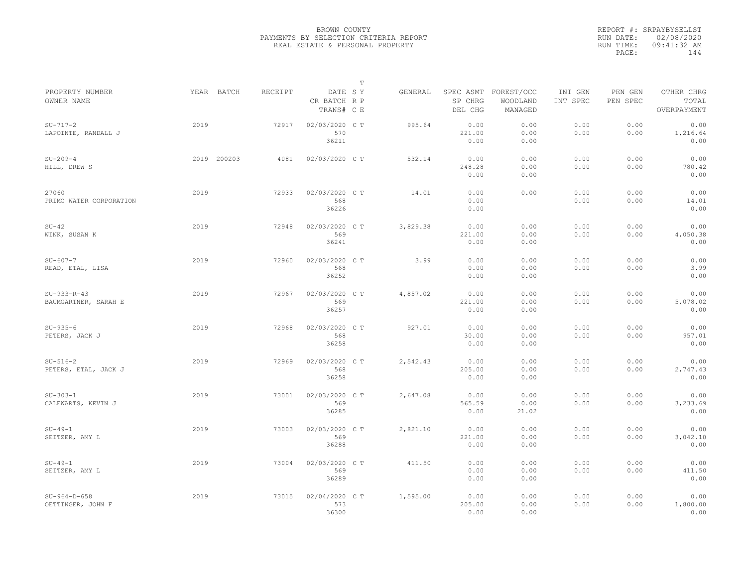BROWN COUNTY
PAYMENTS BY SELECTION CRITERIA REPORT
REAL ESTATE & PERSONAL PROPERTY

REPORT #: SRPAYBYSELLST
RUN DATE: 02/08/2020
RUN TIME: 09:41:32 AM

| PROPERTY NUMBER<br>OWNER NAME | YEAR | BATCH | RECEIPT | DATE<br>CR BATCH<br>TRANS# | T<br>S Y<br>R P<br>C E | GENERAL | SPEC ASMT<br>SP CHRG<br>DEL CHG | FOREST/OCC<br>WOODLAND<br>MANAGED | INT GEN<br>INT SPEC | PEN GEN<br>PEN SPEC | OTHER CHRG<br>TOTAL<br>OVERPAYMENT |
|---|---|---|---|---|---|---|---|---|---|---|---|
| SU-717-2<br>LAPOINTE, RANDALL J | 2019 | | 72917 | 02/03/2020<br>570<br>36211 | C T | 995.64 | 0.00<br>221.00<br>0.00 | 0.00<br>0.00<br>0.00 | 0.00<br>0.00 | 0.00<br>0.00 | 0.00<br>1,216.64<br>0.00 |
| SU-209-4<br>HILL, DREW S | 2019 | 200203 | 4081 | 02/03/2020 | C T | 532.14 | 0.00<br>248.28<br>0.00 | 0.00<br>0.00<br>0.00 | 0.00<br>0.00 | 0.00<br>0.00 | 0.00<br>780.42<br>0.00 |
| 27060<br>PRIMO WATER CORPORATION | 2019 | | 72933 | 02/03/2020<br>568<br>36226 | C T | 14.01 | 0.00<br>0.00<br>0.00 | 0.00 | 0.00<br>0.00 | 0.00<br>0.00 | 0.00<br>14.01<br>0.00 |
| SU-42<br>WINK, SUSAN K | 2019 | | 72948 | 02/03/2020<br>569<br>36241 | C T | 3,829.38 | 0.00<br>221.00<br>0.00 | 0.00<br>0.00<br>0.00 | 0.00<br>0.00 | 0.00<br>0.00 | 0.00<br>4,050.38<br>0.00 |
| SU-607-7<br>READ, ETAL, LISA | 2019 | | 72960 | 02/03/2020<br>568<br>36252 | C T | 3.99 | 0.00<br>0.00<br>0.00 | 0.00<br>0.00<br>0.00 | 0.00<br>0.00 | 0.00<br>0.00 | 0.00<br>3.99<br>0.00 |
| SU-933-R-43<br>BAUMGARTNER, SARAH E | 2019 | | 72967 | 02/03/2020<br>569<br>36257 | C T | 4,857.02 | 0.00<br>221.00<br>0.00 | 0.00<br>0.00<br>0.00 | 0.00<br>0.00 | 0.00<br>0.00 | 0.00<br>5,078.02<br>0.00 |
| SU-935-6<br>PETERS, JACK J | 2019 | | 72968 | 02/03/2020<br>568<br>36258 | C T | 927.01 | 0.00<br>30.00<br>0.00 | 0.00<br>0.00<br>0.00 | 0.00<br>0.00 | 0.00<br>0.00 | 0.00<br>957.01<br>0.00 |
| SU-516-2<br>PETERS, ETAL, JACK J | 2019 | | 72969 | 02/03/2020<br>568<br>36258 | C T | 2,542.43 | 0.00<br>205.00<br>0.00 | 0.00<br>0.00<br>0.00 | 0.00<br>0.00 | 0.00<br>0.00 | 0.00<br>2,747.43<br>0.00 |
| SU-303-1<br>CALEWARTS, KEVIN J | 2019 | | 73001 | 02/03/2020<br>569<br>36285 | C T | 2,647.08 | 0.00<br>565.59<br>0.00 | 0.00<br>0.00<br>21.02 | 0.00<br>0.00 | 0.00<br>0.00 | 0.00<br>3,233.69<br>0.00 |
| SU-49-1<br>SEITZER, AMY L | 2019 | | 73003 | 02/03/2020<br>569<br>36288 | C T | 2,821.10 | 0.00<br>221.00<br>0.00 | 0.00<br>0.00<br>0.00 | 0.00<br>0.00 | 0.00<br>0.00 | 0.00<br>3,042.10<br>0.00 |
| SU-49-1<br>SEITZER, AMY L | 2019 | | 73004 | 02/03/2020<br>569<br>36289 | C T | 411.50 | 0.00<br>0.00<br>0.00 | 0.00<br>0.00<br>0.00 | 0.00<br>0.00 | 0.00<br>0.00 | 0.00<br>411.50<br>0.00 |
| SU-964-D-658<br>OETTINGER, JOHN F | 2019 | | 73015 | 02/04/2020<br>573<br>36300 | C T | 1,595.00 | 0.00<br>205.00<br>0.00 | 0.00<br>0.00<br>0.00 | 0.00<br>0.00 | 0.00<br>0.00 | 0.00<br>1,800.00<br>0.00 |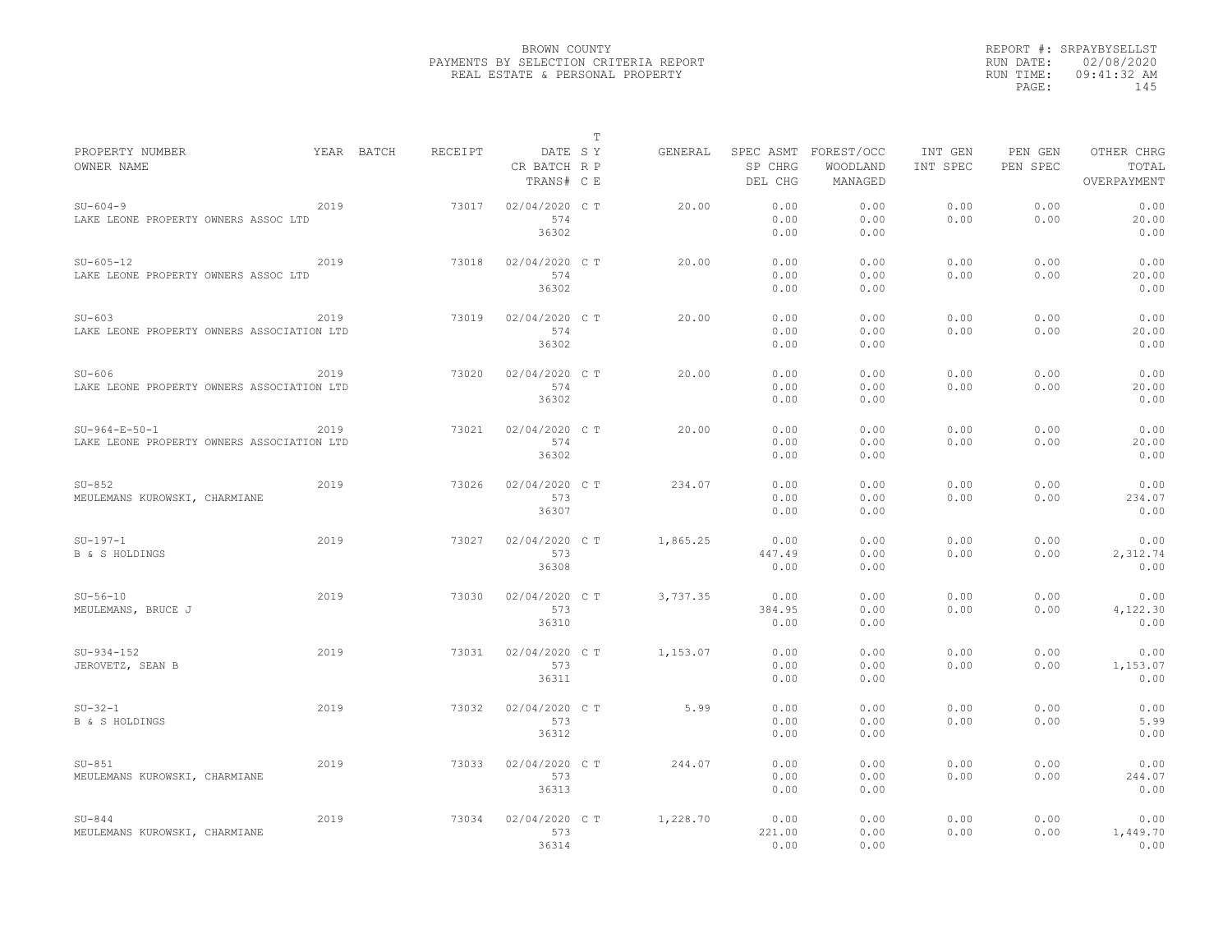BROWN COUNTY
PAYMENTS BY SELECTION CRITERIA REPORT
REAL ESTATE & PERSONAL PROPERTY

REPORT #: SRPAYBYSELLST
RUN DATE: 02/08/2020
RUN TIME: 09:41:32 AM
PAGE: 145

| PROPERTY NUMBER / OWNER NAME | YEAR | BATCH | RECEIPT | DATE / CR BATCH / TRANS# | T S Y / R P / C E | GENERAL | SPEC ASMT / SP CHRG / DEL CHG | FOREST/OCC / WOODLAND / MANAGED | INT GEN / INT SPEC | PEN GEN / PEN SPEC | OTHER CHRG / TOTAL / OVERPAYMENT |
|---|---|---|---|---|---|---|---|---|---|---|---|
| SU-604-9<br>LAKE LEONE PROPERTY OWNERS ASSOC LTD | 2019 | | 73017 | 02/04/2020<br>574<br>36302 | C T | 20.00 | 0.00<br>0.00<br>0.00 | 0.00<br>0.00<br>0.00 | 0.00<br>0.00 | 0.00<br>0.00 | 0.00<br>20.00<br>0.00 |
| SU-605-12<br>LAKE LEONE PROPERTY OWNERS ASSOC LTD | 2019 | | 73018 | 02/04/2020<br>574<br>36302 | C T | 20.00 | 0.00<br>0.00<br>0.00 | 0.00<br>0.00<br>0.00 | 0.00<br>0.00 | 0.00<br>0.00 | 0.00<br>20.00<br>0.00 |
| SU-603<br>LAKE LEONE PROPERTY OWNERS ASSOCIATION LTD | 2019 | | 73019 | 02/04/2020<br>574<br>36302 | C T | 20.00 | 0.00<br>0.00<br>0.00 | 0.00<br>0.00<br>0.00 | 0.00<br>0.00 | 0.00<br>0.00 | 0.00<br>20.00<br>0.00 |
| SU-606<br>LAKE LEONE PROPERTY OWNERS ASSOCIATION LTD | 2019 | | 73020 | 02/04/2020<br>574<br>36302 | C T | 20.00 | 0.00<br>0.00<br>0.00 | 0.00<br>0.00<br>0.00 | 0.00<br>0.00 | 0.00<br>0.00 | 0.00<br>20.00<br>0.00 |
| SU-964-E-50-1<br>LAKE LEONE PROPERTY OWNERS ASSOCIATION LTD | 2019 | | 73021 | 02/04/2020<br>574<br>36302 | C T | 20.00 | 0.00<br>0.00<br>0.00 | 0.00<br>0.00<br>0.00 | 0.00<br>0.00 | 0.00<br>0.00 | 0.00<br>20.00<br>0.00 |
| SU-852<br>MEULEMANS KUROWSKI, CHARMIANE | 2019 | | 73026 | 02/04/2020<br>573<br>36307 | C T | 234.07 | 0.00<br>0.00<br>0.00 | 0.00<br>0.00<br>0.00 | 0.00<br>0.00 | 0.00<br>0.00 | 0.00<br>234.07<br>0.00 |
| SU-197-1<br>B & S HOLDINGS | 2019 | | 73027 | 02/04/2020<br>573<br>36308 | C T | 1,865.25 | 0.00<br>447.49<br>0.00 | 0.00<br>0.00<br>0.00 | 0.00<br>0.00 | 0.00<br>0.00 | 0.00<br>2,312.74<br>0.00 |
| SU-56-10<br>MEULEMANS, BRUCE J | 2019 | | 73030 | 02/04/2020<br>573<br>36310 | C T | 3,737.35 | 0.00<br>384.95<br>0.00 | 0.00<br>0.00<br>0.00 | 0.00<br>0.00 | 0.00<br>0.00 | 0.00<br>4,122.30<br>0.00 |
| SU-934-152<br>JEROVETZ, SEAN B | 2019 | | 73031 | 02/04/2020<br>573<br>36311 | C T | 1,153.07 | 0.00<br>0.00<br>0.00 | 0.00<br>0.00<br>0.00 | 0.00<br>0.00 | 0.00<br>0.00 | 0.00<br>1,153.07<br>0.00 |
| SU-32-1<br>B & S HOLDINGS | 2019 | | 73032 | 02/04/2020<br>573<br>36312 | C T | 5.99 | 0.00<br>0.00<br>0.00 | 0.00<br>0.00<br>0.00 | 0.00<br>0.00 | 0.00<br>0.00 | 0.00<br>5.99<br>0.00 |
| SU-851<br>MEULEMANS KUROWSKI, CHARMIANE | 2019 | | 73033 | 02/04/2020<br>573<br>36313 | C T | 244.07 | 0.00<br>0.00<br>0.00 | 0.00<br>0.00<br>0.00 | 0.00<br>0.00 | 0.00<br>0.00 | 0.00<br>244.07<br>0.00 |
| SU-844<br>MEULEMANS KUROWSKI, CHARMIANE | 2019 | | 73034 | 02/04/2020<br>573<br>36314 | C T | 1,228.70 | 0.00<br>221.00<br>0.00 | 0.00<br>0.00<br>0.00 | 0.00<br>0.00 | 0.00<br>0.00 | 0.00<br>1,449.70<br>0.00 |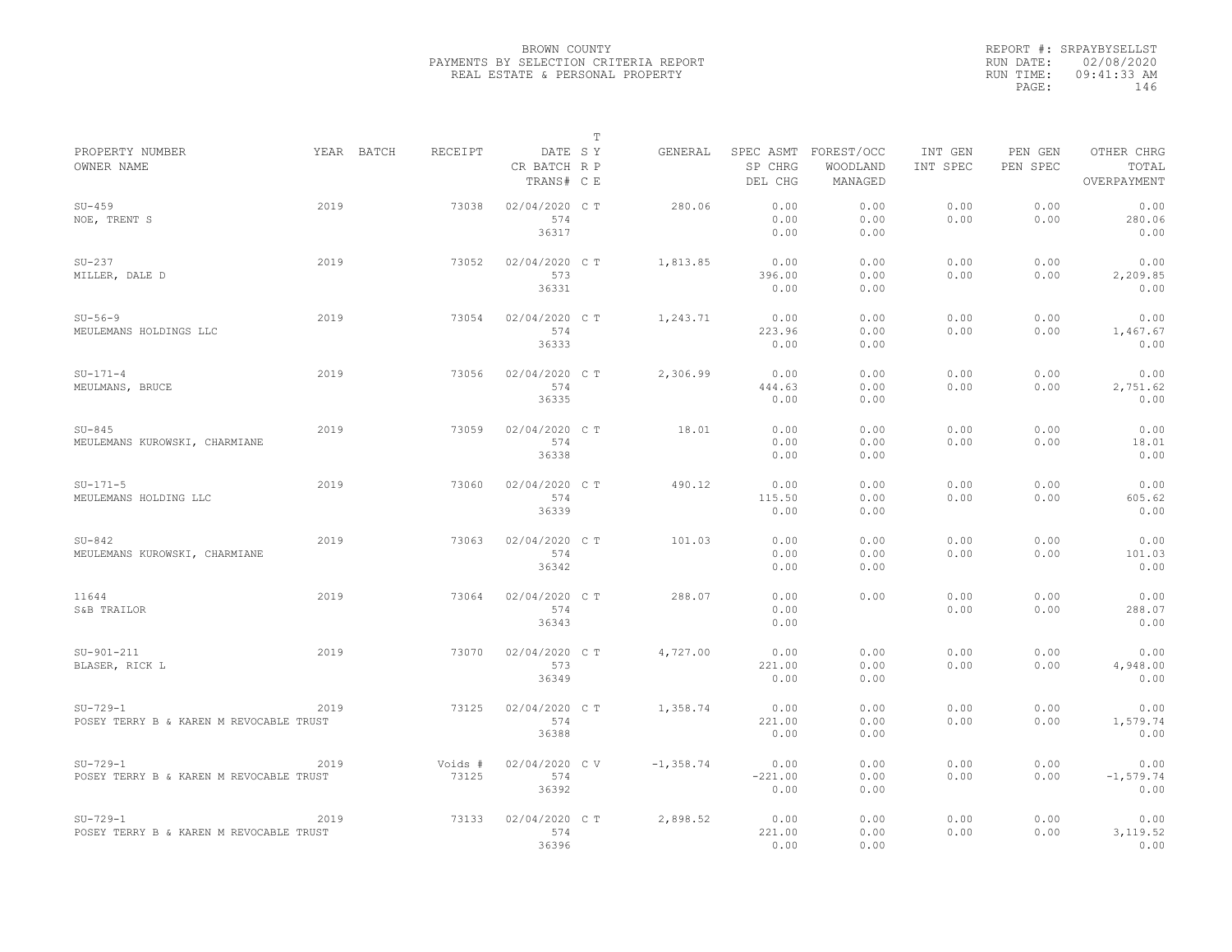BROWN COUNTY
PAYMENTS BY SELECTION CRITERIA REPORT
REAL ESTATE & PERSONAL PROPERTY

REPORT #: SRPAYBYSELLST
RUN DATE: 02/08/2020
RUN TIME: 09:41:33 AM

| PROPERTY NUMBER / OWNER NAME | YEAR | BATCH | RECEIPT | DATE / CR BATCH / TRANS# | T SY / RP / CE | GENERAL | SPEC ASMT / SP CHRG / DEL CHG | FOREST/OCC / WOODLAND / MANAGED | INT GEN / INT SPEC | PEN GEN / PEN SPEC | OTHER CHRG / TOTAL / OVERPAYMENT |
|---|---|---|---|---|---|---|---|---|---|---|---|
| SU-459 / NOE, TRENT S | 2019 | | 73038 | 02/04/2020 / 574 / 36317 | C T | 280.06 | 0.00 / 0.00 / 0.00 | 0.00 / 0.00 / 0.00 | 0.00 / 0.00 | 0.00 / 0.00 | 0.00 / 280.06 / 0.00 |
| SU-237 / MILLER, DALE D | 2019 | | 73052 | 02/04/2020 / 573 / 36331 | C T | 1,813.85 | 0.00 / 396.00 / 0.00 | 0.00 / 0.00 / 0.00 | 0.00 / 0.00 | 0.00 / 0.00 | 0.00 / 2,209.85 / 0.00 |
| SU-56-9 / MEULEMANS HOLDINGS LLC | 2019 | | 73054 | 02/04/2020 / 574 / 36333 | C T | 1,243.71 | 0.00 / 223.96 / 0.00 | 0.00 / 0.00 / 0.00 | 0.00 / 0.00 | 0.00 / 0.00 | 0.00 / 1,467.67 / 0.00 |
| SU-171-4 / MEULMANS, BRUCE | 2019 | | 73056 | 02/04/2020 / 574 / 36335 | C T | 2,306.99 | 0.00 / 444.63 / 0.00 | 0.00 / 0.00 / 0.00 | 0.00 / 0.00 | 0.00 / 0.00 | 0.00 / 2,751.62 / 0.00 |
| SU-845 / MEULEMANS KUROWSKI, CHARMIANE | 2019 | | 73059 | 02/04/2020 / 574 / 36338 | C T | 18.01 | 0.00 / 0.00 / 0.00 | 0.00 / 0.00 / 0.00 | 0.00 / 0.00 | 0.00 / 0.00 | 0.00 / 18.01 / 0.00 |
| SU-171-5 / MEULEMANS HOLDING LLC | 2019 | | 73060 | 02/04/2020 / 574 / 36339 | C T | 490.12 | 0.00 / 115.50 / 0.00 | 0.00 / 0.00 / 0.00 | 0.00 / 0.00 | 0.00 / 0.00 | 0.00 / 605.62 / 0.00 |
| SU-842 / MEULEMANS KUROWSKI, CHARMIANE | 2019 | | 73063 | 02/04/2020 / 574 / 36342 | C T | 101.03 | 0.00 / 0.00 / 0.00 | 0.00 / 0.00 / 0.00 | 0.00 / 0.00 | 0.00 / 0.00 | 0.00 / 101.03 / 0.00 |
| 11644 / S&B TRAILOR | 2019 | | 73064 | 02/04/2020 / 574 / 36343 | C T | 288.07 | 0.00 / 0.00 / 0.00 | 0.00 | 0.00 / 0.00 | 0.00 / 0.00 | 0.00 / 288.07 / 0.00 |
| SU-901-211 / BLASER, RICK L | 2019 | | 73070 | 02/04/2020 / 573 / 36349 | C T | 4,727.00 | 0.00 / 221.00 / 0.00 | 0.00 / 0.00 / 0.00 | 0.00 / 0.00 | 0.00 / 0.00 | 0.00 / 4,948.00 / 0.00 |
| SU-729-1 / POSEY TERRY B & KAREN M REVOCABLE TRUST | 2019 | | 73125 | 02/04/2020 / 574 / 36388 | C T | 1,358.74 | 0.00 / 221.00 / 0.00 | 0.00 / 0.00 / 0.00 | 0.00 / 0.00 | 0.00 / 0.00 | 0.00 / 1,579.74 / 0.00 |
| SU-729-1 / POSEY TERRY B & KAREN M REVOCABLE TRUST | 2019 | | Voids # 73125 | 02/04/2020 / 574 / 36392 | C V | -1,358.74 | 0.00 / -221.00 / 0.00 | 0.00 / 0.00 / 0.00 | 0.00 / 0.00 | 0.00 / 0.00 | 0.00 / -1,579.74 / 0.00 |
| SU-729-1 / POSEY TERRY B & KAREN M REVOCABLE TRUST | 2019 | | 73133 | 02/04/2020 / 574 / 36396 | C T | 2,898.52 | 0.00 / 221.00 / 0.00 | 0.00 / 0.00 / 0.00 | 0.00 / 0.00 | 0.00 / 0.00 | 0.00 / 3,119.52 / 0.00 |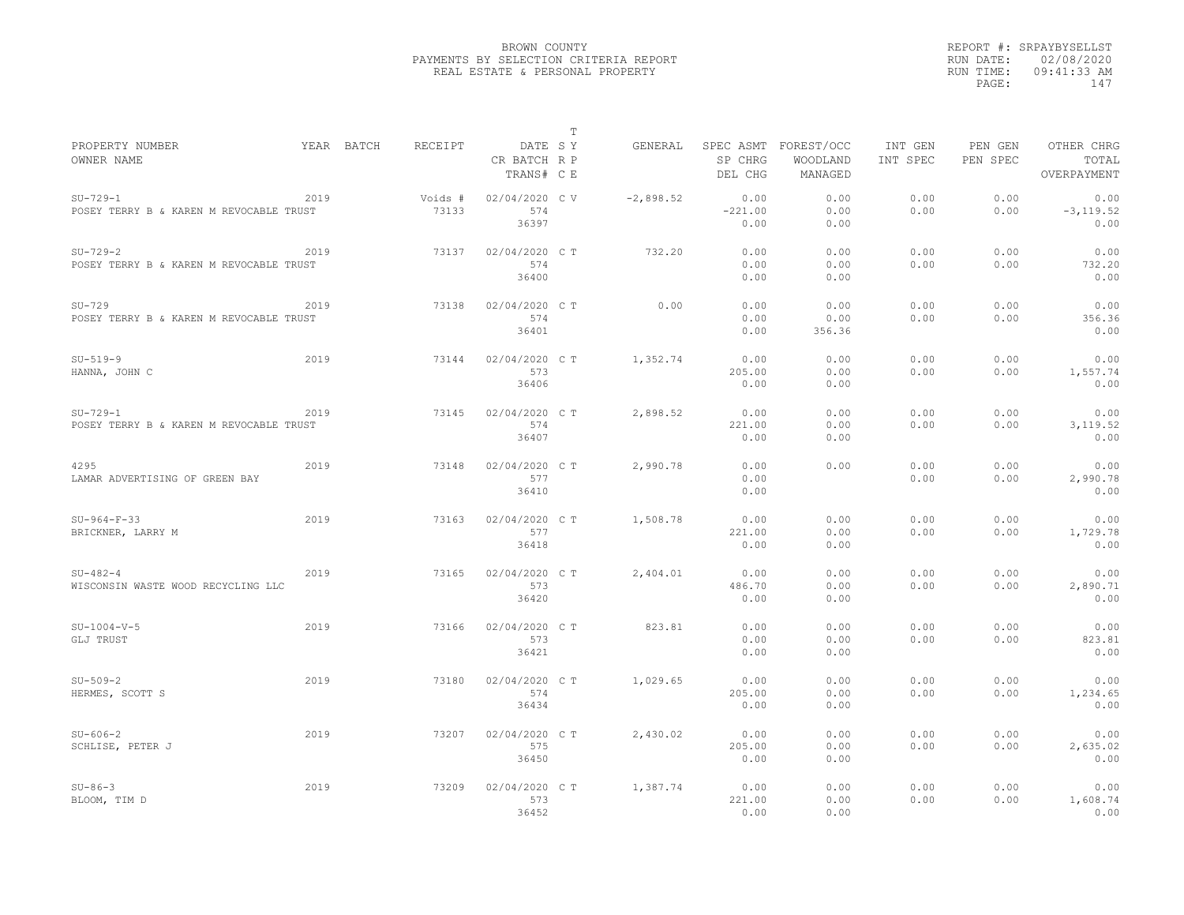BROWN COUNTY
PAYMENTS BY SELECTION CRITERIA REPORT
REAL ESTATE & PERSONAL PROPERTY

REPORT #: SRPAYBYSELLST
RUN DATE: 02/08/2020
RUN TIME: 09:41:33 AM

| PROPERTY NUMBER / OWNER NAME | YEAR | BATCH | RECEIPT | DATE / CR BATCH / TRANS# | T S Y R P C E | GENERAL | SPEC ASMT / SP CHRG / DEL CHG | FOREST/OCC / WOODLAND / MANAGED | INT GEN / INT SPEC | PEN GEN / PEN SPEC | OTHER CHRG / TOTAL / OVERPAYMENT |
|---|---|---|---|---|---|---|---|---|---|---|---|
| SU-729-1 / POSEY TERRY B & KAREN M REVOCABLE TRUST | 2019 | | Voids # 73133 | 02/04/2020 / 574 / 36397 | C V | -2,898.52 | 0.00 / -221.00 / 0.00 | 0.00 / 0.00 / 0.00 | 0.00 / 0.00 | 0.00 / 0.00 | 0.00 / -3,119.52 / 0.00 |
| SU-729-2 / POSEY TERRY B & KAREN M REVOCABLE TRUST | 2019 | | 73137 | 02/04/2020 / 574 / 36400 | C T | 732.20 | 0.00 / 0.00 / 0.00 | 0.00 / 0.00 / 0.00 | 0.00 / 0.00 | 0.00 / 0.00 | 0.00 / 732.20 / 0.00 |
| SU-729 / POSEY TERRY B & KAREN M REVOCABLE TRUST | 2019 | | 73138 | 02/04/2020 / 574 / 36401 | C T | 0.00 | 0.00 / 0.00 / 0.00 | 0.00 / 0.00 / 356.36 | 0.00 / 0.00 | 0.00 / 0.00 | 0.00 / 356.36 / 0.00 |
| SU-519-9 / HANNA, JOHN C | 2019 | | 73144 | 02/04/2020 / 573 / 36406 | C T | 1,352.74 | 0.00 / 205.00 / 0.00 | 0.00 / 0.00 / 0.00 | 0.00 / 0.00 | 0.00 / 0.00 | 0.00 / 1,557.74 / 0.00 |
| SU-729-1 / POSEY TERRY B & KAREN M REVOCABLE TRUST | 2019 | | 73145 | 02/04/2020 / 574 / 36407 | C T | 2,898.52 | 0.00 / 221.00 / 0.00 | 0.00 / 0.00 / 0.00 | 0.00 / 0.00 | 0.00 / 0.00 | 0.00 / 3,119.52 / 0.00 |
| 4295 / LAMAR ADVERTISING OF GREEN BAY | 2019 | | 73148 | 02/04/2020 / 577 / 36410 | C T | 2,990.78 | 0.00 / 0.00 / 0.00 | 0.00 | 0.00 / 0.00 | 0.00 / 0.00 | 0.00 / 2,990.78 / 0.00 |
| SU-964-F-33 / BRICKNER, LARRY M | 2019 | | 73163 | 02/04/2020 / 577 / 36418 | C T | 1,508.78 | 0.00 / 221.00 / 0.00 | 0.00 / 0.00 / 0.00 | 0.00 / 0.00 | 0.00 / 0.00 | 0.00 / 1,729.78 / 0.00 |
| SU-482-4 / WISCONSIN WASTE WOOD RECYCLING LLC | 2019 | | 73165 | 02/04/2020 / 573 / 36420 | C T | 2,404.01 | 0.00 / 486.70 / 0.00 | 0.00 / 0.00 / 0.00 | 0.00 / 0.00 | 0.00 / 0.00 | 0.00 / 2,890.71 / 0.00 |
| SU-1004-V-5 / GLJ TRUST | 2019 | | 73166 | 02/04/2020 / 573 / 36421 | C T | 823.81 | 0.00 / 0.00 / 0.00 | 0.00 / 0.00 / 0.00 | 0.00 / 0.00 | 0.00 / 0.00 | 0.00 / 823.81 / 0.00 |
| SU-509-2 / HERMES, SCOTT S | 2019 | | 73180 | 02/04/2020 / 574 / 36434 | C T | 1,029.65 | 0.00 / 205.00 / 0.00 | 0.00 / 0.00 / 0.00 | 0.00 / 0.00 | 0.00 / 0.00 | 0.00 / 1,234.65 / 0.00 |
| SU-606-2 / SCHLISE, PETER J | 2019 | | 73207 | 02/04/2020 / 575 / 36450 | C T | 2,430.02 | 0.00 / 205.00 / 0.00 | 0.00 / 0.00 / 0.00 | 0.00 / 0.00 | 0.00 / 0.00 | 0.00 / 2,635.02 / 0.00 |
| SU-86-3 / BLOOM, TIM D | 2019 | | 73209 | 02/04/2020 / 573 / 36452 | C T | 1,387.74 | 0.00 / 221.00 / 0.00 | 0.00 / 0.00 / 0.00 | 0.00 / 0.00 | 0.00 / 0.00 | 0.00 / 1,608.74 / 0.00 |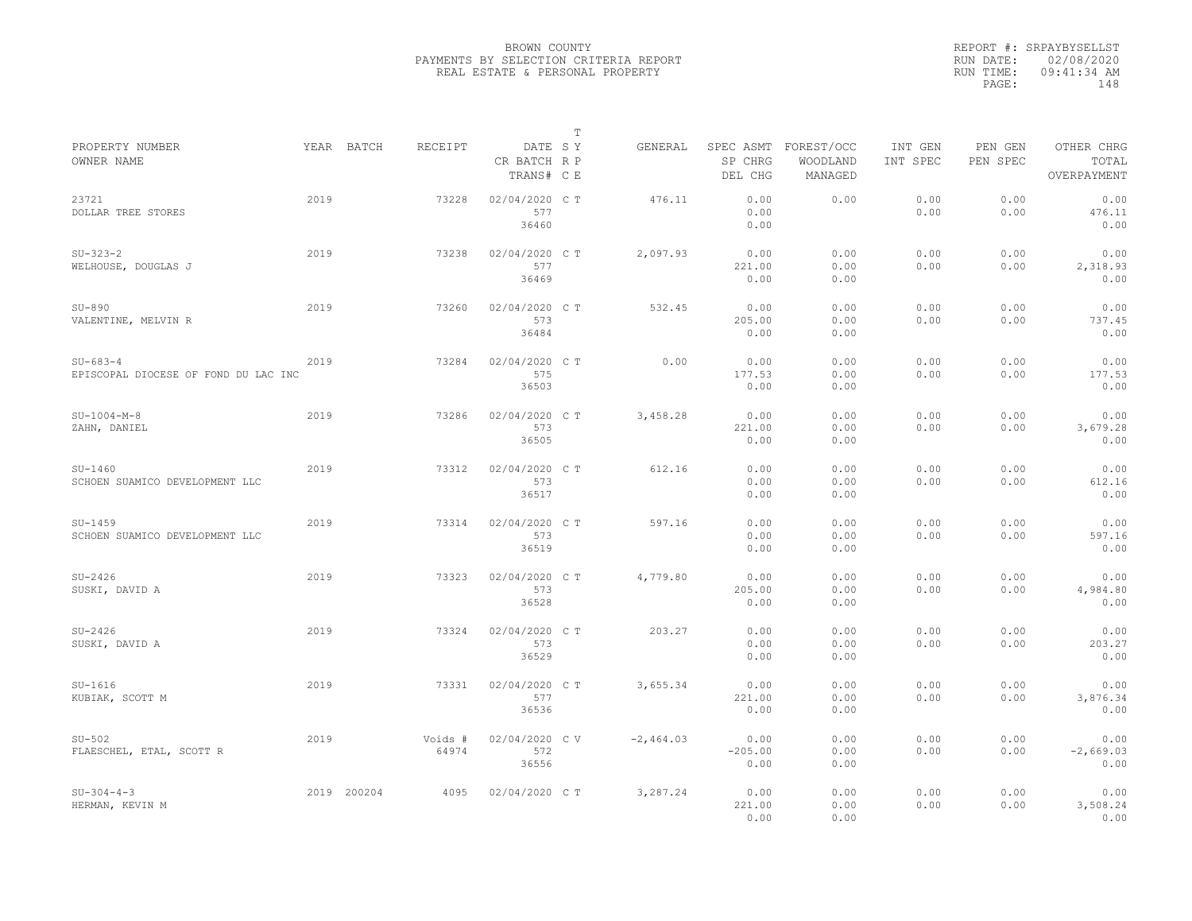BROWN COUNTY
PAYMENTS BY SELECTION CRITERIA REPORT
REAL ESTATE & PERSONAL PROPERTY

REPORT #: SRPAYBYSELLST
RUN DATE: 02/08/2020
RUN TIME: 09:41:34 AM

| PROPERTY NUMBER / OWNER NAME | YEAR | BATCH | RECEIPT | DATE / CR BATCH / TRANS# | T S Y / R P / C E | GENERAL | SPEC ASMT / SP CHRG / DEL CHG | FOREST/OCC / WOODLAND / MANAGED | INT GEN / INT SPEC | PEN GEN / PEN SPEC | OTHER CHRG / TOTAL / OVERPAYMENT |
|---|---|---|---|---|---|---|---|---|---|---|---|
| 23721 DOLLAR TREE STORES | 2019 | | 73228 | 02/04/2020 577 36460 | C T | 476.11 | 0.00 0.00 0.00 | 0.00 | 0.00 0.00 | 0.00 0.00 | 0.00 476.11 0.00 |
| SU-323-2 WELHOUSE, DOUGLAS J | 2019 | | 73238 | 02/04/2020 577 36469 | C T | 2,097.93 | 0.00 221.00 0.00 | 0.00 0.00 0.00 | 0.00 0.00 | 0.00 0.00 | 0.00 2,318.93 0.00 |
| SU-890 VALENTINE, MELVIN R | 2019 | | 73260 | 02/04/2020 573 36484 | C T | 532.45 | 0.00 205.00 0.00 | 0.00 0.00 0.00 | 0.00 0.00 | 0.00 0.00 | 0.00 737.45 0.00 |
| SU-683-4 EPISCOPAL DIOCESE OF FOND DU LAC INC | 2019 | | 73284 | 02/04/2020 575 36503 | C T | 0.00 | 0.00 177.53 0.00 | 0.00 0.00 0.00 | 0.00 0.00 | 0.00 0.00 | 0.00 177.53 0.00 |
| SU-1004-M-8 ZAHN, DANIEL | 2019 | | 73286 | 02/04/2020 573 36505 | C T | 3,458.28 | 0.00 221.00 0.00 | 0.00 0.00 0.00 | 0.00 0.00 | 0.00 0.00 | 0.00 3,679.28 0.00 |
| SU-1460 SCHOEN SUAMICO DEVELOPMENT LLC | 2019 | | 73312 | 02/04/2020 573 36517 | C T | 612.16 | 0.00 0.00 0.00 | 0.00 0.00 0.00 | 0.00 0.00 | 0.00 0.00 | 0.00 612.16 0.00 |
| SU-1459 SCHOEN SUAMICO DEVELOPMENT LLC | 2019 | | 73314 | 02/04/2020 573 36519 | C T | 597.16 | 0.00 0.00 0.00 | 0.00 0.00 0.00 | 0.00 0.00 | 0.00 0.00 | 0.00 597.16 0.00 |
| SU-2426 SUSKI, DAVID A | 2019 | | 73323 | 02/04/2020 573 36528 | C T | 4,779.80 | 0.00 205.00 0.00 | 0.00 0.00 0.00 | 0.00 0.00 | 0.00 0.00 | 0.00 4,984.80 0.00 |
| SU-2426 SUSKI, DAVID A | 2019 | | 73324 | 02/04/2020 573 36529 | C T | 203.27 | 0.00 0.00 0.00 | 0.00 0.00 0.00 | 0.00 0.00 | 0.00 0.00 | 0.00 203.27 0.00 |
| SU-1616 KUBIAK, SCOTT M | 2019 | | 73331 | 02/04/2020 577 36536 | C T | 3,655.34 | 0.00 221.00 0.00 | 0.00 0.00 0.00 | 0.00 0.00 | 0.00 0.00 | 0.00 3,876.34 0.00 |
| SU-502 FLAESCHEL, ETAL, SCOTT R | 2019 | | Voids # 64974 | 02/04/2020 572 36556 | C V | -2,464.03 | 0.00 -205.00 0.00 | 0.00 0.00 0.00 | 0.00 0.00 | 0.00 0.00 | 0.00 -2,669.03 0.00 |
| SU-304-4-3 HERMAN, KEVIN M | 2019 | 200204 | 4095 | 02/04/2020 | C T | 3,287.24 | 0.00 221.00 0.00 | 0.00 0.00 0.00 | 0.00 0.00 | 0.00 0.00 | 0.00 3,508.24 0.00 |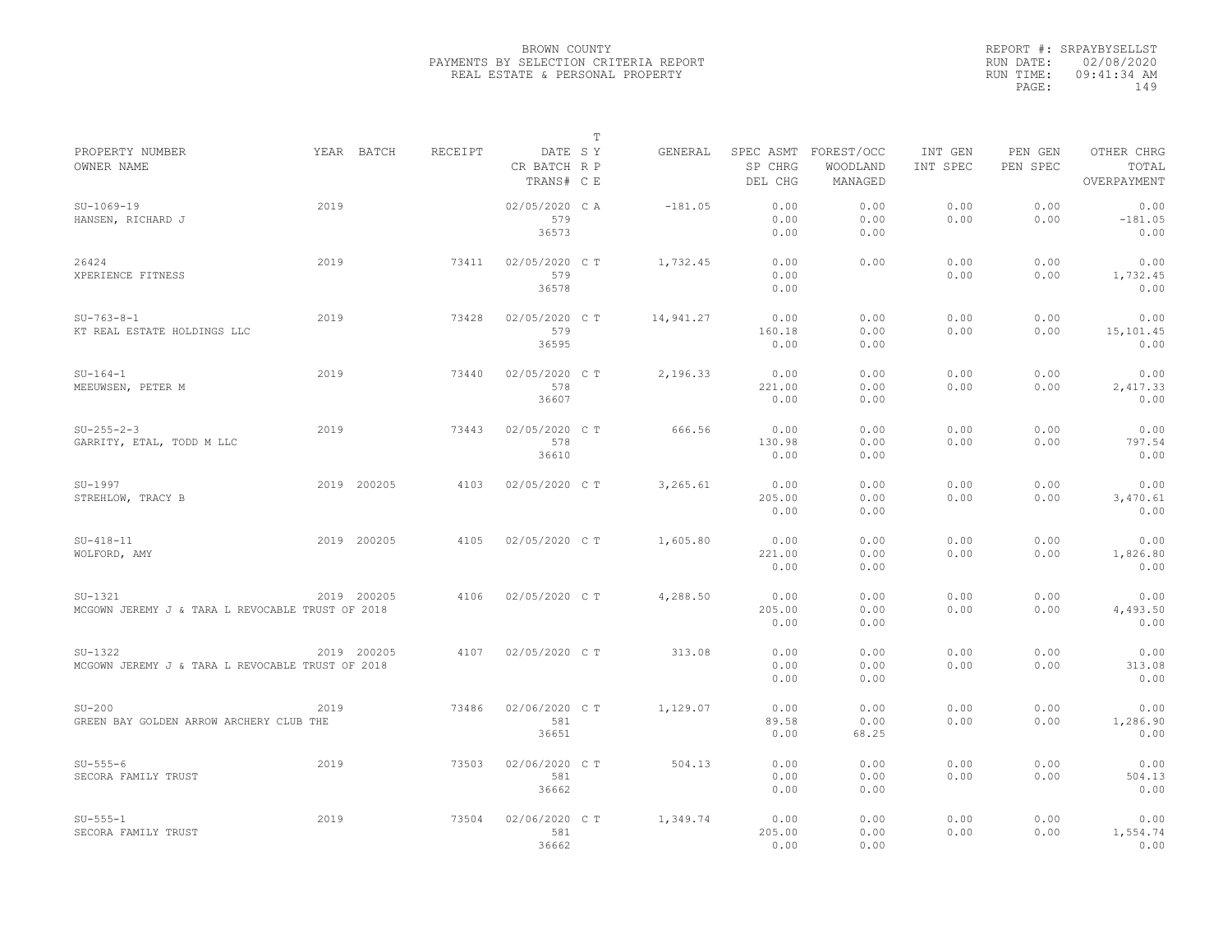BROWN COUNTY
PAYMENTS BY SELECTION CRITERIA REPORT
REAL ESTATE & PERSONAL PROPERTY

REPORT #: SRPAYBYSELLST
RUN DATE: 02/08/2020
RUN TIME: 09:41:34 AM

| PROPERTY NUMBER<br>OWNER NAME | YEAR | BATCH | RECEIPT | DATE<br>CR BATCH<br>TRANS# | T SY RP CE | GENERAL | SPEC ASMT<br>SP CHRG<br>DEL CHG | FOREST/OCC<br>WOODLAND<br>MANAGED | INT GEN<br>INT SPEC | PEN GEN<br>PEN SPEC | OTHER CHRG<br>TOTAL<br>OVERPAYMENT |
|---|---|---|---|---|---|---|---|---|---|---|---|
| SU-1069-19<br>HANSEN, RICHARD J | 2019 | | | 02/05/2020<br>579<br>36573 | C A | -181.05 | 0.00<br>0.00<br>0.00 | 0.00<br>0.00<br>0.00 | 0.00<br>0.00 | 0.00<br>0.00 | 0.00<br>-181.05<br>0.00 |
| 26424<br>XPERIENCE FITNESS | 2019 | | 73411 | 02/05/2020<br>579<br>36578 | C T | 1,732.45 | 0.00<br>0.00<br>0.00 | 0.00 | 0.00<br>0.00 | 0.00<br>0.00 | 0.00<br>1,732.45<br>0.00 |
| SU-763-8-1<br>KT REAL ESTATE HOLDINGS LLC | 2019 | | 73428 | 02/05/2020<br>579<br>36595 | C T | 14,941.27 | 0.00<br>160.18<br>0.00 | 0.00<br>0.00<br>0.00 | 0.00<br>0.00 | 0.00<br>0.00 | 0.00<br>15,101.45<br>0.00 |
| SU-164-1<br>MEEUWSEN, PETER M | 2019 | | 73440 | 02/05/2020<br>578<br>36607 | C T | 2,196.33 | 0.00<br>221.00<br>0.00 | 0.00<br>0.00<br>0.00 | 0.00<br>0.00 | 0.00<br>0.00 | 0.00<br>2,417.33<br>0.00 |
| SU-255-2-3<br>GARRITY, ETAL, TODD M LLC | 2019 | | 73443 | 02/05/2020<br>578<br>36610 | C T | 666.56 | 0.00<br>130.98<br>0.00 | 0.00<br>0.00<br>0.00 | 0.00<br>0.00 | 0.00<br>0.00 | 0.00<br>797.54<br>0.00 |
| SU-1997<br>STREHLOW, TRACY B | 2019 | 200205 | 4103 | 02/05/2020 | C T | 3,265.61 | 0.00<br>205.00<br>0.00 | 0.00<br>0.00<br>0.00 | 0.00<br>0.00 | 0.00<br>0.00 | 0.00<br>3,470.61<br>0.00 |
| SU-418-11<br>WOLFORD, AMY | 2019 | 200205 | 4105 | 02/05/2020 | C T | 1,605.80 | 0.00<br>221.00<br>0.00 | 0.00<br>0.00<br>0.00 | 0.00<br>0.00 | 0.00<br>0.00 | 0.00<br>1,826.80<br>0.00 |
| SU-1321<br>MCGOWN JEREMY J & TARA L REVOCABLE TRUST OF 2018 | 2019 | 200205 | 4106 | 02/05/2020 | C T | 4,288.50 | 0.00<br>205.00<br>0.00 | 0.00<br>0.00<br>0.00 | 0.00<br>0.00 | 0.00<br>0.00 | 0.00<br>4,493.50<br>0.00 |
| SU-1322<br>MCGOWN JEREMY J & TARA L REVOCABLE TRUST OF 2018 | 2019 | 200205 | 4107 | 02/05/2020 | C T | 313.08 | 0.00<br>0.00<br>0.00 | 0.00<br>0.00<br>0.00 | 0.00<br>0.00 | 0.00<br>0.00 | 0.00<br>313.08<br>0.00 |
| SU-200<br>GREEN BAY GOLDEN ARROW ARCHERY CLUB THE | 2019 | | 73486 | 02/06/2020<br>581<br>36651 | C T | 1,129.07 | 0.00<br>89.58<br>0.00 | 0.00<br>0.00<br>68.25 | 0.00<br>0.00 | 0.00<br>0.00 | 0.00<br>1,286.90<br>0.00 |
| SU-555-6<br>SECORA FAMILY TRUST | 2019 | | 73503 | 02/06/2020<br>581<br>36662 | C T | 504.13 | 0.00<br>0.00<br>0.00 | 0.00<br>0.00<br>0.00 | 0.00<br>0.00 | 0.00<br>0.00 | 0.00<br>504.13<br>0.00 |
| SU-555-1<br>SECORA FAMILY TRUST | 2019 | | 73504 | 02/06/2020<br>581<br>36662 | C T | 1,349.74 | 0.00<br>205.00<br>0.00 | 0.00<br>0.00<br>0.00 | 0.00<br>0.00 | 0.00<br>0.00 | 0.00<br>1,554.74<br>0.00 |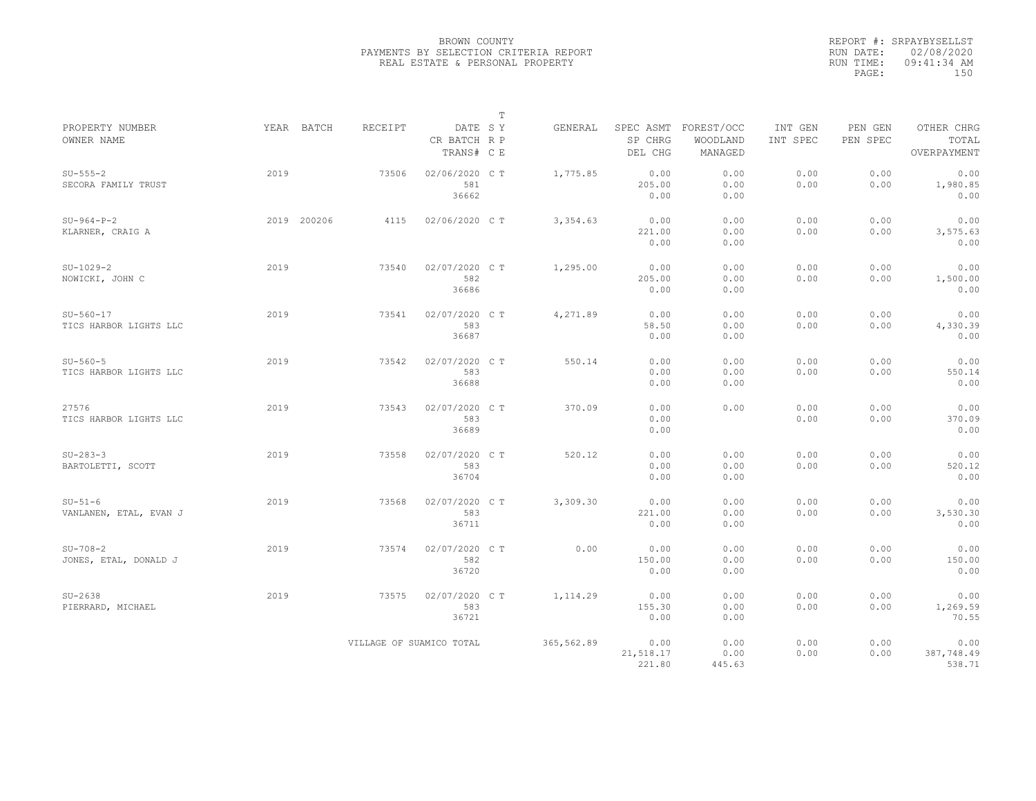BROWN COUNTY
PAYMENTS BY SELECTION CRITERIA REPORT
REAL ESTATE & PERSONAL PROPERTY

REPORT #: SRPAYBYSELLST
RUN DATE: 02/08/2020
RUN TIME: 09:41:34 AM
PAGE: 150

| PROPERTY NUMBER<br>OWNER NAME | YEAR | BATCH | RECEIPT | DATE<br>CR BATCH<br>TRANS# | T S Y<br>R P<br>C E | GENERAL | SPEC ASMT<br>SP CHRG<br>DEL CHG | FOREST/OCC<br>WOODLAND<br>MANAGED | INT GEN<br>INT SPEC | PEN GEN<br>PEN SPEC | OTHER CHRG<br>TOTAL<br>OVERPAYMENT |
|---|---|---|---|---|---|---|---|---|---|---|---|
| SU-555-2<br>SECORA FAMILY TRUST | 2019 | | 73506 | 02/06/2020<br>581<br>36662 | C T | 1,775.85 | 0.00<br>205.00<br>0.00 | 0.00<br>0.00<br>0.00 | 0.00<br>0.00 | 0.00<br>0.00 | 0.00<br>1,980.85<br>0.00 |
| SU-964-P-2<br>KLARNER, CRAIG A | 2019 | 200206 | 4115 | 02/06/2020 | C T | 3,354.63 | 0.00<br>221.00<br>0.00 | 0.00<br>0.00<br>0.00 | 0.00<br>0.00 | 0.00<br>0.00 | 0.00<br>3,575.63<br>0.00 |
| SU-1029-2<br>NOWICKI, JOHN C | 2019 | | 73540 | 02/07/2020<br>582<br>36686 | C T | 1,295.00 | 0.00<br>205.00<br>0.00 | 0.00<br>0.00<br>0.00 | 0.00<br>0.00 | 0.00<br>0.00 | 0.00<br>1,500.00<br>0.00 |
| SU-560-17<br>TICS HARBOR LIGHTS LLC | 2019 | | 73541 | 02/07/2020<br>583<br>36687 | C T | 4,271.89 | 0.00<br>58.50<br>0.00 | 0.00<br>0.00<br>0.00 | 0.00<br>0.00 | 0.00<br>0.00 | 0.00<br>4,330.39<br>0.00 |
| SU-560-5<br>TICS HARBOR LIGHTS LLC | 2019 | | 73542 | 02/07/2020<br>583<br>36688 | C T | 550.14 | 0.00<br>0.00<br>0.00 | 0.00<br>0.00<br>0.00 | 0.00<br>0.00 | 0.00<br>0.00 | 0.00<br>550.14<br>0.00 |
| 27576<br>TICS HARBOR LIGHTS LLC | 2019 | | 73543 | 02/07/2020<br>583<br>36689 | C T | 370.09 | 0.00<br>0.00<br>0.00 | 0.00 | 0.00<br>0.00 | 0.00<br>0.00 | 0.00<br>370.09<br>0.00 |
| SU-283-3<br>BARTOLETTI, SCOTT | 2019 | | 73558 | 02/07/2020<br>583<br>36704 | C T | 520.12 | 0.00<br>0.00<br>0.00 | 0.00<br>0.00<br>0.00 | 0.00<br>0.00 | 0.00<br>0.00 | 0.00<br>520.12<br>0.00 |
| SU-51-6<br>VANLANEN, ETAL, EVAN J | 2019 | | 73568 | 02/07/2020<br>583<br>36711 | C T | 3,309.30 | 0.00<br>221.00<br>0.00 | 0.00<br>0.00<br>0.00 | 0.00<br>0.00 | 0.00<br>0.00 | 0.00<br>3,530.30<br>0.00 |
| SU-708-2<br>JONES, ETAL, DONALD J | 2019 | | 73574 | 02/07/2020<br>582<br>36720 | C T | 0.00 | 0.00<br>150.00<br>0.00 | 0.00<br>0.00<br>0.00 | 0.00<br>0.00 | 0.00<br>0.00 | 0.00<br>150.00<br>0.00 |
| SU-2638<br>PIERRARD, MICHAEL | 2019 | | 73575 | 02/07/2020<br>583<br>36721 | C T | 1,114.29 | 0.00<br>155.30<br>0.00 | 0.00<br>0.00<br>0.00 | 0.00<br>0.00 | 0.00<br>0.00 | 0.00<br>1,269.59<br>70.55 |
| | | | VILLAGE OF SUAMICO TOTAL | | | 365,562.89 | 0.00<br>21,518.17<br>221.80 | 0.00<br>0.00<br>445.63 | 0.00<br>0.00 | 0.00<br>0.00 | 0.00<br>387,748.49<br>538.71 |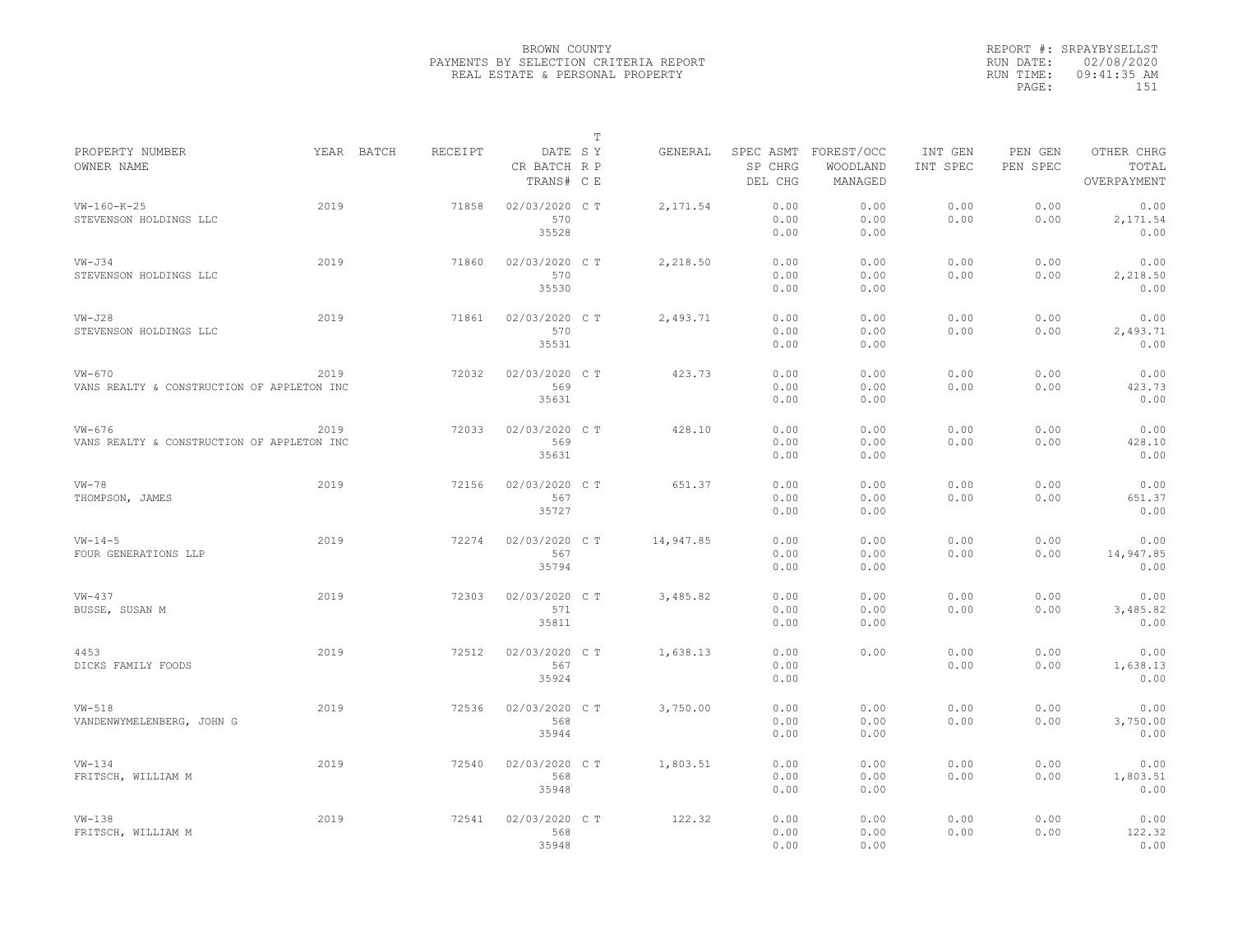BROWN COUNTY
PAYMENTS BY SELECTION CRITERIA REPORT
REAL ESTATE & PERSONAL PROPERTY

REPORT #: SRPAYBYSELLST
RUN DATE: 02/08/2020
RUN TIME: 09:41:35 AM

| PROPERTY NUMBER / OWNER NAME | YEAR | BATCH | RECEIPT | DATE / CR BATCH / TRANS# | T S Y / R P / C E | GENERAL | SPEC ASMT / SP CHRG / DEL CHG | FOREST/OCC / WOODLAND / MANAGED | INT GEN / INT SPEC | PEN GEN / PEN SPEC | OTHER CHRG / TOTAL / OVERPAYMENT |
|---|---|---|---|---|---|---|---|---|---|---|---|
| VW-160-K-25 STEVENSON HOLDINGS LLC | 2019 | | 71858 | 02/03/2020 570 35528 | C T | 2,171.54 | 0.00 0.00 0.00 | 0.00 0.00 0.00 | 0.00 0.00 | 0.00 0.00 | 0.00 2,171.54 0.00 |
| VW-J34 STEVENSON HOLDINGS LLC | 2019 | | 71860 | 02/03/2020 570 35530 | C T | 2,218.50 | 0.00 0.00 0.00 | 0.00 0.00 0.00 | 0.00 0.00 | 0.00 0.00 | 0.00 2,218.50 0.00 |
| VW-J28 STEVENSON HOLDINGS LLC | 2019 | | 71861 | 02/03/2020 570 35531 | C T | 2,493.71 | 0.00 0.00 0.00 | 0.00 0.00 0.00 | 0.00 0.00 | 0.00 0.00 | 0.00 2,493.71 0.00 |
| VW-670 VANS REALTY & CONSTRUCTION OF APPLETON INC | 2019 | | 72032 | 02/03/2020 569 35631 | C T | 423.73 | 0.00 0.00 0.00 | 0.00 0.00 0.00 | 0.00 0.00 | 0.00 0.00 | 0.00 423.73 0.00 |
| VW-676 VANS REALTY & CONSTRUCTION OF APPLETON INC | 2019 | | 72033 | 02/03/2020 569 35631 | C T | 428.10 | 0.00 0.00 0.00 | 0.00 0.00 0.00 | 0.00 0.00 | 0.00 0.00 | 0.00 428.10 0.00 |
| VW-78 THOMPSON, JAMES | 2019 | | 72156 | 02/03/2020 567 35727 | C T | 651.37 | 0.00 0.00 0.00 | 0.00 0.00 0.00 | 0.00 0.00 | 0.00 0.00 | 0.00 651.37 0.00 |
| VW-14-5 FOUR GENERATIONS LLP | 2019 | | 72274 | 02/03/2020 567 35794 | C T | 14,947.85 | 0.00 0.00 0.00 | 0.00 0.00 0.00 | 0.00 0.00 | 0.00 0.00 | 0.00 14,947.85 0.00 |
| VW-437 BUSSE, SUSAN M | 2019 | | 72303 | 02/03/2020 571 35811 | C T | 3,485.82 | 0.00 0.00 0.00 | 0.00 0.00 0.00 | 0.00 0.00 | 0.00 0.00 | 0.00 3,485.82 0.00 |
| 4453 DICKS FAMILY FOODS | 2019 | | 72512 | 02/03/2020 567 35924 | C T | 1,638.13 | 0.00 0.00 0.00 | 0.00 | 0.00 0.00 | 0.00 0.00 | 0.00 1,638.13 0.00 |
| VW-518 VANDENWYMELENBERG, JOHN G | 2019 | | 72536 | 02/03/2020 568 35944 | C T | 3,750.00 | 0.00 0.00 0.00 | 0.00 0.00 0.00 | 0.00 0.00 | 0.00 0.00 | 0.00 3,750.00 0.00 |
| VW-134 FRITSCH, WILLIAM M | 2019 | | 72540 | 02/03/2020 568 35948 | C T | 1,803.51 | 0.00 0.00 0.00 | 0.00 0.00 0.00 | 0.00 0.00 | 0.00 0.00 | 0.00 1,803.51 0.00 |
| VW-138 FRITSCH, WILLIAM M | 2019 | | 72541 | 02/03/2020 568 35948 | C T | 122.32 | 0.00 0.00 0.00 | 0.00 0.00 0.00 | 0.00 0.00 | 0.00 0.00 | 0.00 122.32 0.00 |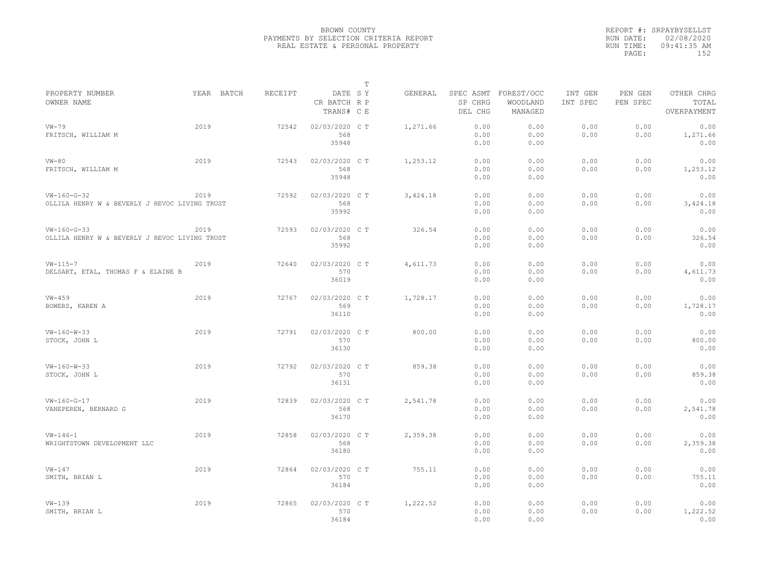BROWN COUNTY
PAYMENTS BY SELECTION CRITERIA REPORT
REAL ESTATE & PERSONAL PROPERTY

REPORT #: SRPAYBYSELLST
RUN DATE: 02/08/2020
RUN TIME: 09:41:35 AM

| PROPERTY NUMBER / OWNER NAME | YEAR | BATCH | RECEIPT | DATE / CR BATCH / TRANS# | T S/R P/C E | GENERAL | SPEC ASMT / SP CHRG / DEL CHG | FOREST/OCC / WOODLAND / MANAGED | INT GEN / INT SPEC | PEN GEN / PEN SPEC | OTHER CHRG / TOTAL / OVERPAYMENT |
|---|---|---|---|---|---|---|---|---|---|---|---|
| VW-79 / FRITSCH, WILLIAM M | 2019 | | 72542 | 02/03/2020 / 568 / 35948 | C T | 1,271.66 | 0.00 / 0.00 / 0.00 | 0.00 / 0.00 / 0.00 | 0.00 / 0.00 | 0.00 / 0.00 | 0.00 / 1,271.66 / 0.00 |
| VW-80 / FRITSCH, WILLIAM M | 2019 | | 72543 | 02/03/2020 / 568 / 35948 | C T | 1,253.12 | 0.00 / 0.00 / 0.00 | 0.00 / 0.00 / 0.00 | 0.00 / 0.00 | 0.00 / 0.00 | 0.00 / 1,253.12 / 0.00 |
| VW-160-G-32 / OLLILA HENRY W & BEVERLY J REVOC LIVING TRUST | 2019 | | 72592 | 02/03/2020 / 568 / 35992 | C T | 3,424.18 | 0.00 / 0.00 / 0.00 | 0.00 / 0.00 / 0.00 | 0.00 / 0.00 | 0.00 / 0.00 | 0.00 / 3,424.18 / 0.00 |
| VW-160-G-33 / OLLILA HENRY W & BEVERLY J REVOC LIVING TRUST | 2019 | | 72593 | 02/03/2020 / 568 / 35992 | C T | 326.54 | 0.00 / 0.00 / 0.00 | 0.00 / 0.00 / 0.00 | 0.00 / 0.00 | 0.00 / 0.00 | 0.00 / 326.54 / 0.00 |
| VW-115-7 / DELSART, ETAL, THOMAS F & ELAINE B | 2019 | | 72640 | 02/03/2020 / 570 / 36019 | C T | 4,611.73 | 0.00 / 0.00 / 0.00 | 0.00 / 0.00 / 0.00 | 0.00 / 0.00 | 0.00 / 0.00 | 0.00 / 4,611.73 / 0.00 |
| VW-459 / BOWERS, KAREN A | 2019 | | 72767 | 02/03/2020 / 569 / 36110 | C T | 1,728.17 | 0.00 / 0.00 / 0.00 | 0.00 / 0.00 / 0.00 | 0.00 / 0.00 | 0.00 / 0.00 | 0.00 / 1,728.17 / 0.00 |
| VW-160-W-33 / STOCK, JOHN L | 2019 | | 72791 | 02/03/2020 / 570 / 36130 | C T | 800.00 | 0.00 / 0.00 / 0.00 | 0.00 / 0.00 / 0.00 | 0.00 / 0.00 | 0.00 / 0.00 | 0.00 / 800.00 / 0.00 |
| VW-160-W-33 / STOCK, JOHN L | 2019 | | 72792 | 02/03/2020 / 570 / 36131 | C T | 859.38 | 0.00 / 0.00 / 0.00 | 0.00 / 0.00 / 0.00 | 0.00 / 0.00 | 0.00 / 0.00 | 0.00 / 859.38 / 0.00 |
| VW-160-G-17 / VANEPEREN, BERNARD G | 2019 | | 72839 | 02/03/2020 / 568 / 36170 | C T | 2,541.78 | 0.00 / 0.00 / 0.00 | 0.00 / 0.00 / 0.00 | 0.00 / 0.00 | 0.00 / 0.00 | 0.00 / 2,541.78 / 0.00 |
| VW-146-1 / WRIGHTSTOWN DEVELOPMENT LLC | 2019 | | 72858 | 02/03/2020 / 568 / 36180 | C T | 2,359.38 | 0.00 / 0.00 / 0.00 | 0.00 / 0.00 / 0.00 | 0.00 / 0.00 | 0.00 / 0.00 | 0.00 / 2,359.38 / 0.00 |
| VW-147 / SMITH, BRIAN L | 2019 | | 72864 | 02/03/2020 / 570 / 36184 | C T | 755.11 | 0.00 / 0.00 / 0.00 | 0.00 / 0.00 / 0.00 | 0.00 / 0.00 | 0.00 / 0.00 | 0.00 / 755.11 / 0.00 |
| VW-139 / SMITH, BRIAN L | 2019 | | 72865 | 02/03/2020 / 570 / 36184 | C T | 1,222.52 | 0.00 / 0.00 / 0.00 | 0.00 / 0.00 / 0.00 | 0.00 / 0.00 | 0.00 / 0.00 | 0.00 / 1,222.52 / 0.00 |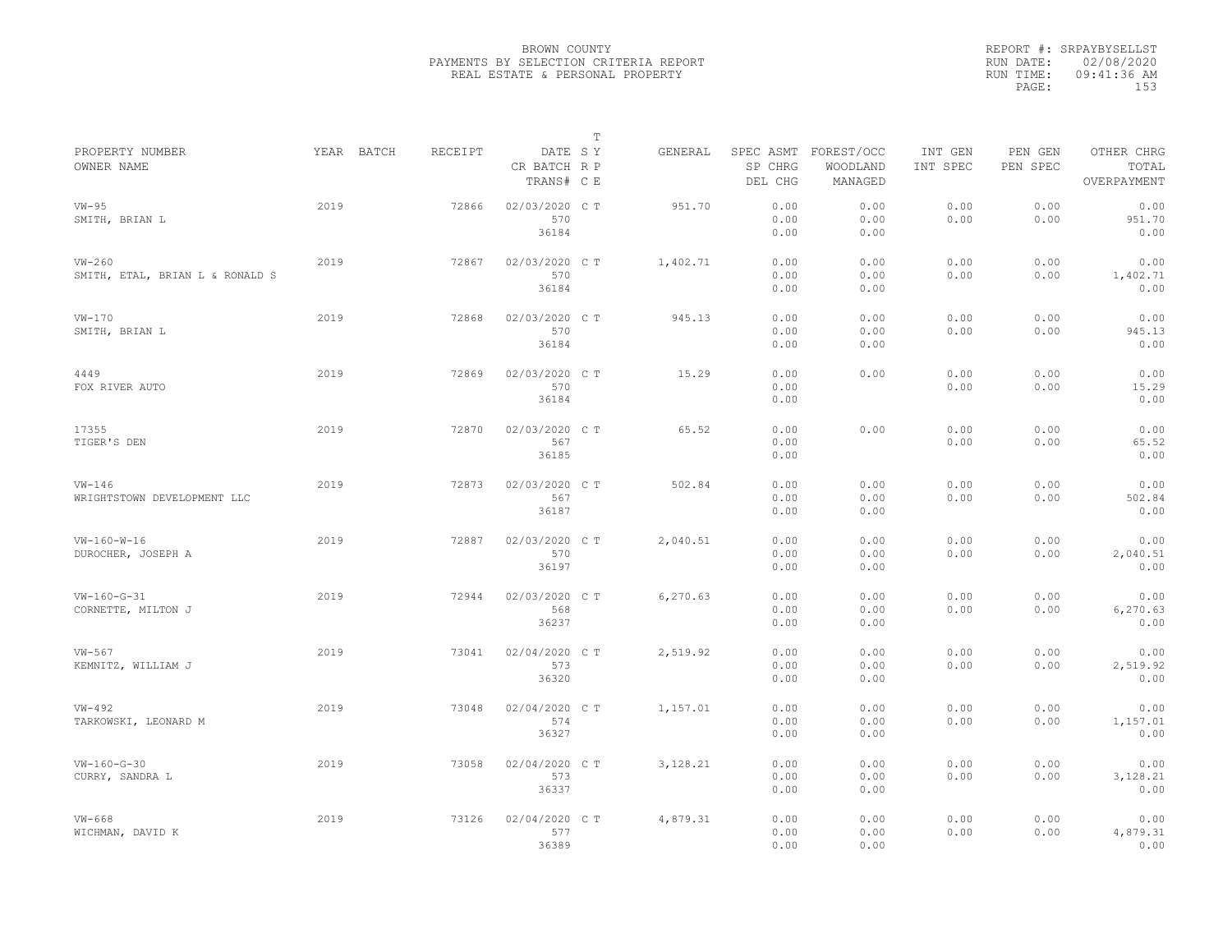BROWN COUNTY
PAYMENTS BY SELECTION CRITERIA REPORT
REAL ESTATE & PERSONAL PROPERTY

REPORT #: SRPAYBYSELLST
RUN DATE: 02/08/2020
RUN TIME: 09:41:36 AM

| PROPERTY NUMBER / OWNER NAME | YEAR | BATCH | RECEIPT | DATE / CR BATCH / TRANS# | T S Y R P C E | GENERAL | SPEC ASMT / SP CHRG / DEL CHG | FOREST/OCC / WOODLAND / MANAGED | INT GEN / INT SPEC | PEN GEN / PEN SPEC | OTHER CHRG / TOTAL / OVERPAYMENT |
|---|---|---|---|---|---|---|---|---|---|---|---|
| VW-95 / SMITH, BRIAN L | 2019 | | 72866 | 02/03/2020 / 570 / 36184 | C T | 951.70 | 0.00 / 0.00 / 0.00 | 0.00 / 0.00 / 0.00 | 0.00 / 0.00 | 0.00 / 0.00 | 0.00 / 951.70 / 0.00 |
| VW-260 / SMITH, ETAL, BRIAN L & RONALD S | 2019 | | 72867 | 02/03/2020 / 570 / 36184 | C T | 1,402.71 | 0.00 / 0.00 / 0.00 | 0.00 / 0.00 / 0.00 | 0.00 / 0.00 | 0.00 / 0.00 | 0.00 / 1,402.71 / 0.00 |
| VW-170 / SMITH, BRIAN L | 2019 | | 72868 | 02/03/2020 / 570 / 36184 | C T | 945.13 | 0.00 / 0.00 / 0.00 | 0.00 / 0.00 / 0.00 | 0.00 / 0.00 | 0.00 / 0.00 | 0.00 / 945.13 / 0.00 |
| 4449 / FOX RIVER AUTO | 2019 | | 72869 | 02/03/2020 / 570 / 36184 | C T | 15.29 | 0.00 / 0.00 / 0.00 | 0.00 | 0.00 / 0.00 | 0.00 / 0.00 | 0.00 / 15.29 / 0.00 |
| 17355 / TIGER'S DEN | 2019 | | 72870 | 02/03/2020 / 567 / 36185 | C T | 65.52 | 0.00 / 0.00 / 0.00 | 0.00 | 0.00 / 0.00 | 0.00 / 0.00 | 0.00 / 65.52 / 0.00 |
| VW-146 / WRIGHTSTOWN DEVELOPMENT LLC | 2019 | | 72873 | 02/03/2020 / 567 / 36187 | C T | 502.84 | 0.00 / 0.00 / 0.00 | 0.00 / 0.00 / 0.00 | 0.00 / 0.00 | 0.00 / 0.00 | 0.00 / 502.84 / 0.00 |
| VW-160-W-16 / DUROCHER, JOSEPH A | 2019 | | 72887 | 02/03/2020 / 570 / 36197 | C T | 2,040.51 | 0.00 / 0.00 / 0.00 | 0.00 / 0.00 / 0.00 | 0.00 / 0.00 | 0.00 / 0.00 | 0.00 / 2,040.51 / 0.00 |
| VW-160-G-31 / CORNETTE, MILTON J | 2019 | | 72944 | 02/03/2020 / 568 / 36237 | C T | 6,270.63 | 0.00 / 0.00 / 0.00 | 0.00 / 0.00 / 0.00 | 0.00 / 0.00 | 0.00 / 0.00 | 0.00 / 6,270.63 / 0.00 |
| VW-567 / KEMNITZ, WILLIAM J | 2019 | | 73041 | 02/04/2020 / 573 / 36320 | C T | 2,519.92 | 0.00 / 0.00 / 0.00 | 0.00 / 0.00 / 0.00 | 0.00 / 0.00 | 0.00 / 0.00 | 0.00 / 2,519.92 / 0.00 |
| VW-492 / TARKOWSKI, LEONARD M | 2019 | | 73048 | 02/04/2020 / 574 / 36327 | C T | 1,157.01 | 0.00 / 0.00 / 0.00 | 0.00 / 0.00 / 0.00 | 0.00 / 0.00 | 0.00 / 0.00 | 0.00 / 1,157.01 / 0.00 |
| VW-160-G-30 / CURRY, SANDRA L | 2019 | | 73058 | 02/04/2020 / 573 / 36337 | C T | 3,128.21 | 0.00 / 0.00 / 0.00 | 0.00 / 0.00 / 0.00 | 0.00 / 0.00 | 0.00 / 0.00 | 0.00 / 3,128.21 / 0.00 |
| VW-668 / WICHMAN, DAVID K | 2019 | | 73126 | 02/04/2020 / 577 / 36389 | C T | 4,879.31 | 0.00 / 0.00 / 0.00 | 0.00 / 0.00 / 0.00 | 0.00 / 0.00 | 0.00 / 0.00 | 0.00 / 4,879.31 / 0.00 |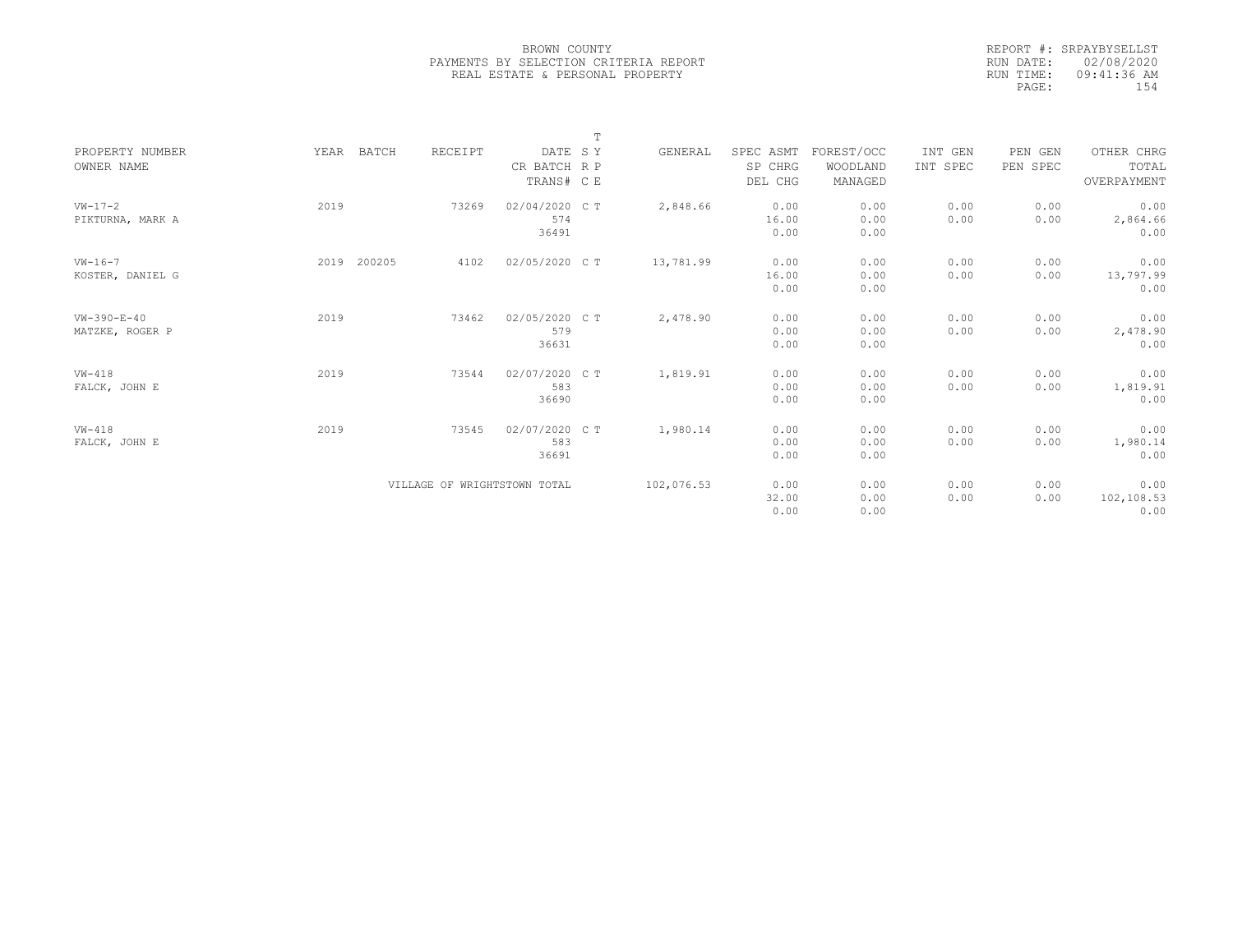BROWN COUNTY
PAYMENTS BY SELECTION CRITERIA REPORT
REAL ESTATE & PERSONAL PROPERTY

REPORT #: SRPAYBYSELLST
RUN DATE: 02/08/2020
RUN TIME: 09:41:36 AM

| PROPERTY NUMBER / OWNER NAME | YEAR | BATCH | RECEIPT | DATE / CR BATCH / TRANS# | T SY RP CE | GENERAL | SPEC ASMT / SP CHRG / DEL CHG | FOREST/OCC / WOODLAND / MANAGED | INT GEN / INT SPEC | PEN GEN / PEN SPEC | OTHER CHRG / TOTAL / OVERPAYMENT |
|---|---|---|---|---|---|---|---|---|---|---|---|
| VW-17-2 PIKTURNA, MARK A | 2019 | | 73269 | 02/04/2020 574 36491 | C T | 2,848.66 | 0.00 16.00 0.00 | 0.00 0.00 0.00 | 0.00 0.00 | 0.00 0.00 | 0.00 2,864.66 0.00 |
| VW-16-7 KOSTER, DANIEL G | 2019 | 200205 | 4102 | 02/05/2020 | C T | 13,781.99 | 0.00 16.00 0.00 | 0.00 0.00 0.00 | 0.00 0.00 | 0.00 0.00 | 0.00 13,797.99 0.00 |
| VW-390-E-40 MATZKE, ROGER P | 2019 | | 73462 | 02/05/2020 579 36631 | C T | 2,478.90 | 0.00 0.00 0.00 | 0.00 0.00 0.00 | 0.00 0.00 | 0.00 0.00 | 0.00 2,478.90 0.00 |
| VW-418 FALCK, JOHN E | 2019 | | 73544 | 02/07/2020 583 36690 | C T | 1,819.91 | 0.00 0.00 0.00 | 0.00 0.00 0.00 | 0.00 0.00 | 0.00 0.00 | 0.00 1,819.91 0.00 |
| VW-418 FALCK, JOHN E | 2019 | | 73545 | 02/07/2020 583 36691 | C T | 1,980.14 | 0.00 0.00 0.00 | 0.00 0.00 0.00 | 0.00 0.00 | 0.00 0.00 | 0.00 1,980.14 0.00 |
| VILLAGE OF WRIGHTSTOWN TOTAL | | | | | | 102,076.53 | 0.00 32.00 0.00 | 0.00 0.00 0.00 | 0.00 0.00 | 0.00 0.00 | 0.00 102,108.53 0.00 |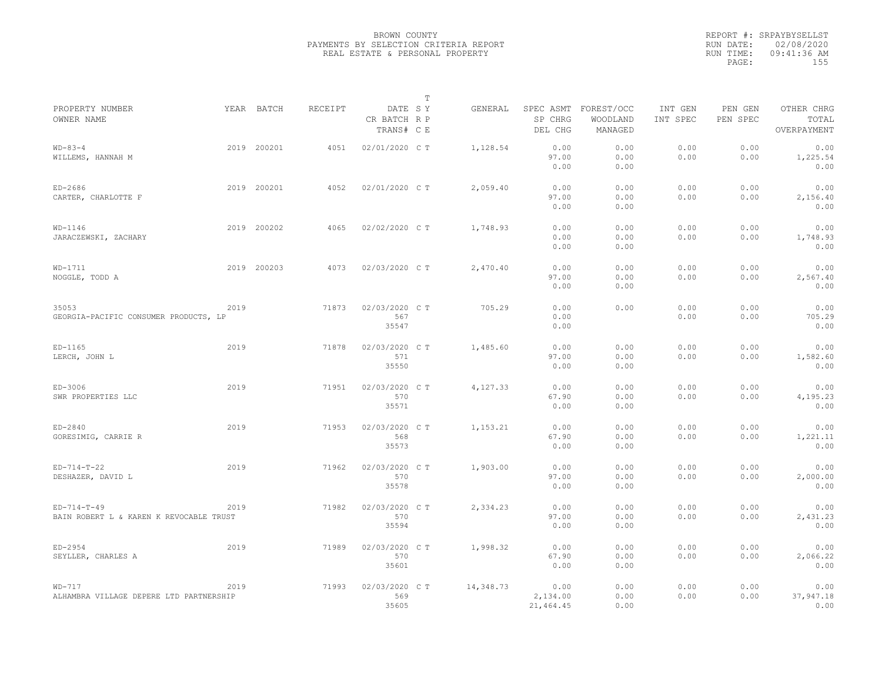BROWN COUNTY
PAYMENTS BY SELECTION CRITERIA REPORT
REAL ESTATE & PERSONAL PROPERTY

REPORT #: SRPAYBYSELLST
RUN DATE: 02/08/2020
RUN TIME: 09:41:36 AM

| PROPERTY NUMBER / OWNER NAME | YEAR | BATCH | RECEIPT | DATE / CR BATCH / TRANS# | T SY RP CE | GENERAL | SPEC ASMT / SP CHRG / DEL CHG | FOREST/OCC / WOODLAND / MANAGED | INT GEN / INT SPEC | PEN GEN / PEN SPEC | OTHER CHRG / TOTAL / OVERPAYMENT |
|---|---|---|---|---|---|---|---|---|---|---|---|
| WD-83-4 / WILLEMS, HANNAH M | 2019 | 200201 | 4051 | 02/01/2020 | C T | 1,128.54 | 0.00 / 97.00 / 0.00 | 0.00 / 0.00 / 0.00 | 0.00 / 0.00 | 0.00 / 0.00 | 0.00 / 1,225.54 / 0.00 |
| ED-2686 / CARTER, CHARLOTTE F | 2019 | 200201 | 4052 | 02/01/2020 | C T | 2,059.40 | 0.00 / 97.00 / 0.00 | 0.00 / 0.00 / 0.00 | 0.00 / 0.00 | 0.00 / 0.00 | 0.00 / 2,156.40 / 0.00 |
| WD-1146 / JARACZEWSKI, ZACHARY | 2019 | 200202 | 4065 | 02/02/2020 | C T | 1,748.93 | 0.00 / 0.00 / 0.00 | 0.00 / 0.00 / 0.00 | 0.00 / 0.00 | 0.00 / 0.00 | 0.00 / 1,748.93 / 0.00 |
| WD-1711 / NOGGLE, TODD A | 2019 | 200203 | 4073 | 02/03/2020 | C T | 2,470.40 | 0.00 / 97.00 / 0.00 | 0.00 / 0.00 / 0.00 | 0.00 / 0.00 | 0.00 / 0.00 | 0.00 / 2,567.40 / 0.00 |
| 35053 / GEORGIA-PACIFIC CONSUMER PRODUCTS, LP | 2019 | | 71873 | 02/03/2020 / 567 / 35547 | C T | 705.29 | 0.00 / 0.00 / 0.00 | 0.00 | 0.00 / 0.00 | 0.00 / 0.00 | 0.00 / 705.29 / 0.00 |
| ED-1165 / LERCH, JOHN L | 2019 | | 71878 | 02/03/2020 / 571 / 35550 | C T | 1,485.60 | 0.00 / 97.00 / 0.00 | 0.00 / 0.00 / 0.00 | 0.00 / 0.00 | 0.00 / 0.00 | 0.00 / 1,582.60 / 0.00 |
| ED-3006 / SWR PROPERTIES LLC | 2019 | | 71951 | 02/03/2020 / 570 / 35571 | C T | 4,127.33 | 0.00 / 67.90 / 0.00 | 0.00 / 0.00 / 0.00 | 0.00 / 0.00 | 0.00 / 0.00 | 0.00 / 4,195.23 / 0.00 |
| ED-2840 / GORESIMIG, CARRIE R | 2019 | | 71953 | 02/03/2020 / 568 / 35573 | C T | 1,153.21 | 0.00 / 67.90 / 0.00 | 0.00 / 0.00 / 0.00 | 0.00 / 0.00 | 0.00 / 0.00 | 0.00 / 1,221.11 / 0.00 |
| ED-714-T-22 / DESHAZER, DAVID L | 2019 | | 71962 | 02/03/2020 / 570 / 35578 | C T | 1,903.00 | 0.00 / 97.00 / 0.00 | 0.00 / 0.00 / 0.00 | 0.00 / 0.00 | 0.00 / 0.00 | 0.00 / 2,000.00 / 0.00 |
| ED-714-T-49 / BAIN ROBERT L & KAREN K REVOCABLE TRUST | 2019 | | 71982 | 02/03/2020 / 570 / 35594 | C T | 2,334.23 | 0.00 / 97.00 / 0.00 | 0.00 / 0.00 / 0.00 | 0.00 / 0.00 | 0.00 / 0.00 | 0.00 / 2,431.23 / 0.00 |
| ED-2954 / SEYLLER, CHARLES A | 2019 | | 71989 | 02/03/2020 / 570 / 35601 | C T | 1,998.32 | 0.00 / 67.90 / 0.00 | 0.00 / 0.00 / 0.00 | 0.00 / 0.00 | 0.00 / 0.00 | 0.00 / 2,066.22 / 0.00 |
| WD-717 / ALHAMBRA VILLAGE DEPERE LTD PARTNERSHIP | 2019 | | 71993 | 02/03/2020 / 569 / 35605 | C T | 14,348.73 | 0.00 / 2,134.00 / 21,464.45 | 0.00 / 0.00 / 0.00 | 0.00 / 0.00 | 0.00 / 0.00 | 0.00 / 37,947.18 / 0.00 |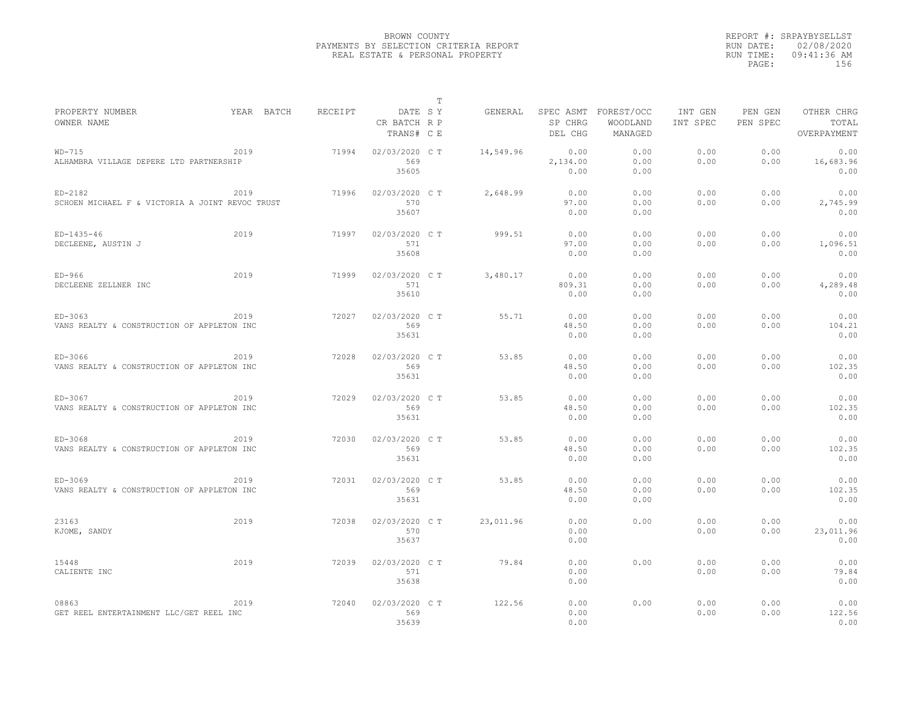BROWN COUNTY
PAYMENTS BY SELECTION CRITERIA REPORT
REAL ESTATE & PERSONAL PROPERTY

REPORT #: SRPAYBYSELLST
RUN DATE: 02/08/2020
RUN TIME: 09:41:36 AM

| PROPERTY NUMBER / OWNER NAME | YEAR | BATCH | RECEIPT | DATE / CR BATCH / TRANS# | T SY RP CE | GENERAL | SPEC ASMT / SP CHRG / DEL CHG | FOREST/OCC / WOODLAND / MANAGED | INT GEN / INT SPEC | PEN GEN / PEN SPEC | OTHER CHRG / TOTAL / OVERPAYMENT |
|---|---|---|---|---|---|---|---|---|---|---|---|
| WD-715 / ALHAMBRA VILLAGE DEPERE LTD PARTNERSHIP | 2019 | | 71994 | 02/03/2020 / 569 / 35605 | C T | 14,549.96 | 0.00 / 2,134.00 / 0.00 | 0.00 / 0.00 / 0.00 | 0.00 / 0.00 | 0.00 / 0.00 | 0.00 / 16,683.96 / 0.00 |
| ED-2182 / SCHOEN MICHAEL F & VICTORIA A JOINT REVOC TRUST | 2019 | | 71996 | 02/03/2020 / 570 / 35607 | C T | 2,648.99 | 0.00 / 97.00 / 0.00 | 0.00 / 0.00 / 0.00 | 0.00 / 0.00 | 0.00 / 0.00 | 0.00 / 2,745.99 / 0.00 |
| ED-1435-46 / DECLEENE, AUSTIN J | 2019 | | 71997 | 02/03/2020 / 571 / 35608 | C T | 999.51 | 0.00 / 97.00 / 0.00 | 0.00 / 0.00 / 0.00 | 0.00 / 0.00 | 0.00 / 0.00 | 0.00 / 1,096.51 / 0.00 |
| ED-966 / DECLEENE ZELLNER INC | 2019 | | 71999 | 02/03/2020 / 571 / 35610 | C T | 3,480.17 | 0.00 / 809.31 / 0.00 | 0.00 / 0.00 / 0.00 | 0.00 / 0.00 | 0.00 / 0.00 | 0.00 / 4,289.48 / 0.00 |
| ED-3063 / VANS REALTY & CONSTRUCTION OF APPLETON INC | 2019 | | 72027 | 02/03/2020 / 569 / 35631 | C T | 55.71 | 0.00 / 48.50 / 0.00 | 0.00 / 0.00 / 0.00 | 0.00 / 0.00 | 0.00 / 0.00 | 0.00 / 104.21 / 0.00 |
| ED-3066 / VANS REALTY & CONSTRUCTION OF APPLETON INC | 2019 | | 72028 | 02/03/2020 / 569 / 35631 | C T | 53.85 | 0.00 / 48.50 / 0.00 | 0.00 / 0.00 / 0.00 | 0.00 / 0.00 | 0.00 / 0.00 | 0.00 / 102.35 / 0.00 |
| ED-3067 / VANS REALTY & CONSTRUCTION OF APPLETON INC | 2019 | | 72029 | 02/03/2020 / 569 / 35631 | C T | 53.85 | 0.00 / 48.50 / 0.00 | 0.00 / 0.00 / 0.00 | 0.00 / 0.00 | 0.00 / 0.00 | 0.00 / 102.35 / 0.00 |
| ED-3068 / VANS REALTY & CONSTRUCTION OF APPLETON INC | 2019 | | 72030 | 02/03/2020 / 569 / 35631 | C T | 53.85 | 0.00 / 48.50 / 0.00 | 0.00 / 0.00 / 0.00 | 0.00 / 0.00 | 0.00 / 0.00 | 0.00 / 102.35 / 0.00 |
| ED-3069 / VANS REALTY & CONSTRUCTION OF APPLETON INC | 2019 | | 72031 | 02/03/2020 / 569 / 35631 | C T | 53.85 | 0.00 / 48.50 / 0.00 | 0.00 / 0.00 / 0.00 | 0.00 / 0.00 | 0.00 / 0.00 | 0.00 / 102.35 / 0.00 |
| 23163 / KJOME, SANDY | 2019 | | 72038 | 02/03/2020 / 570 / 35637 | C T | 23,011.96 | 0.00 / 0.00 / 0.00 | 0.00 | 0.00 / 0.00 | 0.00 / 0.00 | 0.00 / 23,011.96 / 0.00 |
| 15448 / CALIENTE INC | 2019 | | 72039 | 02/03/2020 / 571 / 35638 | C T | 79.84 | 0.00 / 0.00 / 0.00 | 0.00 | 0.00 / 0.00 | 0.00 / 0.00 | 0.00 / 79.84 / 0.00 |
| 08863 / GET REEL ENTERTAINMENT LLC/GET REEL INC | 2019 | | 72040 | 02/03/2020 / 569 / 35639 | C T | 122.56 | 0.00 / 0.00 / 0.00 | 0.00 | 0.00 / 0.00 | 0.00 / 0.00 | 0.00 / 122.56 / 0.00 |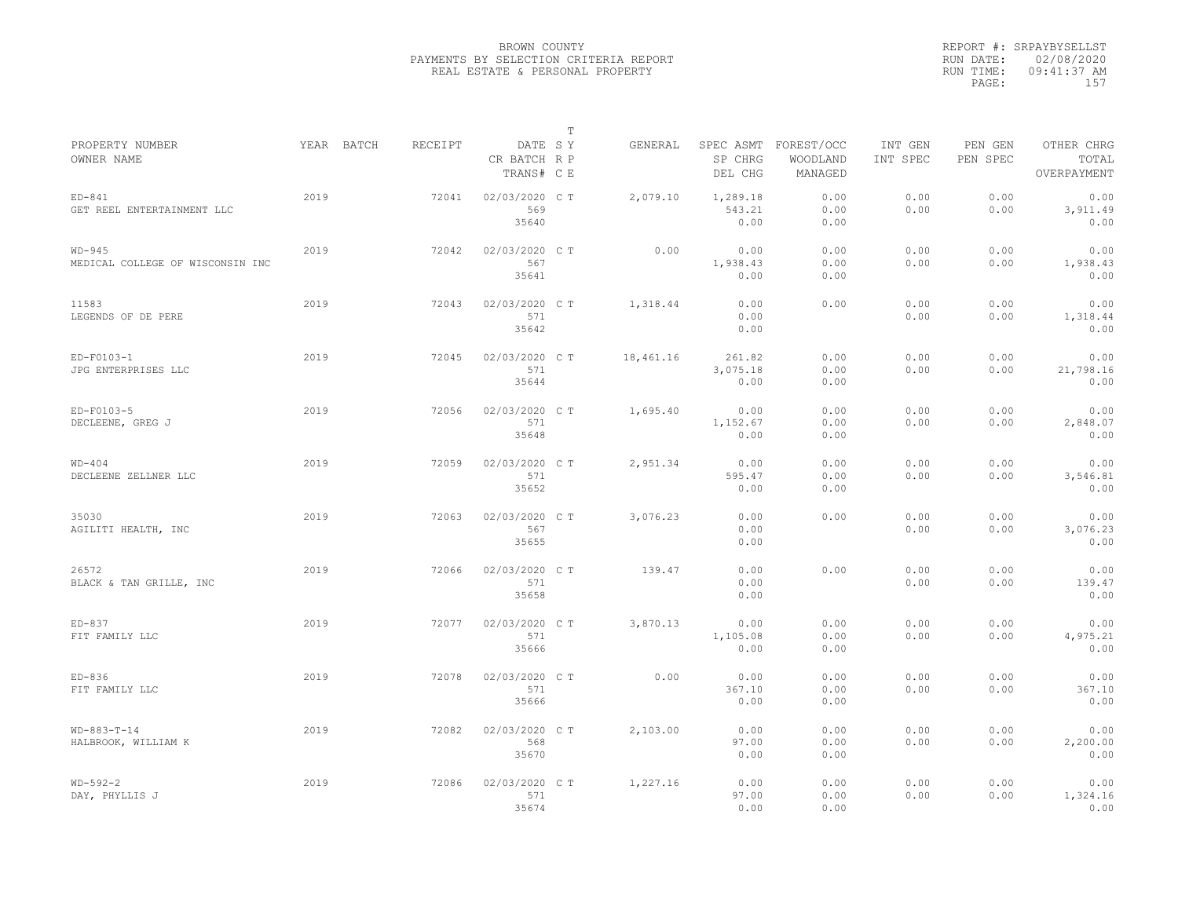BROWN COUNTY
PAYMENTS BY SELECTION CRITERIA REPORT
REAL ESTATE & PERSONAL PROPERTY

REPORT #: SRPAYBYSELLST
RUN DATE: 02/08/2020
RUN TIME: 09:41:37 AM

| PROPERTY NUMBER / OWNER NAME | YEAR | BATCH | RECEIPT | DATE / CR BATCH / TRANS# | T SY RP CE | GENERAL | SPEC ASMT / SP CHRG / DEL CHG | FOREST/OCC / WOODLAND / MANAGED | INT GEN / INT SPEC | PEN GEN / PEN SPEC | OTHER CHRG / TOTAL / OVERPAYMENT |
|---|---|---|---|---|---|---|---|---|---|---|---|
| ED-841 / GET REEL ENTERTAINMENT LLC | 2019 | | 72041 | 02/03/2020 / 569 / 35640 | C T | 2,079.10 | 1,289.18 / 543.21 / 0.00 | 0.00 / 0.00 / 0.00 | 0.00 / 0.00 | 0.00 / 0.00 | 0.00 / 3,911.49 / 0.00 |
| WD-945 / MEDICAL COLLEGE OF WISCONSIN INC | 2019 | | 72042 | 02/03/2020 / 567 / 35641 | C T | 0.00 | 0.00 / 1,938.43 / 0.00 | 0.00 / 0.00 / 0.00 | 0.00 / 0.00 | 0.00 / 0.00 | 0.00 / 1,938.43 / 0.00 |
| 11583 / LEGENDS OF DE PERE | 2019 | | 72043 | 02/03/2020 / 571 / 35642 | C T | 1,318.44 | 0.00 / 0.00 / 0.00 | 0.00 | 0.00 / 0.00 | 0.00 / 0.00 | 0.00 / 1,318.44 / 0.00 |
| ED-F0103-1 / JPG ENTERPRISES LLC | 2019 | | 72045 | 02/03/2020 / 571 / 35644 | C T | 18,461.16 | 261.82 / 3,075.18 / 0.00 | 0.00 / 0.00 / 0.00 | 0.00 / 0.00 | 0.00 / 0.00 | 0.00 / 21,798.16 / 0.00 |
| ED-F0103-5 / DECLEENE, GREG J | 2019 | | 72056 | 02/03/2020 / 571 / 35648 | C T | 1,695.40 | 0.00 / 1,152.67 / 0.00 | 0.00 / 0.00 / 0.00 | 0.00 / 0.00 | 0.00 / 0.00 | 0.00 / 2,848.07 / 0.00 |
| WD-404 / DECLEENE ZELLNER LLC | 2019 | | 72059 | 02/03/2020 / 571 / 35652 | C T | 2,951.34 | 0.00 / 595.47 / 0.00 | 0.00 / 0.00 / 0.00 | 0.00 / 0.00 | 0.00 / 0.00 | 0.00 / 3,546.81 / 0.00 |
| 35030 / AGILITI HEALTH, INC | 2019 | | 72063 | 02/03/2020 / 567 / 35655 | C T | 3,076.23 | 0.00 / 0.00 / 0.00 | 0.00 | 0.00 / 0.00 | 0.00 / 0.00 | 0.00 / 3,076.23 / 0.00 |
| 26572 / BLACK & TAN GRILLE, INC | 2019 | | 72066 | 02/03/2020 / 571 / 35658 | C T | 139.47 | 0.00 / 0.00 / 0.00 | 0.00 | 0.00 / 0.00 | 0.00 / 0.00 | 0.00 / 139.47 / 0.00 |
| ED-837 / FIT FAMILY LLC | 2019 | | 72077 | 02/03/2020 / 571 / 35666 | C T | 3,870.13 | 0.00 / 1,105.08 / 0.00 | 0.00 / 0.00 / 0.00 | 0.00 / 0.00 | 0.00 / 0.00 | 0.00 / 4,975.21 / 0.00 |
| ED-836 / FIT FAMILY LLC | 2019 | | 72078 | 02/03/2020 / 571 / 35666 | C T | 0.00 | 0.00 / 367.10 / 0.00 | 0.00 / 0.00 / 0.00 | 0.00 / 0.00 | 0.00 / 0.00 | 0.00 / 367.10 / 0.00 |
| WD-883-T-14 / HALBROOK, WILLIAM K | 2019 | | 72082 | 02/03/2020 / 568 / 35670 | C T | 2,103.00 | 0.00 / 97.00 / 0.00 | 0.00 / 0.00 / 0.00 | 0.00 / 0.00 | 0.00 / 0.00 | 0.00 / 2,200.00 / 0.00 |
| WD-592-2 / DAY, PHYLLIS J | 2019 | | 72086 | 02/03/2020 / 571 / 35674 | C T | 1,227.16 | 0.00 / 97.00 / 0.00 | 0.00 / 0.00 / 0.00 | 0.00 / 0.00 | 0.00 / 0.00 | 0.00 / 1,324.16 / 0.00 |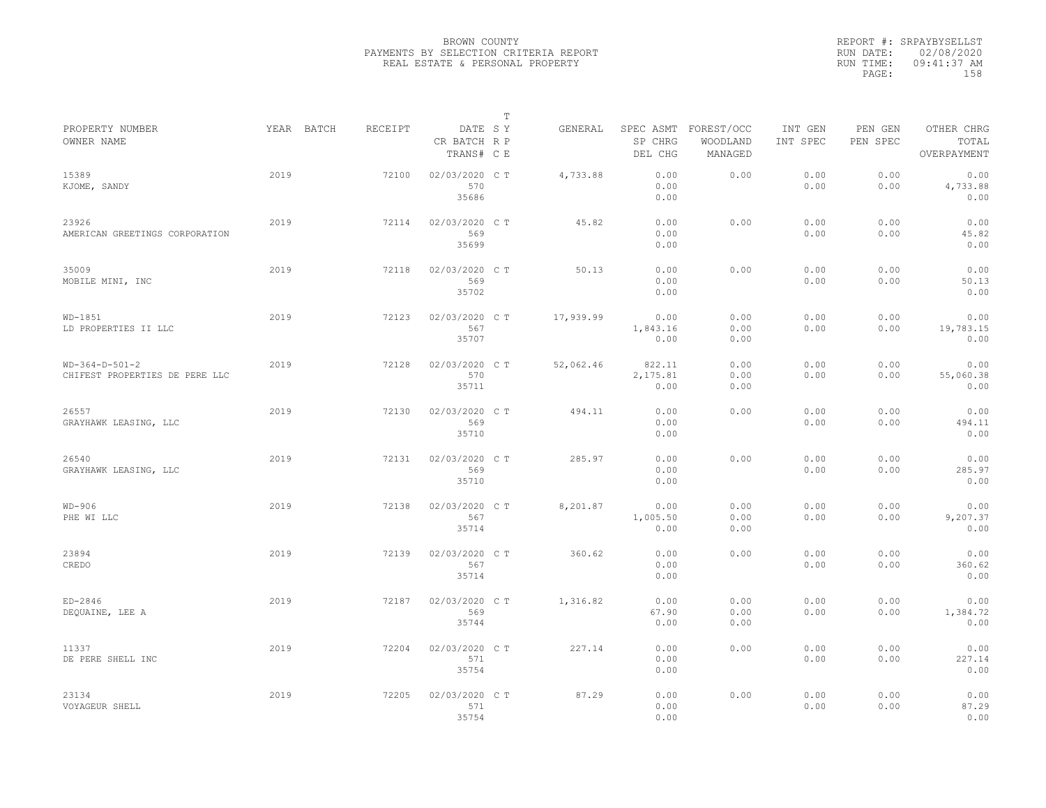BROWN COUNTY
PAYMENTS BY SELECTION CRITERIA REPORT
REAL ESTATE & PERSONAL PROPERTY

REPORT #: SRPAYBYSELLST
RUN DATE: 02/08/2020
RUN TIME: 09:41:37 AM

| PROPERTY NUMBER<br>OWNER NAME | YEAR | BATCH | RECEIPT | DATE<br>CR BATCH<br>TRANS# | T<br>S Y<br>R P<br>C E | GENERAL | SPEC ASMT<br>SP CHRG<br>DEL CHG | FOREST/OCC<br>WOODLAND<br>MANAGED | INT GEN<br>INT SPEC | PEN GEN<br>PEN SPEC | OTHER CHRG<br>TOTAL<br>OVERPAYMENT |
|---|---|---|---|---|---|---|---|---|---|---|---|
| 15389<br>KJOME, SANDY | 2019 | | 72100 | 02/03/2020<br>570<br>35686 | C T | 4,733.88 | 0.00<br>0.00<br>0.00 | 0.00 | 0.00<br>0.00 | 0.00<br>0.00 | 0.00<br>4,733.88<br>0.00 |
| 23926<br>AMERICAN GREETINGS CORPORATION | 2019 | | 72114 | 02/03/2020<br>569<br>35699 | C T | 45.82 | 0.00<br>0.00<br>0.00 | 0.00 | 0.00<br>0.00 | 0.00<br>0.00 | 0.00<br>45.82<br>0.00 |
| 35009<br>MOBILE MINI, INC | 2019 | | 72118 | 02/03/2020<br>569<br>35702 | C T | 50.13 | 0.00<br>0.00<br>0.00 | 0.00 | 0.00<br>0.00 | 0.00<br>0.00 | 0.00<br>50.13<br>0.00 |
| WD-1851<br>LD PROPERTIES II LLC | 2019 | | 72123 | 02/03/2020<br>567<br>35707 | C T | 17,939.99 | 0.00<br>1,843.16<br>0.00 | 0.00<br>0.00<br>0.00 | 0.00<br>0.00 | 0.00<br>0.00 | 0.00<br>19,783.15<br>0.00 |
| WD-364-D-501-2<br>CHIFEST PROPERTIES DE PERE LLC | 2019 | | 72128 | 02/03/2020<br>570<br>35711 | C T | 52,062.46 | 822.11<br>2,175.81<br>0.00 | 0.00<br>0.00<br>0.00 | 0.00<br>0.00 | 0.00<br>0.00 | 0.00<br>55,060.38<br>0.00 |
| 26557<br>GRAYHAWK LEASING, LLC | 2019 | | 72130 | 02/03/2020<br>569<br>35710 | C T | 494.11 | 0.00<br>0.00<br>0.00 | 0.00 | 0.00<br>0.00 | 0.00<br>0.00 | 0.00<br>494.11<br>0.00 |
| 26540<br>GRAYHAWK LEASING, LLC | 2019 | | 72131 | 02/03/2020<br>569<br>35710 | C T | 285.97 | 0.00<br>0.00<br>0.00 | 0.00 | 0.00<br>0.00 | 0.00<br>0.00 | 0.00<br>285.97<br>0.00 |
| WD-906<br>PHE WI LLC | 2019 | | 72138 | 02/03/2020<br>567<br>35714 | C T | 8,201.87 | 0.00<br>1,005.50<br>0.00 | 0.00<br>0.00<br>0.00 | 0.00<br>0.00 | 0.00<br>0.00 | 0.00<br>9,207.37<br>0.00 |
| 23894<br>CREDO | 2019 | | 72139 | 02/03/2020<br>567<br>35714 | C T | 360.62 | 0.00<br>0.00<br>0.00 | 0.00 | 0.00<br>0.00 | 0.00<br>0.00 | 0.00<br>360.62<br>0.00 |
| ED-2846<br>DEQUAINE, LEE A | 2019 | | 72187 | 02/03/2020<br>569<br>35744 | C T | 1,316.82 | 0.00<br>67.90<br>0.00 | 0.00<br>0.00<br>0.00 | 0.00<br>0.00 | 0.00<br>0.00 | 0.00<br>1,384.72<br>0.00 |
| 11337<br>DE PERE SHELL INC | 2019 | | 72204 | 02/03/2020<br>571<br>35754 | C T | 227.14 | 0.00<br>0.00<br>0.00 | 0.00 | 0.00<br>0.00 | 0.00<br>0.00 | 0.00<br>227.14<br>0.00 |
| 23134<br>VOYAGEUR SHELL | 2019 | | 72205 | 02/03/2020<br>571<br>35754 | C T | 87.29 | 0.00<br>0.00<br>0.00 | 0.00 | 0.00<br>0.00 | 0.00<br>0.00 | 0.00<br>87.29<br>0.00 |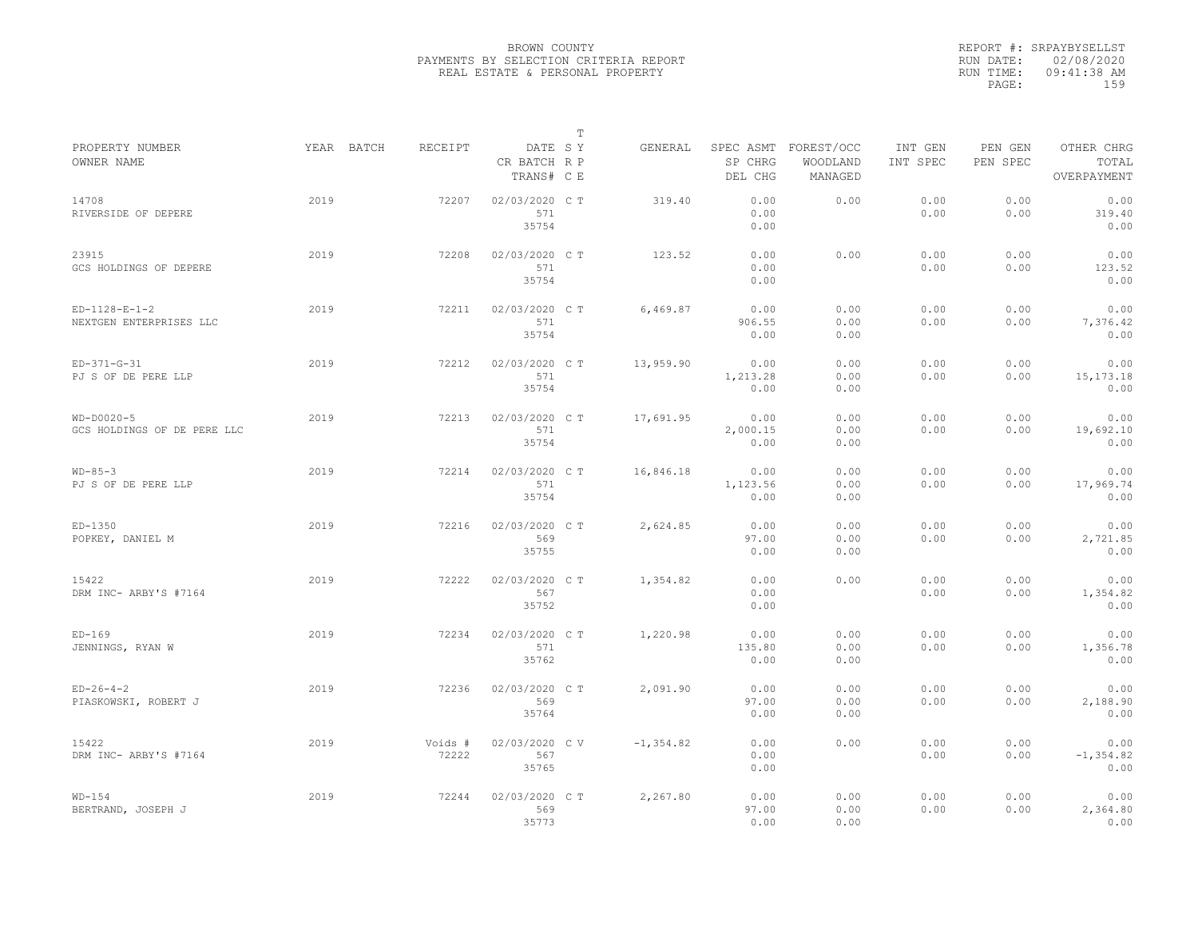BROWN COUNTY
PAYMENTS BY SELECTION CRITERIA REPORT
REAL ESTATE & PERSONAL PROPERTY

REPORT #: SRPAYBYSELLST
RUN DATE: 02/08/2020
RUN TIME: 09:41:38 AM

| PROPERTY NUMBER / OWNER NAME | YEAR | BATCH | RECEIPT | DATE / CR BATCH / TRANS# | T S R C | T Y P E | GENERAL | SPEC ASMT / SP CHRG / DEL CHG | FOREST/OCC / WOODLAND / MANAGED | INT GEN / INT SPEC | PEN GEN / PEN SPEC | OTHER CHRG / TOTAL / OVERPAYMENT |
|---|---|---|---|---|---|---|---|---|---|---|---|---|
| 14708 RIVERSIDE OF DEPERE | 2019 | | 72207 | 02/03/2020 571 35754 | C | T | 319.40 | 0.00 0.00 0.00 | 0.00 | 0.00 0.00 | 0.00 0.00 | 0.00 319.40 0.00 |
| 23915 GCS HOLDINGS OF DEPERE | 2019 | | 72208 | 02/03/2020 571 35754 | C | T | 123.52 | 0.00 0.00 0.00 | 0.00 | 0.00 0.00 | 0.00 0.00 | 0.00 123.52 0.00 |
| ED-1128-E-1-2 NEXTGEN ENTERPRISES LLC | 2019 | | 72211 | 02/03/2020 571 35754 | C | T | 6,469.87 | 0.00 906.55 0.00 | 0.00 0.00 0.00 | 0.00 0.00 | 0.00 0.00 | 0.00 7,376.42 0.00 |
| ED-371-G-31 PJ S OF DE PERE LLP | 2019 | | 72212 | 02/03/2020 571 35754 | C | T | 13,959.90 | 0.00 1,213.28 0.00 | 0.00 0.00 0.00 | 0.00 0.00 | 0.00 0.00 | 0.00 15,173.18 0.00 |
| WD-D0020-5 GCS HOLDINGS OF DE PERE LLC | 2019 | | 72213 | 02/03/2020 571 35754 | C | T | 17,691.95 | 0.00 2,000.15 0.00 | 0.00 0.00 0.00 | 0.00 0.00 | 0.00 0.00 | 0.00 19,692.10 0.00 |
| WD-85-3 PJ S OF DE PERE LLP | 2019 | | 72214 | 02/03/2020 571 35754 | C | T | 16,846.18 | 0.00 1,123.56 0.00 | 0.00 0.00 0.00 | 0.00 0.00 | 0.00 0.00 | 0.00 17,969.74 0.00 |
| ED-1350 POPKEY, DANIEL M | 2019 | | 72216 | 02/03/2020 569 35755 | C | T | 2,624.85 | 0.00 97.00 0.00 | 0.00 0.00 0.00 | 0.00 0.00 | 0.00 0.00 | 0.00 2,721.85 0.00 |
| 15422 DRM INC- ARBY'S #7164 | 2019 | | 72222 | 02/03/2020 567 35752 | C | T | 1,354.82 | 0.00 0.00 0.00 | 0.00 | 0.00 0.00 | 0.00 0.00 | 0.00 1,354.82 0.00 |
| ED-169 JENNINGS, RYAN W | 2019 | | 72234 | 02/03/2020 571 35762 | C | T | 1,220.98 | 0.00 135.80 0.00 | 0.00 0.00 0.00 | 0.00 0.00 | 0.00 0.00 | 0.00 1,356.78 0.00 |
| ED-26-4-2 PIASKOWSKI, ROBERT J | 2019 | | 72236 | 02/03/2020 569 35764 | C | T | 2,091.90 | 0.00 97.00 0.00 | 0.00 0.00 0.00 | 0.00 0.00 | 0.00 0.00 | 0.00 2,188.90 0.00 |
| 15422 DRM INC- ARBY'S #7164 | 2019 | | Voids # 72222 | 02/03/2020 567 35765 | C | V | -1,354.82 | 0.00 0.00 0.00 | 0.00 | 0.00 0.00 | 0.00 0.00 | 0.00 -1,354.82 0.00 |
| WD-154 BERTRAND, JOSEPH J | 2019 | | 72244 | 02/03/2020 569 35773 | C | T | 2,267.80 | 0.00 97.00 0.00 | 0.00 0.00 0.00 | 0.00 0.00 | 0.00 0.00 | 0.00 2,364.80 0.00 |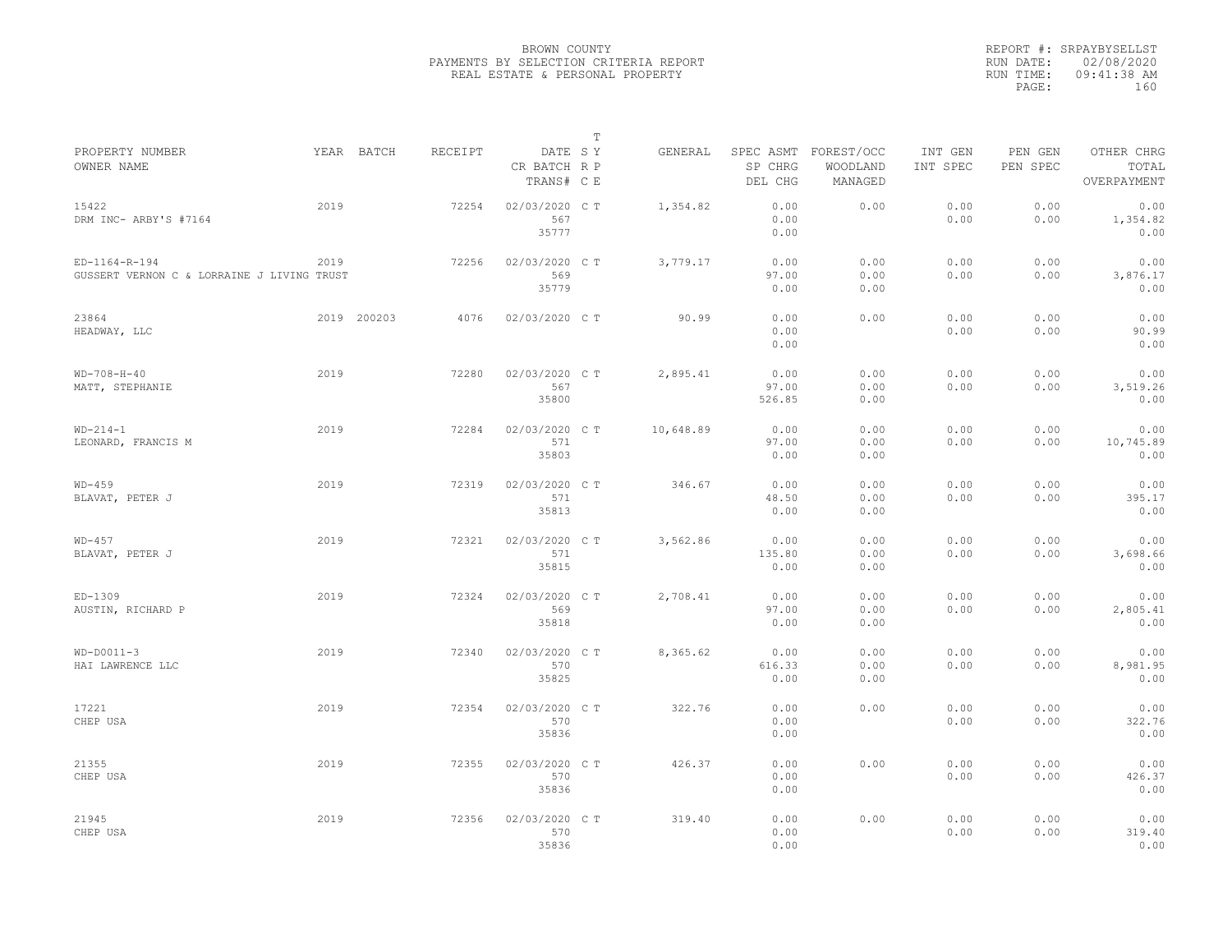BROWN COUNTY
PAYMENTS BY SELECTION CRITERIA REPORT
REAL ESTATE & PERSONAL PROPERTY

REPORT #: SRPAYBYSELLST
RUN DATE: 02/08/2020
RUN TIME: 09:41:38 AM

| PROPERTY NUMBER / OWNER NAME | YEAR | BATCH | RECEIPT | DATE / CR BATCH / TRANS# | T SY RP CE | GENERAL | SPEC ASMT / SP CHRG / DEL CHG | FOREST/OCC / WOODLAND / MANAGED | INT GEN / INT SPEC | PEN GEN / PEN SPEC | OTHER CHRG / TOTAL / OVERPAYMENT |
|---|---|---|---|---|---|---|---|---|---|---|---|
| 15422<br>DRM INC- ARBY'S #7164 | 2019 | | 72254 | 02/03/2020<br>567<br>35777 | C T | 1,354.82 | 0.00<br>0.00<br>0.00 | 0.00 | 0.00<br>0.00 | 0.00<br>0.00 | 0.00<br>1,354.82<br>0.00 |
| ED-1164-R-194<br>GUSSERT VERNON C & LORRAINE J LIVING TRUST | 2019 | | 72256 | 02/03/2020<br>569<br>35779 | C T | 3,779.17 | 0.00<br>97.00<br>0.00 | 0.00<br>0.00<br>0.00 | 0.00<br>0.00 | 0.00<br>0.00 | 0.00<br>3,876.17<br>0.00 |
| 23864<br>HEADWAY, LLC | 2019 | 200203 | 4076 | 02/03/2020 | C T | 90.99 | 0.00<br>0.00<br>0.00 | 0.00 | 0.00<br>0.00 | 0.00<br>0.00 | 0.00<br>90.99<br>0.00 |
| WD-708-H-40<br>MATT, STEPHANIE | 2019 | | 72280 | 02/03/2020<br>567<br>35800 | C T | 2,895.41 | 0.00<br>97.00<br>526.85 | 0.00<br>0.00<br>0.00 | 0.00<br>0.00 | 0.00<br>0.00 | 0.00<br>3,519.26<br>0.00 |
| WD-214-1<br>LEONARD, FRANCIS M | 2019 | | 72284 | 02/03/2020<br>571<br>35803 | C T | 10,648.89 | 0.00<br>97.00<br>0.00 | 0.00<br>0.00<br>0.00 | 0.00<br>0.00 | 0.00<br>0.00 | 0.00<br>10,745.89<br>0.00 |
| WD-459<br>BLAVAT, PETER J | 2019 | | 72319 | 02/03/2020<br>571<br>35813 | C T | 346.67 | 0.00<br>48.50<br>0.00 | 0.00<br>0.00<br>0.00 | 0.00<br>0.00 | 0.00<br>0.00 | 0.00<br>395.17<br>0.00 |
| WD-457<br>BLAVAT, PETER J | 2019 | | 72321 | 02/03/2020<br>571<br>35815 | C T | 3,562.86 | 0.00<br>135.80<br>0.00 | 0.00<br>0.00<br>0.00 | 0.00<br>0.00 | 0.00<br>0.00 | 0.00<br>3,698.66<br>0.00 |
| ED-1309<br>AUSTIN, RICHARD P | 2019 | | 72324 | 02/03/2020<br>569<br>35818 | C T | 2,708.41 | 0.00<br>97.00<br>0.00 | 0.00<br>0.00<br>0.00 | 0.00<br>0.00 | 0.00<br>0.00 | 0.00<br>2,805.41<br>0.00 |
| WD-D0011-3<br>HAI LAWRENCE LLC | 2019 | | 72340 | 02/03/2020<br>570<br>35825 | C T | 8,365.62 | 0.00<br>616.33<br>0.00 | 0.00<br>0.00<br>0.00 | 0.00<br>0.00 | 0.00<br>0.00 | 0.00<br>8,981.95<br>0.00 |
| 17221<br>CHEP USA | 2019 | | 72354 | 02/03/2020<br>570<br>35836 | C T | 322.76 | 0.00<br>0.00<br>0.00 | 0.00 | 0.00<br>0.00 | 0.00<br>0.00 | 0.00<br>322.76<br>0.00 |
| 21355<br>CHEP USA | 2019 | | 72355 | 02/03/2020<br>570<br>35836 | C T | 426.37 | 0.00<br>0.00<br>0.00 | 0.00 | 0.00<br>0.00 | 0.00<br>0.00 | 0.00<br>426.37<br>0.00 |
| 21945<br>CHEP USA | 2019 | | 72356 | 02/03/2020<br>570<br>35836 | C T | 319.40 | 0.00<br>0.00<br>0.00 | 0.00 | 0.00<br>0.00 | 0.00<br>0.00 | 0.00<br>319.40<br>0.00 |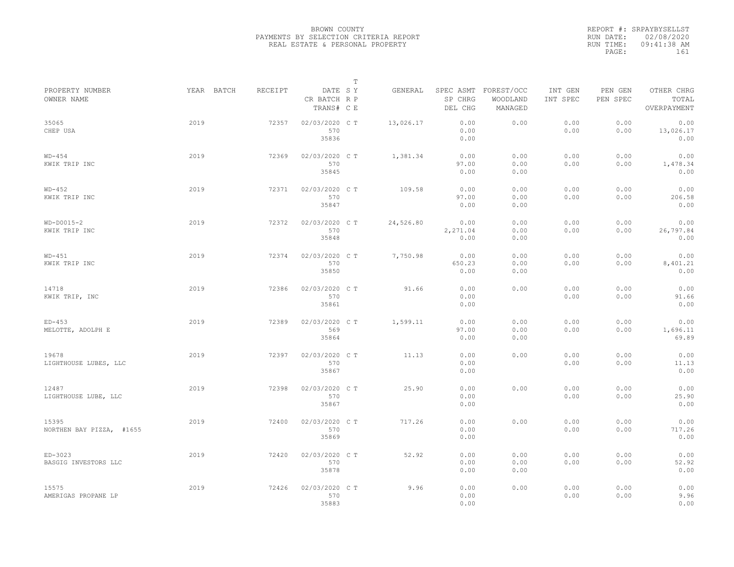BROWN COUNTY
PAYMENTS BY SELECTION CRITERIA REPORT
REAL ESTATE & PERSONAL PROPERTY

REPORT #: SRPAYBYSELLST
RUN DATE: 02/08/2020
RUN TIME: 09:41:38 AM

| PROPERTY NUMBER / OWNER NAME | YEAR | BATCH | RECEIPT | DATE / CR BATCH / TRANS# | T S Y / R P / C E | GENERAL | SPEC ASMT / SP CHRG / DEL CHG | FOREST/OCC / WOODLAND / MANAGED | INT GEN / INT SPEC | PEN GEN / PEN SPEC | OTHER CHRG / TOTAL / OVERPAYMENT |
|---|---|---|---|---|---|---|---|---|---|---|---|
| 35065 CHEP USA | 2019 | | 72357 | 02/03/2020 570 35836 | C T | 13,026.17 | 0.00 0.00 0.00 | 0.00 | 0.00 0.00 | 0.00 0.00 | 0.00 13,026.17 0.00 |
| WD-454 KWIK TRIP INC | 2019 | | 72369 | 02/03/2020 570 35845 | C T | 1,381.34 | 0.00 97.00 0.00 | 0.00 0.00 0.00 | 0.00 0.00 | 0.00 0.00 | 0.00 1,478.34 0.00 |
| WD-452 KWIK TRIP INC | 2019 | | 72371 | 02/03/2020 570 35847 | C T | 109.58 | 0.00 97.00 0.00 | 0.00 0.00 0.00 | 0.00 0.00 | 0.00 0.00 | 0.00 206.58 0.00 |
| WD-D0015-2 KWIK TRIP INC | 2019 | | 72372 | 02/03/2020 570 35848 | C T | 24,526.80 | 0.00 2,271.04 0.00 | 0.00 0.00 0.00 | 0.00 0.00 | 0.00 0.00 | 0.00 26,797.84 0.00 |
| WD-451 KWIK TRIP INC | 2019 | | 72374 | 02/03/2020 570 35850 | C T | 7,750.98 | 0.00 650.23 0.00 | 0.00 0.00 0.00 | 0.00 0.00 | 0.00 0.00 | 0.00 8,401.21 0.00 |
| 14718 KWIK TRIP, INC | 2019 | | 72386 | 02/03/2020 570 35861 | C T | 91.66 | 0.00 0.00 0.00 | 0.00 | 0.00 0.00 | 0.00 0.00 | 0.00 91.66 0.00 |
| ED-453 MELOTTE, ADOLPH E | 2019 | | 72389 | 02/03/2020 569 35864 | C T | 1,599.11 | 0.00 97.00 0.00 | 0.00 0.00 0.00 | 0.00 0.00 | 0.00 0.00 | 0.00 1,696.11 69.89 |
| 19678 LIGHTHOUSE LUBES, LLC | 2019 | | 72397 | 02/03/2020 570 35867 | C T | 11.13 | 0.00 0.00 0.00 | 0.00 | 0.00 0.00 | 0.00 0.00 | 0.00 11.13 0.00 |
| 12487 LIGHTHOUSE LUBE, LLC | 2019 | | 72398 | 02/03/2020 570 35867 | C T | 25.90 | 0.00 0.00 0.00 | 0.00 | 0.00 0.00 | 0.00 0.00 | 0.00 25.90 0.00 |
| 15395 NORTHEN BAY PIZZA, #1655 | 2019 | | 72400 | 02/03/2020 570 35869 | C T | 717.26 | 0.00 0.00 0.00 | 0.00 | 0.00 0.00 | 0.00 0.00 | 0.00 717.26 0.00 |
| ED-3023 BASGIG INVESTORS LLC | 2019 | | 72420 | 02/03/2020 570 35878 | C T | 52.92 | 0.00 0.00 0.00 | 0.00 0.00 0.00 | 0.00 0.00 | 0.00 0.00 | 0.00 52.92 0.00 |
| 15575 AMERIGAS PROPANE LP | 2019 | | 72426 | 02/03/2020 570 35883 | C T | 9.96 | 0.00 0.00 0.00 | 0.00 | 0.00 0.00 | 0.00 0.00 | 0.00 9.96 0.00 |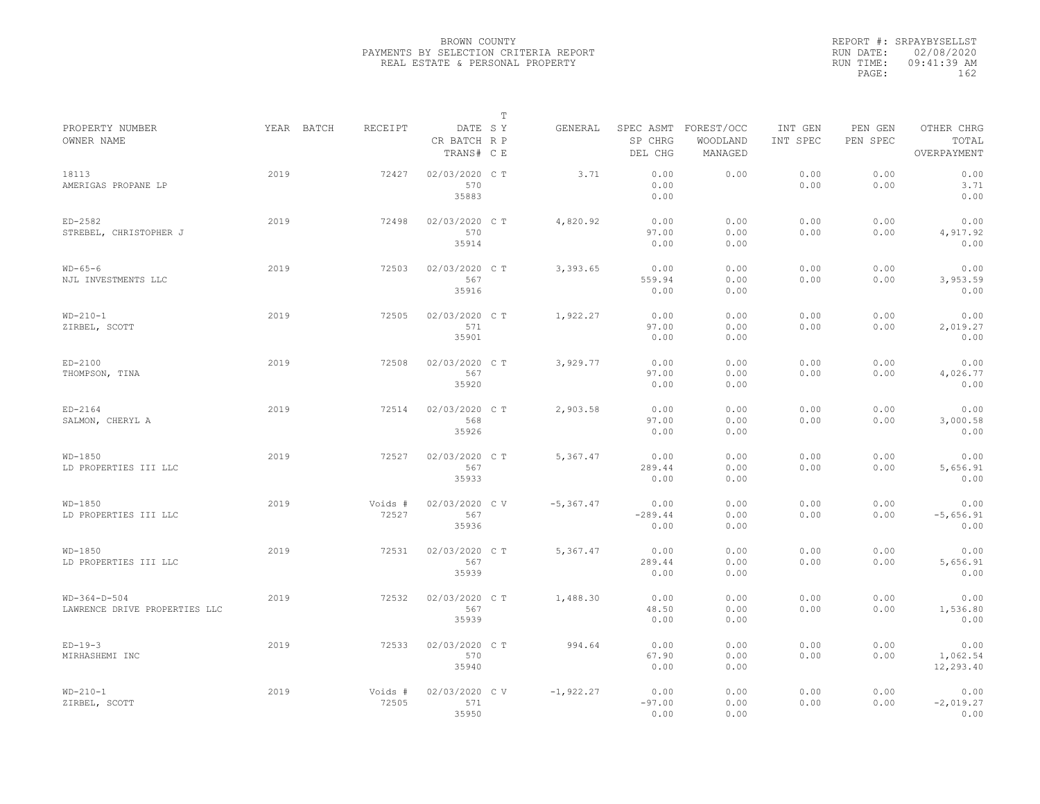BROWN COUNTY
PAYMENTS BY SELECTION CRITERIA REPORT
REAL ESTATE & PERSONAL PROPERTY

REPORT #: SRPAYBYSELLST
RUN DATE: 02/08/2020
RUN TIME: 09:41:39 AM

| PROPERTY NUMBER<br>OWNER NAME | YEAR | BATCH | RECEIPT | DATE<br>CR BATCH<br>TRANS# | T S Y<br>R P<br>C E | GENERAL | SPEC ASMT<br>SP CHRG<br>DEL CHG | FOREST/OCC<br>WOODLAND<br>MANAGED | INT GEN<br>INT SPEC | PEN GEN<br>PEN SPEC | OTHER CHRG<br>TOTAL<br>OVERPAYMENT |
|---|---|---|---|---|---|---|---|---|---|---|---|
| 18113<br>AMERIGAS PROPANE LP | 2019 | | 72427 | 02/03/2020<br>570<br>35883 | C T | 3.71 | 0.00<br>0.00<br>0.00 | 0.00 | 0.00<br>0.00 | 0.00<br>0.00 | 0.00<br>3.71<br>0.00 |
| ED-2582<br>STREBEL, CHRISTOPHER J | 2019 | | 72498 | 02/03/2020<br>570<br>35914 | C T | 4,820.92 | 0.00<br>97.00<br>0.00 | 0.00<br>0.00<br>0.00 | 0.00<br>0.00 | 0.00<br>0.00 | 0.00<br>4,917.92<br>0.00 |
| WD-65-6<br>NJL INVESTMENTS LLC | 2019 | | 72503 | 02/03/2020<br>567<br>35916 | C T | 3,393.65 | 0.00<br>559.94<br>0.00 | 0.00<br>0.00<br>0.00 | 0.00<br>0.00 | 0.00<br>0.00 | 0.00<br>3,953.59<br>0.00 |
| WD-210-1<br>ZIRBEL, SCOTT | 2019 | | 72505 | 02/03/2020<br>571<br>35901 | C T | 1,922.27 | 0.00<br>97.00<br>0.00 | 0.00<br>0.00<br>0.00 | 0.00<br>0.00 | 0.00<br>0.00 | 0.00<br>2,019.27<br>0.00 |
| ED-2100<br>THOMPSON, TINA | 2019 | | 72508 | 02/03/2020<br>567<br>35920 | C T | 3,929.77 | 0.00<br>97.00<br>0.00 | 0.00<br>0.00<br>0.00 | 0.00<br>0.00 | 0.00<br>0.00 | 0.00<br>4,026.77<br>0.00 |
| ED-2164<br>SALMON, CHERYL A | 2019 | | 72514 | 02/03/2020<br>568<br>35926 | C T | 2,903.58 | 0.00<br>97.00<br>0.00 | 0.00<br>0.00<br>0.00 | 0.00<br>0.00 | 0.00<br>0.00 | 0.00<br>3,000.58<br>0.00 |
| WD-1850<br>LD PROPERTIES III LLC | 2019 | | 72527 | 02/03/2020<br>567<br>35933 | C T | 5,367.47 | 0.00<br>289.44<br>0.00 | 0.00<br>0.00<br>0.00 | 0.00<br>0.00 | 0.00<br>0.00 | 0.00<br>5,656.91<br>0.00 |
| WD-1850<br>LD PROPERTIES III LLC | 2019 | | Voids #<br>72527 | 02/03/2020<br>567<br>35936 | C V | -5,367.47 | 0.00<br>-289.44<br>0.00 | 0.00<br>0.00<br>0.00 | 0.00<br>0.00 | 0.00<br>0.00 | 0.00<br>-5,656.91<br>0.00 |
| WD-1850<br>LD PROPERTIES III LLC | 2019 | | 72531 | 02/03/2020<br>567<br>35939 | C T | 5,367.47 | 0.00<br>289.44<br>0.00 | 0.00<br>0.00<br>0.00 | 0.00<br>0.00 | 0.00<br>0.00 | 0.00<br>5,656.91<br>0.00 |
| WD-364-D-504<br>LAWRENCE DRIVE PROPERTIES LLC | 2019 | | 72532 | 02/03/2020<br>567<br>35939 | C T | 1,488.30 | 0.00<br>48.50<br>0.00 | 0.00<br>0.00<br>0.00 | 0.00<br>0.00 | 0.00<br>0.00 | 0.00<br>1,536.80<br>0.00 |
| ED-19-3<br>MIRHASHEMI INC | 2019 | | 72533 | 02/03/2020<br>570<br>35940 | C T | 994.64 | 0.00<br>67.90<br>0.00 | 0.00<br>0.00<br>0.00 | 0.00<br>0.00 | 0.00<br>0.00 | 0.00<br>1,062.54<br>12,293.40 |
| WD-210-1<br>ZIRBEL, SCOTT | 2019 | | Voids #<br>72505 | 02/03/2020<br>571<br>35950 | C V | -1,922.27 | 0.00<br>-97.00<br>0.00 | 0.00<br>0.00<br>0.00 | 0.00<br>0.00 | 0.00<br>0.00 | 0.00<br>-2,019.27<br>0.00 |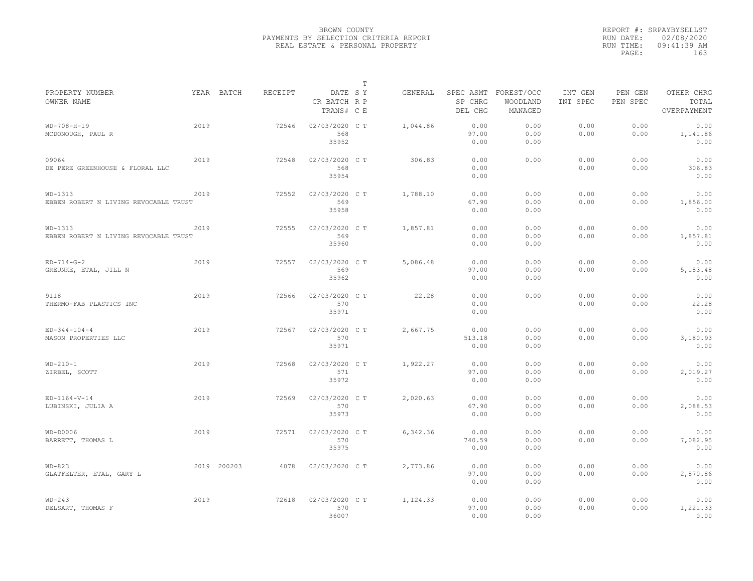BROWN COUNTY
PAYMENTS BY SELECTION CRITERIA REPORT
REAL ESTATE & PERSONAL PROPERTY

REPORT #: SRPAYBYSELLST
RUN DATE: 02/08/2020
RUN TIME: 09:41:39 AM

| PROPERTY NUMBER / OWNER NAME | YEAR | BATCH | RECEIPT | DATE / CR BATCH / TRANS# | T S Y R P C E | GENERAL | SPEC ASMT / SP CHRG / DEL CHG | FOREST/OCC / WOODLAND / MANAGED | INT GEN / INT SPEC | PEN GEN / PEN SPEC | OTHER CHRG / TOTAL / OVERPAYMENT |
|---|---|---|---|---|---|---|---|---|---|---|---|
| WD-708-H-19 / MCDONOUGH, PAUL R | 2019 | | 72546 | 02/03/2020 / 568 / 35952 | C T | 1,044.86 | 0.00 / 97.00 / 0.00 | 0.00 / 0.00 / 0.00 | 0.00 / 0.00 | 0.00 / 0.00 | 0.00 / 1,141.86 / 0.00 |
| 09064 / DE PERE GREENHOUSE & FLORAL LLC | 2019 | | 72548 | 02/03/2020 / 568 / 35954 | C T | 306.83 | 0.00 / 0.00 / 0.00 | 0.00 | 0.00 / 0.00 | 0.00 / 0.00 | 0.00 / 306.83 / 0.00 |
| WD-1313 / EBBEN ROBERT N LIVING REVOCABLE TRUST | 2019 | | 72552 | 02/03/2020 / 569 / 35958 | C T | 1,788.10 | 0.00 / 67.90 / 0.00 | 0.00 / 0.00 / 0.00 | 0.00 / 0.00 | 0.00 / 0.00 | 0.00 / 1,856.00 / 0.00 |
| WD-1313 / EBBEN ROBERT N LIVING REVOCABLE TRUST | 2019 | | 72555 | 02/03/2020 / 569 / 35960 | C T | 1,857.81 | 0.00 / 0.00 / 0.00 | 0.00 / 0.00 / 0.00 | 0.00 / 0.00 | 0.00 / 0.00 | 0.00 / 1,857.81 / 0.00 |
| ED-714-G-2 / GREUNKE, ETAL, JILL N | 2019 | | 72557 | 02/03/2020 / 569 / 35962 | C T | 5,086.48 | 0.00 / 97.00 / 0.00 | 0.00 / 0.00 / 0.00 | 0.00 / 0.00 | 0.00 / 0.00 | 0.00 / 5,183.48 / 0.00 |
| 9118 / THERMO-FAB PLASTICS INC | 2019 | | 72566 | 02/03/2020 / 570 / 35971 | C T | 22.28 | 0.00 / 0.00 / 0.00 | 0.00 | 0.00 / 0.00 | 0.00 / 0.00 | 0.00 / 22.28 / 0.00 |
| ED-344-104-4 / MASON PROPERTIES LLC | 2019 | | 72567 | 02/03/2020 / 570 / 35971 | C T | 2,667.75 | 0.00 / 513.18 / 0.00 | 0.00 / 0.00 / 0.00 | 0.00 / 0.00 | 0.00 / 0.00 | 0.00 / 3,180.93 / 0.00 |
| WD-210-1 / ZIRBEL, SCOTT | 2019 | | 72568 | 02/03/2020 / 571 / 35972 | C T | 1,922.27 | 0.00 / 97.00 / 0.00 | 0.00 / 0.00 / 0.00 | 0.00 / 0.00 | 0.00 / 0.00 | 0.00 / 2,019.27 / 0.00 |
| ED-1164-V-14 / LUBINSKI, JULIA A | 2019 | | 72569 | 02/03/2020 / 570 / 35973 | C T | 2,020.63 | 0.00 / 67.90 / 0.00 | 0.00 / 0.00 / 0.00 | 0.00 / 0.00 | 0.00 / 0.00 | 0.00 / 2,088.53 / 0.00 |
| WD-D0006 / BARRETT, THOMAS L | 2019 | | 72571 | 02/03/2020 / 570 / 35975 | C T | 6,342.36 | 0.00 / 740.59 / 0.00 | 0.00 / 0.00 / 0.00 | 0.00 / 0.00 | 0.00 / 0.00 | 0.00 / 7,082.95 / 0.00 |
| WD-823 / GLATFELTER, ETAL, GARY L | 2019 | 200203 | 4078 | 02/03/2020 | C T | 2,773.86 | 0.00 / 97.00 / 0.00 | 0.00 / 0.00 / 0.00 | 0.00 / 0.00 | 0.00 / 0.00 | 0.00 / 2,870.86 / 0.00 |
| WD-243 / DELSART, THOMAS F | 2019 | | 72618 | 02/03/2020 / 570 / 36007 | C T | 1,124.33 | 0.00 / 97.00 / 0.00 | 0.00 / 0.00 / 0.00 | 0.00 / 0.00 | 0.00 / 0.00 | 0.00 / 1,221.33 / 0.00 |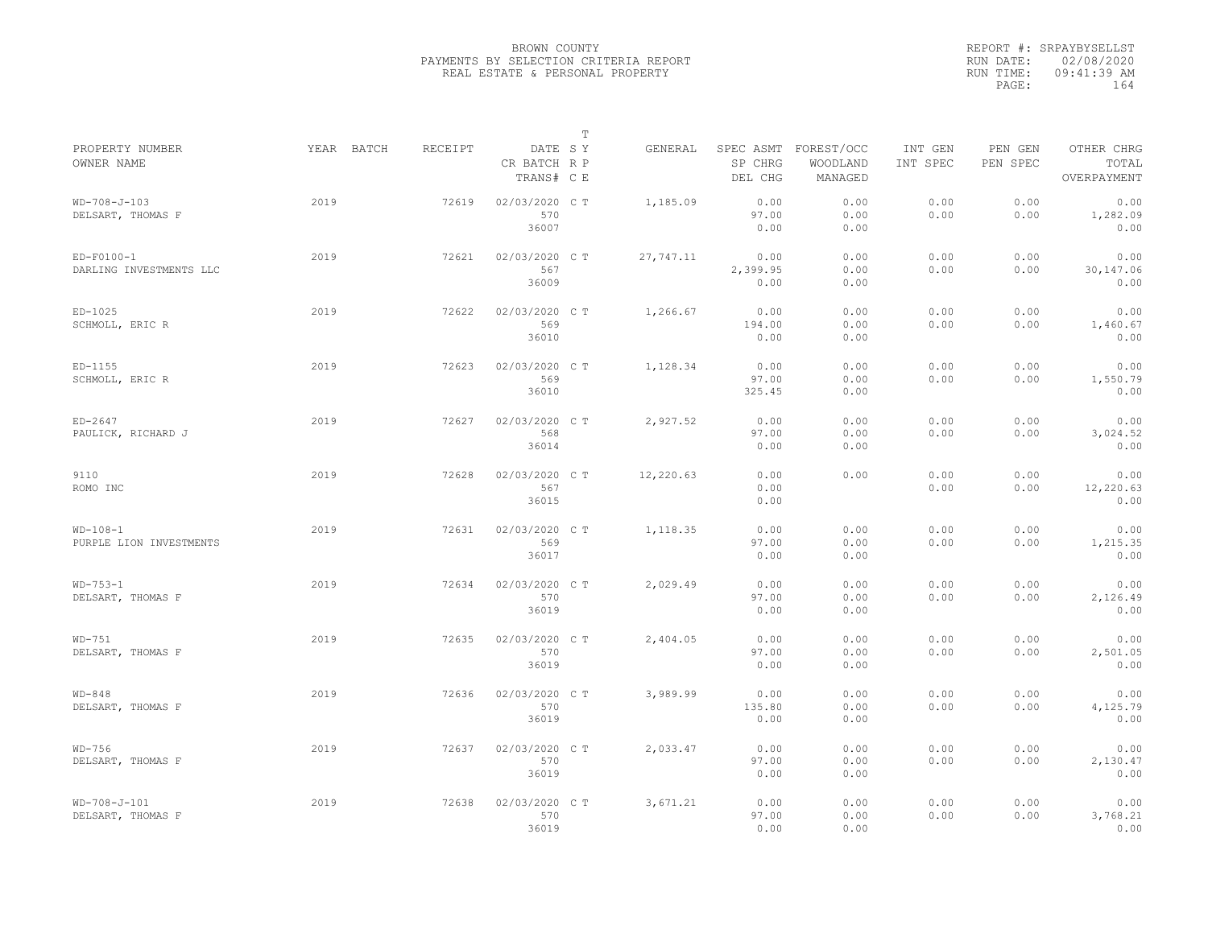BROWN COUNTY
PAYMENTS BY SELECTION CRITERIA REPORT
REAL ESTATE & PERSONAL PROPERTY

REPORT #: SRPAYBYSELLST
RUN DATE: 02/08/2020
RUN TIME: 09:41:39 AM
PAGE: 164

| PROPERTY NUMBER<br>OWNER NAME | YEAR | BATCH | RECEIPT | DATE<br>CR BATCH<br>TRANS# | T<br>S Y<br>R P<br>C E | GENERAL | SPEC ASMT<br>SP CHRG<br>DEL CHG | FOREST/OCC<br>WOODLAND<br>MANAGED | INT GEN<br>INT SPEC | PEN GEN<br>PEN SPEC | OTHER CHRG<br>TOTAL<br>OVERPAYMENT |
|---|---|---|---|---|---|---|---|---|---|---|---|
| WD-708-J-103<br>DELSART, THOMAS F | 2019 | | 72619 | 02/03/2020<br>570<br>36007 | C T | 1,185.09 | 0.00<br>97.00<br>0.00 | 0.00<br>0.00<br>0.00 | 0.00<br>0.00 | 0.00<br>0.00 | 0.00<br>1,282.09<br>0.00 |
| ED-F0100-1<br>DARLING INVESTMENTS LLC | 2019 | | 72621 | 02/03/2020<br>567<br>36009 | C T | 27,747.11 | 0.00<br>2,399.95<br>0.00 | 0.00<br>0.00<br>0.00 | 0.00<br>0.00 | 0.00<br>0.00 | 0.00<br>30,147.06<br>0.00 |
| ED-1025<br>SCHMOLL, ERIC R | 2019 | | 72622 | 02/03/2020<br>569<br>36010 | C T | 1,266.67 | 0.00<br>194.00<br>0.00 | 0.00<br>0.00<br>0.00 | 0.00<br>0.00 | 0.00<br>0.00 | 0.00<br>1,460.67<br>0.00 |
| ED-1155<br>SCHMOLL, ERIC R | 2019 | | 72623 | 02/03/2020<br>569<br>36010 | C T | 1,128.34 | 0.00<br>97.00<br>325.45 | 0.00<br>0.00<br>0.00 | 0.00<br>0.00 | 0.00<br>0.00 | 0.00<br>1,550.79<br>0.00 |
| ED-2647<br>PAULICK, RICHARD J | 2019 | | 72627 | 02/03/2020<br>568<br>36014 | C T | 2,927.52 | 0.00<br>97.00<br>0.00 | 0.00<br>0.00<br>0.00 | 0.00<br>0.00 | 0.00<br>0.00 | 0.00<br>3,024.52<br>0.00 |
| 9110<br>ROMO INC | 2019 | | 72628 | 02/03/2020<br>567<br>36015 | C T | 12,220.63 | 0.00<br>0.00<br>0.00 | 0.00 | 0.00<br>0.00 | 0.00<br>0.00 | 0.00<br>12,220.63<br>0.00 |
| WD-108-1<br>PURPLE LION INVESTMENTS | 2019 | | 72631 | 02/03/2020<br>569<br>36017 | C T | 1,118.35 | 0.00<br>97.00<br>0.00 | 0.00<br>0.00<br>0.00 | 0.00<br>0.00 | 0.00<br>0.00 | 0.00<br>1,215.35<br>0.00 |
| WD-753-1<br>DELSART, THOMAS F | 2019 | | 72634 | 02/03/2020<br>570<br>36019 | C T | 2,029.49 | 0.00<br>97.00<br>0.00 | 0.00<br>0.00<br>0.00 | 0.00<br>0.00 | 0.00<br>0.00 | 0.00<br>2,126.49<br>0.00 |
| WD-751<br>DELSART, THOMAS F | 2019 | | 72635 | 02/03/2020<br>570<br>36019 | C T | 2,404.05 | 0.00<br>97.00<br>0.00 | 0.00<br>0.00<br>0.00 | 0.00<br>0.00 | 0.00<br>0.00 | 0.00<br>2,501.05<br>0.00 |
| WD-848<br>DELSART, THOMAS F | 2019 | | 72636 | 02/03/2020<br>570<br>36019 | C T | 3,989.99 | 0.00<br>135.80<br>0.00 | 0.00<br>0.00<br>0.00 | 0.00<br>0.00 | 0.00<br>0.00 | 0.00<br>4,125.79<br>0.00 |
| WD-756<br>DELSART, THOMAS F | 2019 | | 72637 | 02/03/2020<br>570<br>36019 | C T | 2,033.47 | 0.00<br>97.00<br>0.00 | 0.00<br>0.00<br>0.00 | 0.00<br>0.00 | 0.00<br>0.00 | 0.00<br>2,130.47<br>0.00 |
| WD-708-J-101<br>DELSART, THOMAS F | 2019 | | 72638 | 02/03/2020<br>570<br>36019 | C T | 3,671.21 | 0.00<br>97.00<br>0.00 | 0.00<br>0.00<br>0.00 | 0.00<br>0.00 | 0.00<br>0.00 | 0.00<br>3,768.21<br>0.00 |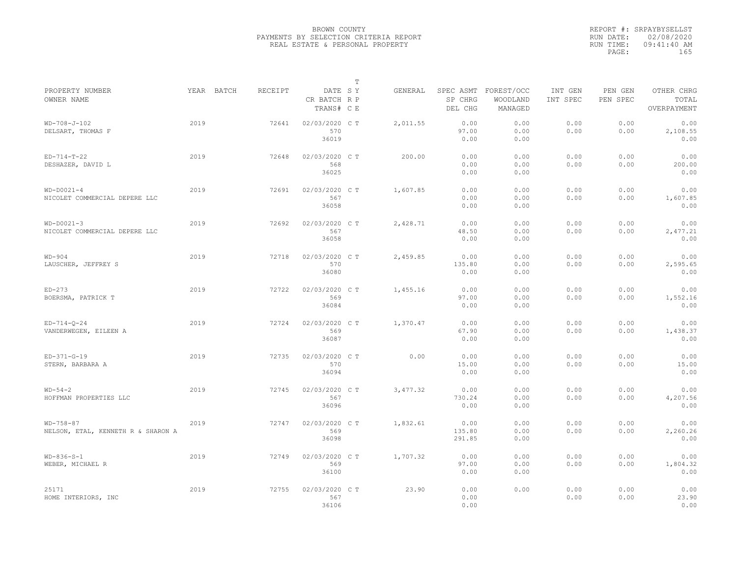BROWN COUNTY
PAYMENTS BY SELECTION CRITERIA REPORT
REAL ESTATE & PERSONAL PROPERTY

REPORT #: SRPAYBYSELLST
RUN DATE: 02/08/2020
RUN TIME: 09:41:40 AM
PAGE: 165

| PROPERTY NUMBER / OWNER NAME | YEAR | BATCH | RECEIPT | DATE / CR BATCH / TRANS# | T S Y / R P / C E | GENERAL | SPEC ASMT / SP CHRG / DEL CHG | FOREST/OCC / WOODLAND / MANAGED | INT GEN / INT SPEC | PEN GEN / PEN SPEC | OTHER CHRG / TOTAL / OVERPAYMENT |
|---|---|---|---|---|---|---|---|---|---|---|---|
| WD-708-J-102 / DELSART, THOMAS F | 2019 | | 72641 | 02/03/2020 / 570 / 36019 | C T | 2,011.55 | 0.00 / 97.00 / 0.00 | 0.00 / 0.00 / 0.00 | 0.00 / 0.00 | 0.00 / 0.00 | 0.00 / 2,108.55 / 0.00 |
| ED-714-T-22 / DESHAZER, DAVID L | 2019 | | 72648 | 02/03/2020 / 568 / 36025 | C T | 200.00 | 0.00 / 0.00 / 0.00 | 0.00 / 0.00 / 0.00 | 0.00 / 0.00 | 0.00 / 0.00 | 0.00 / 200.00 / 0.00 |
| WD-D0021-4 / NICOLET COMMERCIAL DEPERE LLC | 2019 | | 72691 | 02/03/2020 / 567 / 36058 | C T | 1,607.85 | 0.00 / 0.00 / 0.00 | 0.00 / 0.00 / 0.00 | 0.00 / 0.00 | 0.00 / 0.00 | 0.00 / 1,607.85 / 0.00 |
| WD-D0021-3 / NICOLET COMMERCIAL DEPERE LLC | 2019 | | 72692 | 02/03/2020 / 567 / 36058 | C T | 2,428.71 | 0.00 / 48.50 / 0.00 | 0.00 / 0.00 / 0.00 | 0.00 / 0.00 | 0.00 / 0.00 | 0.00 / 2,477.21 / 0.00 |
| WD-904 / LAUSCHER, JEFFREY S | 2019 | | 72718 | 02/03/2020 / 570 / 36080 | C T | 2,459.85 | 0.00 / 135.80 / 0.00 | 0.00 / 0.00 / 0.00 | 0.00 / 0.00 | 0.00 / 0.00 | 0.00 / 2,595.65 / 0.00 |
| ED-273 / BOERSMA, PATRICK T | 2019 | | 72722 | 02/03/2020 / 569 / 36084 | C T | 1,455.16 | 0.00 / 97.00 / 0.00 | 0.00 / 0.00 / 0.00 | 0.00 / 0.00 | 0.00 / 0.00 | 0.00 / 1,552.16 / 0.00 |
| ED-714-Q-24 / VANDERWEGEN, EILEEN A | 2019 | | 72724 | 02/03/2020 / 569 / 36087 | C T | 1,370.47 | 0.00 / 67.90 / 0.00 | 0.00 / 0.00 / 0.00 | 0.00 / 0.00 | 0.00 / 0.00 | 0.00 / 1,438.37 / 0.00 |
| ED-371-G-19 / STERN, BARBARA A | 2019 | | 72735 | 02/03/2020 / 570 / 36094 | C T | 0.00 | 0.00 / 15.00 / 0.00 | 0.00 / 0.00 / 0.00 | 0.00 / 0.00 | 0.00 / 0.00 | 0.00 / 15.00 / 0.00 |
| WD-54-2 / HOFFMAN PROPERTIES LLC | 2019 | | 72745 | 02/03/2020 / 567 / 36096 | C T | 3,477.32 | 0.00 / 730.24 / 0.00 | 0.00 / 0.00 / 0.00 | 0.00 / 0.00 | 0.00 / 0.00 | 0.00 / 4,207.56 / 0.00 |
| WD-758-87 / NELSON, ETAL, KENNETH R & SHARON A | 2019 | | 72747 | 02/03/2020 / 569 / 36098 | C T | 1,832.61 | 0.00 / 135.80 / 291.85 | 0.00 / 0.00 / 0.00 | 0.00 / 0.00 | 0.00 / 0.00 | 0.00 / 2,260.26 / 0.00 |
| WD-836-S-1 / WEBER, MICHAEL R | 2019 | | 72749 | 02/03/2020 / 569 / 36100 | C T | 1,707.32 | 0.00 / 97.00 / 0.00 | 0.00 / 0.00 / 0.00 | 0.00 / 0.00 | 0.00 / 0.00 | 0.00 / 1,804.32 / 0.00 |
| 25171 / HOME INTERIORS, INC | 2019 | | 72755 | 02/03/2020 / 567 / 36106 | C T | 23.90 | 0.00 / 0.00 / 0.00 | 0.00 | 0.00 / 0.00 | 0.00 / 0.00 | 0.00 / 23.90 / 0.00 |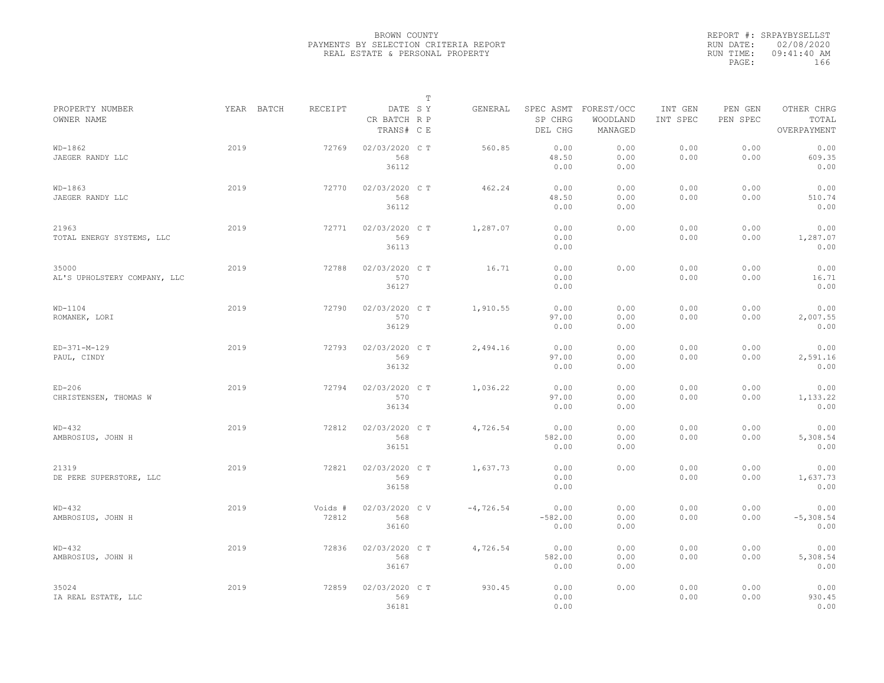BROWN COUNTY
PAYMENTS BY SELECTION CRITERIA REPORT
REAL ESTATE & PERSONAL PROPERTY

REPORT #: SRPAYBYSELLST
RUN DATE: 02/08/2020
RUN TIME: 09:41:40 AM
PAGE: 166

| PROPERTY NUMBER<br>OWNER NAME | YEAR | BATCH | RECEIPT | DATE<br>CR BATCH<br>TRANS# | T S Y<br>R P<br>C E | GENERAL | SPEC ASMT<br>SP CHRG<br>DEL CHG | FOREST/OCC<br>WOODLAND<br>MANAGED | INT GEN<br>INT SPEC | PEN GEN<br>PEN SPEC | OTHER CHRG<br>TOTAL<br>OVERPAYMENT |
|---|---|---|---|---|---|---|---|---|---|---|---|
| WD-1862<br>JAEGER RANDY LLC | 2019 | | 72769 | 02/03/2020<br>568<br>36112 | C T | 560.85 | 0.00<br>48.50<br>0.00 | 0.00<br>0.00<br>0.00 | 0.00<br>0.00 | 0.00<br>0.00 | 0.00<br>609.35<br>0.00 |
| WD-1863<br>JAEGER RANDY LLC | 2019 | | 72770 | 02/03/2020<br>568<br>36112 | C T | 462.24 | 0.00<br>48.50<br>0.00 | 0.00<br>0.00<br>0.00 | 0.00<br>0.00 | 0.00<br>0.00 | 0.00<br>510.74<br>0.00 |
| 21963<br>TOTAL ENERGY SYSTEMS, LLC | 2019 | | 72771 | 02/03/2020<br>569<br>36113 | C T | 1,287.07 | 0.00<br>0.00<br>0.00 | 0.00 | 0.00<br>0.00 | 0.00<br>0.00 | 0.00<br>1,287.07<br>0.00 |
| 35000<br>AL'S UPHOLSTERY COMPANY, LLC | 2019 | | 72788 | 02/03/2020<br>570<br>36127 | C T | 16.71 | 0.00<br>0.00<br>0.00 | 0.00 | 0.00<br>0.00 | 0.00<br>0.00 | 0.00<br>16.71<br>0.00 |
| WD-1104<br>ROMANEK, LORI | 2019 | | 72790 | 02/03/2020<br>570<br>36129 | C T | 1,910.55 | 0.00<br>97.00<br>0.00 | 0.00<br>0.00<br>0.00 | 0.00<br>0.00 | 0.00<br>0.00 | 0.00<br>2,007.55<br>0.00 |
| ED-371-M-129<br>PAUL, CINDY | 2019 | | 72793 | 02/03/2020<br>569<br>36132 | C T | 2,494.16 | 0.00<br>97.00<br>0.00 | 0.00<br>0.00<br>0.00 | 0.00<br>0.00 | 0.00<br>0.00 | 0.00<br>2,591.16<br>0.00 |
| ED-206<br>CHRISTENSEN, THOMAS W | 2019 | | 72794 | 02/03/2020<br>570<br>36134 | C T | 1,036.22 | 0.00<br>97.00<br>0.00 | 0.00<br>0.00<br>0.00 | 0.00<br>0.00 | 0.00<br>0.00 | 0.00<br>1,133.22<br>0.00 |
| WD-432<br>AMBROSIUS, JOHN H | 2019 | | 72812 | 02/03/2020<br>568<br>36151 | C T | 4,726.54 | 0.00<br>582.00<br>0.00 | 0.00<br>0.00<br>0.00 | 0.00<br>0.00 | 0.00<br>0.00 | 0.00<br>5,308.54<br>0.00 |
| 21319<br>DE PERE SUPERSTORE, LLC | 2019 | | 72821 | 02/03/2020<br>569<br>36158 | C T | 1,637.73 | 0.00<br>0.00<br>0.00 | 0.00 | 0.00<br>0.00 | 0.00<br>0.00 | 0.00<br>1,637.73<br>0.00 |
| WD-432<br>AMBROSIUS, JOHN H | 2019 | | Voids #<br>72812 | 02/03/2020<br>568<br>36160 | C V | -4,726.54 | 0.00<br>-582.00<br>0.00 | 0.00<br>0.00<br>0.00 | 0.00<br>0.00 | 0.00<br>0.00 | 0.00<br>-5,308.54<br>0.00 |
| WD-432<br>AMBROSIUS, JOHN H | 2019 | | 72836 | 02/03/2020<br>568<br>36167 | C T | 4,726.54 | 0.00<br>582.00<br>0.00 | 0.00<br>0.00<br>0.00 | 0.00<br>0.00 | 0.00<br>0.00 | 0.00<br>5,308.54<br>0.00 |
| 35024<br>IA REAL ESTATE, LLC | 2019 | | 72859 | 02/03/2020<br>569<br>36181 | C T | 930.45 | 0.00<br>0.00<br>0.00 | 0.00 | 0.00<br>0.00 | 0.00<br>0.00 | 0.00<br>930.45<br>0.00 |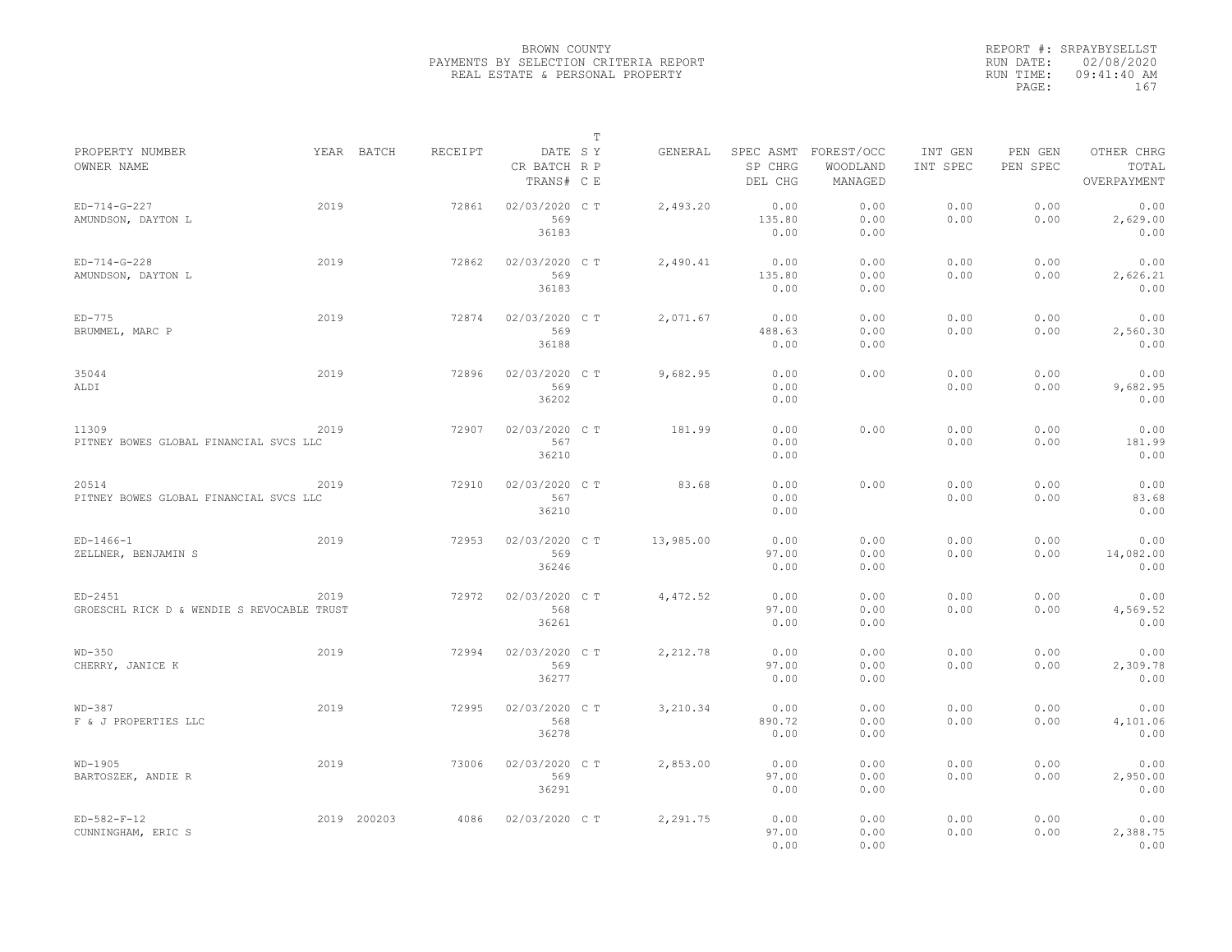BROWN COUNTY
PAYMENTS BY SELECTION CRITERIA REPORT
REAL ESTATE & PERSONAL PROPERTY

REPORT #: SRPAYBYSELLST
RUN DATE: 02/08/2020
RUN TIME: 09:41:40 AM
PAGE: 167

| PROPERTY NUMBER / OWNER NAME | YEAR | BATCH | RECEIPT | DATE / CR BATCH / TRANS# | T S Y R P C E | GENERAL | SPEC ASMT / SP CHRG / DEL CHG | FOREST/OCC / WOODLAND / MANAGED | INT GEN / INT SPEC | PEN GEN / PEN SPEC | OTHER CHRG / TOTAL / OVERPAYMENT |
|---|---|---|---|---|---|---|---|---|---|---|---|
| ED-714-G-227 AMUNDSON, DAYTON L | 2019 | | 72861 | 02/03/2020 569 36183 | C T | 2,493.20 | 0.00 135.80 0.00 | 0.00 0.00 0.00 | 0.00 0.00 | 0.00 0.00 | 0.00 2,629.00 0.00 |
| ED-714-G-228 AMUNDSON, DAYTON L | 2019 | | 72862 | 02/03/2020 569 36183 | C T | 2,490.41 | 0.00 135.80 0.00 | 0.00 0.00 0.00 | 0.00 0.00 | 0.00 0.00 | 0.00 2,626.21 0.00 |
| ED-775 BRUMMEL, MARC P | 2019 | | 72874 | 02/03/2020 569 36188 | C T | 2,071.67 | 0.00 488.63 0.00 | 0.00 0.00 0.00 | 0.00 0.00 | 0.00 0.00 | 0.00 2,560.30 0.00 |
| 35044 ALDI | 2019 | | 72896 | 02/03/2020 569 36202 | C T | 9,682.95 | 0.00 0.00 0.00 | 0.00 | 0.00 0.00 | 0.00 0.00 | 0.00 9,682.95 0.00 |
| 11309 PITNEY BOWES GLOBAL FINANCIAL SVCS LLC | 2019 | | 72907 | 02/03/2020 567 36210 | C T | 181.99 | 0.00 0.00 0.00 | 0.00 | 0.00 0.00 | 0.00 0.00 | 0.00 181.99 0.00 |
| 20514 PITNEY BOWES GLOBAL FINANCIAL SVCS LLC | 2019 | | 72910 | 02/03/2020 567 36210 | C T | 83.68 | 0.00 0.00 0.00 | 0.00 | 0.00 0.00 | 0.00 0.00 | 0.00 83.68 0.00 |
| ED-1466-1 ZELLNER, BENJAMIN S | 2019 | | 72953 | 02/03/2020 569 36246 | C T | 13,985.00 | 0.00 97.00 0.00 | 0.00 0.00 0.00 | 0.00 0.00 | 0.00 0.00 | 0.00 14,082.00 0.00 |
| ED-2451 GROESCHL RICK D & WENDIE S REVOCABLE TRUST | 2019 | | 72972 | 02/03/2020 568 36261 | C T | 4,472.52 | 0.00 97.00 0.00 | 0.00 0.00 0.00 | 0.00 0.00 | 0.00 0.00 | 0.00 4,569.52 0.00 |
| WD-350 CHERRY, JANICE K | 2019 | | 72994 | 02/03/2020 569 36277 | C T | 2,212.78 | 0.00 97.00 0.00 | 0.00 0.00 0.00 | 0.00 0.00 | 0.00 0.00 | 0.00 2,309.78 0.00 |
| WD-387 F & J PROPERTIES LLC | 2019 | | 72995 | 02/03/2020 568 36278 | C T | 3,210.34 | 0.00 890.72 0.00 | 0.00 0.00 0.00 | 0.00 0.00 | 0.00 0.00 | 0.00 4,101.06 0.00 |
| WD-1905 BARTOSZEK, ANDIE R | 2019 | | 73006 | 02/03/2020 569 36291 | C T | 2,853.00 | 0.00 97.00 0.00 | 0.00 0.00 0.00 | 0.00 0.00 | 0.00 0.00 | 0.00 2,950.00 0.00 |
| ED-582-F-12 CUNNINGHAM, ERIC S | 2019 | 200203 | 4086 | 02/03/2020 | C T | 2,291.75 | 0.00 97.00 0.00 | 0.00 0.00 0.00 | 0.00 0.00 | 0.00 0.00 | 0.00 2,388.75 0.00 |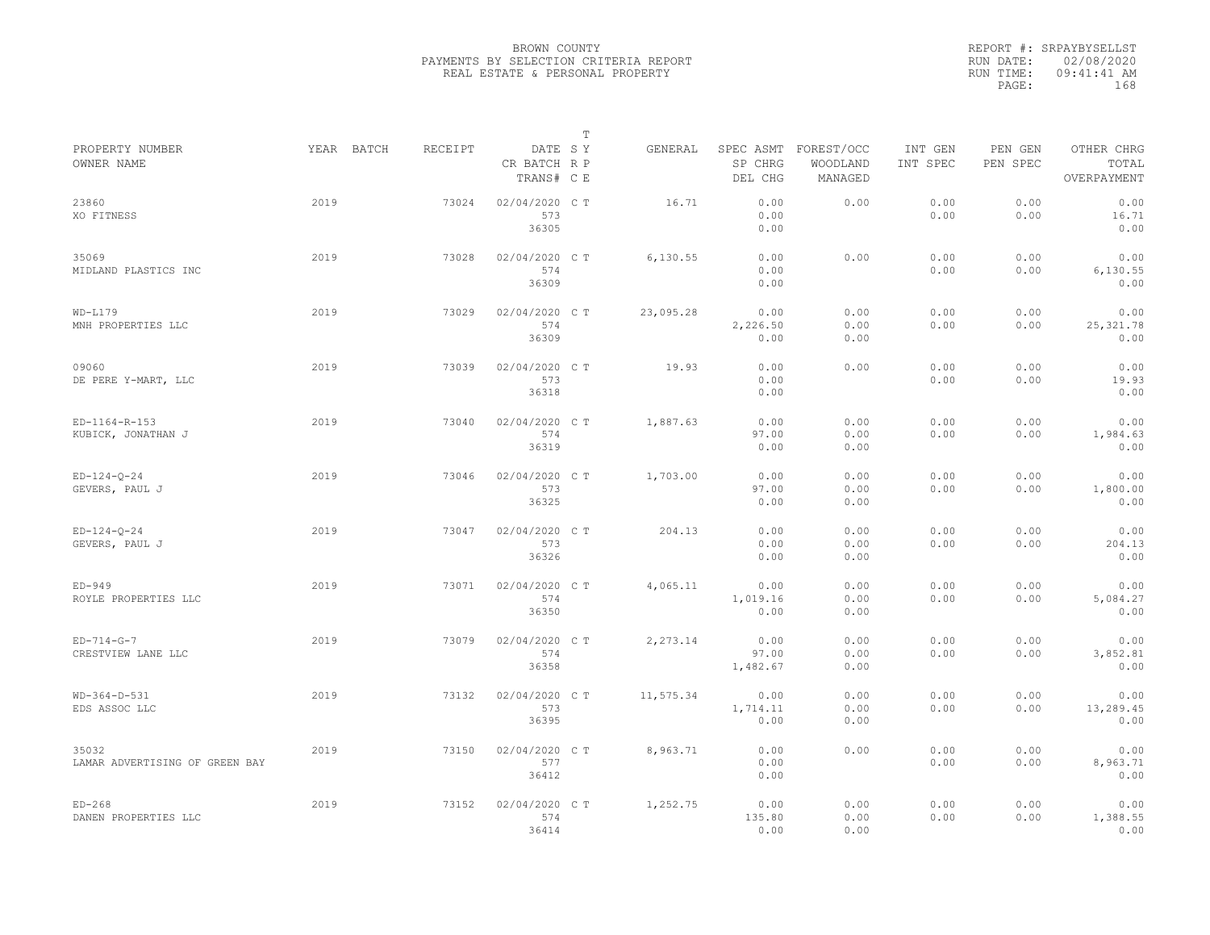BROWN COUNTY
PAYMENTS BY SELECTION CRITERIA REPORT
REAL ESTATE & PERSONAL PROPERTY

REPORT #: SRPAYBYSELLST
RUN DATE: 02/08/2020
RUN TIME: 09:41:41 AM

| PROPERTY NUMBER / OWNER NAME | YEAR | BATCH | RECEIPT | DATE / CR BATCH / TRANS# | T S Y R P C E | GENERAL | SPEC ASMT / SP CHRG / DEL CHG | FOREST/OCC / WOODLAND / MANAGED | INT GEN / INT SPEC | PEN GEN / PEN SPEC | OTHER CHRG / TOTAL / OVERPAYMENT |
|---|---|---|---|---|---|---|---|---|---|---|---|
| 23860 / XO FITNESS | 2019 | | 73024 | 02/04/2020 / 573 / 36305 | C T | 16.71 | 0.00 / 0.00 / 0.00 | 0.00 | 0.00 / 0.00 | 0.00 / 0.00 | 0.00 / 16.71 / 0.00 |
| 35069 / MIDLAND PLASTICS INC | 2019 | | 73028 | 02/04/2020 / 574 / 36309 | C T | 6,130.55 | 0.00 / 0.00 / 0.00 | 0.00 | 0.00 / 0.00 | 0.00 / 0.00 | 0.00 / 6,130.55 / 0.00 |
| WD-L179 / MNH PROPERTIES LLC | 2019 | | 73029 | 02/04/2020 / 574 / 36309 | C T | 23,095.28 | 0.00 / 2,226.50 / 0.00 | 0.00 / 0.00 / 0.00 | 0.00 / 0.00 | 0.00 / 0.00 | 0.00 / 25,321.78 / 0.00 |
| 09060 / DE PERE Y-MART, LLC | 2019 | | 73039 | 02/04/2020 / 573 / 36318 | C T | 19.93 | 0.00 / 0.00 / 0.00 | 0.00 | 0.00 / 0.00 | 0.00 / 0.00 | 0.00 / 19.93 / 0.00 |
| ED-1164-R-153 / KUBICK, JONATHAN J | 2019 | | 73040 | 02/04/2020 / 574 / 36319 | C T | 1,887.63 | 0.00 / 97.00 / 0.00 | 0.00 / 0.00 / 0.00 | 0.00 / 0.00 | 0.00 / 0.00 | 0.00 / 1,984.63 / 0.00 |
| ED-124-Q-24 / GEVERS, PAUL J | 2019 | | 73046 | 02/04/2020 / 573 / 36325 | C T | 1,703.00 | 0.00 / 97.00 / 0.00 | 0.00 / 0.00 / 0.00 | 0.00 / 0.00 | 0.00 / 0.00 | 0.00 / 1,800.00 / 0.00 |
| ED-124-Q-24 / GEVERS, PAUL J | 2019 | | 73047 | 02/04/2020 / 573 / 36326 | C T | 204.13 | 0.00 / 0.00 / 0.00 | 0.00 / 0.00 / 0.00 | 0.00 / 0.00 | 0.00 / 0.00 | 0.00 / 204.13 / 0.00 |
| ED-949 / ROYLE PROPERTIES LLC | 2019 | | 73071 | 02/04/2020 / 574 / 36350 | C T | 4,065.11 | 0.00 / 1,019.16 / 0.00 | 0.00 / 0.00 / 0.00 | 0.00 / 0.00 | 0.00 / 0.00 | 0.00 / 5,084.27 / 0.00 |
| ED-714-G-7 / CRESTVIEW LANE LLC | 2019 | | 73079 | 02/04/2020 / 574 / 36358 | C T | 2,273.14 | 0.00 / 97.00 / 1,482.67 | 0.00 / 0.00 / 0.00 | 0.00 / 0.00 | 0.00 / 0.00 | 0.00 / 3,852.81 / 0.00 |
| WD-364-D-531 / EDS ASSOC LLC | 2019 | | 73132 | 02/04/2020 / 573 / 36395 | C T | 11,575.34 | 0.00 / 1,714.11 / 0.00 | 0.00 / 0.00 / 0.00 | 0.00 / 0.00 | 0.00 / 0.00 | 0.00 / 13,289.45 / 0.00 |
| 35032 / LAMAR ADVERTISING OF GREEN BAY | 2019 | | 73150 | 02/04/2020 / 577 / 36412 | C T | 8,963.71 | 0.00 / 0.00 / 0.00 | 0.00 | 0.00 / 0.00 | 0.00 / 0.00 | 0.00 / 8,963.71 / 0.00 |
| ED-268 / DANEN PROPERTIES LLC | 2019 | | 73152 | 02/04/2020 / 574 / 36414 | C T | 1,252.75 | 0.00 / 135.80 / 0.00 | 0.00 / 0.00 / 0.00 | 0.00 / 0.00 | 0.00 / 0.00 | 0.00 / 1,388.55 / 0.00 |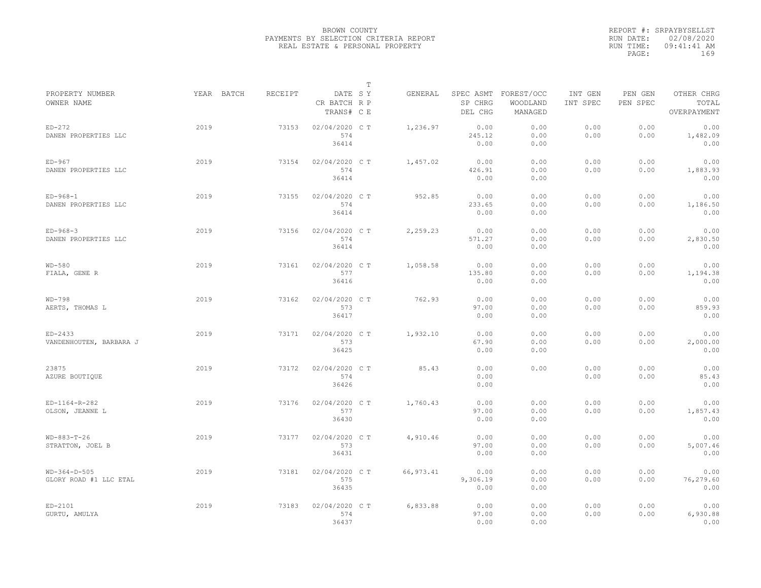BROWN COUNTY
PAYMENTS BY SELECTION CRITERIA REPORT
REAL ESTATE & PERSONAL PROPERTY

REPORT #: SRPAYBYSELLST
RUN DATE: 02/08/2020
RUN TIME: 09:41:41 AM

| PROPERTY NUMBER / OWNER NAME | YEAR | BATCH | RECEIPT | DATE / CR BATCH / TRANS# | T S Y R P C E | GENERAL | SPEC ASMT / SP CHRG / DEL CHG | FOREST/OCC / WOODLAND / MANAGED | INT GEN / INT SPEC | PEN GEN / PEN SPEC | OTHER CHRG / TOTAL / OVERPAYMENT |
|---|---|---|---|---|---|---|---|---|---|---|---|
| ED-272 / DANEN PROPERTIES LLC | 2019 | | 73153 | 02/04/2020 / 574 / 36414 | C T | 1,236.97 | 0.00 / 245.12 / 0.00 | 0.00 / 0.00 / 0.00 | 0.00 / 0.00 | 0.00 / 0.00 | 0.00 / 1,482.09 / 0.00 |
| ED-967 / DANEN PROPERTIES LLC | 2019 | | 73154 | 02/04/2020 / 574 / 36414 | C T | 1,457.02 | 0.00 / 426.91 / 0.00 | 0.00 / 0.00 / 0.00 | 0.00 / 0.00 | 0.00 / 0.00 | 0.00 / 1,883.93 / 0.00 |
| ED-968-1 / DANEN PROPERTIES LLC | 2019 | | 73155 | 02/04/2020 / 574 / 36414 | C T | 952.85 | 0.00 / 233.65 / 0.00 | 0.00 / 0.00 / 0.00 | 0.00 / 0.00 | 0.00 / 0.00 | 0.00 / 1,186.50 / 0.00 |
| ED-968-3 / DANEN PROPERTIES LLC | 2019 | | 73156 | 02/04/2020 / 574 / 36414 | C T | 2,259.23 | 0.00 / 571.27 / 0.00 | 0.00 / 0.00 / 0.00 | 0.00 / 0.00 | 0.00 / 0.00 | 0.00 / 2,830.50 / 0.00 |
| WD-580 / FIALA, GENE R | 2019 | | 73161 | 02/04/2020 / 577 / 36416 | C T | 1,058.58 | 0.00 / 135.80 / 0.00 | 0.00 / 0.00 / 0.00 | 0.00 / 0.00 | 0.00 / 0.00 | 0.00 / 1,194.38 / 0.00 |
| WD-798 / AERTS, THOMAS L | 2019 | | 73162 | 02/04/2020 / 573 / 36417 | C T | 762.93 | 0.00 / 97.00 / 0.00 | 0.00 / 0.00 / 0.00 | 0.00 / 0.00 | 0.00 / 0.00 | 0.00 / 859.93 / 0.00 |
| ED-2433 / VANDENHOUTEN, BARBARA J | 2019 | | 73171 | 02/04/2020 / 573 / 36425 | C T | 1,932.10 | 0.00 / 67.90 / 0.00 | 0.00 / 0.00 / 0.00 | 0.00 / 0.00 | 0.00 / 0.00 | 0.00 / 2,000.00 / 0.00 |
| 23875 / AZURE BOUTIQUE | 2019 | | 73172 | 02/04/2020 / 574 / 36426 | C T | 85.43 | 0.00 / 0.00 / 0.00 | 0.00 | 0.00 / 0.00 | 0.00 / 0.00 | 0.00 / 85.43 / 0.00 |
| ED-1164-R-282 / OLSON, JEANNE L | 2019 | | 73176 | 02/04/2020 / 577 / 36430 | C T | 1,760.43 | 0.00 / 97.00 / 0.00 | 0.00 / 0.00 / 0.00 | 0.00 / 0.00 | 0.00 / 0.00 | 0.00 / 1,857.43 / 0.00 |
| WD-883-T-26 / STRATTON, JOEL B | 2019 | | 73177 | 02/04/2020 / 573 / 36431 | C T | 4,910.46 | 0.00 / 97.00 / 0.00 | 0.00 / 0.00 / 0.00 | 0.00 / 0.00 | 0.00 / 0.00 | 0.00 / 5,007.46 / 0.00 |
| WD-364-D-505 / GLORY ROAD #1 LLC ETAL | 2019 | | 73181 | 02/04/2020 / 575 / 36435 | C T | 66,973.41 | 0.00 / 9,306.19 / 0.00 | 0.00 / 0.00 / 0.00 | 0.00 / 0.00 | 0.00 / 0.00 | 0.00 / 76,279.60 / 0.00 |
| ED-2101 / GURTU, AMULYA | 2019 | | 73183 | 02/04/2020 / 574 / 36437 | C T | 6,833.88 | 0.00 / 97.00 / 0.00 | 0.00 / 0.00 / 0.00 | 0.00 / 0.00 | 0.00 / 0.00 | 0.00 / 6,930.88 / 0.00 |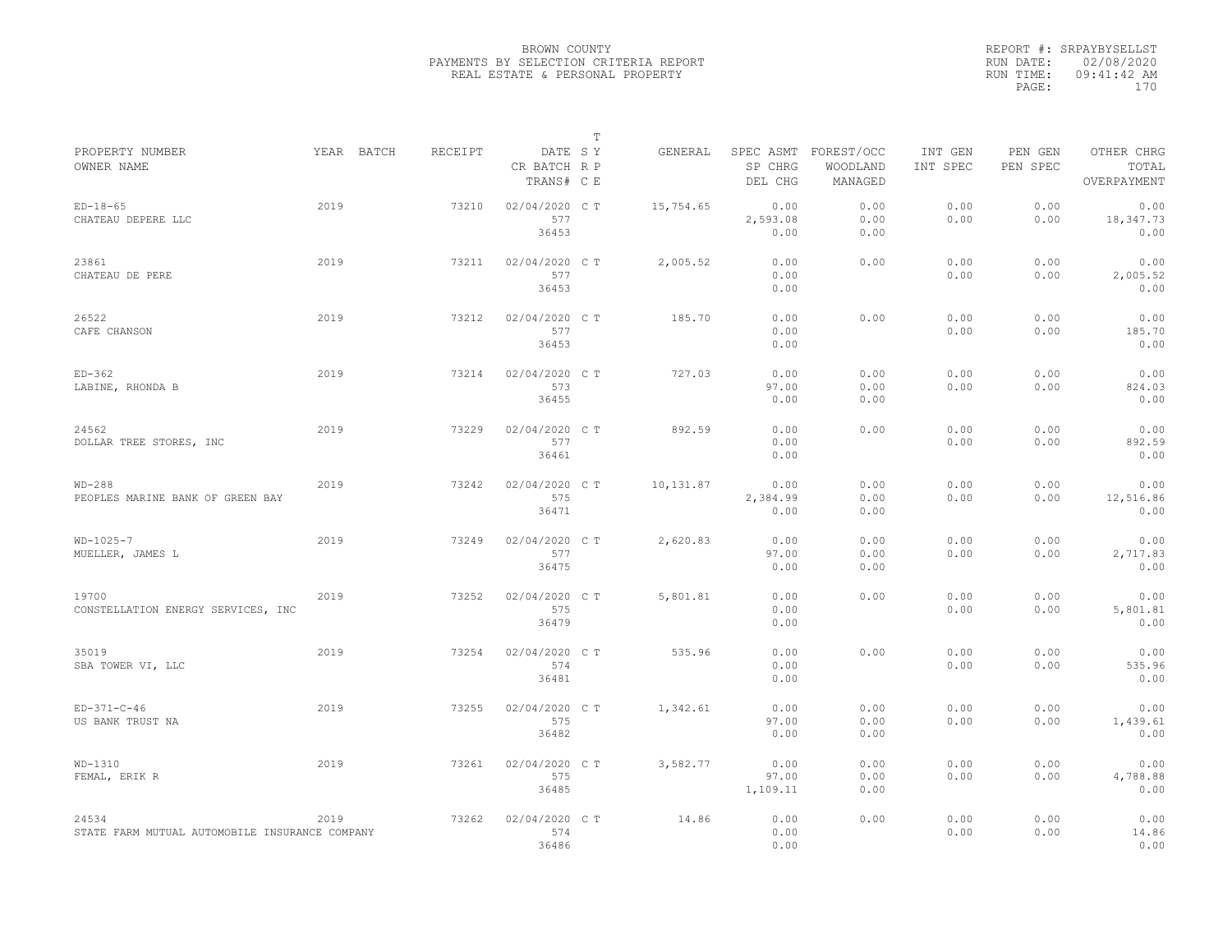BROWN COUNTY
PAYMENTS BY SELECTION CRITERIA REPORT
REAL ESTATE & PERSONAL PROPERTY

REPORT #: SRPAYBYSELLST
RUN DATE: 02/08/2020
RUN TIME: 09:41:42 AM

| PROPERTY NUMBER / OWNER NAME | YEAR | BATCH | RECEIPT | DATE / CR BATCH / TRANS# | T S Y / R P / C E | GENERAL | SPEC ASMT / SP CHRG / DEL CHG | FOREST/OCC / WOODLAND / MANAGED | INT GEN / INT SPEC | PEN GEN / PEN SPEC | OTHER CHRG / TOTAL / OVERPAYMENT |
|---|---|---|---|---|---|---|---|---|---|---|---|
| ED-18-65 CHATEAU DEPERE LLC | 2019 | | 73210 | 02/04/2020 577 36453 | C T | 15,754.65 | 0.00 2,593.08 0.00 | 0.00 0.00 0.00 | 0.00 0.00 | 0.00 0.00 | 0.00 18,347.73 0.00 |
| 23861 CHATEAU DE PERE | 2019 | | 73211 | 02/04/2020 577 36453 | C T | 2,005.52 | 0.00 0.00 0.00 | 0.00 | 0.00 0.00 | 0.00 0.00 | 0.00 2,005.52 0.00 |
| 26522 CAFE CHANSON | 2019 | | 73212 | 02/04/2020 577 36453 | C T | 185.70 | 0.00 0.00 0.00 | 0.00 | 0.00 0.00 | 0.00 0.00 | 0.00 185.70 0.00 |
| ED-362 LABINE, RHONDA B | 2019 | | 73214 | 02/04/2020 573 36455 | C T | 727.03 | 0.00 97.00 0.00 | 0.00 0.00 0.00 | 0.00 0.00 | 0.00 0.00 | 0.00 824.03 0.00 |
| 24562 DOLLAR TREE STORES, INC | 2019 | | 73229 | 02/04/2020 577 36461 | C T | 892.59 | 0.00 0.00 0.00 | 0.00 | 0.00 0.00 | 0.00 0.00 | 0.00 892.59 0.00 |
| WD-288 PEOPLES MARINE BANK OF GREEN BAY | 2019 | | 73242 | 02/04/2020 575 36471 | C T | 10,131.87 | 0.00 2,384.99 0.00 | 0.00 0.00 0.00 | 0.00 0.00 | 0.00 0.00 | 0.00 12,516.86 0.00 |
| WD-1025-7 MUELLER, JAMES L | 2019 | | 73249 | 02/04/2020 577 36475 | C T | 2,620.83 | 0.00 97.00 0.00 | 0.00 0.00 0.00 | 0.00 0.00 | 0.00 0.00 | 0.00 2,717.83 0.00 |
| 19700 CONSTELLATION ENERGY SERVICES, INC | 2019 | | 73252 | 02/04/2020 575 36479 | C T | 5,801.81 | 0.00 0.00 0.00 | 0.00 | 0.00 0.00 | 0.00 0.00 | 0.00 5,801.81 0.00 |
| 35019 SBA TOWER VI, LLC | 2019 | | 73254 | 02/04/2020 574 36481 | C T | 535.96 | 0.00 0.00 0.00 | 0.00 | 0.00 0.00 | 0.00 0.00 | 0.00 535.96 0.00 |
| ED-371-C-46 US BANK TRUST NA | 2019 | | 73255 | 02/04/2020 575 36482 | C T | 1,342.61 | 0.00 97.00 0.00 | 0.00 0.00 0.00 | 0.00 0.00 | 0.00 0.00 | 0.00 1,439.61 0.00 |
| WD-1310 FEMAL, ERIK R | 2019 | | 73261 | 02/04/2020 575 36485 | C T | 3,582.77 | 0.00 97.00 1,109.11 | 0.00 0.00 0.00 | 0.00 0.00 | 0.00 0.00 | 0.00 4,788.88 0.00 |
| 24534 STATE FARM MUTUAL AUTOMOBILE INSURANCE COMPANY | 2019 | | 73262 | 02/04/2020 574 36486 | C T | 14.86 | 0.00 0.00 0.00 | 0.00 | 0.00 0.00 | 0.00 0.00 | 0.00 14.86 0.00 |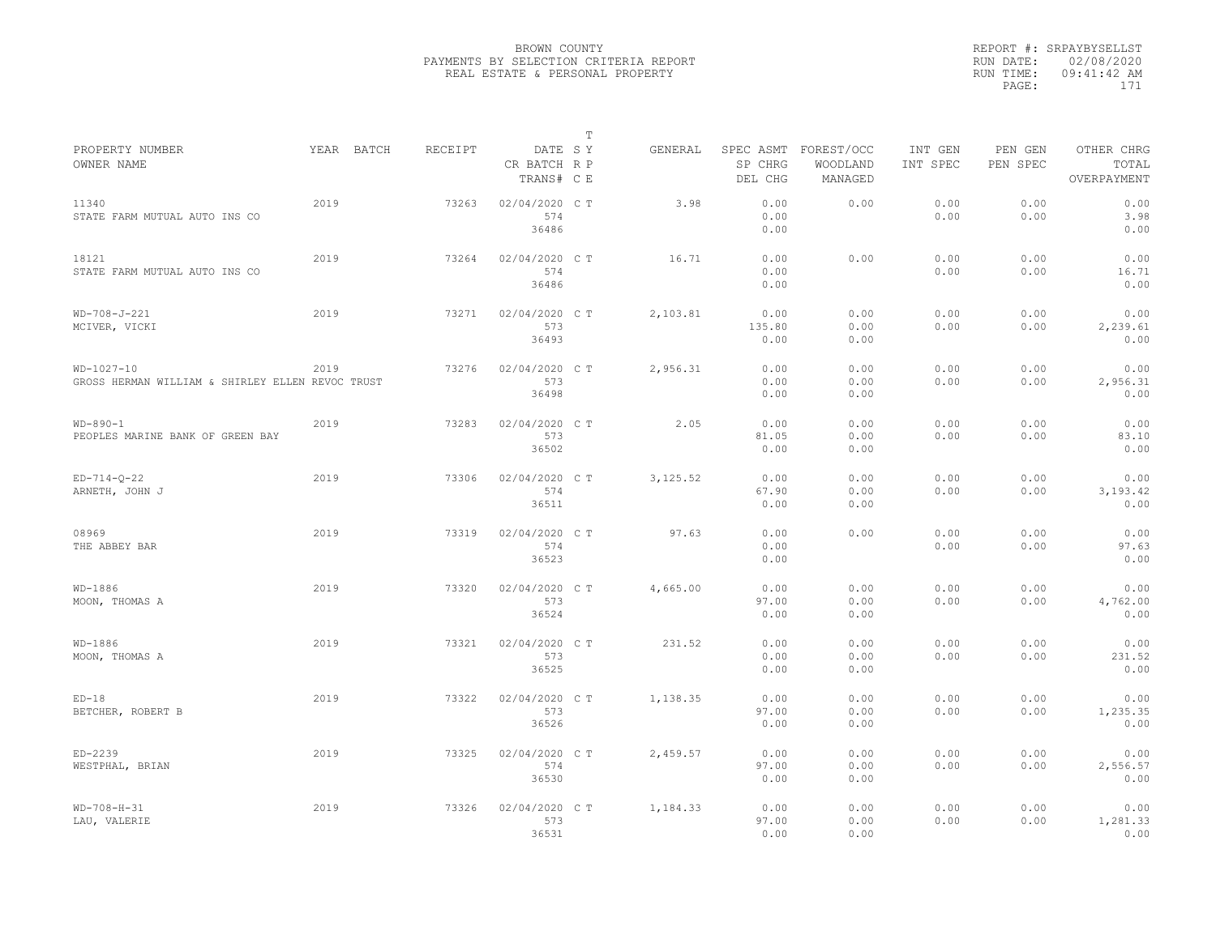BROWN COUNTY
PAYMENTS BY SELECTION CRITERIA REPORT
REAL ESTATE & PERSONAL PROPERTY

REPORT #: SRPAYBYSELLST
RUN DATE: 02/08/2020
RUN TIME: 09:41:42 AM

| PROPERTY NUMBER / OWNER NAME | YEAR | BATCH | RECEIPT | DATE / CR BATCH / TRANS# | T S Y R P C E | GENERAL | SPEC ASMT / SP CHRG / DEL CHG | FOREST/OCC / WOODLAND / MANAGED | INT GEN / INT SPEC | PEN GEN / PEN SPEC | OTHER CHRG / TOTAL / OVERPAYMENT |
|---|---|---|---|---|---|---|---|---|---|---|---|
| 11340 / STATE FARM MUTUAL AUTO INS CO | 2019 | | 73263 | 02/04/2020 / 574 / 36486 | C T | 3.98 | 0.00 / 0.00 / 0.00 | 0.00 | 0.00 / 0.00 | 0.00 / 0.00 | 0.00 / 3.98 / 0.00 |
| 18121 / STATE FARM MUTUAL AUTO INS CO | 2019 | | 73264 | 02/04/2020 / 574 / 36486 | C T | 16.71 | 0.00 / 0.00 / 0.00 | 0.00 | 0.00 / 0.00 | 0.00 / 0.00 | 0.00 / 16.71 / 0.00 |
| WD-708-J-221 / MCIVER, VICKI | 2019 | | 73271 | 02/04/2020 / 573 / 36493 | C T | 2,103.81 | 0.00 / 135.80 / 0.00 | 0.00 / 0.00 / 0.00 | 0.00 / 0.00 | 0.00 / 0.00 | 0.00 / 2,239.61 / 0.00 |
| WD-1027-10 / GROSS HERMAN WILLIAM & SHIRLEY ELLEN REVOC TRUST | 2019 | | 73276 | 02/04/2020 / 573 / 36498 | C T | 2,956.31 | 0.00 / 0.00 / 0.00 | 0.00 / 0.00 / 0.00 | 0.00 / 0.00 | 0.00 / 0.00 | 0.00 / 2,956.31 / 0.00 |
| WD-890-1 / PEOPLES MARINE BANK OF GREEN BAY | 2019 | | 73283 | 02/04/2020 / 573 / 36502 | C T | 2.05 | 0.00 / 81.05 / 0.00 | 0.00 / 0.00 / 0.00 | 0.00 / 0.00 | 0.00 / 0.00 | 0.00 / 83.10 / 0.00 |
| ED-714-Q-22 / ARNETH, JOHN J | 2019 | | 73306 | 02/04/2020 / 574 / 36511 | C T | 3,125.52 | 0.00 / 67.90 / 0.00 | 0.00 / 0.00 / 0.00 | 0.00 / 0.00 | 0.00 / 0.00 | 0.00 / 3,193.42 / 0.00 |
| 08969 / THE ABBEY BAR | 2019 | | 73319 | 02/04/2020 / 574 / 36523 | C T | 97.63 | 0.00 / 0.00 / 0.00 | 0.00 | 0.00 / 0.00 | 0.00 / 0.00 | 0.00 / 97.63 / 0.00 |
| WD-1886 / MOON, THOMAS A | 2019 | | 73320 | 02/04/2020 / 573 / 36524 | C T | 4,665.00 | 0.00 / 97.00 / 0.00 | 0.00 / 0.00 / 0.00 | 0.00 / 0.00 | 0.00 / 0.00 | 0.00 / 4,762.00 / 0.00 |
| WD-1886 / MOON, THOMAS A | 2019 | | 73321 | 02/04/2020 / 573 / 36525 | C T | 231.52 | 0.00 / 0.00 / 0.00 | 0.00 / 0.00 / 0.00 | 0.00 / 0.00 | 0.00 / 0.00 | 0.00 / 231.52 / 0.00 |
| ED-18 / BETCHER, ROBERT B | 2019 | | 73322 | 02/04/2020 / 573 / 36526 | C T | 1,138.35 | 0.00 / 97.00 / 0.00 | 0.00 / 0.00 / 0.00 | 0.00 / 0.00 | 0.00 / 0.00 | 0.00 / 1,235.35 / 0.00 |
| ED-2239 / WESTPHAL, BRIAN | 2019 | | 73325 | 02/04/2020 / 574 / 36530 | C T | 2,459.57 | 0.00 / 97.00 / 0.00 | 0.00 / 0.00 / 0.00 | 0.00 / 0.00 | 0.00 / 0.00 | 0.00 / 2,556.57 / 0.00 |
| WD-708-H-31 / LAU, VALERIE | 2019 | | 73326 | 02/04/2020 / 573 / 36531 | C T | 1,184.33 | 0.00 / 97.00 / 0.00 | 0.00 / 0.00 / 0.00 | 0.00 / 0.00 | 0.00 / 0.00 | 0.00 / 1,281.33 / 0.00 |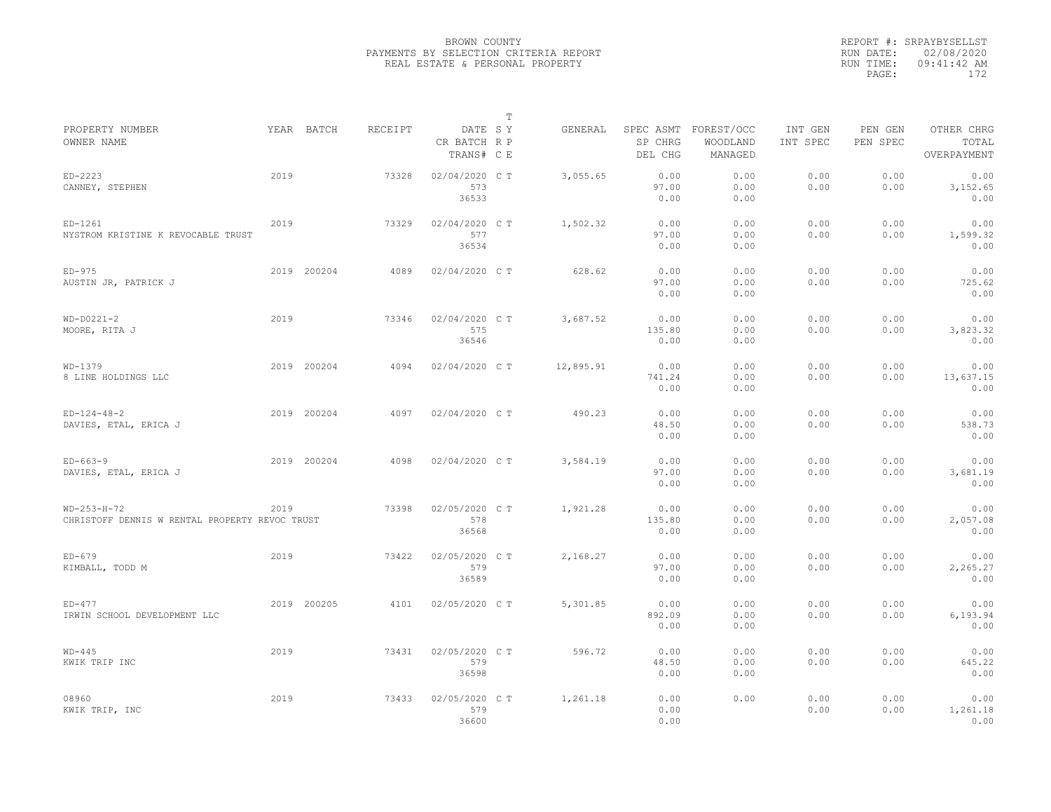BROWN COUNTY
PAYMENTS BY SELECTION CRITERIA REPORT
REAL ESTATE & PERSONAL PROPERTY

REPORT #: SRPAYBYSELLST
RUN DATE: 02/08/2020
RUN TIME: 09:41:42 AM

| PROPERTY NUMBER / OWNER NAME | YEAR | BATCH | RECEIPT | DATE / CR BATCH / TRANS# | T S Y R P C E | GENERAL | SPEC ASMT / SP CHRG / DEL CHG | FOREST/OCC / WOODLAND / MANAGED | INT GEN / INT SPEC | PEN GEN / PEN SPEC | OTHER CHRG / TOTAL / OVERPAYMENT |
|---|---|---|---|---|---|---|---|---|---|---|---|
| ED-2223 / CANNEY, STEPHEN | 2019 | | 73328 | 02/04/2020 / 573 / 36533 | C T | 3,055.65 | 0.00 / 97.00 / 0.00 | 0.00 / 0.00 / 0.00 | 0.00 / 0.00 | 0.00 / 0.00 | 0.00 / 3,152.65 / 0.00 |
| ED-1261 / NYSTROM KRISTINE K REVOCABLE TRUST | 2019 | | 73329 | 02/04/2020 / 577 / 36534 | C T | 1,502.32 | 0.00 / 97.00 / 0.00 | 0.00 / 0.00 / 0.00 | 0.00 / 0.00 | 0.00 / 0.00 | 0.00 / 1,599.32 / 0.00 |
| ED-975 / AUSTIN JR, PATRICK J | 2019 | 200204 | 4089 | 02/04/2020 | C T | 628.62 | 0.00 / 97.00 / 0.00 | 0.00 / 0.00 / 0.00 | 0.00 / 0.00 | 0.00 / 0.00 | 0.00 / 725.62 / 0.00 |
| WD-D0221-2 / MOORE, RITA J | 2019 | | 73346 | 02/04/2020 / 575 / 36546 | C T | 3,687.52 | 0.00 / 135.80 / 0.00 | 0.00 / 0.00 / 0.00 | 0.00 / 0.00 | 0.00 / 0.00 | 0.00 / 3,823.32 / 0.00 |
| WD-1379 / 8 LINE HOLDINGS LLC | 2019 | 200204 | 4094 | 02/04/2020 | C T | 12,895.91 | 0.00 / 741.24 / 0.00 | 0.00 / 0.00 / 0.00 | 0.00 / 0.00 | 0.00 / 0.00 | 0.00 / 13,637.15 / 0.00 |
| ED-124-48-2 / DAVIES, ETAL, ERICA J | 2019 | 200204 | 4097 | 02/04/2020 | C T | 490.23 | 0.00 / 48.50 / 0.00 | 0.00 / 0.00 / 0.00 | 0.00 / 0.00 | 0.00 / 0.00 | 0.00 / 538.73 / 0.00 |
| ED-663-9 / DAVIES, ETAL, ERICA J | 2019 | 200204 | 4098 | 02/04/2020 | C T | 3,584.19 | 0.00 / 97.00 / 0.00 | 0.00 / 0.00 / 0.00 | 0.00 / 0.00 | 0.00 / 0.00 | 0.00 / 3,681.19 / 0.00 |
| WD-253-H-72 / CHRISTOFF DENNIS W RENTAL PROPERTY REVOC TRUST | 2019 | | 73398 | 02/05/2020 / 578 / 36568 | C T | 1,921.28 | 0.00 / 135.80 / 0.00 | 0.00 / 0.00 / 0.00 | 0.00 / 0.00 | 0.00 / 0.00 | 0.00 / 2,057.08 / 0.00 |
| ED-679 / KIMBALL, TODD M | 2019 | | 73422 | 02/05/2020 / 579 / 36589 | C T | 2,168.27 | 0.00 / 97.00 / 0.00 | 0.00 / 0.00 / 0.00 | 0.00 / 0.00 | 0.00 / 0.00 | 0.00 / 2,265.27 / 0.00 |
| ED-477 / IRWIN SCHOOL DEVELOPMENT LLC | 2019 | 200205 | 4101 | 02/05/2020 | C T | 5,301.85 | 0.00 / 892.09 / 0.00 | 0.00 / 0.00 / 0.00 | 0.00 / 0.00 | 0.00 / 0.00 | 0.00 / 6,193.94 / 0.00 |
| WD-445 / KWIK TRIP INC | 2019 | | 73431 | 02/05/2020 / 579 / 36598 | C T | 596.72 | 0.00 / 48.50 / 0.00 | 0.00 / 0.00 / 0.00 | 0.00 / 0.00 | 0.00 / 0.00 | 0.00 / 645.22 / 0.00 |
| 08960 / KWIK TRIP, INC | 2019 | | 73433 | 02/05/2020 / 579 / 36600 | C T | 1,261.18 | 0.00 / 0.00 / 0.00 | 0.00 | 0.00 / 0.00 | 0.00 / 0.00 | 0.00 / 1,261.18 / 0.00 |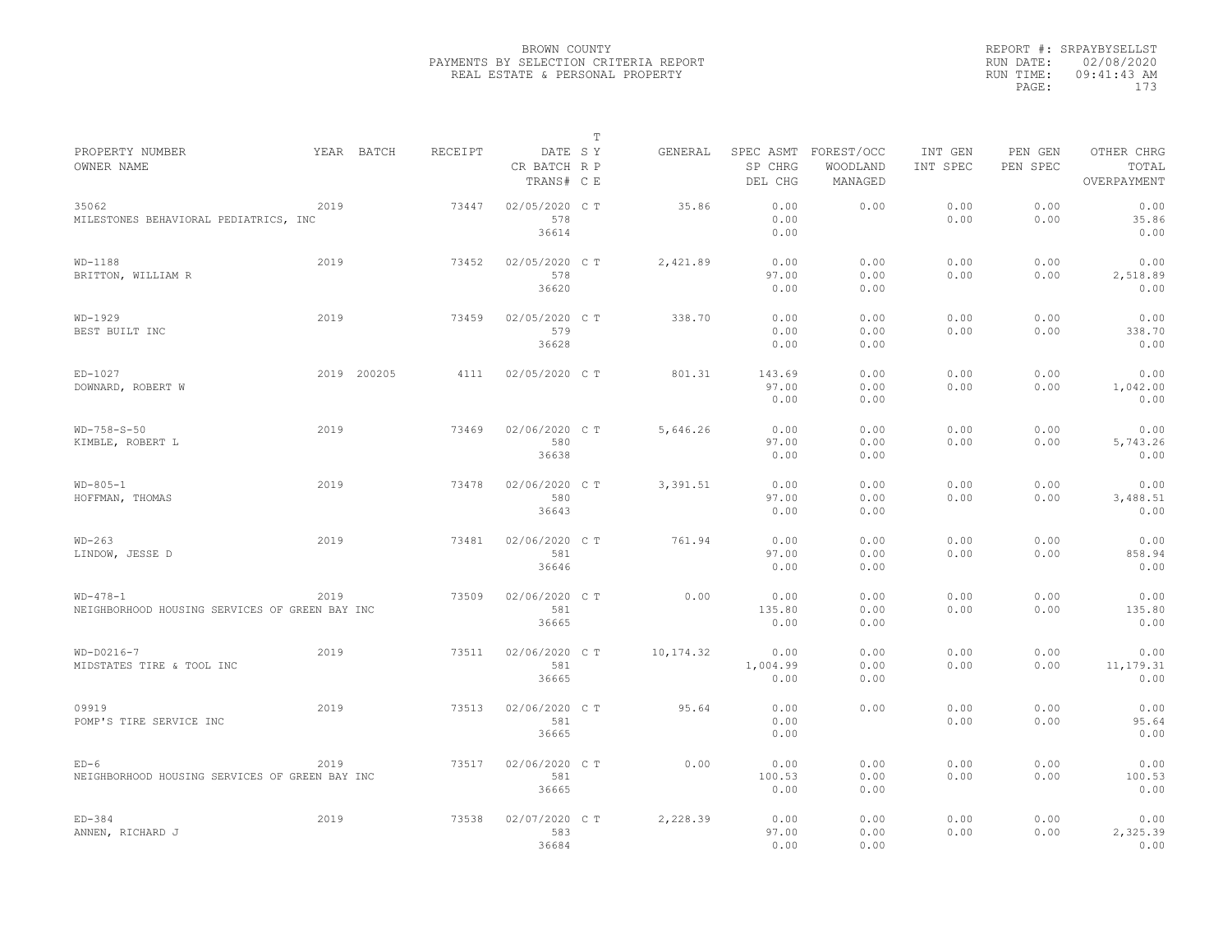BROWN COUNTY
PAYMENTS BY SELECTION CRITERIA REPORT
REAL ESTATE & PERSONAL PROPERTY

REPORT #: SRPAYBYSELLST
RUN DATE: 02/08/2020
RUN TIME: 09:41:43 AM

| PROPERTY NUMBER / OWNER NAME | YEAR | BATCH | RECEIPT | DATE / CR BATCH / TRANS# | T SY RP CE | GENERAL | SPEC ASMT / SP CHRG / DEL CHG | FOREST/OCC / WOODLAND / MANAGED | INT GEN / INT SPEC | PEN GEN / PEN SPEC | OTHER CHRG / TOTAL / OVERPAYMENT |
|---|---|---|---|---|---|---|---|---|---|---|---|
| 35062 / MILESTONES BEHAVIORAL PEDIATRICS, INC | 2019 | | 73447 | 02/05/2020 / 578 / 36614 | C T | 35.86 | 0.00 / 0.00 / 0.00 | 0.00 | 0.00 / 0.00 | 0.00 / 0.00 | 0.00 / 35.86 / 0.00 |
| WD-1188 / BRITTON, WILLIAM R | 2019 | | 73452 | 02/05/2020 / 578 / 36620 | C T | 2,421.89 | 0.00 / 97.00 / 0.00 | 0.00 / 0.00 / 0.00 | 0.00 / 0.00 | 0.00 / 0.00 | 0.00 / 2,518.89 / 0.00 |
| WD-1929 / BEST BUILT INC | 2019 | | 73459 | 02/05/2020 / 579 / 36628 | C T | 338.70 | 0.00 / 0.00 / 0.00 | 0.00 / 0.00 / 0.00 | 0.00 / 0.00 | 0.00 / 0.00 | 0.00 / 338.70 / 0.00 |
| ED-1027 / DOWNARD, ROBERT W | 2019 | 200205 | 4111 | 02/05/2020 | C T | 801.31 | 143.69 / 97.00 / 0.00 | 0.00 / 0.00 / 0.00 | 0.00 / 0.00 | 0.00 / 0.00 | 0.00 / 1,042.00 / 0.00 |
| WD-758-S-50 / KIMBLE, ROBERT L | 2019 | | 73469 | 02/06/2020 / 580 / 36638 | C T | 5,646.26 | 0.00 / 97.00 / 0.00 | 0.00 / 0.00 / 0.00 | 0.00 / 0.00 | 0.00 / 0.00 | 0.00 / 5,743.26 / 0.00 |
| WD-805-1 / HOFFMAN, THOMAS | 2019 | | 73478 | 02/06/2020 / 580 / 36643 | C T | 3,391.51 | 0.00 / 97.00 / 0.00 | 0.00 / 0.00 / 0.00 | 0.00 / 0.00 | 0.00 / 0.00 | 0.00 / 3,488.51 / 0.00 |
| WD-263 / LINDOW, JESSE D | 2019 | | 73481 | 02/06/2020 / 581 / 36646 | C T | 761.94 | 0.00 / 97.00 / 0.00 | 0.00 / 0.00 / 0.00 | 0.00 / 0.00 | 0.00 / 0.00 | 0.00 / 858.94 / 0.00 |
| WD-478-1 / NEIGHBORHOOD HOUSING SERVICES OF GREEN BAY INC | 2019 | | 73509 | 02/06/2020 / 581 / 36665 | C T | 0.00 | 0.00 / 135.80 / 0.00 | 0.00 / 0.00 / 0.00 | 0.00 / 0.00 | 0.00 / 0.00 | 0.00 / 135.80 / 0.00 |
| WD-D0216-7 / MIDSTATES TIRE & TOOL INC | 2019 | | 73511 | 02/06/2020 / 581 / 36665 | C T | 10,174.32 | 0.00 / 1,004.99 / 0.00 | 0.00 / 0.00 / 0.00 | 0.00 / 0.00 | 0.00 / 0.00 | 0.00 / 11,179.31 / 0.00 |
| 09919 / POMP'S TIRE SERVICE INC | 2019 | | 73513 | 02/06/2020 / 581 / 36665 | C T | 95.64 | 0.00 / 0.00 / 0.00 | 0.00 | 0.00 / 0.00 | 0.00 / 0.00 | 0.00 / 95.64 / 0.00 |
| ED-6 / NEIGHBORHOOD HOUSING SERVICES OF GREEN BAY INC | 2019 | | 73517 | 02/06/2020 / 581 / 36665 | C T | 0.00 | 0.00 / 100.53 / 0.00 | 0.00 / 0.00 / 0.00 | 0.00 / 0.00 | 0.00 / 0.00 | 0.00 / 100.53 / 0.00 |
| ED-384 / ANNEN, RICHARD J | 2019 | | 73538 | 02/07/2020 / 583 / 36684 | C T | 2,228.39 | 0.00 / 97.00 / 0.00 | 0.00 / 0.00 / 0.00 | 0.00 / 0.00 | 0.00 / 0.00 | 0.00 / 2,325.39 / 0.00 |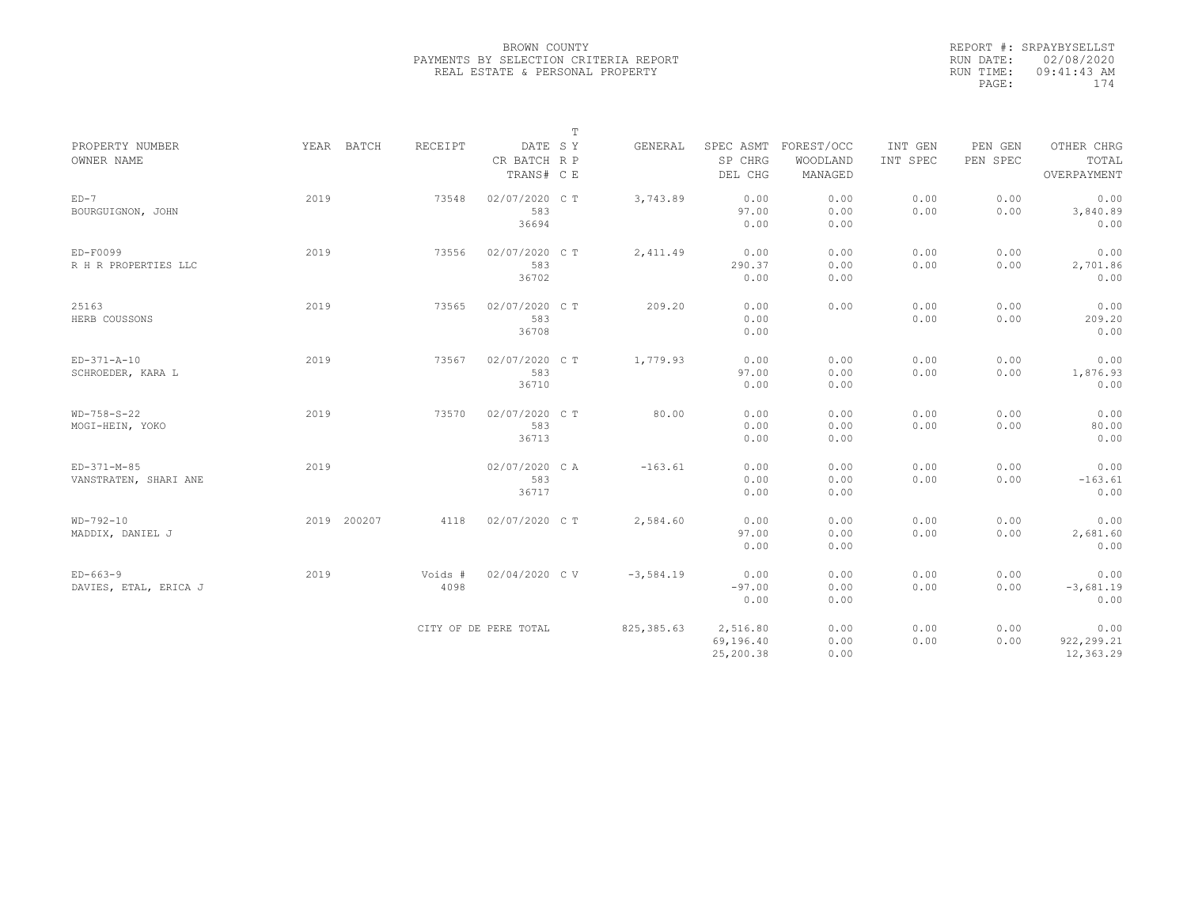BROWN COUNTY
PAYMENTS BY SELECTION CRITERIA REPORT
REAL ESTATE & PERSONAL PROPERTY

REPORT #: SRPAYBYSELLST
RUN DATE: 02/08/2020
RUN TIME: 09:41:43 AM
PAGE: 174

| PROPERTY NUMBER / OWNER NAME | YEAR | BATCH | RECEIPT | DATE / CR BATCH / TRANS# | T SY RP CE | GENERAL | SPEC ASMT / SP CHRG / DEL CHG | FOREST/OCC / WOODLAND / MANAGED | INT GEN / INT SPEC | PEN GEN / PEN SPEC | OTHER CHRG / TOTAL / OVERPAYMENT |
|---|---|---|---|---|---|---|---|---|---|---|---|
| ED-7<br>BOURGUIGNON, JOHN | 2019 | | 73548 | 02/07/2020<br>583<br>36694 | C T | 3,743.89 | 0.00<br>97.00<br>0.00 | 0.00<br>0.00<br>0.00 | 0.00<br>0.00 | 0.00<br>0.00 | 0.00<br>3,840.89<br>0.00 |
| ED-F0099<br>R H R PROPERTIES LLC | 2019 | | 73556 | 02/07/2020<br>583<br>36702 | C T | 2,411.49 | 0.00<br>290.37<br>0.00 | 0.00<br>0.00<br>0.00 | 0.00<br>0.00 | 0.00<br>0.00 | 0.00<br>2,701.86<br>0.00 |
| 25163<br>HERB COUSSONS | 2019 | | 73565 | 02/07/2020<br>583<br>36708 | C T | 209.20 | 0.00<br>0.00<br>0.00 | 0.00 | 0.00<br>0.00 | 0.00<br>0.00 | 0.00<br>209.20<br>0.00 |
| ED-371-A-10<br>SCHROEDER, KARA L | 2019 | | 73567 | 02/07/2020<br>583<br>36710 | C T | 1,779.93 | 0.00<br>97.00<br>0.00 | 0.00<br>0.00<br>0.00 | 0.00<br>0.00 | 0.00<br>0.00 | 0.00<br>1,876.93<br>0.00 |
| WD-758-S-22<br>MOGI-HEIN, YOKO | 2019 | | 73570 | 02/07/2020<br>583<br>36713 | C T | 80.00 | 0.00<br>0.00<br>0.00 | 0.00<br>0.00<br>0.00 | 0.00<br>0.00 | 0.00<br>0.00 | 0.00<br>80.00<br>0.00 |
| ED-371-M-85<br>VANSTRATEN, SHARI ANE | 2019 | | | 02/07/2020<br>583<br>36717 | C A | -163.61 | 0.00<br>0.00<br>0.00 | 0.00<br>0.00<br>0.00 | 0.00<br>0.00 | 0.00<br>0.00 | 0.00<br>-163.61<br>0.00 |
| WD-792-10<br>MADDIX, DANIEL J | 2019 | 200207 | 4118 | 02/07/2020 | C T | 2,584.60 | 0.00<br>97.00<br>0.00 | 0.00<br>0.00<br>0.00 | 0.00<br>0.00 | 0.00<br>0.00 | 0.00<br>2,681.60<br>0.00 |
| ED-663-9<br>DAVIES, ETAL, ERICA J | 2019 | | Voids #<br>4098 | 02/04/2020 | C V | -3,584.19 | 0.00<br>-97.00<br>0.00 | 0.00<br>0.00<br>0.00 | 0.00<br>0.00 | 0.00<br>0.00 | 0.00<br>-3,681.19<br>0.00 |
| | | | CITY OF DE PERE TOTAL | | | 825,385.63 | 2,516.80<br>69,196.40<br>25,200.38 | 0.00<br>0.00<br>0.00 | 0.00<br>0.00 | 0.00<br>0.00 | 0.00<br>922,299.21<br>12,363.29 |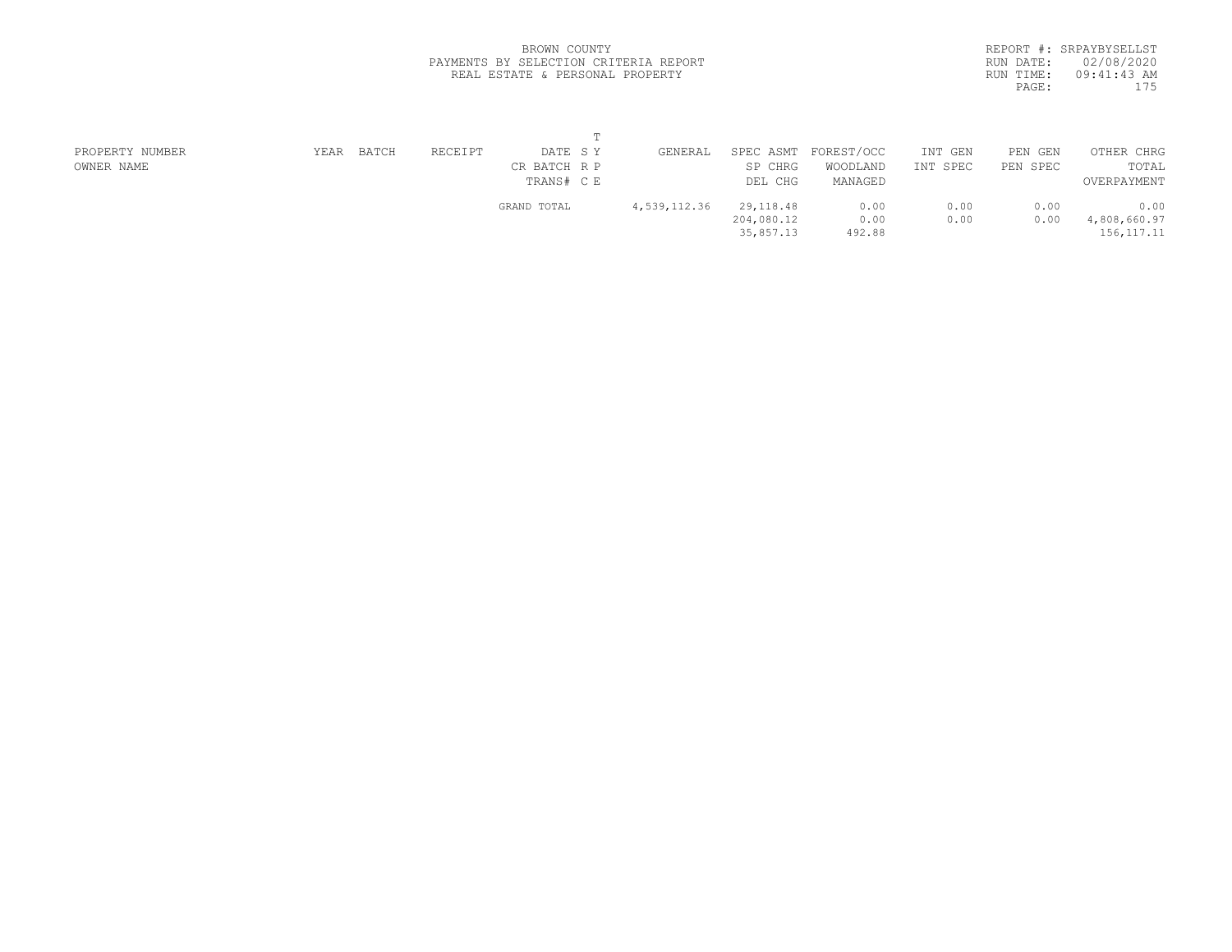BROWN COUNTY
PAYMENTS BY SELECTION CRITERIA REPORT
REAL ESTATE & PERSONAL PROPERTY

REPORT #: SRPAYBYSELLST
RUN DATE: 02/08/2020
RUN TIME: 09:41:43 AM

| PROPERTY NUMBER<br>OWNER NAME | YEAR | BATCH | RECEIPT | DATE<br>CR BATCH<br>TRANS# | T<br>S Y<br>R P<br>C E | GENERAL | SPEC ASMT<br>SP CHRG<br>DEL CHG | FOREST/OCC<br>WOODLAND<br>MANAGED | INT GEN<br>INT SPEC | PEN GEN<br>PEN SPEC | OTHER CHRG<br>TOTAL<br>OVERPAYMENT |
|---|---|---|---|---|---|---|---|---|---|---|---|
| | | | | GRAND TOTAL | | 4,539,112.36 | 29,118.48<br>204,080.12<br>35,857.13 | 0.00<br>0.00<br>492.88 | 0.00<br>0.00 | 0.00<br>0.00 | 0.00<br>4,808,660.97<br>156,117.11 |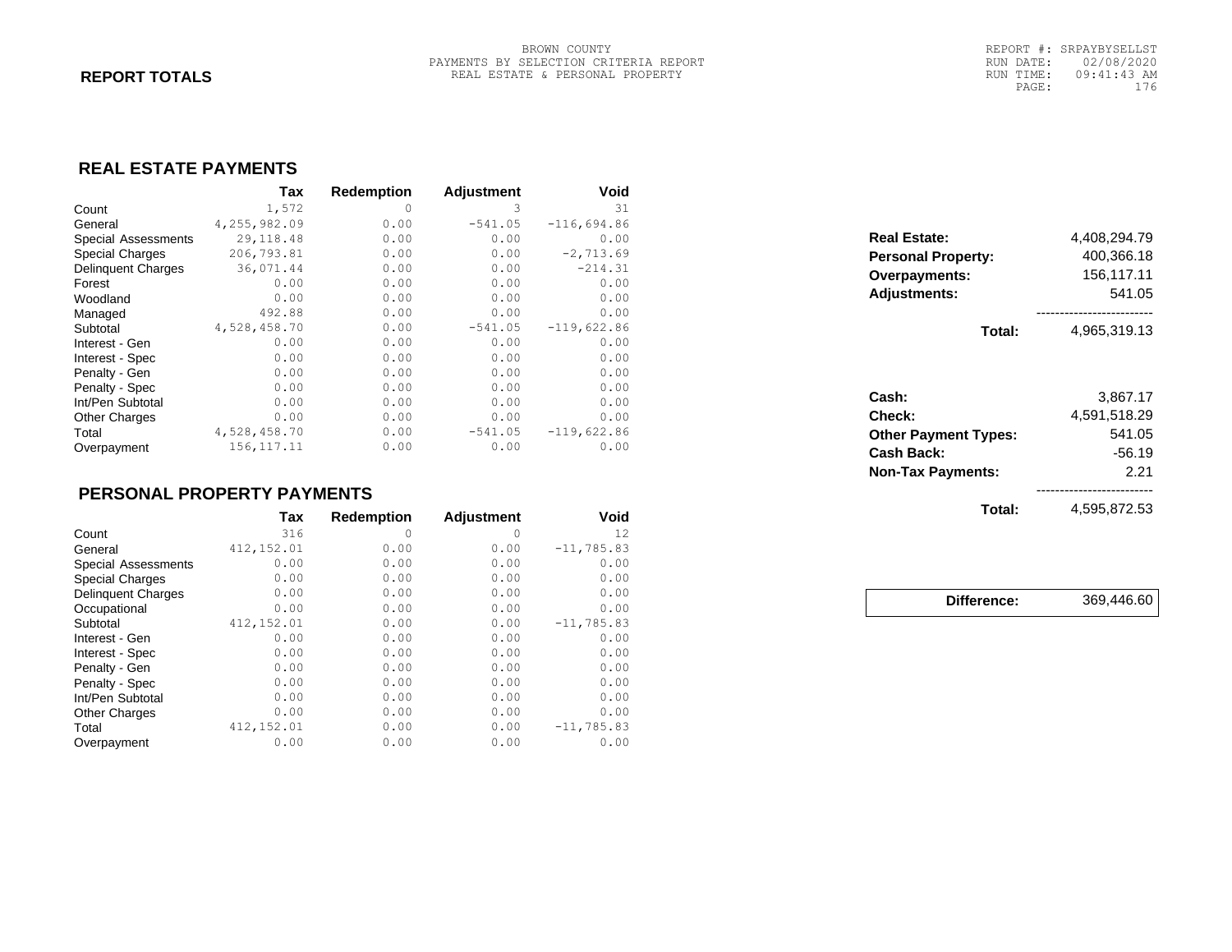**REPORT TOTALS**

BROWN COUNTY
PAYMENTS BY SELECTION CRITERIA REPORT
REAL ESTATE & PERSONAL PROPERTY

REPORT #: SRPAYBYSELLST
RUN DATE: 02/08/2020
RUN TIME: 09:41:43 AM

## REAL ESTATE PAYMENTS

| | Tax | Redemption | Adjustment | Void |
|---|---|---|---|---|
| Count | 1,572 | 0 | 3 | 31 |
| General | 4,255,982.09 | 0.00 | -541.05 | -116,694.86 |
| Special Assessments | 29,118.48 | 0.00 | 0.00 | 0.00 |
| Special Charges | 206,793.81 | 0.00 | 0.00 | -2,713.69 |
| Delinquent Charges | 36,071.44 | 0.00 | 0.00 | -214.31 |
| Forest | 0.00 | 0.00 | 0.00 | 0.00 |
| Woodland | 0.00 | 0.00 | 0.00 | 0.00 |
| Managed | 492.88 | 0.00 | 0.00 | 0.00 |
| Subtotal | 4,528,458.70 | 0.00 | -541.05 | -119,622.86 |
| Interest - Gen | 0.00 | 0.00 | 0.00 | 0.00 |
| Interest - Spec | 0.00 | 0.00 | 0.00 | 0.00 |
| Penalty - Gen | 0.00 | 0.00 | 0.00 | 0.00 |
| Penalty - Spec | 0.00 | 0.00 | 0.00 | 0.00 |
| Int/Pen Subtotal | 0.00 | 0.00 | 0.00 | 0.00 |
| Other Charges | 0.00 | 0.00 | 0.00 | 0.00 |
| Total | 4,528,458.70 | 0.00 | -541.05 | -119,622.86 |
| Overpayment | 156,117.11 | 0.00 | 0.00 | 0.00 |

## PERSONAL PROPERTY PAYMENTS

| | Tax | Redemption | Adjustment | Void |
|---|---|---|---|---|
| Count | 316 | 0 | 0 | 12 |
| General | 412,152.01 | 0.00 | 0.00 | -11,785.83 |
| Special Assessments | 0.00 | 0.00 | 0.00 | 0.00 |
| Special Charges | 0.00 | 0.00 | 0.00 | 0.00 |
| Delinquent Charges | 0.00 | 0.00 | 0.00 | 0.00 |
| Occupational | 0.00 | 0.00 | 0.00 | 0.00 |
| Subtotal | 412,152.01 | 0.00 | 0.00 | -11,785.83 |
| Interest - Gen | 0.00 | 0.00 | 0.00 | 0.00 |
| Interest - Spec | 0.00 | 0.00 | 0.00 | 0.00 |
| Penalty - Gen | 0.00 | 0.00 | 0.00 | 0.00 |
| Penalty - Spec | 0.00 | 0.00 | 0.00 | 0.00 |
| Int/Pen Subtotal | 0.00 | 0.00 | 0.00 | 0.00 |
| Other Charges | 0.00 | 0.00 | 0.00 | 0.00 |
| Total | 412,152.01 | 0.00 | 0.00 | -11,785.83 |
| Overpayment | 0.00 | 0.00 | 0.00 | 0.00 |

| | |
|---|---|
| **Real Estate:** | 4,408,294.79 |
| **Personal Property:** | 400,366.18 |
| **Overpayments:** | 156,117.11 |
| **Adjustments:** | 541.05 |
| **Total:** | 4,965,319.13 |

| | |
|---|---|
| **Cash:** | 3,867.17 |
| **Check:** | 4,591,518.29 |
| **Other Payment Types:** | 541.05 |
| **Cash Back:** | -56.19 |
| **Non-Tax Payments:** | 2.21 |
| **Total:** | 4,595,872.53 |

| | |
|---|---|
| **Difference:** | 369,446.60 |